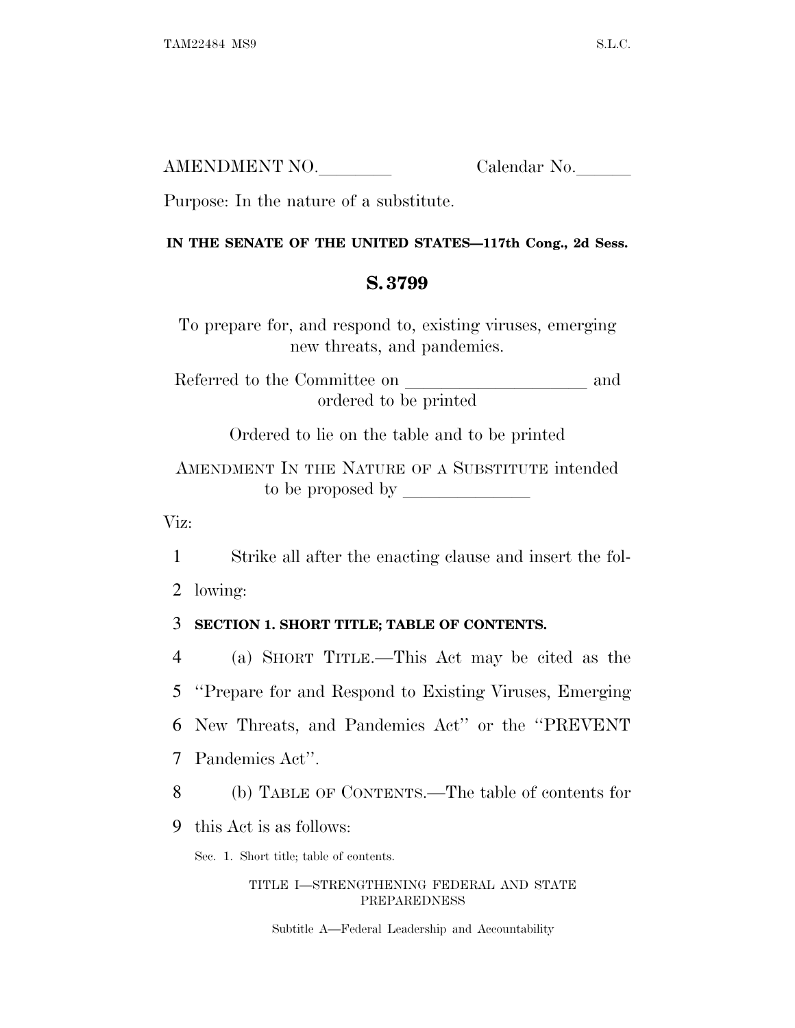AMENDMENT NO.________ Calendar No.______

Purpose: In the nature of a substitute.

**IN THE SENATE OF THE UNITED STATES—117th Cong., 2d Sess.**

## S. 3799

To prepare for, and respond to, existing viruses, emerging new threats, and pandemics.

Referred to the Committee on ____________________ and ordered to be printed

Ordered to lie on the table and to be printed

AMENDMENT IN THE NATURE OF A SUBSTITUTE intended to be proposed by ______________

Viz:

1 Strike all after the enacting clause and insert the fol-
2 lowing:

3 **SECTION 1. SHORT TITLE; TABLE OF CONTENTS.**

4 (a) SHORT TITLE.—This Act may be cited as the
5 "Prepare for and Respond to Existing Viruses, Emerging
6 New Threats, and Pandemics Act" or the "PREVENT
7 Pandemics Act".

8 (b) TABLE OF CONTENTS.—The table of contents for
9 this Act is as follows:

Sec. 1. Short title; table of contents.

TITLE I—STRENGTHENING FEDERAL AND STATE PREPAREDNESS

Subtitle A—Federal Leadership and Accountability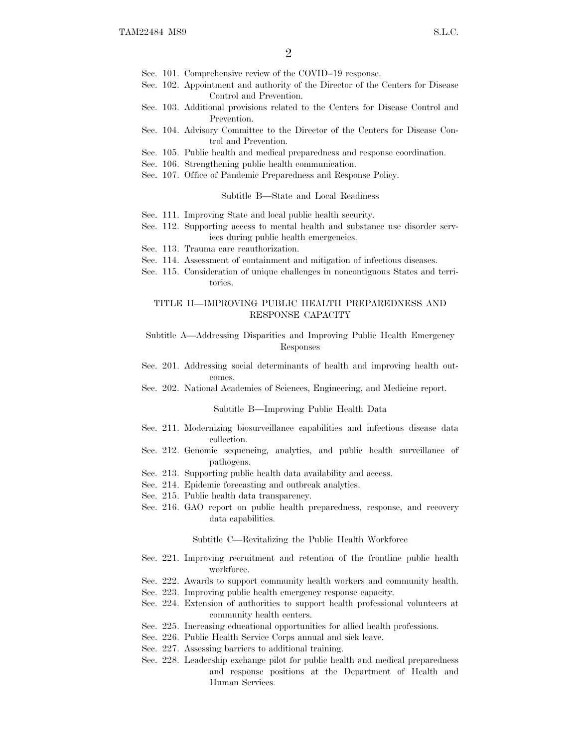Sec. 101. Comprehensive review of the COVID–19 response.
Sec. 102. Appointment and authority of the Director of the Centers for Disease Control and Prevention.
Sec. 103. Additional provisions related to the Centers for Disease Control and Prevention.
Sec. 104. Advisory Committee to the Director of the Centers for Disease Control and Prevention.
Sec. 105. Public health and medical preparedness and response coordination.
Sec. 106. Strengthening public health communication.
Sec. 107. Office of Pandemic Preparedness and Response Policy.

Subtitle B—State and Local Readiness

Sec. 111. Improving State and local public health security.
Sec. 112. Supporting access to mental health and substance use disorder services during public health emergencies.
Sec. 113. Trauma care reauthorization.
Sec. 114. Assessment of containment and mitigation of infectious diseases.
Sec. 115. Consideration of unique challenges in noncontiguous States and territories.

TITLE II—IMPROVING PUBLIC HEALTH PREPAREDNESS AND RESPONSE CAPACITY

Subtitle A—Addressing Disparities and Improving Public Health Emergency Responses

Sec. 201. Addressing social determinants of health and improving health outcomes.
Sec. 202. National Academies of Sciences, Engineering, and Medicine report.

Subtitle B—Improving Public Health Data

Sec. 211. Modernizing biosurveillance capabilities and infectious disease data collection.
Sec. 212. Genomic sequencing, analytics, and public health surveillance of pathogens.
Sec. 213. Supporting public health data availability and access.
Sec. 214. Epidemic forecasting and outbreak analytics.
Sec. 215. Public health data transparency.
Sec. 216. GAO report on public health preparedness, response, and recovery data capabilities.

Subtitle C—Revitalizing the Public Health Workforce

Sec. 221. Improving recruitment and retention of the frontline public health workforce.
Sec. 222. Awards to support community health workers and community health.
Sec. 223. Improving public health emergency response capacity.
Sec. 224. Extension of authorities to support health professional volunteers at community health centers.
Sec. 225. Increasing educational opportunities for allied health professions.
Sec. 226. Public Health Service Corps annual and sick leave.
Sec. 227. Assessing barriers to additional training.
Sec. 228. Leadership exchange pilot for public health and medical preparedness and response positions at the Department of Health and Human Services.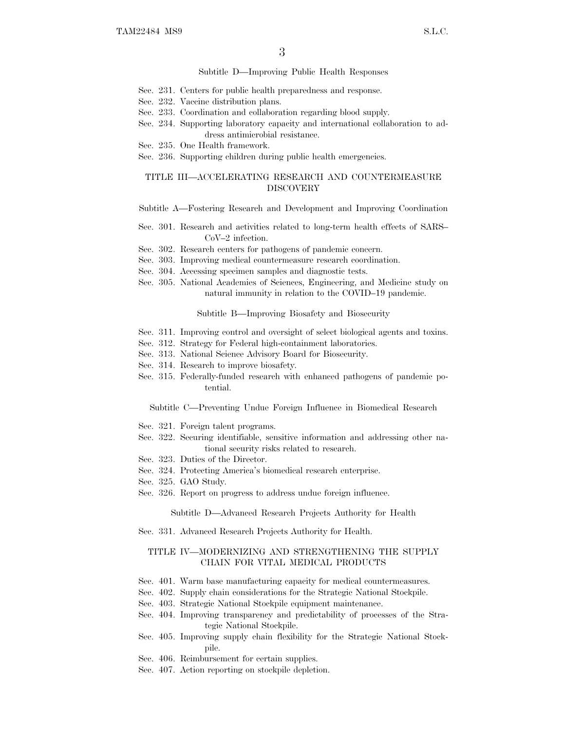Subtitle D—Improving Public Health Responses

- Sec. 231. Centers for public health preparedness and response.
- Sec. 232. Vaccine distribution plans.
- Sec. 233. Coordination and collaboration regarding blood supply.
- Sec. 234. Supporting laboratory capacity and international collaboration to address antimicrobial resistance.
- Sec. 235. One Health framework.
- Sec. 236. Supporting children during public health emergencies.

TITLE III—ACCELERATING RESEARCH AND COUNTERMEASURE DISCOVERY

Subtitle A—Fostering Research and Development and Improving Coordination

- Sec. 301. Research and activities related to long-term health effects of SARS–CoV–2 infection.
- Sec. 302. Research centers for pathogens of pandemic concern.
- Sec. 303. Improving medical countermeasure research coordination.
- Sec. 304. Accessing specimen samples and diagnostic tests.
- Sec. 305. National Academies of Sciences, Engineering, and Medicine study on natural immunity in relation to the COVID–19 pandemic.

Subtitle B—Improving Biosafety and Biosecurity

- Sec. 311. Improving control and oversight of select biological agents and toxins.
- Sec. 312. Strategy for Federal high-containment laboratories.
- Sec. 313. National Science Advisory Board for Biosecurity.
- Sec. 314. Research to improve biosafety.
- Sec. 315. Federally-funded research with enhanced pathogens of pandemic potential.

Subtitle C—Preventing Undue Foreign Influence in Biomedical Research

- Sec. 321. Foreign talent programs.
- Sec. 322. Securing identifiable, sensitive information and addressing other national security risks related to research.
- Sec. 323. Duties of the Director.
- Sec. 324. Protecting America's biomedical research enterprise.
- Sec. 325. GAO Study.
- Sec. 326. Report on progress to address undue foreign influence.

Subtitle D—Advanced Research Projects Authority for Health

- Sec. 331. Advanced Research Projects Authority for Health.

TITLE IV—MODERNIZING AND STRENGTHENING THE SUPPLY CHAIN FOR VITAL MEDICAL PRODUCTS

- Sec. 401. Warm base manufacturing capacity for medical countermeasures.
- Sec. 402. Supply chain considerations for the Strategic National Stockpile.
- Sec. 403. Strategic National Stockpile equipment maintenance.
- Sec. 404. Improving transparency and predictability of processes of the Strategic National Stockpile.
- Sec. 405. Improving supply chain flexibility for the Strategic National Stockpile.
- Sec. 406. Reimbursement for certain supplies.
- Sec. 407. Action reporting on stockpile depletion.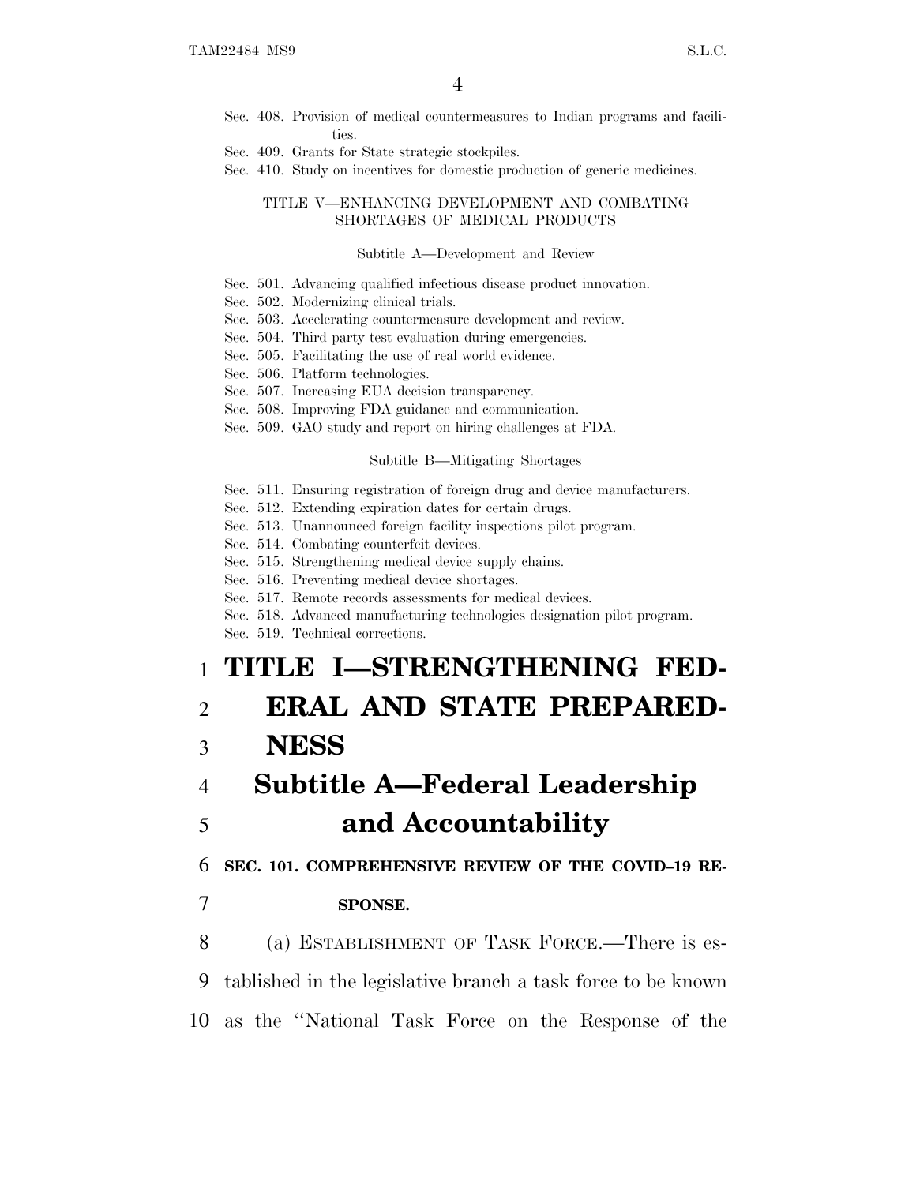Sec. 408. Provision of medical countermeasures to Indian programs and facilities.
Sec. 409. Grants for State strategic stockpiles.
Sec. 410. Study on incentives for domestic production of generic medicines.

TITLE V—ENHANCING DEVELOPMENT AND COMBATING SHORTAGES OF MEDICAL PRODUCTS

Subtitle A—Development and Review

Sec. 501. Advancing qualified infectious disease product innovation.
Sec. 502. Modernizing clinical trials.
Sec. 503. Accelerating countermeasure development and review.
Sec. 504. Third party test evaluation during emergencies.
Sec. 505. Facilitating the use of real world evidence.
Sec. 506. Platform technologies.
Sec. 507. Increasing EUA decision transparency.
Sec. 508. Improving FDA guidance and communication.
Sec. 509. GAO study and report on hiring challenges at FDA.

Subtitle B—Mitigating Shortages

Sec. 511. Ensuring registration of foreign drug and device manufacturers.
Sec. 512. Extending expiration dates for certain drugs.
Sec. 513. Unannounced foreign facility inspections pilot program.
Sec. 514. Combating counterfeit devices.
Sec. 515. Strengthening medical device supply chains.
Sec. 516. Preventing medical device shortages.
Sec. 517. Remote records assessments for medical devices.
Sec. 518. Advanced manufacturing technologies designation pilot program.
Sec. 519. Technical corrections.

# TITLE I—STRENGTHENING FEDERAL AND STATE PREPAREDNESS

## Subtitle A—Federal Leadership and Accountability

### SEC. 101. COMPREHENSIVE REVIEW OF THE COVID–19 RESPONSE.

(a) ESTABLISHMENT OF TASK FORCE.—There is established in the legislative branch a task force to be known as the "National Task Force on the Response of the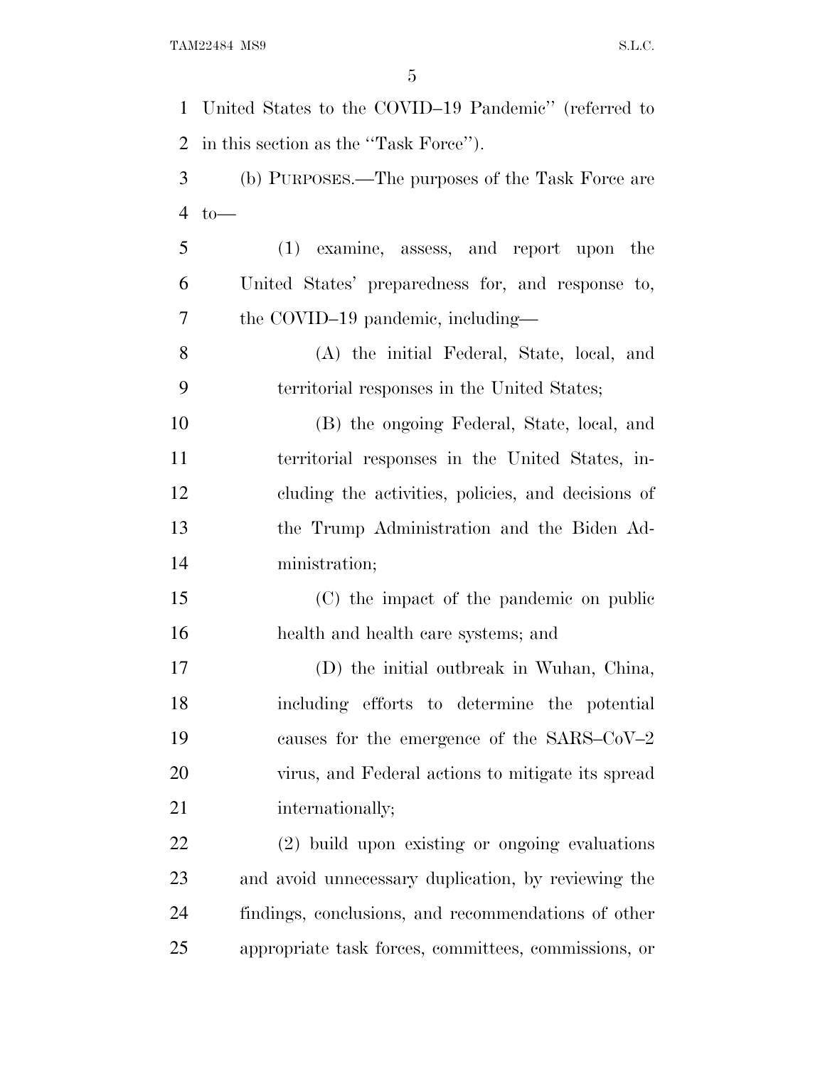United States to the COVID–19 Pandemic'' (referred to in this section as the ''Task Force'').

(b) PURPOSES.—The purposes of the Task Force are to—

(1) examine, assess, and report upon the United States' preparedness for, and response to, the COVID–19 pandemic, including—

(A) the initial Federal, State, local, and territorial responses in the United States;

(B) the ongoing Federal, State, local, and territorial responses in the United States, including the activities, policies, and decisions of the Trump Administration and the Biden Administration;

(C) the impact of the pandemic on public health and health care systems; and

(D) the initial outbreak in Wuhan, China, including efforts to determine the potential causes for the emergence of the SARS–CoV–2 virus, and Federal actions to mitigate its spread internationally;

(2) build upon existing or ongoing evaluations and avoid unnecessary duplication, by reviewing the findings, conclusions, and recommendations of other appropriate task forces, committees, commissions, or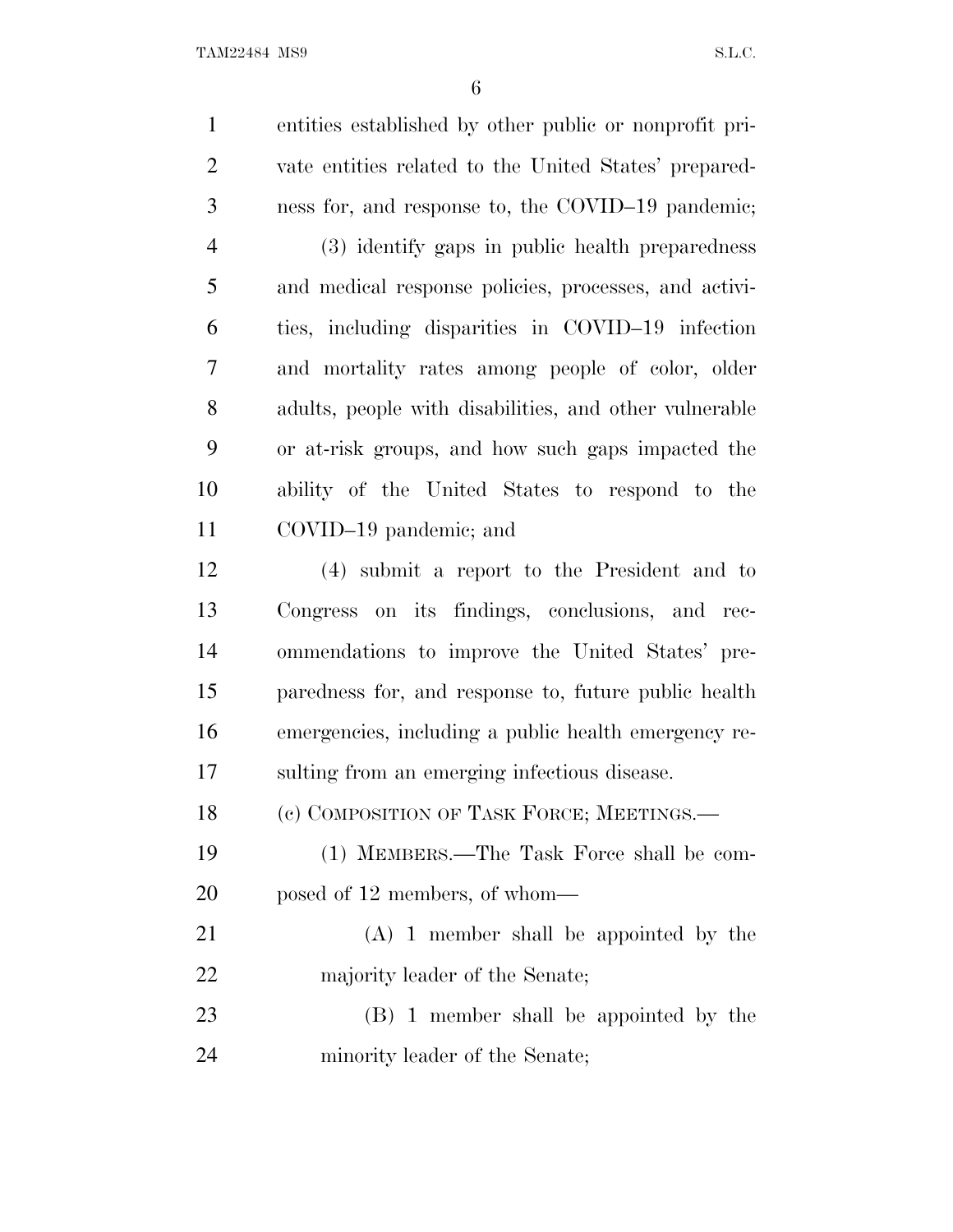entities established by other public or nonprofit private entities related to the United States' preparedness for, and response to, the COVID–19 pandemic;

(3) identify gaps in public health preparedness and medical response policies, processes, and activities, including disparities in COVID–19 infection and mortality rates among people of color, older adults, people with disabilities, and other vulnerable or at-risk groups, and how such gaps impacted the ability of the United States to respond to the COVID–19 pandemic; and

(4) submit a report to the President and to Congress on its findings, conclusions, and recommendations to improve the United States' preparedness for, and response to, future public health emergencies, including a public health emergency resulting from an emerging infectious disease.

(c) COMPOSITION OF TASK FORCE; MEETINGS.—

(1) MEMBERS.—The Task Force shall be composed of 12 members, of whom—

(A) 1 member shall be appointed by the majority leader of the Senate;

(B) 1 member shall be appointed by the minority leader of the Senate;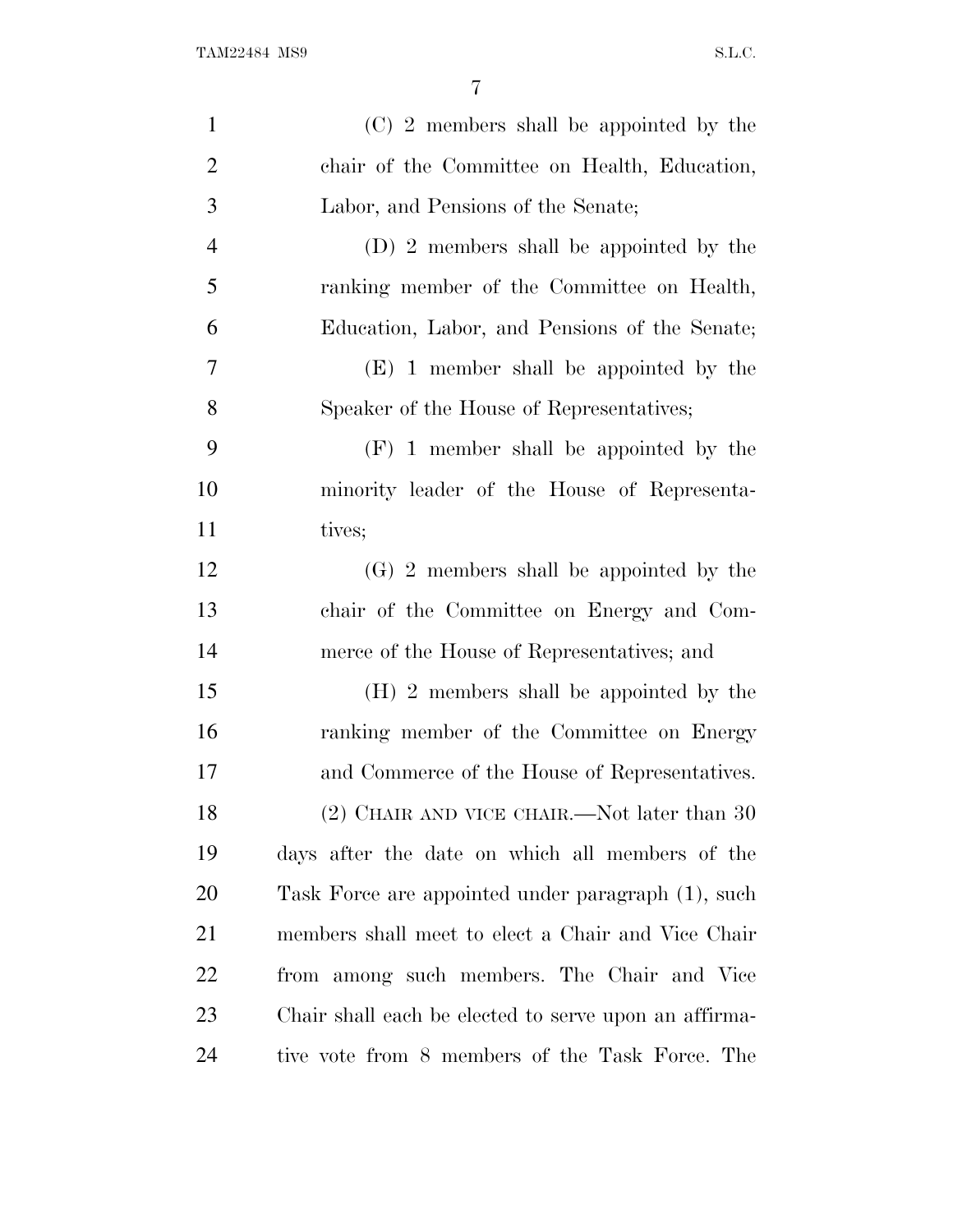(C) 2 members shall be appointed by the chair of the Committee on Health, Education, Labor, and Pensions of the Senate;

(D) 2 members shall be appointed by the ranking member of the Committee on Health, Education, Labor, and Pensions of the Senate;

(E) 1 member shall be appointed by the Speaker of the House of Representatives;

(F) 1 member shall be appointed by the minority leader of the House of Representatives;

(G) 2 members shall be appointed by the chair of the Committee on Energy and Commerce of the House of Representatives; and

(H) 2 members shall be appointed by the ranking member of the Committee on Energy and Commerce of the House of Representatives.

(2) CHAIR AND VICE CHAIR.—Not later than 30 days after the date on which all members of the Task Force are appointed under paragraph (1), such members shall meet to elect a Chair and Vice Chair from among such members. The Chair and Vice Chair shall each be elected to serve upon an affirmative vote from 8 members of the Task Force. The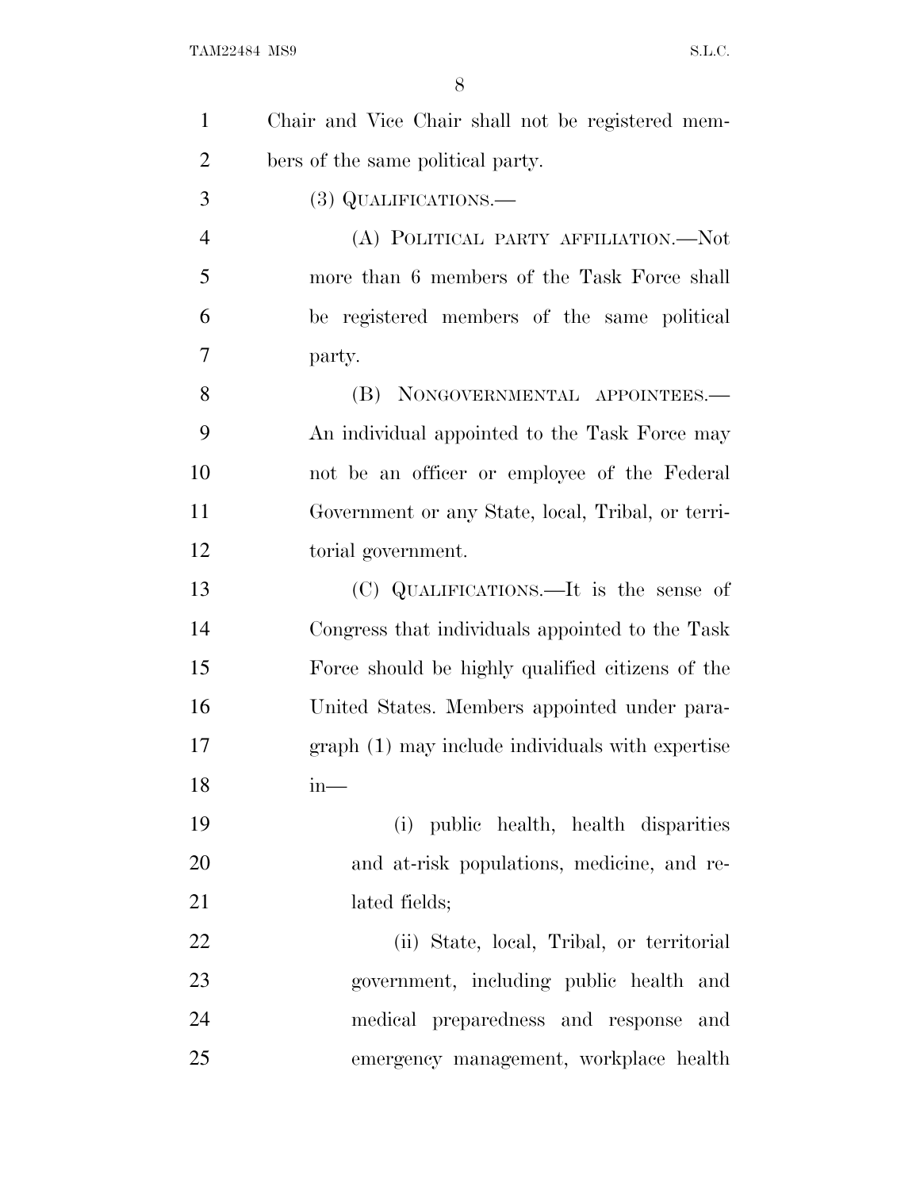Chair and Vice Chair shall not be registered members of the same political party.

(3) QUALIFICATIONS.—

(A) POLITICAL PARTY AFFILIATION.—Not more than 6 members of the Task Force shall be registered members of the same political party.

(B) NONGOVERNMENTAL APPOINTEES.— An individual appointed to the Task Force may not be an officer or employee of the Federal Government or any State, local, Tribal, or territorial government.

(C) QUALIFICATIONS.—It is the sense of Congress that individuals appointed to the Task Force should be highly qualified citizens of the United States. Members appointed under paragraph (1) may include individuals with expertise in—

(i) public health, health disparities and at-risk populations, medicine, and related fields;

(ii) State, local, Tribal, or territorial government, including public health and medical preparedness and response and emergency management, workplace health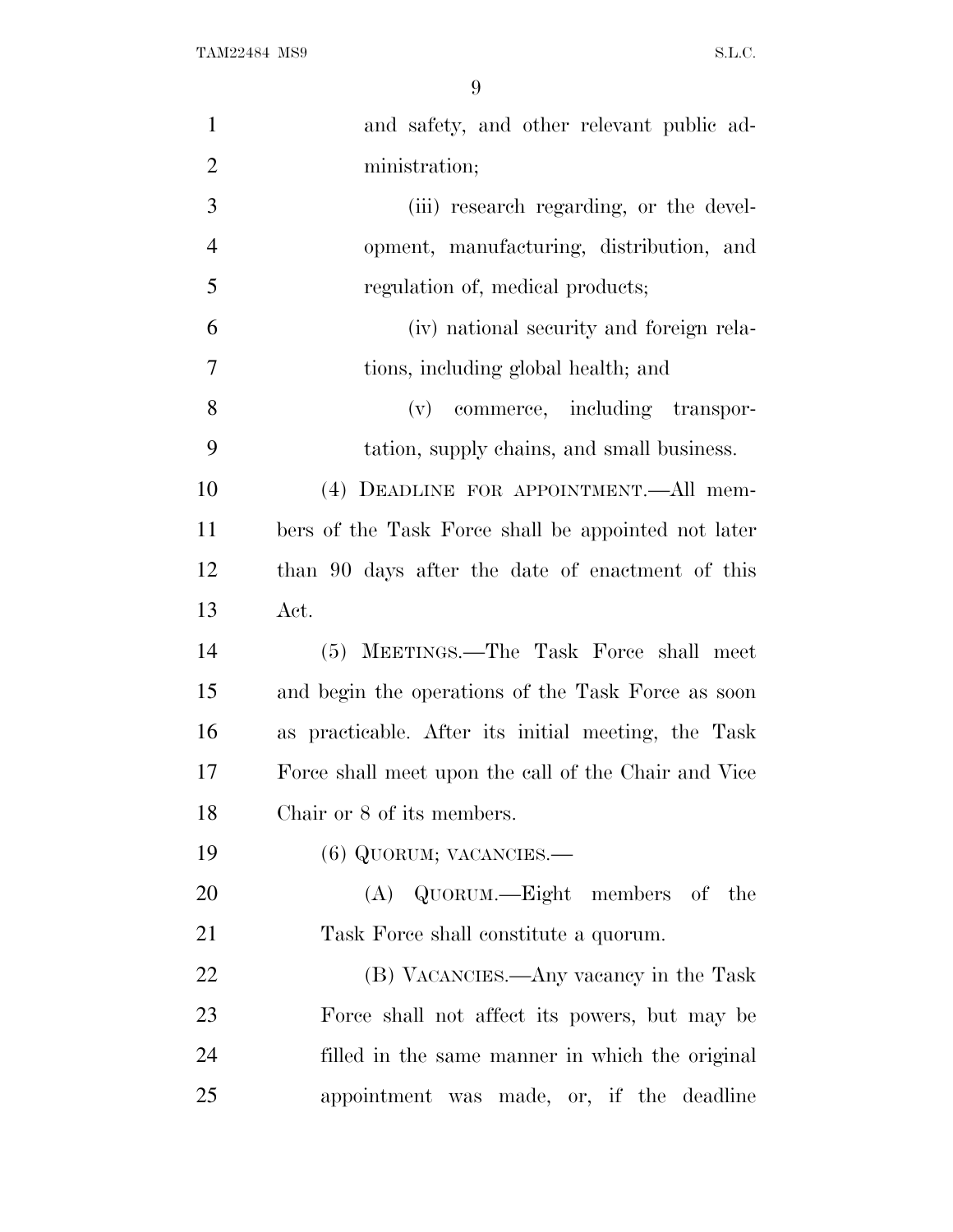and safety, and other relevant public administration;

(iii) research regarding, or the development, manufacturing, distribution, and regulation of, medical products;

(iv) national security and foreign relations, including global health; and

(v) commerce, including transportation, supply chains, and small business.

(4) DEADLINE FOR APPOINTMENT.—All members of the Task Force shall be appointed not later than 90 days after the date of enactment of this Act.

(5) MEETINGS.—The Task Force shall meet and begin the operations of the Task Force as soon as practicable. After its initial meeting, the Task Force shall meet upon the call of the Chair and Vice Chair or 8 of its members.

(6) QUORUM; VACANCIES.—

(A) QUORUM.—Eight members of the Task Force shall constitute a quorum.

(B) VACANCIES.—Any vacancy in the Task Force shall not affect its powers, but may be filled in the same manner in which the original appointment was made, or, if the deadline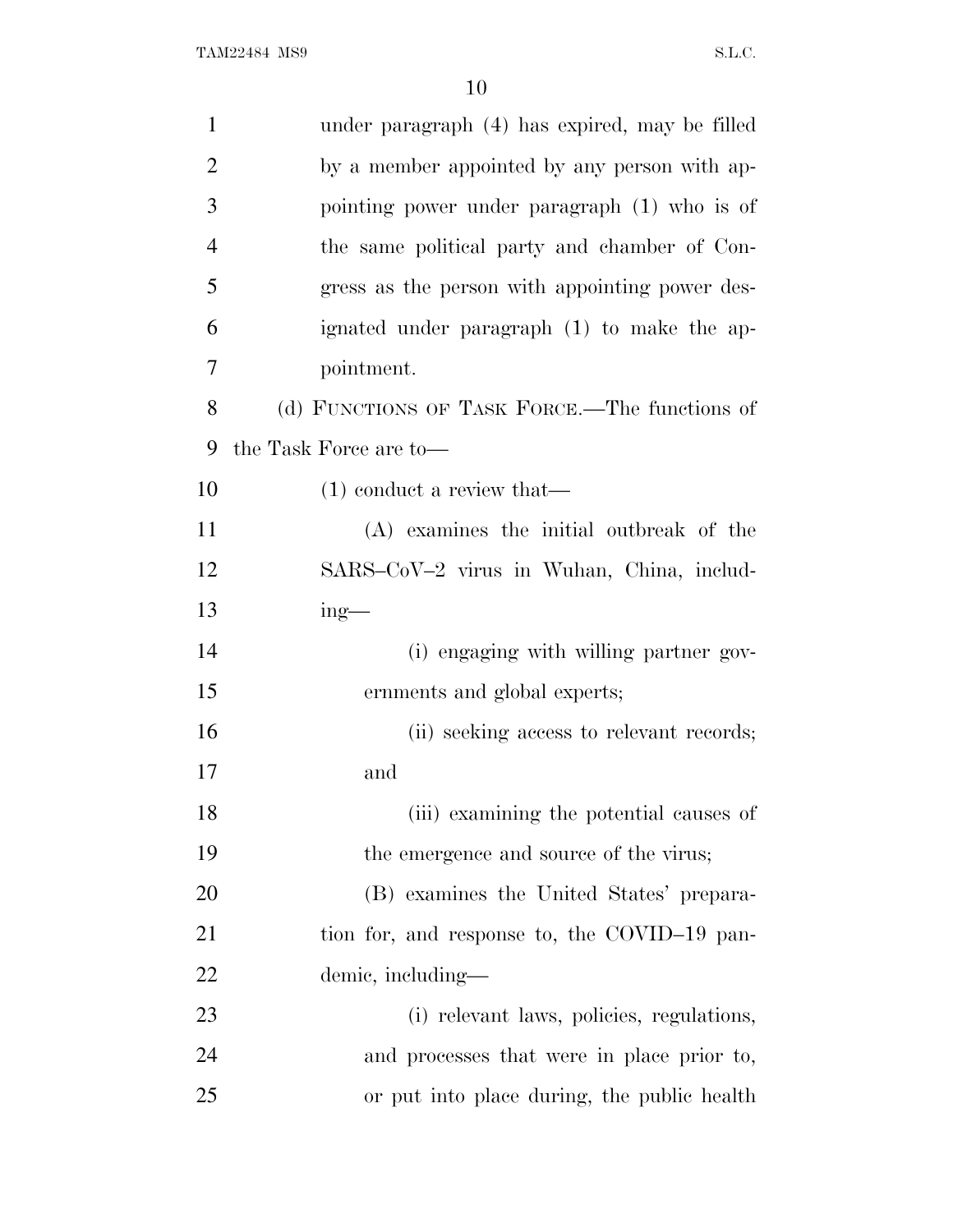under paragraph (4) has expired, may be filled by a member appointed by any person with appointing power under paragraph (1) who is of the same political party and chamber of Congress as the person with appointing power designated under paragraph (1) to make the appointment.

(d) FUNCTIONS OF TASK FORCE.—The functions of the Task Force are to—

(1) conduct a review that—

(A) examines the initial outbreak of the SARS–CoV–2 virus in Wuhan, China, including—

(i) engaging with willing partner governments and global experts;

(ii) seeking access to relevant records; and

(iii) examining the potential causes of the emergence and source of the virus;

(B) examines the United States' preparation for, and response to, the COVID–19 pandemic, including—

(i) relevant laws, policies, regulations, and processes that were in place prior to, or put into place during, the public health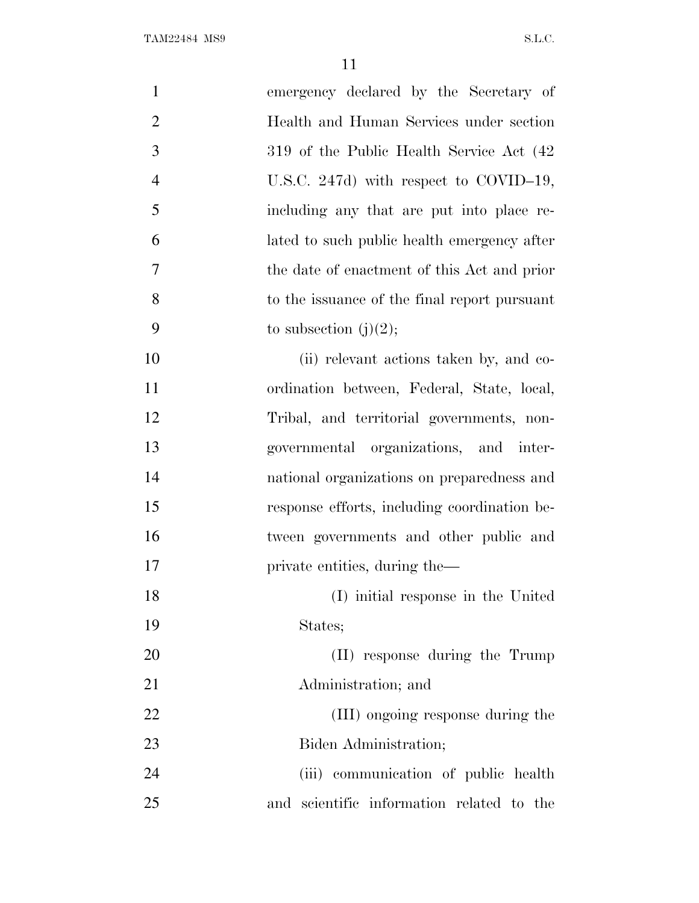emergency declared by the Secretary of Health and Human Services under section 319 of the Public Health Service Act (42 U.S.C. 247d) with respect to COVID–19, including any that are put into place related to such public health emergency after the date of enactment of this Act and prior to the issuance of the final report pursuant to subsection (j)(2);

(ii) relevant actions taken by, and coordination between, Federal, State, local, Tribal, and territorial governments, nongovernmental organizations, and international organizations on preparedness and response efforts, including coordination between governments and other public and private entities, during the—

(I) initial response in the United States;

(II) response during the Trump Administration; and

(III) ongoing response during the Biden Administration;

(iii) communication of public health and scientific information related to the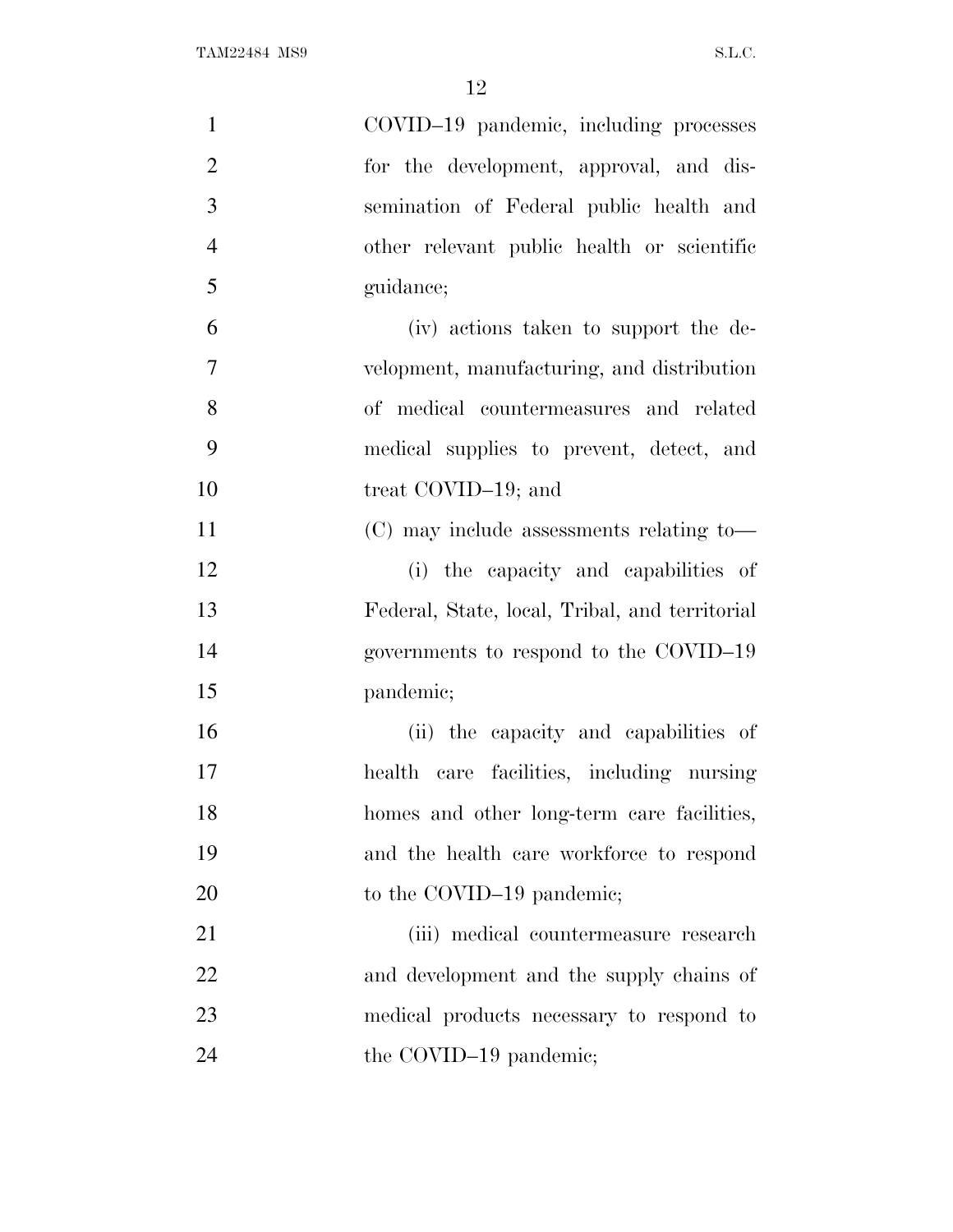COVID–19 pandemic, including processes for the development, approval, and dissemination of Federal public health and other relevant public health or scientific guidance;

(iv) actions taken to support the development, manufacturing, and distribution of medical countermeasures and related medical supplies to prevent, detect, and treat COVID–19; and

(C) may include assessments relating to—

(i) the capacity and capabilities of Federal, State, local, Tribal, and territorial governments to respond to the COVID–19 pandemic;

(ii) the capacity and capabilities of health care facilities, including nursing homes and other long-term care facilities, and the health care workforce to respond to the COVID–19 pandemic;

(iii) medical countermeasure research and development and the supply chains of medical products necessary to respond to the COVID–19 pandemic;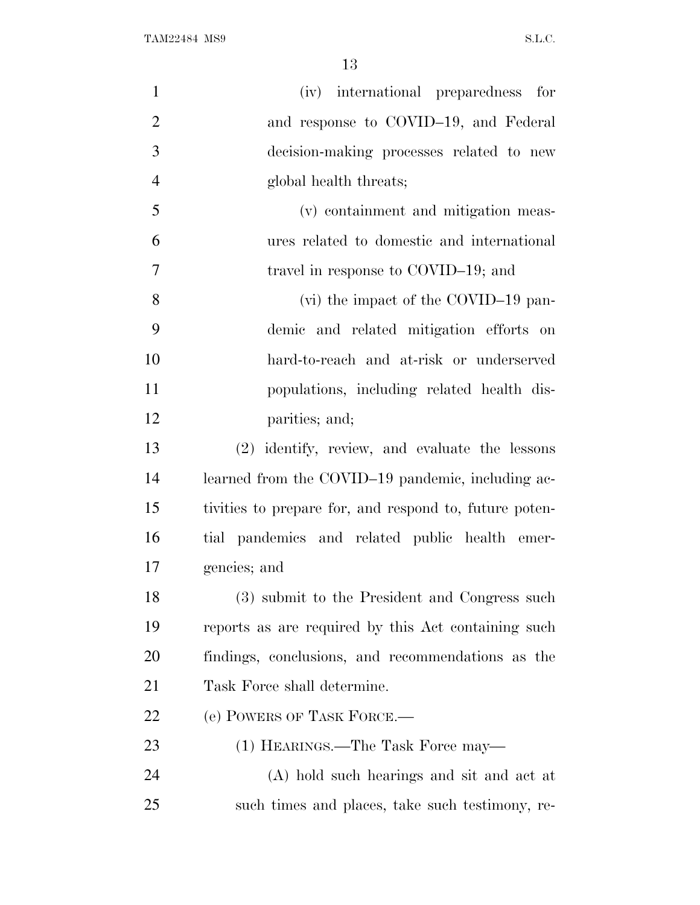(iv) international preparedness for and response to COVID–19, and Federal decision-making processes related to new global health threats;

(v) containment and mitigation measures related to domestic and international travel in response to COVID–19; and

(vi) the impact of the COVID–19 pandemic and related mitigation efforts on hard-to-reach and at-risk or underserved populations, including related health disparities; and;

(2) identify, review, and evaluate the lessons learned from the COVID–19 pandemic, including activities to prepare for, and respond to, future potential pandemics and related public health emergencies; and

(3) submit to the President and Congress such reports as are required by this Act containing such findings, conclusions, and recommendations as the Task Force shall determine.

(e) POWERS OF TASK FORCE.—

(1) HEARINGS.—The Task Force may—

(A) hold such hearings and sit and act at such times and places, take such testimony, re-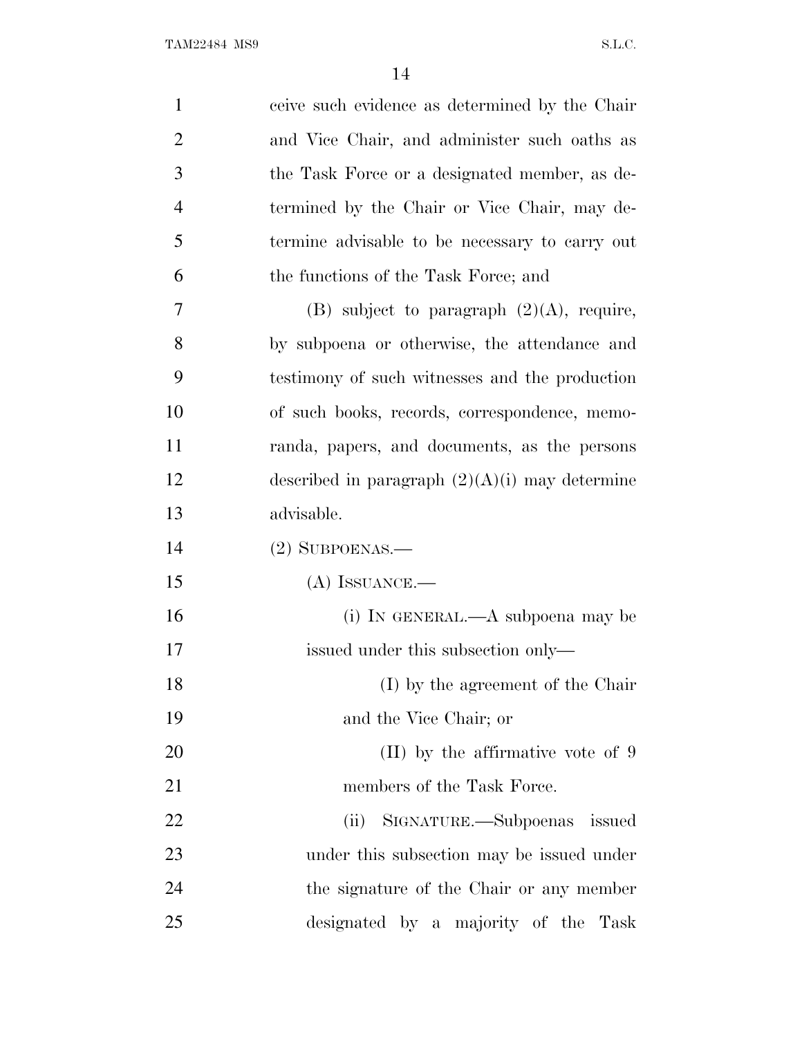ceive such evidence as determined by the Chair and Vice Chair, and administer such oaths as the Task Force or a designated member, as determined by the Chair or Vice Chair, may determine advisable to be necessary to carry out the functions of the Task Force; and

(B) subject to paragraph (2)(A), require, by subpoena or otherwise, the attendance and testimony of such witnesses and the production of such books, records, correspondence, memoranda, papers, and documents, as the persons described in paragraph (2)(A)(i) may determine advisable.

(2) SUBPOENAS.—

(A) ISSUANCE.—

(i) IN GENERAL.—A subpoena may be issued under this subsection only—

(I) by the agreement of the Chair and the Vice Chair; or

(II) by the affirmative vote of 9 members of the Task Force.

(ii) SIGNATURE.—Subpoenas issued under this subsection may be issued under the signature of the Chair or any member designated by a majority of the Task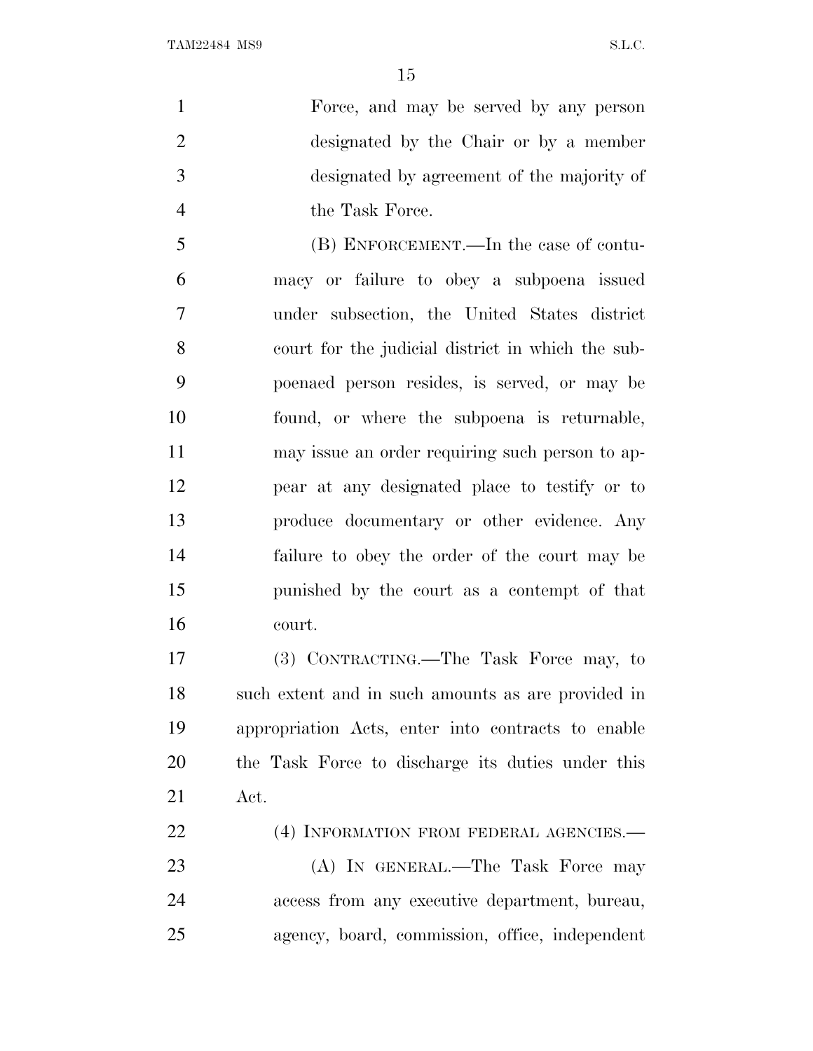Force, and may be served by any person designated by the Chair or by a member designated by agreement of the majority of the Task Force.

(B) ENFORCEMENT.—In the case of contumacy or failure to obey a subpoena issued under subsection, the United States district court for the judicial district in which the subpoenaed person resides, is served, or may be found, or where the subpoena is returnable, may issue an order requiring such person to appear at any designated place to testify or to produce documentary or other evidence. Any failure to obey the order of the court may be punished by the court as a contempt of that court.

(3) CONTRACTING.—The Task Force may, to such extent and in such amounts as are provided in appropriation Acts, enter into contracts to enable the Task Force to discharge its duties under this Act.

(4) INFORMATION FROM FEDERAL AGENCIES.—

(A) IN GENERAL.—The Task Force may access from any executive department, bureau, agency, board, commission, office, independent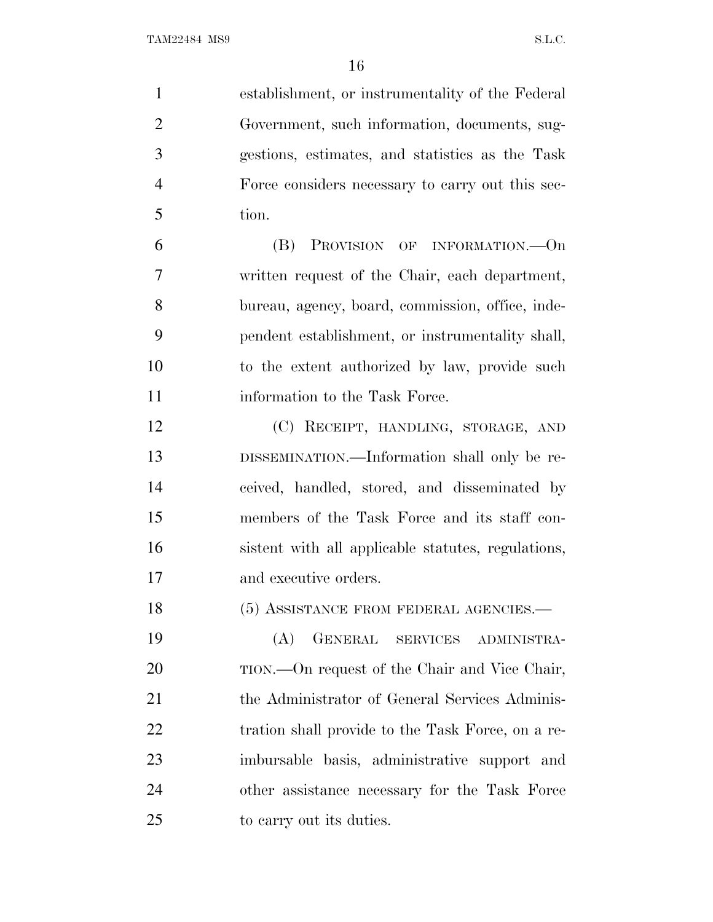establishment, or instrumentality of the Federal Government, such information, documents, suggestions, estimates, and statistics as the Task Force considers necessary to carry out this section.

(B) PROVISION OF INFORMATION.—On written request of the Chair, each department, bureau, agency, board, commission, office, independent establishment, or instrumentality shall, to the extent authorized by law, provide such information to the Task Force.

(C) RECEIPT, HANDLING, STORAGE, AND DISSEMINATION.—Information shall only be received, handled, stored, and disseminated by members of the Task Force and its staff consistent with all applicable statutes, regulations, and executive orders.

(5) ASSISTANCE FROM FEDERAL AGENCIES.—

(A) GENERAL SERVICES ADMINISTRATION.—On request of the Chair and Vice Chair, the Administrator of General Services Administration shall provide to the Task Force, on a reimbursable basis, administrative support and other assistance necessary for the Task Force to carry out its duties.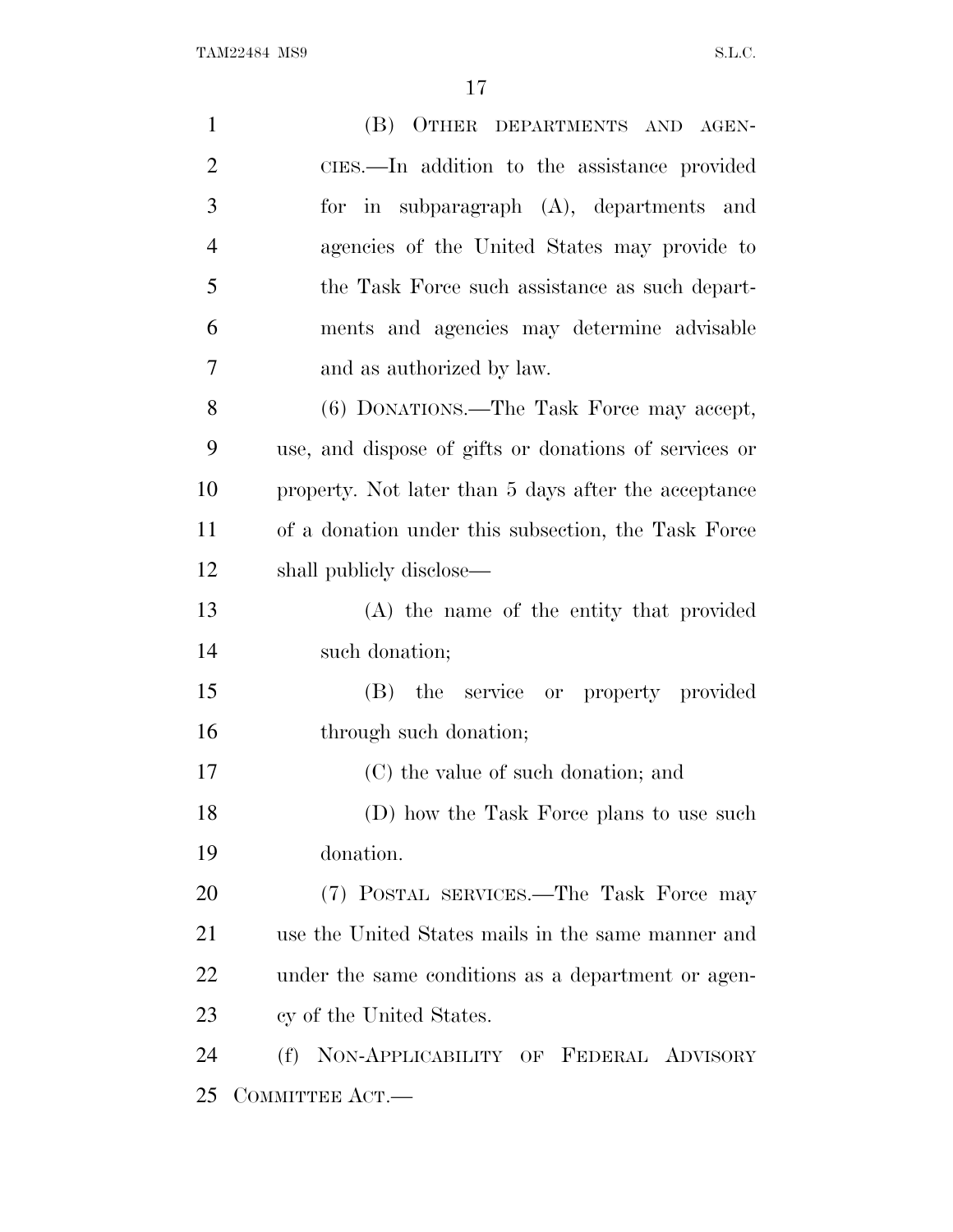(B) OTHER DEPARTMENTS AND AGENCIES.—In addition to the assistance provided for in subparagraph (A), departments and agencies of the United States may provide to the Task Force such assistance as such departments and agencies may determine advisable and as authorized by law.

(6) DONATIONS.—The Task Force may accept, use, and dispose of gifts or donations of services or property. Not later than 5 days after the acceptance of a donation under this subsection, the Task Force shall publicly disclose—

(A) the name of the entity that provided such donation;

(B) the service or property provided through such donation;

(C) the value of such donation; and

(D) how the Task Force plans to use such donation.

(7) POSTAL SERVICES.—The Task Force may use the United States mails in the same manner and under the same conditions as a department or agency of the United States.

(f) NON-APPLICABILITY OF FEDERAL ADVISORY COMMITTEE ACT.—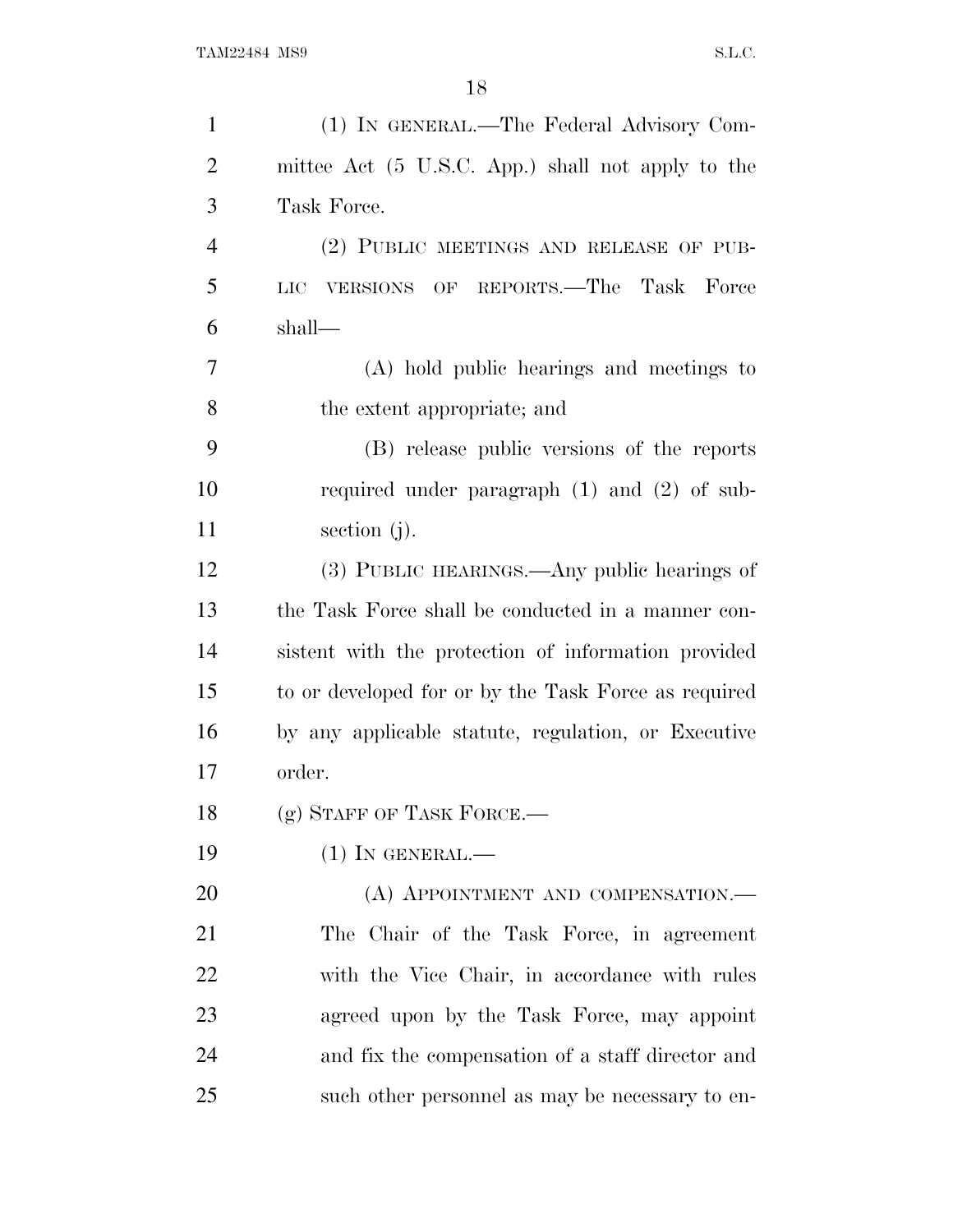(1) In general.—The Federal Advisory Committee Act (5 U.S.C. App.) shall not apply to the Task Force.

(2) Public meetings and release of public versions of reports.—The Task Force shall—

(A) hold public hearings and meetings to the extent appropriate; and

(B) release public versions of the reports required under paragraph (1) and (2) of subsection (j).

(3) Public hearings.—Any public hearings of the Task Force shall be conducted in a manner consistent with the protection of information provided to or developed for or by the Task Force as required by any applicable statute, regulation, or Executive order.

(g) Staff of Task Force.—

(1) In general.—

(A) Appointment and compensation.—The Chair of the Task Force, in agreement with the Vice Chair, in accordance with rules agreed upon by the Task Force, may appoint and fix the compensation of a staff director and such other personnel as may be necessary to en-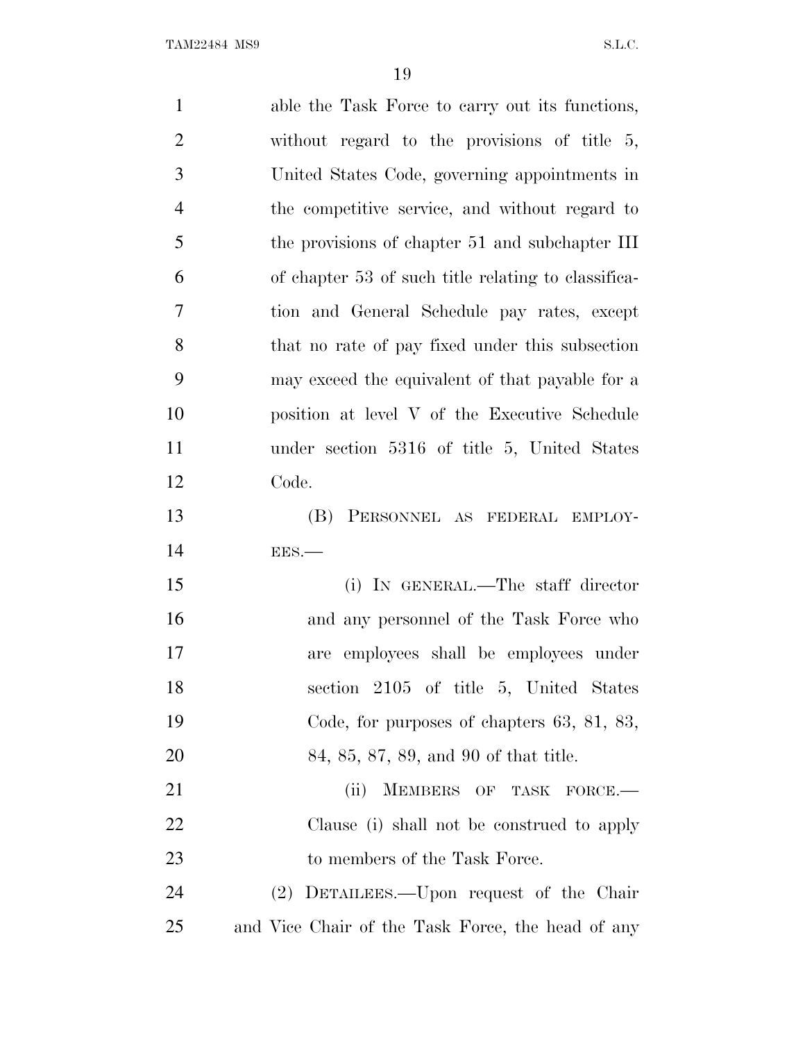able the Task Force to carry out its functions, without regard to the provisions of title 5, United States Code, governing appointments in the competitive service, and without regard to the provisions of chapter 51 and subchapter III of chapter 53 of such title relating to classification and General Schedule pay rates, except that no rate of pay fixed under this subsection may exceed the equivalent of that payable for a position at level V of the Executive Schedule under section 5316 of title 5, United States Code.

(B) PERSONNEL AS FEDERAL EMPLOYEES.—

(i) IN GENERAL.—The staff director and any personnel of the Task Force who are employees shall be employees under section 2105 of title 5, United States Code, for purposes of chapters 63, 81, 83, 84, 85, 87, 89, and 90 of that title.

(ii) MEMBERS OF TASK FORCE.— Clause (i) shall not be construed to apply to members of the Task Force.

(2) DETAILEES.—Upon request of the Chair and Vice Chair of the Task Force, the head of any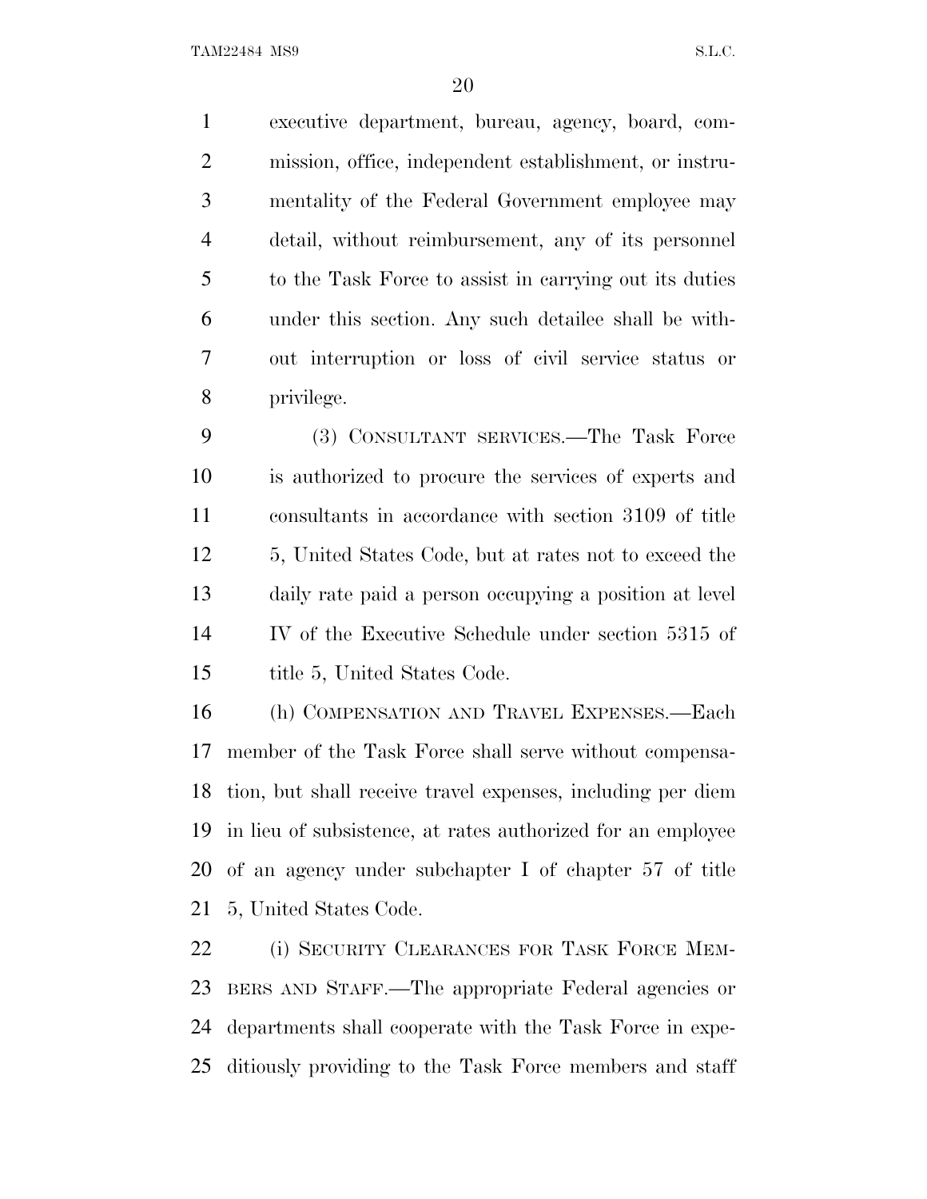executive department, bureau, agency, board, commission, office, independent establishment, or instrumentality of the Federal Government employee may detail, without reimbursement, any of its personnel to the Task Force to assist in carrying out its duties under this section. Any such detailee shall be without interruption or loss of civil service status or privilege.

(3) CONSULTANT SERVICES.—The Task Force is authorized to procure the services of experts and consultants in accordance with section 3109 of title 5, United States Code, but at rates not to exceed the daily rate paid a person occupying a position at level IV of the Executive Schedule under section 5315 of title 5, United States Code.

(h) COMPENSATION AND TRAVEL EXPENSES.—Each member of the Task Force shall serve without compensation, but shall receive travel expenses, including per diem in lieu of subsistence, at rates authorized for an employee of an agency under subchapter I of chapter 57 of title 5, United States Code.

(i) SECURITY CLEARANCES FOR TASK FORCE MEMBERS AND STAFF.—The appropriate Federal agencies or departments shall cooperate with the Task Force in expeditiously providing to the Task Force members and staff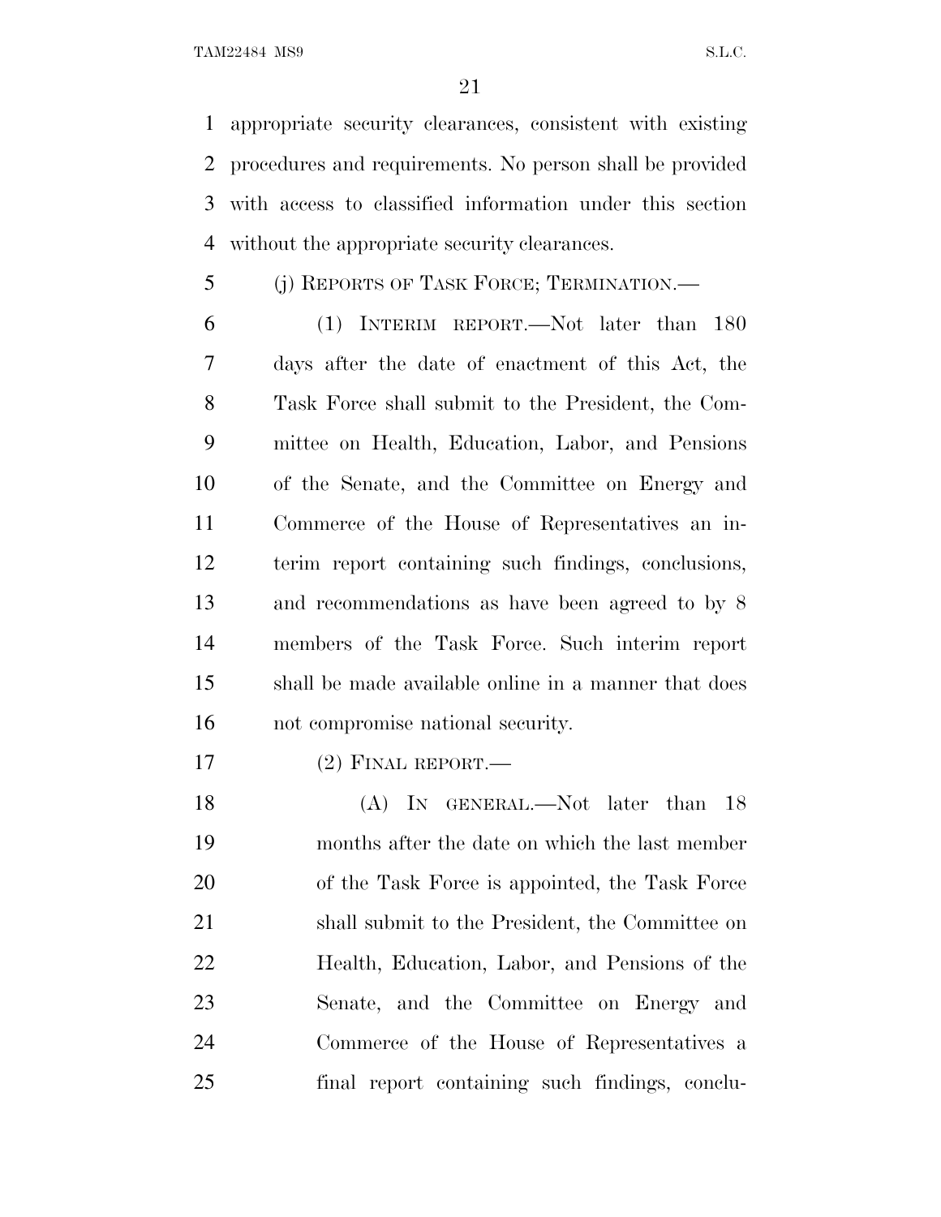appropriate security clearances, consistent with existing procedures and requirements. No person shall be provided with access to classified information under this section without the appropriate security clearances.

(j) REPORTS OF TASK FORCE; TERMINATION.—

(1) INTERIM REPORT.—Not later than 180 days after the date of enactment of this Act, the Task Force shall submit to the President, the Committee on Health, Education, Labor, and Pensions of the Senate, and the Committee on Energy and Commerce of the House of Representatives an interim report containing such findings, conclusions, and recommendations as have been agreed to by 8 members of the Task Force. Such interim report shall be made available online in a manner that does not compromise national security.

(2) FINAL REPORT.—

(A) IN GENERAL.—Not later than 18 months after the date on which the last member of the Task Force is appointed, the Task Force shall submit to the President, the Committee on Health, Education, Labor, and Pensions of the Senate, and the Committee on Energy and Commerce of the House of Representatives a final report containing such findings, conclu-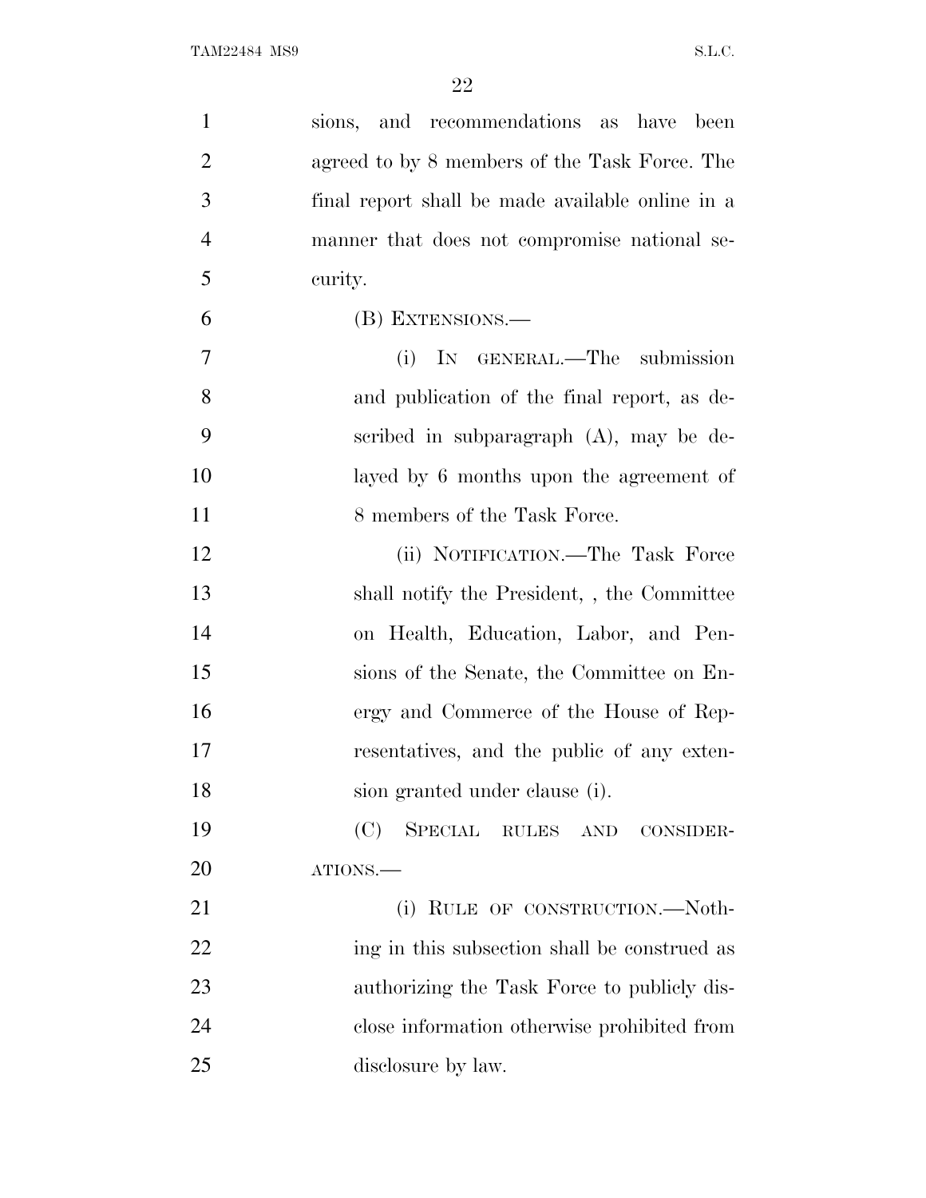sions, and recommendations as have been agreed to by 8 members of the Task Force. The final report shall be made available online in a manner that does not compromise national security.

(B) EXTENSIONS.—

(i) IN GENERAL.—The submission and publication of the final report, as described in subparagraph (A), may be delayed by 6 months upon the agreement of 8 members of the Task Force.

(ii) NOTIFICATION.—The Task Force shall notify the President, , the Committee on Health, Education, Labor, and Pensions of the Senate, the Committee on Energy and Commerce of the House of Representatives, and the public of any extension granted under clause (i).

(C) SPECIAL RULES AND CONSIDERATIONS.—

(i) RULE OF CONSTRUCTION.—Nothing in this subsection shall be construed as authorizing the Task Force to publicly disclose information otherwise prohibited from disclosure by law.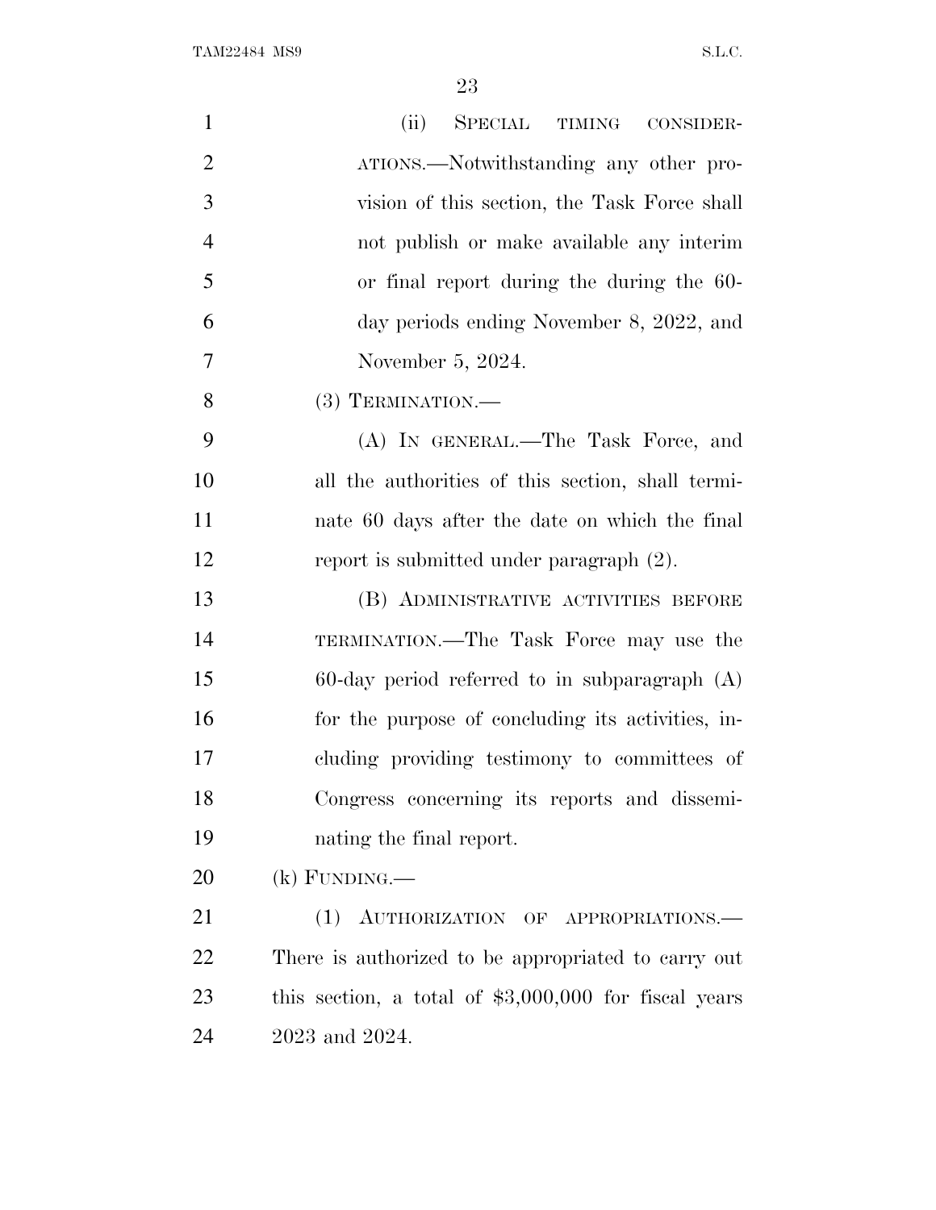(ii) SPECIAL TIMING CONSIDERATIONS.—Notwithstanding any other provision of this section, the Task Force shall not publish or make available any interim or final report during the during the 60-day periods ending November 8, 2022, and November 5, 2024.

(3) TERMINATION.—

(A) IN GENERAL.—The Task Force, and all the authorities of this section, shall terminate 60 days after the date on which the final report is submitted under paragraph (2).

(B) ADMINISTRATIVE ACTIVITIES BEFORE TERMINATION.—The Task Force may use the 60-day period referred to in subparagraph (A) for the purpose of concluding its activities, including providing testimony to committees of Congress concerning its reports and disseminating the final report.

(k) FUNDING.—

(1) AUTHORIZATION OF APPROPRIATIONS.—There is authorized to be appropriated to carry out this section, a total of $3,000,000 for fiscal years 2023 and 2024.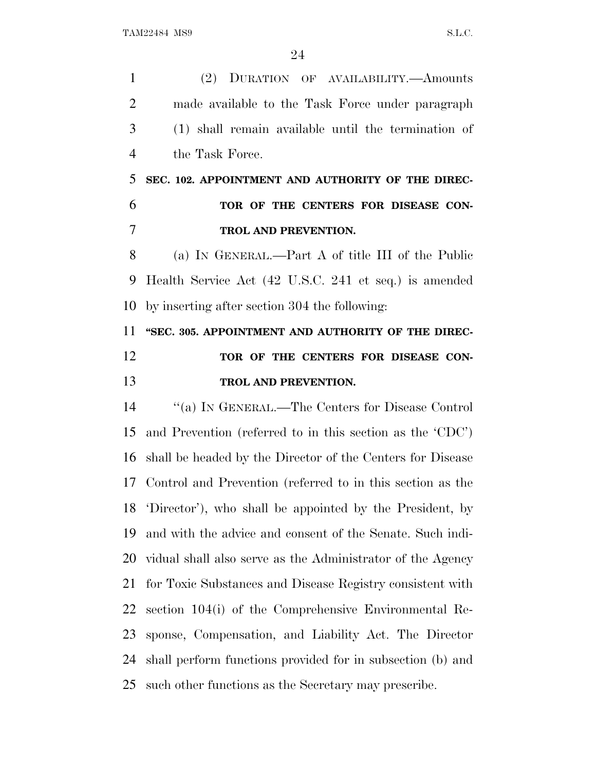(2) DURATION OF AVAILABILITY.—Amounts made available to the Task Force under paragraph (1) shall remain available until the termination of the Task Force.

**SEC. 102. APPOINTMENT AND AUTHORITY OF THE DIRECTOR OF THE CENTERS FOR DISEASE CONTROL AND PREVENTION.**

(a) IN GENERAL.—Part A of title III of the Public Health Service Act (42 U.S.C. 241 et seq.) is amended by inserting after section 304 the following:

**"SEC. 305. APPOINTMENT AND AUTHORITY OF THE DIRECTOR OF THE CENTERS FOR DISEASE CONTROL AND PREVENTION.**

"(a) IN GENERAL.—The Centers for Disease Control and Prevention (referred to in this section as the 'CDC') shall be headed by the Director of the Centers for Disease Control and Prevention (referred to in this section as the 'Director'), who shall be appointed by the President, by and with the advice and consent of the Senate. Such individual shall also serve as the Administrator of the Agency for Toxic Substances and Disease Registry consistent with section 104(i) of the Comprehensive Environmental Response, Compensation, and Liability Act. The Director shall perform functions provided for in subsection (b) and such other functions as the Secretary may prescribe.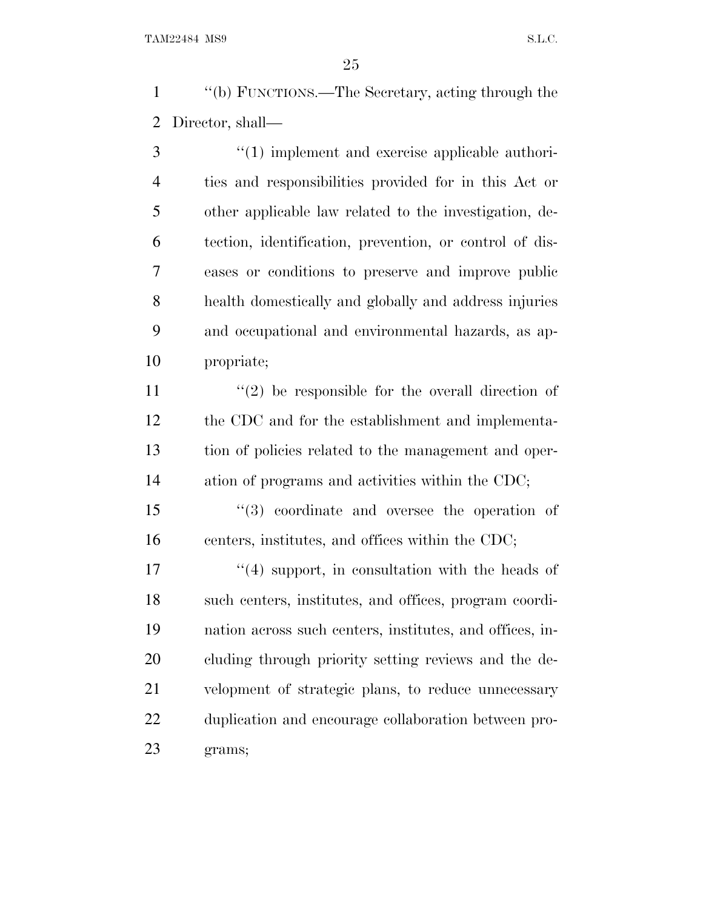"(b) FUNCTIONS.—The Secretary, acting through the Director, shall—

"(1) implement and exercise applicable authorities and responsibilities provided for in this Act or other applicable law related to the investigation, detection, identification, prevention, or control of diseases or conditions to preserve and improve public health domestically and globally and address injuries and occupational and environmental hazards, as appropriate;

"(2) be responsible for the overall direction of the CDC and for the establishment and implementation of policies related to the management and operation of programs and activities within the CDC;

"(3) coordinate and oversee the operation of centers, institutes, and offices within the CDC;

"(4) support, in consultation with the heads of such centers, institutes, and offices, program coordination across such centers, institutes, and offices, including through priority setting reviews and the development of strategic plans, to reduce unnecessary duplication and encourage collaboration between programs;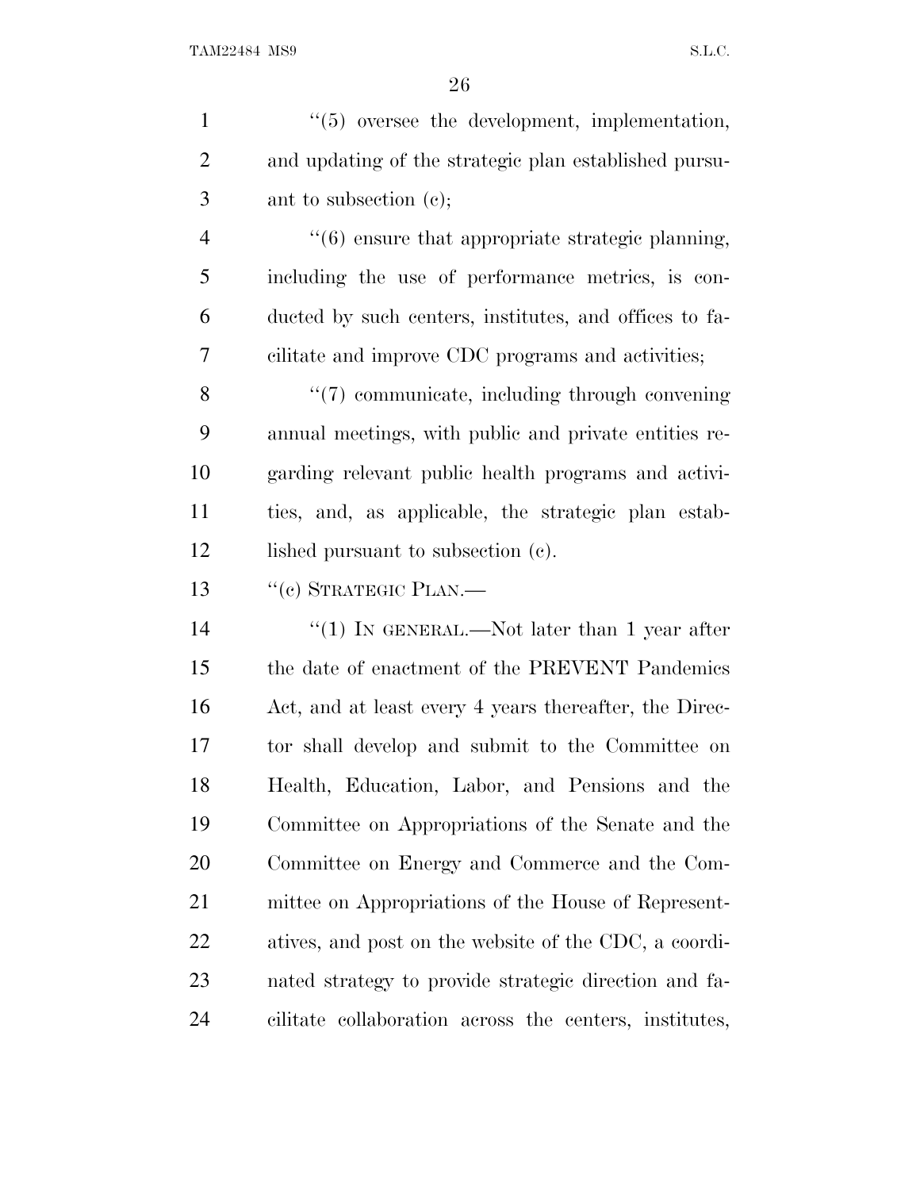"(5) oversee the development, implementation, and updating of the strategic plan established pursuant to subsection (c);

"(6) ensure that appropriate strategic planning, including the use of performance metrics, is conducted by such centers, institutes, and offices to facilitate and improve CDC programs and activities;

"(7) communicate, including through convening annual meetings, with public and private entities regarding relevant public health programs and activities, and, as applicable, the strategic plan established pursuant to subsection (c).

"(c) STRATEGIC PLAN.—

"(1) IN GENERAL.—Not later than 1 year after the date of enactment of the PREVENT Pandemics Act, and at least every 4 years thereafter, the Director shall develop and submit to the Committee on Health, Education, Labor, and Pensions and the Committee on Appropriations of the Senate and the Committee on Energy and Commerce and the Committee on Appropriations of the House of Representatives, and post on the website of the CDC, a coordinated strategy to provide strategic direction and facilitate collaboration across the centers, institutes,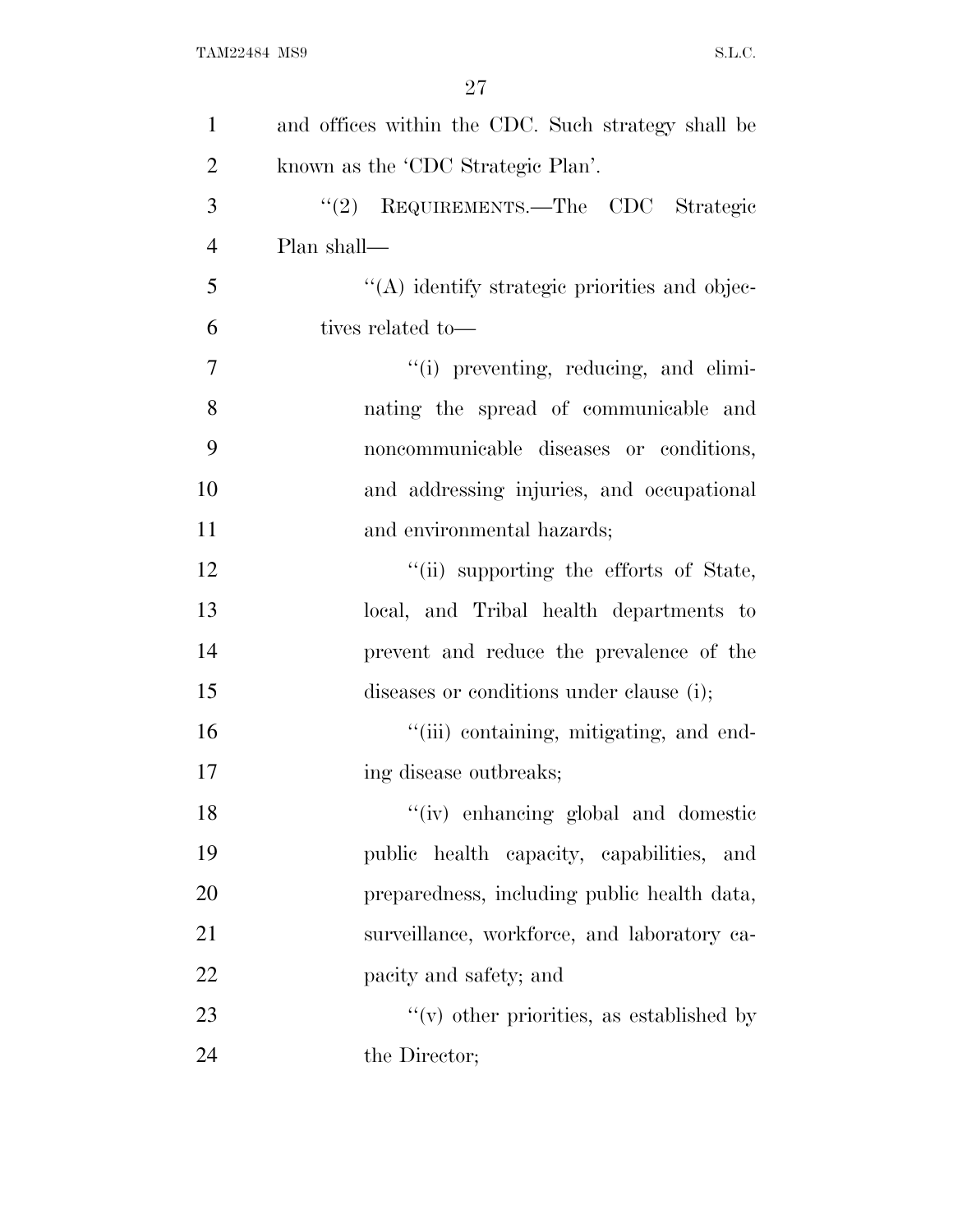and offices within the CDC. Such strategy shall be known as the 'CDC Strategic Plan'.

''(2) REQUIREMENTS.—The CDC Strategic Plan shall—

''(A) identify strategic priorities and objectives related to—

''(i) preventing, reducing, and eliminating the spread of communicable and noncommunicable diseases or conditions, and addressing injuries, and occupational and environmental hazards;

''(ii) supporting the efforts of State, local, and Tribal health departments to prevent and reduce the prevalence of the diseases or conditions under clause (i);

''(iii) containing, mitigating, and ending disease outbreaks;

''(iv) enhancing global and domestic public health capacity, capabilities, and preparedness, including public health data, surveillance, workforce, and laboratory capacity and safety; and

''(v) other priorities, as established by the Director;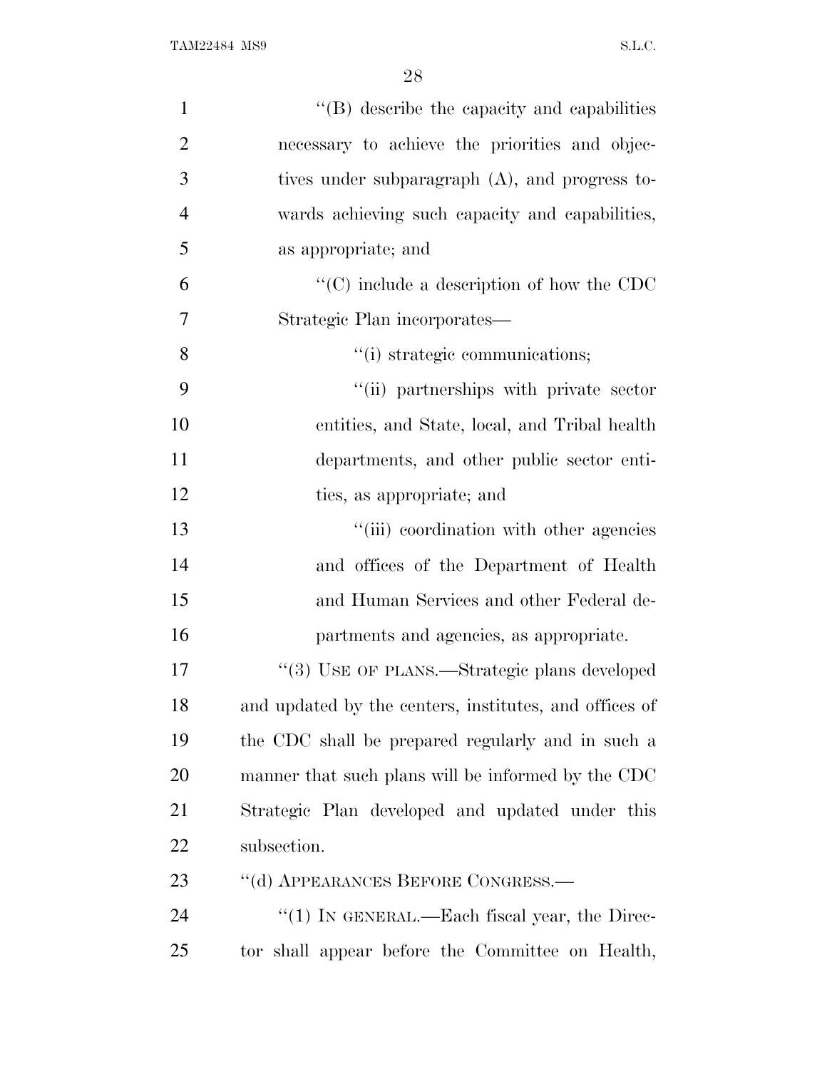"(B) describe the capacity and capabilities necessary to achieve the priorities and objectives under subparagraph (A), and progress towards achieving such capacity and capabilities, as appropriate; and

"(C) include a description of how the CDC Strategic Plan incorporates—

"(i) strategic communications;

"(ii) partnerships with private sector entities, and State, local, and Tribal health departments, and other public sector entities, as appropriate; and

"(iii) coordination with other agencies and offices of the Department of Health and Human Services and other Federal departments and agencies, as appropriate.

"(3) USE OF PLANS.—Strategic plans developed and updated by the centers, institutes, and offices of the CDC shall be prepared regularly and in such a manner that such plans will be informed by the CDC Strategic Plan developed and updated under this subsection.

"(d) APPEARANCES BEFORE CONGRESS.—

"(1) IN GENERAL.—Each fiscal year, the Director shall appear before the Committee on Health,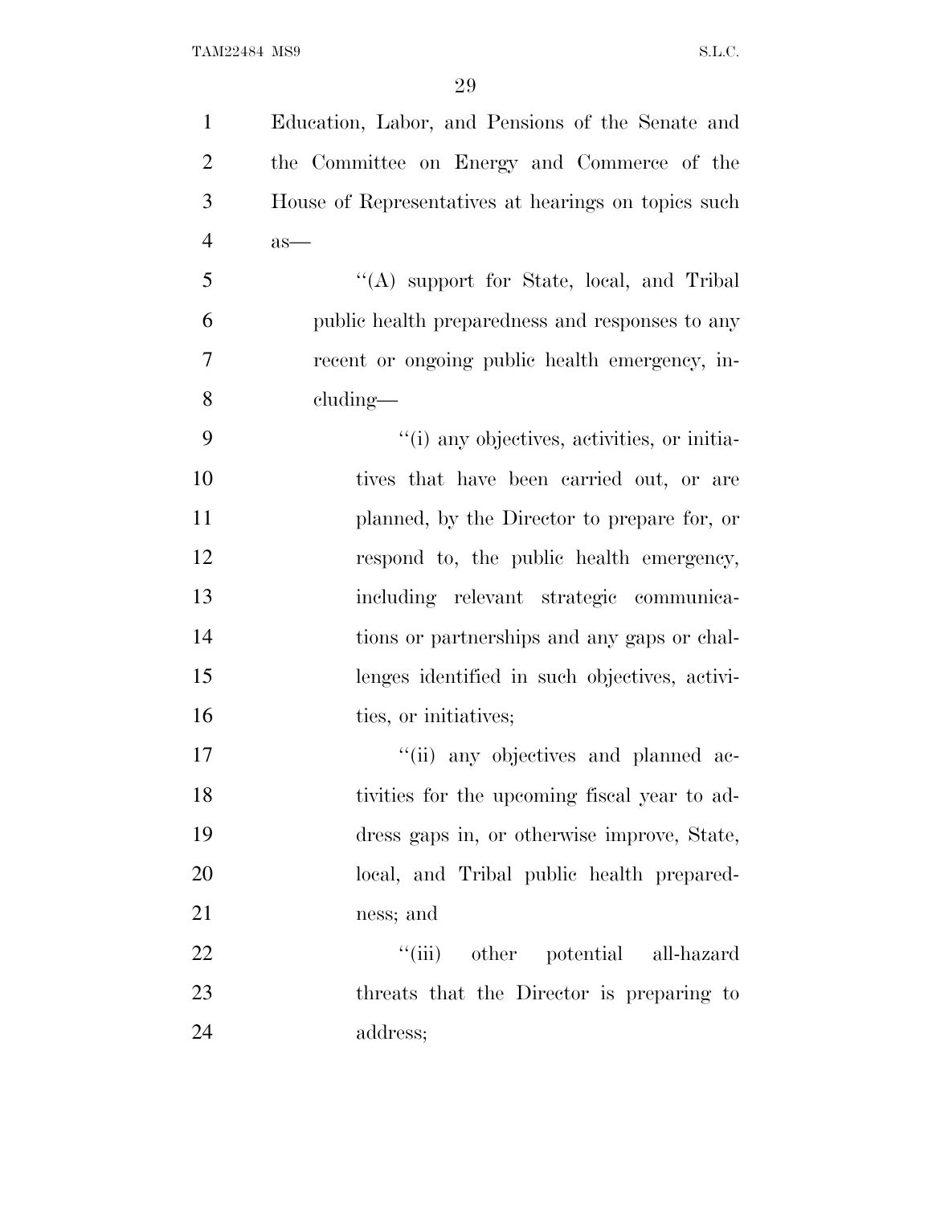Education, Labor, and Pensions of the Senate and the Committee on Energy and Commerce of the House of Representatives at hearings on topics such as—

"(A) support for State, local, and Tribal public health preparedness and responses to any recent or ongoing public health emergency, including—

"(i) any objectives, activities, or initiatives that have been carried out, or are planned, by the Director to prepare for, or respond to, the public health emergency, including relevant strategic communications or partnerships and any gaps or challenges identified in such objectives, activities, or initiatives;

"(ii) any objectives and planned activities for the upcoming fiscal year to address gaps in, or otherwise improve, State, local, and Tribal public health preparedness; and

"(iii) other potential all-hazard threats that the Director is preparing to address;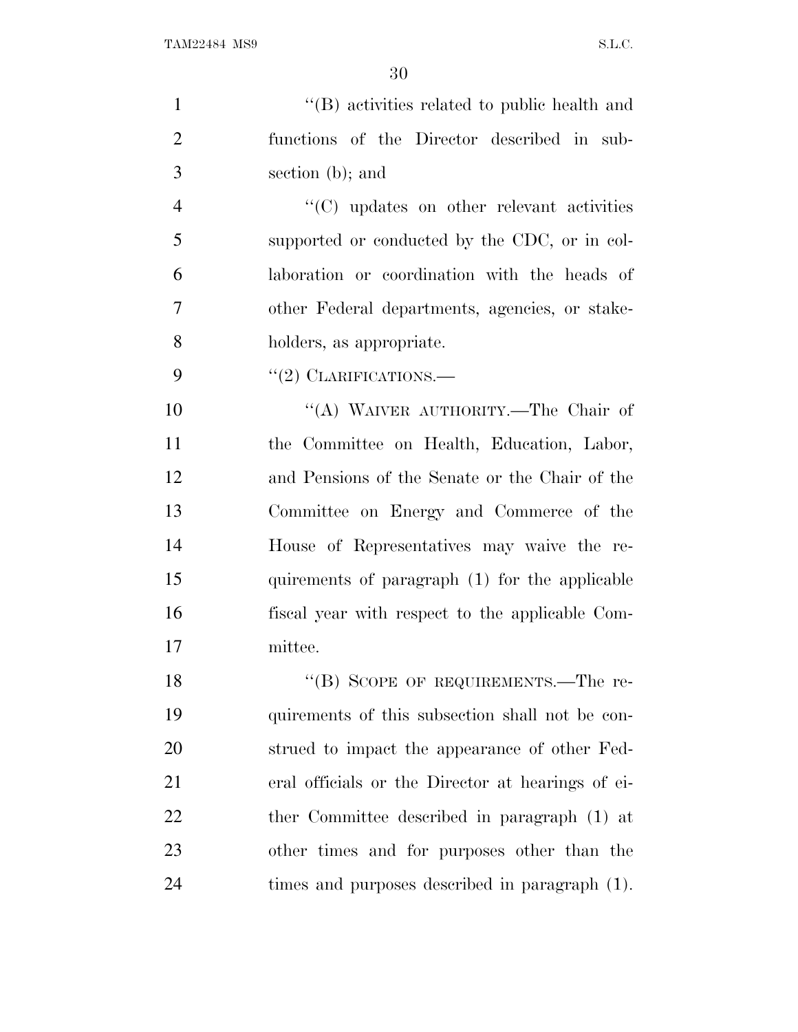''(B) activities related to public health and functions of the Director described in subsection (b); and

''(C) updates on other relevant activities supported or conducted by the CDC, or in collaboration or coordination with the heads of other Federal departments, agencies, or stakeholders, as appropriate.

''(2) CLARIFICATIONS.—

''(A) WAIVER AUTHORITY.—The Chair of the Committee on Health, Education, Labor, and Pensions of the Senate or the Chair of the Committee on Energy and Commerce of the House of Representatives may waive the requirements of paragraph (1) for the applicable fiscal year with respect to the applicable Committee.

''(B) SCOPE OF REQUIREMENTS.—The requirements of this subsection shall not be construed to impact the appearance of other Federal officials or the Director at hearings of either Committee described in paragraph (1) at other times and for purposes other than the times and purposes described in paragraph (1).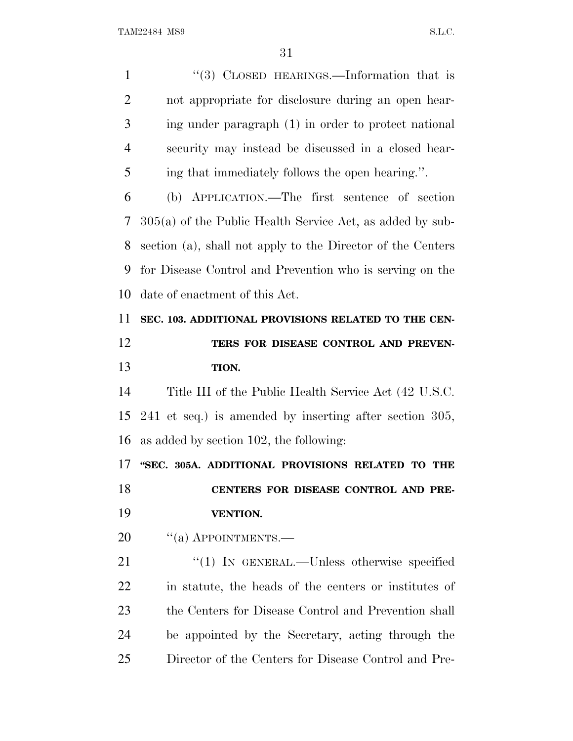"(3) CLOSED HEARINGS.—Information that is not appropriate for disclosure during an open hearing under paragraph (1) in order to protect national security may instead be discussed in a closed hearing that immediately follows the open hearing.".

(b) APPLICATION.—The first sentence of section 305(a) of the Public Health Service Act, as added by subsection (a), shall not apply to the Director of the Centers for Disease Control and Prevention who is serving on the date of enactment of this Act.

**SEC. 103. ADDITIONAL PROVISIONS RELATED TO THE CENTERS FOR DISEASE CONTROL AND PREVENTION.**

Title III of the Public Health Service Act (42 U.S.C. 241 et seq.) is amended by inserting after section 305, as added by section 102, the following:

**"SEC. 305A. ADDITIONAL PROVISIONS RELATED TO THE CENTERS FOR DISEASE CONTROL AND PREVENTION.**

"(a) APPOINTMENTS.—

"(1) IN GENERAL.—Unless otherwise specified in statute, the heads of the centers or institutes of the Centers for Disease Control and Prevention shall be appointed by the Secretary, acting through the Director of the Centers for Disease Control and Pre-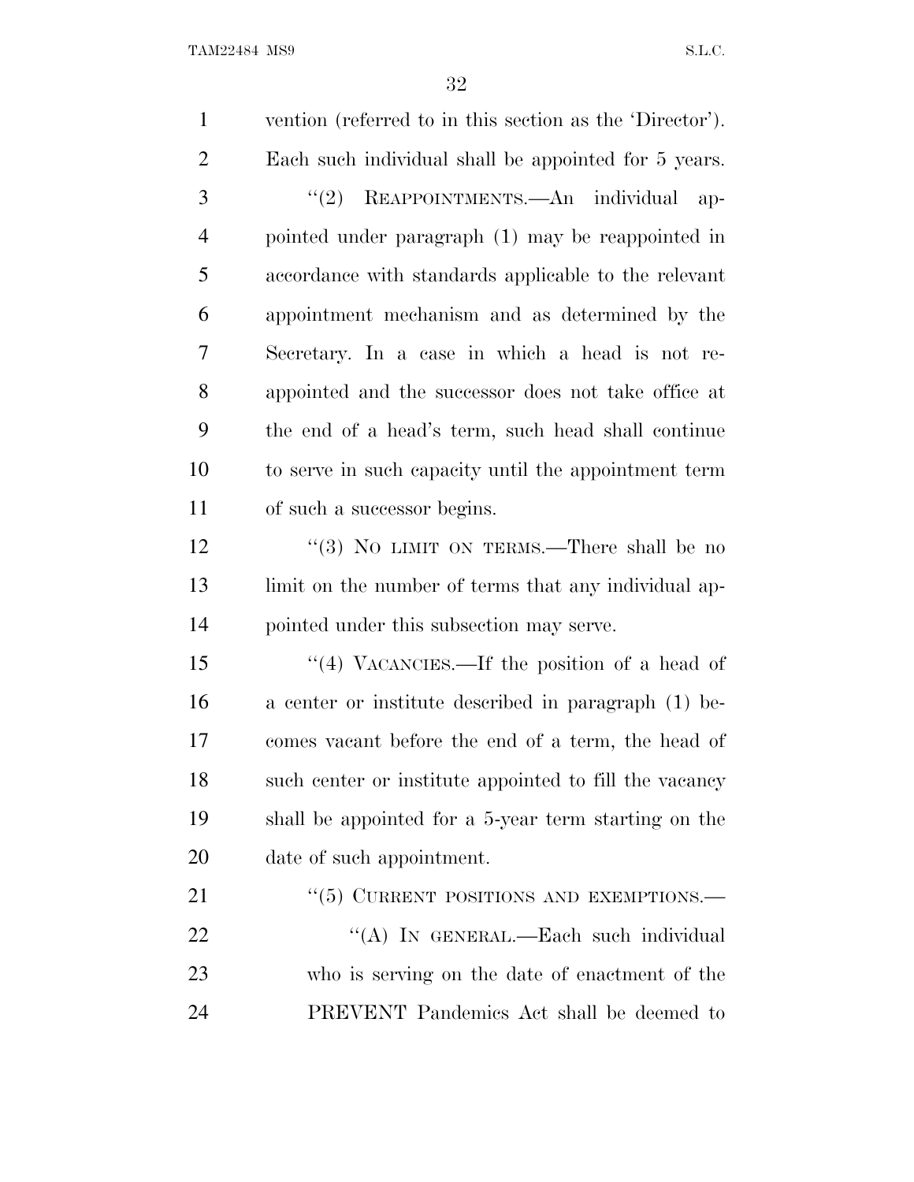vention (referred to in this section as the 'Director'). Each such individual shall be appointed for 5 years.

"(2) REAPPOINTMENTS.—An individual appointed under paragraph (1) may be reappointed in accordance with standards applicable to the relevant appointment mechanism and as determined by the Secretary. In a case in which a head is not reappointed and the successor does not take office at the end of a head's term, such head shall continue to serve in such capacity until the appointment term of such a successor begins.

"(3) NO LIMIT ON TERMS.—There shall be no limit on the number of terms that any individual appointed under this subsection may serve.

"(4) VACANCIES.—If the position of a head of a center or institute described in paragraph (1) becomes vacant before the end of a term, the head of such center or institute appointed to fill the vacancy shall be appointed for a 5-year term starting on the date of such appointment.

"(5) CURRENT POSITIONS AND EXEMPTIONS.—

"(A) IN GENERAL.—Each such individual who is serving on the date of enactment of the PREVENT Pandemics Act shall be deemed to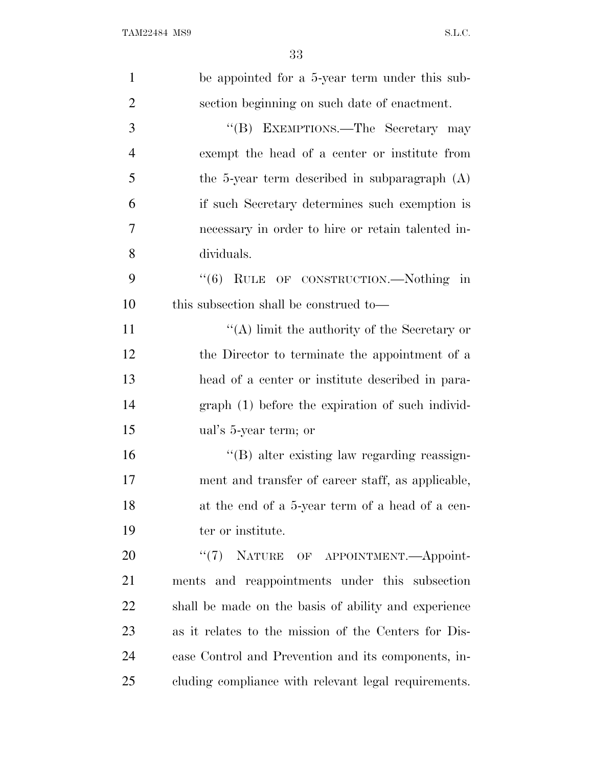be appointed for a 5-year term under this subsection beginning on such date of enactment.

"(B) EXEMPTIONS.—The Secretary may exempt the head of a center or institute from the 5-year term described in subparagraph (A) if such Secretary determines such exemption is necessary in order to hire or retain talented individuals.

"(6) RULE OF CONSTRUCTION.—Nothing in this subsection shall be construed to—

"(A) limit the authority of the Secretary or the Director to terminate the appointment of a head of a center or institute described in paragraph (1) before the expiration of such individual's 5-year term; or

"(B) alter existing law regarding reassignment and transfer of career staff, as applicable, at the end of a 5-year term of a head of a center or institute.

"(7) NATURE OF APPOINTMENT.—Appointments and reappointments under this subsection shall be made on the basis of ability and experience as it relates to the mission of the Centers for Disease Control and Prevention and its components, including compliance with relevant legal requirements.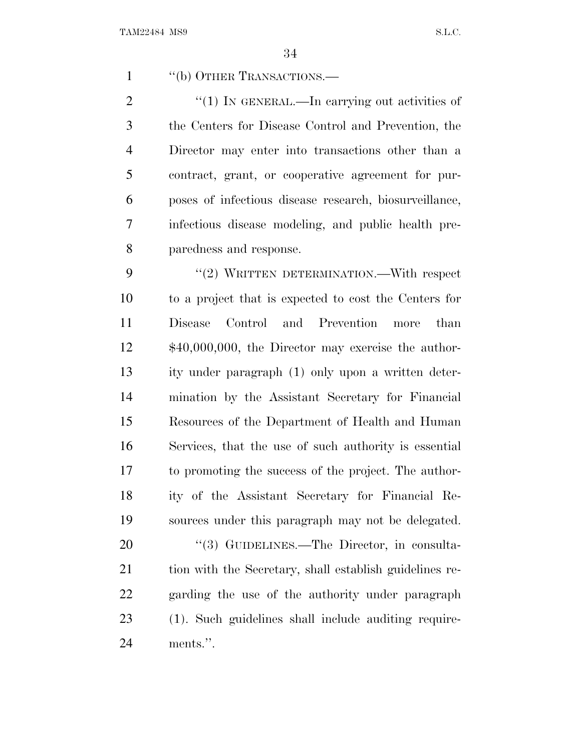"(b) OTHER TRANSACTIONS.—

"(1) IN GENERAL.—In carrying out activities of the Centers for Disease Control and Prevention, the Director may enter into transactions other than a contract, grant, or cooperative agreement for purposes of infectious disease research, biosurveillance, infectious disease modeling, and public health preparedness and response.

"(2) WRITTEN DETERMINATION.—With respect to a project that is expected to cost the Centers for Disease Control and Prevention more than $40,000,000, the Director may exercise the authority under paragraph (1) only upon a written determination by the Assistant Secretary for Financial Resources of the Department of Health and Human Services, that the use of such authority is essential to promoting the success of the project. The authority of the Assistant Secretary for Financial Resources under this paragraph may not be delegated.

"(3) GUIDELINES.—The Director, in consultation with the Secretary, shall establish guidelines regarding the use of the authority under paragraph (1). Such guidelines shall include auditing requirements.".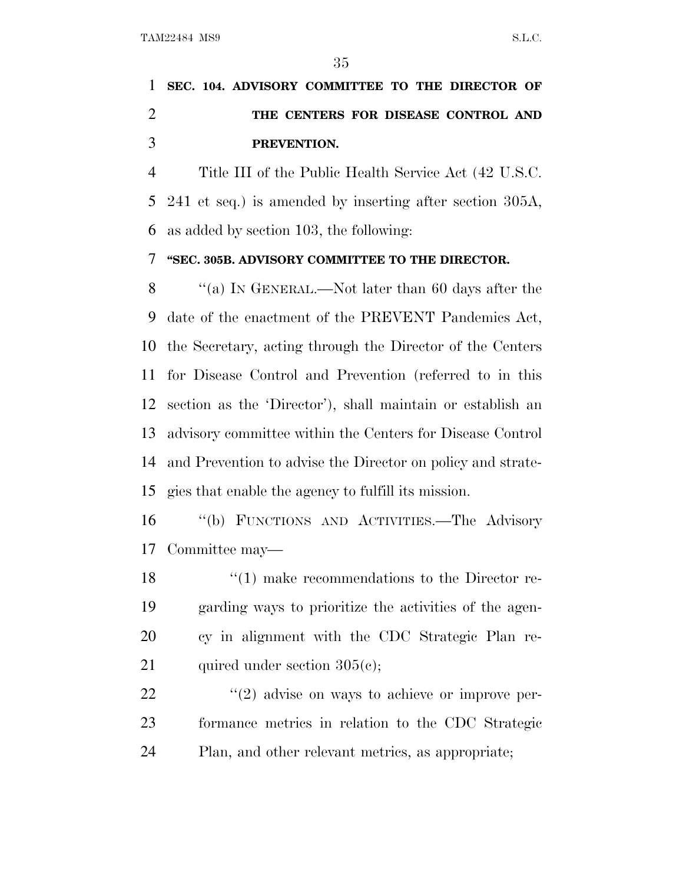**SEC. 104. ADVISORY COMMITTEE TO THE DIRECTOR OF THE CENTERS FOR DISEASE CONTROL AND PREVENTION.**

Title III of the Public Health Service Act (42 U.S.C. 241 et seq.) is amended by inserting after section 305A, as added by section 103, the following:

**"SEC. 305B. ADVISORY COMMITTEE TO THE DIRECTOR.**

"(a) IN GENERAL.—Not later than 60 days after the date of the enactment of the PREVENT Pandemics Act, the Secretary, acting through the Director of the Centers for Disease Control and Prevention (referred to in this section as the 'Director'), shall maintain or establish an advisory committee within the Centers for Disease Control and Prevention to advise the Director on policy and strategies that enable the agency to fulfill its mission.

"(b) FUNCTIONS AND ACTIVITIES.—The Advisory Committee may—

"(1) make recommendations to the Director regarding ways to prioritize the activities of the agency in alignment with the CDC Strategic Plan required under section 305(c);

"(2) advise on ways to achieve or improve performance metrics in relation to the CDC Strategic Plan, and other relevant metrics, as appropriate;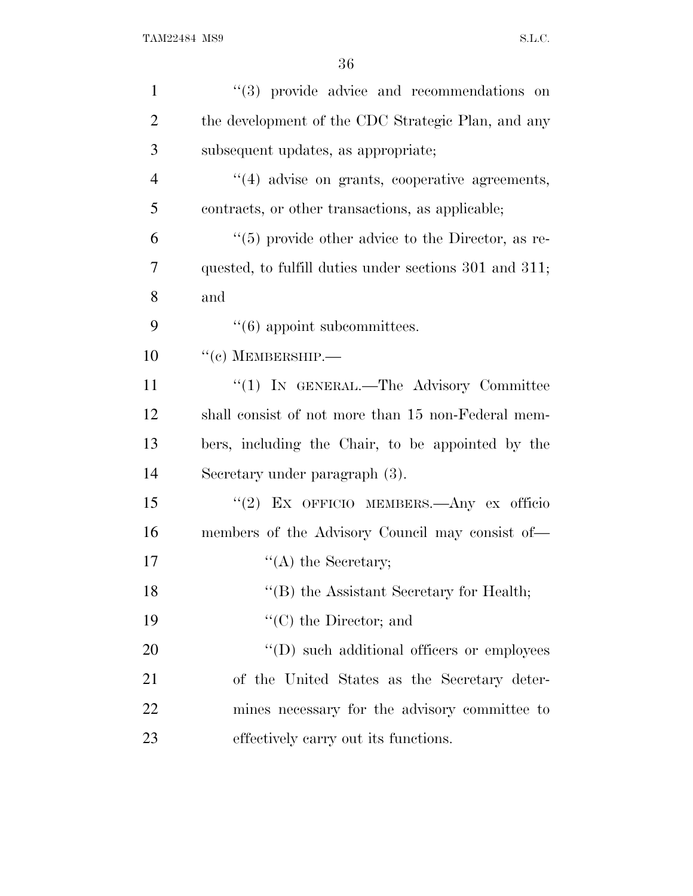''(3) provide advice and recommendations on the development of the CDC Strategic Plan, and any subsequent updates, as appropriate;

''(4) advise on grants, cooperative agreements, contracts, or other transactions, as applicable;

''(5) provide other advice to the Director, as requested, to fulfill duties under sections 301 and 311; and

''(6) appoint subcommittees.

''(c) MEMBERSHIP.—

''(1) IN GENERAL.—The Advisory Committee shall consist of not more than 15 non-Federal members, including the Chair, to be appointed by the Secretary under paragraph (3).

''(2) EX OFFICIO MEMBERS.—Any ex officio members of the Advisory Council may consist of—

''(A) the Secretary;

''(B) the Assistant Secretary for Health;

''(C) the Director; and

''(D) such additional officers or employees of the United States as the Secretary determines necessary for the advisory committee to effectively carry out its functions.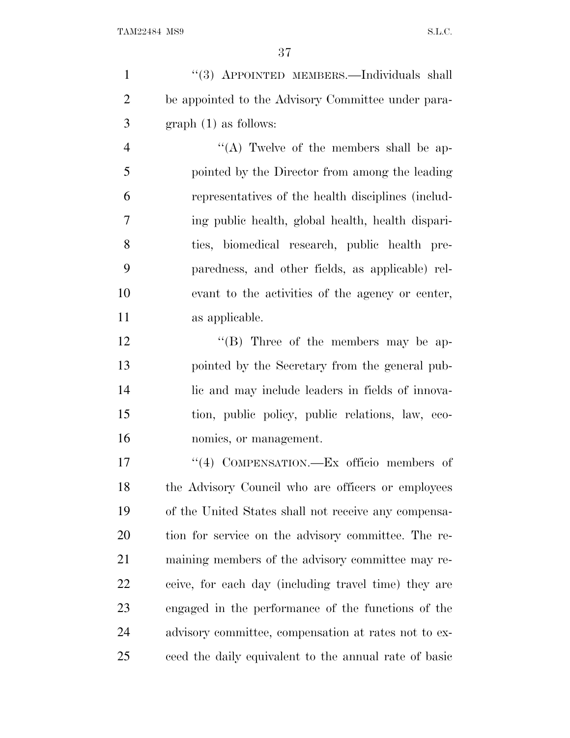''(3) APPOINTED MEMBERS.—Individuals shall be appointed to the Advisory Committee under paragraph (1) as follows:

''(A) Twelve of the members shall be appointed by the Director from among the leading representatives of the health disciplines (including public health, global health, health disparities, biomedical research, public health preparedness, and other fields, as applicable) relevant to the activities of the agency or center, as applicable.

''(B) Three of the members may be appointed by the Secretary from the general public and may include leaders in fields of innovation, public policy, public relations, law, economics, or management.

''(4) COMPENSATION.—Ex officio members of the Advisory Council who are officers or employees of the United States shall not receive any compensation for service on the advisory committee. The remaining members of the advisory committee may receive, for each day (including travel time) they are engaged in the performance of the functions of the advisory committee, compensation at rates not to exceed the daily equivalent to the annual rate of basic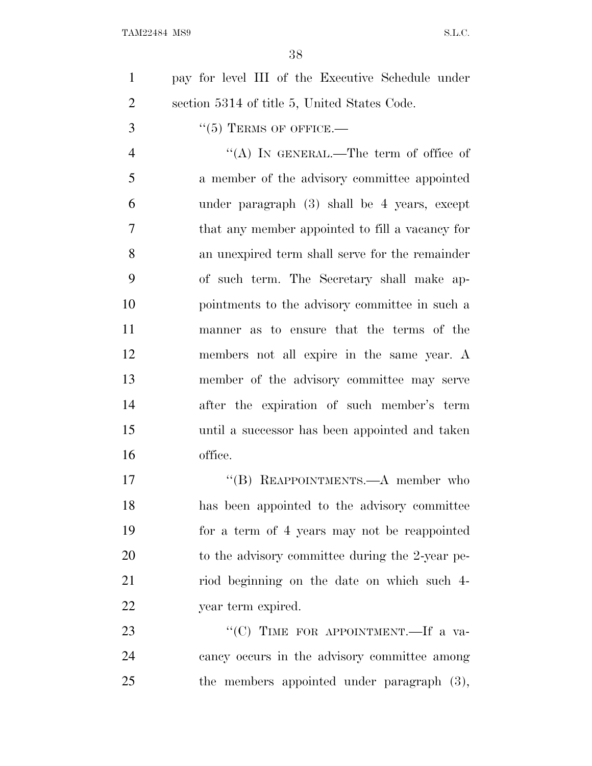pay for level III of the Executive Schedule under section 5314 of title 5, United States Code.

"(5) TERMS OF OFFICE.—

"(A) IN GENERAL.—The term of office of a member of the advisory committee appointed under paragraph (3) shall be 4 years, except that any member appointed to fill a vacancy for an unexpired term shall serve for the remainder of such term. The Secretary shall make appointments to the advisory committee in such a manner as to ensure that the terms of the members not all expire in the same year. A member of the advisory committee may serve after the expiration of such member's term until a successor has been appointed and taken office.

"(B) REAPPOINTMENTS.—A member who has been appointed to the advisory committee for a term of 4 years may not be reappointed to the advisory committee during the 2-year period beginning on the date on which such 4-year term expired.

"(C) TIME FOR APPOINTMENT.—If a vacancy occurs in the advisory committee among the members appointed under paragraph (3),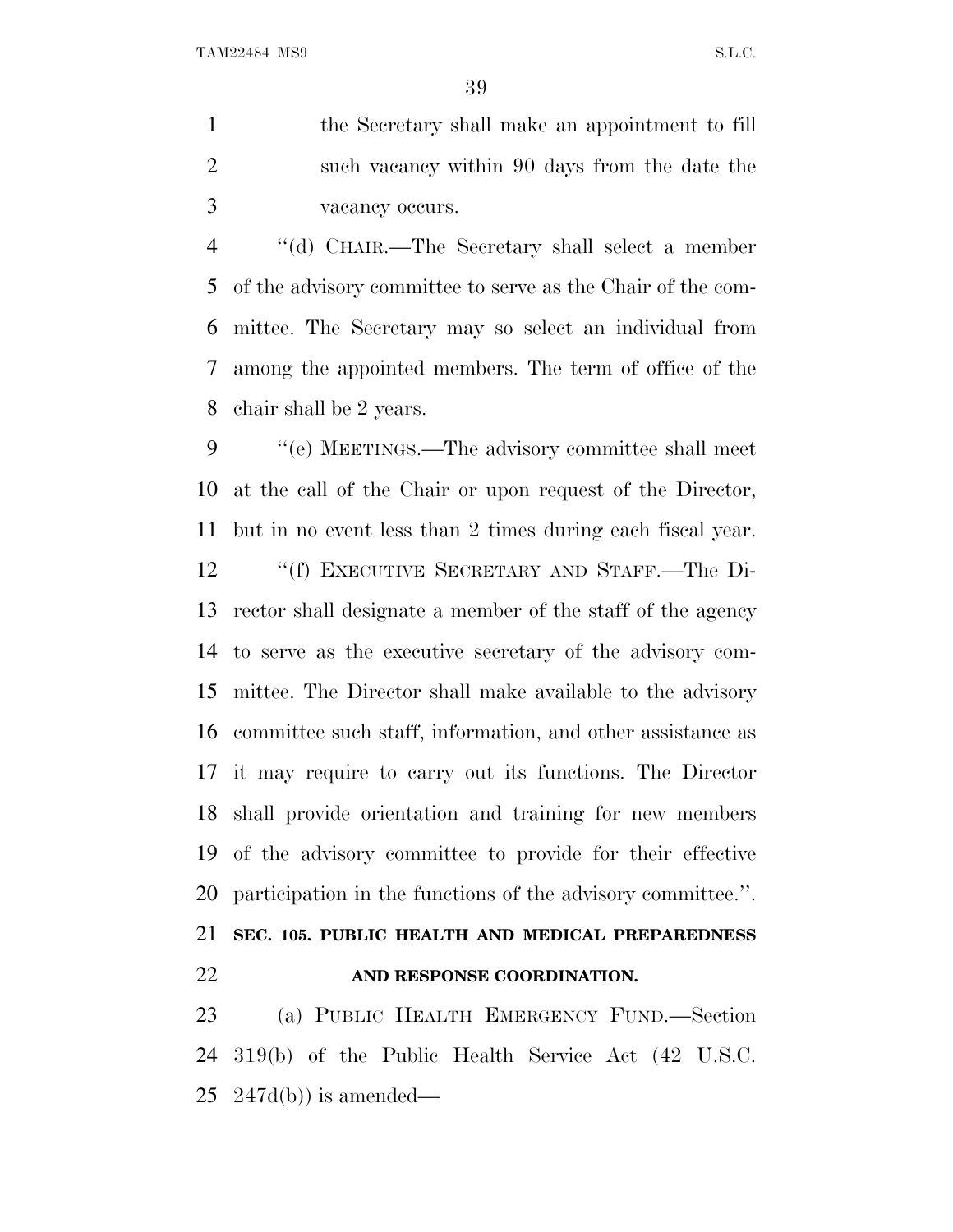the Secretary shall make an appointment to fill such vacancy within 90 days from the date the vacancy occurs.

"(d) CHAIR.—The Secretary shall select a member of the advisory committee to serve as the Chair of the committee. The Secretary may so select an individual from among the appointed members. The term of office of the chair shall be 2 years.

"(e) MEETINGS.—The advisory committee shall meet at the call of the Chair or upon request of the Director, but in no event less than 2 times during each fiscal year.

"(f) EXECUTIVE SECRETARY AND STAFF.—The Director shall designate a member of the staff of the agency to serve as the executive secretary of the advisory committee. The Director shall make available to the advisory committee such staff, information, and other assistance as it may require to carry out its functions. The Director shall provide orientation and training for new members of the advisory committee to provide for their effective participation in the functions of the advisory committee.".

**SEC. 105. PUBLIC HEALTH AND MEDICAL PREPAREDNESS AND RESPONSE COORDINATION.**

(a) PUBLIC HEALTH EMERGENCY FUND.—Section 319(b) of the Public Health Service Act (42 U.S.C. 247d(b)) is amended—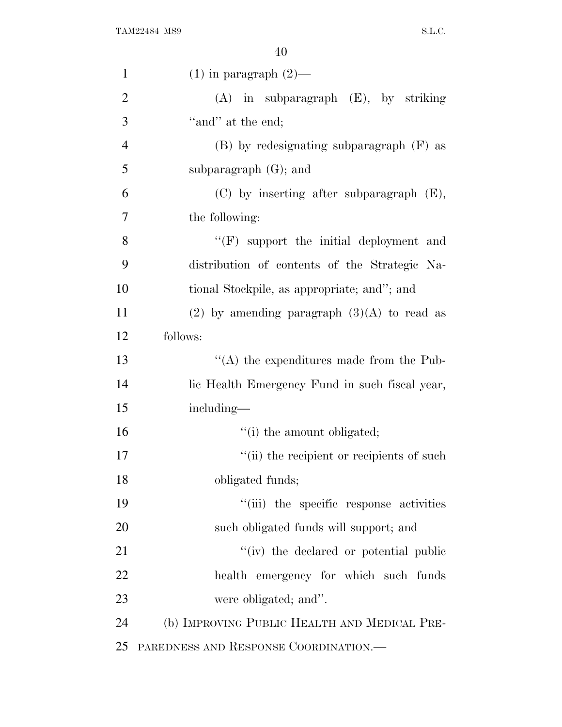(1) in paragraph (2)—

(A) in subparagraph (E), by striking "and" at the end;

(B) by redesignating subparagraph (F) as subparagraph (G); and

(C) by inserting after subparagraph (E), the following:

"(F) support the initial deployment and distribution of contents of the Strategic National Stockpile, as appropriate; and"; and

(2) by amending paragraph (3)(A) to read as follows:

"(A) the expenditures made from the Public Health Emergency Fund in such fiscal year, including—

"(i) the amount obligated;

"(ii) the recipient or recipients of such obligated funds;

"(iii) the specific response activities such obligated funds will support; and

"(iv) the declared or potential public health emergency for which such funds were obligated; and".

(b) IMPROVING PUBLIC HEALTH AND MEDICAL PREPAREDNESS AND RESPONSE COORDINATION.—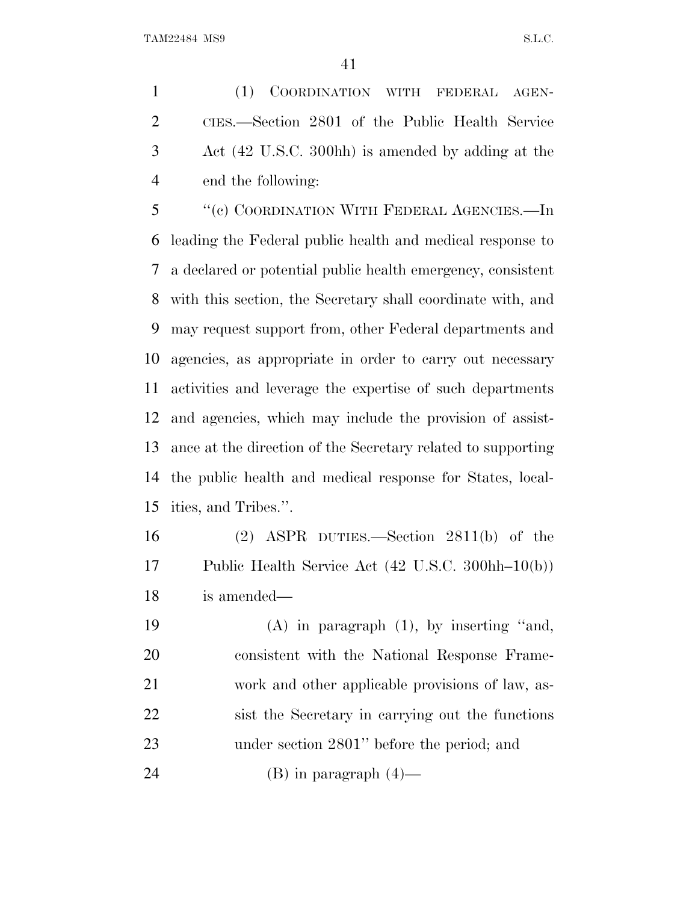(1) COORDINATION WITH FEDERAL AGENCIES.—Section 2801 of the Public Health Service Act (42 U.S.C. 300hh) is amended by adding at the end the following:

"(c) COORDINATION WITH FEDERAL AGENCIES.—In leading the Federal public health and medical response to a declared or potential public health emergency, consistent with this section, the Secretary shall coordinate with, and may request support from, other Federal departments and agencies, as appropriate in order to carry out necessary activities and leverage the expertise of such departments and agencies, which may include the provision of assistance at the direction of the Secretary related to supporting the public health and medical response for States, localities, and Tribes.".

(2) ASPR DUTIES.—Section 2811(b) of the Public Health Service Act (42 U.S.C. 300hh–10(b)) is amended—

(A) in paragraph (1), by inserting "and, consistent with the National Response Framework and other applicable provisions of law, assist the Secretary in carrying out the functions under section 2801" before the period; and

(B) in paragraph (4)—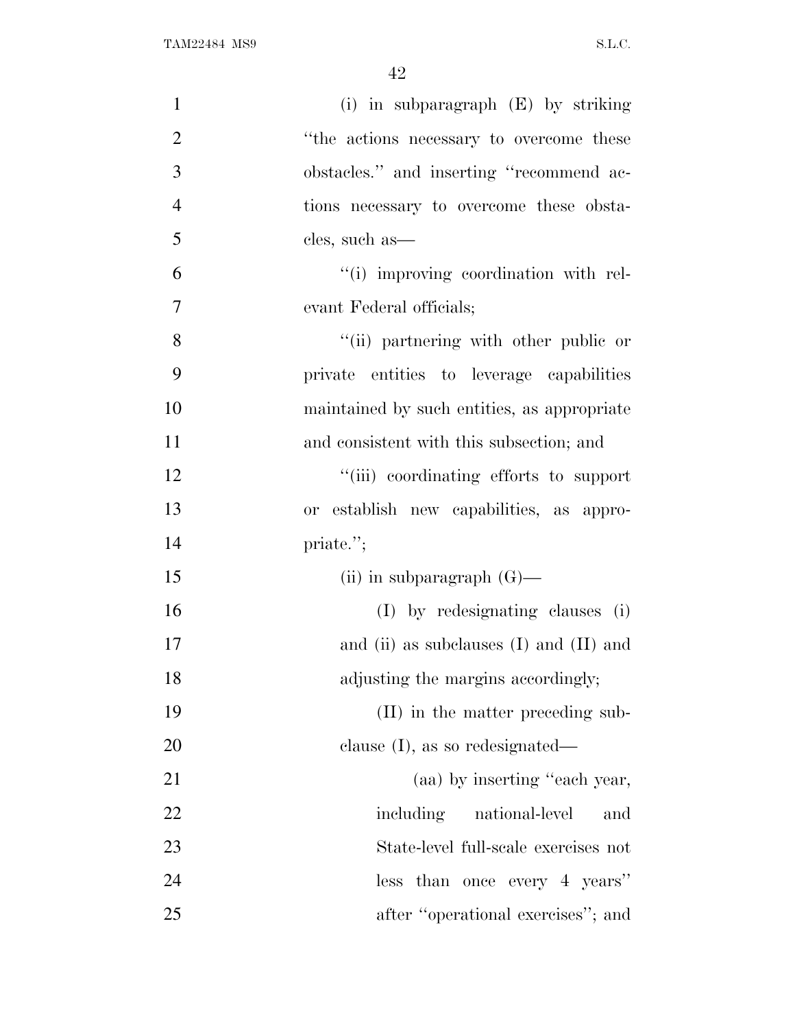(i) in subparagraph (E) by striking "the actions necessary to overcome these obstacles." and inserting "recommend actions necessary to overcome these obstacles, such as—

"(i) improving coordination with relevant Federal officials;

"(ii) partnering with other public or private entities to leverage capabilities maintained by such entities, as appropriate and consistent with this subsection; and

"(iii) coordinating efforts to support or establish new capabilities, as appropriate.";

(ii) in subparagraph (G)—

(I) by redesignating clauses (i) and (ii) as subclauses (I) and (II) and adjusting the margins accordingly;

(II) in the matter preceding subclause (I), as so redesignated—

(aa) by inserting "each year, including national-level and State-level full-scale exercises not less than once every 4 years" after "operational exercises"; and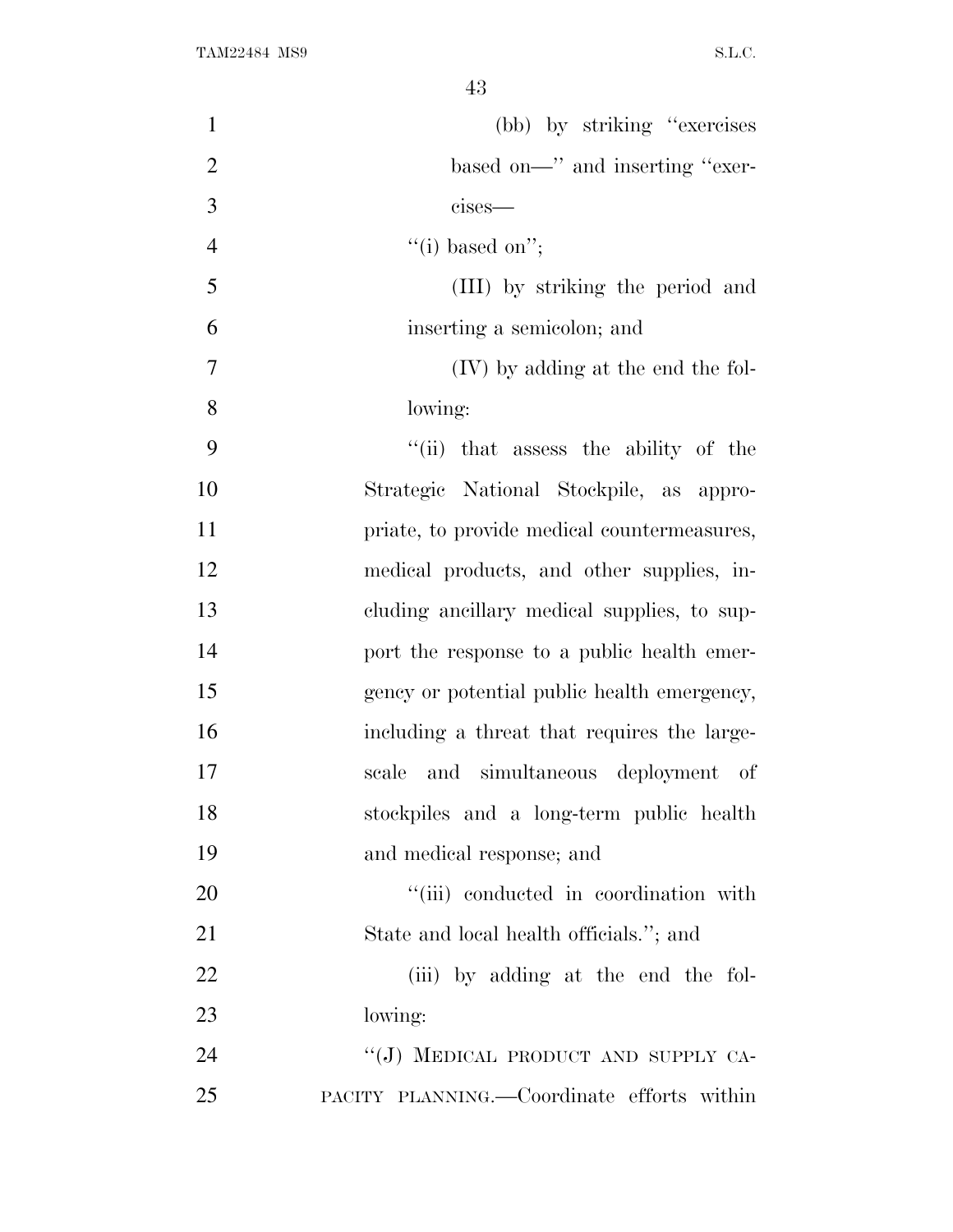(bb) by striking ''exercises based on—'' and inserting ''exercises—

''(i) based on'';

(III) by striking the period and inserting a semicolon; and

(IV) by adding at the end the following:

''(ii) that assess the ability of the Strategic National Stockpile, as appropriate, to provide medical countermeasures, medical products, and other supplies, including ancillary medical supplies, to support the response to a public health emergency or potential public health emergency, including a threat that requires the large-scale and simultaneous deployment of stockpiles and a long-term public health and medical response; and

''(iii) conducted in coordination with State and local health officials.''; and

(iii) by adding at the end the following:

''(J) MEDICAL PRODUCT AND SUPPLY CAPACITY PLANNING.—Coordinate efforts within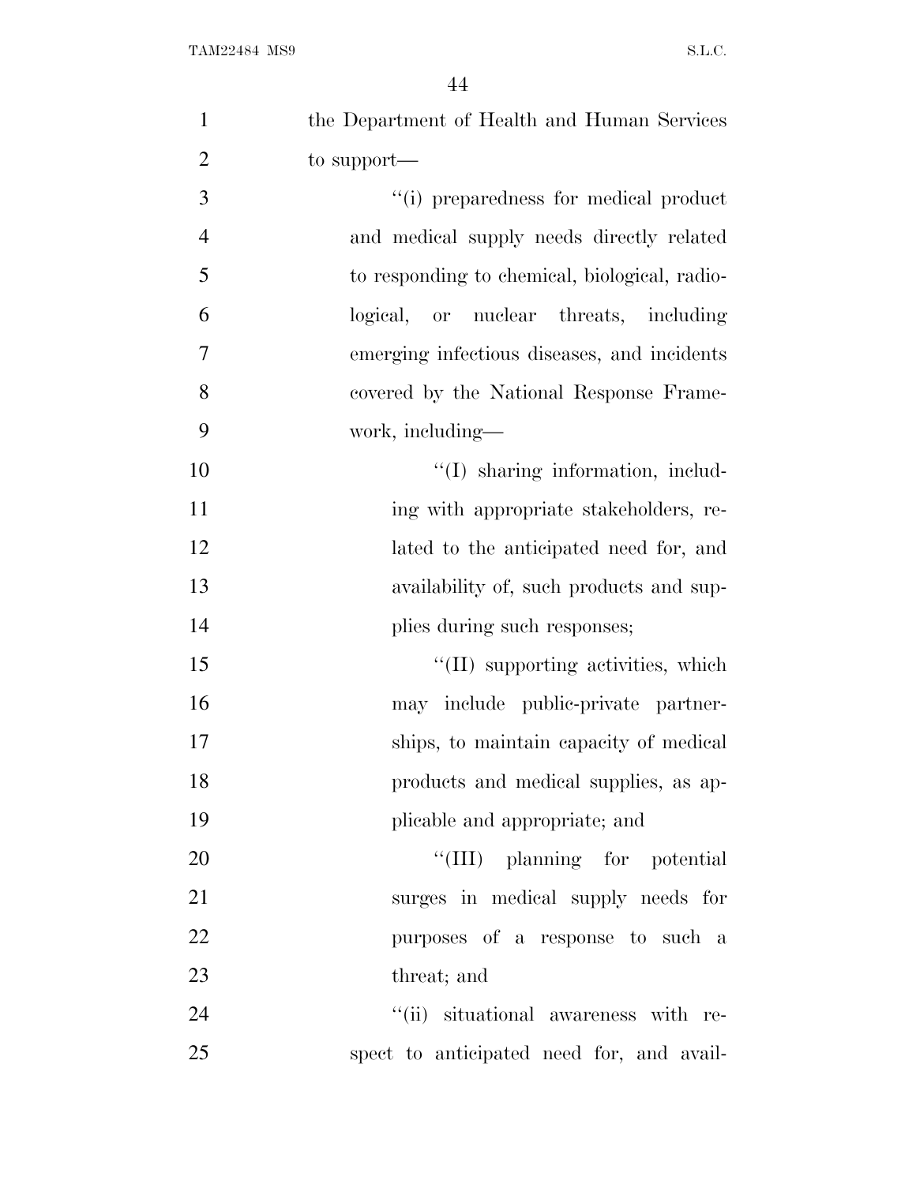the Department of Health and Human Services to support—

"(i) preparedness for medical product and medical supply needs directly related to responding to chemical, biological, radiological, or nuclear threats, including emerging infectious diseases, and incidents covered by the National Response Framework, including—

"(I) sharing information, including with appropriate stakeholders, related to the anticipated need for, and availability of, such products and supplies during such responses;

"(II) supporting activities, which may include public-private partnerships, to maintain capacity of medical products and medical supplies, as applicable and appropriate; and

"(III) planning for potential surges in medical supply needs for purposes of a response to such a threat; and

"(ii) situational awareness with respect to anticipated need for, and avail-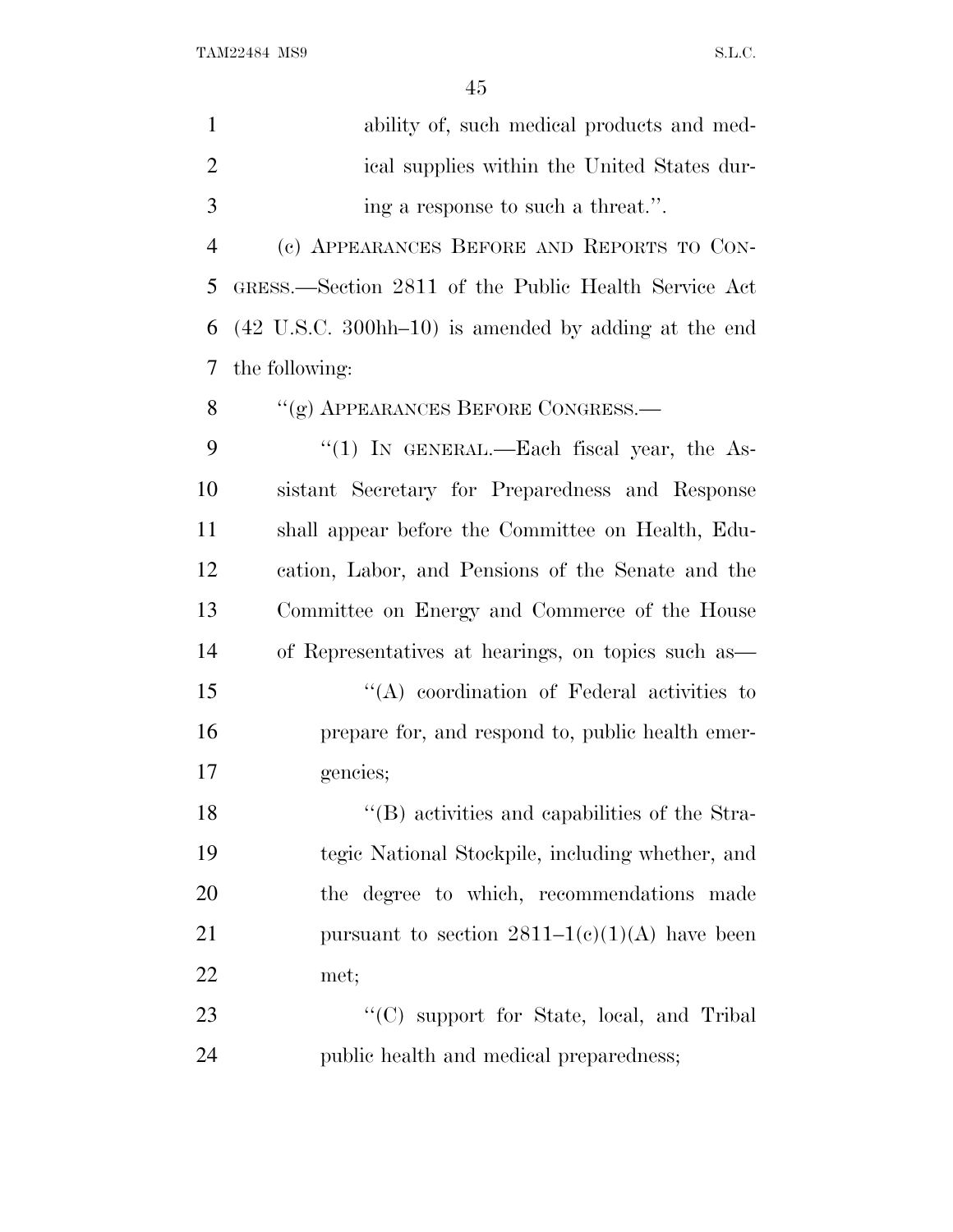ability of, such medical products and medical supplies within the United States during a response to such a threat.''.

(c) APPEARANCES BEFORE AND REPORTS TO CONGRESS.—Section 2811 of the Public Health Service Act (42 U.S.C. 300hh–10) is amended by adding at the end the following:

''(g) APPEARANCES BEFORE CONGRESS.—

''(1) IN GENERAL.—Each fiscal year, the Assistant Secretary for Preparedness and Response shall appear before the Committee on Health, Education, Labor, and Pensions of the Senate and the Committee on Energy and Commerce of the House of Representatives at hearings, on topics such as—

''(A) coordination of Federal activities to prepare for, and respond to, public health emergencies;

''(B) activities and capabilities of the Strategic National Stockpile, including whether, and the degree to which, recommendations made pursuant to section 2811–1(c)(1)(A) have been met;

''(C) support for State, local, and Tribal public health and medical preparedness;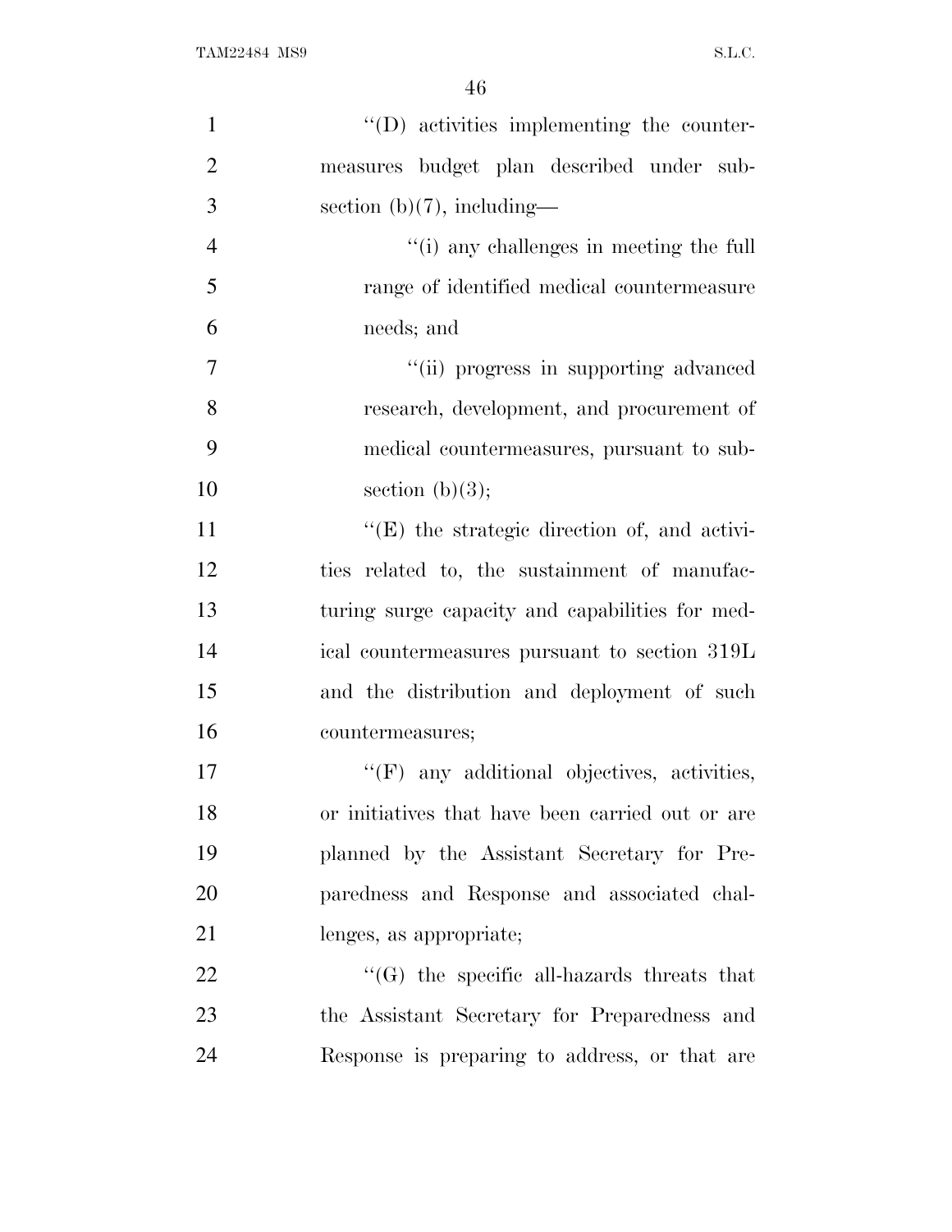''(D) activities implementing the countermeasures budget plan described under subsection (b)(7), including—

''(i) any challenges in meeting the full range of identified medical countermeasure needs; and

''(ii) progress in supporting advanced research, development, and procurement of medical countermeasures, pursuant to subsection (b)(3);

''(E) the strategic direction of, and activities related to, the sustainment of manufacturing surge capacity and capabilities for medical countermeasures pursuant to section 319L and the distribution and deployment of such countermeasures;

''(F) any additional objectives, activities, or initiatives that have been carried out or are planned by the Assistant Secretary for Preparedness and Response and associated challenges, as appropriate;

''(G) the specific all-hazards threats that the Assistant Secretary for Preparedness and Response is preparing to address, or that are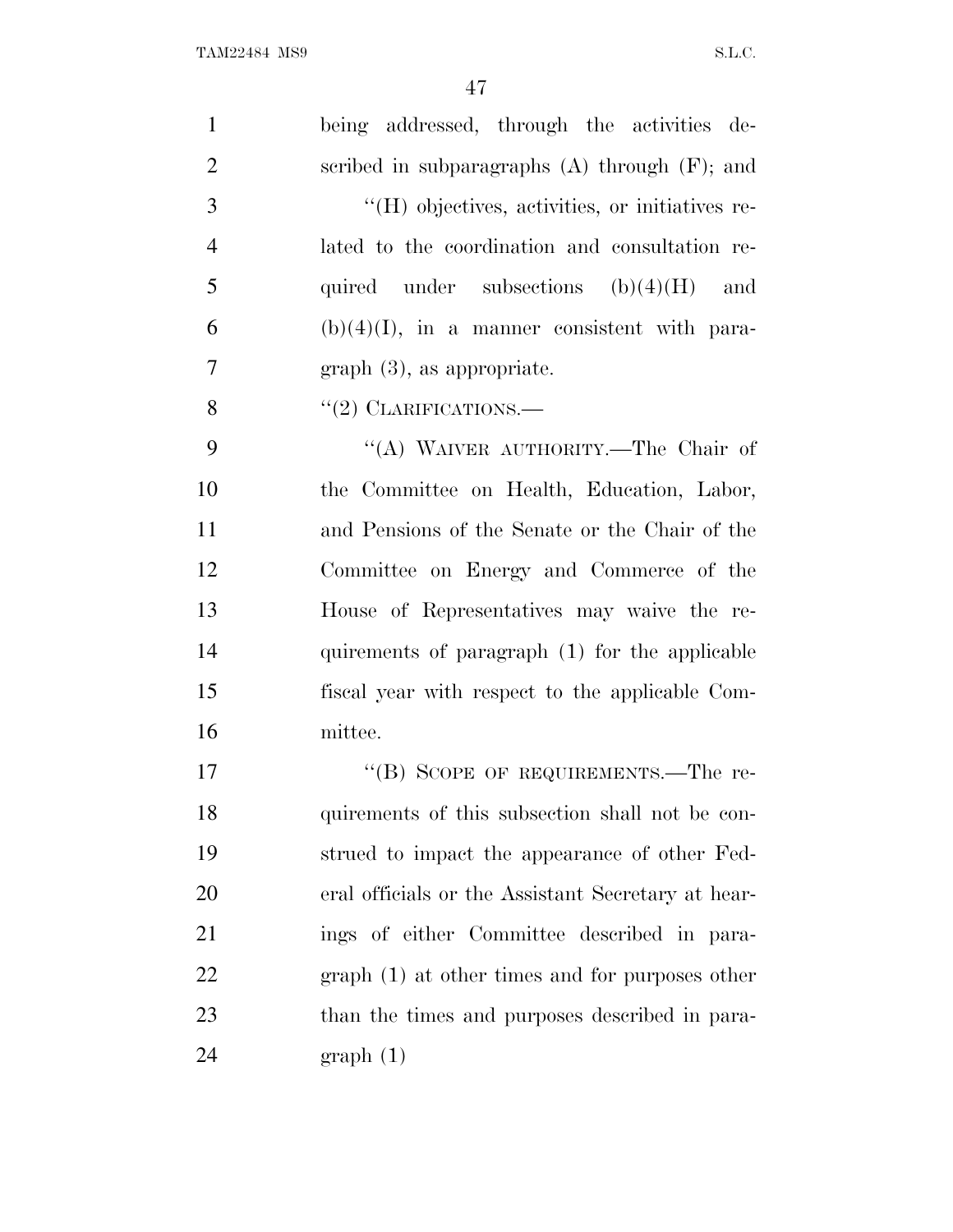being addressed, through the activities described in subparagraphs (A) through (F); and

"(H) objectives, activities, or initiatives related to the coordination and consultation required under subsections (b)(4)(H) and (b)(4)(I), in a manner consistent with paragraph (3), as appropriate.

"(2) CLARIFICATIONS.—

"(A) WAIVER AUTHORITY.—The Chair of the Committee on Health, Education, Labor, and Pensions of the Senate or the Chair of the Committee on Energy and Commerce of the House of Representatives may waive the requirements of paragraph (1) for the applicable fiscal year with respect to the applicable Committee.

"(B) SCOPE OF REQUIREMENTS.—The requirements of this subsection shall not be construed to impact the appearance of other Federal officials or the Assistant Secretary at hearings of either Committee described in paragraph (1) at other times and for purposes other than the times and purposes described in paragraph (1)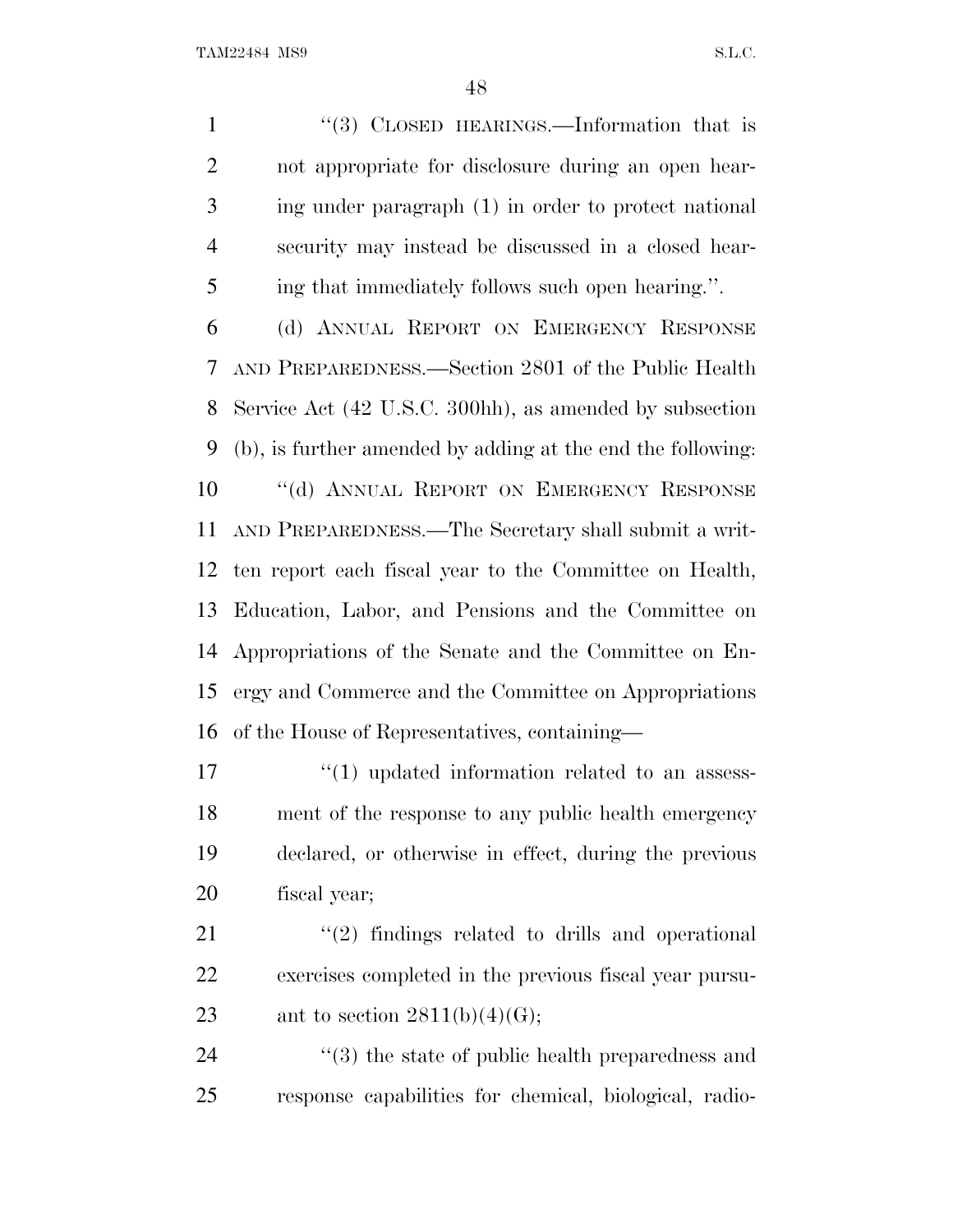"(3) CLOSED HEARINGS.—Information that is not appropriate for disclosure during an open hearing under paragraph (1) in order to protect national security may instead be discussed in a closed hearing that immediately follows such open hearing.".

(d) ANNUAL REPORT ON EMERGENCY RESPONSE AND PREPAREDNESS.—Section 2801 of the Public Health Service Act (42 U.S.C. 300hh), as amended by subsection (b), is further amended by adding at the end the following:

"(d) ANNUAL REPORT ON EMERGENCY RESPONSE AND PREPAREDNESS.—The Secretary shall submit a written report each fiscal year to the Committee on Health, Education, Labor, and Pensions and the Committee on Appropriations of the Senate and the Committee on Energy and Commerce and the Committee on Appropriations of the House of Representatives, containing—

"(1) updated information related to an assessment of the response to any public health emergency declared, or otherwise in effect, during the previous fiscal year;

"(2) findings related to drills and operational exercises completed in the previous fiscal year pursuant to section 2811(b)(4)(G);

"(3) the state of public health preparedness and response capabilities for chemical, biological, radio-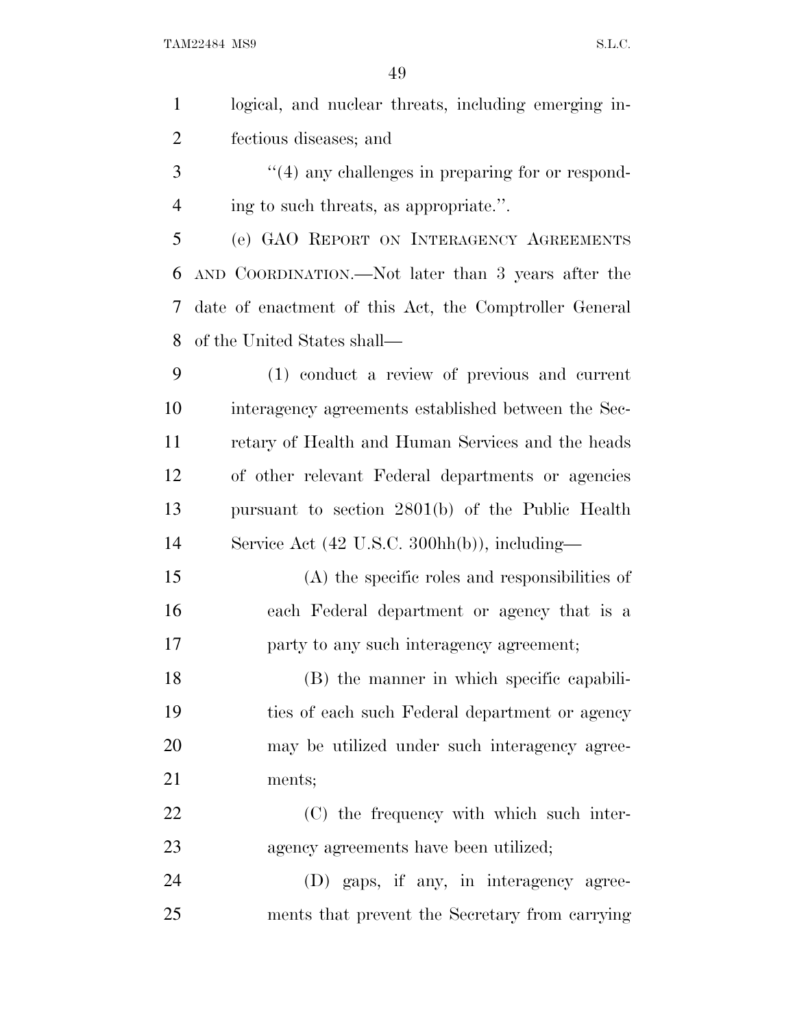logical, and nuclear threats, including emerging infectious diseases; and

"(4) any challenges in preparing for or responding to such threats, as appropriate.".

(e) GAO REPORT ON INTERAGENCY AGREEMENTS AND COORDINATION.—Not later than 3 years after the date of enactment of this Act, the Comptroller General of the United States shall—

(1) conduct a review of previous and current interagency agreements established between the Secretary of Health and Human Services and the heads of other relevant Federal departments or agencies pursuant to section 2801(b) of the Public Health Service Act (42 U.S.C. 300hh(b)), including—

(A) the specific roles and responsibilities of each Federal department or agency that is a party to any such interagency agreement;

(B) the manner in which specific capabilities of each such Federal department or agency may be utilized under such interagency agreements;

(C) the frequency with which such interagency agreements have been utilized;

(D) gaps, if any, in interagency agreements that prevent the Secretary from carrying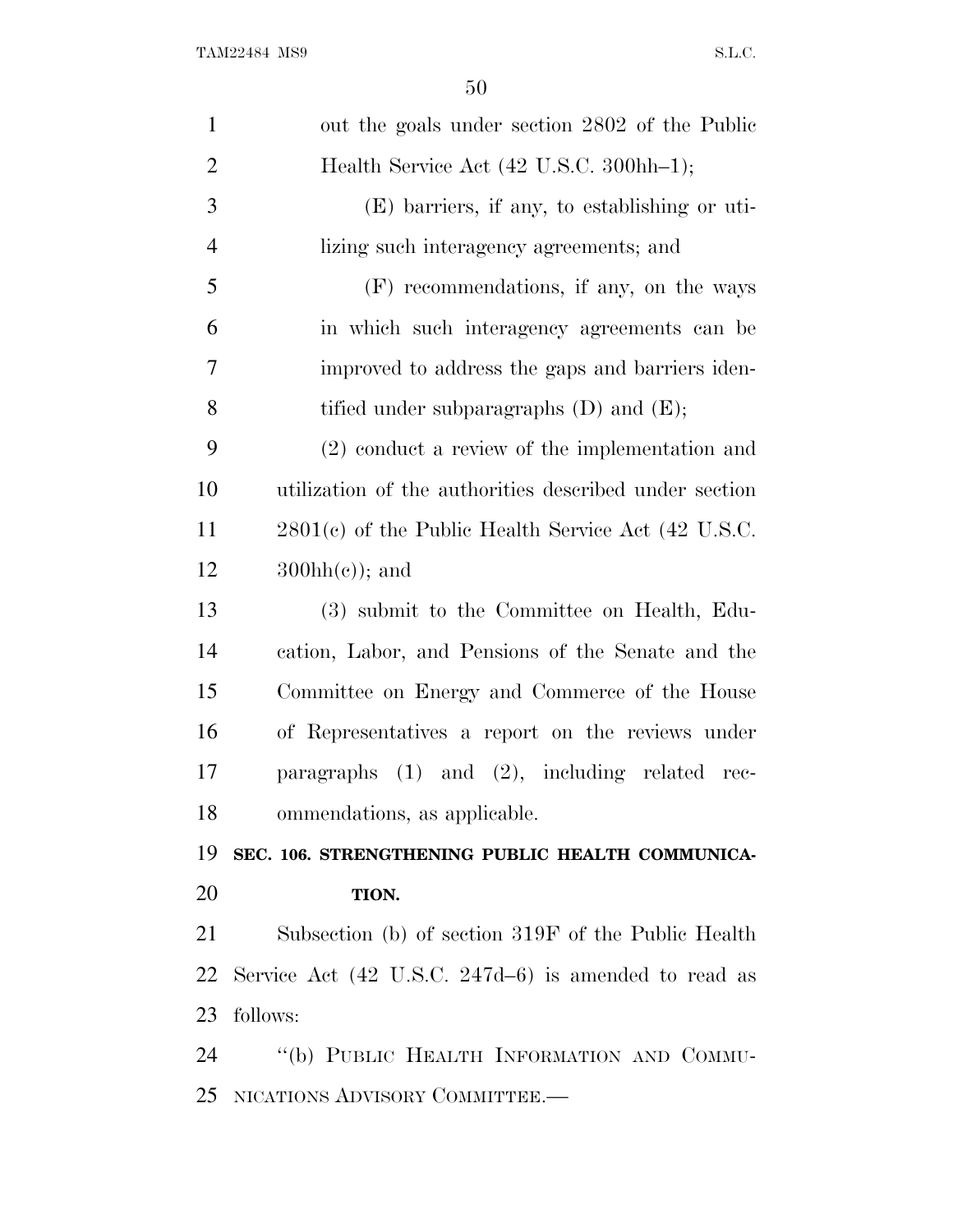out the goals under section 2802 of the Public Health Service Act (42 U.S.C. 300hh–1);

(E) barriers, if any, to establishing or utilizing such interagency agreements; and

(F) recommendations, if any, on the ways in which such interagency agreements can be improved to address the gaps and barriers identified under subparagraphs (D) and (E);

(2) conduct a review of the implementation and utilization of the authorities described under section 2801(c) of the Public Health Service Act (42 U.S.C. 300hh(c)); and

(3) submit to the Committee on Health, Education, Labor, and Pensions of the Senate and the Committee on Energy and Commerce of the House of Representatives a report on the reviews under paragraphs (1) and (2), including related recommendations, as applicable.

**SEC. 106. STRENGTHENING PUBLIC HEALTH COMMUNICATION.**

Subsection (b) of section 319F of the Public Health Service Act (42 U.S.C. 247d–6) is amended to read as follows:

"(b) PUBLIC HEALTH INFORMATION AND COMMUNICATIONS ADVISORY COMMITTEE.—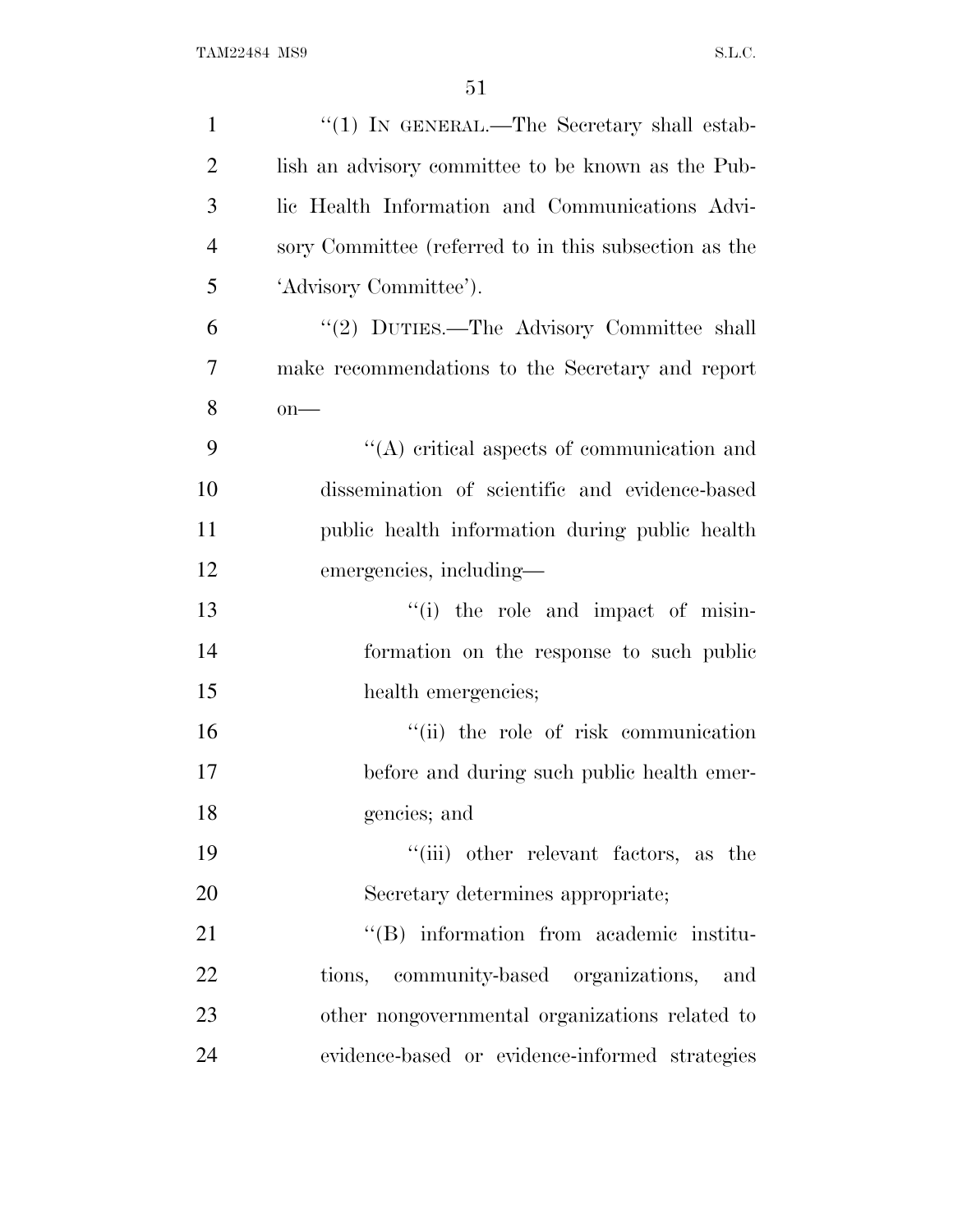''(1) IN GENERAL.—The Secretary shall establish an advisory committee to be known as the Public Health Information and Communications Advisory Committee (referred to in this subsection as the 'Advisory Committee').

''(2) DUTIES.—The Advisory Committee shall make recommendations to the Secretary and report on—

''(A) critical aspects of communication and dissemination of scientific and evidence-based public health information during public health emergencies, including—

''(i) the role and impact of misinformation on the response to such public health emergencies;

''(ii) the role of risk communication before and during such public health emergencies; and

''(iii) other relevant factors, as the Secretary determines appropriate;

''(B) information from academic institutions, community-based organizations, and other nongovernmental organizations related to evidence-based or evidence-informed strategies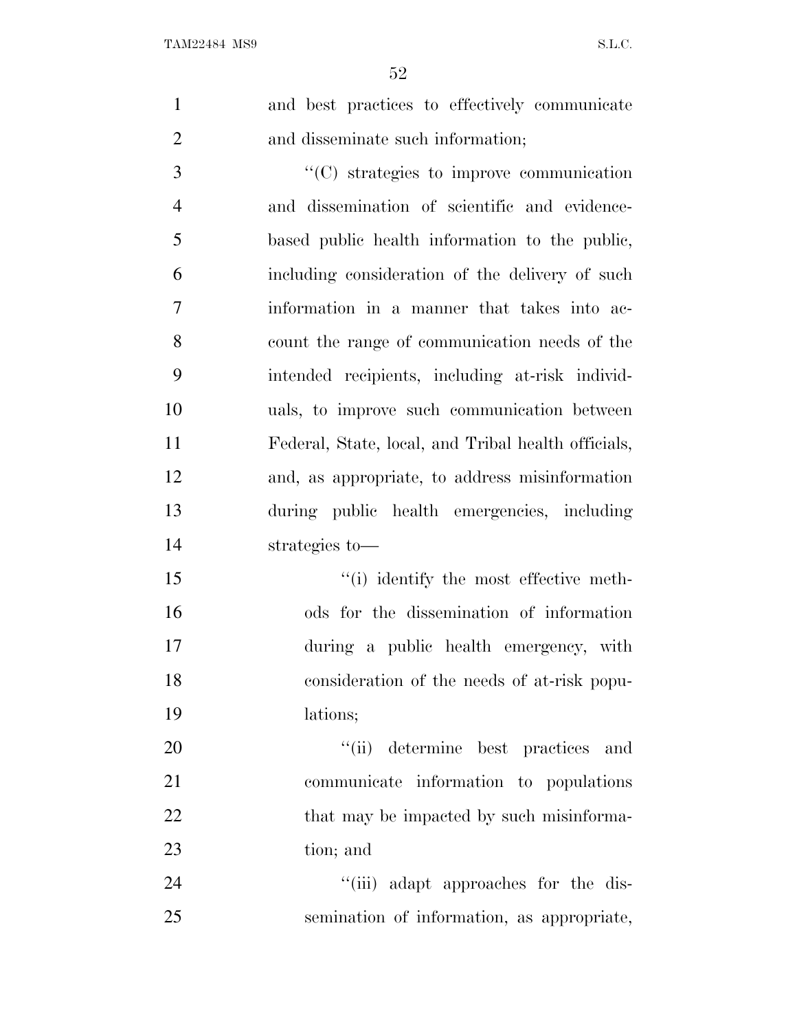and best practices to effectively communicate and disseminate such information;

''(C) strategies to improve communication and dissemination of scientific and evidence-based public health information to the public, including consideration of the delivery of such information in a manner that takes into account the range of communication needs of the intended recipients, including at-risk individuals, to improve such communication between Federal, State, local, and Tribal health officials, and, as appropriate, to address misinformation during public health emergencies, including strategies to—

''(i) identify the most effective methods for the dissemination of information during a public health emergency, with consideration of the needs of at-risk populations;

''(ii) determine best practices and communicate information to populations that may be impacted by such misinformation; and

''(iii) adapt approaches for the dissemination of information, as appropriate,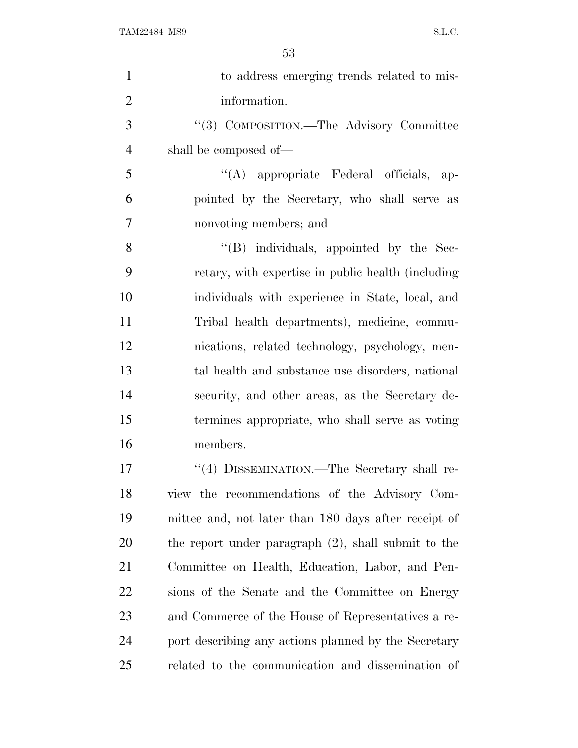to address emerging trends related to misinformation.

''(3) COMPOSITION.—The Advisory Committee shall be composed of—

''(A) appropriate Federal officials, appointed by the Secretary, who shall serve as nonvoting members; and

''(B) individuals, appointed by the Secretary, with expertise in public health (including individuals with experience in State, local, and Tribal health departments), medicine, communications, related technology, psychology, mental health and substance use disorders, national security, and other areas, as the Secretary determines appropriate, who shall serve as voting members.

''(4) DISSEMINATION.—The Secretary shall review the recommendations of the Advisory Committee and, not later than 180 days after receipt of the report under paragraph (2), shall submit to the Committee on Health, Education, Labor, and Pensions of the Senate and the Committee on Energy and Commerce of the House of Representatives a report describing any actions planned by the Secretary related to the communication and dissemination of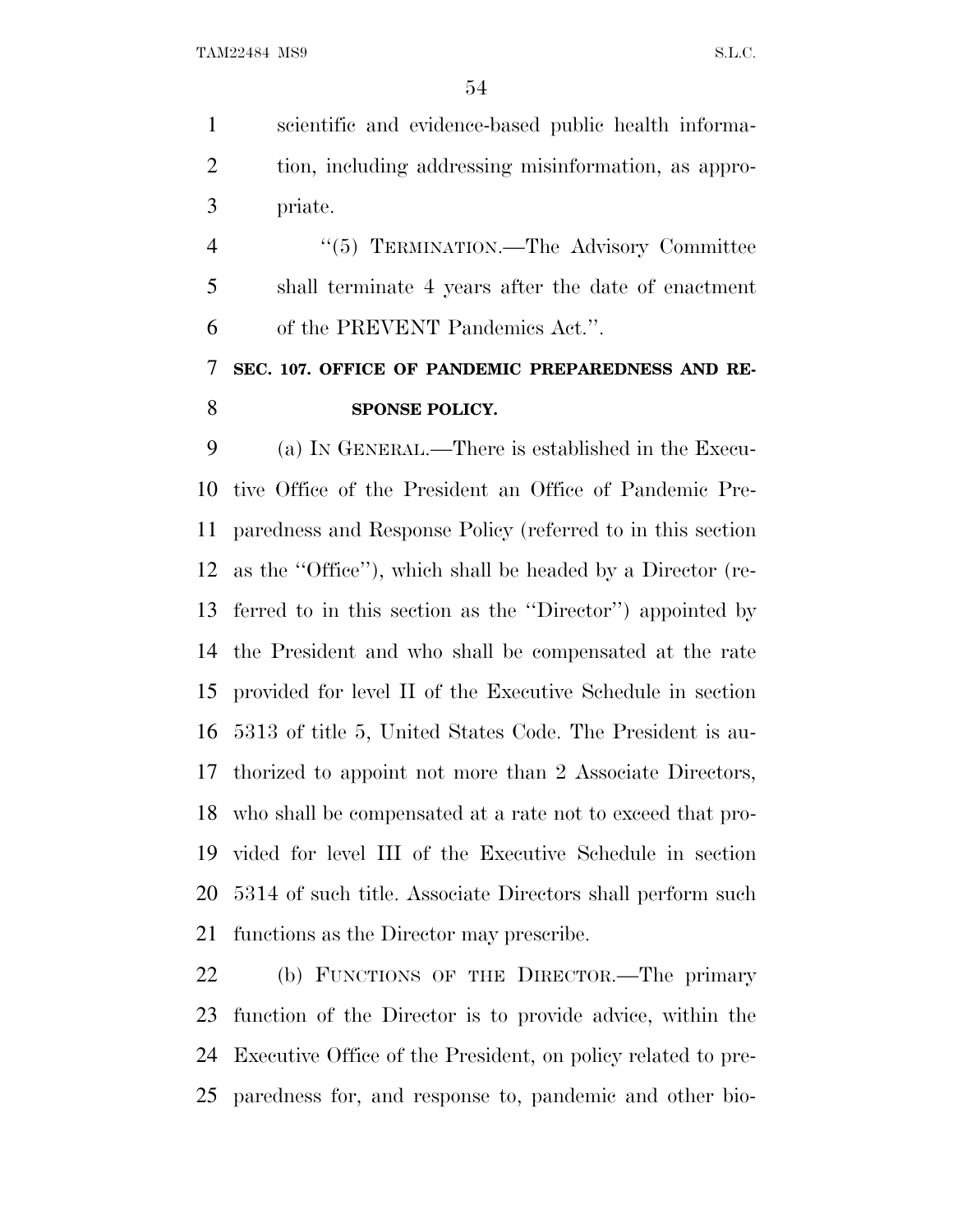scientific and evidence-based public health information, including addressing misinformation, as appropriate.

"(5) TERMINATION.—The Advisory Committee shall terminate 4 years after the date of enactment of the PREVENT Pandemics Act.".

### SEC. 107. OFFICE OF PANDEMIC PREPAREDNESS AND RESPONSE POLICY.

(a) IN GENERAL.—There is established in the Executive Office of the President an Office of Pandemic Preparedness and Response Policy (referred to in this section as the "Office"), which shall be headed by a Director (referred to in this section as the "Director") appointed by the President and who shall be compensated at the rate provided for level II of the Executive Schedule in section 5313 of title 5, United States Code. The President is authorized to appoint not more than 2 Associate Directors, who shall be compensated at a rate not to exceed that provided for level III of the Executive Schedule in section 5314 of such title. Associate Directors shall perform such functions as the Director may prescribe.

(b) FUNCTIONS OF THE DIRECTOR.—The primary function of the Director is to provide advice, within the Executive Office of the President, on policy related to preparedness for, and response to, pandemic and other bio-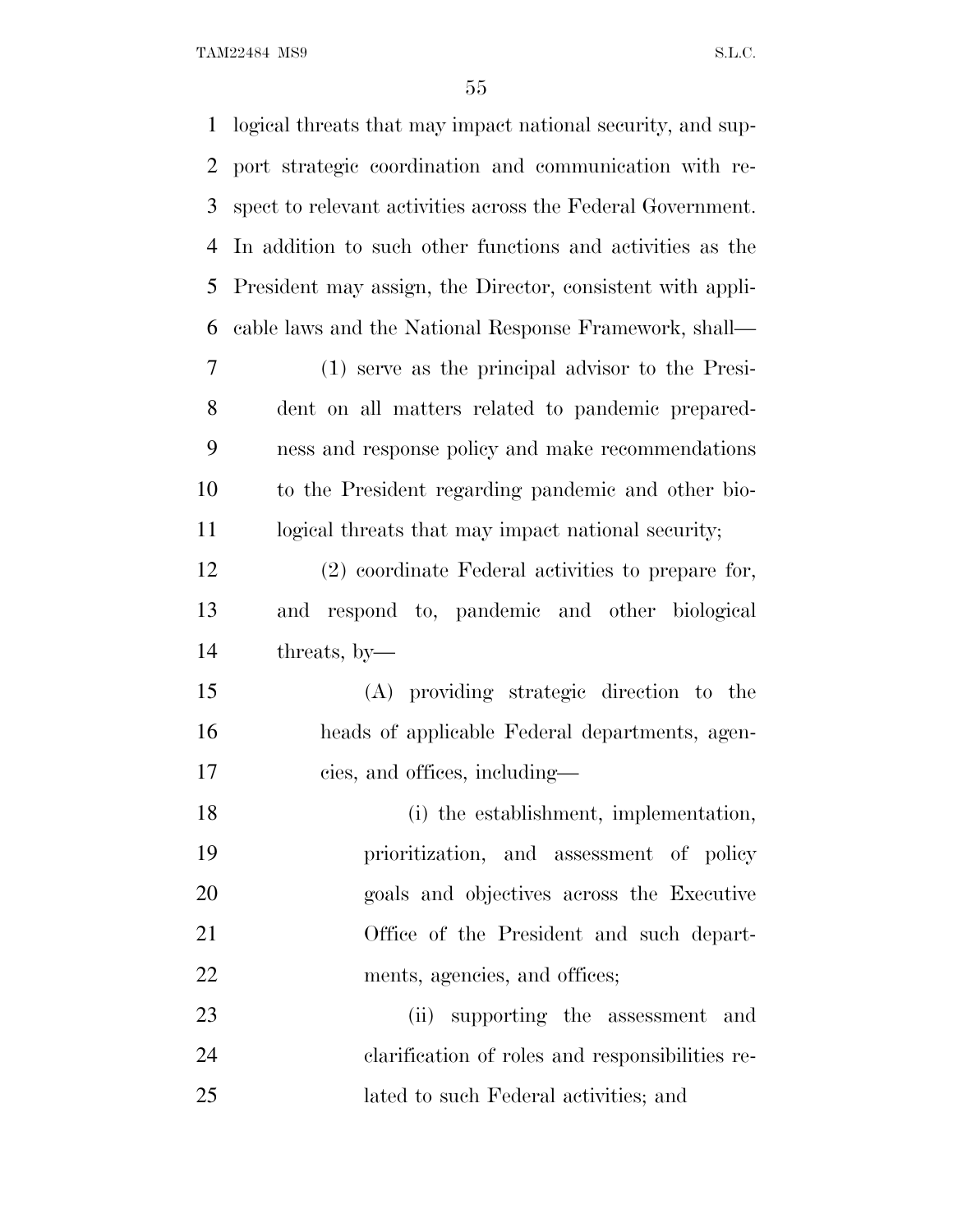logical threats that may impact national security, and support strategic coordination and communication with respect to relevant activities across the Federal Government. In addition to such other functions and activities as the President may assign, the Director, consistent with applicable laws and the National Response Framework, shall—

(1) serve as the principal advisor to the President on all matters related to pandemic preparedness and response policy and make recommendations to the President regarding pandemic and other biological threats that may impact national security;

(2) coordinate Federal activities to prepare for, and respond to, pandemic and other biological threats, by—

(A) providing strategic direction to the heads of applicable Federal departments, agencies, and offices, including—

(i) the establishment, implementation, prioritization, and assessment of policy goals and objectives across the Executive Office of the President and such departments, agencies, and offices;

(ii) supporting the assessment and clarification of roles and responsibilities related to such Federal activities; and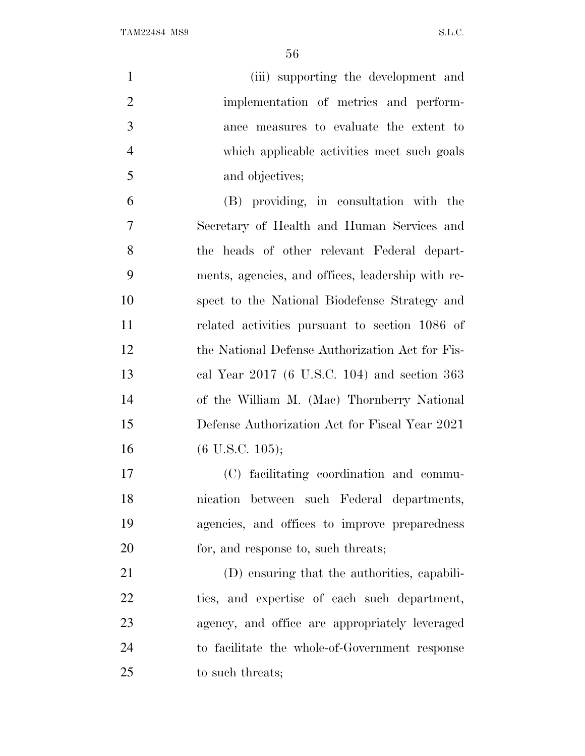(iii) supporting the development and implementation of metrics and performance measures to evaluate the extent to which applicable activities meet such goals and objectives;

(B) providing, in consultation with the Secretary of Health and Human Services and the heads of other relevant Federal departments, agencies, and offices, leadership with respect to the National Biodefense Strategy and related activities pursuant to section 1086 of the National Defense Authorization Act for Fiscal Year 2017 (6 U.S.C. 104) and section 363 of the William M. (Mac) Thornberry National Defense Authorization Act for Fiscal Year 2021 (6 U.S.C. 105);

(C) facilitating coordination and communication between such Federal departments, agencies, and offices to improve preparedness for, and response to, such threats;

(D) ensuring that the authorities, capabilities, and expertise of each such department, agency, and office are appropriately leveraged to facilitate the whole-of-Government response to such threats;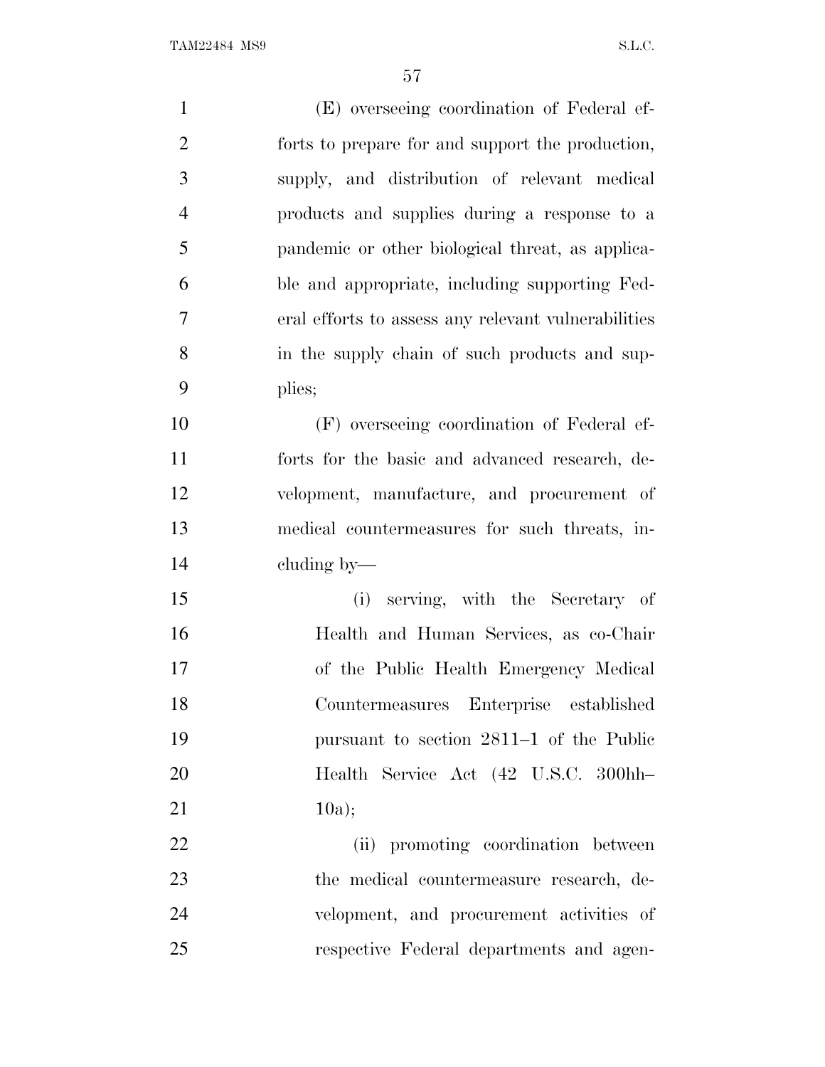(E) overseeing coordination of Federal efforts to prepare for and support the production, supply, and distribution of relevant medical products and supplies during a response to a pandemic or other biological threat, as applicable and appropriate, including supporting Federal efforts to assess any relevant vulnerabilities in the supply chain of such products and supplies;

(F) overseeing coordination of Federal efforts for the basic and advanced research, development, manufacture, and procurement of medical countermeasures for such threats, including by—

(i) serving, with the Secretary of Health and Human Services, as co-Chair of the Public Health Emergency Medical Countermeasures Enterprise established pursuant to section 2811–1 of the Public Health Service Act (42 U.S.C. 300hh–10a);

(ii) promoting coordination between the medical countermeasure research, development, and procurement activities of respective Federal departments and agen-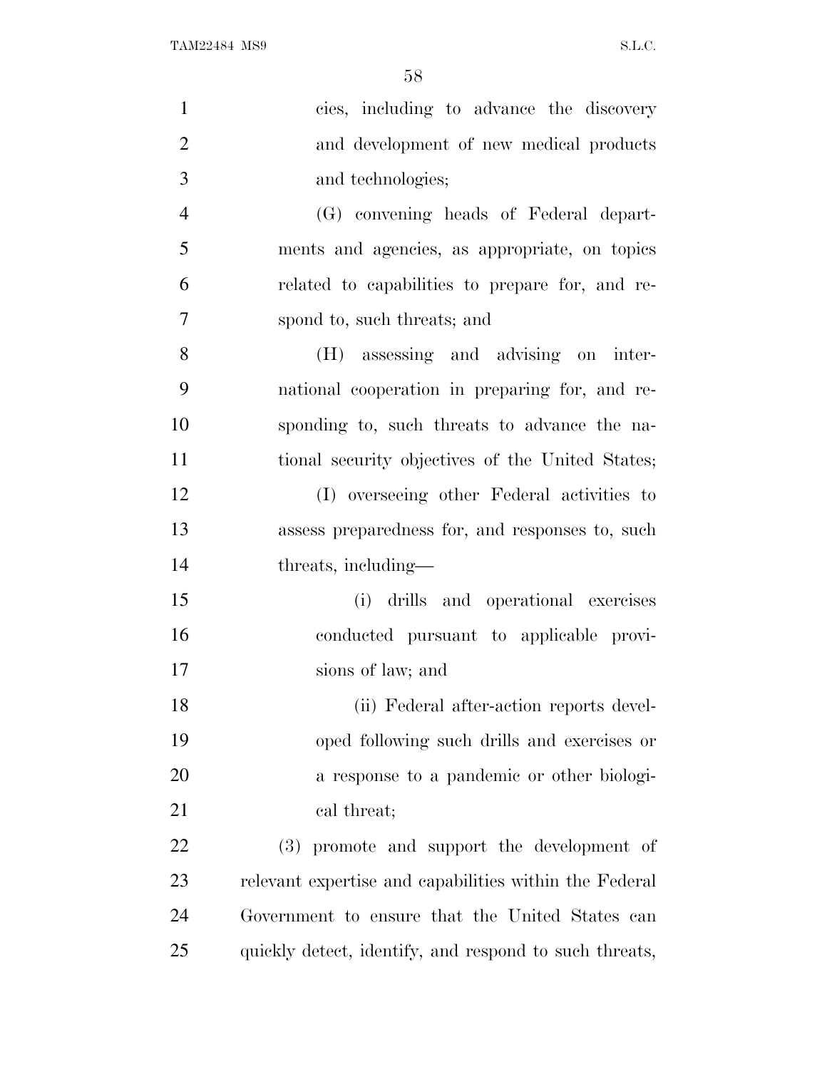cies, including to advance the discovery and development of new medical products and technologies;

(G) convening heads of Federal departments and agencies, as appropriate, on topics related to capabilities to prepare for, and respond to, such threats; and

(H) assessing and advising on international cooperation in preparing for, and responding to, such threats to advance the national security objectives of the United States;

(I) overseeing other Federal activities to assess preparedness for, and responses to, such threats, including—

(i) drills and operational exercises conducted pursuant to applicable provisions of law; and

(ii) Federal after-action reports developed following such drills and exercises or a response to a pandemic or other biological threat;

(3) promote and support the development of relevant expertise and capabilities within the Federal Government to ensure that the United States can quickly detect, identify, and respond to such threats,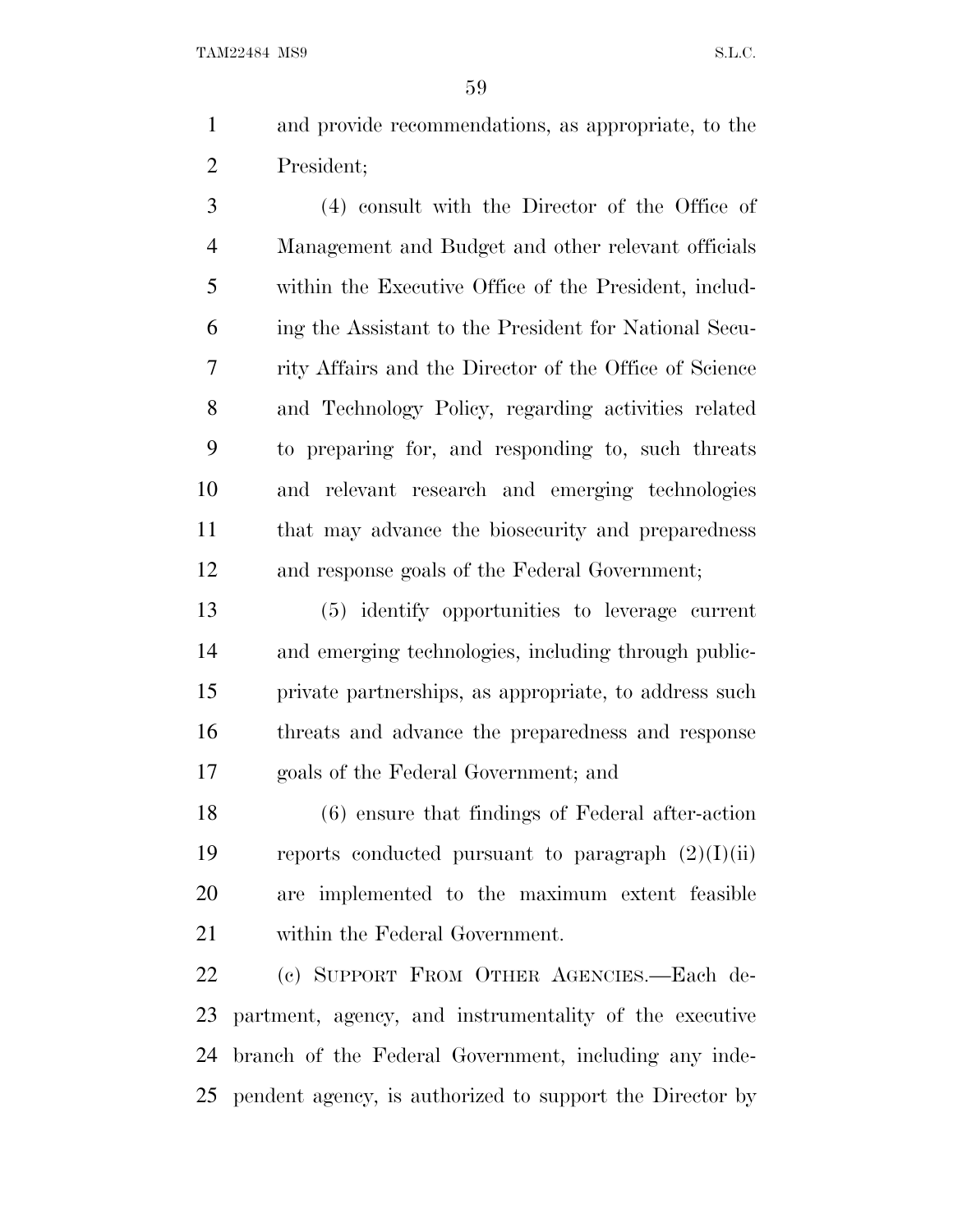and provide recommendations, as appropriate, to the President;

(4) consult with the Director of the Office of Management and Budget and other relevant officials within the Executive Office of the President, including the Assistant to the President for National Security Affairs and the Director of the Office of Science and Technology Policy, regarding activities related to preparing for, and responding to, such threats and relevant research and emerging technologies that may advance the biosecurity and preparedness and response goals of the Federal Government;

(5) identify opportunities to leverage current and emerging technologies, including through public-private partnerships, as appropriate, to address such threats and advance the preparedness and response goals of the Federal Government; and

(6) ensure that findings of Federal after-action reports conducted pursuant to paragraph (2)(I)(ii) are implemented to the maximum extent feasible within the Federal Government.

(c) SUPPORT FROM OTHER AGENCIES.—Each department, agency, and instrumentality of the executive branch of the Federal Government, including any independent agency, is authorized to support the Director by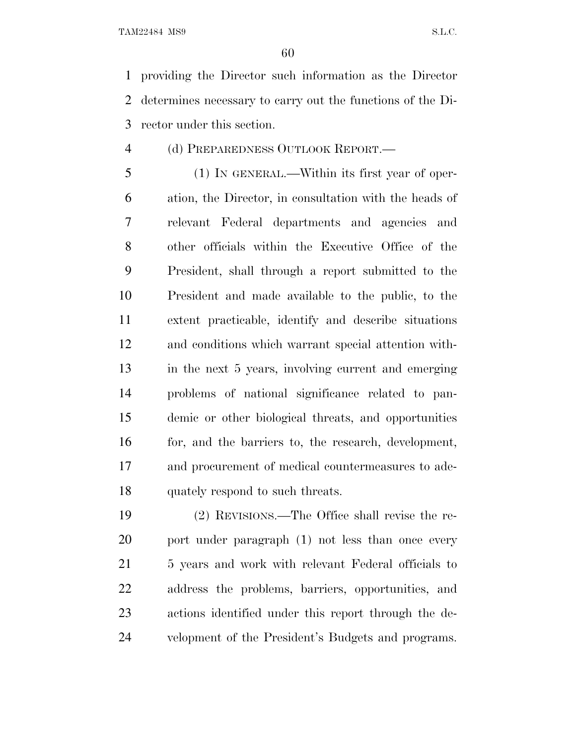providing the Director such information as the Director determines necessary to carry out the functions of the Director under this section.

(d) PREPAREDNESS OUTLOOK REPORT.—

(1) IN GENERAL.—Within its first year of operation, the Director, in consultation with the heads of relevant Federal departments and agencies and other officials within the Executive Office of the President, shall through a report submitted to the President and made available to the public, to the extent practicable, identify and describe situations and conditions which warrant special attention within the next 5 years, involving current and emerging problems of national significance related to pandemic or other biological threats, and opportunities for, and the barriers to, the research, development, and procurement of medical countermeasures to adequately respond to such threats.

(2) REVISIONS.—The Office shall revise the report under paragraph (1) not less than once every 5 years and work with relevant Federal officials to address the problems, barriers, opportunities, and actions identified under this report through the development of the President's Budgets and programs.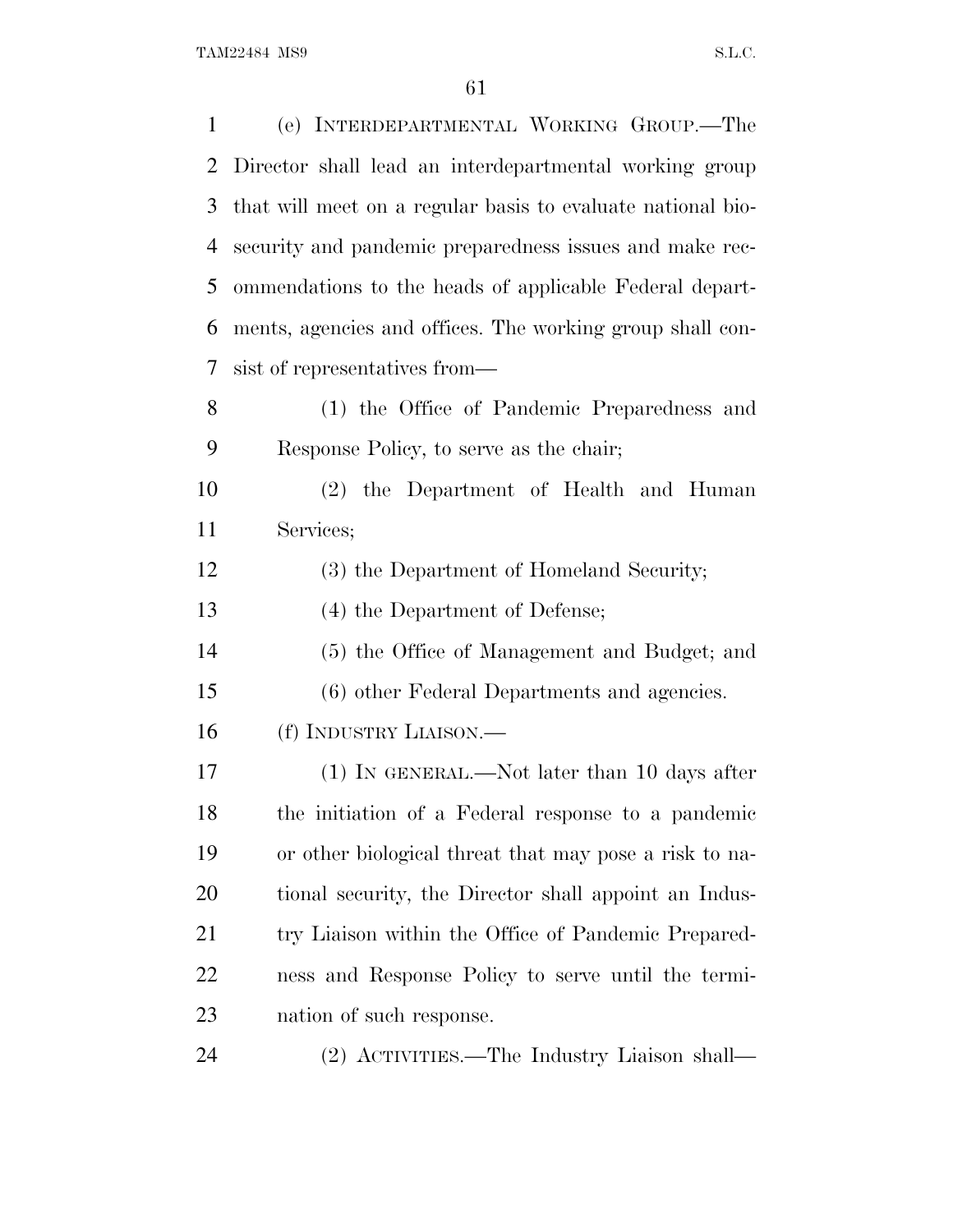(e) INTERDEPARTMENTAL WORKING GROUP.—The Director shall lead an interdepartmental working group that will meet on a regular basis to evaluate national biosecurity and pandemic preparedness issues and make recommendations to the heads of applicable Federal departments, agencies and offices. The working group shall consist of representatives from—

(1) the Office of Pandemic Preparedness and Response Policy, to serve as the chair;

(2) the Department of Health and Human Services;

(3) the Department of Homeland Security;

(4) the Department of Defense;

(5) the Office of Management and Budget; and

(6) other Federal Departments and agencies.

(f) INDUSTRY LIAISON.—

(1) IN GENERAL.—Not later than 10 days after the initiation of a Federal response to a pandemic or other biological threat that may pose a risk to national security, the Director shall appoint an Industry Liaison within the Office of Pandemic Preparedness and Response Policy to serve until the termination of such response.

(2) ACTIVITIES.—The Industry Liaison shall—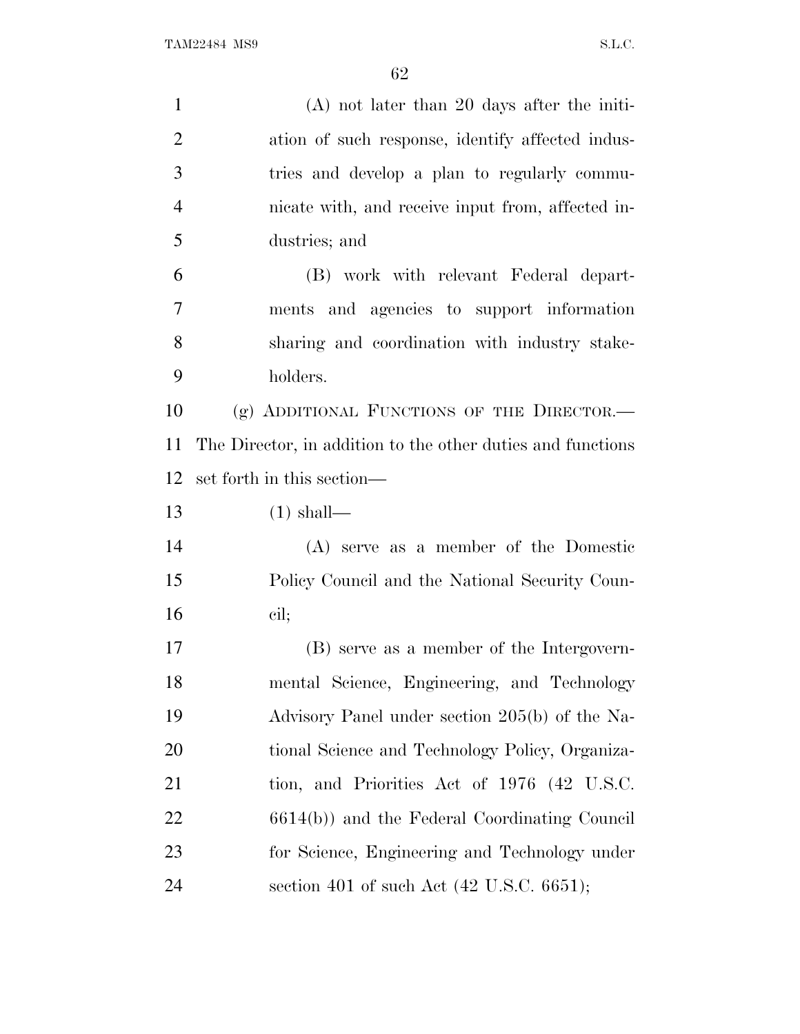(A) not later than 20 days after the initiation of such response, identify affected industries and develop a plan to regularly communicate with, and receive input from, affected industries; and

(B) work with relevant Federal departments and agencies to support information sharing and coordination with industry stakeholders.

(g) ADDITIONAL FUNCTIONS OF THE DIRECTOR.—The Director, in addition to the other duties and functions set forth in this section—

(1) shall—

(A) serve as a member of the Domestic Policy Council and the National Security Council;

(B) serve as a member of the Intergovernmental Science, Engineering, and Technology Advisory Panel under section 205(b) of the National Science and Technology Policy, Organization, and Priorities Act of 1976 (42 U.S.C. 6614(b)) and the Federal Coordinating Council for Science, Engineering and Technology under section 401 of such Act (42 U.S.C. 6651);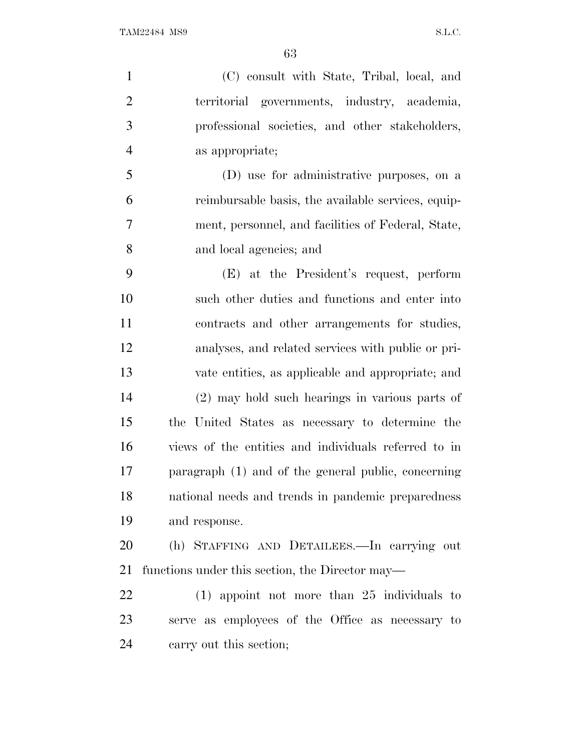(C) consult with State, Tribal, local, and territorial governments, industry, academia, professional societies, and other stakeholders, as appropriate;

(D) use for administrative purposes, on a reimbursable basis, the available services, equipment, personnel, and facilities of Federal, State, and local agencies; and

(E) at the President's request, perform such other duties and functions and enter into contracts and other arrangements for studies, analyses, and related services with public or private entities, as applicable and appropriate; and

(2) may hold such hearings in various parts of the United States as necessary to determine the views of the entities and individuals referred to in paragraph (1) and of the general public, concerning national needs and trends in pandemic preparedness and response.

(h) STAFFING AND DETAILEES.—In carrying out functions under this section, the Director may—

(1) appoint not more than 25 individuals to serve as employees of the Office as necessary to carry out this section;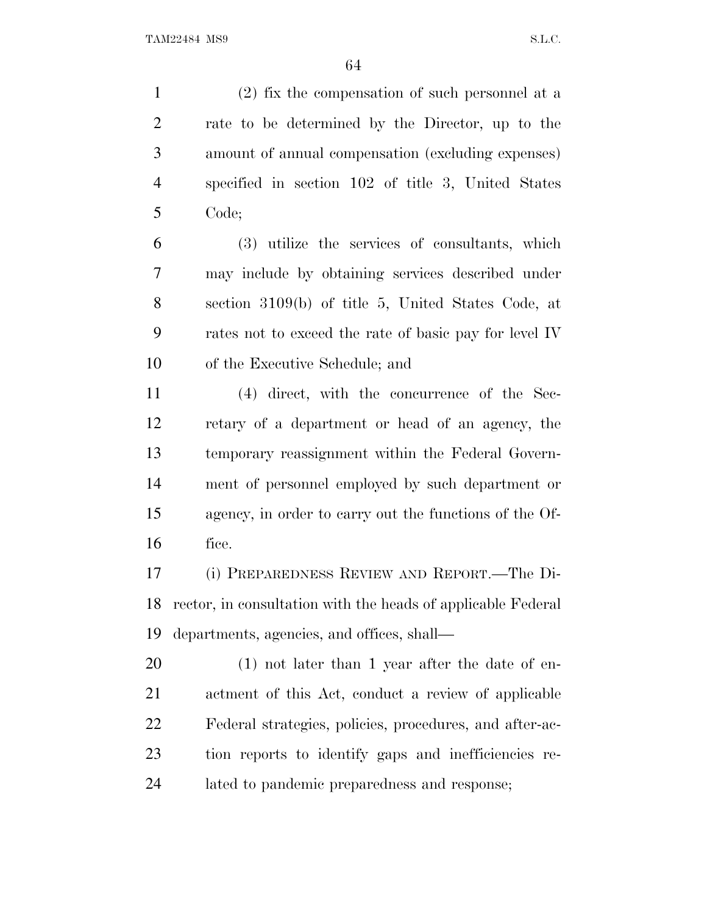(2) fix the compensation of such personnel at a rate to be determined by the Director, up to the amount of annual compensation (excluding expenses) specified in section 102 of title 3, United States Code;

(3) utilize the services of consultants, which may include by obtaining services described under section 3109(b) of title 5, United States Code, at rates not to exceed the rate of basic pay for level IV of the Executive Schedule; and

(4) direct, with the concurrence of the Secretary of a department or head of an agency, the temporary reassignment within the Federal Government of personnel employed by such department or agency, in order to carry out the functions of the Office.

(i) PREPAREDNESS REVIEW AND REPORT.—The Director, in consultation with the heads of applicable Federal departments, agencies, and offices, shall—

(1) not later than 1 year after the date of enactment of this Act, conduct a review of applicable Federal strategies, policies, procedures, and after-action reports to identify gaps and inefficiencies related to pandemic preparedness and response;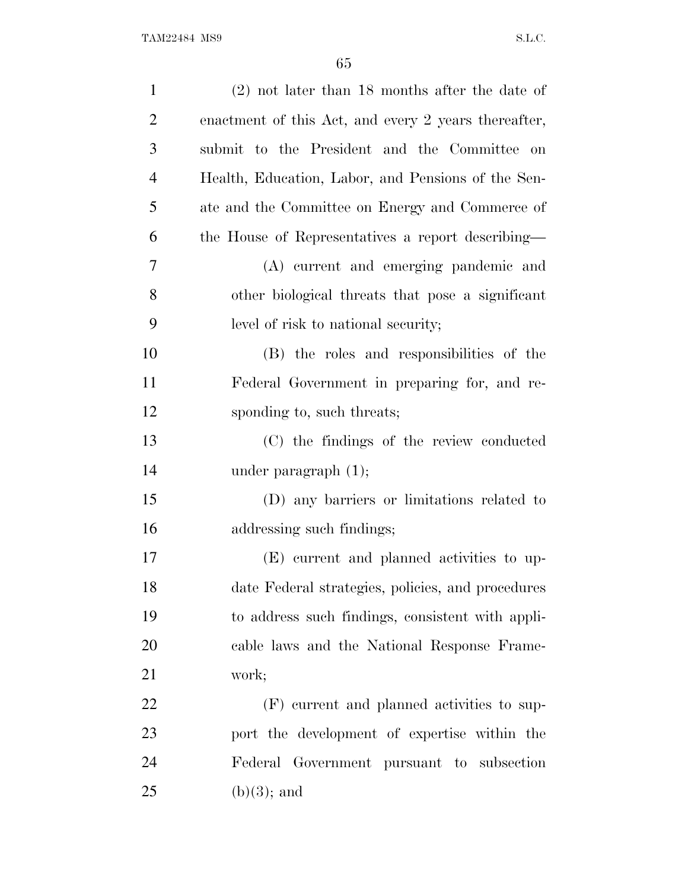(2) not later than 18 months after the date of enactment of this Act, and every 2 years thereafter, submit to the President and the Committee on Health, Education, Labor, and Pensions of the Senate and the Committee on Energy and Commerce of the House of Representatives a report describing—

(A) current and emerging pandemic and other biological threats that pose a significant level of risk to national security;

(B) the roles and responsibilities of the Federal Government in preparing for, and responding to, such threats;

(C) the findings of the review conducted under paragraph (1);

(D) any barriers or limitations related to addressing such findings;

(E) current and planned activities to update Federal strategies, policies, and procedures to address such findings, consistent with applicable laws and the National Response Framework;

(F) current and planned activities to support the development of expertise within the Federal Government pursuant to subsection (b)(3); and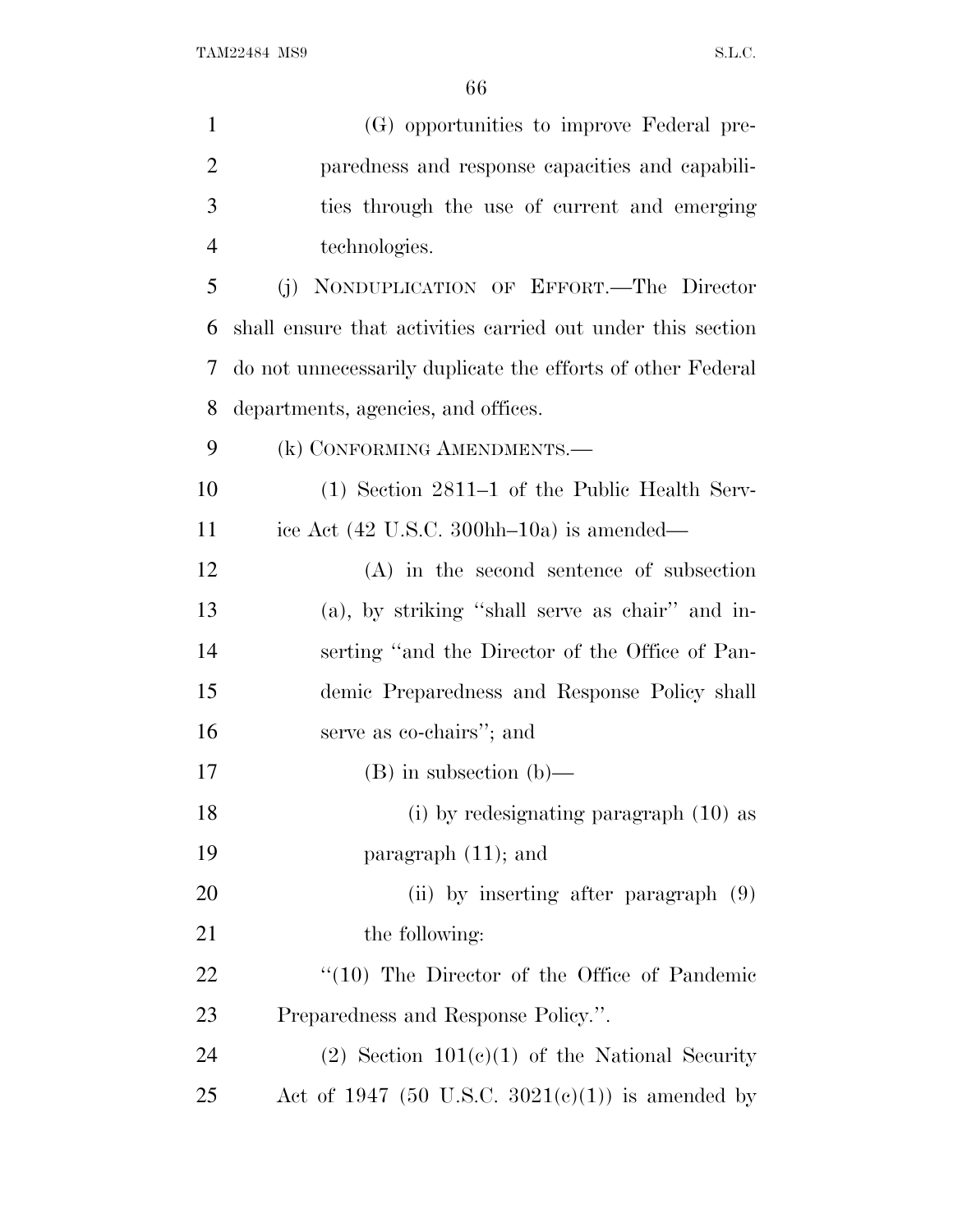(G) opportunities to improve Federal preparedness and response capacities and capabilities through the use of current and emerging technologies.

(j) NONDUPLICATION OF EFFORT.—The Director shall ensure that activities carried out under this section do not unnecessarily duplicate the efforts of other Federal departments, agencies, and offices.

(k) CONFORMING AMENDMENTS.—

(1) Section 2811–1 of the Public Health Service Act (42 U.S.C. 300hh–10a) is amended—

(A) in the second sentence of subsection (a), by striking ''shall serve as chair'' and inserting ''and the Director of the Office of Pandemic Preparedness and Response Policy shall serve as co-chairs''; and

(B) in subsection (b)—

(i) by redesignating paragraph (10) as paragraph (11); and

(ii) by inserting after paragraph (9) the following:

''(10) The Director of the Office of Pandemic Preparedness and Response Policy.''.

(2) Section 101(c)(1) of the National Security Act of 1947 (50 U.S.C. 3021(c)(1)) is amended by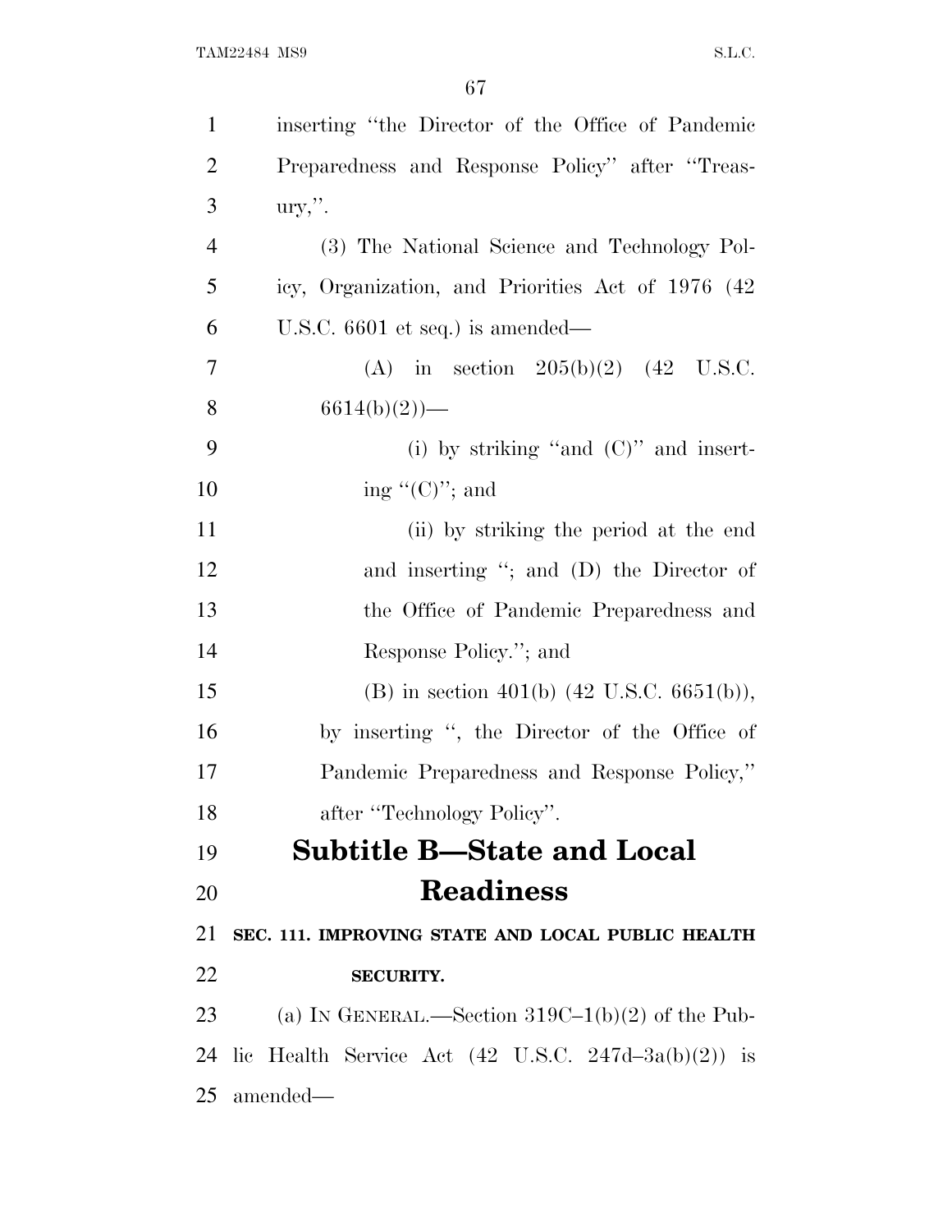inserting "the Director of the Office of Pandemic Preparedness and Response Policy" after "Treasury,".

(3) The National Science and Technology Policy, Organization, and Priorities Act of 1976 (42 U.S.C. 6601 et seq.) is amended—

(A) in section 205(b)(2) (42 U.S.C. 6614(b)(2))—

(i) by striking "and (C)" and inserting "(C)"; and

(ii) by striking the period at the end and inserting "; and (D) the Director of the Office of Pandemic Preparedness and Response Policy."; and

(B) in section 401(b) (42 U.S.C. 6651(b)), by inserting ", the Director of the Office of Pandemic Preparedness and Response Policy," after "Technology Policy".

## Subtitle B—State and Local Readiness

### SEC. 111. IMPROVING STATE AND LOCAL PUBLIC HEALTH SECURITY.

(a) IN GENERAL.—Section 319C–1(b)(2) of the Public Health Service Act (42 U.S.C. 247d–3a(b)(2)) is amended—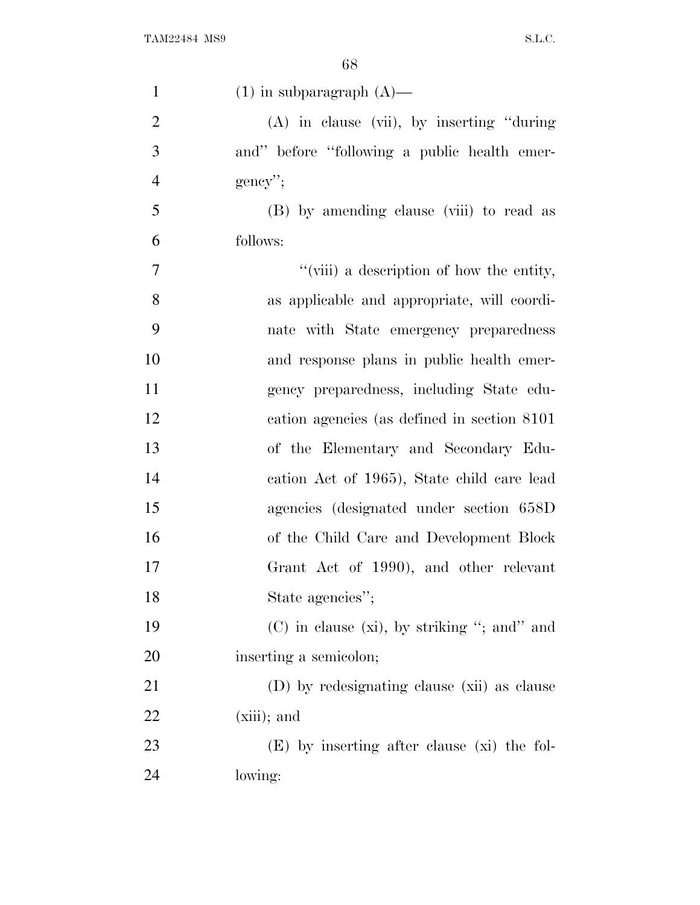(1) in subparagraph (A)—

(A) in clause (vii), by inserting "during and" before "following a public health emergency";

(B) by amending clause (viii) to read as follows:

"(viii) a description of how the entity, as applicable and appropriate, will coordinate with State emergency preparedness and response plans in public health emergency preparedness, including State educational agencies (as defined in section 8101 of the Elementary and Secondary Education Act of 1965), State child care lead agencies (designated under section 658D of the Child Care and Development Block Grant Act of 1990), and other relevant State agencies";

(C) in clause (xi), by striking "; and" and inserting a semicolon;

(D) by redesignating clause (xii) as clause (xiii); and

(E) by inserting after clause (xi) the following: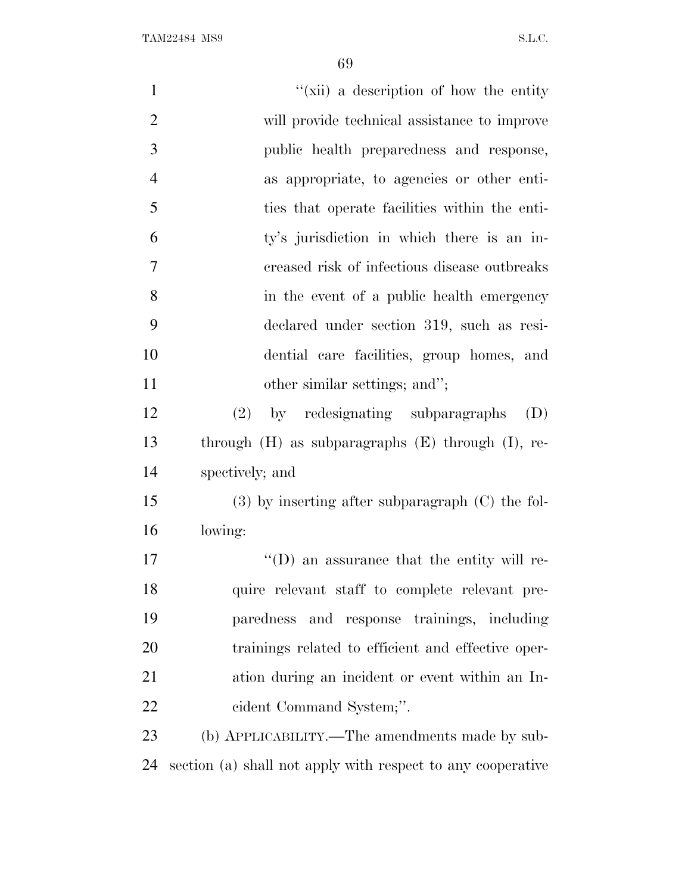"(xii) a description of how the entity will provide technical assistance to improve public health preparedness and response, as appropriate, to agencies or other entities that operate facilities within the entity's jurisdiction in which there is an increased risk of infectious disease outbreaks in the event of a public health emergency declared under section 319, such as residential care facilities, group homes, and other similar settings; and";

(2) by redesignating subparagraphs (D) through (H) as subparagraphs (E) through (I), respectively; and

(3) by inserting after subparagraph (C) the following:

"(D) an assurance that the entity will require relevant staff to complete relevant preparedness and response trainings, including trainings related to efficient and effective operation during an incident or event within an Incident Command System;".

(b) APPLICABILITY.—The amendments made by subsection (a) shall not apply with respect to any cooperative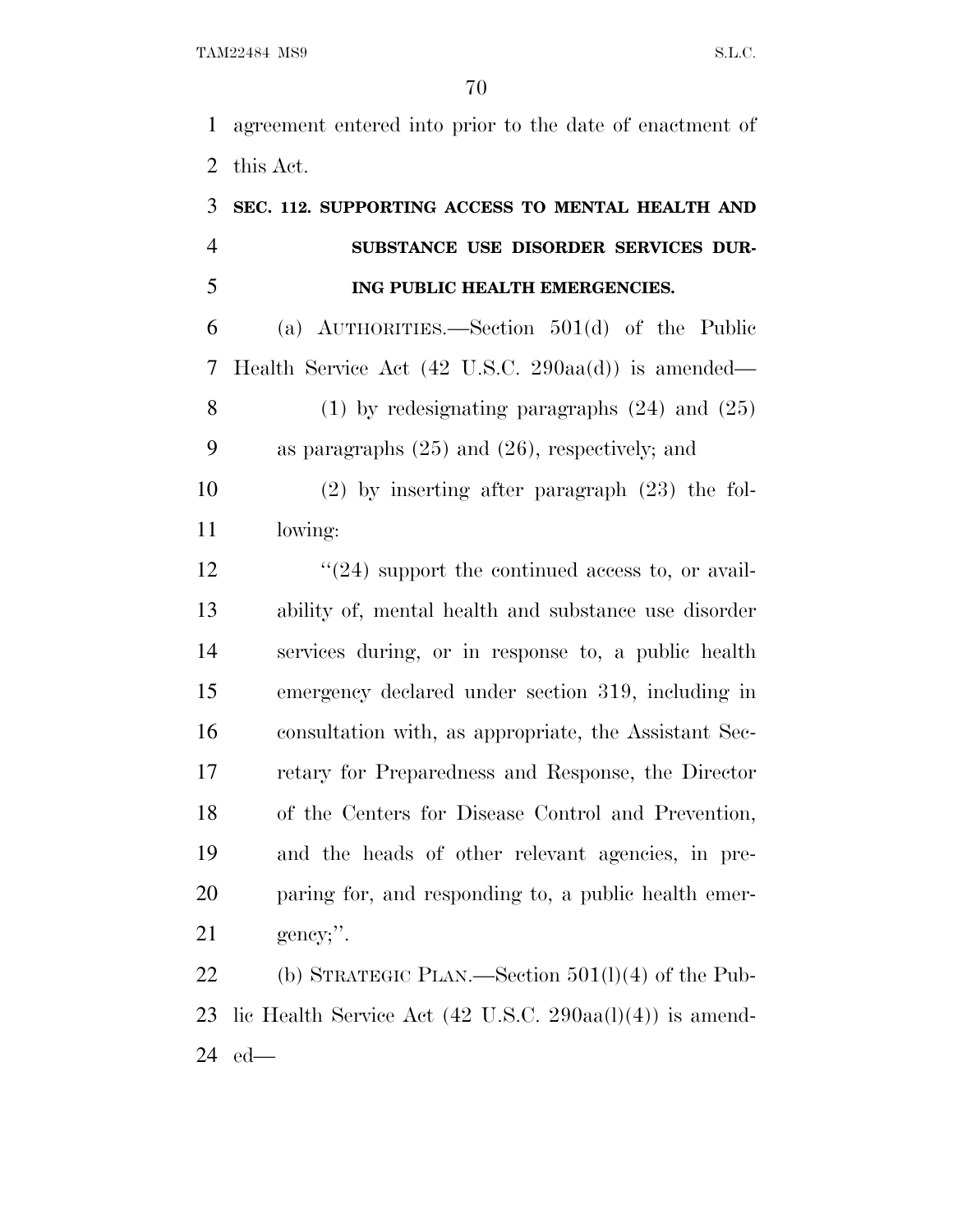agreement entered into prior to the date of enactment of this Act.

### SEC. 112. SUPPORTING ACCESS TO MENTAL HEALTH AND SUBSTANCE USE DISORDER SERVICES DURING PUBLIC HEALTH EMERGENCIES.

(a) AUTHORITIES.—Section 501(d) of the Public Health Service Act (42 U.S.C. 290aa(d)) is amended—

(1) by redesignating paragraphs (24) and (25) as paragraphs (25) and (26), respectively; and

(2) by inserting after paragraph (23) the following:

"(24) support the continued access to, or availability of, mental health and substance use disorder services during, or in response to, a public health emergency declared under section 319, including in consultation with, as appropriate, the Assistant Secretary for Preparedness and Response, the Director of the Centers for Disease Control and Prevention, and the heads of other relevant agencies, in preparing for, and responding to, a public health emergency;".

(b) STRATEGIC PLAN.—Section 501(l)(4) of the Public Health Service Act (42 U.S.C. 290aa(l)(4)) is amended—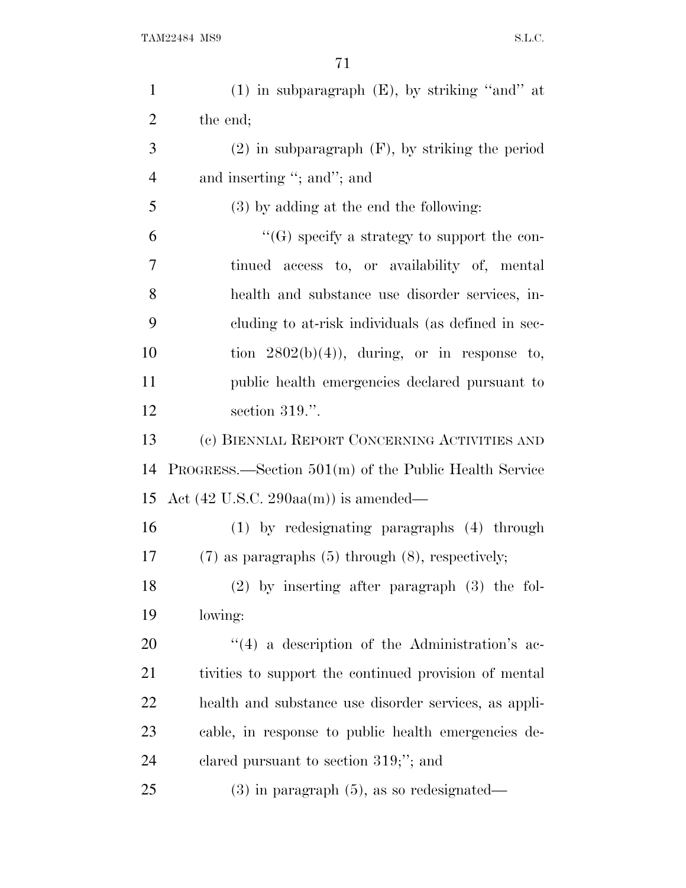(1) in subparagraph (E), by striking ''and'' at the end;

(2) in subparagraph (F), by striking the period and inserting ''; and''; and

(3) by adding at the end the following:

''(G) specify a strategy to support the continued access to, or availability of, mental health and substance use disorder services, including to at-risk individuals (as defined in section 2802(b)(4)), during, or in response to, public health emergencies declared pursuant to section 319.''.

(c) BIENNIAL REPORT CONCERNING ACTIVITIES AND PROGRESS.—Section 501(m) of the Public Health Service Act (42 U.S.C. 290aa(m)) is amended—

(1) by redesignating paragraphs (4) through (7) as paragraphs (5) through (8), respectively;

(2) by inserting after paragraph (3) the following:

''(4) a description of the Administration's activities to support the continued provision of mental health and substance use disorder services, as applicable, in response to public health emergencies declared pursuant to section 319;''; and

(3) in paragraph (5), as so redesignated—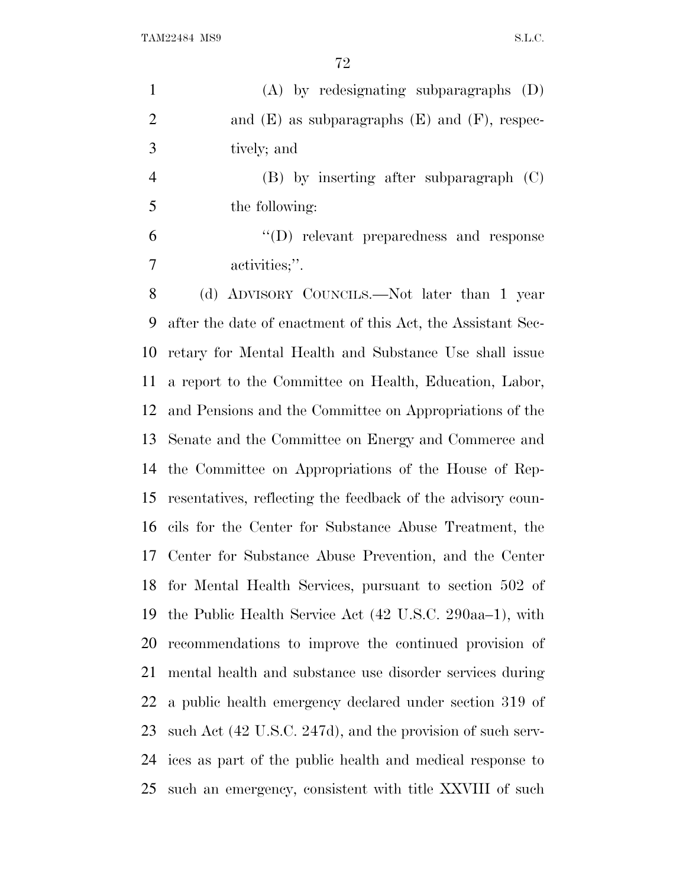(A) by redesignating subparagraphs (D) and (E) as subparagraphs (E) and (F), respectively; and

(B) by inserting after subparagraph (C) the following:

"(D) relevant preparedness and response activities;".

(d) ADVISORY COUNCILS.—Not later than 1 year after the date of enactment of this Act, the Assistant Secretary for Mental Health and Substance Use shall issue a report to the Committee on Health, Education, Labor, and Pensions and the Committee on Appropriations of the Senate and the Committee on Energy and Commerce and the Committee on Appropriations of the House of Representatives, reflecting the feedback of the advisory councils for the Center for Substance Abuse Treatment, the Center for Substance Abuse Prevention, and the Center for Mental Health Services, pursuant to section 502 of the Public Health Service Act (42 U.S.C. 290aa–1), with recommendations to improve the continued provision of mental health and substance use disorder services during a public health emergency declared under section 319 of such Act (42 U.S.C. 247d), and the provision of such services as part of the public health and medical response to such an emergency, consistent with title XXVIII of such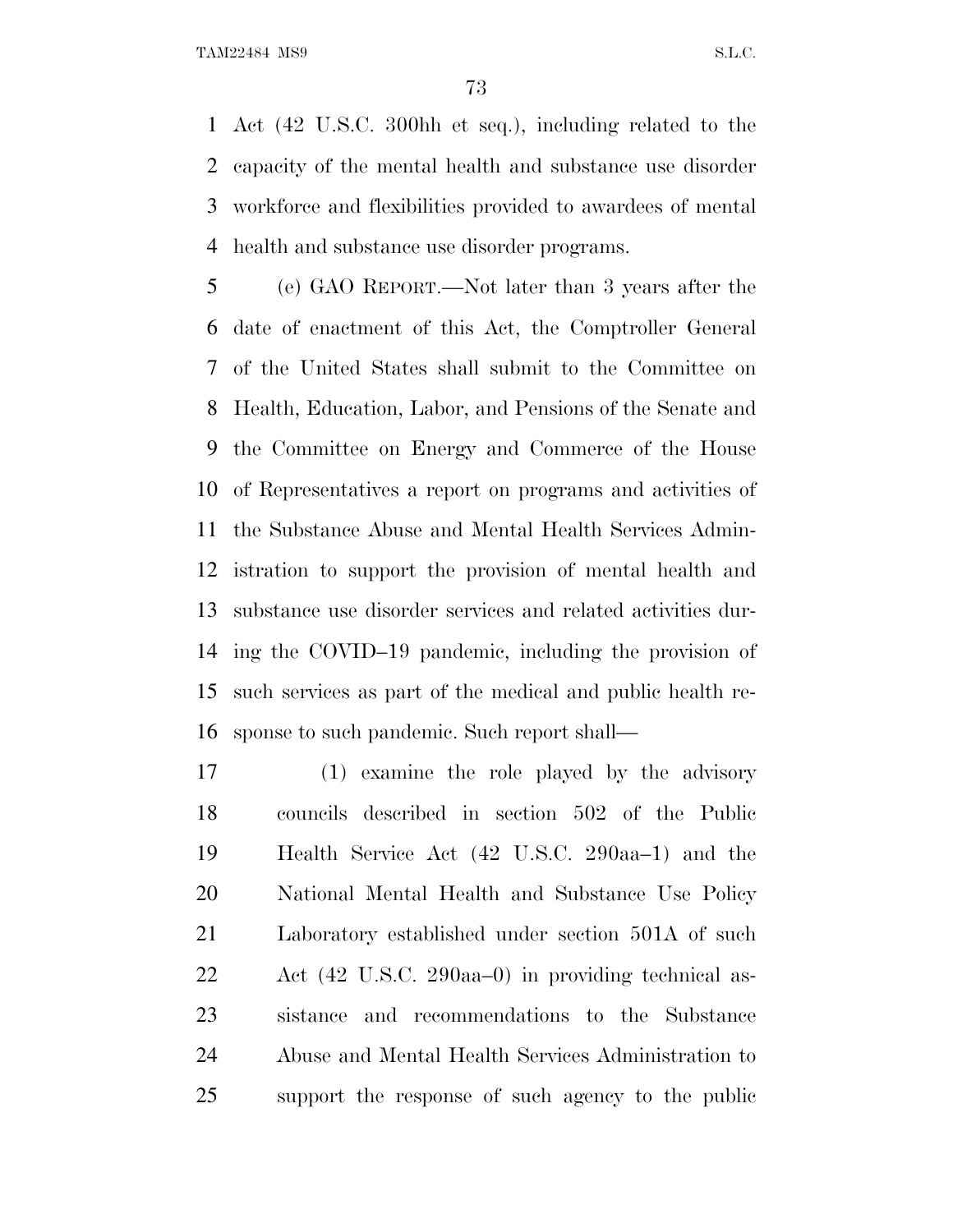Act (42 U.S.C. 300hh et seq.), including related to the capacity of the mental health and substance use disorder workforce and flexibilities provided to awardees of mental health and substance use disorder programs.

(e) GAO REPORT.—Not later than 3 years after the date of enactment of this Act, the Comptroller General of the United States shall submit to the Committee on Health, Education, Labor, and Pensions of the Senate and the Committee on Energy and Commerce of the House of Representatives a report on programs and activities of the Substance Abuse and Mental Health Services Administration to support the provision of mental health and substance use disorder services and related activities during the COVID–19 pandemic, including the provision of such services as part of the medical and public health response to such pandemic. Such report shall—

(1) examine the role played by the advisory councils described in section 502 of the Public Health Service Act (42 U.S.C. 290aa–1) and the National Mental Health and Substance Use Policy Laboratory established under section 501A of such Act (42 U.S.C. 290aa–0) in providing technical assistance and recommendations to the Substance Abuse and Mental Health Services Administration to support the response of such agency to the public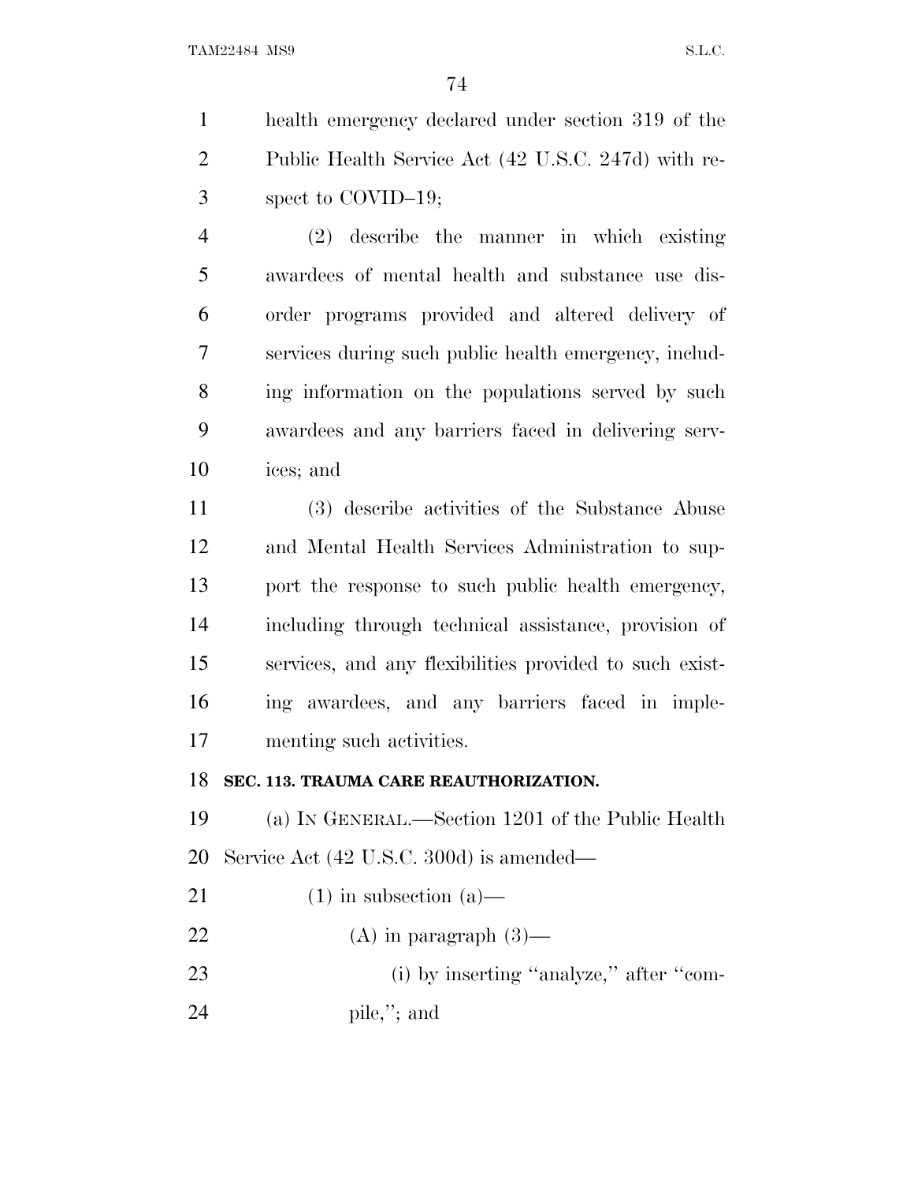health emergency declared under section 319 of the Public Health Service Act (42 U.S.C. 247d) with respect to COVID–19;

(2) describe the manner in which existing awardees of mental health and substance use disorder programs provided and altered delivery of services during such public health emergency, including information on the populations served by such awardees and any barriers faced in delivering services; and

(3) describe activities of the Substance Abuse and Mental Health Services Administration to support the response to such public health emergency, including through technical assistance, provision of services, and any flexibilities provided to such existing awardees, and any barriers faced in implementing such activities.

**SEC. 113. TRAUMA CARE REAUTHORIZATION.**

(a) IN GENERAL.—Section 1201 of the Public Health Service Act (42 U.S.C. 300d) is amended—

(1) in subsection (a)—

(A) in paragraph (3)—

(i) by inserting ''analyze,'' after ''compile,''; and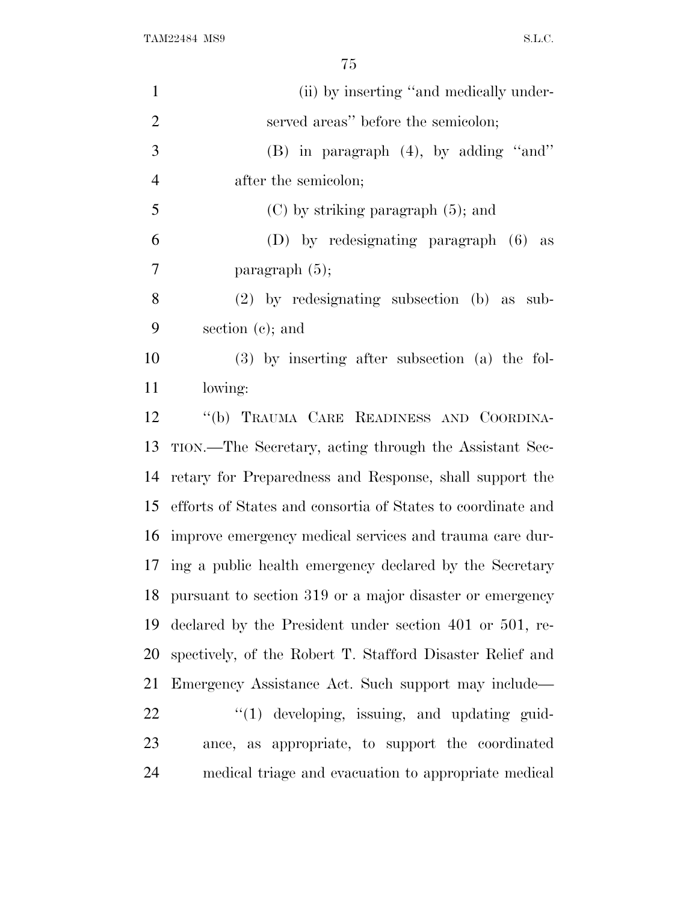(ii) by inserting "and medically underserved areas" before the semicolon;

(B) in paragraph (4), by adding "and" after the semicolon;

(C) by striking paragraph (5); and

(D) by redesignating paragraph (6) as paragraph (5);

(2) by redesignating subsection (b) as subsection (c); and

(3) by inserting after subsection (a) the following:

"(b) TRAUMA CARE READINESS AND COORDINATION.—The Secretary, acting through the Assistant Secretary for Preparedness and Response, shall support the efforts of States and consortia of States to coordinate and improve emergency medical services and trauma care during a public health emergency declared by the Secretary pursuant to section 319 or a major disaster or emergency declared by the President under section 401 or 501, respectively, of the Robert T. Stafford Disaster Relief and Emergency Assistance Act. Such support may include—

"(1) developing, issuing, and updating guidance, as appropriate, to support the coordinated medical triage and evacuation to appropriate medical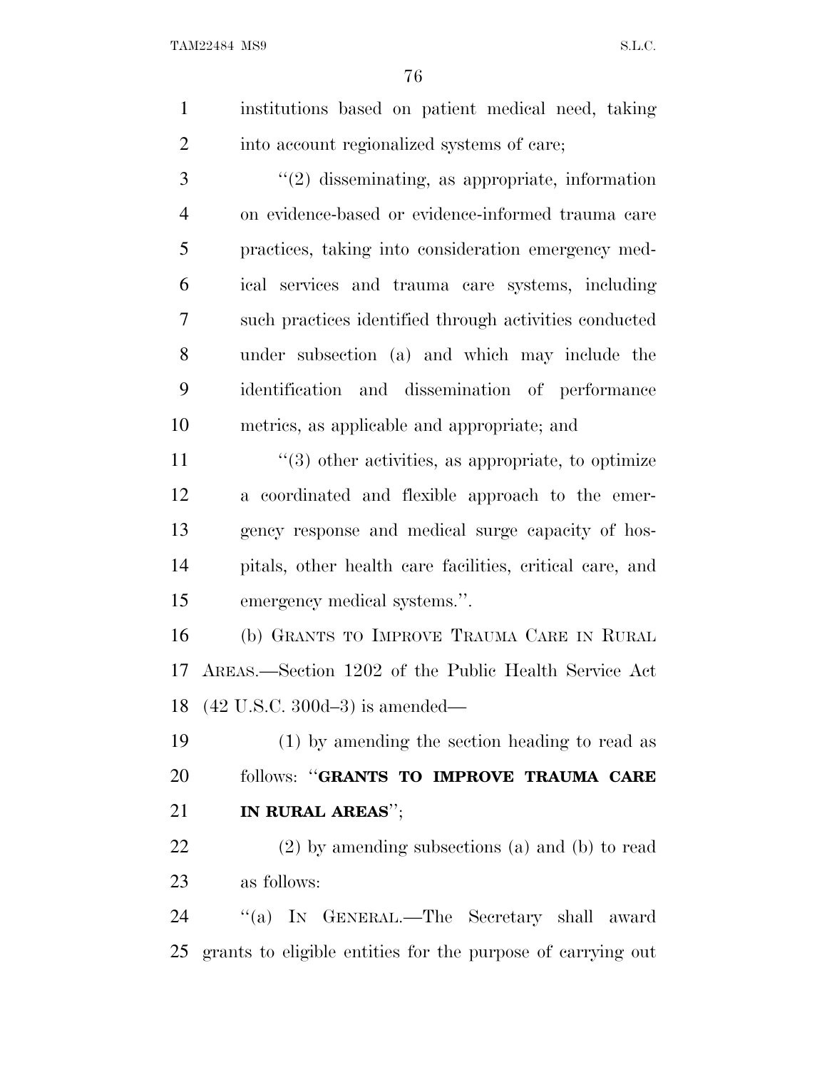institutions based on patient medical need, taking into account regionalized systems of care;

''(2) disseminating, as appropriate, information on evidence-based or evidence-informed trauma care practices, taking into consideration emergency medical services and trauma care systems, including such practices identified through activities conducted under subsection (a) and which may include the identification and dissemination of performance metrics, as applicable and appropriate; and

''(3) other activities, as appropriate, to optimize a coordinated and flexible approach to the emergency response and medical surge capacity of hospitals, other health care facilities, critical care, and emergency medical systems.''.

(b) GRANTS TO IMPROVE TRAUMA CARE IN RURAL AREAS.—Section 1202 of the Public Health Service Act (42 U.S.C. 300d–3) is amended—

(1) by amending the section heading to read as follows: ''**GRANTS TO IMPROVE TRAUMA CARE IN RURAL AREAS**'';

(2) by amending subsections (a) and (b) to read as follows:

''(a) IN GENERAL.—The Secretary shall award grants to eligible entities for the purpose of carrying out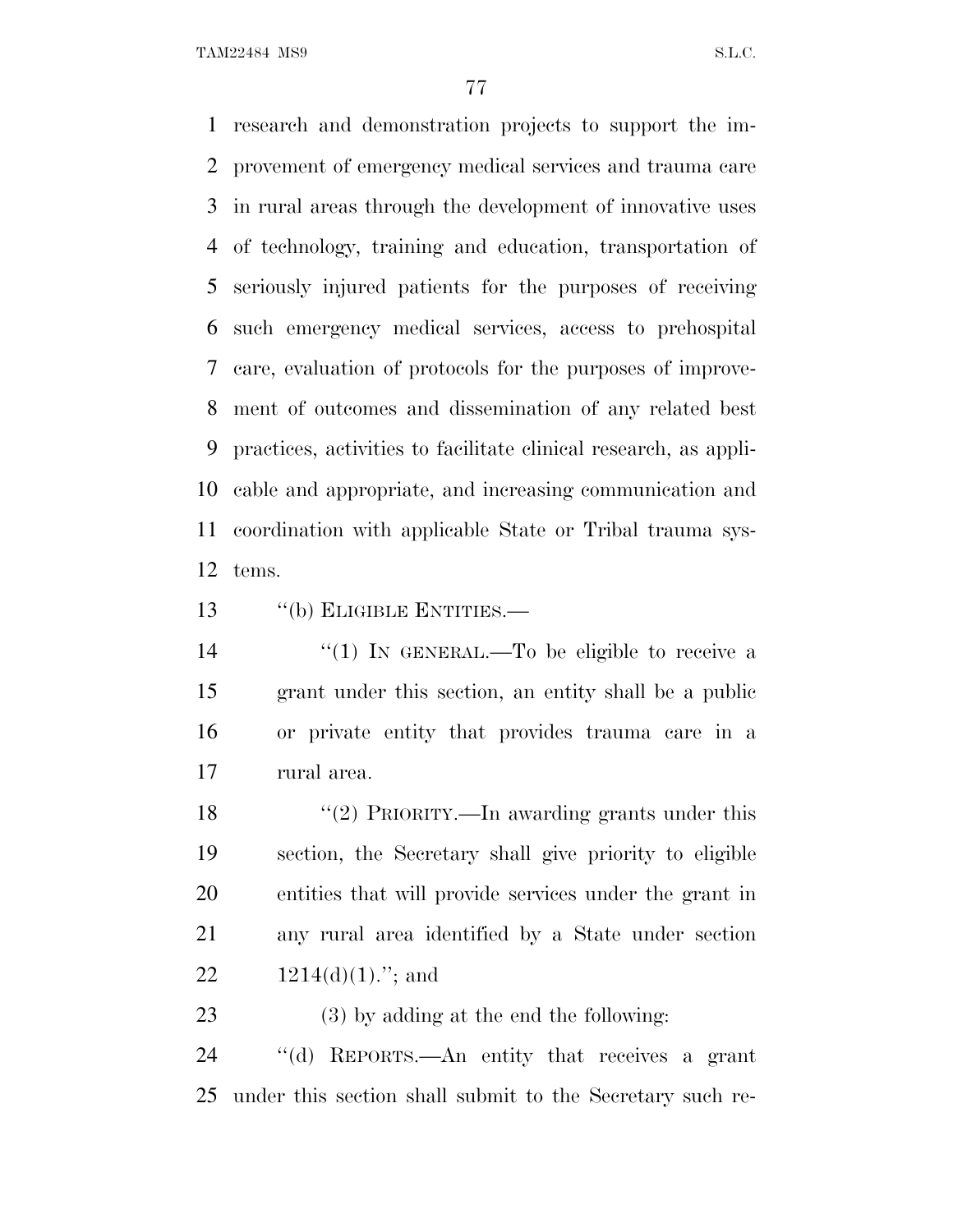research and demonstration projects to support the improvement of emergency medical services and trauma care in rural areas through the development of innovative uses of technology, training and education, transportation of seriously injured patients for the purposes of receiving such emergency medical services, access to prehospital care, evaluation of protocols for the purposes of improvement of outcomes and dissemination of any related best practices, activities to facilitate clinical research, as applicable and appropriate, and increasing communication and coordination with applicable State or Tribal trauma systems.

"(b) ELIGIBLE ENTITIES.—

"(1) IN GENERAL.—To be eligible to receive a grant under this section, an entity shall be a public or private entity that provides trauma care in a rural area.

"(2) PRIORITY.—In awarding grants under this section, the Secretary shall give priority to eligible entities that will provide services under the grant in any rural area identified by a State under section 1214(d)(1)."; and

(3) by adding at the end the following:

"(d) REPORTS.—An entity that receives a grant under this section shall submit to the Secretary such re-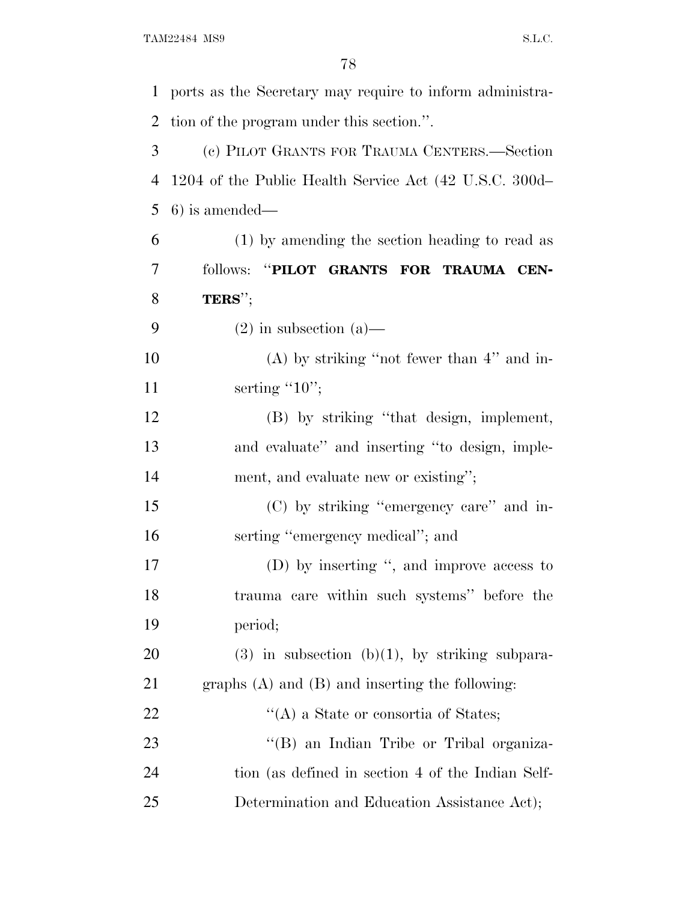ports as the Secretary may require to inform administration of the program under this section.''.

(c) PILOT GRANTS FOR TRAUMA CENTERS.—Section 1204 of the Public Health Service Act (42 U.S.C. 300d–6) is amended—

(1) by amending the section heading to read as follows: ''**PILOT GRANTS FOR TRAUMA CENTERS**'';

(2) in subsection (a)—

(A) by striking ''not fewer than 4'' and inserting ''10'';

(B) by striking ''that design, implement, and evaluate'' and inserting ''to design, implement, and evaluate new or existing'';

(C) by striking ''emergency care'' and inserting ''emergency medical''; and

(D) by inserting '', and improve access to trauma care within such systems'' before the period;

(3) in subsection (b)(1), by striking subparagraphs (A) and (B) and inserting the following:

''(A) a State or consortia of States;

''(B) an Indian Tribe or Tribal organization (as defined in section 4 of the Indian Self-Determination and Education Assistance Act);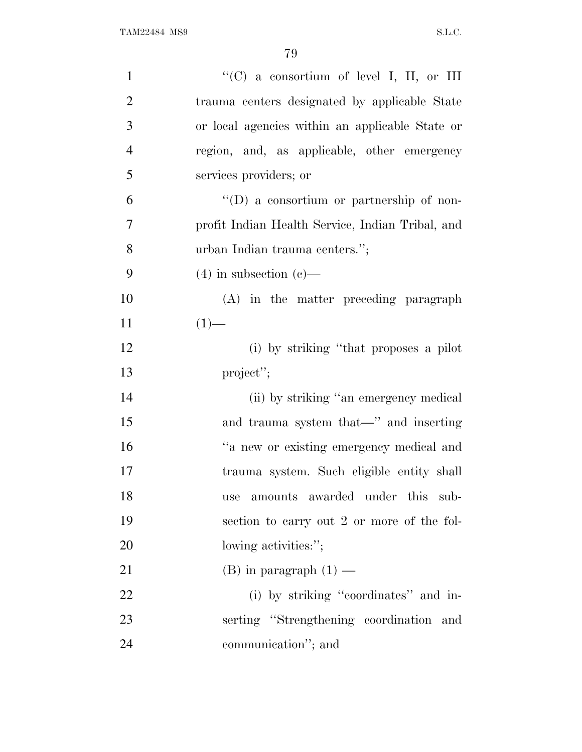"(C) a consortium of level I, II, or III trauma centers designated by applicable State or local agencies within an applicable State or region, and, as applicable, other emergency services providers; or

"(D) a consortium or partnership of non-profit Indian Health Service, Indian Tribal, and urban Indian trauma centers.";

(4) in subsection (c)—

(A) in the matter preceding paragraph (1)—

(i) by striking "that proposes a pilot project";

(ii) by striking "an emergency medical and trauma system that—" and inserting "a new or existing emergency medical and trauma system. Such eligible entity shall use amounts awarded under this subsection to carry out 2 or more of the following activities:";

(B) in paragraph (1) —

(i) by striking "coordinates" and inserting "Strengthening coordination and communication"; and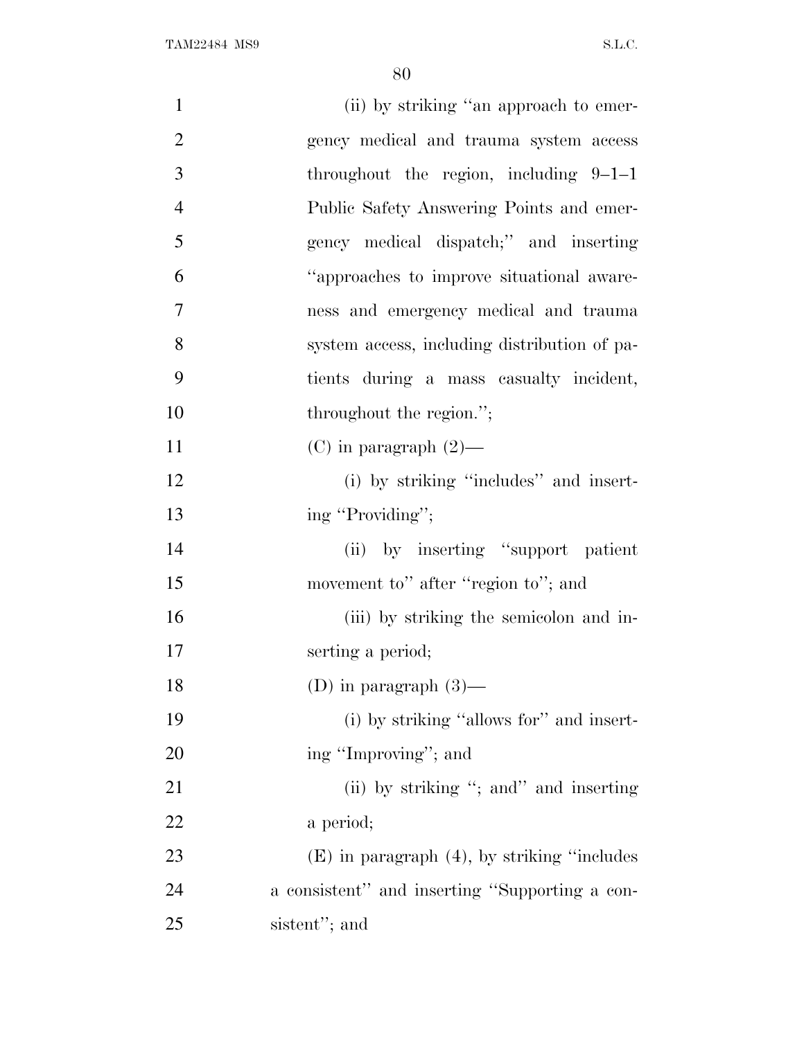(ii) by striking "an approach to emergency medical and trauma system access throughout the region, including 9–1–1 Public Safety Answering Points and emergency medical dispatch;" and inserting "approaches to improve situational awareness and emergency medical and trauma system access, including distribution of patients during a mass casualty incident, throughout the region.";

(C) in paragraph (2)—

(i) by striking "includes" and inserting "Providing";

(ii) by inserting "support patient movement to" after "region to"; and

(iii) by striking the semicolon and inserting a period;

(D) in paragraph (3)—

(i) by striking "allows for" and inserting "Improving"; and

(ii) by striking "; and" and inserting a period;

(E) in paragraph (4), by striking "includes a consistent" and inserting "Supporting a consistent"; and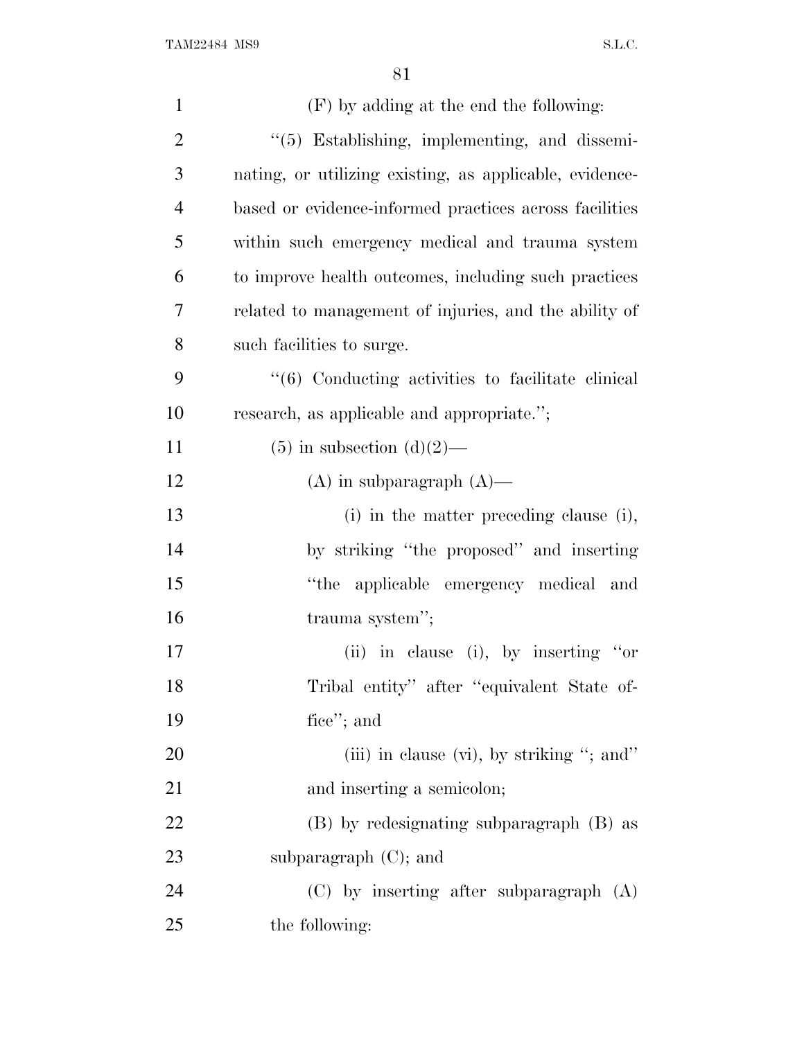(F) by adding at the end the following:

"(5) Establishing, implementing, and disseminating, or utilizing existing, as applicable, evidence-based or evidence-informed practices across facilities within such emergency medical and trauma system to improve health outcomes, including such practices related to management of injuries, and the ability of such facilities to surge.

"(6) Conducting activities to facilitate clinical research, as applicable and appropriate.";

(5) in subsection (d)(2)—

(A) in subparagraph (A)—

(i) in the matter preceding clause (i), by striking "the proposed" and inserting "the applicable emergency medical and trauma system";

(ii) in clause (i), by inserting "or Tribal entity" after "equivalent State office"; and

(iii) in clause (vi), by striking "; and" and inserting a semicolon;

(B) by redesignating subparagraph (B) as subparagraph (C); and

(C) by inserting after subparagraph (A) the following: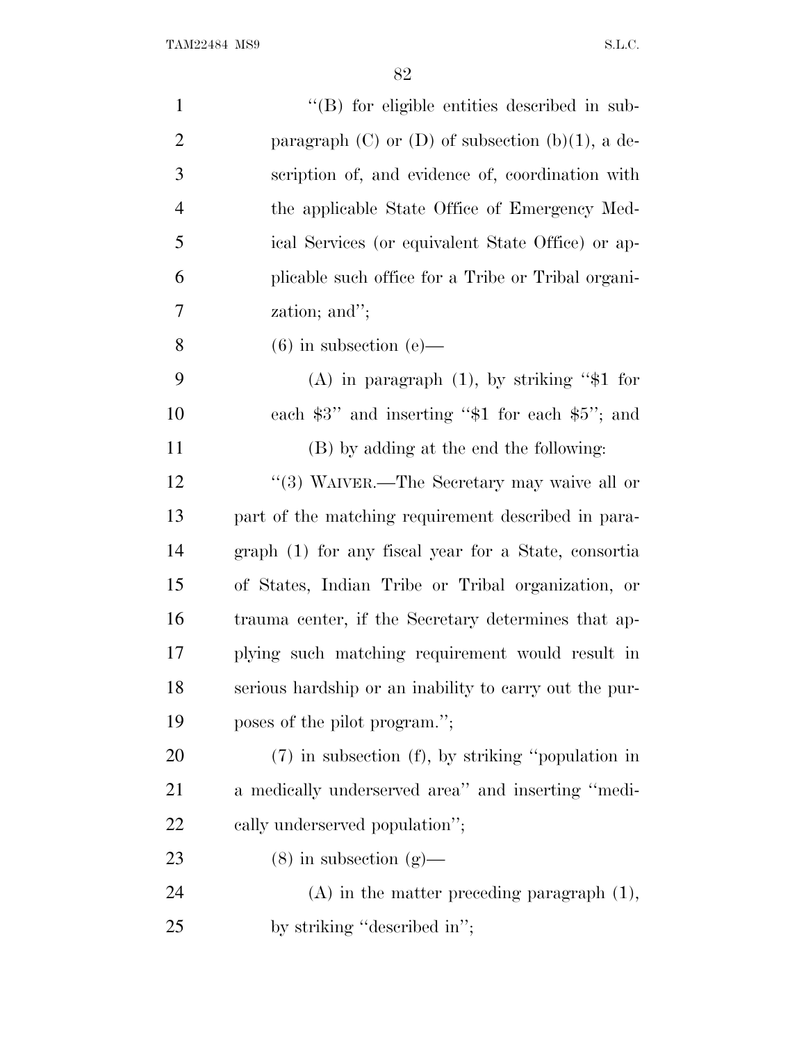''(B) for eligible entities described in subparagraph (C) or (D) of subsection (b)(1), a description of, and evidence of, coordination with the applicable State Office of Emergency Medical Services (or equivalent State Office) or applicable such office for a Tribe or Tribal organization; and'';

(6) in subsection (e)—

(A) in paragraph (1), by striking ''$1 for each $3'' and inserting ''$1 for each $5''; and

(B) by adding at the end the following:

''(3) WAIVER.—The Secretary may waive all or part of the matching requirement described in paragraph (1) for any fiscal year for a State, consortia of States, Indian Tribe or Tribal organization, or trauma center, if the Secretary determines that applying such matching requirement would result in serious hardship or an inability to carry out the purposes of the pilot program.'';

(7) in subsection (f), by striking ''population in a medically underserved area'' and inserting ''medically underserved population'';

(8) in subsection (g)—

(A) in the matter preceding paragraph (1), by striking ''described in'';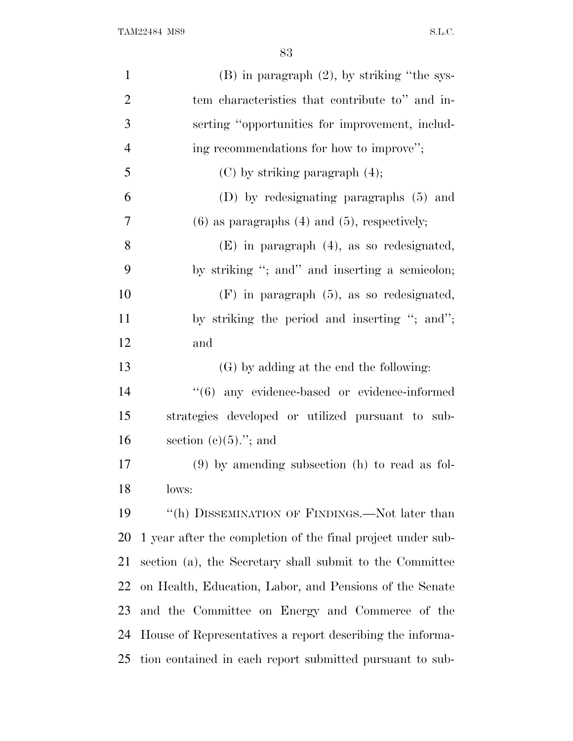(B) in paragraph (2), by striking "the system characteristics that contribute to" and inserting "opportunities for improvement, including recommendations for how to improve";

(C) by striking paragraph (4);

(D) by redesignating paragraphs (5) and (6) as paragraphs (4) and (5), respectively;

(E) in paragraph (4), as so redesignated, by striking "; and" and inserting a semicolon;

(F) in paragraph (5), as so redesignated, by striking the period and inserting "; and"; and

(G) by adding at the end the following:

"(6) any evidence-based or evidence-informed strategies developed or utilized pursuant to subsection (c)(5)."; and

(9) by amending subsection (h) to read as follows:

"(h) DISSEMINATION OF FINDINGS.—Not later than 1 year after the completion of the final project under subsection (a), the Secretary shall submit to the Committee on Health, Education, Labor, and Pensions of the Senate and the Committee on Energy and Commerce of the House of Representatives a report describing the information contained in each report submitted pursuant to sub-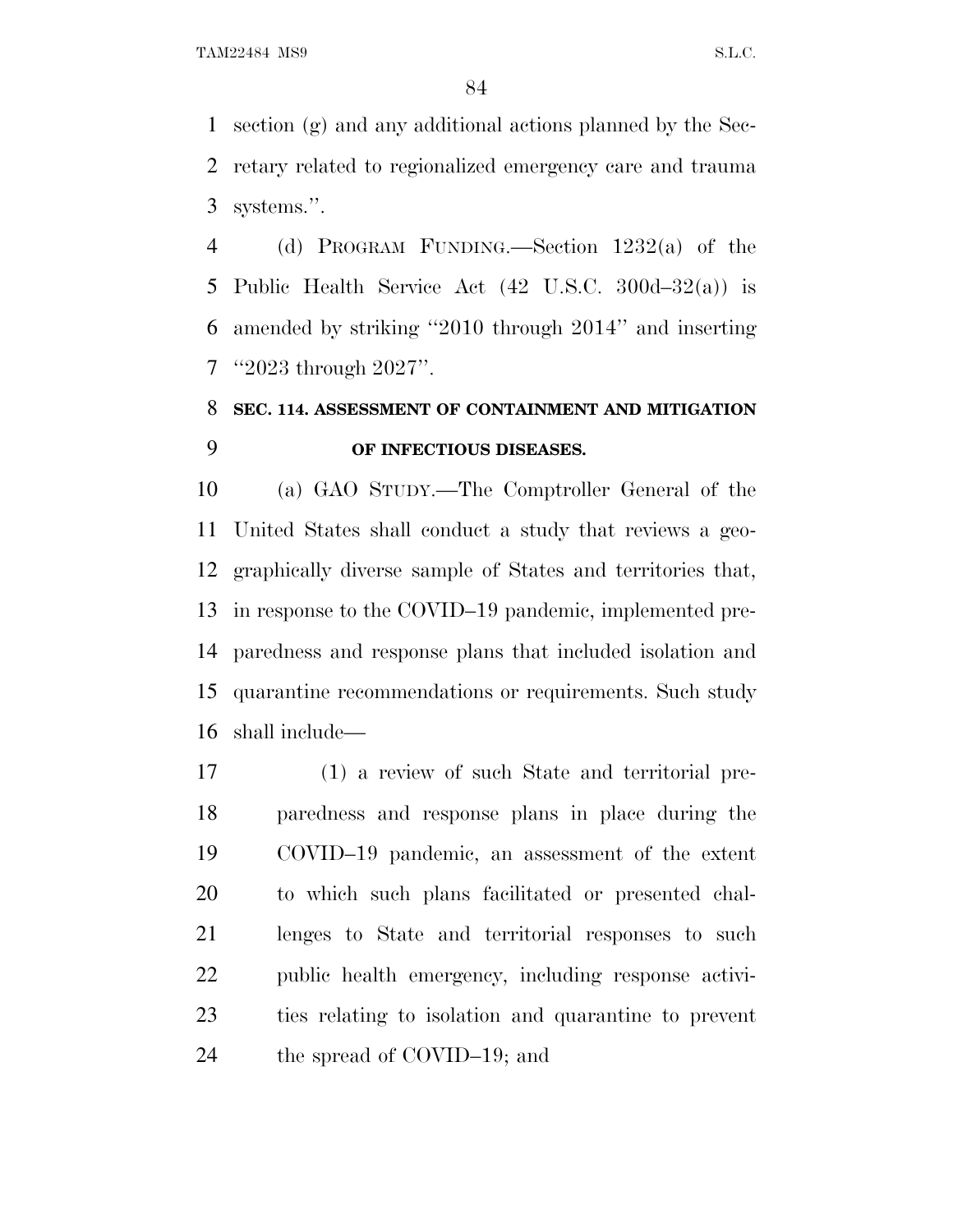section (g) and any additional actions planned by the Secretary related to regionalized emergency care and trauma systems.''.

(d) PROGRAM FUNDING.—Section 1232(a) of the Public Health Service Act (42 U.S.C. 300d–32(a)) is amended by striking ''2010 through 2014'' and inserting ''2023 through 2027''.

**SEC. 114. ASSESSMENT OF CONTAINMENT AND MITIGATION OF INFECTIOUS DISEASES.**

(a) GAO STUDY.—The Comptroller General of the United States shall conduct a study that reviews a geographically diverse sample of States and territories that, in response to the COVID–19 pandemic, implemented preparedness and response plans that included isolation and quarantine recommendations or requirements. Such study shall include—

(1) a review of such State and territorial preparedness and response plans in place during the COVID–19 pandemic, an assessment of the extent to which such plans facilitated or presented challenges to State and territorial responses to such public health emergency, including response activities relating to isolation and quarantine to prevent the spread of COVID–19; and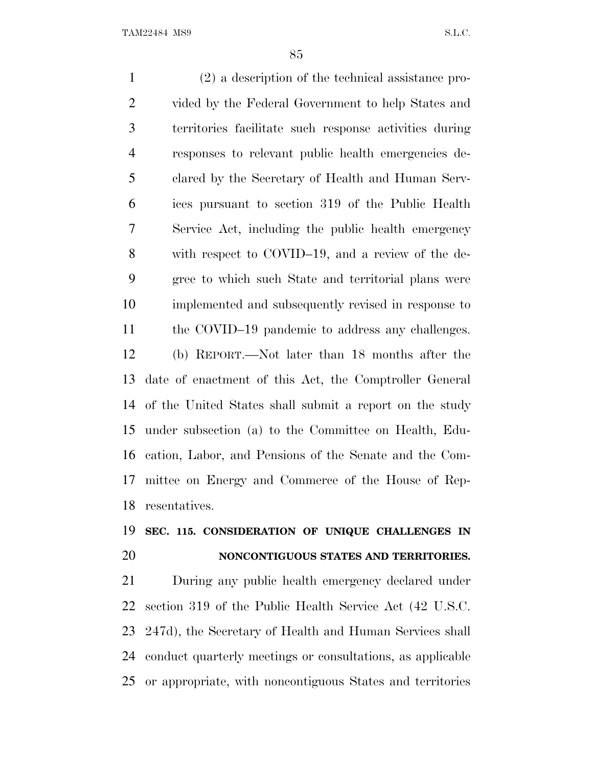(2) a description of the technical assistance provided by the Federal Government to help States and territories facilitate such response activities during responses to relevant public health emergencies declared by the Secretary of Health and Human Services pursuant to section 319 of the Public Health Service Act, including the public health emergency with respect to COVID–19, and a review of the degree to which such State and territorial plans were implemented and subsequently revised in response to the COVID–19 pandemic to address any challenges.

(b) REPORT.—Not later than 18 months after the date of enactment of this Act, the Comptroller General of the United States shall submit a report on the study under subsection (a) to the Committee on Health, Education, Labor, and Pensions of the Senate and the Committee on Energy and Commerce of the House of Representatives.

**SEC. 115. CONSIDERATION OF UNIQUE CHALLENGES IN NONCONTIGUOUS STATES AND TERRITORIES.**

During any public health emergency declared under section 319 of the Public Health Service Act (42 U.S.C. 247d), the Secretary of Health and Human Services shall conduct quarterly meetings or consultations, as applicable or appropriate, with noncontiguous States and territories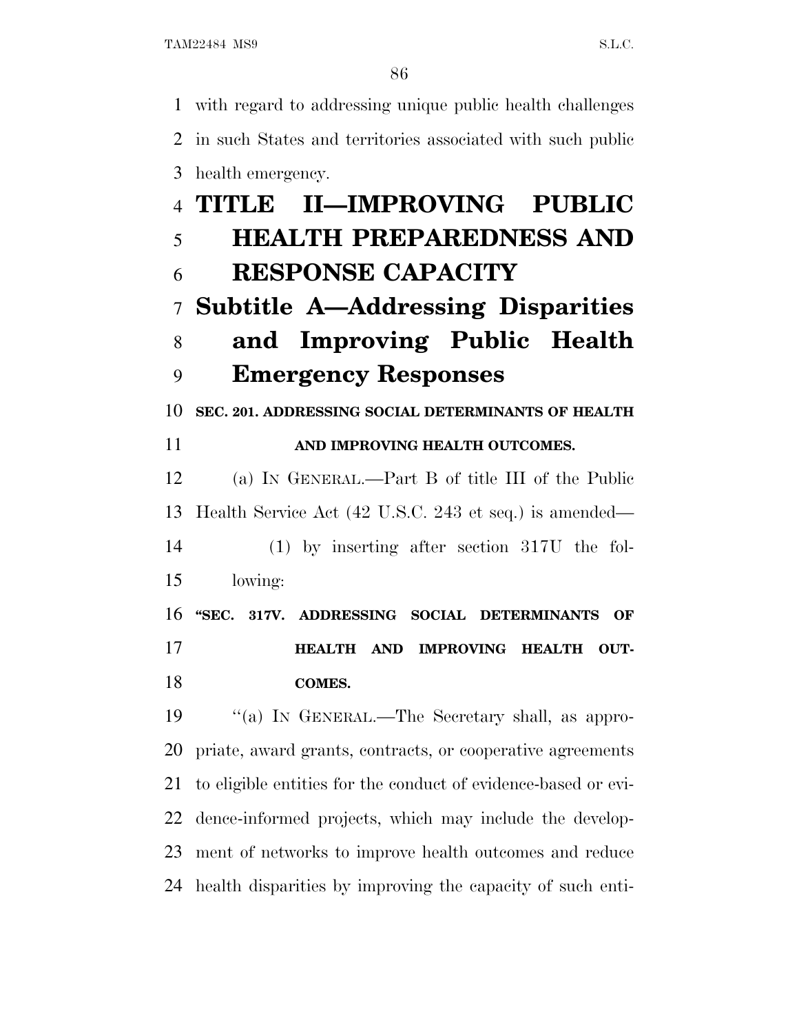with regard to addressing unique public health challenges in such States and territories associated with such public health emergency.

# TITLE II—IMPROVING PUBLIC HEALTH PREPAREDNESS AND RESPONSE CAPACITY

## Subtitle A—Addressing Disparities and Improving Public Health Emergency Responses

### SEC. 201. ADDRESSING SOCIAL DETERMINANTS OF HEALTH AND IMPROVING HEALTH OUTCOMES.

(a) IN GENERAL.—Part B of title III of the Public Health Service Act (42 U.S.C. 243 et seq.) is amended—

(1) by inserting after section 317U the following:

**"SEC. 317V. ADDRESSING SOCIAL DETERMINANTS OF HEALTH AND IMPROVING HEALTH OUTCOMES.**

"(a) IN GENERAL.—The Secretary shall, as appropriate, award grants, contracts, or cooperative agreements to eligible entities for the conduct of evidence-based or evidence-informed projects, which may include the development of networks to improve health outcomes and reduce health disparities by improving the capacity of such enti-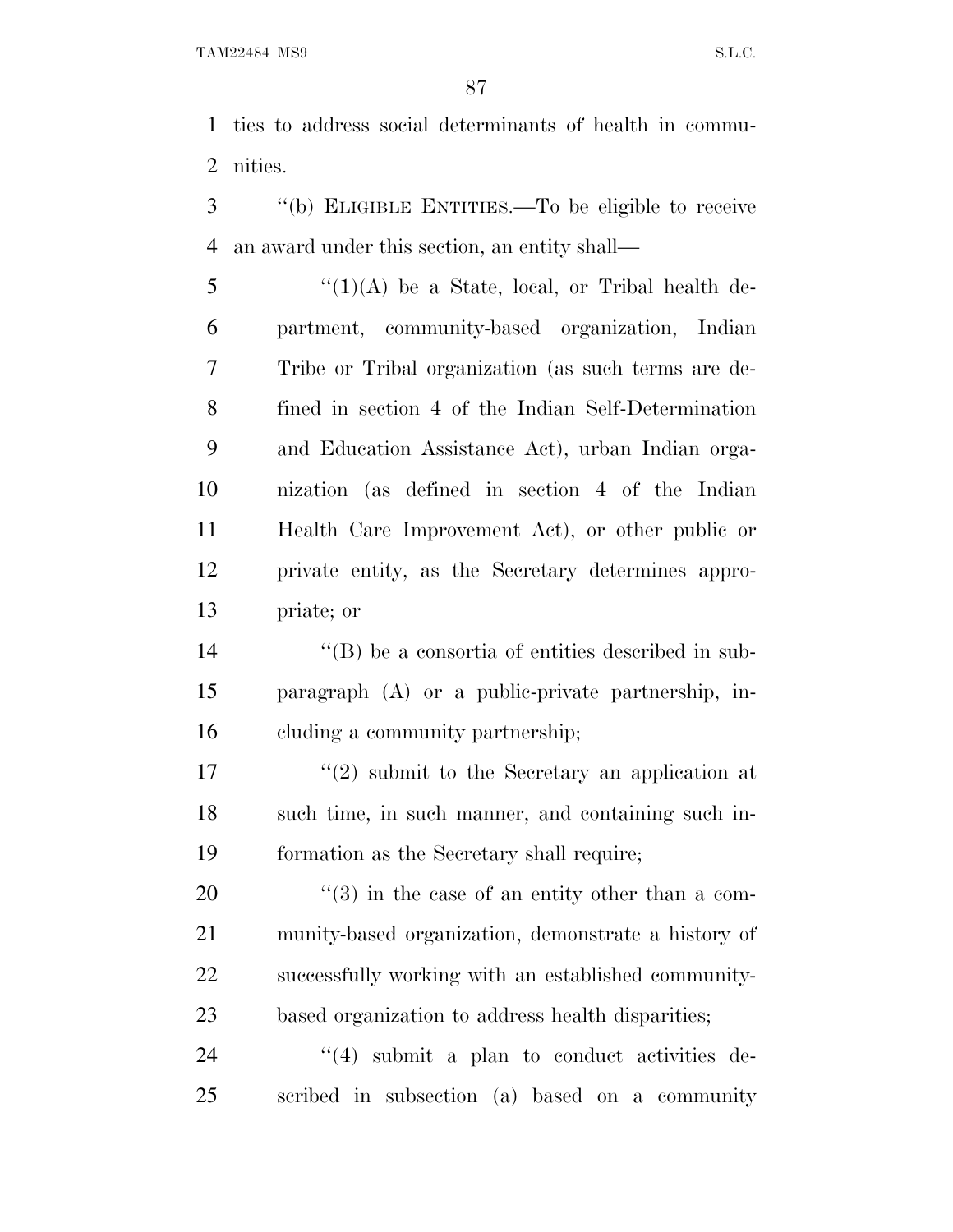ties to address social determinants of health in communities.

''(b) ELIGIBLE ENTITIES.—To be eligible to receive an award under this section, an entity shall—

''(1)(A) be a State, local, or Tribal health department, community-based organization, Indian Tribe or Tribal organization (as such terms are defined in section 4 of the Indian Self-Determination and Education Assistance Act), urban Indian organization (as defined in section 4 of the Indian Health Care Improvement Act), or other public or private entity, as the Secretary determines appropriate; or

''(B) be a consortia of entities described in subparagraph (A) or a public-private partnership, including a community partnership;

''(2) submit to the Secretary an application at such time, in such manner, and containing such information as the Secretary shall require;

''(3) in the case of an entity other than a community-based organization, demonstrate a history of successfully working with an established community-based organization to address health disparities;

''(4) submit a plan to conduct activities described in subsection (a) based on a community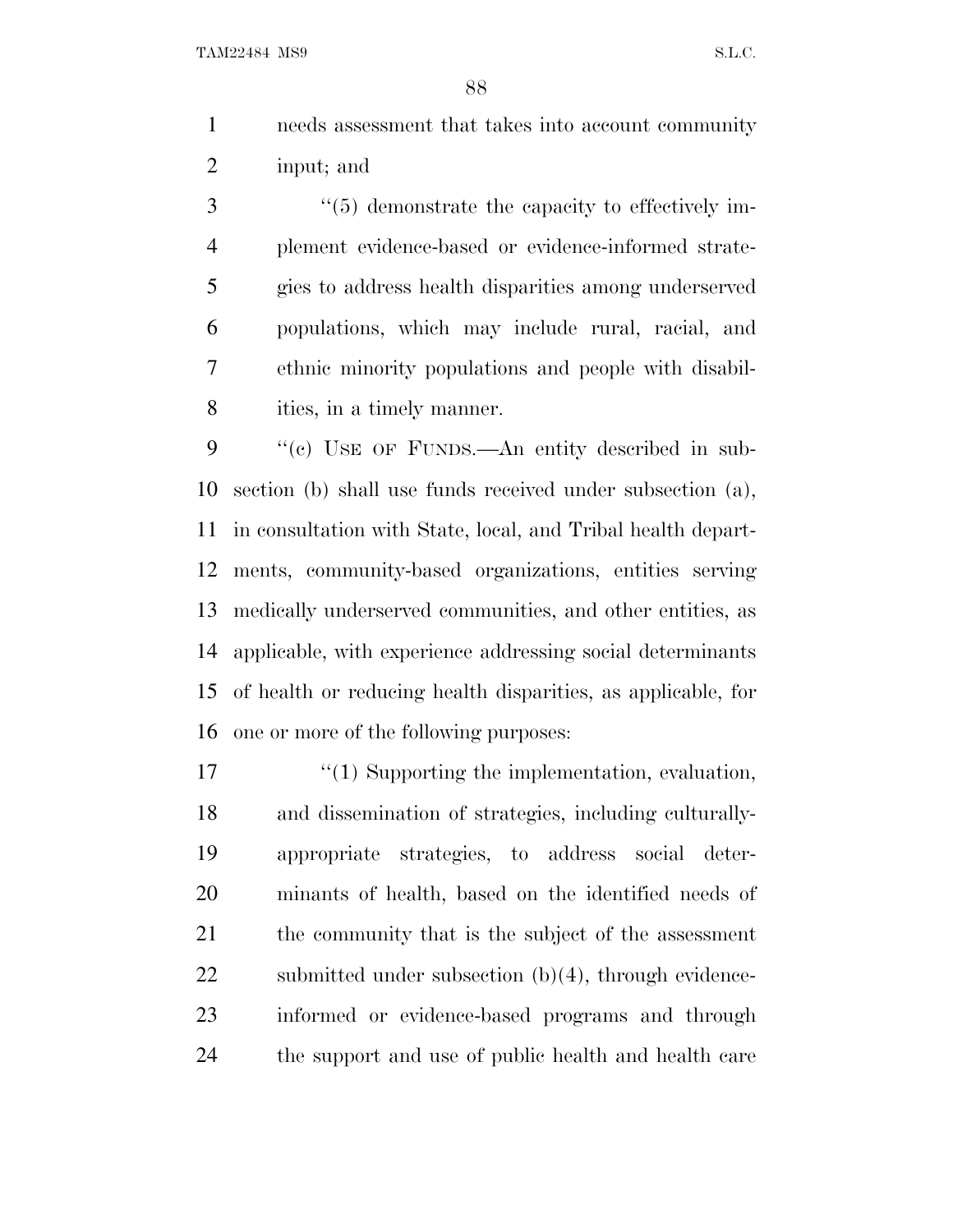needs assessment that takes into account community input; and

''(5) demonstrate the capacity to effectively implement evidence-based or evidence-informed strategies to address health disparities among underserved populations, which may include rural, racial, and ethnic minority populations and people with disabilities, in a timely manner.

''(c) USE OF FUNDS.—An entity described in subsection (b) shall use funds received under subsection (a), in consultation with State, local, and Tribal health departments, community-based organizations, entities serving medically underserved communities, and other entities, as applicable, with experience addressing social determinants of health or reducing health disparities, as applicable, for one or more of the following purposes:

''(1) Supporting the implementation, evaluation, and dissemination of strategies, including culturally-appropriate strategies, to address social determinants of health, based on the identified needs of the community that is the subject of the assessment submitted under subsection (b)(4), through evidence-informed or evidence-based programs and through the support and use of public health and health care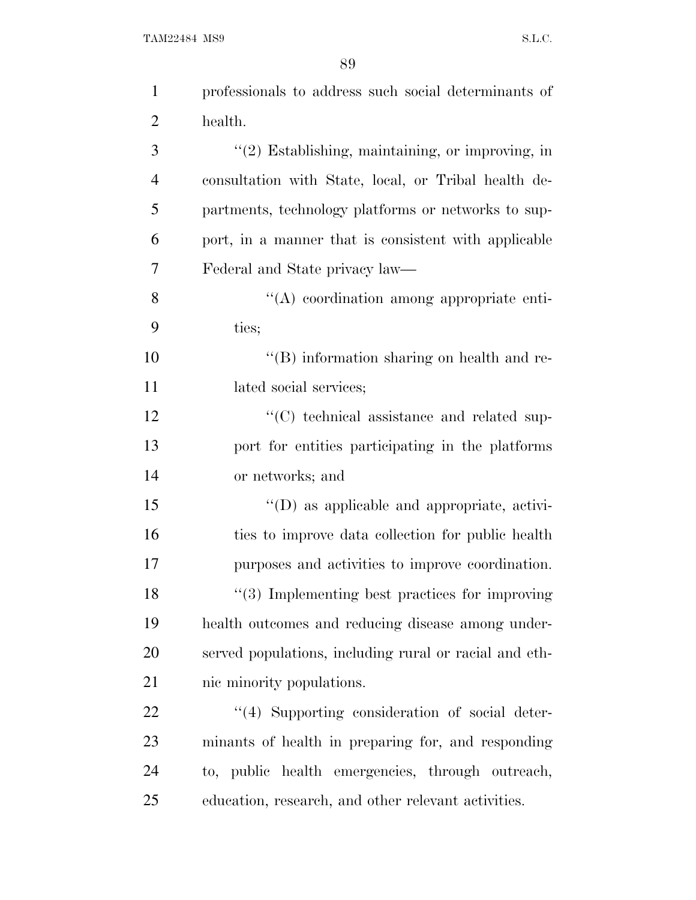professionals to address such social determinants of health.

''(2) Establishing, maintaining, or improving, in consultation with State, local, or Tribal health departments, technology platforms or networks to support, in a manner that is consistent with applicable Federal and State privacy law—

''(A) coordination among appropriate entities;

''(B) information sharing on health and related social services;

''(C) technical assistance and related support for entities participating in the platforms or networks; and

''(D) as applicable and appropriate, activities to improve data collection for public health purposes and activities to improve coordination.

''(3) Implementing best practices for improving health outcomes and reducing disease among underserved populations, including rural or racial and ethnic minority populations.

''(4) Supporting consideration of social determinants of health in preparing for, and responding to, public health emergencies, through outreach, education, research, and other relevant activities.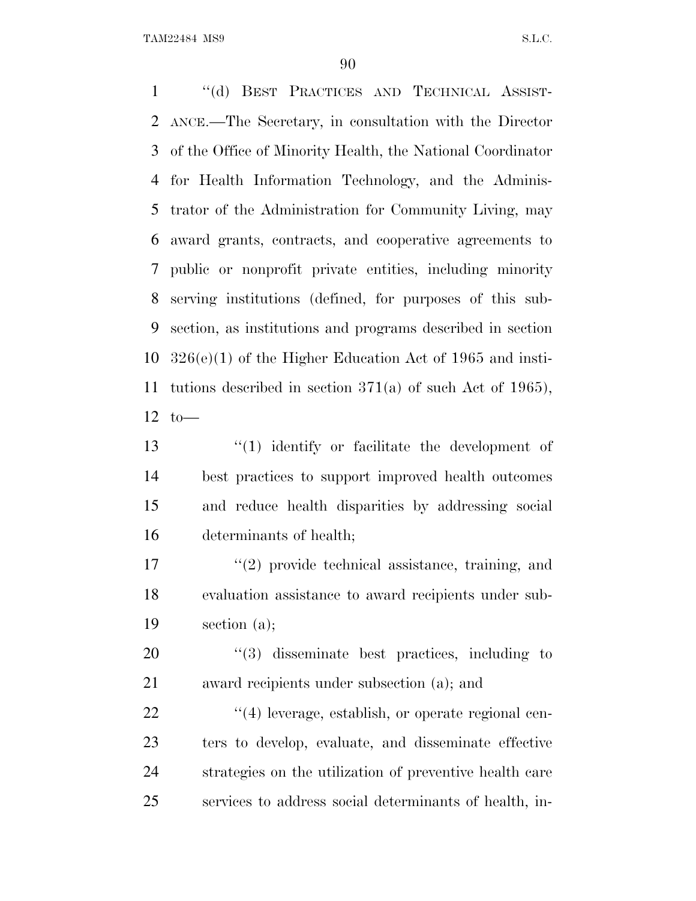''(d) BEST PRACTICES AND TECHNICAL ASSISTANCE.—The Secretary, in consultation with the Director of the Office of Minority Health, the National Coordinator for Health Information Technology, and the Administrator of the Administration for Community Living, may award grants, contracts, and cooperative agreements to public or nonprofit private entities, including minority serving institutions (defined, for purposes of this subsection, as institutions and programs described in section 326(e)(1) of the Higher Education Act of 1965 and institutions described in section 371(a) of such Act of 1965), to—

''(1) identify or facilitate the development of best practices to support improved health outcomes and reduce health disparities by addressing social determinants of health;

''(2) provide technical assistance, training, and evaluation assistance to award recipients under subsection (a);

''(3) disseminate best practices, including to award recipients under subsection (a); and

''(4) leverage, establish, or operate regional centers to develop, evaluate, and disseminate effective strategies on the utilization of preventive health care services to address social determinants of health, in-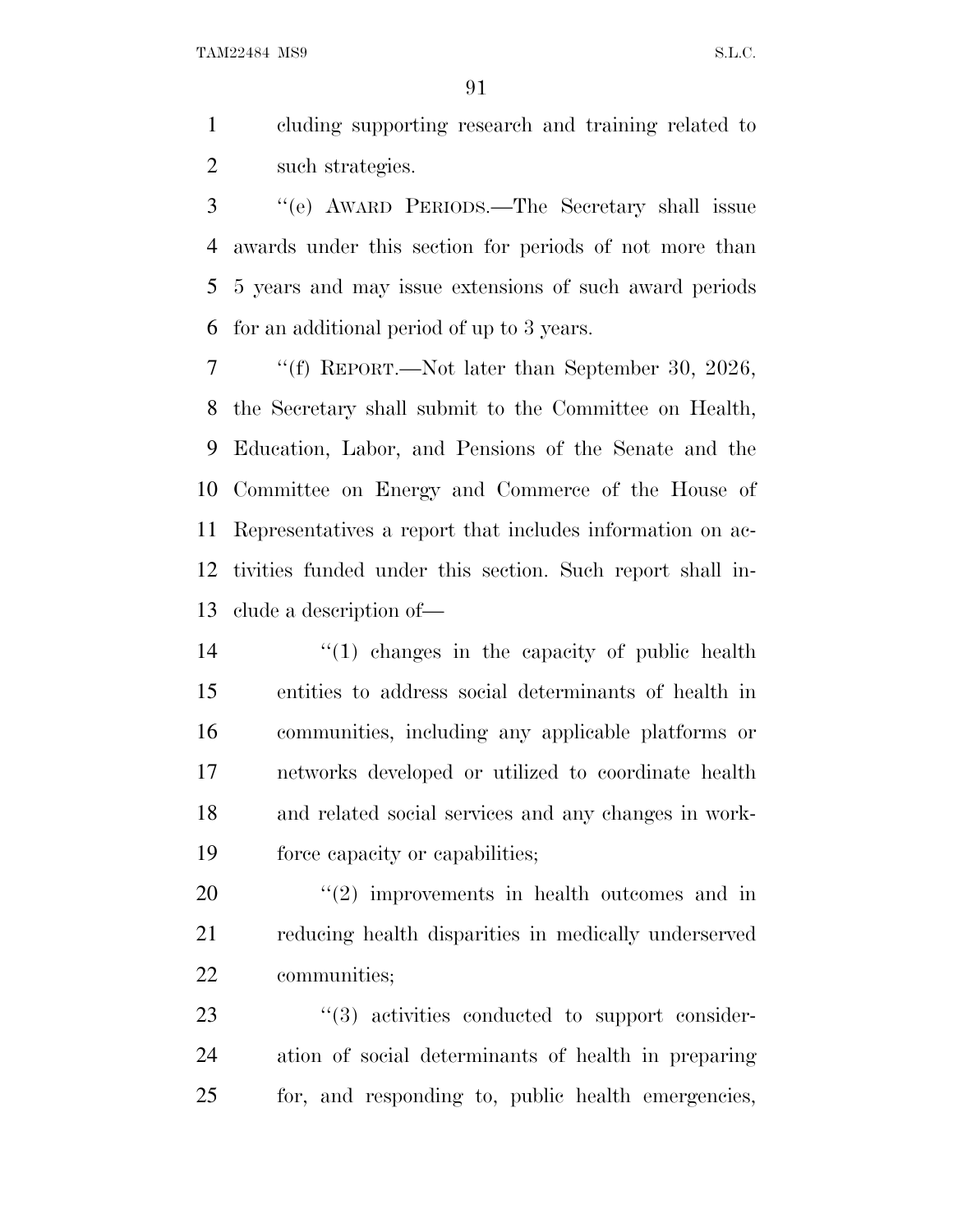cluding supporting research and training related to such strategies.

''(e) AWARD PERIODS.—The Secretary shall issue awards under this section for periods of not more than 5 years and may issue extensions of such award periods for an additional period of up to 3 years.

''(f) REPORT.—Not later than September 30, 2026, the Secretary shall submit to the Committee on Health, Education, Labor, and Pensions of the Senate and the Committee on Energy and Commerce of the House of Representatives a report that includes information on activities funded under this section. Such report shall include a description of—

''(1) changes in the capacity of public health entities to address social determinants of health in communities, including any applicable platforms or networks developed or utilized to coordinate health and related social services and any changes in workforce capacity or capabilities;

''(2) improvements in health outcomes and in reducing health disparities in medically underserved communities;

''(3) activities conducted to support consideration of social determinants of health in preparing for, and responding to, public health emergencies,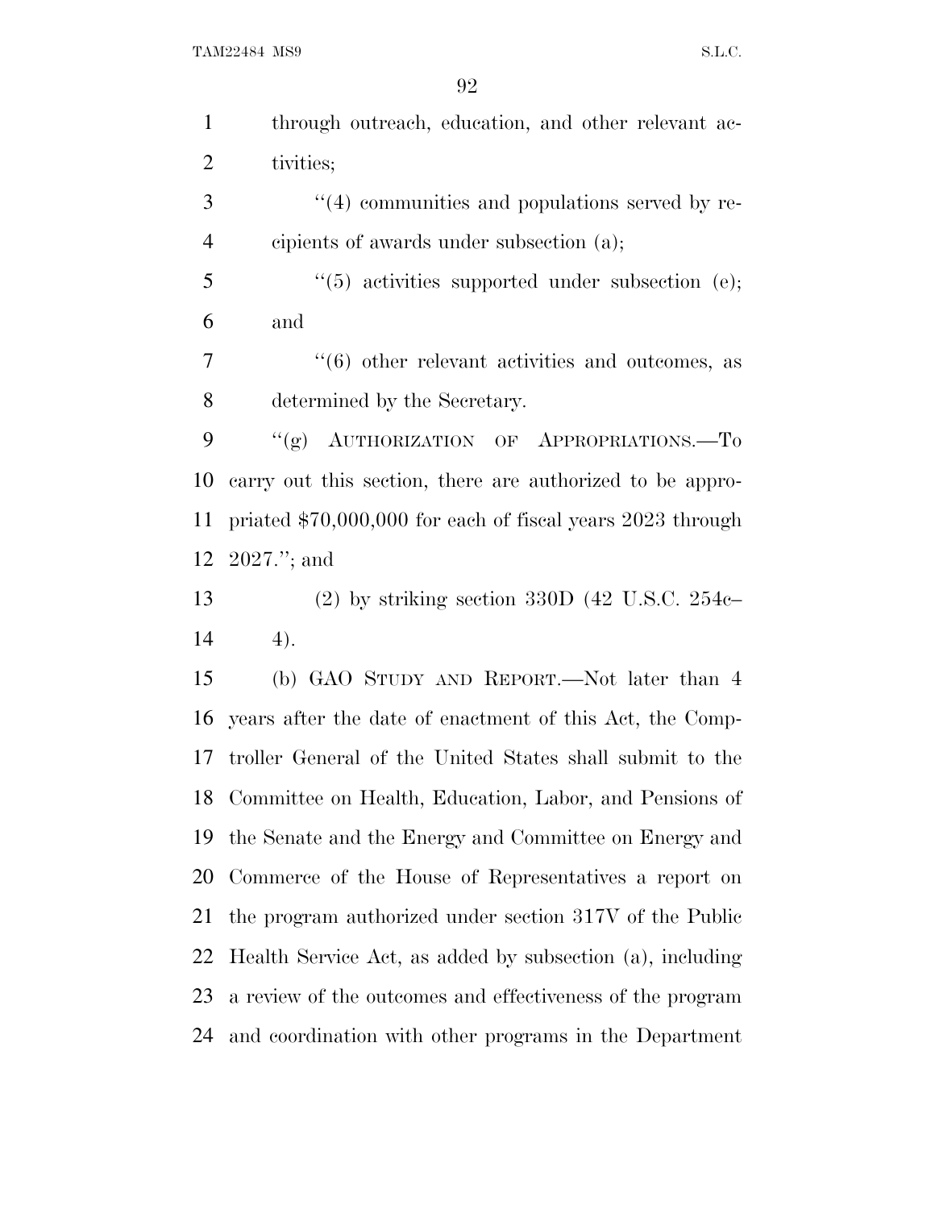through outreach, education, and other relevant activities;

"(4) communities and populations served by recipients of awards under subsection (a);

"(5) activities supported under subsection (e); and

"(6) other relevant activities and outcomes, as determined by the Secretary.

"(g) AUTHORIZATION OF APPROPRIATIONS.—To carry out this section, there are authorized to be appropriated $70,000,000 for each of fiscal years 2023 through 2027."; and

(2) by striking section 330D (42 U.S.C. 254c–4).

(b) GAO STUDY AND REPORT.—Not later than 4 years after the date of enactment of this Act, the Comptroller General of the United States shall submit to the Committee on Health, Education, Labor, and Pensions of the Senate and the Energy and Committee on Energy and Commerce of the House of Representatives a report on the program authorized under section 317V of the Public Health Service Act, as added by subsection (a), including a review of the outcomes and effectiveness of the program and coordination with other programs in the Department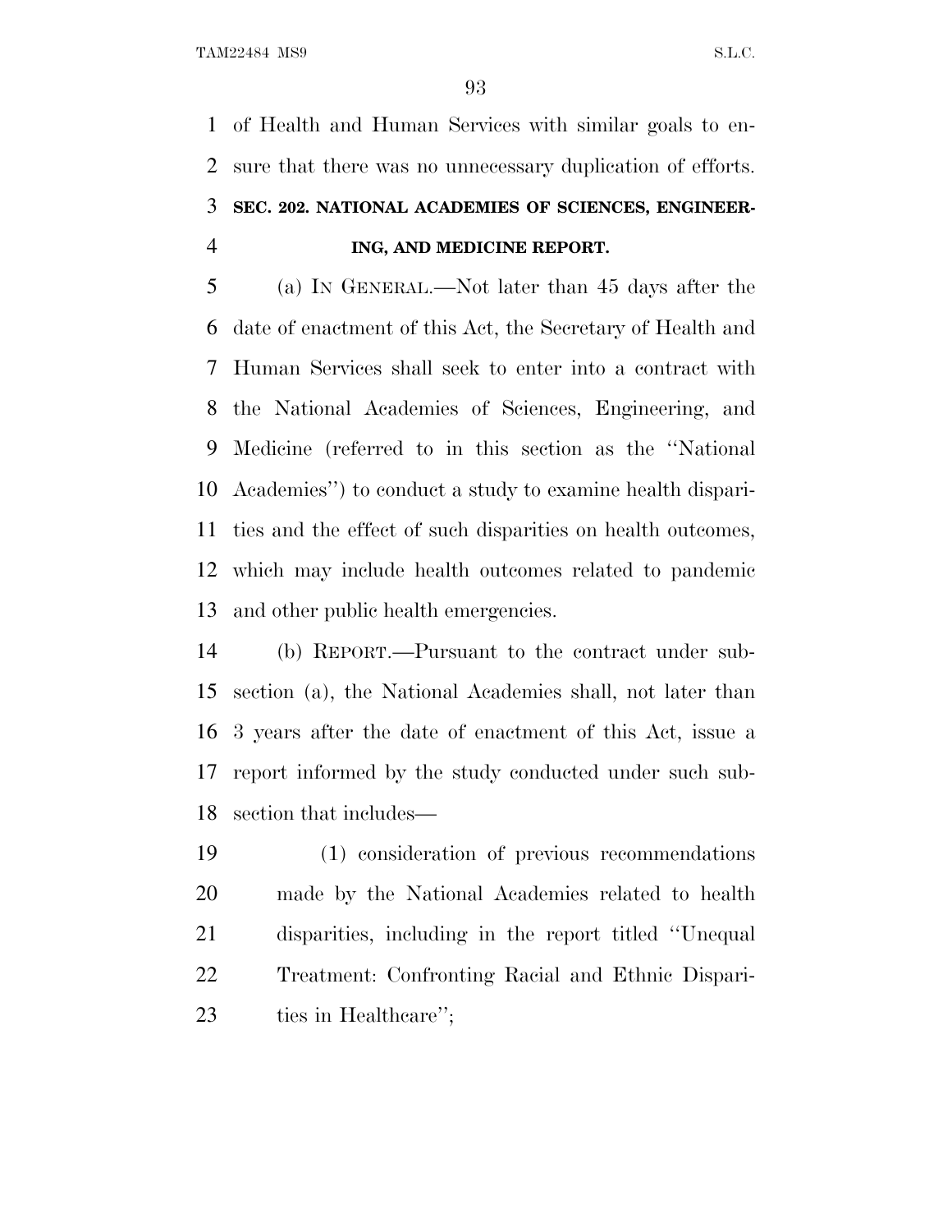of Health and Human Services with similar goals to ensure that there was no unnecessary duplication of efforts.

### SEC. 202. NATIONAL ACADEMIES OF SCIENCES, ENGINEERING, AND MEDICINE REPORT.

(a) IN GENERAL.—Not later than 45 days after the date of enactment of this Act, the Secretary of Health and Human Services shall seek to enter into a contract with the National Academies of Sciences, Engineering, and Medicine (referred to in this section as the "National Academies") to conduct a study to examine health disparities and the effect of such disparities on health outcomes, which may include health outcomes related to pandemic and other public health emergencies.

(b) REPORT.—Pursuant to the contract under subsection (a), the National Academies shall, not later than 3 years after the date of enactment of this Act, issue a report informed by the study conducted under such subsection that includes—

(1) consideration of previous recommendations made by the National Academies related to health disparities, including in the report titled "Unequal Treatment: Confronting Racial and Ethnic Disparities in Healthcare";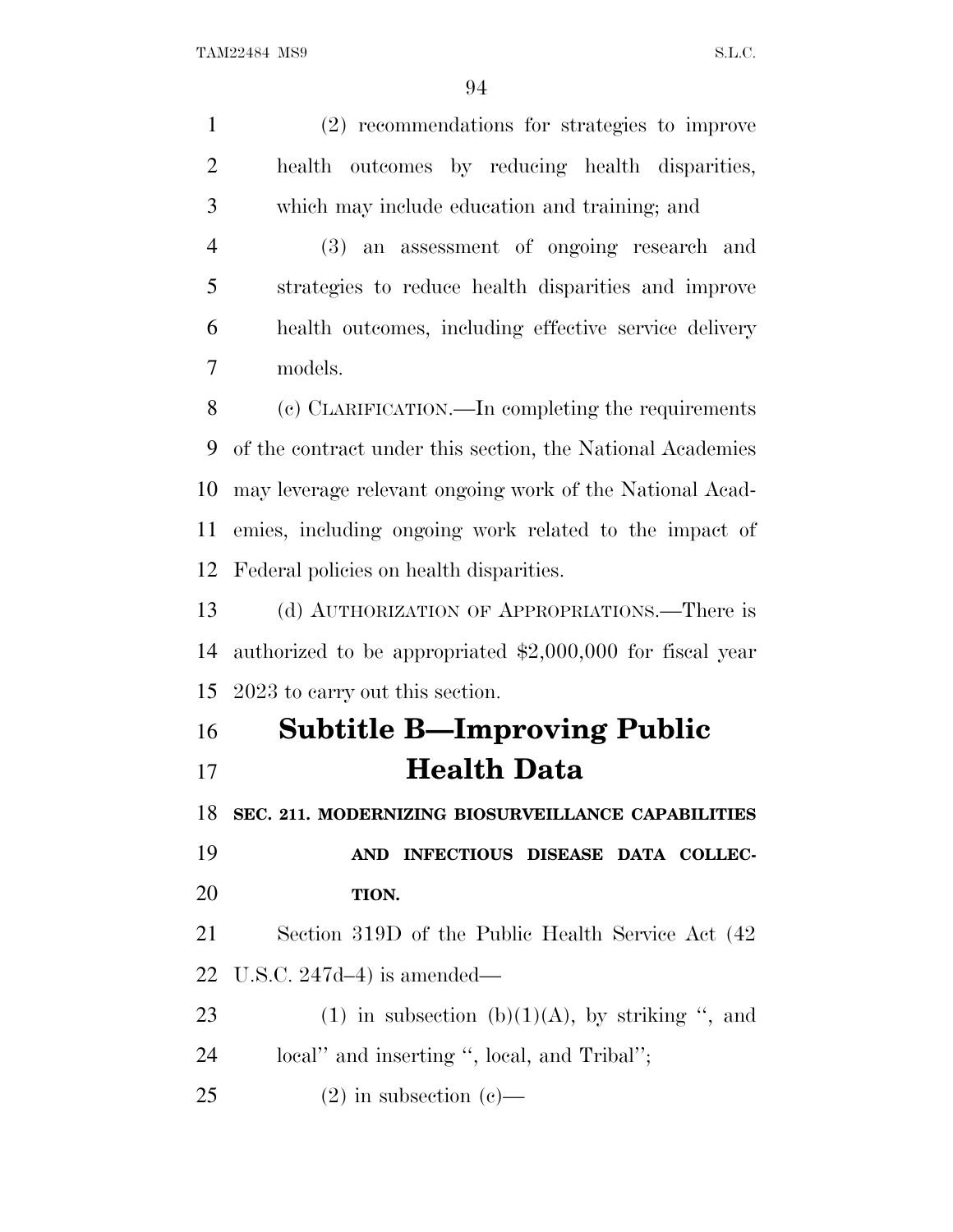(2) recommendations for strategies to improve health outcomes by reducing health disparities, which may include education and training; and

(3) an assessment of ongoing research and strategies to reduce health disparities and improve health outcomes, including effective service delivery models.

(c) CLARIFICATION.—In completing the requirements of the contract under this section, the National Academies may leverage relevant ongoing work of the National Academies, including ongoing work related to the impact of Federal policies on health disparities.

(d) AUTHORIZATION OF APPROPRIATIONS.—There is authorized to be appropriated $2,000,000 for fiscal year 2023 to carry out this section.

## Subtitle B—Improving Public Health Data

**SEC. 211. MODERNIZING BIOSURVEILLANCE CAPABILITIES AND INFECTIOUS DISEASE DATA COLLECTION.**

Section 319D of the Public Health Service Act (42 U.S.C. 247d–4) is amended—

(1) in subsection (b)(1)(A), by striking ", and local" and inserting ", local, and Tribal";

(2) in subsection (c)—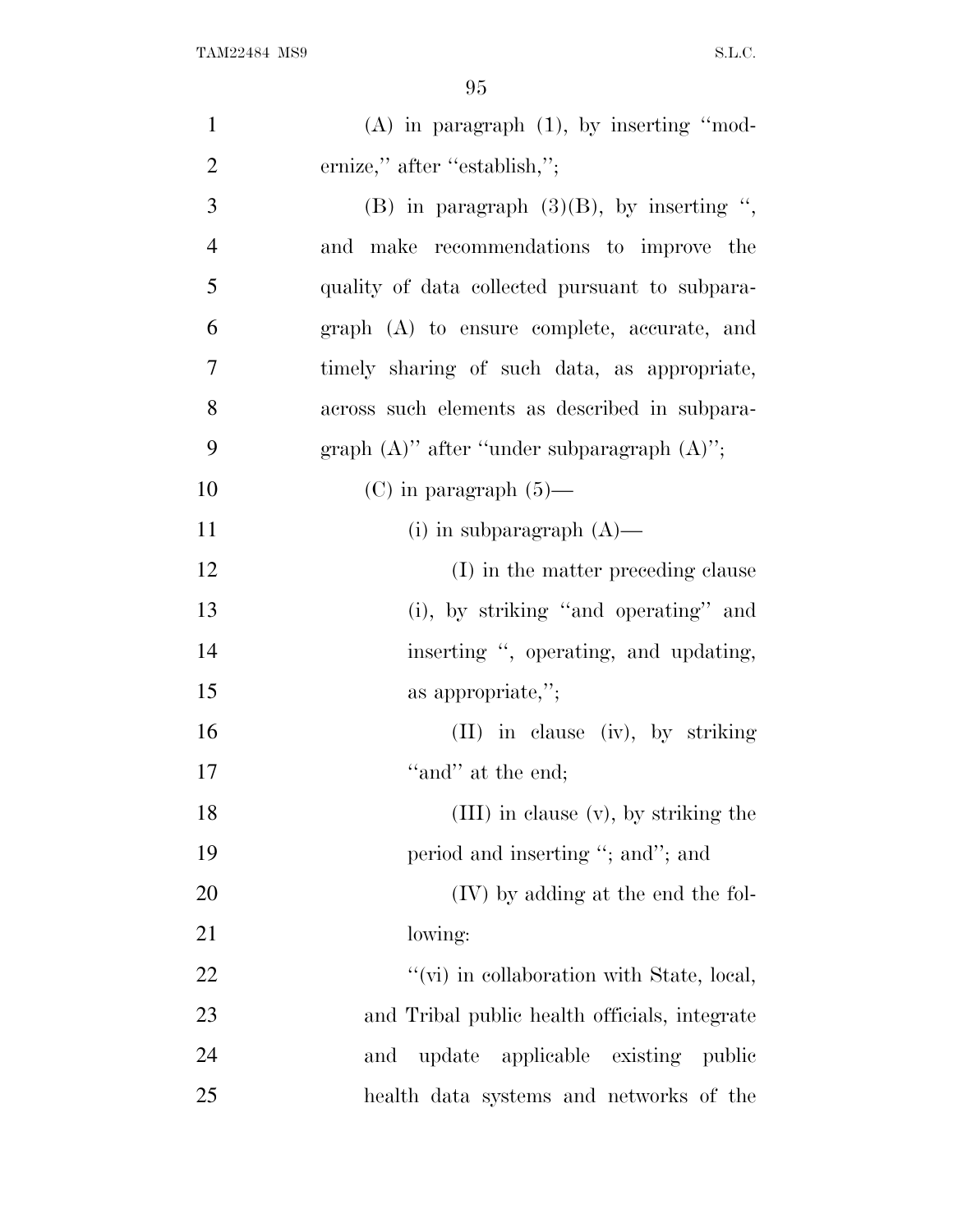(A) in paragraph (1), by inserting ''modernize,'' after ''establish,'';

(B) in paragraph (3)(B), by inserting '', and make recommendations to improve the quality of data collected pursuant to subparagraph (A) to ensure complete, accurate, and timely sharing of such data, as appropriate, across such elements as described in subparagraph (A)'' after ''under subparagraph (A)'';

(C) in paragraph (5)—

(i) in subparagraph (A)—

(I) in the matter preceding clause (i), by striking ''and operating'' and inserting '', operating, and updating, as appropriate,'';

(II) in clause (iv), by striking ''and'' at the end;

(III) in clause (v), by striking the period and inserting ''; and''; and

(IV) by adding at the end the following:

''(vi) in collaboration with State, local, and Tribal public health officials, integrate and update applicable existing public health data systems and networks of the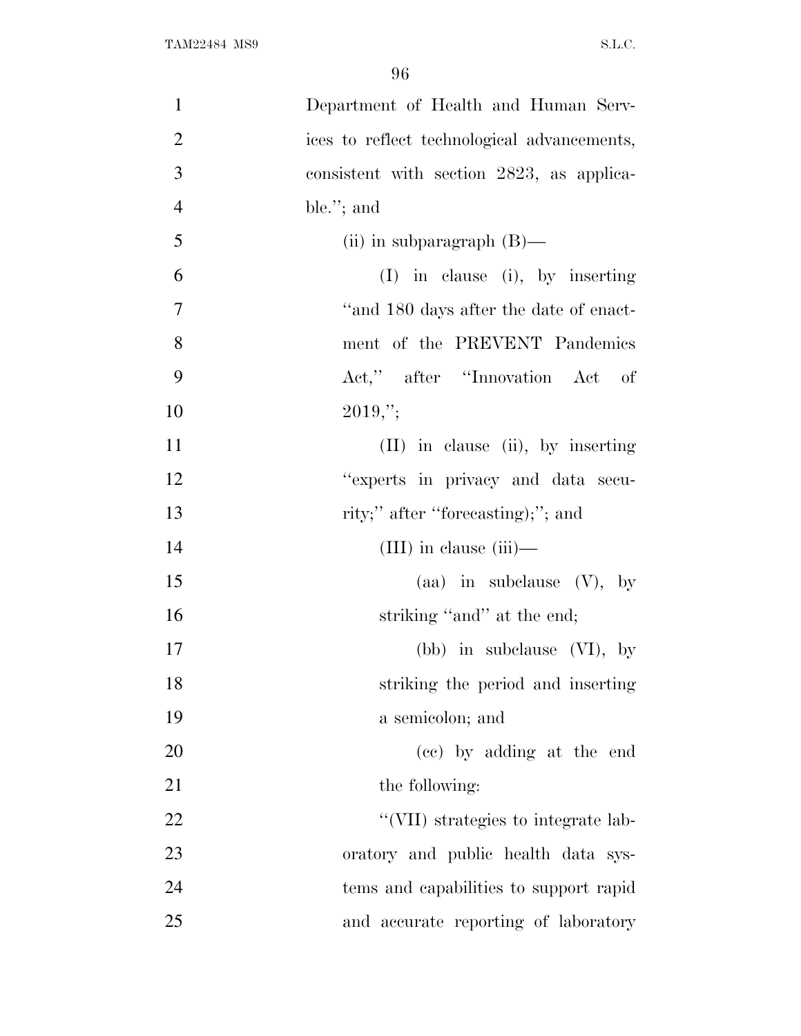Department of Health and Human Services to reflect technological advancements, consistent with section 2823, as applicable.''; and

(ii) in subparagraph (B)—

(I) in clause (i), by inserting ''and 180 days after the date of enactment of the PREVENT Pandemics Act,'' after ''Innovation Act of 2019,'';

(II) in clause (ii), by inserting ''experts in privacy and data security;'' after ''forecasting);''; and

(III) in clause (iii)—

(aa) in subclause (V), by striking ''and'' at the end;

(bb) in subclause (VI), by striking the period and inserting a semicolon; and

(cc) by adding at the end the following:

''(VII) strategies to integrate laboratory and public health data systems and capabilities to support rapid and accurate reporting of laboratory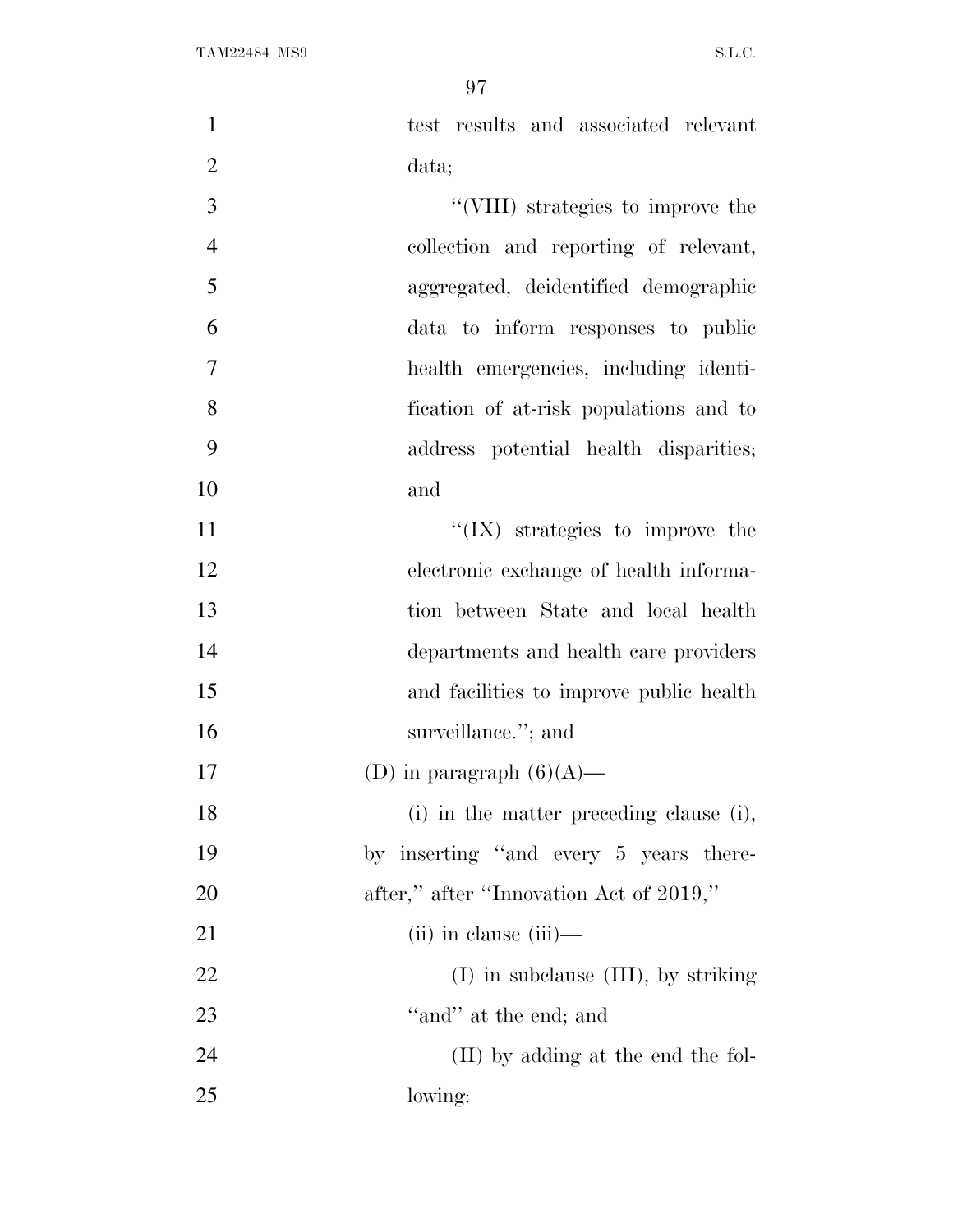test results and associated relevant data;

''(VIII) strategies to improve the collection and reporting of relevant, aggregated, deidentified demographic data to inform responses to public health emergencies, including identification of at-risk populations and to address potential health disparities; and

''(IX) strategies to improve the electronic exchange of health information between State and local health departments and health care providers and facilities to improve public health surveillance.''; and

(D) in paragraph (6)(A)—

(i) in the matter preceding clause (i), by inserting ''and every 5 years thereafter,'' after ''Innovation Act of 2019,''

(ii) in clause (iii)—

(I) in subclause (III), by striking ''and'' at the end; and

(II) by adding at the end the following: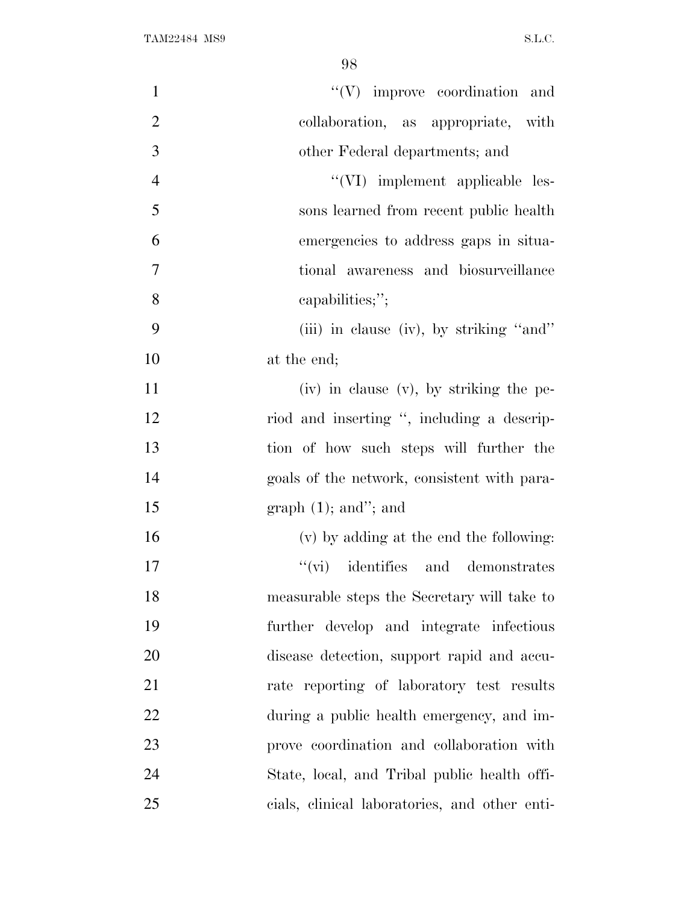''(V) improve coordination and collaboration, as appropriate, with other Federal departments; and

''(VI) implement applicable lessons learned from recent public health emergencies to address gaps in situational awareness and biosurveillance capabilities;'';

(iii) in clause (iv), by striking ''and'' at the end;

(iv) in clause (v), by striking the period and inserting '', including a description of how such steps will further the goals of the network, consistent with paragraph (1); and''; and

(v) by adding at the end the following:

''(vi) identifies and demonstrates measurable steps the Secretary will take to further develop and integrate infectious disease detection, support rapid and accurate reporting of laboratory test results during a public health emergency, and improve coordination and collaboration with State, local, and Tribal public health officials, clinical laboratories, and other enti-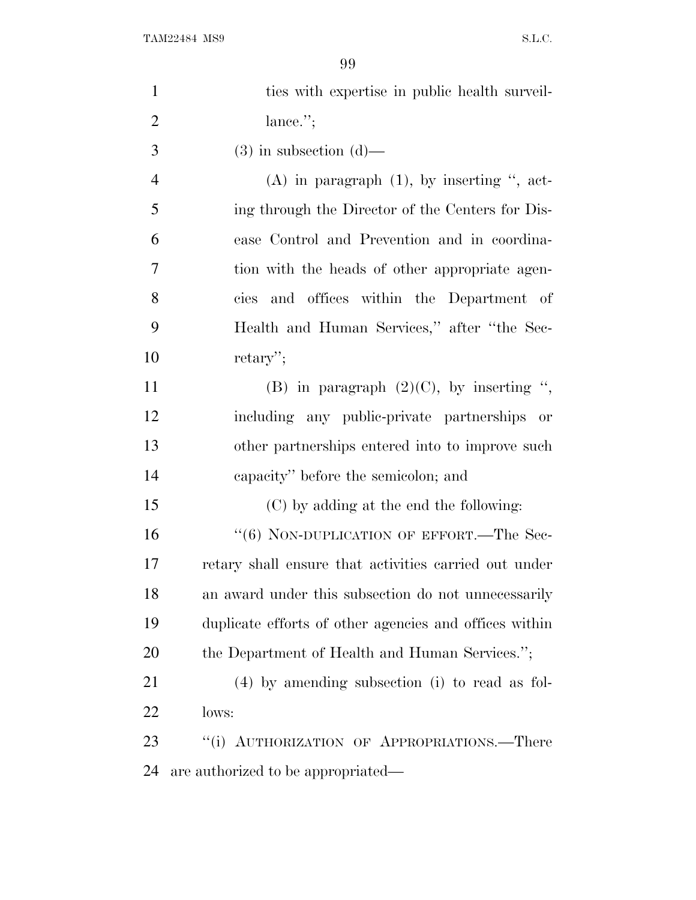ties with expertise in public health surveillance.'';

(3) in subsection (d)—

(A) in paragraph (1), by inserting '', acting through the Director of the Centers for Disease Control and Prevention and in coordination with the heads of other appropriate agencies and offices within the Department of Health and Human Services,'' after ''the Secretary'';

(B) in paragraph (2)(C), by inserting '', including any public-private partnerships or other partnerships entered into to improve such capacity'' before the semicolon; and

(C) by adding at the end the following:

''(6) NON-DUPLICATION OF EFFORT.—The Secretary shall ensure that activities carried out under an award under this subsection do not unnecessarily duplicate efforts of other agencies and offices within the Department of Health and Human Services.'';

(4) by amending subsection (i) to read as follows:

''(i) AUTHORIZATION OF APPROPRIATIONS.—There are authorized to be appropriated—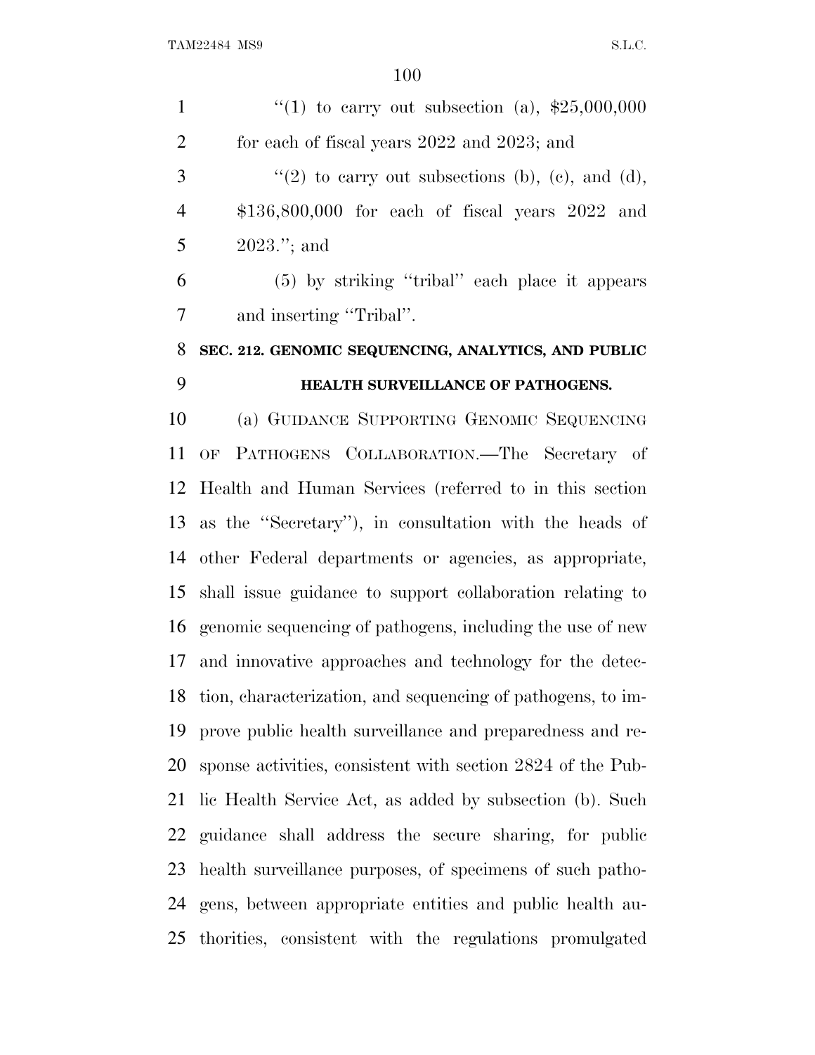"(1) to carry out subsection (a), $25,000,000 for each of fiscal years 2022 and 2023; and

"(2) to carry out subsections (b), (c), and (d), $136,800,000 for each of fiscal years 2022 and 2023."; and

(5) by striking "tribal" each place it appears and inserting "Tribal".

**SEC. 212. GENOMIC SEQUENCING, ANALYTICS, AND PUBLIC HEALTH SURVEILLANCE OF PATHOGENS.**

(a) GUIDANCE SUPPORTING GENOMIC SEQUENCING OF PATHOGENS COLLABORATION.—The Secretary of Health and Human Services (referred to in this section as the "Secretary"), in consultation with the heads of other Federal departments or agencies, as appropriate, shall issue guidance to support collaboration relating to genomic sequencing of pathogens, including the use of new and innovative approaches and technology for the detection, characterization, and sequencing of pathogens, to improve public health surveillance and preparedness and response activities, consistent with section 2824 of the Public Health Service Act, as added by subsection (b). Such guidance shall address the secure sharing, for public health surveillance purposes, of specimens of such pathogens, between appropriate entities and public health authorities, consistent with the regulations promulgated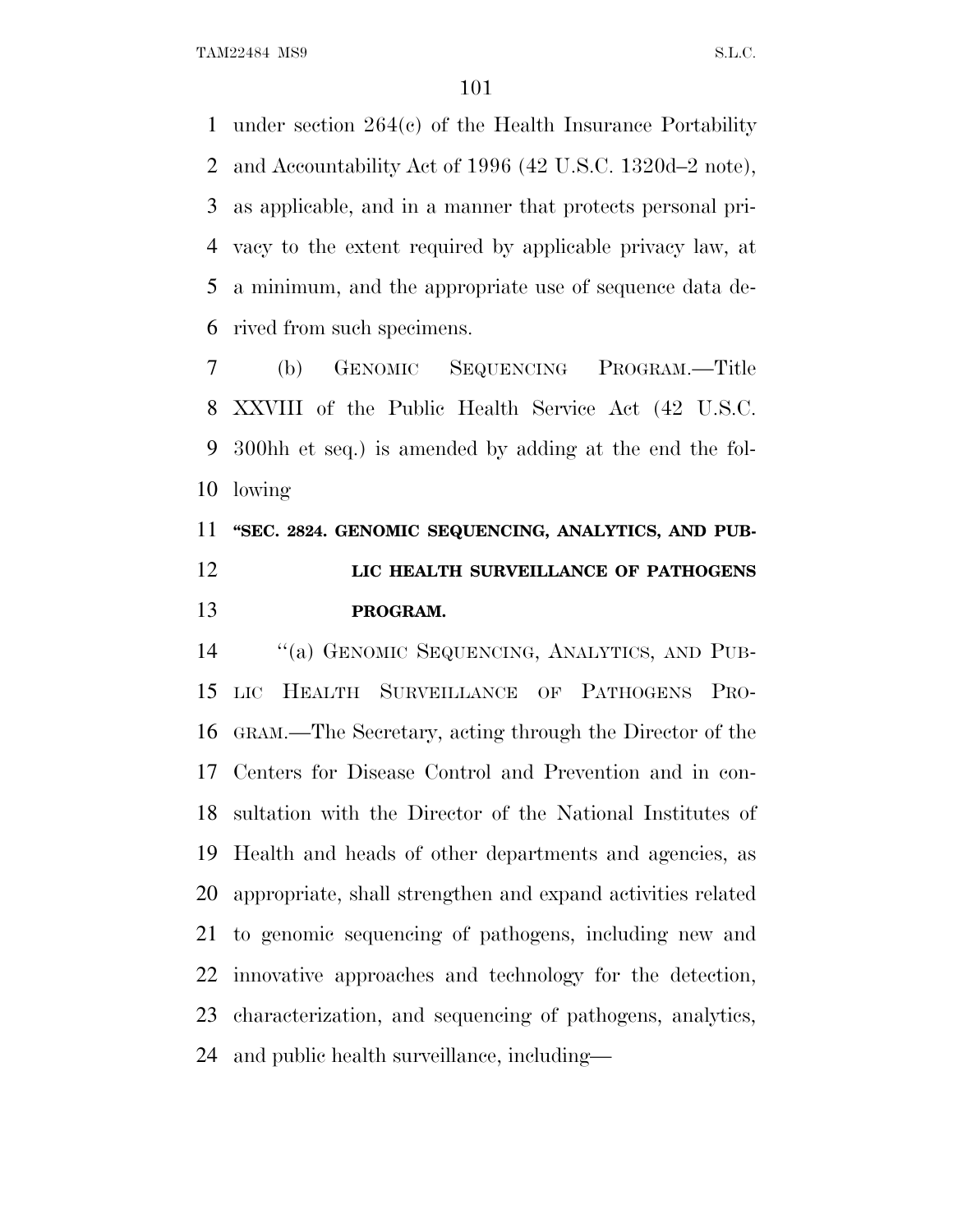under section 264(c) of the Health Insurance Portability and Accountability Act of 1996 (42 U.S.C. 1320d–2 note), as applicable, and in a manner that protects personal privacy to the extent required by applicable privacy law, at a minimum, and the appropriate use of sequence data derived from such specimens.

(b) GENOMIC SEQUENCING PROGRAM.—Title XXVIII of the Public Health Service Act (42 U.S.C. 300hh et seq.) is amended by adding at the end the following

**"SEC. 2824. GENOMIC SEQUENCING, ANALYTICS, AND PUBLIC HEALTH SURVEILLANCE OF PATHOGENS PROGRAM.**

"(a) GENOMIC SEQUENCING, ANALYTICS, AND PUBLIC HEALTH SURVEILLANCE OF PATHOGENS PROGRAM.—The Secretary, acting through the Director of the Centers for Disease Control and Prevention and in consultation with the Director of the National Institutes of Health and heads of other departments and agencies, as appropriate, shall strengthen and expand activities related to genomic sequencing of pathogens, including new and innovative approaches and technology for the detection, characterization, and sequencing of pathogens, analytics, and public health surveillance, including—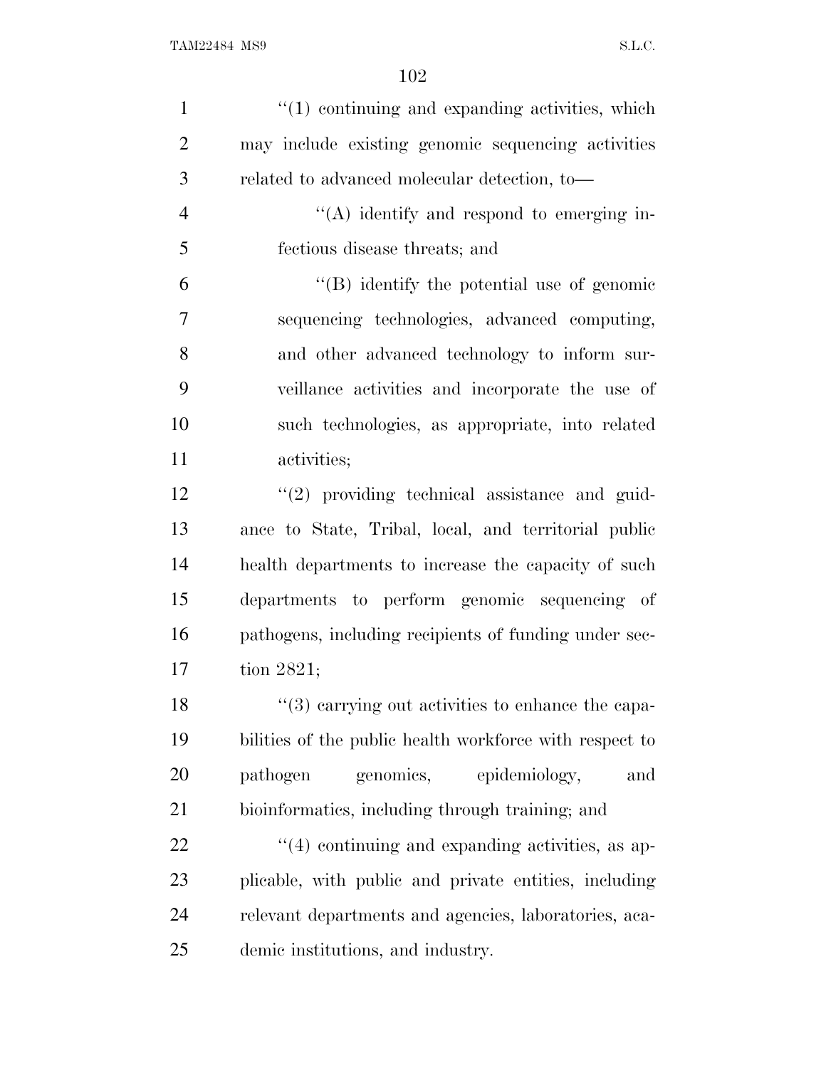"(1) continuing and expanding activities, which may include existing genomic sequencing activities related to advanced molecular detection, to—

"(A) identify and respond to emerging infectious disease threats; and

"(B) identify the potential use of genomic sequencing technologies, advanced computing, and other advanced technology to inform surveillance activities and incorporate the use of such technologies, as appropriate, into related activities;

"(2) providing technical assistance and guidance to State, Tribal, local, and territorial public health departments to increase the capacity of such departments to perform genomic sequencing of pathogens, including recipients of funding under section 2821;

"(3) carrying out activities to enhance the capabilities of the public health workforce with respect to pathogen genomics, epidemiology, and bioinformatics, including through training; and

"(4) continuing and expanding activities, as applicable, with public and private entities, including relevant departments and agencies, laboratories, academic institutions, and industry.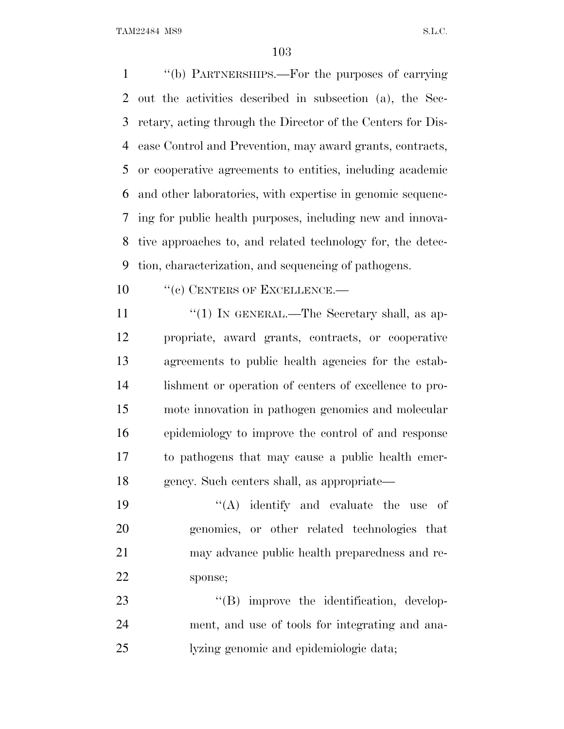"(b) PARTNERSHIPS.—For the purposes of carrying out the activities described in subsection (a), the Secretary, acting through the Director of the Centers for Disease Control and Prevention, may award grants, contracts, or cooperative agreements to entities, including academic and other laboratories, with expertise in genomic sequencing for public health purposes, including new and innovative approaches to, and related technology for, the detection, characterization, and sequencing of pathogens.

"(c) CENTERS OF EXCELLENCE.—

"(1) IN GENERAL.—The Secretary shall, as appropriate, award grants, contracts, or cooperative agreements to public health agencies for the establishment or operation of centers of excellence to promote innovation in pathogen genomics and molecular epidemiology to improve the control of and response to pathogens that may cause a public health emergency. Such centers shall, as appropriate—

"(A) identify and evaluate the use of genomics, or other related technologies that may advance public health preparedness and response;

"(B) improve the identification, development, and use of tools for integrating and analyzing genomic and epidemiologic data;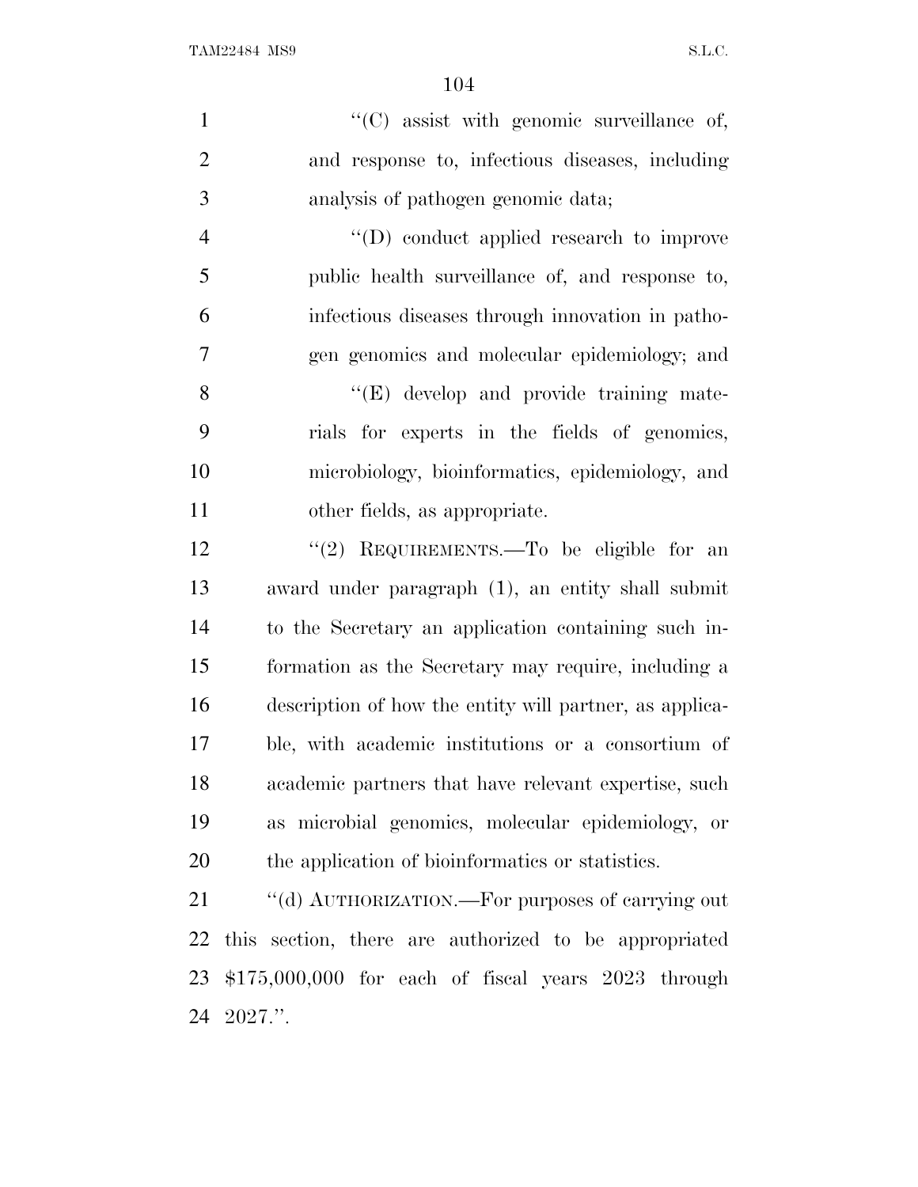''(C) assist with genomic surveillance of, and response to, infectious diseases, including analysis of pathogen genomic data;

''(D) conduct applied research to improve public health surveillance of, and response to, infectious diseases through innovation in pathogen genomics and molecular epidemiology; and

''(E) develop and provide training materials for experts in the fields of genomics, microbiology, bioinformatics, epidemiology, and other fields, as appropriate.

''(2) REQUIREMENTS.—To be eligible for an award under paragraph (1), an entity shall submit to the Secretary an application containing such information as the Secretary may require, including a description of how the entity will partner, as applicable, with academic institutions or a consortium of academic partners that have relevant expertise, such as microbial genomics, molecular epidemiology, or the application of bioinformatics or statistics.

''(d) AUTHORIZATION.—For purposes of carrying out this section, there are authorized to be appropriated $175,000,000 for each of fiscal years 2023 through 2027.''.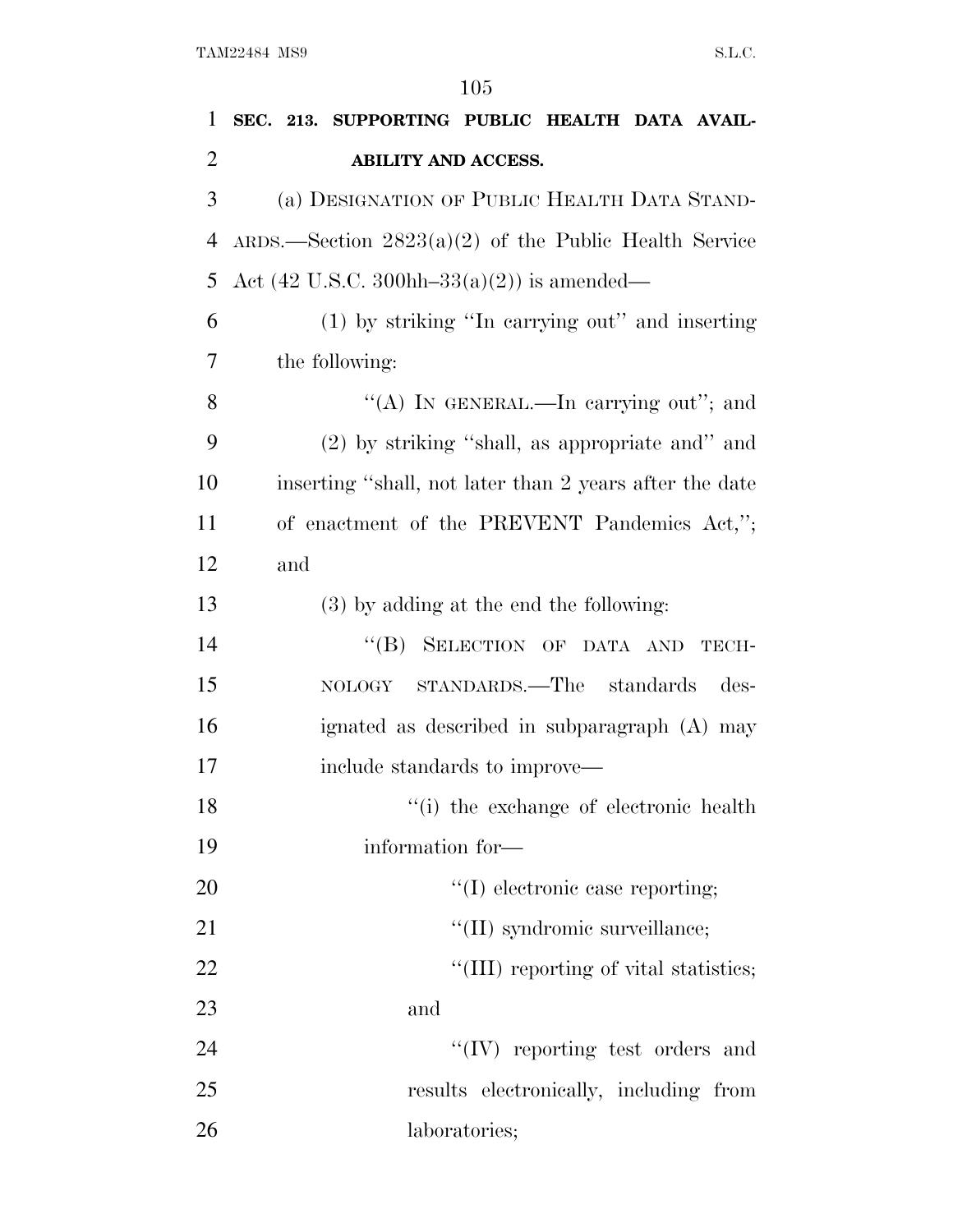**SEC. 213. SUPPORTING PUBLIC HEALTH DATA AVAILABILITY AND ACCESS.**

(a) DESIGNATION OF PUBLIC HEALTH DATA STANDARDS.—Section 2823(a)(2) of the Public Health Service Act (42 U.S.C. 300hh–33(a)(2)) is amended—

(1) by striking "In carrying out" and inserting the following:

"(A) IN GENERAL.—In carrying out"; and

(2) by striking "shall, as appropriate and" and inserting "shall, not later than 2 years after the date of enactment of the PREVENT Pandemics Act,"; and

(3) by adding at the end the following:

"(B) SELECTION OF DATA AND TECHNOLOGY STANDARDS.—The standards designated as described in subparagraph (A) may include standards to improve—

"(i) the exchange of electronic health information for—

"(I) electronic case reporting;

"(II) syndromic surveillance;

"(III) reporting of vital statistics; and

"(IV) reporting test orders and results electronically, including from laboratories;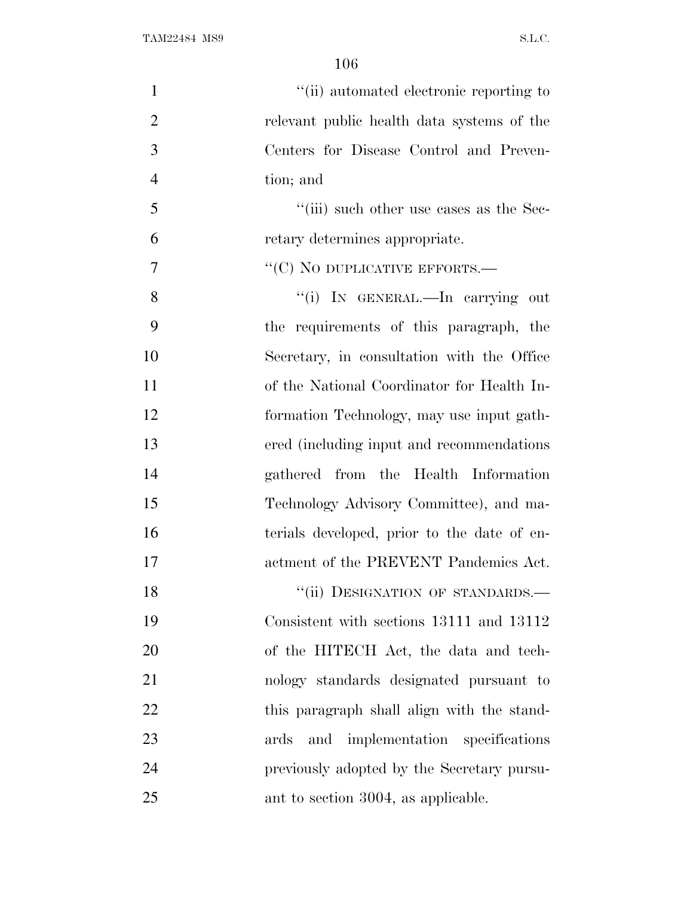"(ii) automated electronic reporting to relevant public health data systems of the Centers for Disease Control and Prevention; and

"(iii) such other use cases as the Secretary determines appropriate.

"(C) NO DUPLICATIVE EFFORTS.—

"(i) IN GENERAL.—In carrying out the requirements of this paragraph, the Secretary, in consultation with the Office of the National Coordinator for Health Information Technology, may use input gathered (including input and recommendations gathered from the Health Information Technology Advisory Committee), and materials developed, prior to the date of enactment of the PREVENT Pandemics Act.

"(ii) DESIGNATION OF STANDARDS.— Consistent with sections 13111 and 13112 of the HITECH Act, the data and technology standards designated pursuant to this paragraph shall align with the standards and implementation specifications previously adopted by the Secretary pursuant to section 3004, as applicable.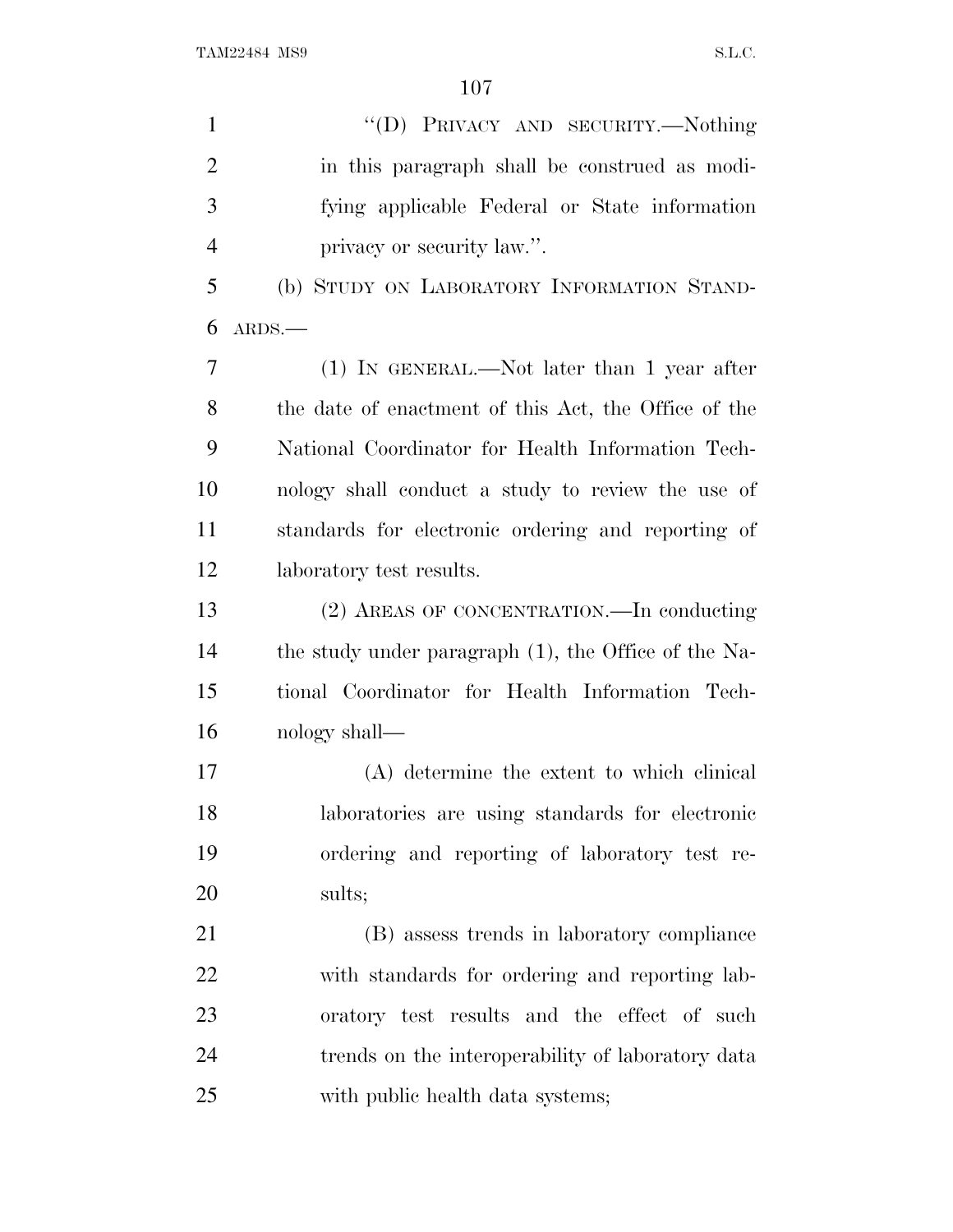"(D) PRIVACY AND SECURITY.—Nothing in this paragraph shall be construed as modifying applicable Federal or State information privacy or security law.".

(b) STUDY ON LABORATORY INFORMATION STANDARDS.—

(1) IN GENERAL.—Not later than 1 year after the date of enactment of this Act, the Office of the National Coordinator for Health Information Technology shall conduct a study to review the use of standards for electronic ordering and reporting of laboratory test results.

(2) AREAS OF CONCENTRATION.—In conducting the study under paragraph (1), the Office of the National Coordinator for Health Information Technology shall—

(A) determine the extent to which clinical laboratories are using standards for electronic ordering and reporting of laboratory test results;

(B) assess trends in laboratory compliance with standards for ordering and reporting laboratory test results and the effect of such trends on the interoperability of laboratory data with public health data systems;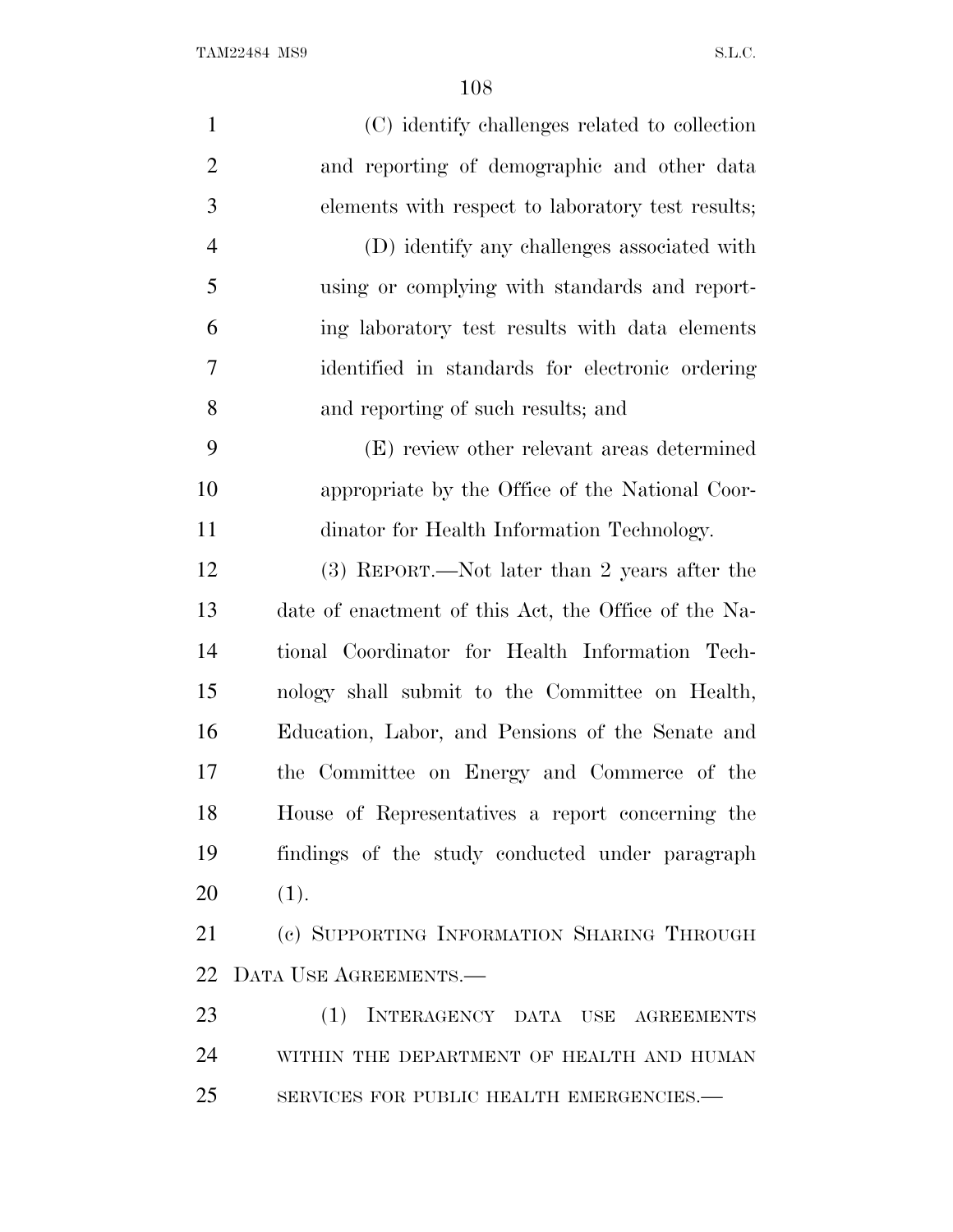(C) identify challenges related to collection and reporting of demographic and other data elements with respect to laboratory test results;

(D) identify any challenges associated with using or complying with standards and reporting laboratory test results with data elements identified in standards for electronic ordering and reporting of such results; and

(E) review other relevant areas determined appropriate by the Office of the National Coordinator for Health Information Technology.

(3) REPORT.—Not later than 2 years after the date of enactment of this Act, the Office of the National Coordinator for Health Information Technology shall submit to the Committee on Health, Education, Labor, and Pensions of the Senate and the Committee on Energy and Commerce of the House of Representatives a report concerning the findings of the study conducted under paragraph (1).

(c) SUPPORTING INFORMATION SHARING THROUGH DATA USE AGREEMENTS.—

(1) INTERAGENCY DATA USE AGREEMENTS WITHIN THE DEPARTMENT OF HEALTH AND HUMAN SERVICES FOR PUBLIC HEALTH EMERGENCIES.—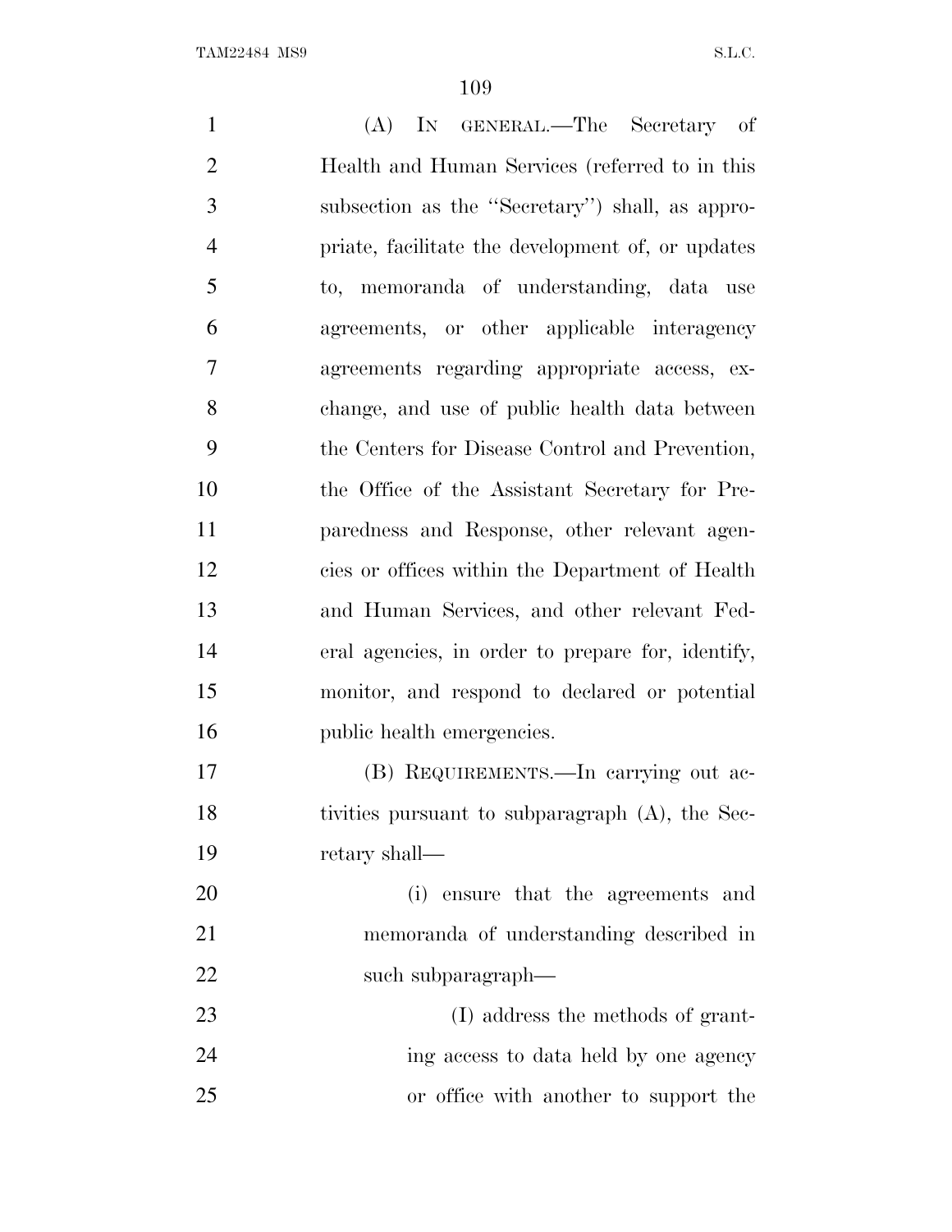(A) IN GENERAL.—The Secretary of Health and Human Services (referred to in this subsection as the ''Secretary'') shall, as appropriate, facilitate the development of, or updates to, memoranda of understanding, data use agreements, or other applicable interagency agreements regarding appropriate access, exchange, and use of public health data between the Centers for Disease Control and Prevention, the Office of the Assistant Secretary for Preparedness and Response, other relevant agencies or offices within the Department of Health and Human Services, and other relevant Federal agencies, in order to prepare for, identify, monitor, and respond to declared or potential public health emergencies.

(B) REQUIREMENTS.—In carrying out activities pursuant to subparagraph (A), the Secretary shall—

(i) ensure that the agreements and memoranda of understanding described in such subparagraph—

(I) address the methods of granting access to data held by one agency or office with another to support the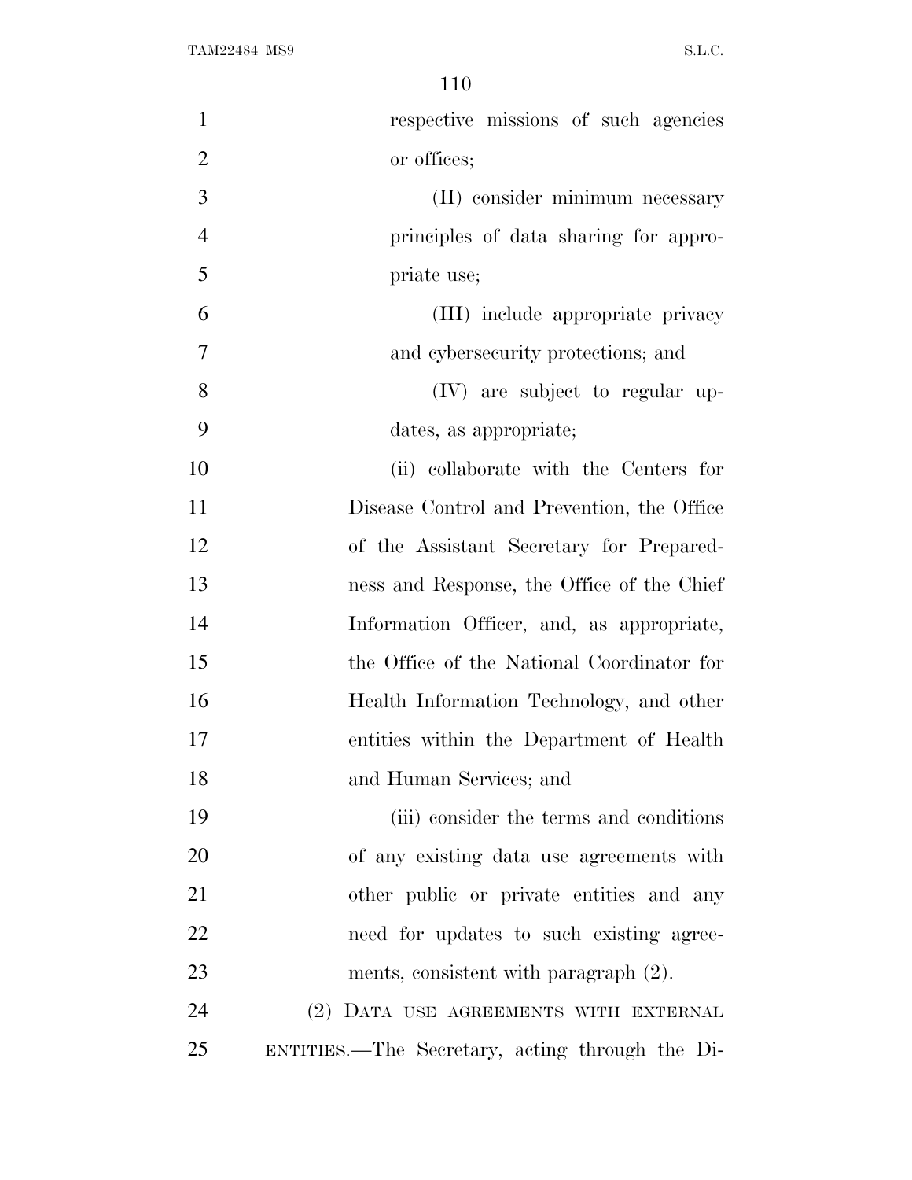respective missions of such agencies or offices;

(II) consider minimum necessary principles of data sharing for appropriate use;

(III) include appropriate privacy and cybersecurity protections; and

(IV) are subject to regular updates, as appropriate;

(ii) collaborate with the Centers for Disease Control and Prevention, the Office of the Assistant Secretary for Preparedness and Response, the Office of the Chief Information Officer, and, as appropriate, the Office of the National Coordinator for Health Information Technology, and other entities within the Department of Health and Human Services; and

(iii) consider the terms and conditions of any existing data use agreements with other public or private entities and any need for updates to such existing agreements, consistent with paragraph (2).

(2) DATA USE AGREEMENTS WITH EXTERNAL ENTITIES.—The Secretary, acting through the Di-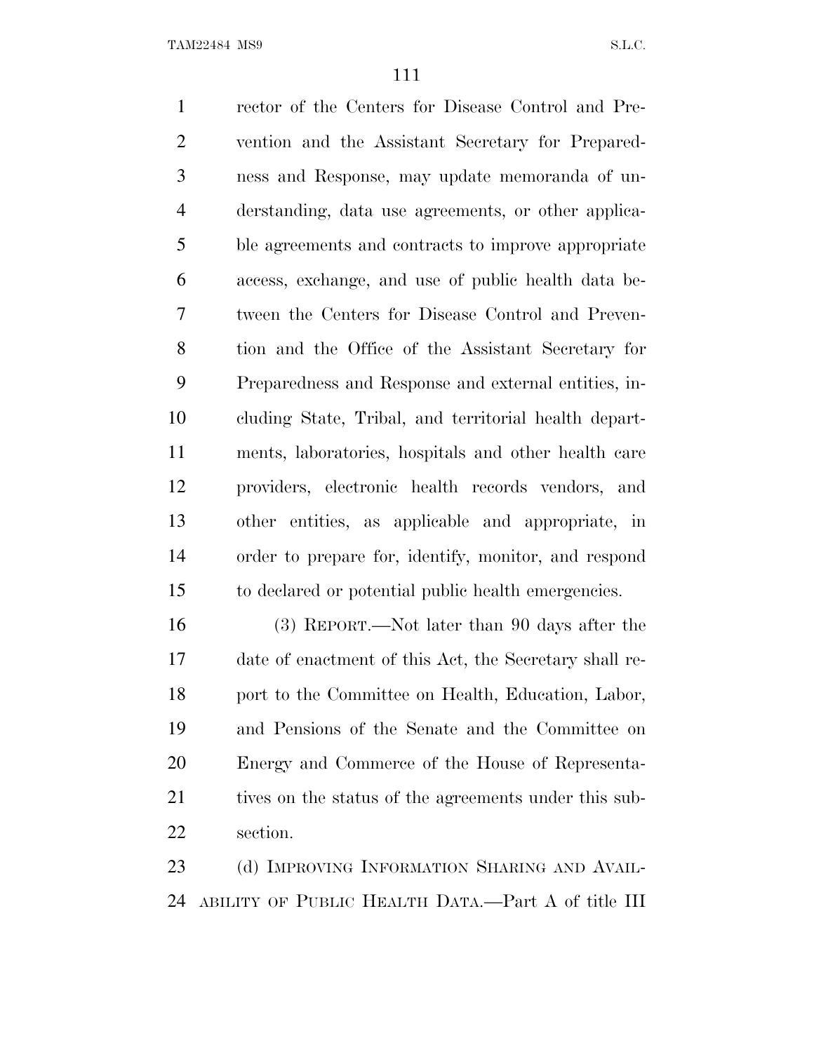rector of the Centers for Disease Control and Prevention and the Assistant Secretary for Preparedness and Response, may update memoranda of understanding, data use agreements, or other applicable agreements and contracts to improve appropriate access, exchange, and use of public health data between the Centers for Disease Control and Prevention and the Office of the Assistant Secretary for Preparedness and Response and external entities, including State, Tribal, and territorial health departments, laboratories, hospitals and other health care providers, electronic health records vendors, and other entities, as applicable and appropriate, in order to prepare for, identify, monitor, and respond to declared or potential public health emergencies.

(3) REPORT.—Not later than 90 days after the date of enactment of this Act, the Secretary shall report to the Committee on Health, Education, Labor, and Pensions of the Senate and the Committee on Energy and Commerce of the House of Representatives on the status of the agreements under this subsection.

(d) IMPROVING INFORMATION SHARING AND AVAILABILITY OF PUBLIC HEALTH DATA.—Part A of title III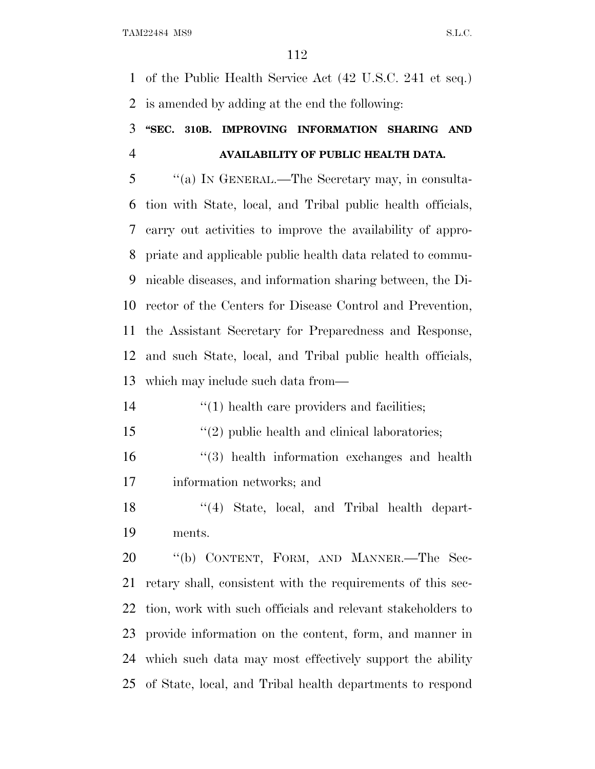of the Public Health Service Act (42 U.S.C. 241 et seq.) is amended by adding at the end the following:

**"SEC. 310B. IMPROVING INFORMATION SHARING AND AVAILABILITY OF PUBLIC HEALTH DATA.**

"(a) IN GENERAL.—The Secretary may, in consultation with State, local, and Tribal public health officials, carry out activities to improve the availability of appropriate and applicable public health data related to communicable diseases, and information sharing between, the Director of the Centers for Disease Control and Prevention, the Assistant Secretary for Preparedness and Response, and such State, local, and Tribal public health officials, which may include such data from—

"(1) health care providers and facilities;

"(2) public health and clinical laboratories;

"(3) health information exchanges and health information networks; and

"(4) State, local, and Tribal health departments.

"(b) CONTENT, FORM, AND MANNER.—The Secretary shall, consistent with the requirements of this section, work with such officials and relevant stakeholders to provide information on the content, form, and manner in which such data may most effectively support the ability of State, local, and Tribal health departments to respond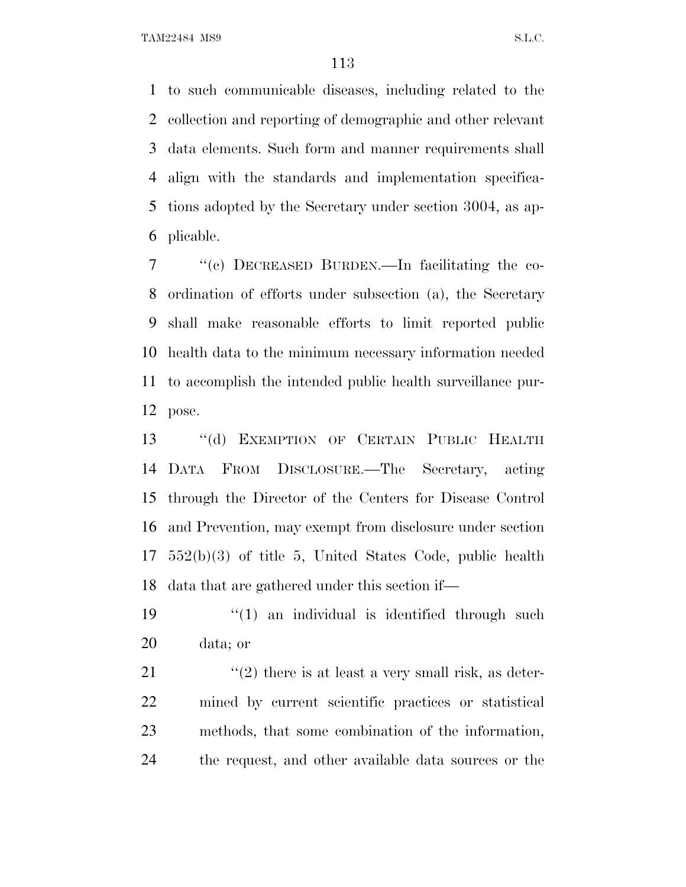to such communicable diseases, including related to the collection and reporting of demographic and other relevant data elements. Such form and manner requirements shall align with the standards and implementation specifications adopted by the Secretary under section 3004, as applicable.

"(c) DECREASED BURDEN.—In facilitating the coordination of efforts under subsection (a), the Secretary shall make reasonable efforts to limit reported public health data to the minimum necessary information needed to accomplish the intended public health surveillance purpose.

"(d) EXEMPTION OF CERTAIN PUBLIC HEALTH DATA FROM DISCLOSURE.—The Secretary, acting through the Director of the Centers for Disease Control and Prevention, may exempt from disclosure under section 552(b)(3) of title 5, United States Code, public health data that are gathered under this section if—

"(1) an individual is identified through such data; or

"(2) there is at least a very small risk, as determined by current scientific practices or statistical methods, that some combination of the information, the request, and other available data sources or the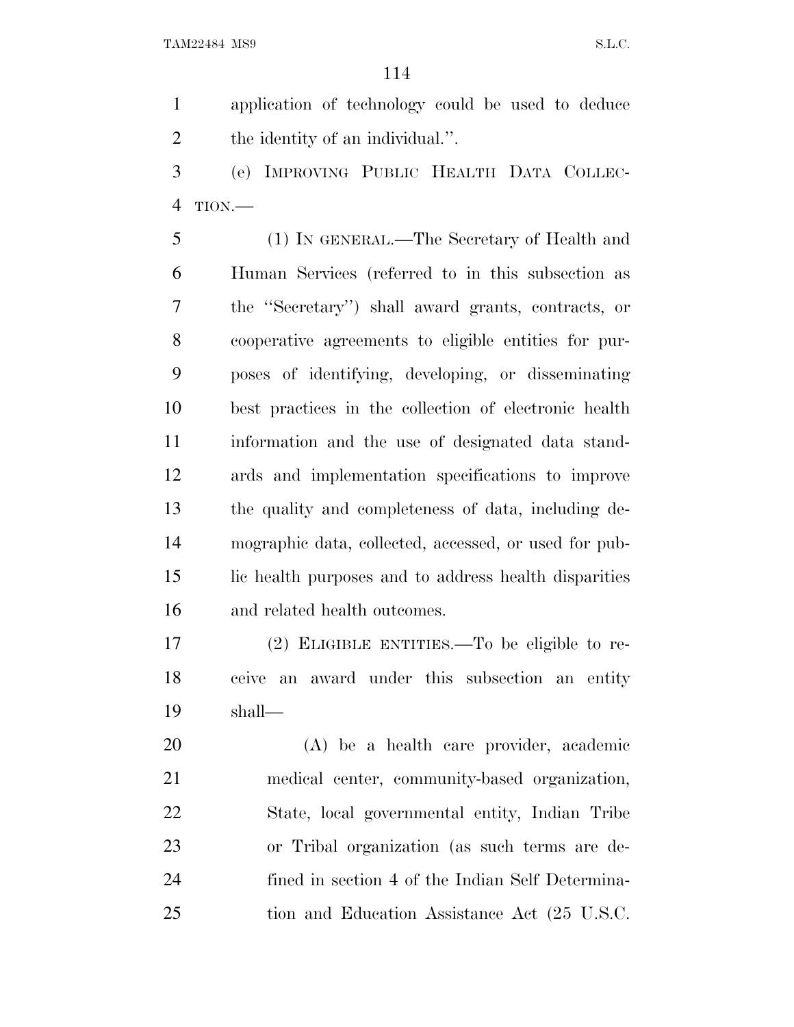application of technology could be used to deduce the identity of an individual.''.

(e) IMPROVING PUBLIC HEALTH DATA COLLECTION.—

(1) IN GENERAL.—The Secretary of Health and Human Services (referred to in this subsection as the ''Secretary'') shall award grants, contracts, or cooperative agreements to eligible entities for purposes of identifying, developing, or disseminating best practices in the collection of electronic health information and the use of designated data standards and implementation specifications to improve the quality and completeness of data, including demographic data, collected, accessed, or used for public health purposes and to address health disparities and related health outcomes.

(2) ELIGIBLE ENTITIES.—To be eligible to receive an award under this subsection an entity shall—

(A) be a health care provider, academic medical center, community-based organization, State, local governmental entity, Indian Tribe or Tribal organization (as such terms are defined in section 4 of the Indian Self Determination and Education Assistance Act (25 U.S.C.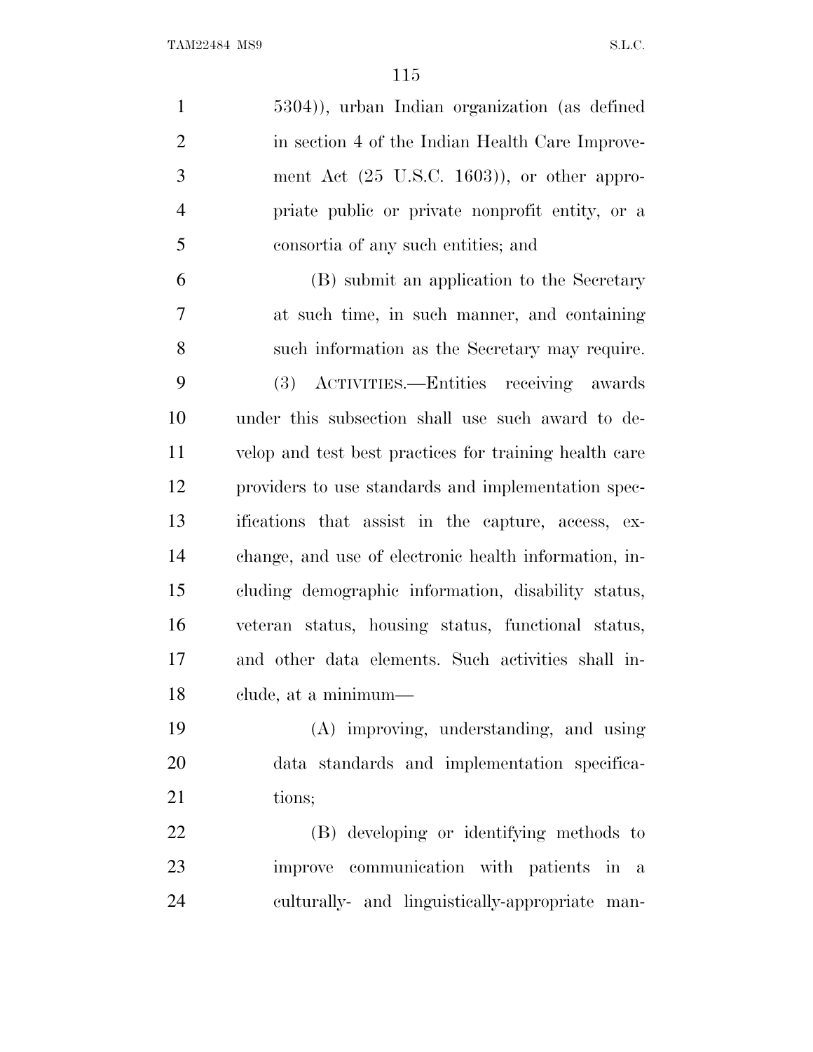5304)), urban Indian organization (as defined in section 4 of the Indian Health Care Improvement Act (25 U.S.C. 1603)), or other appropriate public or private nonprofit entity, or a consortia of any such entities; and

(B) submit an application to the Secretary at such time, in such manner, and containing such information as the Secretary may require.

(3) ACTIVITIES.—Entities receiving awards under this subsection shall use such award to develop and test best practices for training health care providers to use standards and implementation specifications that assist in the capture, access, exchange, and use of electronic health information, including demographic information, disability status, veteran status, housing status, functional status, and other data elements. Such activities shall include, at a minimum—

(A) improving, understanding, and using data standards and implementation specifications;

(B) developing or identifying methods to improve communication with patients in a culturally- and linguistically-appropriate man-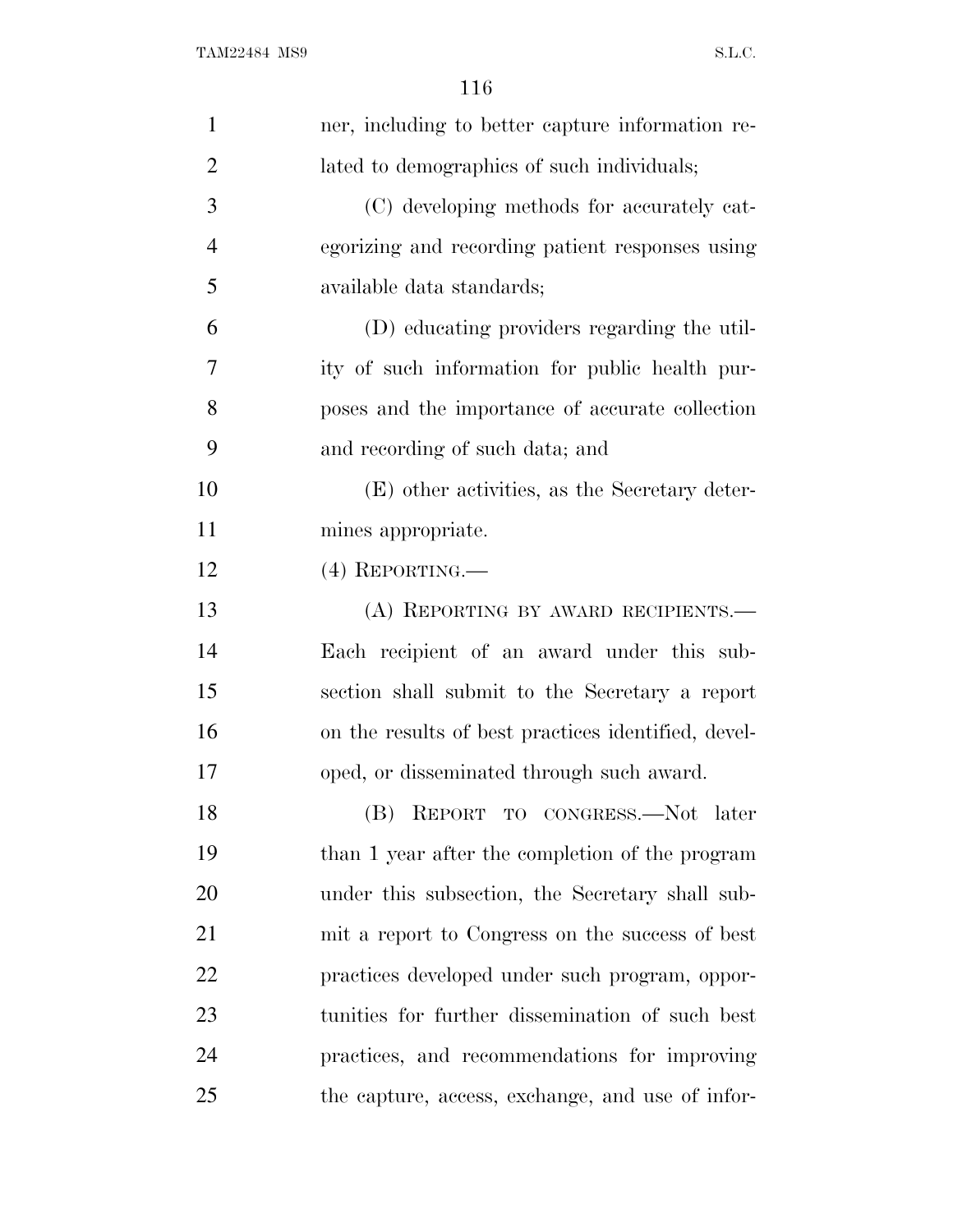ner, including to better capture information related to demographics of such individuals;

(C) developing methods for accurately categorizing and recording patient responses using available data standards;

(D) educating providers regarding the utility of such information for public health purposes and the importance of accurate collection and recording of such data; and

(E) other activities, as the Secretary determines appropriate.

(4) REPORTING.—

(A) REPORTING BY AWARD RECIPIENTS.— Each recipient of an award under this subsection shall submit to the Secretary a report on the results of best practices identified, developed, or disseminated through such award.

(B) REPORT TO CONGRESS.—Not later than 1 year after the completion of the program under this subsection, the Secretary shall submit a report to Congress on the success of best practices developed under such program, opportunities for further dissemination of such best practices, and recommendations for improving the capture, access, exchange, and use of infor-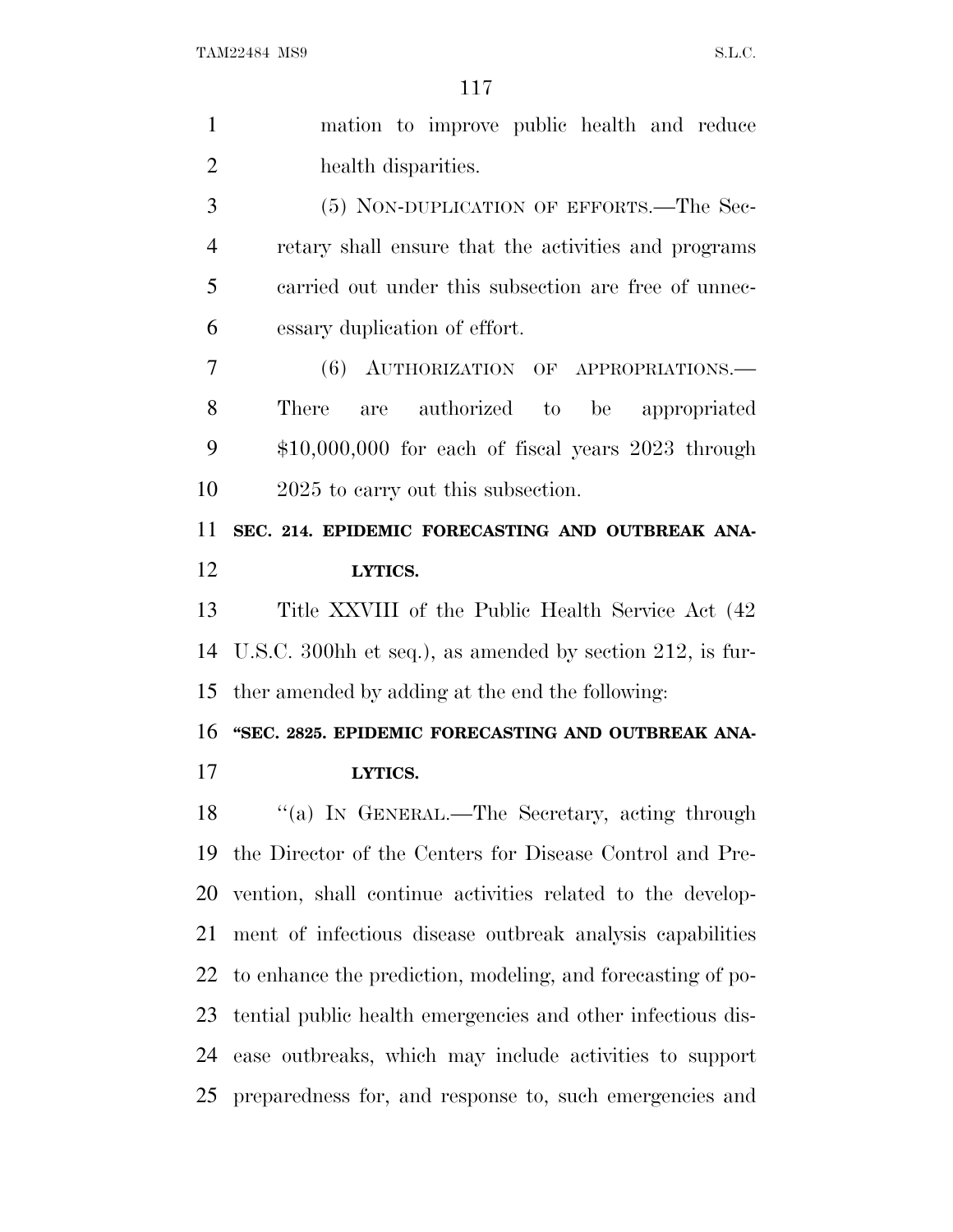mation to improve public health and reduce health disparities.

(5) NON-DUPLICATION OF EFFORTS.—The Secretary shall ensure that the activities and programs carried out under this subsection are free of unnecessary duplication of effort.

(6) AUTHORIZATION OF APPROPRIATIONS.—There are authorized to be appropriated $10,000,000 for each of fiscal years 2023 through 2025 to carry out this subsection.

**SEC. 214. EPIDEMIC FORECASTING AND OUTBREAK ANALYTICS.**

Title XXVIII of the Public Health Service Act (42 U.S.C. 300hh et seq.), as amended by section 212, is further amended by adding at the end the following:

**"SEC. 2825. EPIDEMIC FORECASTING AND OUTBREAK ANALYTICS.**

"(a) IN GENERAL.—The Secretary, acting through the Director of the Centers for Disease Control and Prevention, shall continue activities related to the development of infectious disease outbreak analysis capabilities to enhance the prediction, modeling, and forecasting of potential public health emergencies and other infectious disease outbreaks, which may include activities to support preparedness for, and response to, such emergencies and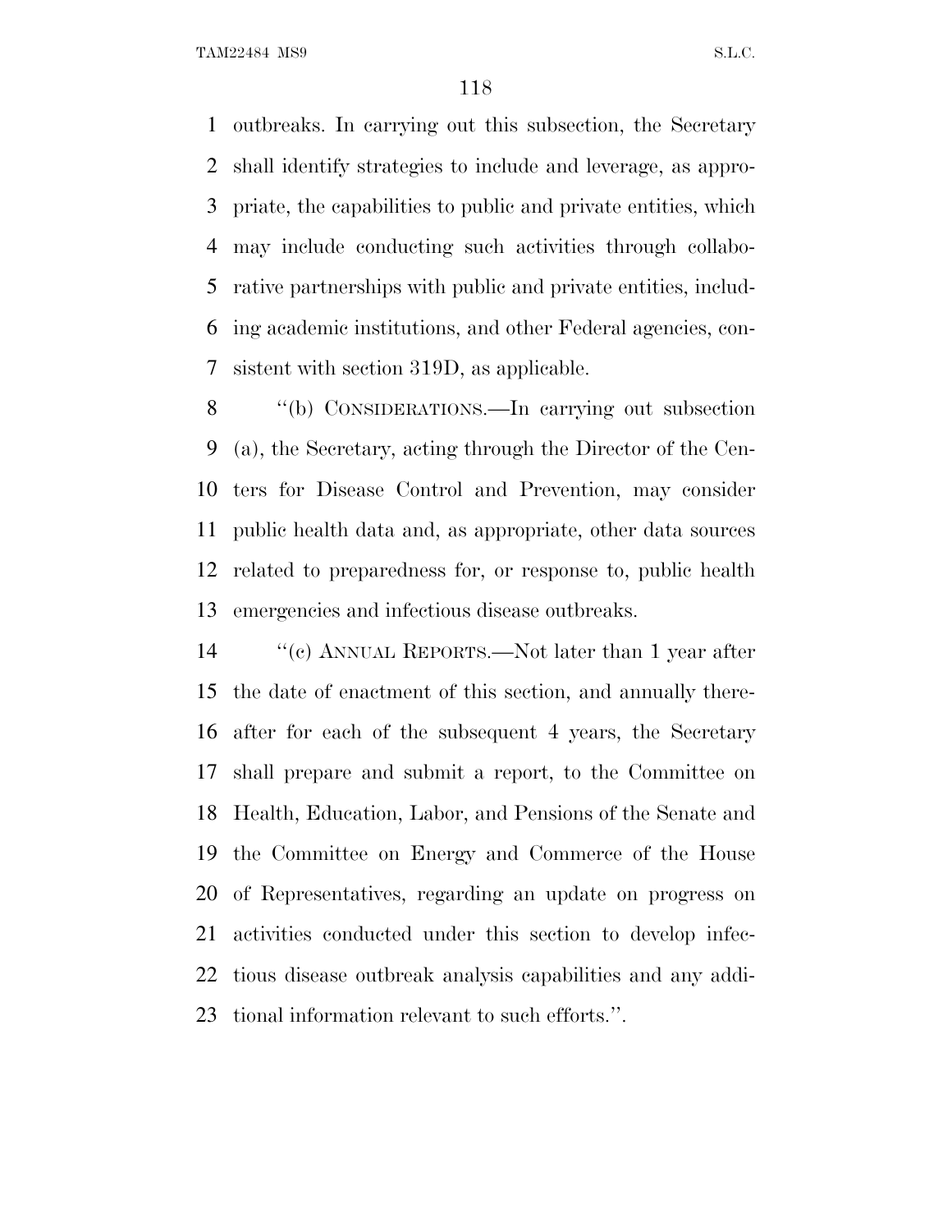outbreaks. In carrying out this subsection, the Secretary shall identify strategies to include and leverage, as appropriate, the capabilities to public and private entities, which may include conducting such activities through collaborative partnerships with public and private entities, including academic institutions, and other Federal agencies, consistent with section 319D, as applicable.

"(b) CONSIDERATIONS.—In carrying out subsection (a), the Secretary, acting through the Director of the Centers for Disease Control and Prevention, may consider public health data and, as appropriate, other data sources related to preparedness for, or response to, public health emergencies and infectious disease outbreaks.

"(c) ANNUAL REPORTS.—Not later than 1 year after the date of enactment of this section, and annually thereafter for each of the subsequent 4 years, the Secretary shall prepare and submit a report, to the Committee on Health, Education, Labor, and Pensions of the Senate and the Committee on Energy and Commerce of the House of Representatives, regarding an update on progress on activities conducted under this section to develop infectious disease outbreak analysis capabilities and any additional information relevant to such efforts.".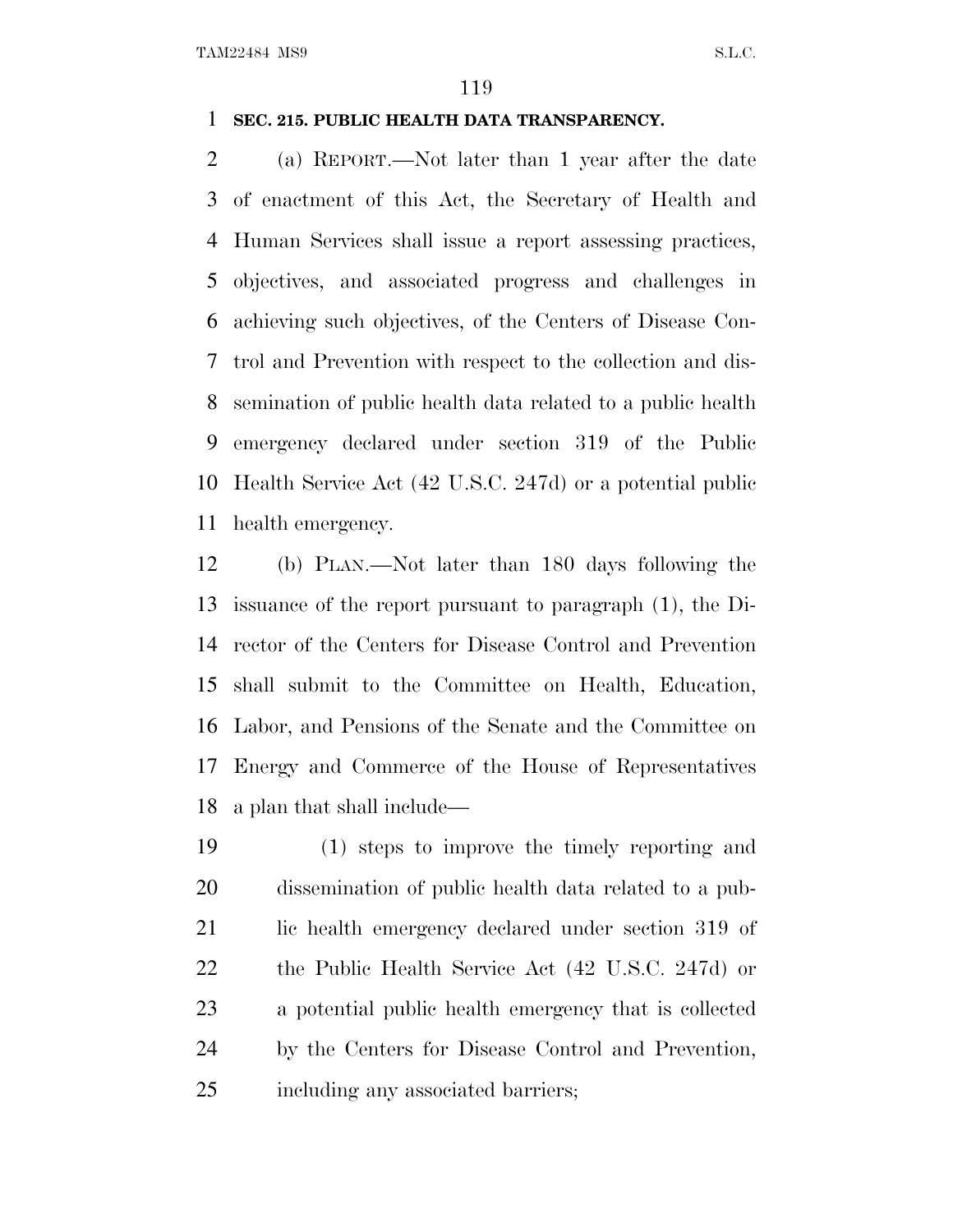**SEC. 215. PUBLIC HEALTH DATA TRANSPARENCY.**

(a) REPORT.—Not later than 1 year after the date of enactment of this Act, the Secretary of Health and Human Services shall issue a report assessing practices, objectives, and associated progress and challenges in achieving such objectives, of the Centers of Disease Control and Prevention with respect to the collection and dissemination of public health data related to a public health emergency declared under section 319 of the Public Health Service Act (42 U.S.C. 247d) or a potential public health emergency.

(b) PLAN.—Not later than 180 days following the issuance of the report pursuant to paragraph (1), the Director of the Centers for Disease Control and Prevention shall submit to the Committee on Health, Education, Labor, and Pensions of the Senate and the Committee on Energy and Commerce of the House of Representatives a plan that shall include—

(1) steps to improve the timely reporting and dissemination of public health data related to a public health emergency declared under section 319 of the Public Health Service Act (42 U.S.C. 247d) or a potential public health emergency that is collected by the Centers for Disease Control and Prevention, including any associated barriers;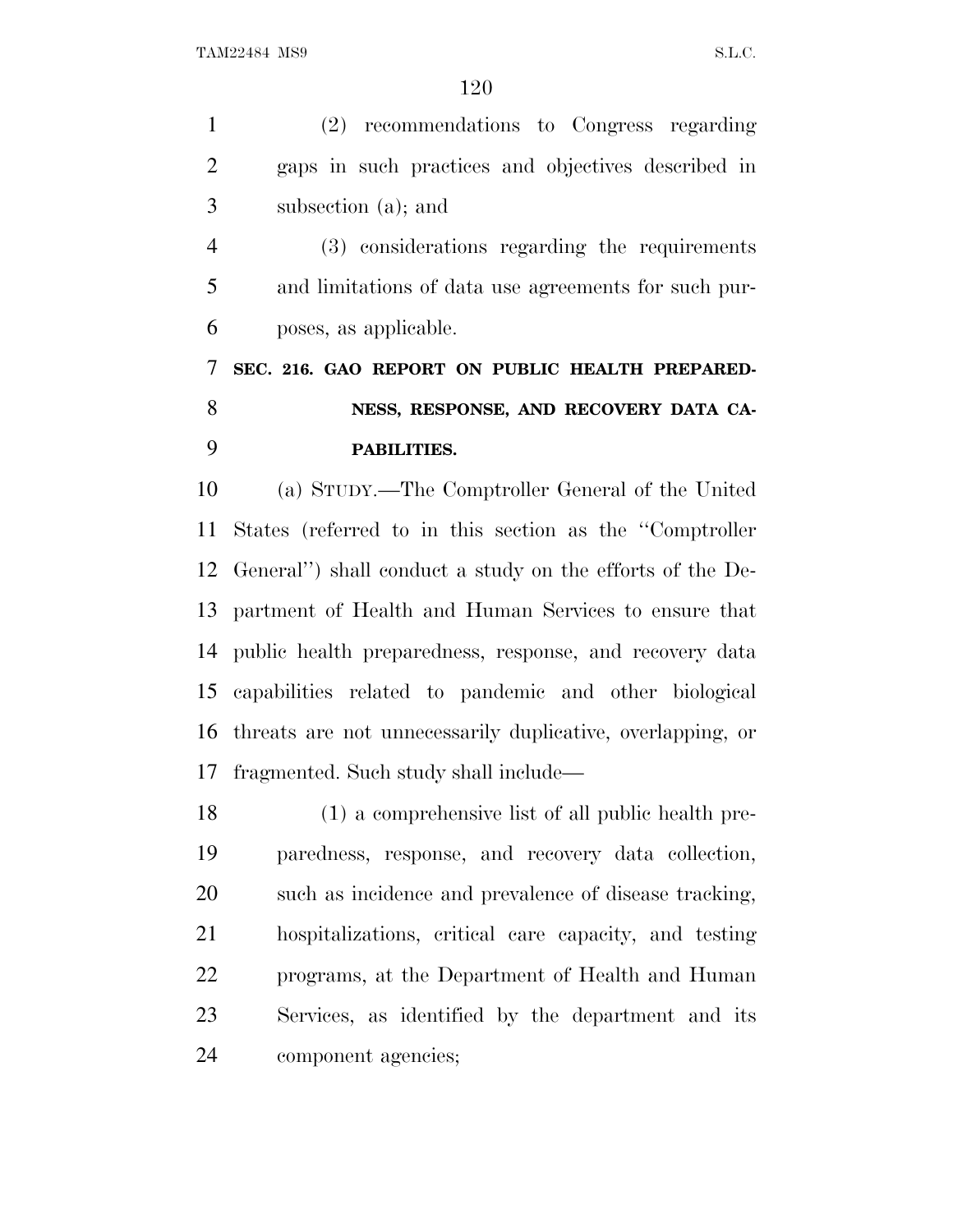(2) recommendations to Congress regarding gaps in such practices and objectives described in subsection (a); and

(3) considerations regarding the requirements and limitations of data use agreements for such purposes, as applicable.

**SEC. 216. GAO REPORT ON PUBLIC HEALTH PREPAREDNESS, RESPONSE, AND RECOVERY DATA CAPABILITIES.**

(a) STUDY.—The Comptroller General of the United States (referred to in this section as the ''Comptroller General'') shall conduct a study on the efforts of the Department of Health and Human Services to ensure that public health preparedness, response, and recovery data capabilities related to pandemic and other biological threats are not unnecessarily duplicative, overlapping, or fragmented. Such study shall include—

(1) a comprehensive list of all public health preparedness, response, and recovery data collection, such as incidence and prevalence of disease tracking, hospitalizations, critical care capacity, and testing programs, at the Department of Health and Human Services, as identified by the department and its component agencies;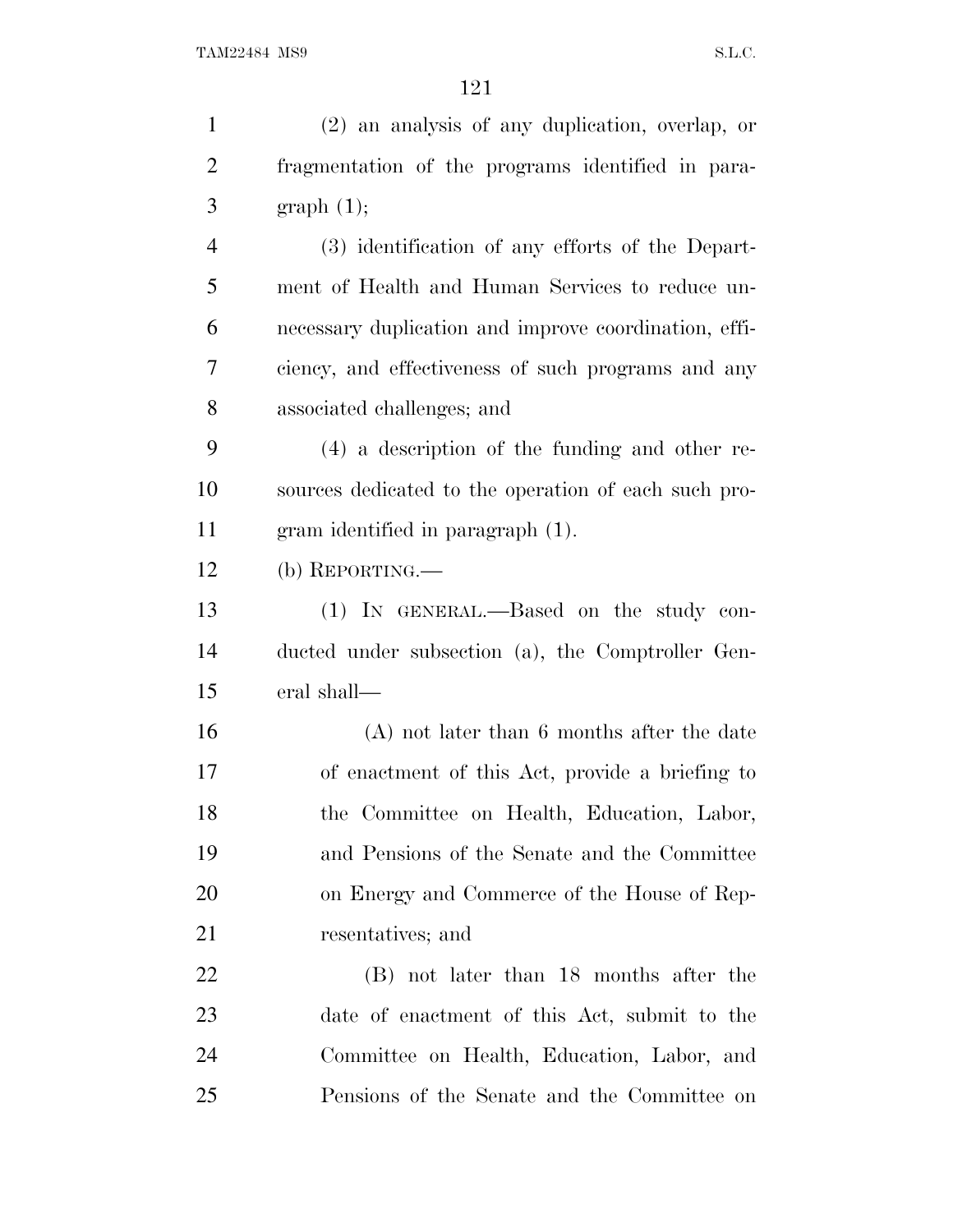(2) an analysis of any duplication, overlap, or fragmentation of the programs identified in paragraph (1);

(3) identification of any efforts of the Department of Health and Human Services to reduce unnecessary duplication and improve coordination, efficiency, and effectiveness of such programs and any associated challenges; and

(4) a description of the funding and other resources dedicated to the operation of each such program identified in paragraph (1).

(b) REPORTING.—

(1) IN GENERAL.—Based on the study conducted under subsection (a), the Comptroller General shall—

(A) not later than 6 months after the date of enactment of this Act, provide a briefing to the Committee on Health, Education, Labor, and Pensions of the Senate and the Committee on Energy and Commerce of the House of Representatives; and

(B) not later than 18 months after the date of enactment of this Act, submit to the Committee on Health, Education, Labor, and Pensions of the Senate and the Committee on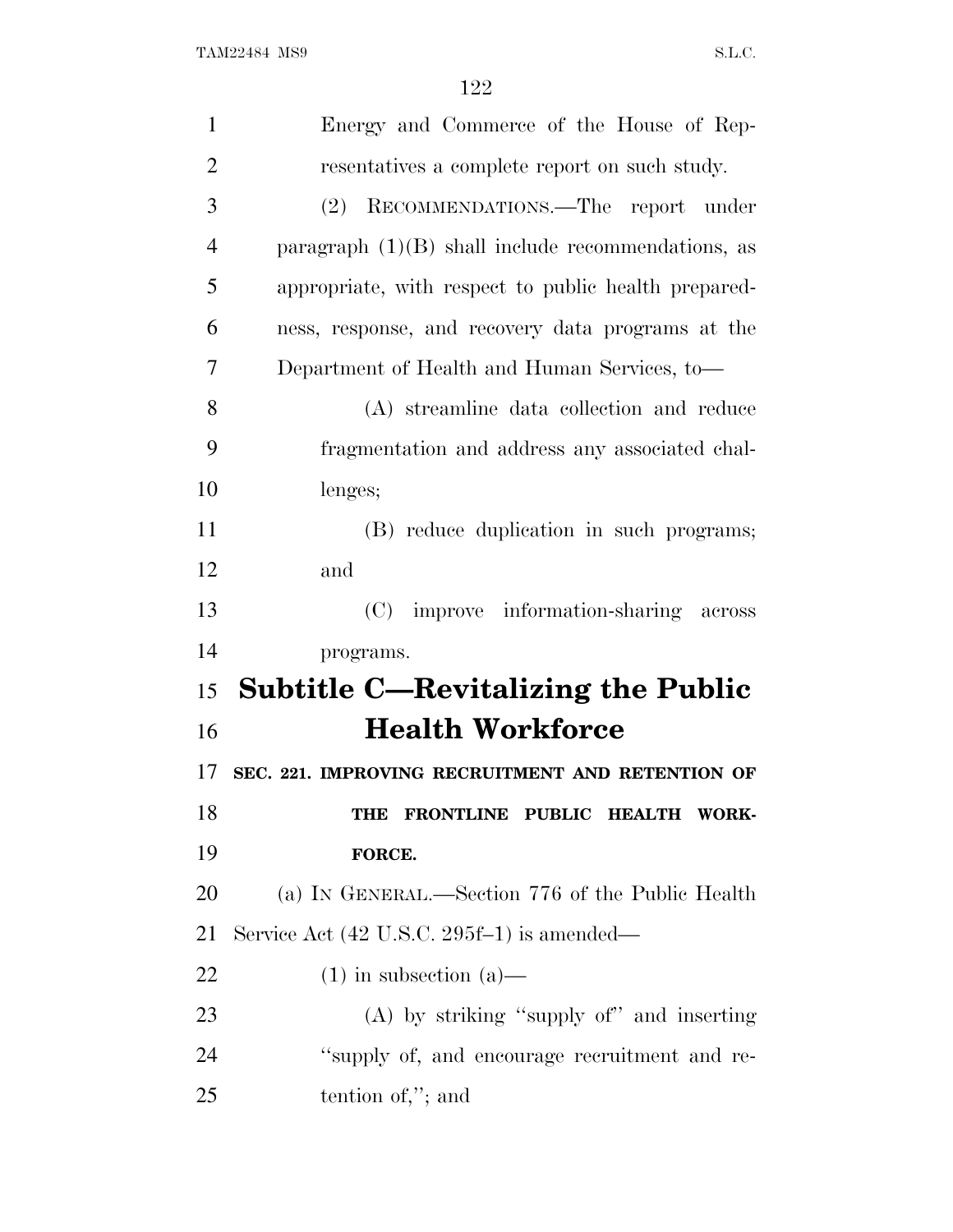Energy and Commerce of the House of Representatives a complete report on such study.

(2) RECOMMENDATIONS.—The report under paragraph (1)(B) shall include recommendations, as appropriate, with respect to public health preparedness, response, and recovery data programs at the Department of Health and Human Services, to—

(A) streamline data collection and reduce fragmentation and address any associated challenges;

(B) reduce duplication in such programs; and

(C) improve information-sharing across programs.

## Subtitle C—Revitalizing the Public Health Workforce

### SEC. 221. IMPROVING RECRUITMENT AND RETENTION OF THE FRONTLINE PUBLIC HEALTH WORKFORCE.

(a) IN GENERAL.—Section 776 of the Public Health Service Act (42 U.S.C. 295f–1) is amended—

(1) in subsection (a)—

(A) by striking ''supply of'' and inserting ''supply of, and encourage recruitment and retention of,''; and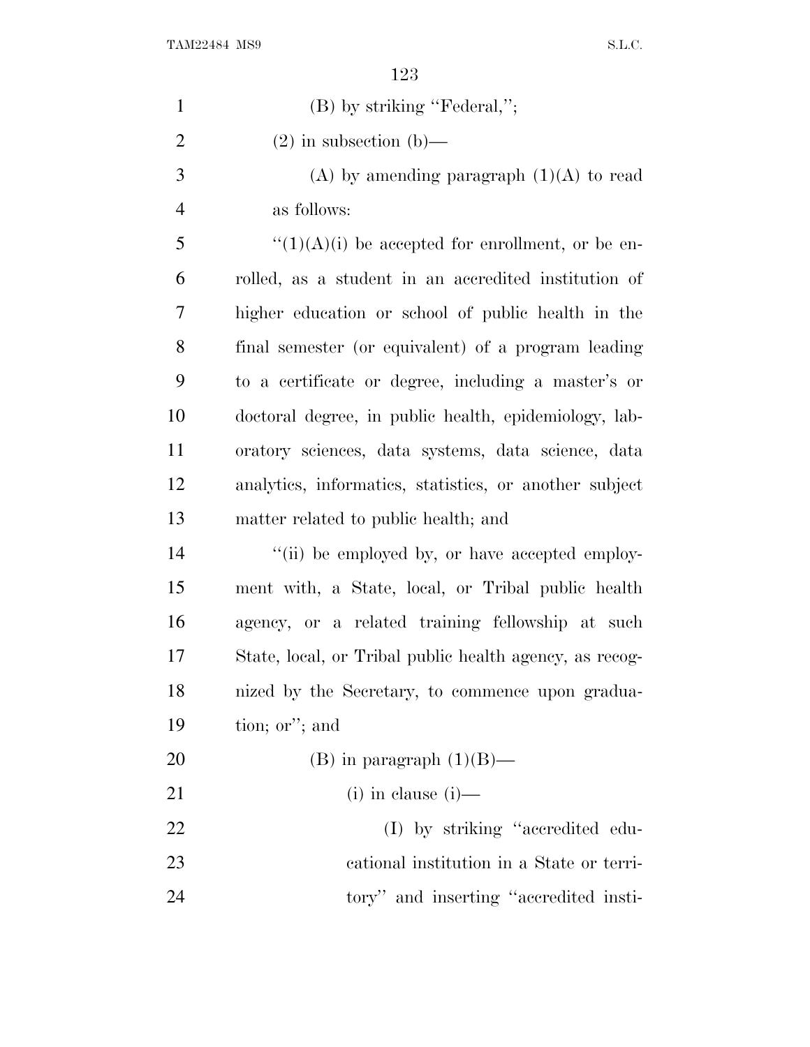(B) by striking "Federal,";

(2) in subsection (b)—

(A) by amending paragraph (1)(A) to read as follows:

"(1)(A)(i) be accepted for enrollment, or be enrolled, as a student in an accredited institution of higher education or school of public health in the final semester (or equivalent) of a program leading to a certificate or degree, including a master's or doctoral degree, in public health, epidemiology, laboratory sciences, data systems, data science, data analytics, informatics, statistics, or another subject matter related to public health; and

"(ii) be employed by, or have accepted employment with, a State, local, or Tribal public health agency, or a related training fellowship at such State, local, or Tribal public health agency, as recognized by the Secretary, to commence upon graduation; or"; and

(B) in paragraph (1)(B)—

(i) in clause (i)—

(I) by striking "accredited educational institution in a State or territory" and inserting "accredited insti-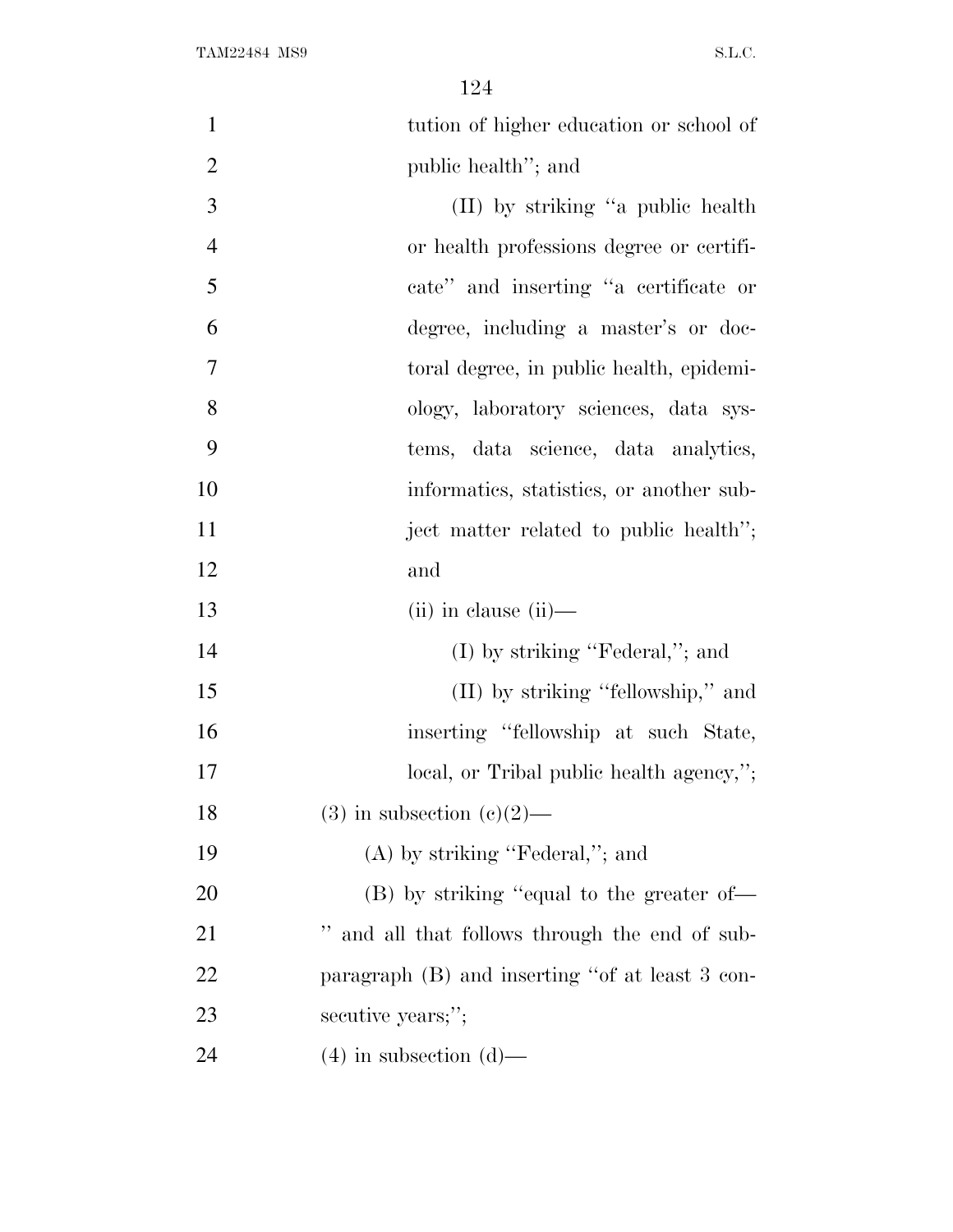tution of higher education or school of public health''; and

(II) by striking ''a public health or health professions degree or certificate'' and inserting ''a certificate or degree, including a master's or doctoral degree, in public health, epidemiology, laboratory sciences, data systems, data science, data analytics, informatics, statistics, or another subject matter related to public health''; and

(ii) in clause (ii)—

(I) by striking ''Federal,''; and

(II) by striking ''fellowship,'' and inserting ''fellowship at such State, local, or Tribal public health agency,'';

(3) in subsection (c)(2)—

(A) by striking ''Federal,''; and

(B) by striking ''equal to the greater of— '' and all that follows through the end of subparagraph (B) and inserting ''of at least 3 consecutive years;'';

(4) in subsection (d)—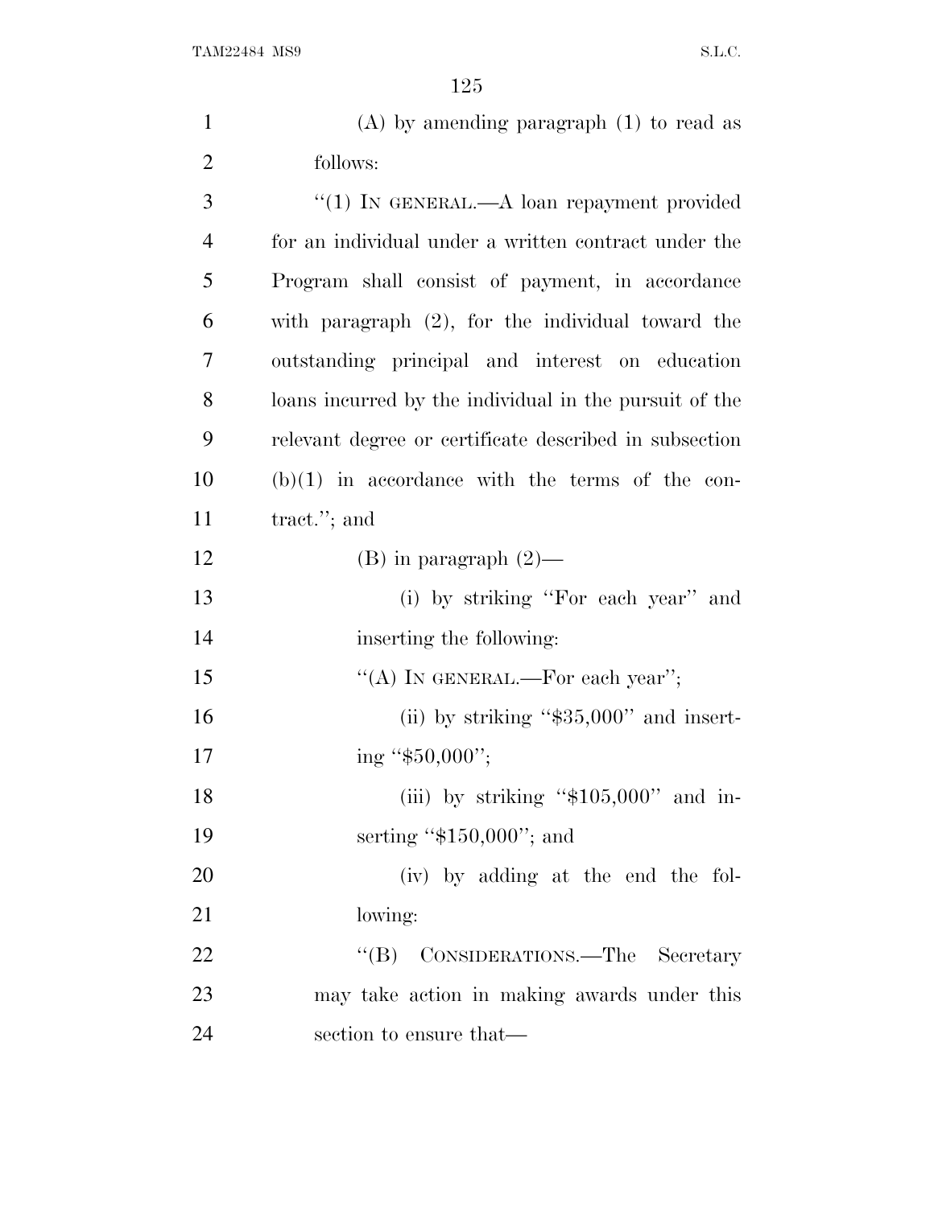(A) by amending paragraph (1) to read as follows:

"(1) IN GENERAL.—A loan repayment provided for an individual under a written contract under the Program shall consist of payment, in accordance with paragraph (2), for the individual toward the outstanding principal and interest on education loans incurred by the individual in the pursuit of the relevant degree or certificate described in subsection (b)(1) in accordance with the terms of the contract."; and

(B) in paragraph (2)—

(i) by striking "For each year" and inserting the following:

"(A) IN GENERAL.—For each year";

(ii) by striking "$35,000" and inserting "$50,000";

(iii) by striking "$105,000" and inserting "$150,000"; and

(iv) by adding at the end the following:

"(B) CONSIDERATIONS.—The Secretary may take action in making awards under this section to ensure that—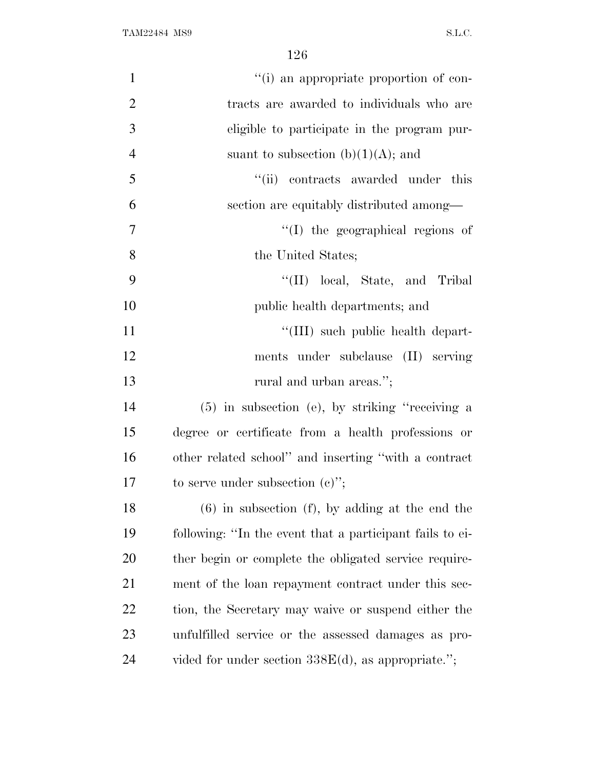"(i) an appropriate proportion of contracts are awarded to individuals who are eligible to participate in the program pursuant to subsection (b)(1)(A); and

"(ii) contracts awarded under this section are equitably distributed among—

"(I) the geographical regions of the United States;

"(II) local, State, and Tribal public health departments; and

"(III) such public health departments under subclause (II) serving rural and urban areas.";

(5) in subsection (e), by striking "receiving a degree or certificate from a health professions or other related school" and inserting "with a contract to serve under subsection (c)";

(6) in subsection (f), by adding at the end the following: "In the event that a participant fails to either begin or complete the obligated service requirement of the loan repayment contract under this section, the Secretary may waive or suspend either the unfulfilled service or the assessed damages as provided for under section 338E(d), as appropriate.";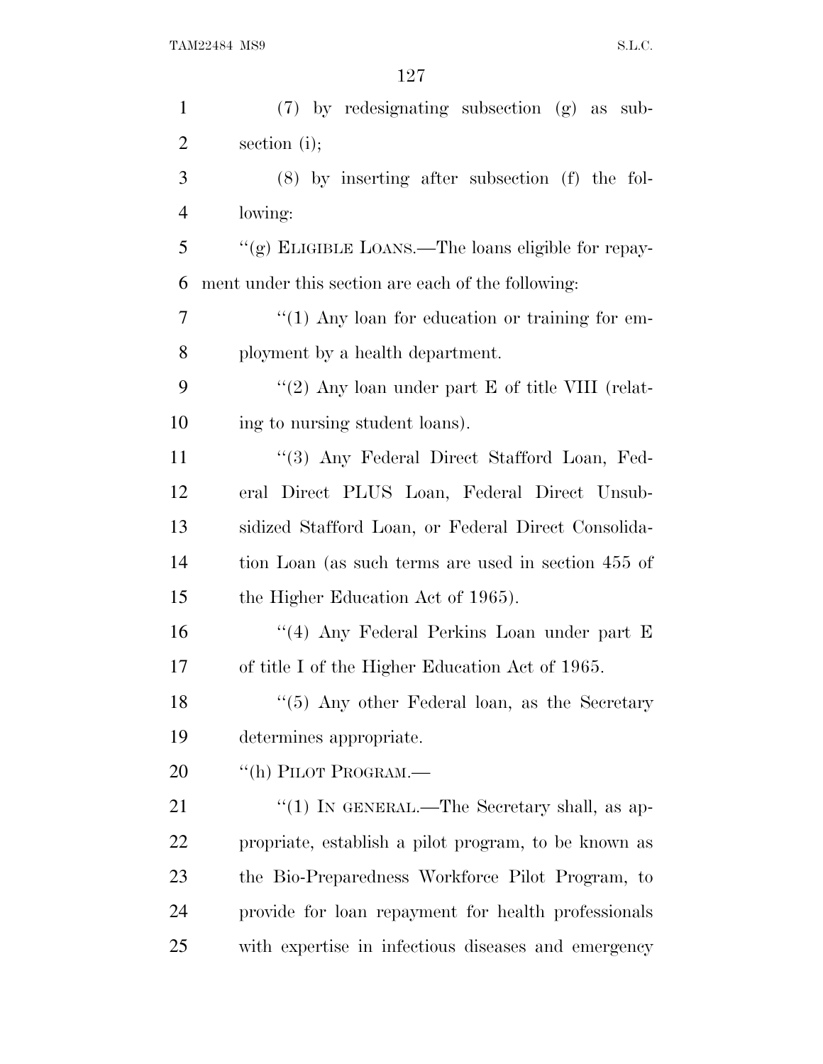(7) by redesignating subsection (g) as subsection (i);

(8) by inserting after subsection (f) the following:

"(g) ELIGIBLE LOANS.—The loans eligible for repayment under this section are each of the following:

"(1) Any loan for education or training for employment by a health department.

"(2) Any loan under part E of title VIII (relating to nursing student loans).

"(3) Any Federal Direct Stafford Loan, Federal Direct PLUS Loan, Federal Direct Unsubsidized Stafford Loan, or Federal Direct Consolidation Loan (as such terms are used in section 455 of the Higher Education Act of 1965).

"(4) Any Federal Perkins Loan under part E of title I of the Higher Education Act of 1965.

"(5) Any other Federal loan, as the Secretary determines appropriate.

"(h) PILOT PROGRAM.—

"(1) IN GENERAL.—The Secretary shall, as appropriate, establish a pilot program, to be known as the Bio-Preparedness Workforce Pilot Program, to provide for loan repayment for health professionals with expertise in infectious diseases and emergency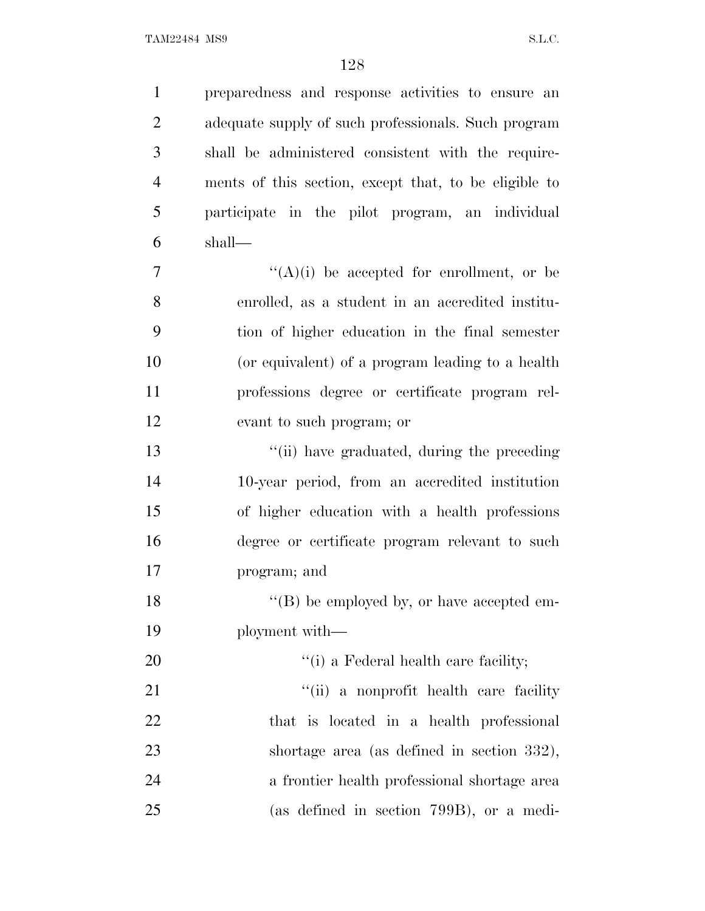preparedness and response activities to ensure an adequate supply of such professionals. Such program shall be administered consistent with the requirements of this section, except that, to be eligible to participate in the pilot program, an individual shall—

"(A)(i) be accepted for enrollment, or be enrolled, as a student in an accredited institution of higher education in the final semester (or equivalent) of a program leading to a health professions degree or certificate program relevant to such program; or

"(ii) have graduated, during the preceding 10-year period, from an accredited institution of higher education with a health professions degree or certificate program relevant to such program; and

"(B) be employed by, or have accepted employment with—

"(i) a Federal health care facility;

"(ii) a nonprofit health care facility that is located in a health professional shortage area (as defined in section 332), a frontier health professional shortage area (as defined in section 799B), or a medi-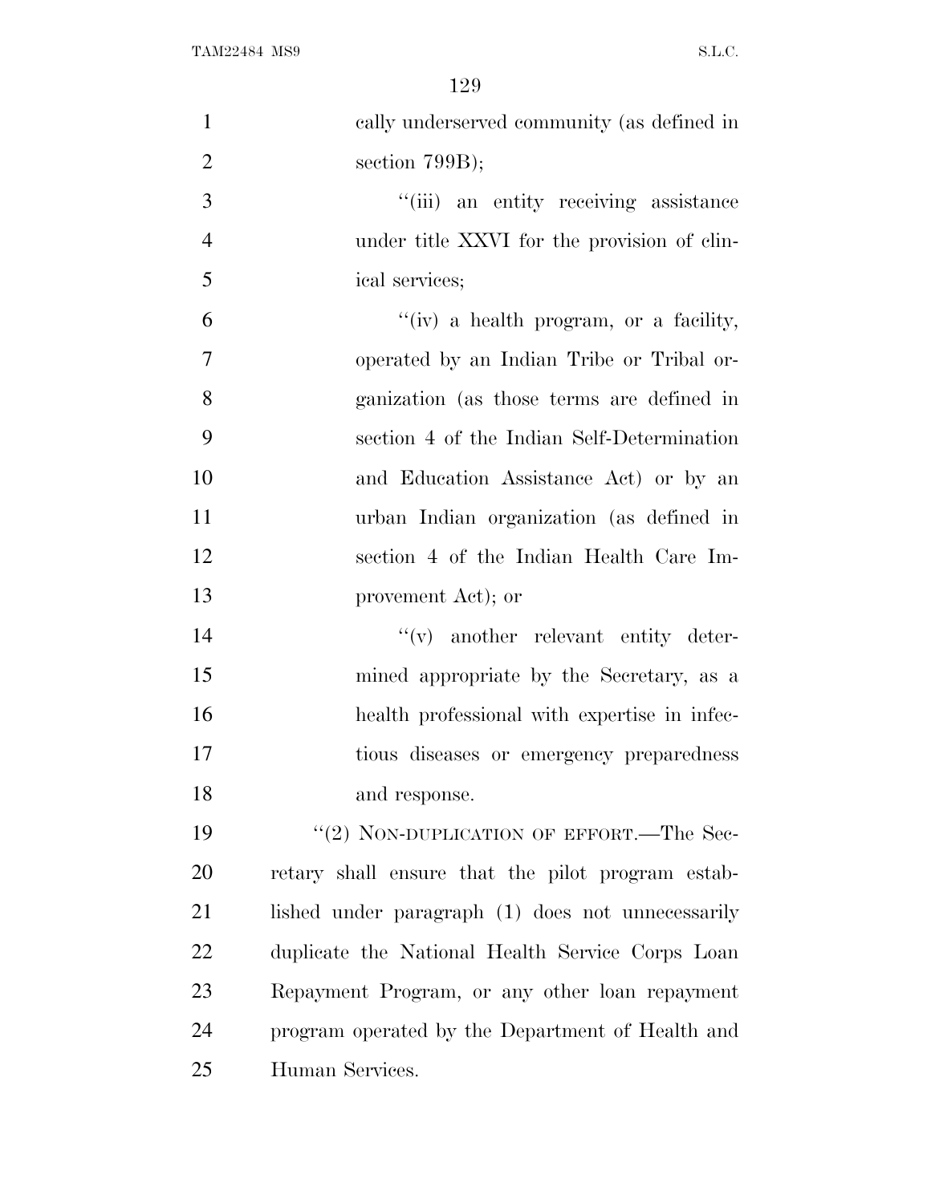cally underserved community (as defined in section 799B);

"(iii) an entity receiving assistance under title XXVI for the provision of clinical services;

"(iv) a health program, or a facility, operated by an Indian Tribe or Tribal organization (as those terms are defined in section 4 of the Indian Self-Determination and Education Assistance Act) or by an urban Indian organization (as defined in section 4 of the Indian Health Care Improvement Act); or

"(v) another relevant entity determined appropriate by the Secretary, as a health professional with expertise in infectious diseases or emergency preparedness and response.

"(2) NON-DUPLICATION OF EFFORT.—The Secretary shall ensure that the pilot program established under paragraph (1) does not unnecessarily duplicate the National Health Service Corps Loan Repayment Program, or any other loan repayment program operated by the Department of Health and Human Services.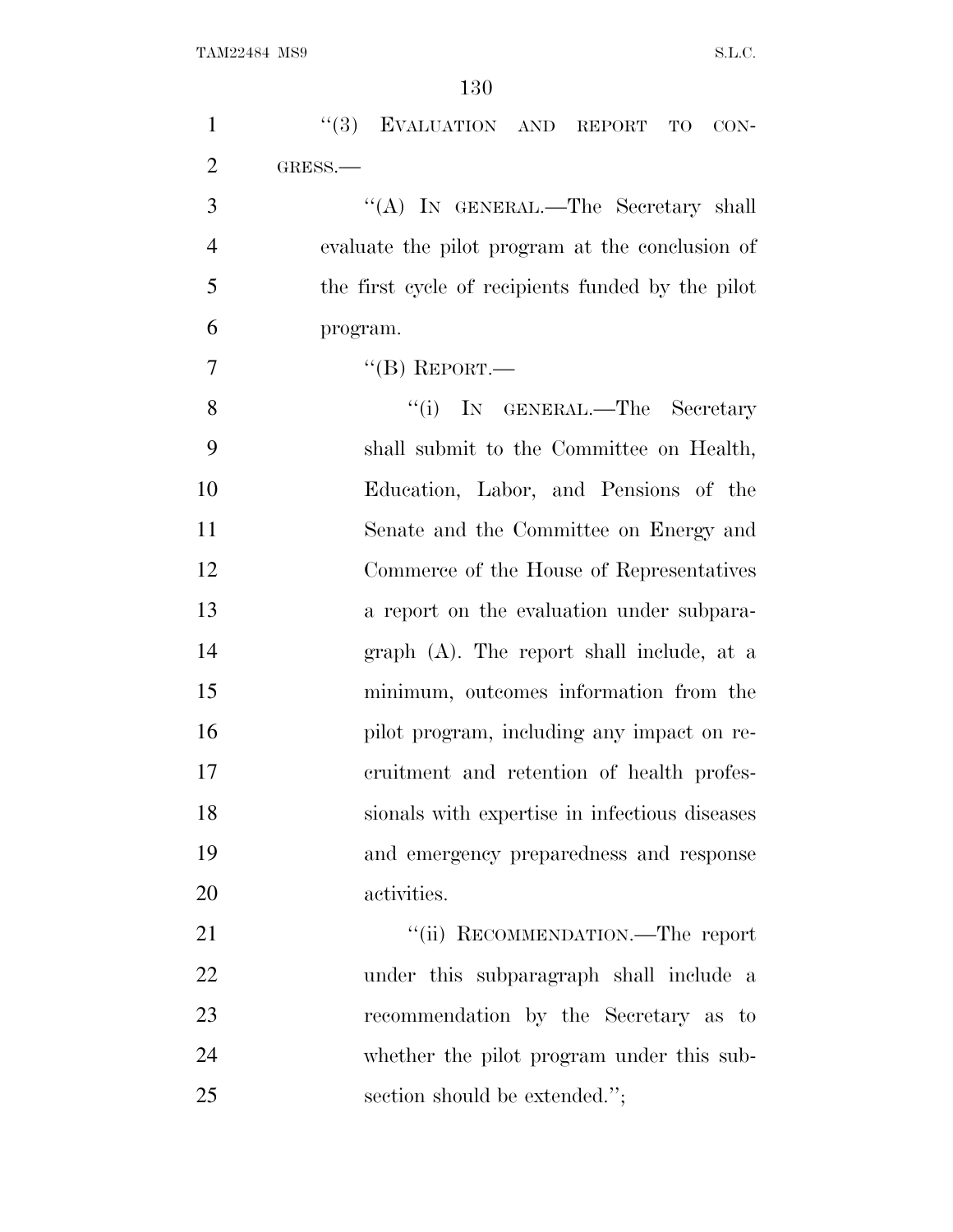"(3) EVALUATION AND REPORT TO CONGRESS.—

"(A) IN GENERAL.—The Secretary shall evaluate the pilot program at the conclusion of the first cycle of recipients funded by the pilot program.

"(B) REPORT.—

"(i) IN GENERAL.—The Secretary shall submit to the Committee on Health, Education, Labor, and Pensions of the Senate and the Committee on Energy and Commerce of the House of Representatives a report on the evaluation under subparagraph (A). The report shall include, at a minimum, outcomes information from the pilot program, including any impact on recruitment and retention of health professionals with expertise in infectious diseases and emergency preparedness and response activities.

"(ii) RECOMMENDATION.—The report under this subparagraph shall include a recommendation by the Secretary as to whether the pilot program under this subsection should be extended.";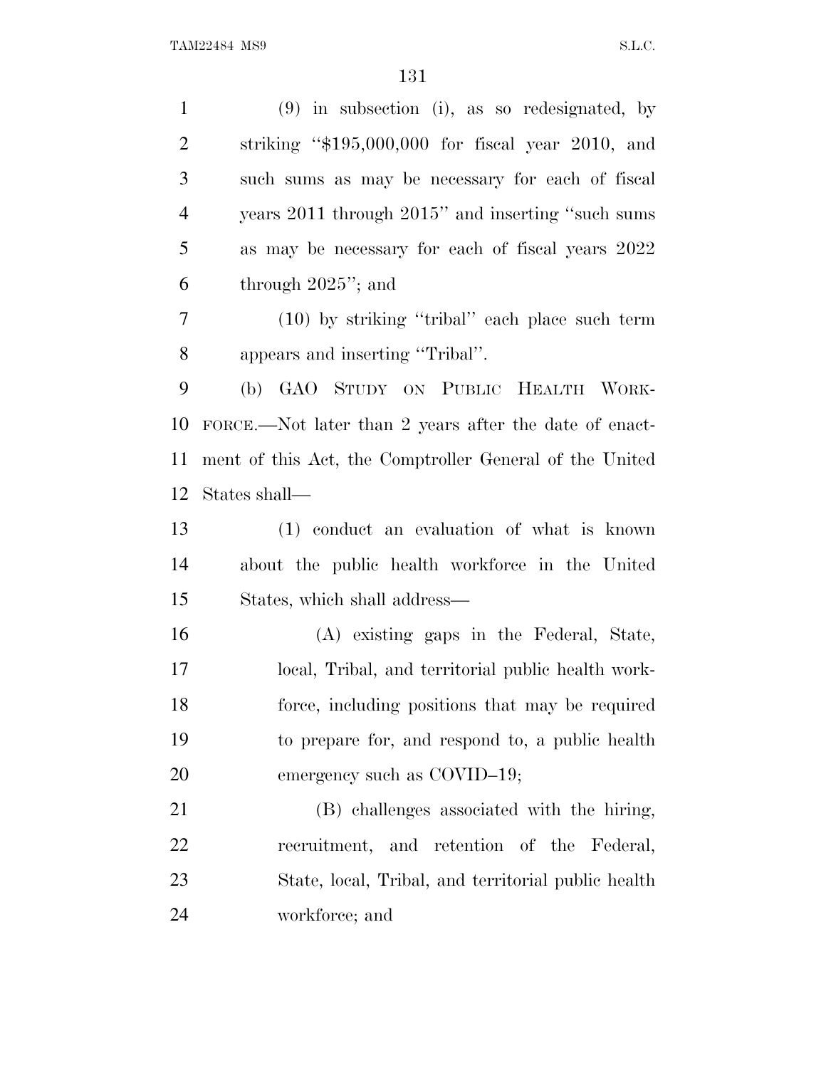(9) in subsection (i), as so redesignated, by striking "$195,000,000 for fiscal year 2010, and such sums as may be necessary for each of fiscal years 2011 through 2015" and inserting "such sums as may be necessary for each of fiscal years 2022 through 2025"; and

(10) by striking "tribal" each place such term appears and inserting "Tribal".

(b) GAO STUDY ON PUBLIC HEALTH WORKFORCE.—Not later than 2 years after the date of enactment of this Act, the Comptroller General of the United States shall—

(1) conduct an evaluation of what is known about the public health workforce in the United States, which shall address—

(A) existing gaps in the Federal, State, local, Tribal, and territorial public health workforce, including positions that may be required to prepare for, and respond to, a public health emergency such as COVID–19;

(B) challenges associated with the hiring, recruitment, and retention of the Federal, State, local, Tribal, and territorial public health workforce; and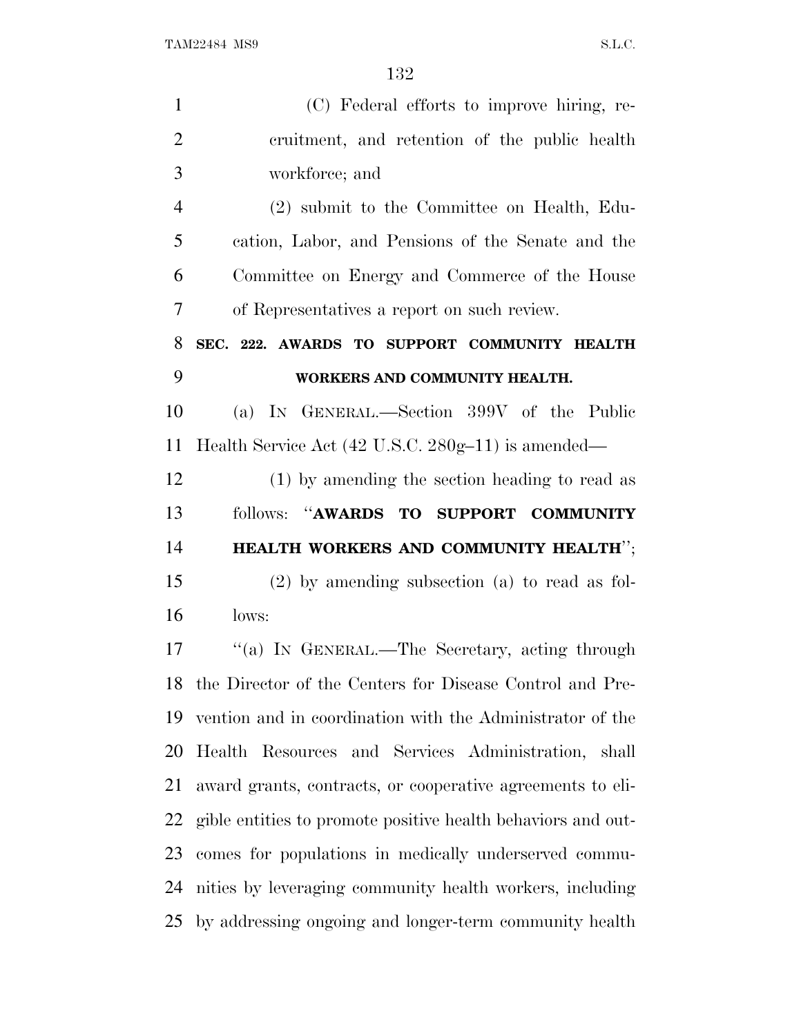(C) Federal efforts to improve hiring, recruitment, and retention of the public health workforce; and

(2) submit to the Committee on Health, Education, Labor, and Pensions of the Senate and the Committee on Energy and Commerce of the House of Representatives a report on such review.

**SEC. 222. AWARDS TO SUPPORT COMMUNITY HEALTH WORKERS AND COMMUNITY HEALTH.**

(a) IN GENERAL.—Section 399V of the Public Health Service Act (42 U.S.C. 280g–11) is amended—

(1) by amending the section heading to read as follows: "**AWARDS TO SUPPORT COMMUNITY HEALTH WORKERS AND COMMUNITY HEALTH**";

(2) by amending subsection (a) to read as follows:

"(a) IN GENERAL.—The Secretary, acting through the Director of the Centers for Disease Control and Prevention and in coordination with the Administrator of the Health Resources and Services Administration, shall award grants, contracts, or cooperative agreements to eligible entities to promote positive health behaviors and outcomes for populations in medically underserved communities by leveraging community health workers, including by addressing ongoing and longer-term community health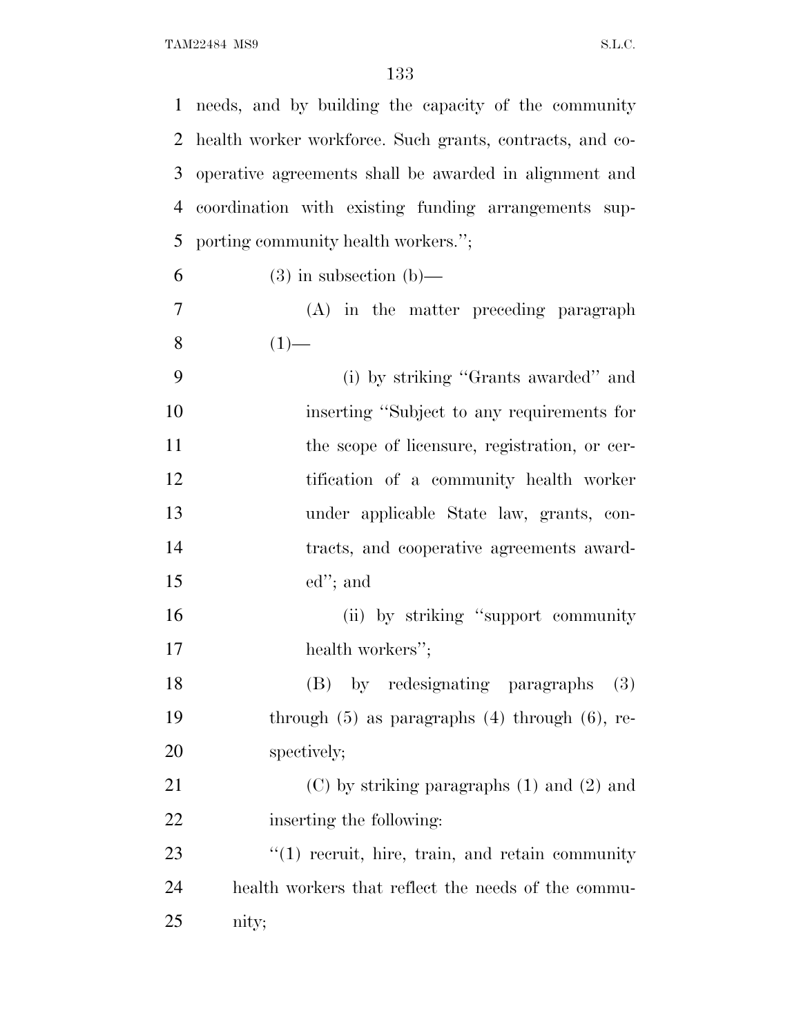needs, and by building the capacity of the community health worker workforce. Such grants, contracts, and cooperative agreements shall be awarded in alignment and coordination with existing funding arrangements supporting community health workers.'';

(3) in subsection (b)—

(A) in the matter preceding paragraph (1)—

(i) by striking ''Grants awarded'' and inserting ''Subject to any requirements for the scope of licensure, registration, or certification of a community health worker under applicable State law, grants, contracts, and cooperative agreements awarded''; and

(ii) by striking ''support community health workers'';

(B) by redesignating paragraphs (3) through (5) as paragraphs (4) through (6), respectively;

(C) by striking paragraphs (1) and (2) and inserting the following:

''(1) recruit, hire, train, and retain community health workers that reflect the needs of the community;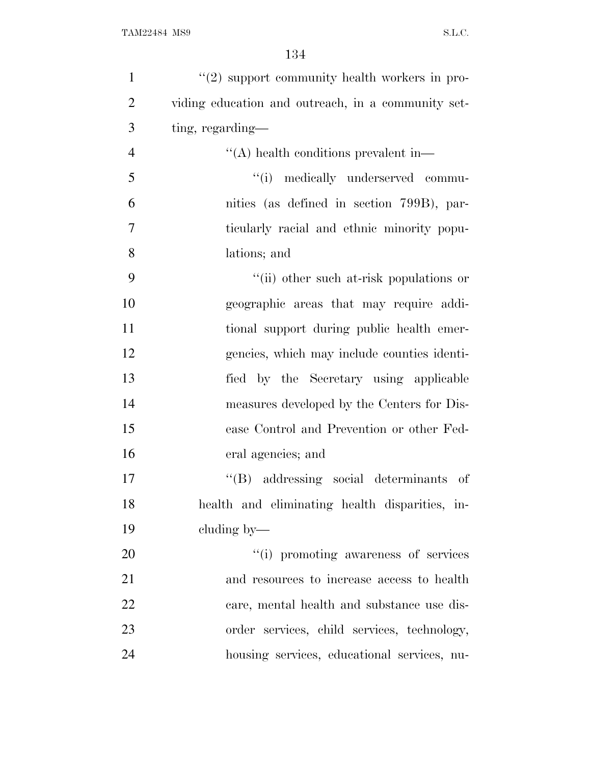''(2) support community health workers in providing education and outreach, in a community setting, regarding—

''(A) health conditions prevalent in—

''(i) medically underserved communities (as defined in section 799B), particularly racial and ethnic minority populations; and

''(ii) other such at-risk populations or geographic areas that may require additional support during public health emergencies, which may include counties identified by the Secretary using applicable measures developed by the Centers for Disease Control and Prevention or other Federal agencies; and

''(B) addressing social determinants of health and eliminating health disparities, including by—

''(i) promoting awareness of services and resources to increase access to health care, mental health and substance use disorder services, child services, technology, housing services, educational services, nu-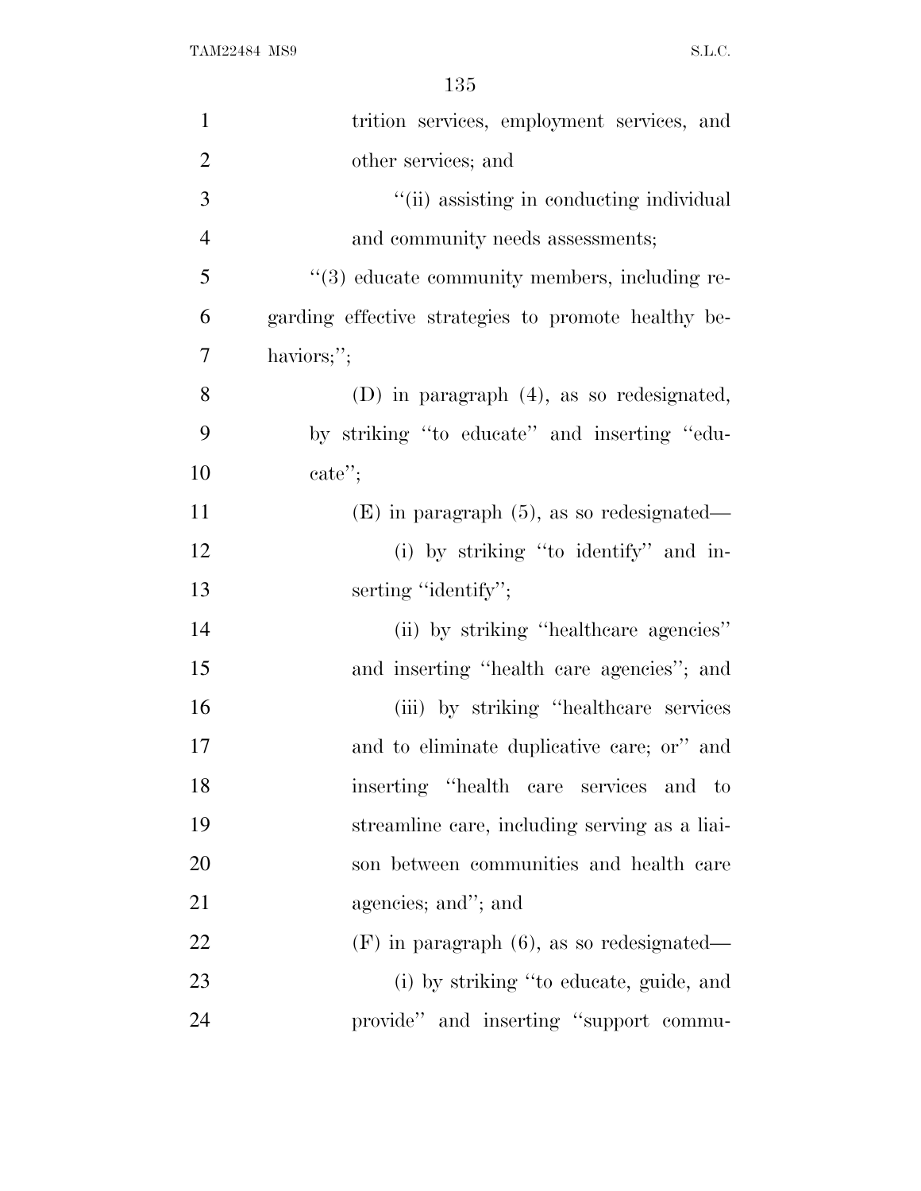trition services, employment services, and other services; and

''(ii) assisting in conducting individual and community needs assessments;

''(3) educate community members, including regarding effective strategies to promote healthy behaviors;'';

(D) in paragraph (4), as so redesignated, by striking ''to educate'' and inserting ''educate'';

(E) in paragraph (5), as so redesignated—

(i) by striking ''to identify'' and inserting ''identify'';

(ii) by striking ''healthcare agencies'' and inserting ''health care agencies''; and

(iii) by striking ''healthcare services and to eliminate duplicative care; or'' and inserting ''health care services and to streamline care, including serving as a liaison between communities and health care agencies; and''; and

(F) in paragraph (6), as so redesignated—

(i) by striking ''to educate, guide, and provide'' and inserting ''support commu-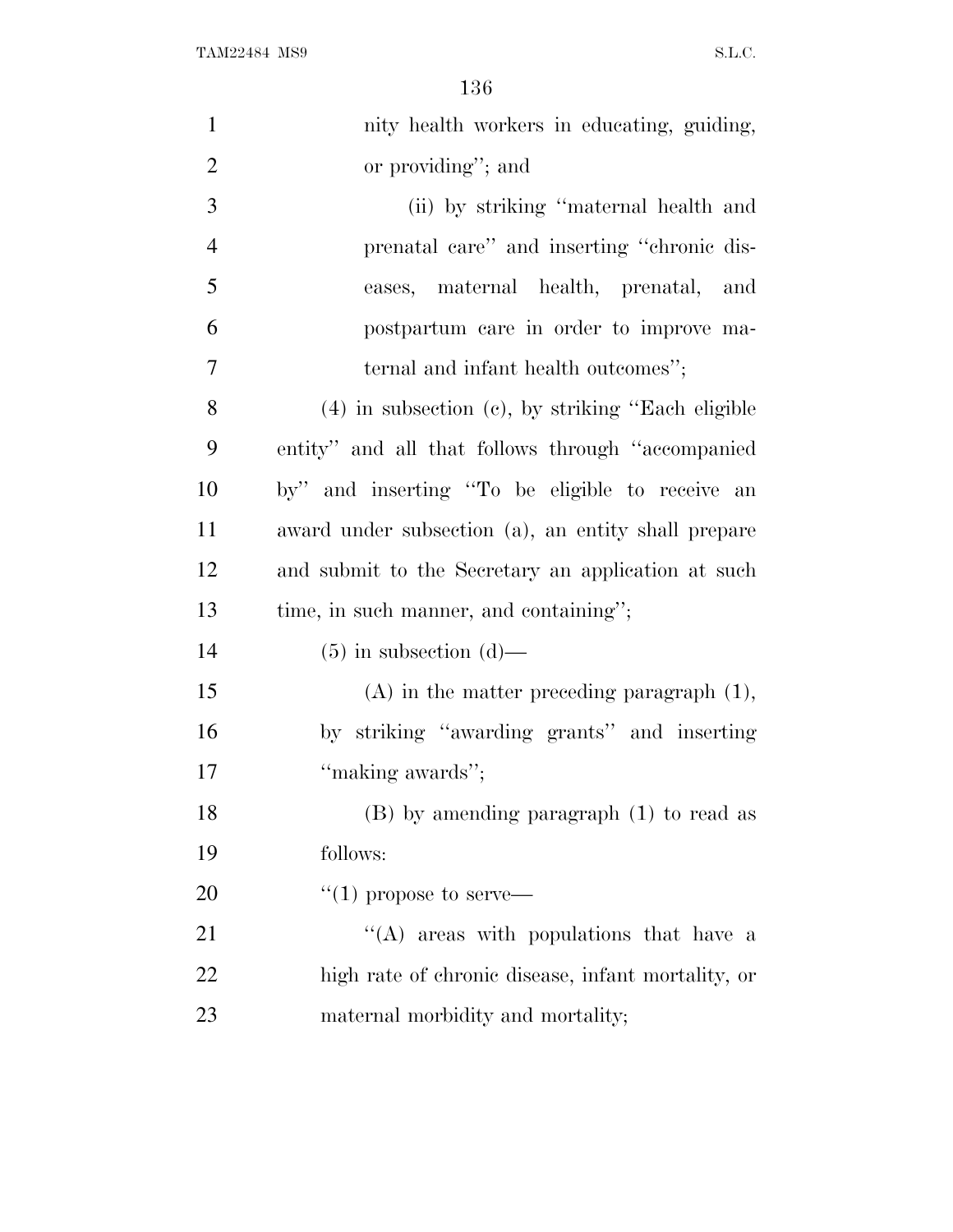nity health workers in educating, guiding, or providing''; and

(ii) by striking ''maternal health and prenatal care'' and inserting ''chronic diseases, maternal health, prenatal, and postpartum care in order to improve maternal and infant health outcomes'';

(4) in subsection (c), by striking ''Each eligible entity'' and all that follows through ''accompanied by'' and inserting ''To be eligible to receive an award under subsection (a), an entity shall prepare and submit to the Secretary an application at such time, in such manner, and containing'';

(5) in subsection (d)—

(A) in the matter preceding paragraph (1), by striking ''awarding grants'' and inserting ''making awards'';

(B) by amending paragraph (1) to read as follows:

''(1) propose to serve—

''(A) areas with populations that have a high rate of chronic disease, infant mortality, or maternal morbidity and mortality;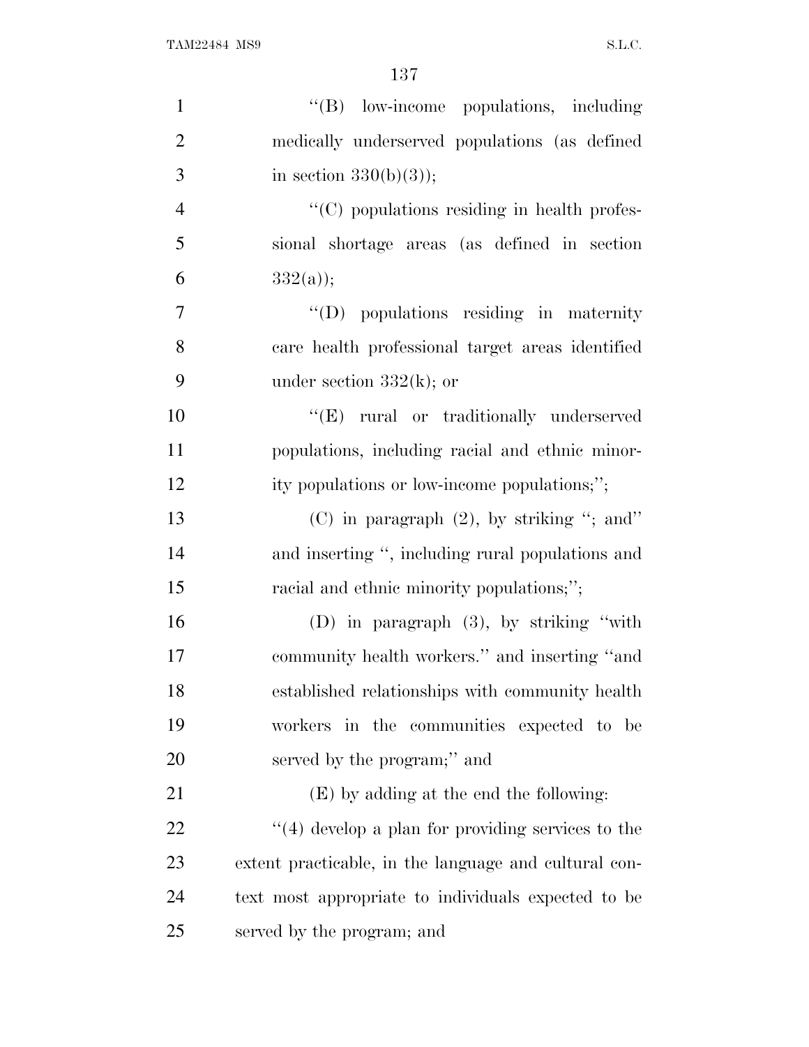"(B) low-income populations, including medically underserved populations (as defined in section 330(b)(3));

"(C) populations residing in health professional shortage areas (as defined in section 332(a));

"(D) populations residing in maternity care health professional target areas identified under section 332(k); or

"(E) rural or traditionally underserved populations, including racial and ethnic minority populations or low-income populations;";

(C) in paragraph (2), by striking "; and" and inserting ", including rural populations and racial and ethnic minority populations;";

(D) in paragraph (3), by striking "with community health workers." and inserting "and established relationships with community health workers in the communities expected to be served by the program;" and

(E) by adding at the end the following:

"(4) develop a plan for providing services to the extent practicable, in the language and cultural context most appropriate to individuals expected to be served by the program; and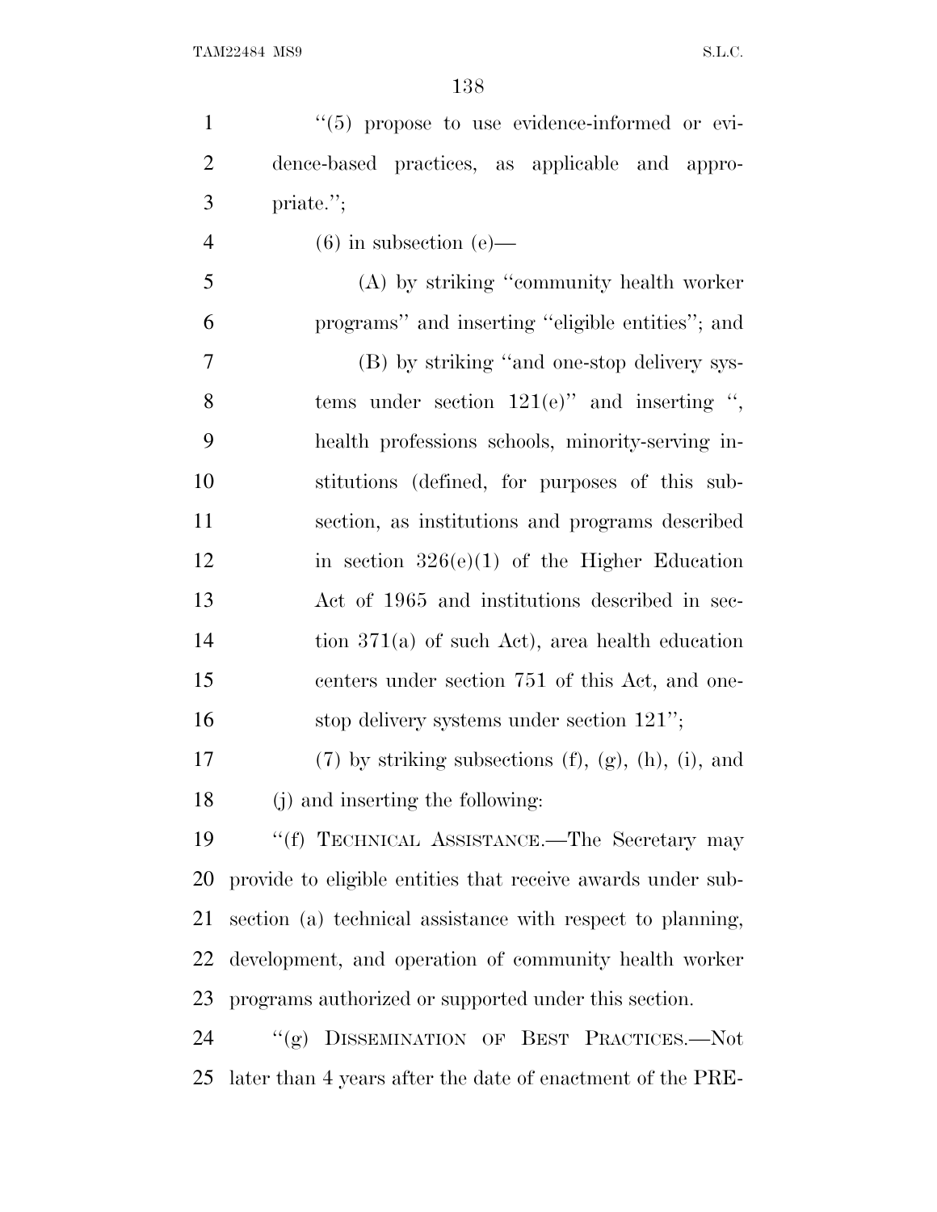"(5) propose to use evidence-informed or evidence-based practices, as applicable and appropriate.";

(6) in subsection (e)—

(A) by striking "community health worker programs" and inserting "eligible entities"; and

(B) by striking "and one-stop delivery systems under section 121(e)" and inserting ", health professions schools, minority-serving institutions (defined, for purposes of this subsection, as institutions and programs described in section 326(e)(1) of the Higher Education Act of 1965 and institutions described in section 371(a) of such Act), area health education centers under section 751 of this Act, and one-stop delivery systems under section 121";

(7) by striking subsections (f), (g), (h), (i), and (j) and inserting the following:

"(f) TECHNICAL ASSISTANCE.—The Secretary may provide to eligible entities that receive awards under subsection (a) technical assistance with respect to planning, development, and operation of community health worker programs authorized or supported under this section.

"(g) DISSEMINATION OF BEST PRACTICES.—Not later than 4 years after the date of enactment of the PRE-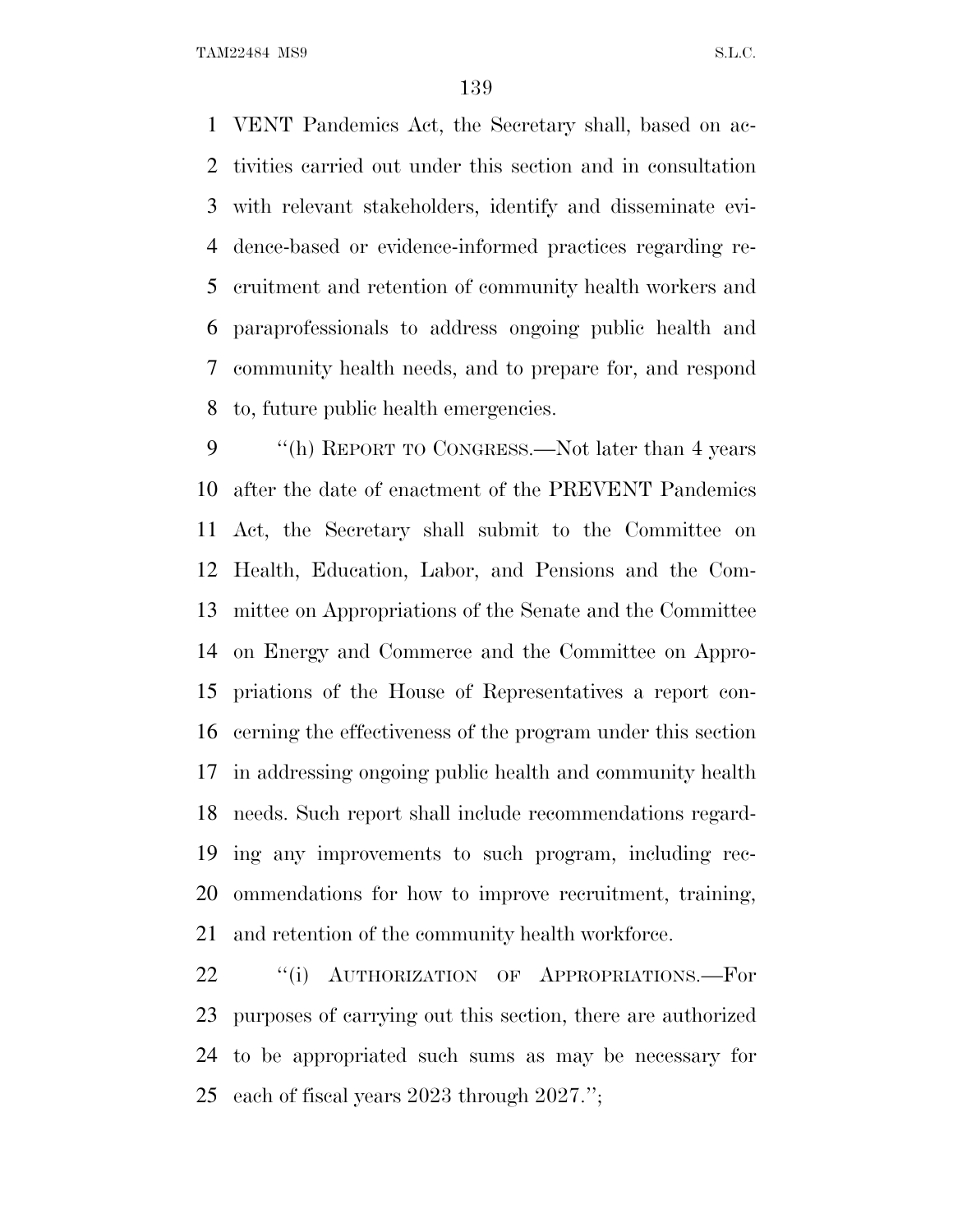VENT Pandemics Act, the Secretary shall, based on activities carried out under this section and in consultation with relevant stakeholders, identify and disseminate evidence-based or evidence-informed practices regarding recruitment and retention of community health workers and paraprofessionals to address ongoing public health and community health needs, and to prepare for, and respond to, future public health emergencies.

''(h) REPORT TO CONGRESS.—Not later than 4 years after the date of enactment of the PREVENT Pandemics Act, the Secretary shall submit to the Committee on Health, Education, Labor, and Pensions and the Committee on Appropriations of the Senate and the Committee on Energy and Commerce and the Committee on Appropriations of the House of Representatives a report concerning the effectiveness of the program under this section in addressing ongoing public health and community health needs. Such report shall include recommendations regarding any improvements to such program, including recommendations for how to improve recruitment, training, and retention of the community health workforce.

''(i) AUTHORIZATION OF APPROPRIATIONS.—For purposes of carrying out this section, there are authorized to be appropriated such sums as may be necessary for each of fiscal years 2023 through 2027.'';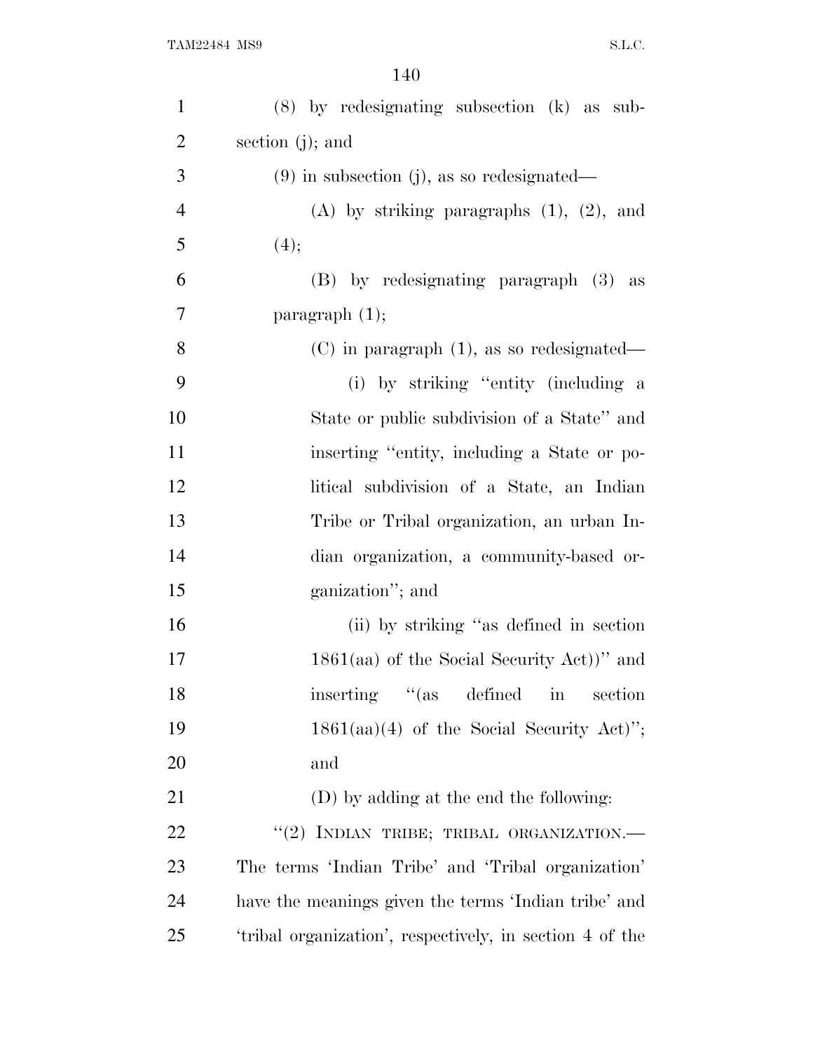(8) by redesignating subsection (k) as subsection (j); and

(9) in subsection (j), as so redesignated—

(A) by striking paragraphs (1), (2), and (4);

(B) by redesignating paragraph (3) as paragraph (1);

(C) in paragraph (1), as so redesignated—

(i) by striking "entity (including a State or public subdivision of a State" and inserting "entity, including a State or political subdivision of a State, an Indian Tribe or Tribal organization, an urban Indian organization, a community-based organization"; and

(ii) by striking "as defined in section 1861(aa) of the Social Security Act))" and inserting "(as defined in section 1861(aa)(4) of the Social Security Act)"; and

(D) by adding at the end the following:

"(2) INDIAN TRIBE; TRIBAL ORGANIZATION.—The terms 'Indian Tribe' and 'Tribal organization' have the meanings given the terms 'Indian tribe' and 'tribal organization', respectively, in section 4 of the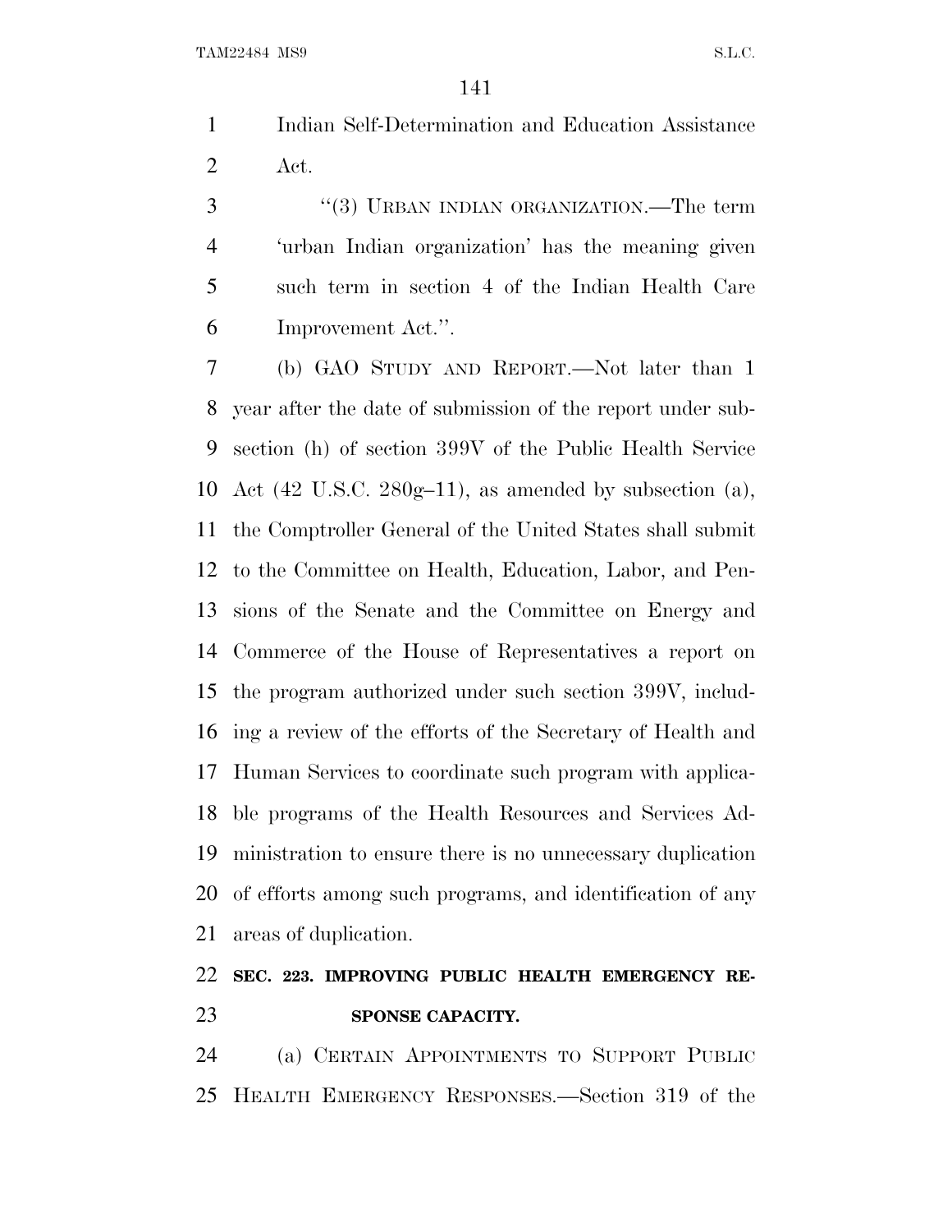Indian Self-Determination and Education Assistance Act.

"(3) URBAN INDIAN ORGANIZATION.—The term 'urban Indian organization' has the meaning given such term in section 4 of the Indian Health Care Improvement Act.".

(b) GAO STUDY AND REPORT.—Not later than 1 year after the date of submission of the report under subsection (h) of section 399V of the Public Health Service Act (42 U.S.C. 280g–11), as amended by subsection (a), the Comptroller General of the United States shall submit to the Committee on Health, Education, Labor, and Pensions of the Senate and the Committee on Energy and Commerce of the House of Representatives a report on the program authorized under such section 399V, including a review of the efforts of the Secretary of Health and Human Services to coordinate such program with applicable programs of the Health Resources and Services Administration to ensure there is no unnecessary duplication of efforts among such programs, and identification of any areas of duplication.

**SEC. 223. IMPROVING PUBLIC HEALTH EMERGENCY RESPONSE CAPACITY.**

(a) CERTAIN APPOINTMENTS TO SUPPORT PUBLIC HEALTH EMERGENCY RESPONSES.—Section 319 of the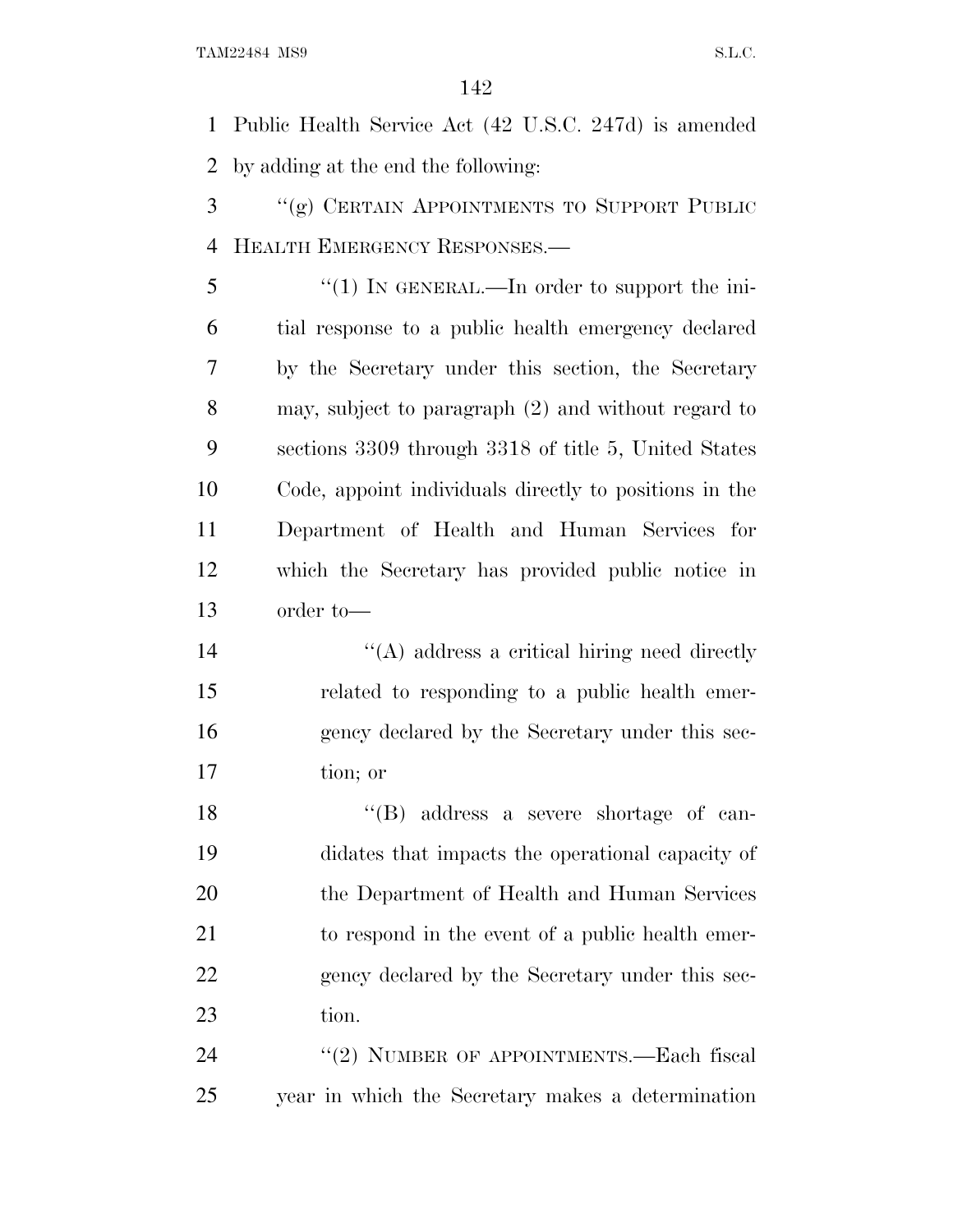Public Health Service Act (42 U.S.C. 247d) is amended by adding at the end the following:

"(g) CERTAIN APPOINTMENTS TO SUPPORT PUBLIC HEALTH EMERGENCY RESPONSES.—

"(1) IN GENERAL.—In order to support the initial response to a public health emergency declared by the Secretary under this section, the Secretary may, subject to paragraph (2) and without regard to sections 3309 through 3318 of title 5, United States Code, appoint individuals directly to positions in the Department of Health and Human Services for which the Secretary has provided public notice in order to—

"(A) address a critical hiring need directly related to responding to a public health emergency declared by the Secretary under this section; or

"(B) address a severe shortage of candidates that impacts the operational capacity of the Department of Health and Human Services to respond in the event of a public health emergency declared by the Secretary under this section.

"(2) NUMBER OF APPOINTMENTS.—Each fiscal year in which the Secretary makes a determination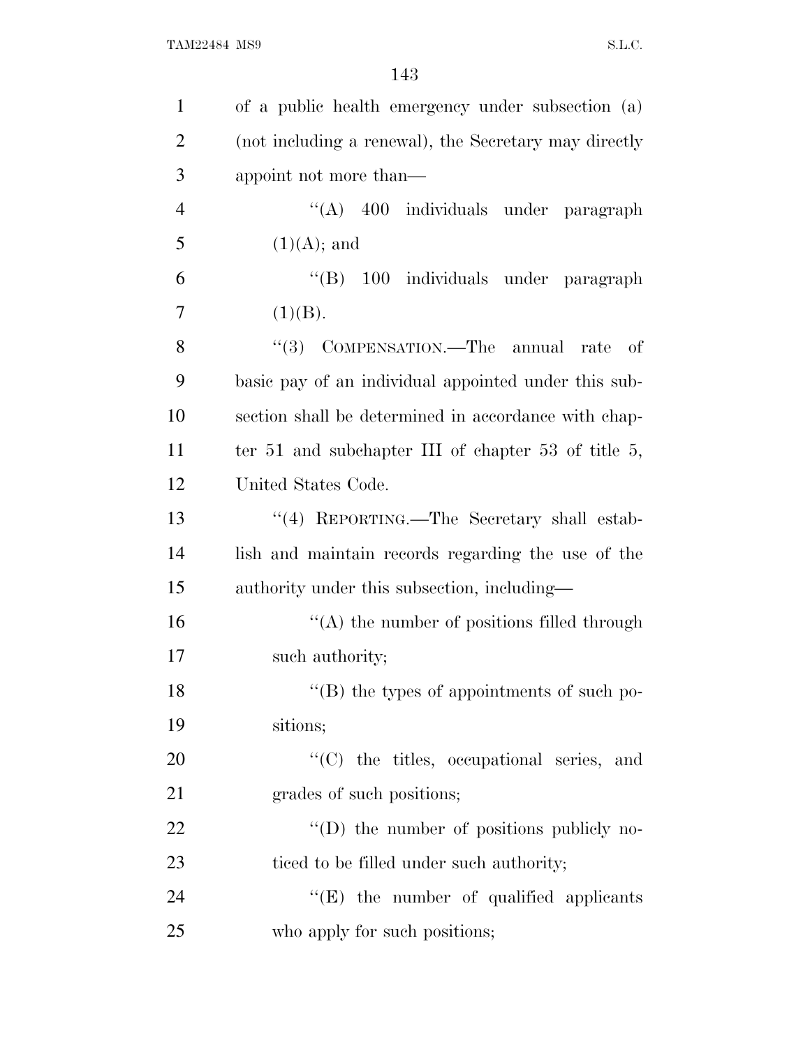of a public health emergency under subsection (a) (not including a renewal), the Secretary may directly appoint not more than—

"(A) 400 individuals under paragraph (1)(A); and

"(B) 100 individuals under paragraph (1)(B).

"(3) COMPENSATION.—The annual rate of basic pay of an individual appointed under this subsection shall be determined in accordance with chapter 51 and subchapter III of chapter 53 of title 5, United States Code.

"(4) REPORTING.—The Secretary shall establish and maintain records regarding the use of the authority under this subsection, including—

"(A) the number of positions filled through such authority;

"(B) the types of appointments of such positions;

"(C) the titles, occupational series, and grades of such positions;

"(D) the number of positions publicly noticed to be filled under such authority;

"(E) the number of qualified applicants who apply for such positions;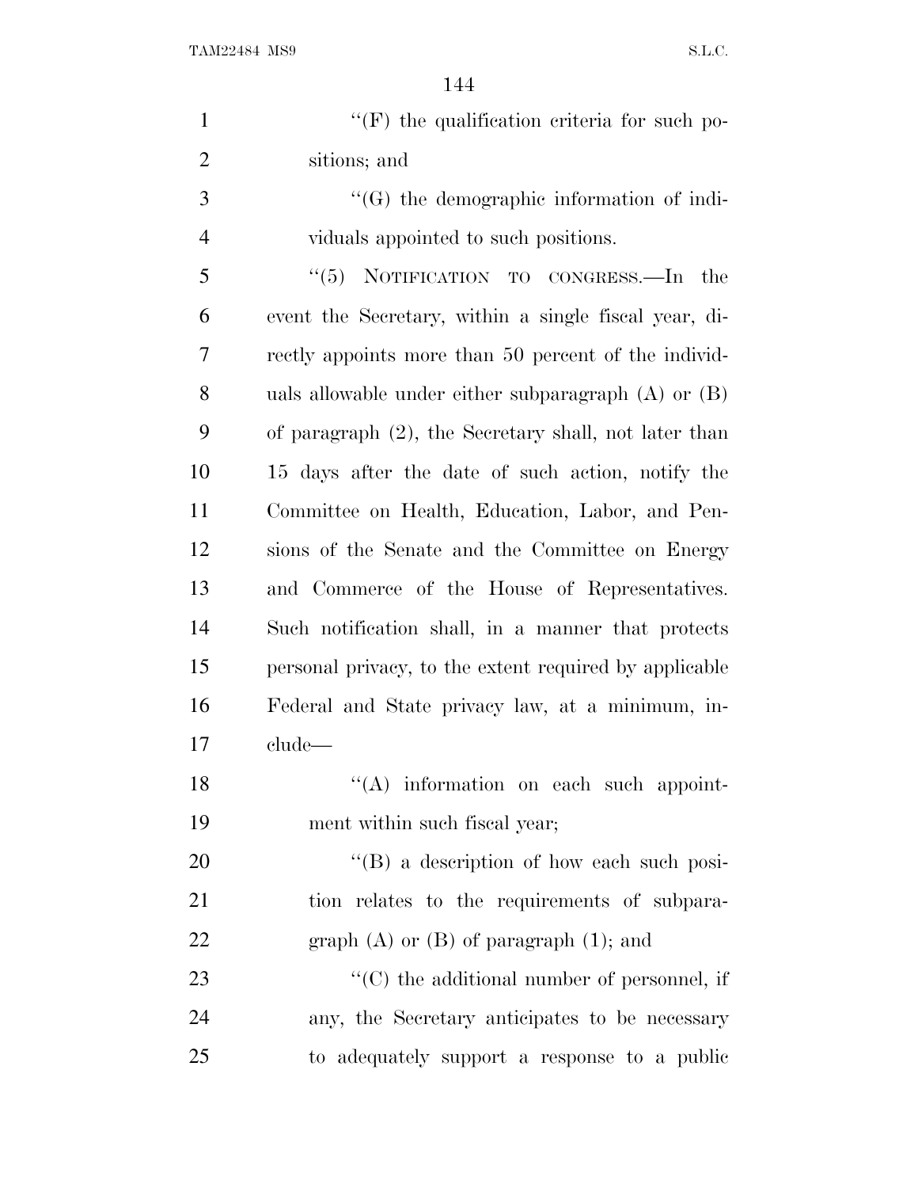''(F) the qualification criteria for such positions; and

''(G) the demographic information of individuals appointed to such positions.

''(5) NOTIFICATION TO CONGRESS.—In the event the Secretary, within a single fiscal year, directly appoints more than 50 percent of the individuals allowable under either subparagraph (A) or (B) of paragraph (2), the Secretary shall, not later than 15 days after the date of such action, notify the Committee on Health, Education, Labor, and Pensions of the Senate and the Committee on Energy and Commerce of the House of Representatives. Such notification shall, in a manner that protects personal privacy, to the extent required by applicable Federal and State privacy law, at a minimum, include—

''(A) information on each such appointment within such fiscal year;

''(B) a description of how each such position relates to the requirements of subparagraph (A) or (B) of paragraph (1); and

''(C) the additional number of personnel, if any, the Secretary anticipates to be necessary to adequately support a response to a public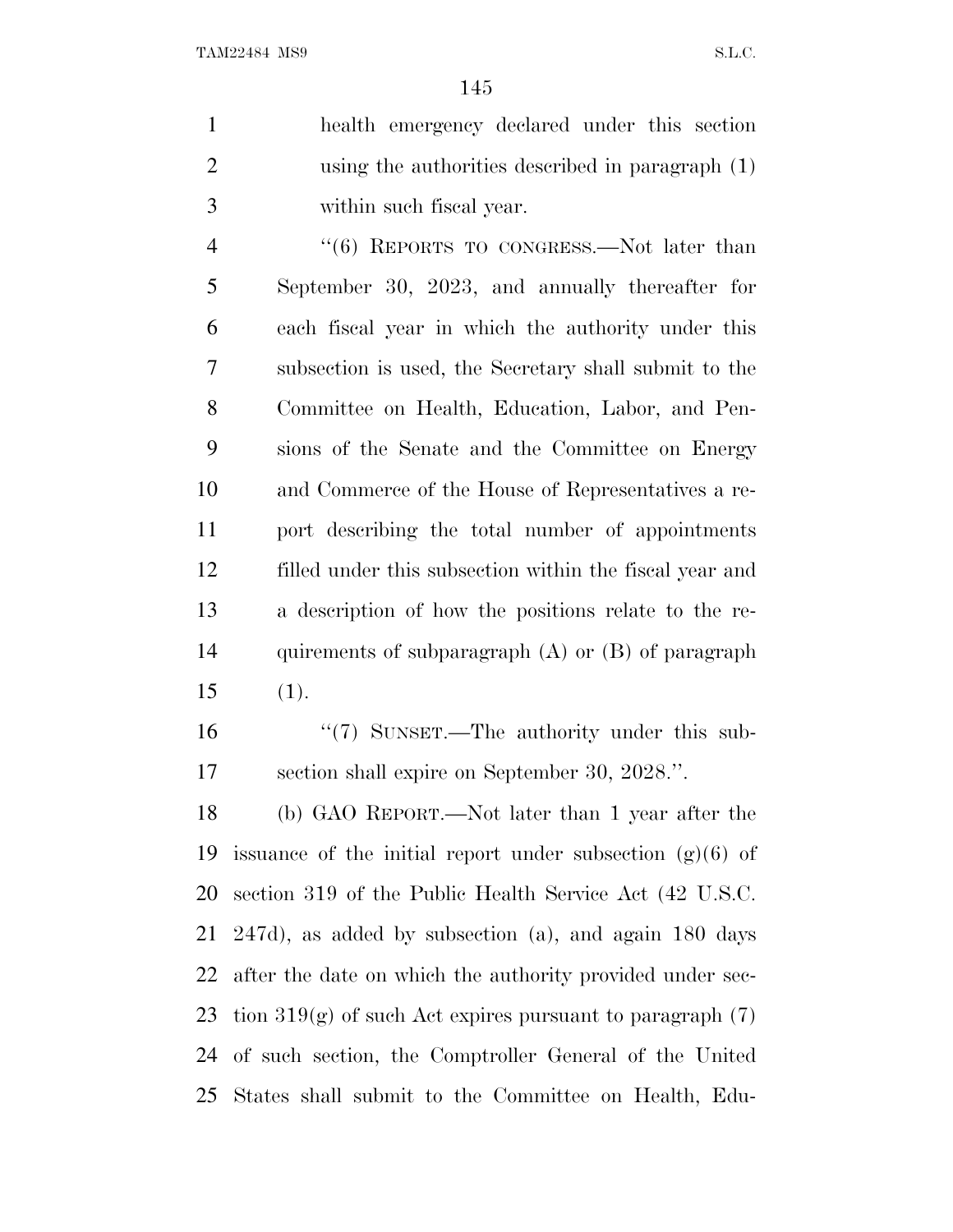health emergency declared under this section using the authorities described in paragraph (1) within such fiscal year.

"(6) REPORTS TO CONGRESS.—Not later than September 30, 2023, and annually thereafter for each fiscal year in which the authority under this subsection is used, the Secretary shall submit to the Committee on Health, Education, Labor, and Pensions of the Senate and the Committee on Energy and Commerce of the House of Representatives a report describing the total number of appointments filled under this subsection within the fiscal year and a description of how the positions relate to the requirements of subparagraph (A) or (B) of paragraph (1).

"(7) SUNSET.—The authority under this subsection shall expire on September 30, 2028.".

(b) GAO REPORT.—Not later than 1 year after the issuance of the initial report under subsection (g)(6) of section 319 of the Public Health Service Act (42 U.S.C. 247d), as added by subsection (a), and again 180 days after the date on which the authority provided under section 319(g) of such Act expires pursuant to paragraph (7) of such section, the Comptroller General of the United States shall submit to the Committee on Health, Edu-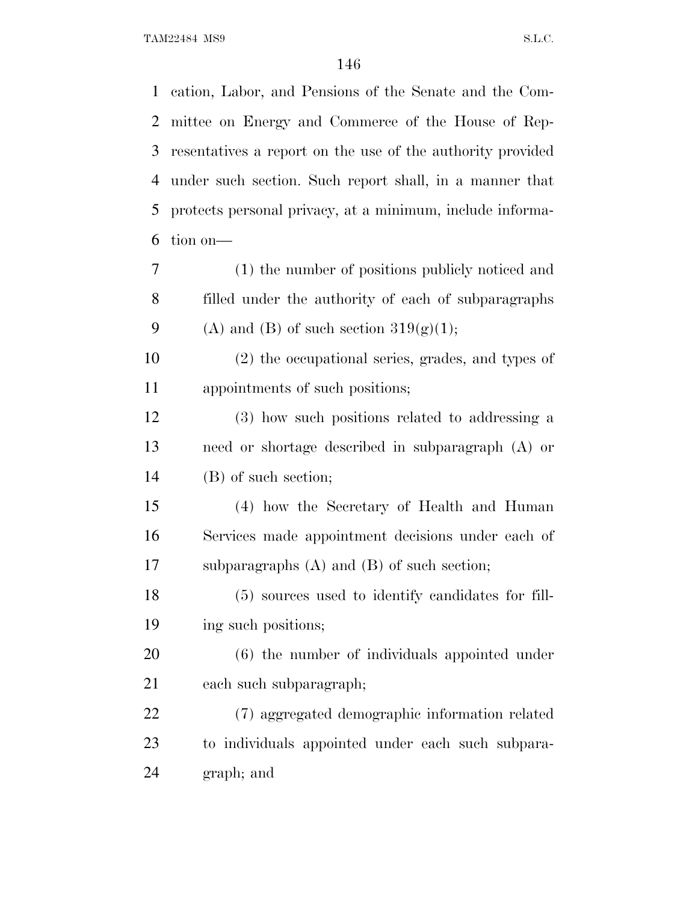cation, Labor, and Pensions of the Senate and the Committee on Energy and Commerce of the House of Representatives a report on the use of the authority provided under such section. Such report shall, in a manner that protects personal privacy, at a minimum, include information on—

(1) the number of positions publicly noticed and filled under the authority of each of subparagraphs (A) and (B) of such section 319(g)(1);

(2) the occupational series, grades, and types of appointments of such positions;

(3) how such positions related to addressing a need or shortage described in subparagraph (A) or (B) of such section;

(4) how the Secretary of Health and Human Services made appointment decisions under each of subparagraphs (A) and (B) of such section;

(5) sources used to identify candidates for filling such positions;

(6) the number of individuals appointed under each such subparagraph;

(7) aggregated demographic information related to individuals appointed under each such subparagraph; and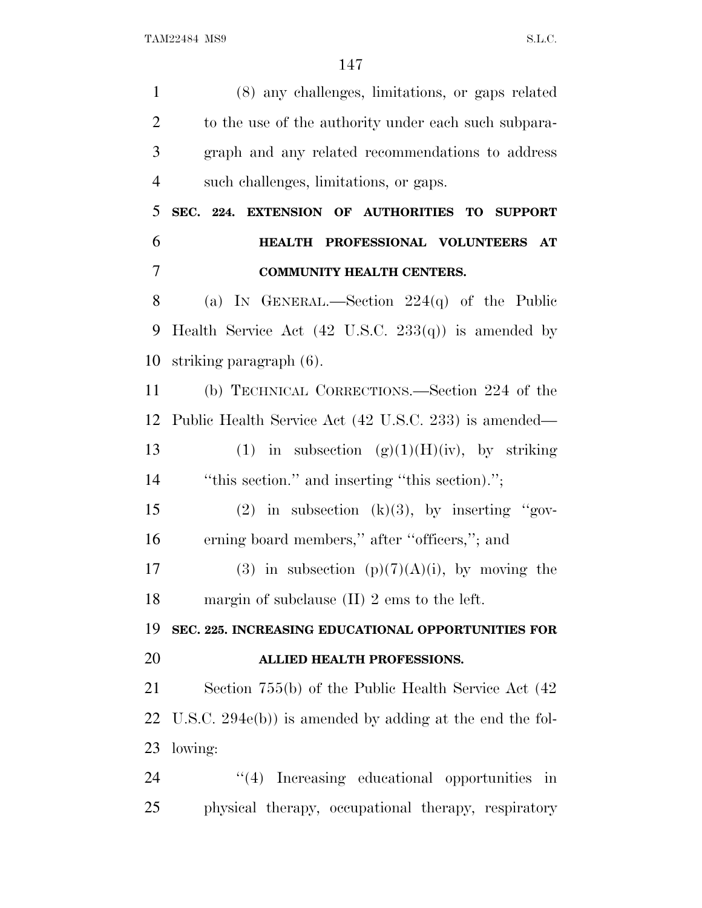(8) any challenges, limitations, or gaps related to the use of the authority under each such subparagraph and any related recommendations to address such challenges, limitations, or gaps.

**SEC. 224. EXTENSION OF AUTHORITIES TO SUPPORT HEALTH PROFESSIONAL VOLUNTEERS AT COMMUNITY HEALTH CENTERS.**

(a) IN GENERAL.—Section 224(q) of the Public Health Service Act (42 U.S.C. 233(q)) is amended by striking paragraph (6).

(b) TECHNICAL CORRECTIONS.—Section 224 of the Public Health Service Act (42 U.S.C. 233) is amended—

(1) in subsection (g)(1)(H)(iv), by striking "this section." and inserting "this section).";

(2) in subsection (k)(3), by inserting "governing board members," after "officers,"; and

(3) in subsection (p)(7)(A)(i), by moving the margin of subclause (II) 2 ems to the left.

**SEC. 225. INCREASING EDUCATIONAL OPPORTUNITIES FOR ALLIED HEALTH PROFESSIONS.**

Section 755(b) of the Public Health Service Act (42 U.S.C. 294e(b)) is amended by adding at the end the following:

"(4) Increasing educational opportunities in physical therapy, occupational therapy, respiratory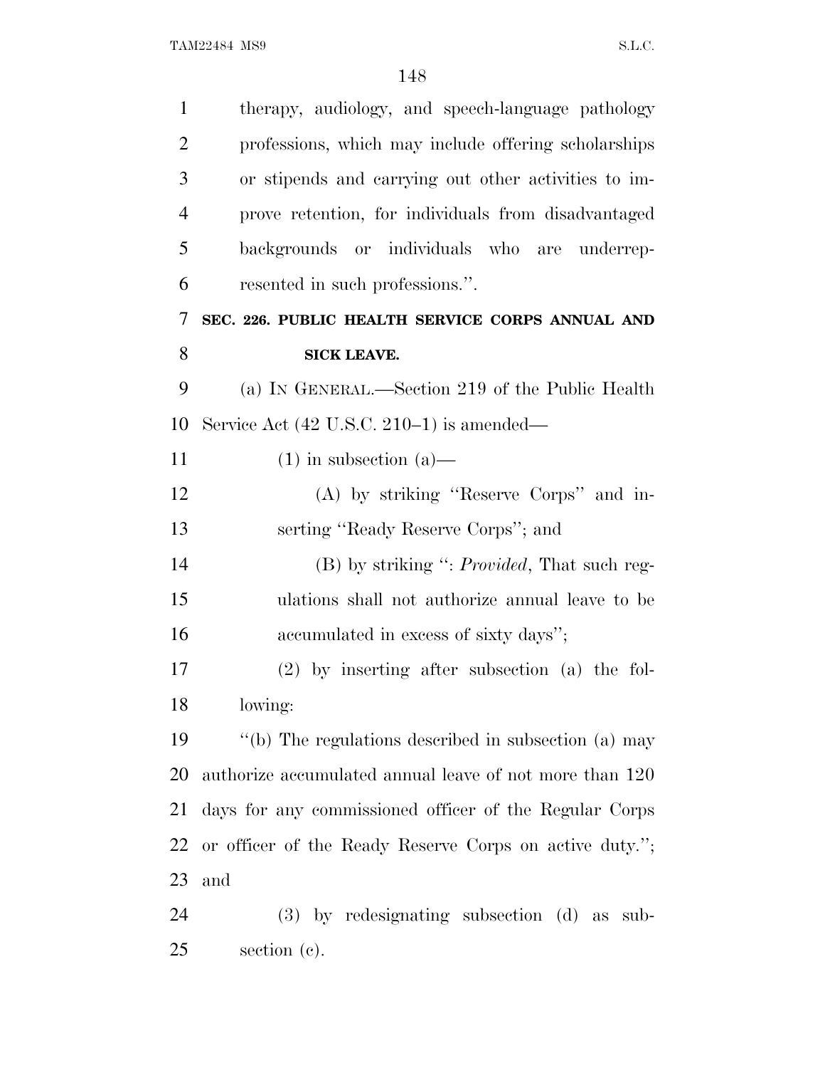therapy, audiology, and speech-language pathology professions, which may include offering scholarships or stipends and carrying out other activities to improve retention, for individuals from disadvantaged backgrounds or individuals who are underrepresented in such professions.''.

**SEC. 226. PUBLIC HEALTH SERVICE CORPS ANNUAL AND SICK LEAVE.**

(a) IN GENERAL.—Section 219 of the Public Health Service Act (42 U.S.C. 210–1) is amended—

(1) in subsection (a)—

(A) by striking ''Reserve Corps'' and inserting ''Ready Reserve Corps''; and

(B) by striking '': *Provided*, That such regulations shall not authorize annual leave to be accumulated in excess of sixty days'';

(2) by inserting after subsection (a) the following:

''(b) The regulations described in subsection (a) may authorize accumulated annual leave of not more than 120 days for any commissioned officer of the Regular Corps or officer of the Ready Reserve Corps on active duty.''; and

(3) by redesignating subsection (d) as subsection (c).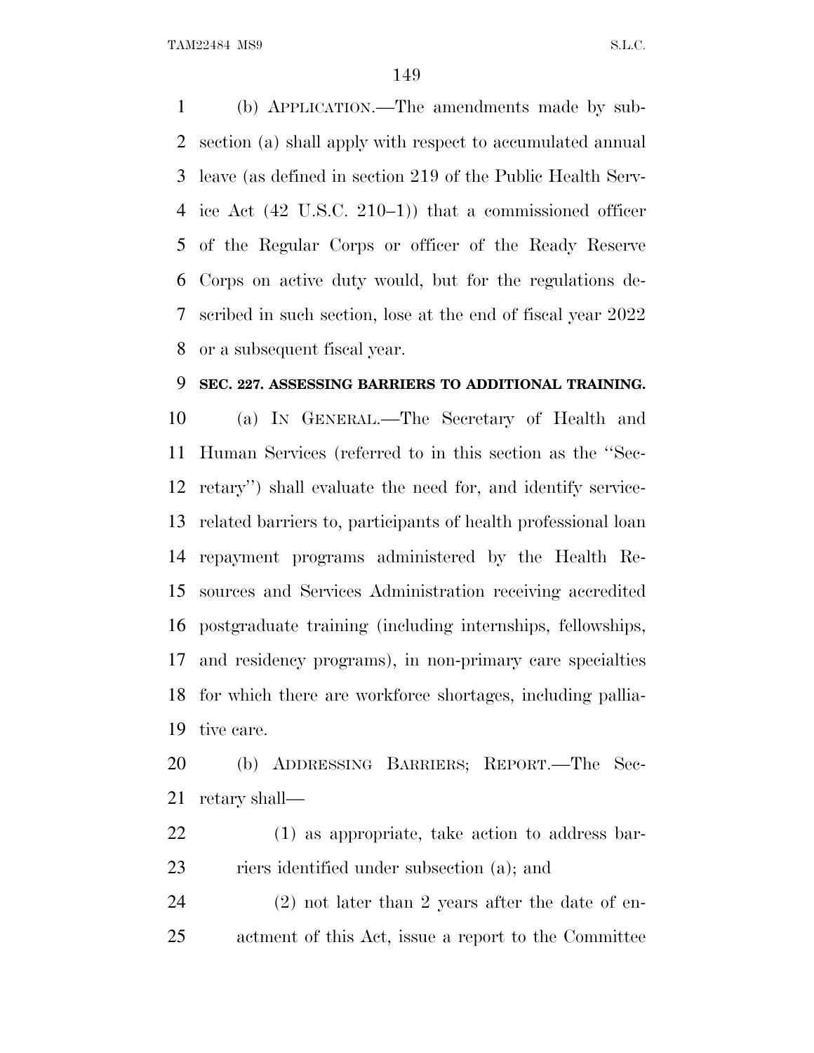(b) APPLICATION.—The amendments made by subsection (a) shall apply with respect to accumulated annual leave (as defined in section 219 of the Public Health Service Act (42 U.S.C. 210–1)) that a commissioned officer of the Regular Corps or officer of the Ready Reserve Corps on active duty would, but for the regulations described in such section, lose at the end of fiscal year 2022 or a subsequent fiscal year.

**SEC. 227. ASSESSING BARRIERS TO ADDITIONAL TRAINING.**

(a) IN GENERAL.—The Secretary of Health and Human Services (referred to in this section as the ''Secretary'') shall evaluate the need for, and identify service-related barriers to, participants of health professional loan repayment programs administered by the Health Resources and Services Administration receiving accredited postgraduate training (including internships, fellowships, and residency programs), in non-primary care specialties for which there are workforce shortages, including palliative care.

(b) ADDRESSING BARRIERS; REPORT.—The Secretary shall—

(1) as appropriate, take action to address barriers identified under subsection (a); and

(2) not later than 2 years after the date of enactment of this Act, issue a report to the Committee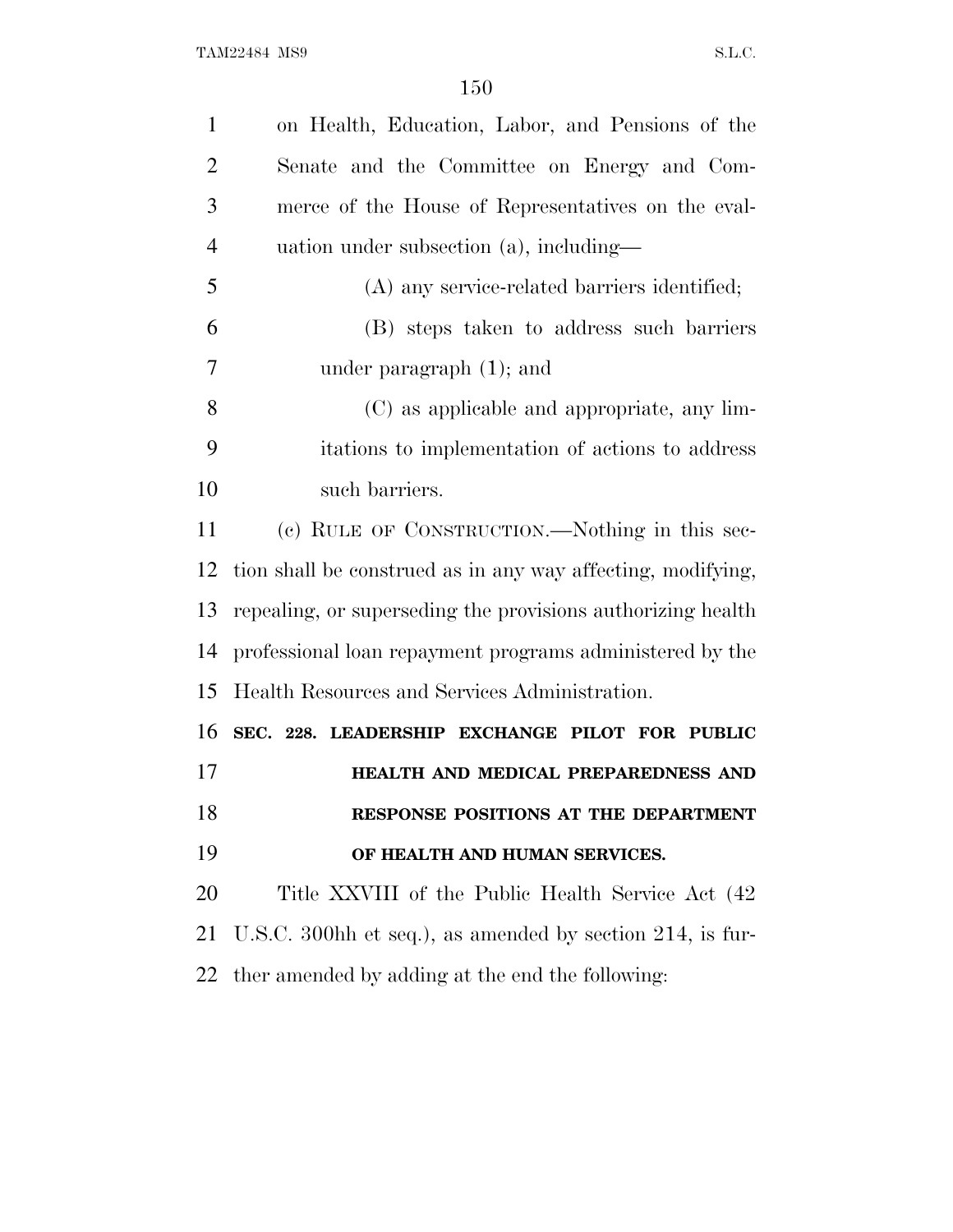on Health, Education, Labor, and Pensions of the Senate and the Committee on Energy and Commerce of the House of Representatives on the evaluation under subsection (a), including—

(A) any service-related barriers identified;

(B) steps taken to address such barriers under paragraph (1); and

(C) as applicable and appropriate, any limitations to implementation of actions to address such barriers.

(c) RULE OF CONSTRUCTION.—Nothing in this section shall be construed as in any way affecting, modifying, repealing, or superseding the provisions authorizing health professional loan repayment programs administered by the Health Resources and Services Administration.

**SEC. 228. LEADERSHIP EXCHANGE PILOT FOR PUBLIC HEALTH AND MEDICAL PREPAREDNESS AND RESPONSE POSITIONS AT THE DEPARTMENT OF HEALTH AND HUMAN SERVICES.**

Title XXVIII of the Public Health Service Act (42 U.S.C. 300hh et seq.), as amended by section 214, is further amended by adding at the end the following: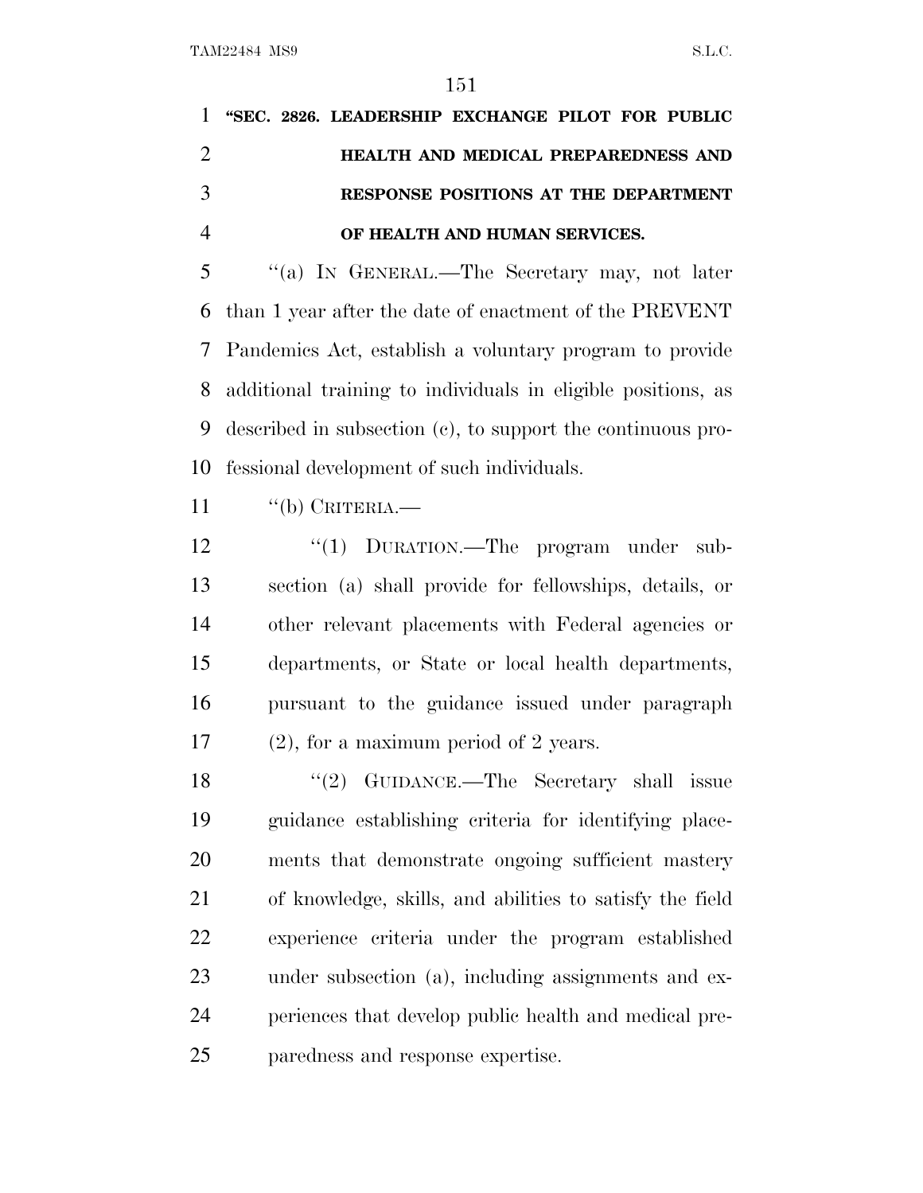**"SEC. 2826. LEADERSHIP EXCHANGE PILOT FOR PUBLIC HEALTH AND MEDICAL PREPAREDNESS AND RESPONSE POSITIONS AT THE DEPARTMENT OF HEALTH AND HUMAN SERVICES.**

"(a) IN GENERAL.—The Secretary may, not later than 1 year after the date of enactment of the PREVENT Pandemics Act, establish a voluntary program to provide additional training to individuals in eligible positions, as described in subsection (c), to support the continuous professional development of such individuals.

"(b) CRITERIA.—

"(1) DURATION.—The program under subsection (a) shall provide for fellowships, details, or other relevant placements with Federal agencies or departments, or State or local health departments, pursuant to the guidance issued under paragraph (2), for a maximum period of 2 years.

"(2) GUIDANCE.—The Secretary shall issue guidance establishing criteria for identifying placements that demonstrate ongoing sufficient mastery of knowledge, skills, and abilities to satisfy the field experience criteria under the program established under subsection (a), including assignments and experiences that develop public health and medical preparedness and response expertise.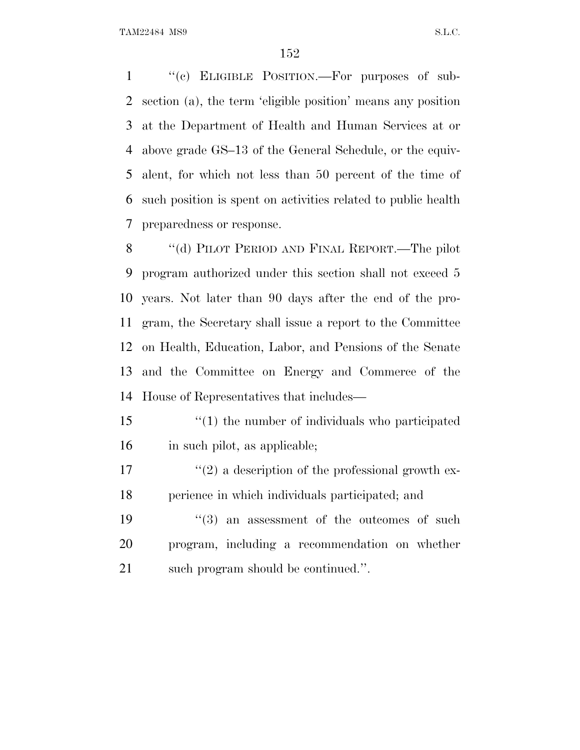''(c) ELIGIBLE POSITION.—For purposes of subsection (a), the term 'eligible position' means any position at the Department of Health and Human Services at or above grade GS–13 of the General Schedule, or the equivalent, for which not less than 50 percent of the time of such position is spent on activities related to public health preparedness or response.

''(d) PILOT PERIOD AND FINAL REPORT.—The pilot program authorized under this section shall not exceed 5 years. Not later than 90 days after the end of the program, the Secretary shall issue a report to the Committee on Health, Education, Labor, and Pensions of the Senate and the Committee on Energy and Commerce of the House of Representatives that includes—

''(1) the number of individuals who participated in such pilot, as applicable;

''(2) a description of the professional growth experience in which individuals participated; and

''(3) an assessment of the outcomes of such program, including a recommendation on whether such program should be continued.''.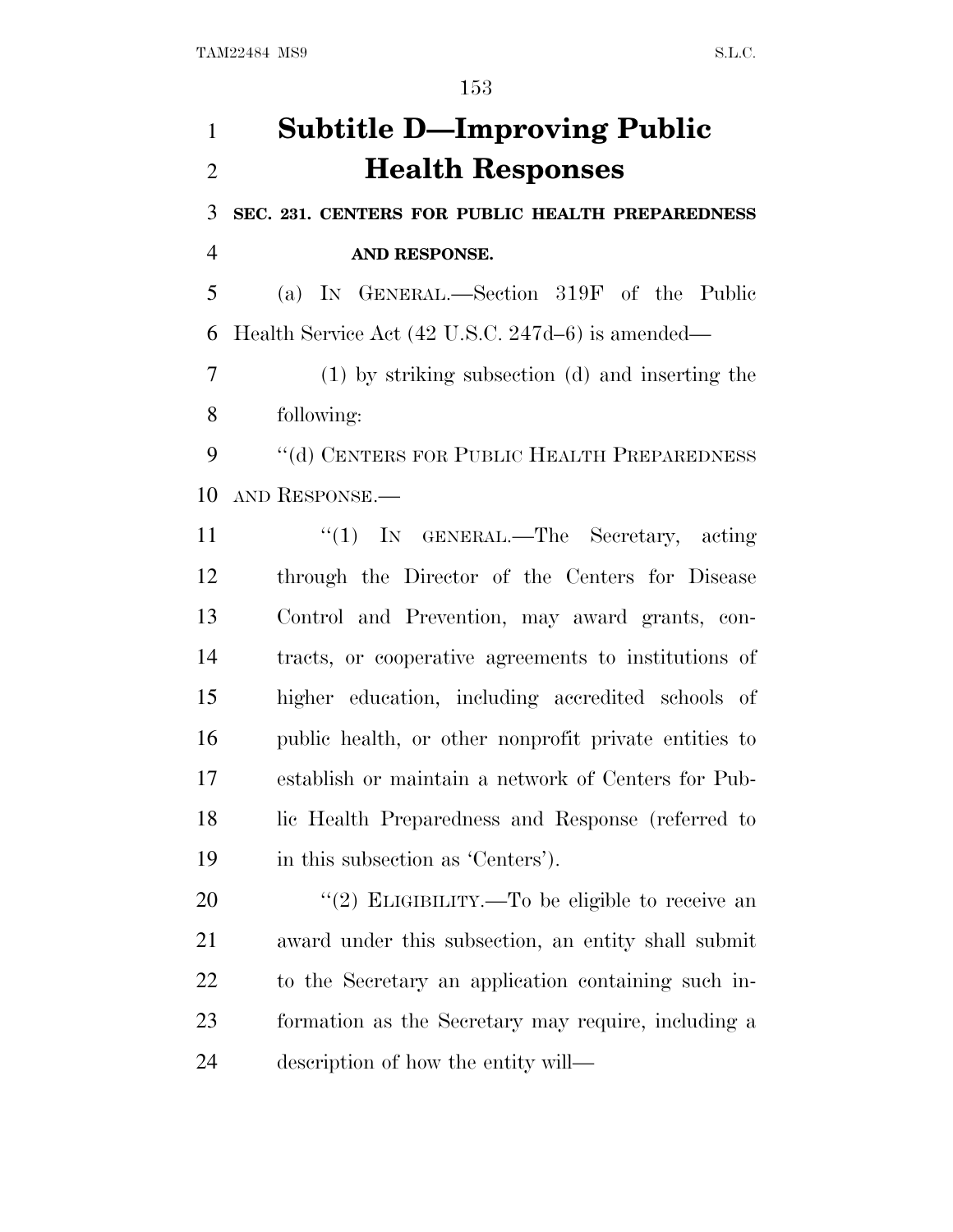# Subtitle D—Improving Public Health Responses

**SEC. 231. CENTERS FOR PUBLIC HEALTH PREPAREDNESS AND RESPONSE.**

(a) IN GENERAL.—Section 319F of the Public Health Service Act (42 U.S.C. 247d–6) is amended—

(1) by striking subsection (d) and inserting the following:

''(d) CENTERS FOR PUBLIC HEALTH PREPAREDNESS AND RESPONSE.—

''(1) IN GENERAL.—The Secretary, acting through the Director of the Centers for Disease Control and Prevention, may award grants, contracts, or cooperative agreements to institutions of higher education, including accredited schools of public health, or other nonprofit private entities to establish or maintain a network of Centers for Public Health Preparedness and Response (referred to in this subsection as 'Centers').

''(2) ELIGIBILITY.—To be eligible to receive an award under this subsection, an entity shall submit to the Secretary an application containing such information as the Secretary may require, including a description of how the entity will—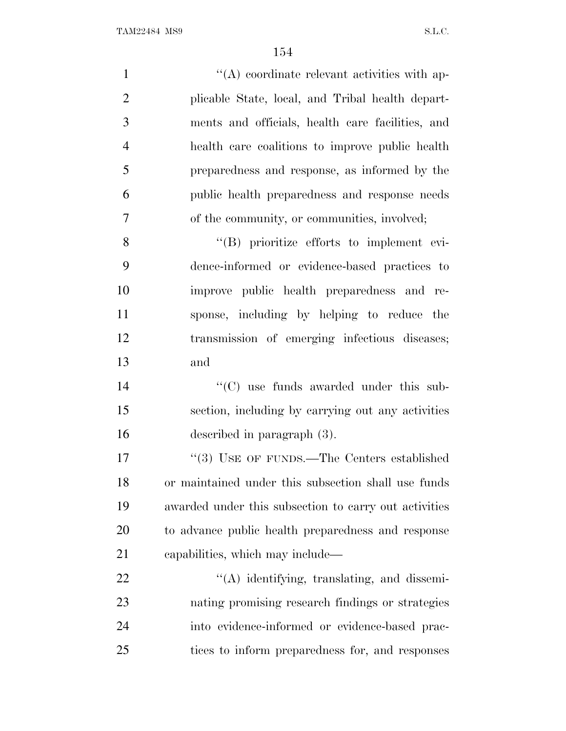''(A) coordinate relevant activities with applicable State, local, and Tribal health departments and officials, health care facilities, and health care coalitions to improve public health preparedness and response, as informed by the public health preparedness and response needs of the community, or communities, involved;

''(B) prioritize efforts to implement evidence-informed or evidence-based practices to improve public health preparedness and response, including by helping to reduce the transmission of emerging infectious diseases; and

''(C) use funds awarded under this subsection, including by carrying out any activities described in paragraph (3).

''(3) USE OF FUNDS.—The Centers established or maintained under this subsection shall use funds awarded under this subsection to carry out activities to advance public health preparedness and response capabilities, which may include—

''(A) identifying, translating, and disseminating promising research findings or strategies into evidence-informed or evidence-based practices to inform preparedness for, and responses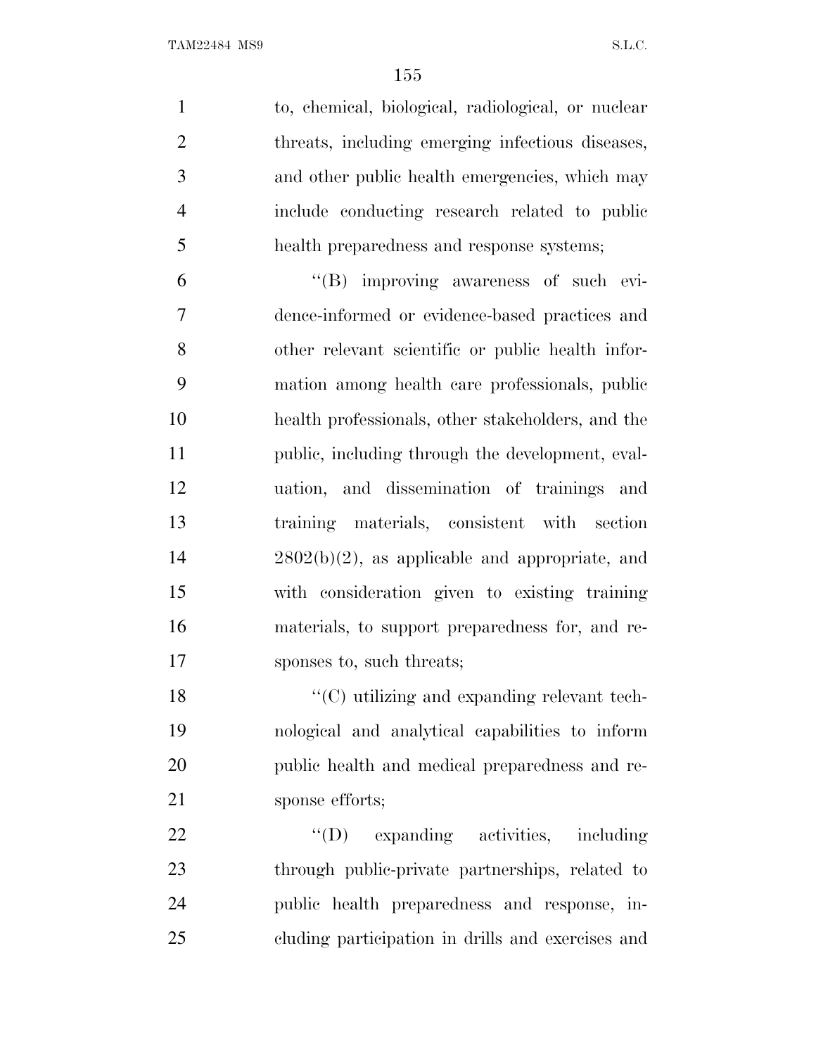to, chemical, biological, radiological, or nuclear threats, including emerging infectious diseases, and other public health emergencies, which may include conducting research related to public health preparedness and response systems;

''(B) improving awareness of such evidence-informed or evidence-based practices and other relevant scientific or public health information among health care professionals, public health professionals, other stakeholders, and the public, including through the development, evaluation, and dissemination of trainings and training materials, consistent with section 2802(b)(2), as applicable and appropriate, and with consideration given to existing training materials, to support preparedness for, and responses to, such threats;

''(C) utilizing and expanding relevant technological and analytical capabilities to inform public health and medical preparedness and response efforts;

''(D) expanding activities, including through public-private partnerships, related to public health preparedness and response, including participation in drills and exercises and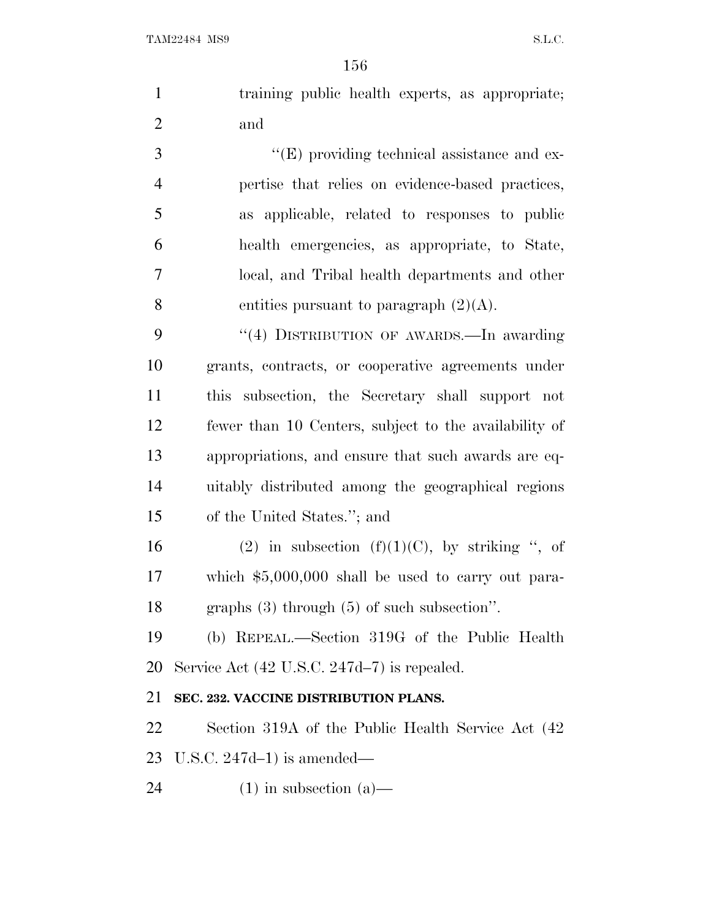training public health experts, as appropriate; and

"(E) providing technical assistance and expertise that relies on evidence-based practices, as applicable, related to responses to public health emergencies, as appropriate, to State, local, and Tribal health departments and other entities pursuant to paragraph (2)(A).

"(4) DISTRIBUTION OF AWARDS.—In awarding grants, contracts, or cooperative agreements under this subsection, the Secretary shall support not fewer than 10 Centers, subject to the availability of appropriations, and ensure that such awards are equitably distributed among the geographical regions of the United States."; and

(2) in subsection (f)(1)(C), by striking ", of which $5,000,000 shall be used to carry out paragraphs (3) through (5) of such subsection".

(b) REPEAL.—Section 319G of the Public Health Service Act (42 U.S.C. 247d–7) is repealed.

**SEC. 232. VACCINE DISTRIBUTION PLANS.**

Section 319A of the Public Health Service Act (42 U.S.C. 247d–1) is amended—

(1) in subsection (a)—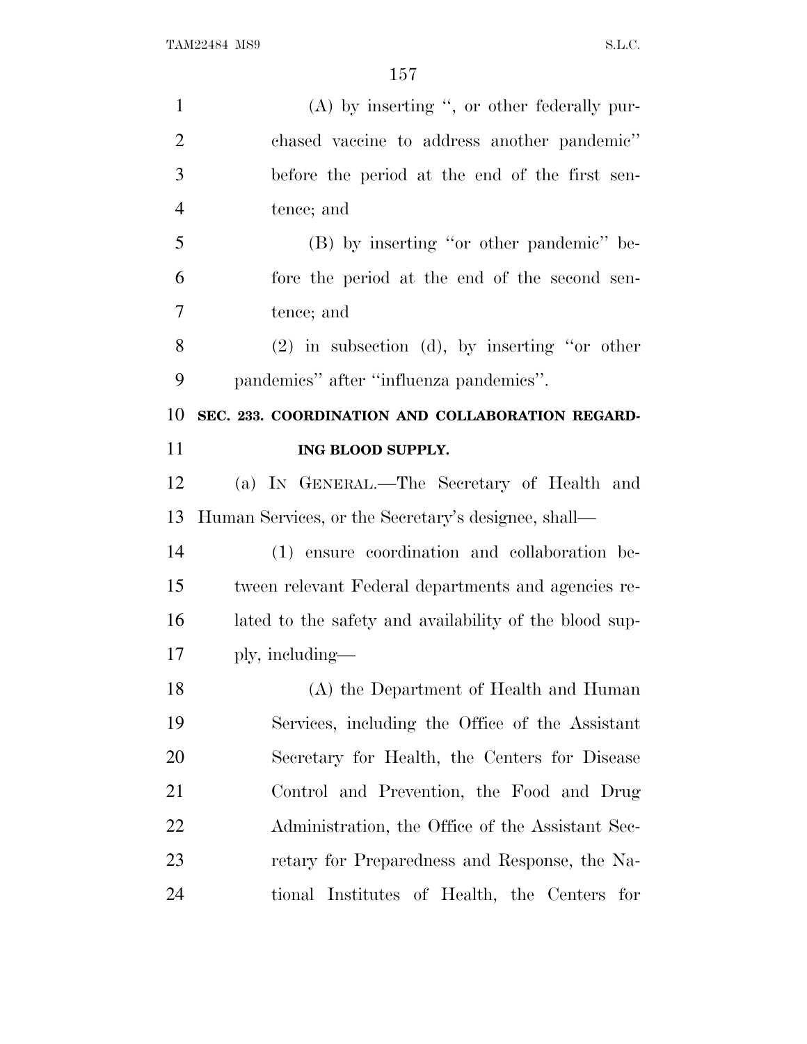(A) by inserting ", or other federally purchased vaccine to address another pandemic" before the period at the end of the first sentence; and

(B) by inserting "or other pandemic" before the period at the end of the second sentence; and

(2) in subsection (d), by inserting "or other pandemics" after "influenza pandemics".

**SEC. 233. COORDINATION AND COLLABORATION REGARDING BLOOD SUPPLY.**

(a) IN GENERAL.—The Secretary of Health and Human Services, or the Secretary's designee, shall—

(1) ensure coordination and collaboration between relevant Federal departments and agencies related to the safety and availability of the blood supply, including—

(A) the Department of Health and Human Services, including the Office of the Assistant Secretary for Health, the Centers for Disease Control and Prevention, the Food and Drug Administration, the Office of the Assistant Secretary for Preparedness and Response, the National Institutes of Health, the Centers for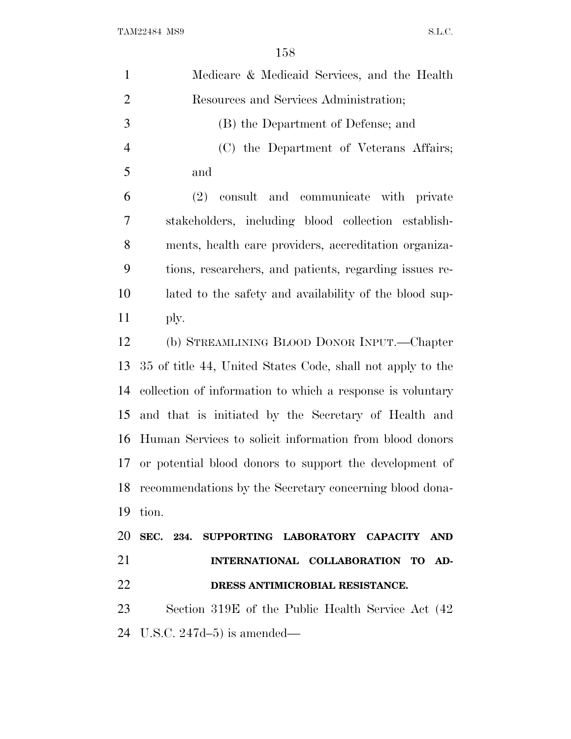Medicare & Medicaid Services, and the Health Resources and Services Administration;

(B) the Department of Defense; and

(C) the Department of Veterans Affairs; and

(2) consult and communicate with private stakeholders, including blood collection establishments, health care providers, accreditation organizations, researchers, and patients, regarding issues related to the safety and availability of the blood supply.

(b) STREAMLINING BLOOD DONOR INPUT.—Chapter 35 of title 44, United States Code, shall not apply to the collection of information to which a response is voluntary and that is initiated by the Secretary of Health and Human Services to solicit information from blood donors or potential blood donors to support the development of recommendations by the Secretary concerning blood donation.

**SEC. 234. SUPPORTING LABORATORY CAPACITY AND INTERNATIONAL COLLABORATION TO ADDRESS ANTIMICROBIAL RESISTANCE.**

Section 319E of the Public Health Service Act (42 U.S.C. 247d–5) is amended—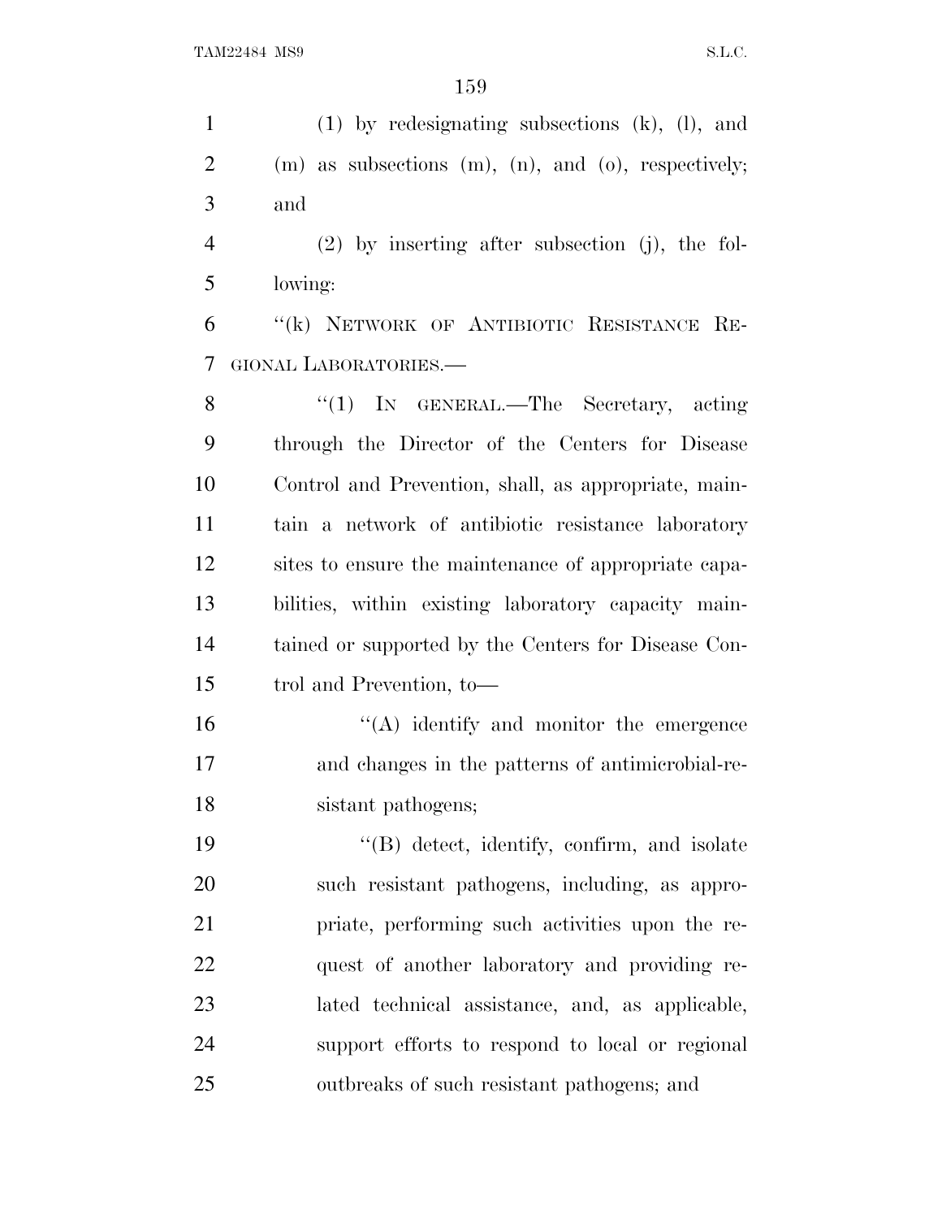(1) by redesignating subsections (k), (l), and (m) as subsections (m), (n), and (o), respectively; and

(2) by inserting after subsection (j), the following:

"(k) NETWORK OF ANTIBIOTIC RESISTANCE REGIONAL LABORATORIES.—

"(1) IN GENERAL.—The Secretary, acting through the Director of the Centers for Disease Control and Prevention, shall, as appropriate, maintain a network of antibiotic resistance laboratory sites to ensure the maintenance of appropriate capabilities, within existing laboratory capacity maintained or supported by the Centers for Disease Control and Prevention, to—

"(A) identify and monitor the emergence and changes in the patterns of antimicrobial-resistant pathogens;

"(B) detect, identify, confirm, and isolate such resistant pathogens, including, as appropriate, performing such activities upon the request of another laboratory and providing related technical assistance, and, as applicable, support efforts to respond to local or regional outbreaks of such resistant pathogens; and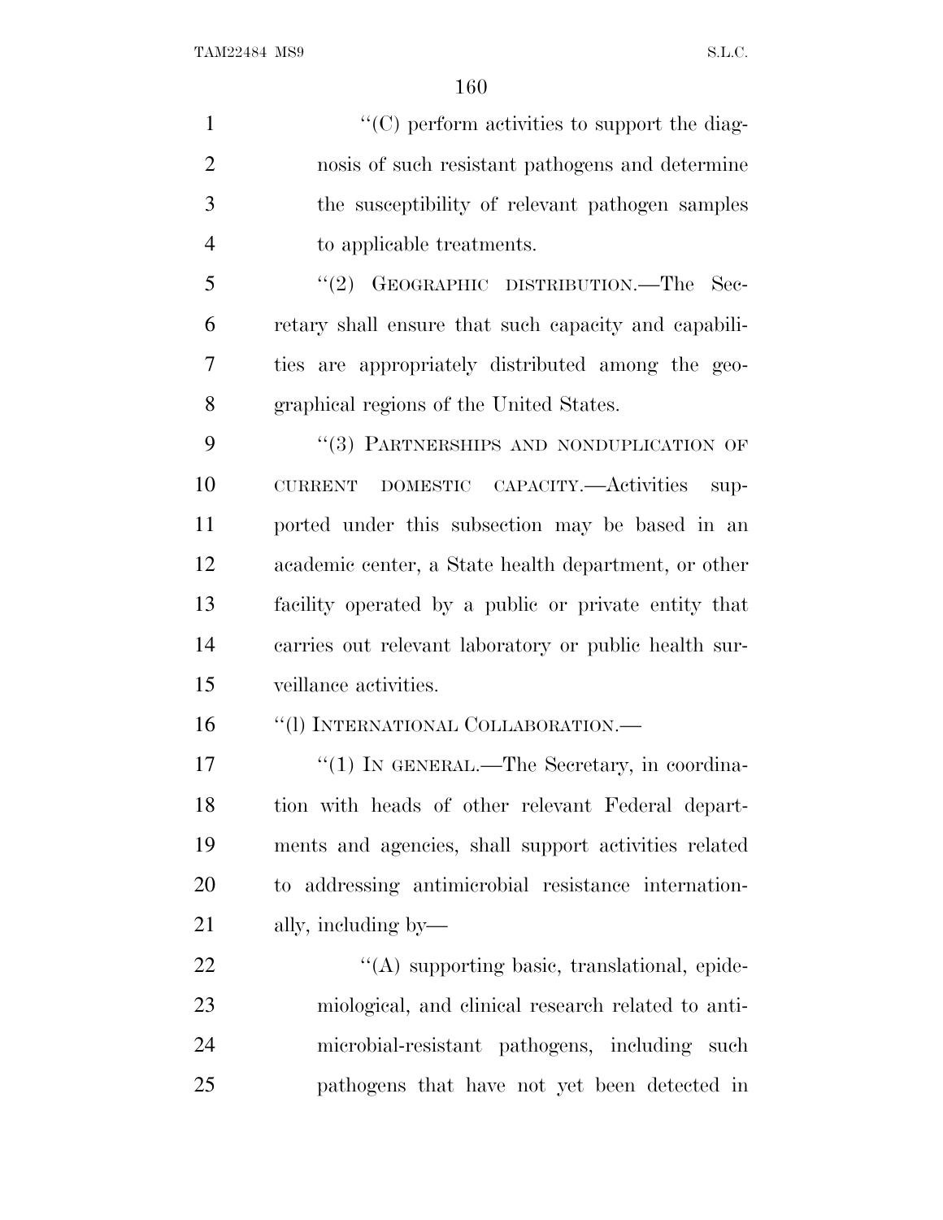''(C) perform activities to support the diagnosis of such resistant pathogens and determine the susceptibility of relevant pathogen samples to applicable treatments.

''(2) GEOGRAPHIC DISTRIBUTION.—The Secretary shall ensure that such capacity and capabilities are appropriately distributed among the geographical regions of the United States.

''(3) PARTNERSHIPS AND NONDUPLICATION OF CURRENT DOMESTIC CAPACITY.—Activities supported under this subsection may be based in an academic center, a State health department, or other facility operated by a public or private entity that carries out relevant laboratory or public health surveillance activities.

''(l) INTERNATIONAL COLLABORATION.—

''(1) IN GENERAL.—The Secretary, in coordination with heads of other relevant Federal departments and agencies, shall support activities related to addressing antimicrobial resistance internationally, including by—

''(A) supporting basic, translational, epidemiological, and clinical research related to antimicrobial-resistant pathogens, including such pathogens that have not yet been detected in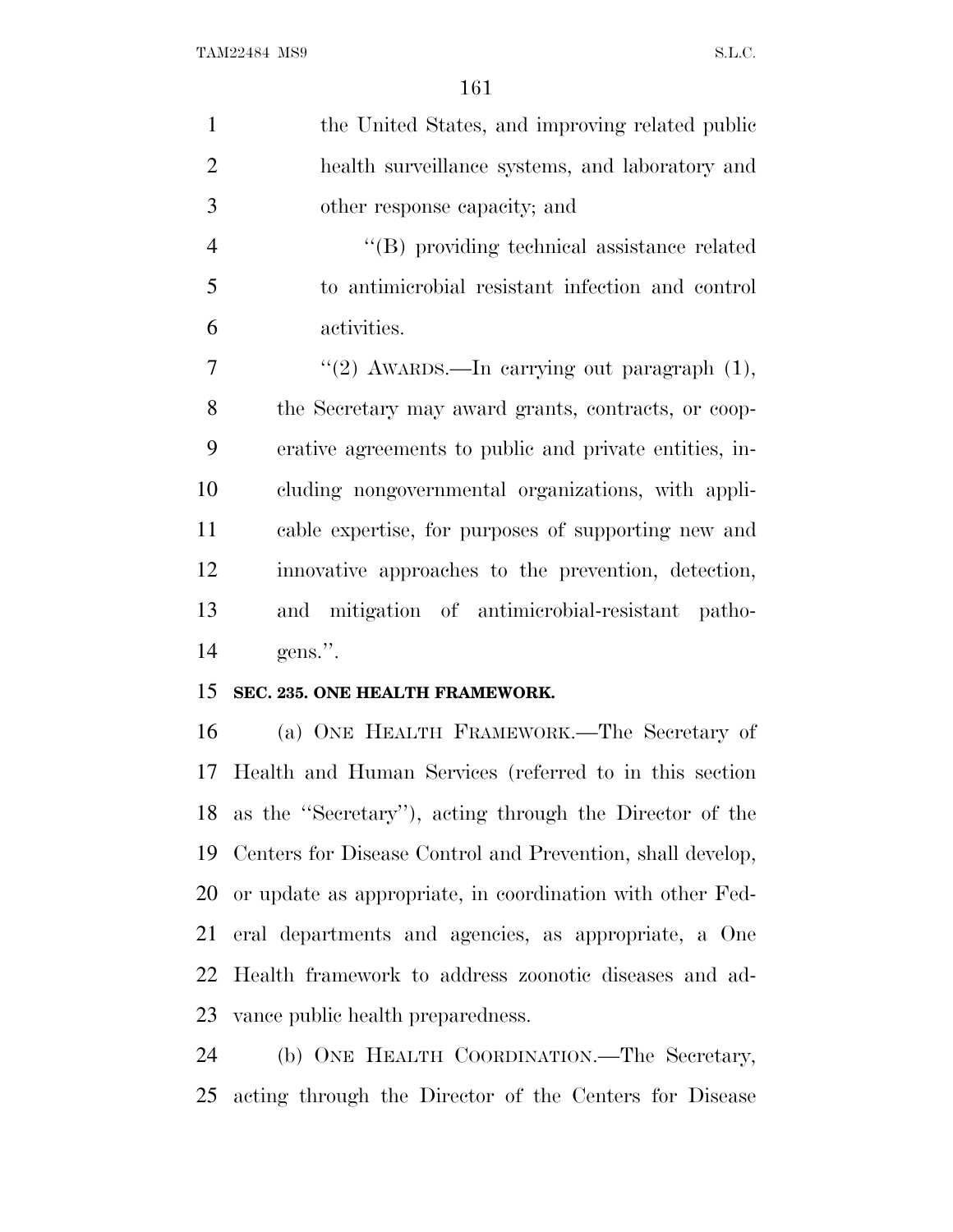the United States, and improving related public health surveillance systems, and laboratory and other response capacity; and

''(B) providing technical assistance related to antimicrobial resistant infection and control activities.

''(2) AWARDS.—In carrying out paragraph (1), the Secretary may award grants, contracts, or cooperative agreements to public and private entities, including nongovernmental organizations, with applicable expertise, for purposes of supporting new and innovative approaches to the prevention, detection, and mitigation of antimicrobial-resistant pathogens.''.

**SEC. 235. ONE HEALTH FRAMEWORK.**

(a) ONE HEALTH FRAMEWORK.—The Secretary of Health and Human Services (referred to in this section as the ''Secretary''), acting through the Director of the Centers for Disease Control and Prevention, shall develop, or update as appropriate, in coordination with other Federal departments and agencies, as appropriate, a One Health framework to address zoonotic diseases and advance public health preparedness.

(b) ONE HEALTH COORDINATION.—The Secretary, acting through the Director of the Centers for Disease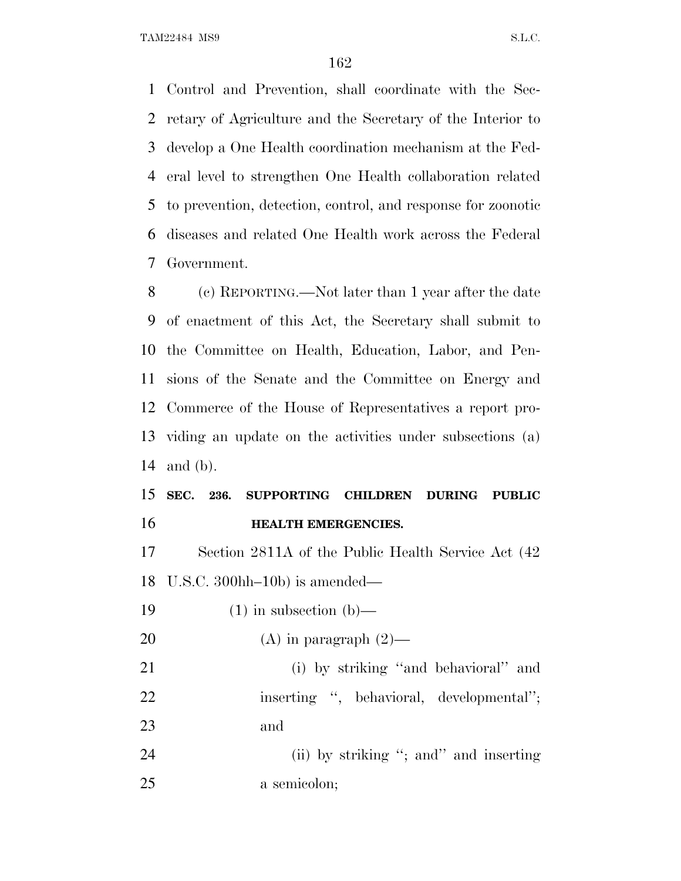Control and Prevention, shall coordinate with the Secretary of Agriculture and the Secretary of the Interior to develop a One Health coordination mechanism at the Federal level to strengthen One Health collaboration related to prevention, detection, control, and response for zoonotic diseases and related One Health work across the Federal Government.

(c) REPORTING.—Not later than 1 year after the date of enactment of this Act, the Secretary shall submit to the Committee on Health, Education, Labor, and Pensions of the Senate and the Committee on Energy and Commerce of the House of Representatives a report providing an update on the activities under subsections (a) and (b).

**SEC. 236. SUPPORTING CHILDREN DURING PUBLIC HEALTH EMERGENCIES.**

Section 2811A of the Public Health Service Act (42 U.S.C. 300hh–10b) is amended—

(1) in subsection (b)—

(A) in paragraph (2)—

(i) by striking ''and behavioral'' and inserting '', behavioral, developmental''; and

(ii) by striking ''; and'' and inserting a semicolon;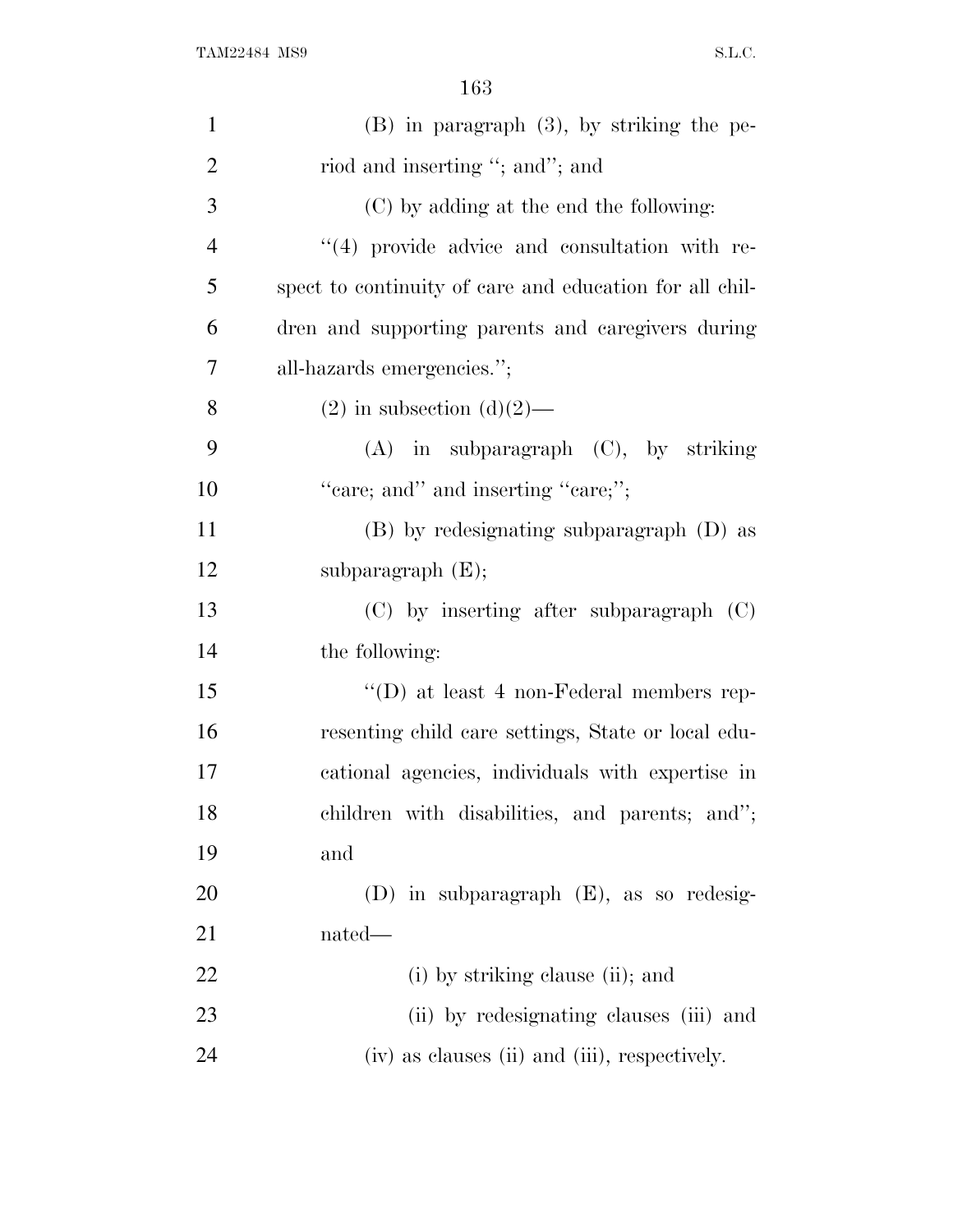(B) in paragraph (3), by striking the period and inserting "; and"; and

(C) by adding at the end the following:

"(4) provide advice and consultation with respect to continuity of care and education for all children and supporting parents and caregivers during all-hazards emergencies.";

(2) in subsection (d)(2)—

(A) in subparagraph (C), by striking "care; and" and inserting "care;";

(B) by redesignating subparagraph (D) as subparagraph (E);

(C) by inserting after subparagraph (C) the following:

"(D) at least 4 non-Federal members representing child care settings, State or local educational agencies, individuals with expertise in children with disabilities, and parents; and"; and

(D) in subparagraph (E), as so redesignated—

(i) by striking clause (ii); and

(ii) by redesignating clauses (iii) and (iv) as clauses (ii) and (iii), respectively.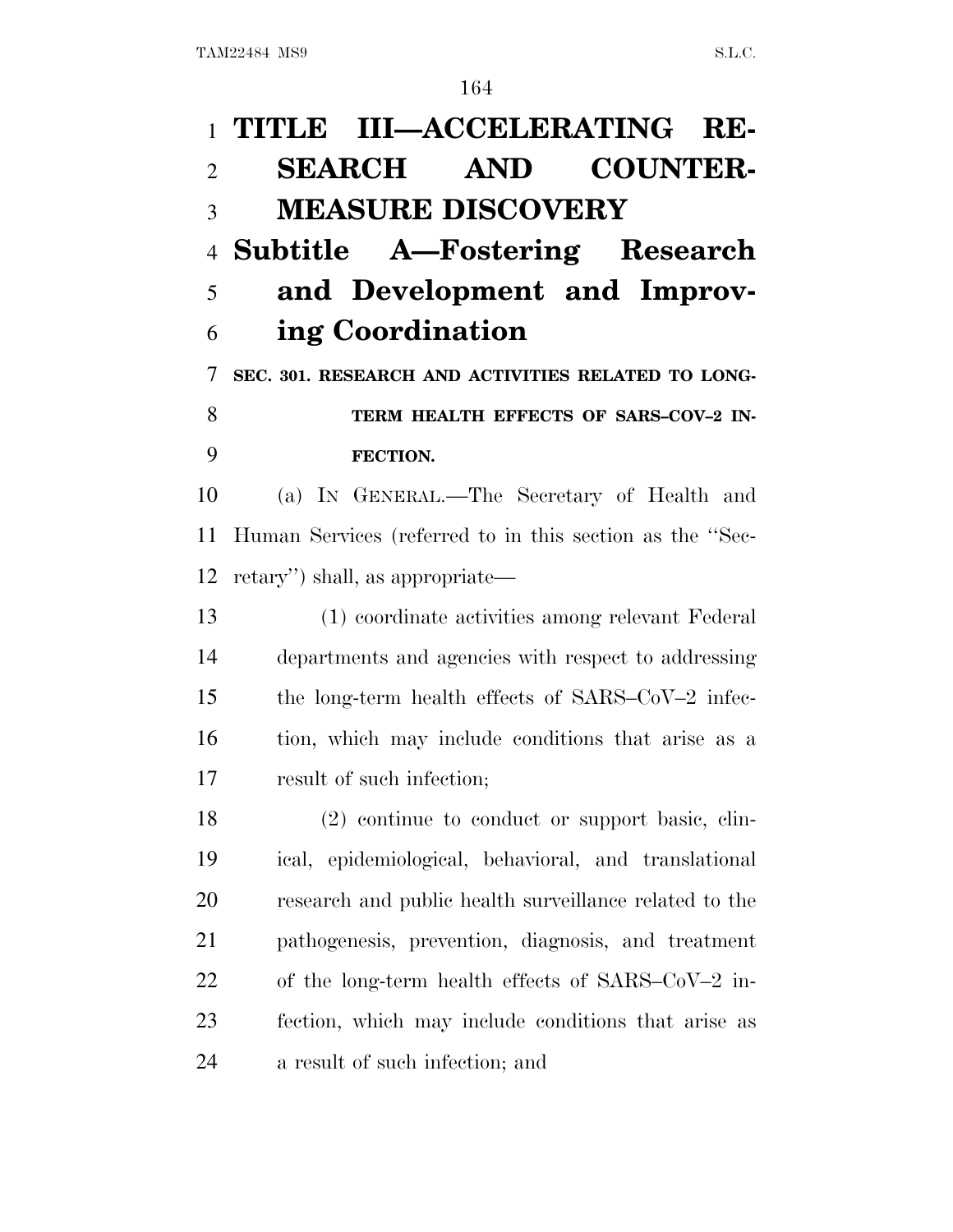# TITLE III—ACCELERATING RESEARCH AND COUNTERMEASURE DISCOVERY

## Subtitle A—Fostering Research and Development and Improving Coordination

### SEC. 301. RESEARCH AND ACTIVITIES RELATED TO LONG-TERM HEALTH EFFECTS OF SARS–COV–2 INFECTION.

(a) IN GENERAL.—The Secretary of Health and Human Services (referred to in this section as the ''Secretary'') shall, as appropriate—

(1) coordinate activities among relevant Federal departments and agencies with respect to addressing the long-term health effects of SARS–CoV–2 infection, which may include conditions that arise as a result of such infection;

(2) continue to conduct or support basic, clinical, epidemiological, behavioral, and translational research and public health surveillance related to the pathogenesis, prevention, diagnosis, and treatment of the long-term health effects of SARS–CoV–2 infection, which may include conditions that arise as a result of such infection; and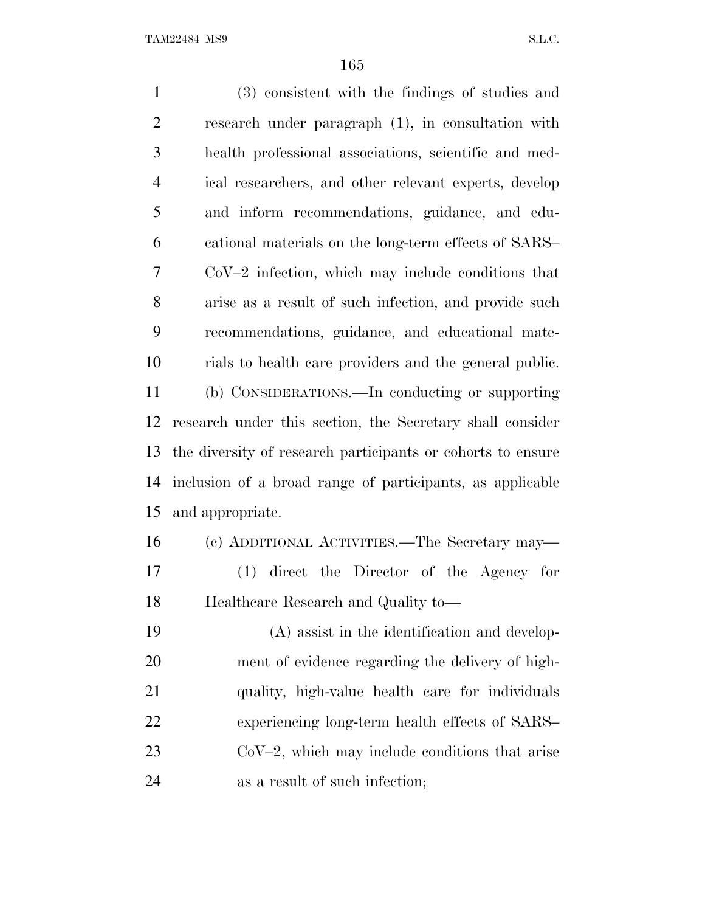(3) consistent with the findings of studies and research under paragraph (1), in consultation with health professional associations, scientific and medical researchers, and other relevant experts, develop and inform recommendations, guidance, and educational materials on the long-term effects of SARS–CoV–2 infection, which may include conditions that arise as a result of such infection, and provide such recommendations, guidance, and educational materials to health care providers and the general public.

(b) CONSIDERATIONS.—In conducting or supporting research under this section, the Secretary shall consider the diversity of research participants or cohorts to ensure inclusion of a broad range of participants, as applicable and appropriate.

(c) ADDITIONAL ACTIVITIES.—The Secretary may—

(1) direct the Director of the Agency for Healthcare Research and Quality to—

(A) assist in the identification and development of evidence regarding the delivery of high-quality, high-value health care for individuals experiencing long-term health effects of SARS–CoV–2, which may include conditions that arise as a result of such infection;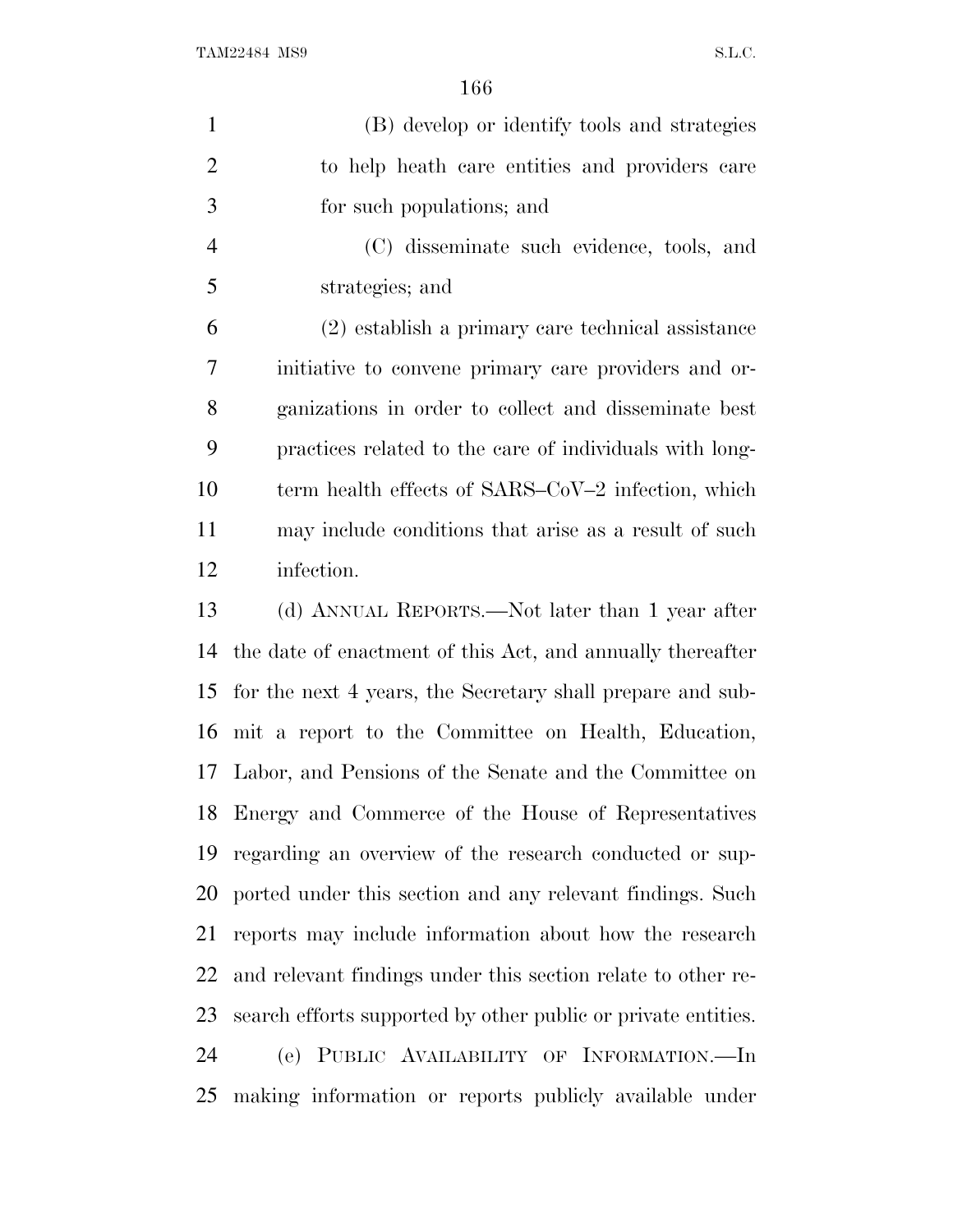(B) develop or identify tools and strategies to help heath care entities and providers care for such populations; and

(C) disseminate such evidence, tools, and strategies; and

(2) establish a primary care technical assistance initiative to convene primary care providers and organizations in order to collect and disseminate best practices related to the care of individuals with long-term health effects of SARS–CoV–2 infection, which may include conditions that arise as a result of such infection.

(d) ANNUAL REPORTS.—Not later than 1 year after the date of enactment of this Act, and annually thereafter for the next 4 years, the Secretary shall prepare and submit a report to the Committee on Health, Education, Labor, and Pensions of the Senate and the Committee on Energy and Commerce of the House of Representatives regarding an overview of the research conducted or supported under this section and any relevant findings. Such reports may include information about how the research and relevant findings under this section relate to other research efforts supported by other public or private entities.

(e) PUBLIC AVAILABILITY OF INFORMATION.—In making information or reports publicly available under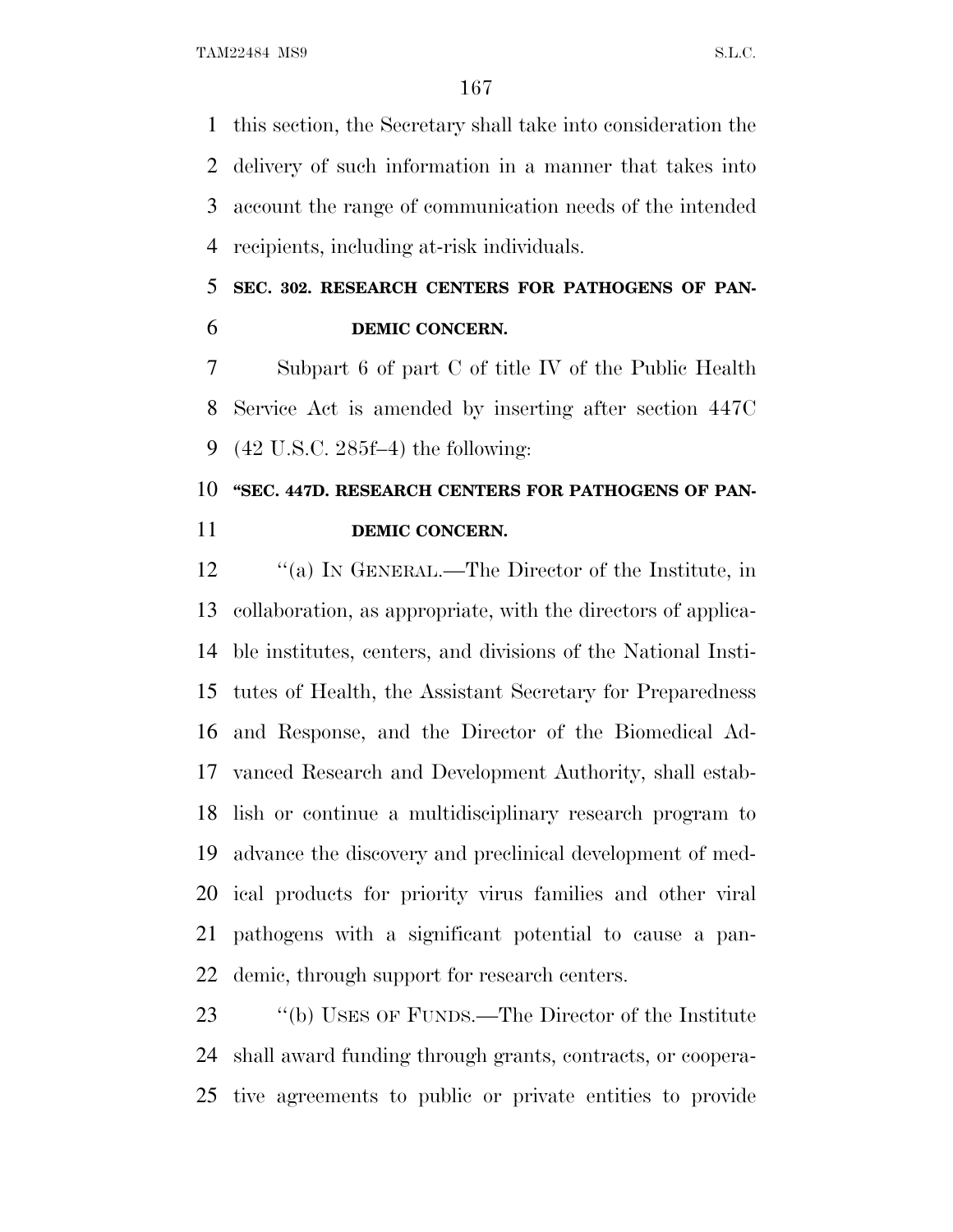this section, the Secretary shall take into consideration the delivery of such information in a manner that takes into account the range of communication needs of the intended recipients, including at-risk individuals.

### SEC. 302. RESEARCH CENTERS FOR PATHOGENS OF PANDEMIC CONCERN.

Subpart 6 of part C of title IV of the Public Health Service Act is amended by inserting after section 447C (42 U.S.C. 285f–4) the following:

### "SEC. 447D. RESEARCH CENTERS FOR PATHOGENS OF PANDEMIC CONCERN.

"(a) IN GENERAL.—The Director of the Institute, in collaboration, as appropriate, with the directors of applicable institutes, centers, and divisions of the National Institutes of Health, the Assistant Secretary for Preparedness and Response, and the Director of the Biomedical Advanced Research and Development Authority, shall establish or continue a multidisciplinary research program to advance the discovery and preclinical development of medical products for priority virus families and other viral pathogens with a significant potential to cause a pandemic, through support for research centers.

"(b) USES OF FUNDS.—The Director of the Institute shall award funding through grants, contracts, or cooperative agreements to public or private entities to provide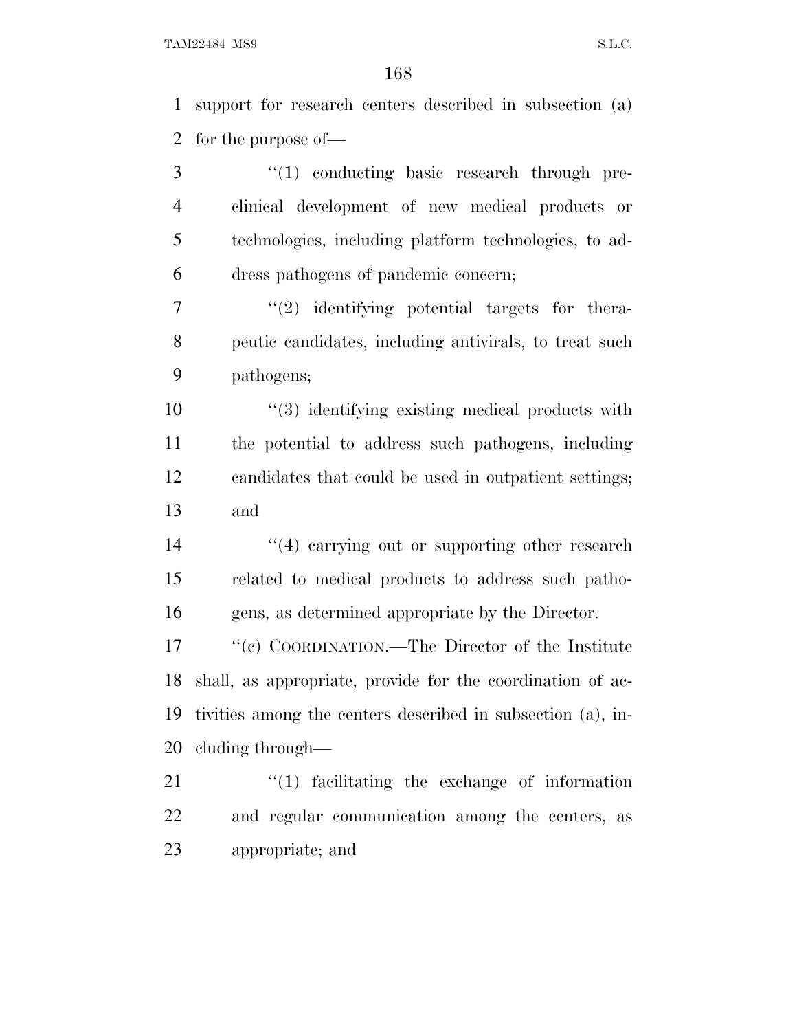support for research centers described in subsection (a) for the purpose of—

"(1) conducting basic research through preclinical development of new medical products or technologies, including platform technologies, to address pathogens of pandemic concern;

"(2) identifying potential targets for therapeutic candidates, including antivirals, to treat such pathogens;

"(3) identifying existing medical products with the potential to address such pathogens, including candidates that could be used in outpatient settings; and

"(4) carrying out or supporting other research related to medical products to address such pathogens, as determined appropriate by the Director.

"(c) COORDINATION.—The Director of the Institute shall, as appropriate, provide for the coordination of activities among the centers described in subsection (a), including through—

"(1) facilitating the exchange of information and regular communication among the centers, as appropriate; and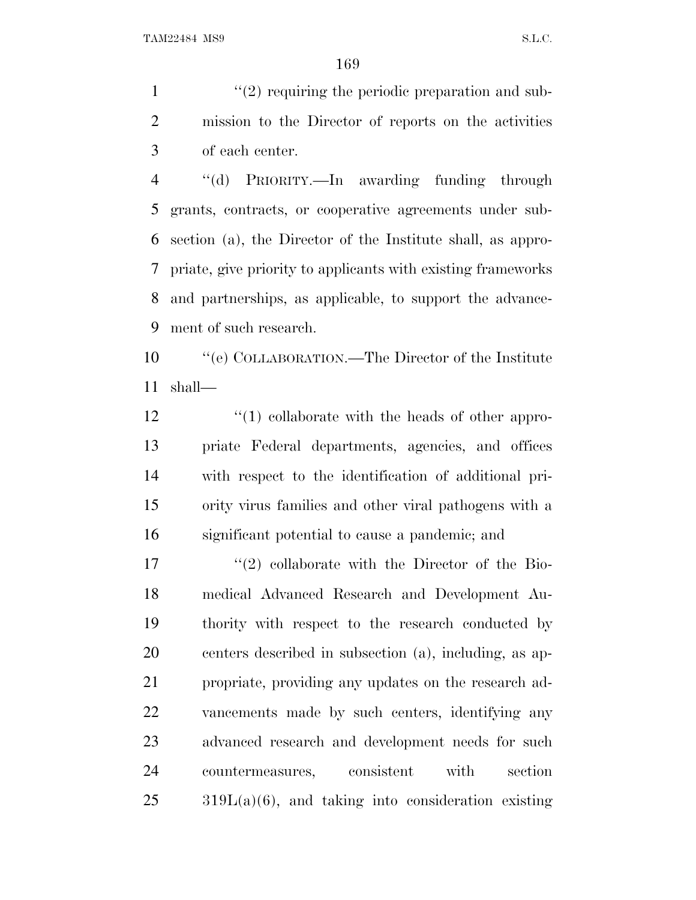''(2) requiring the periodic preparation and submission to the Director of reports on the activities of each center.

''(d) PRIORITY.—In awarding funding through grants, contracts, or cooperative agreements under subsection (a), the Director of the Institute shall, as appropriate, give priority to applicants with existing frameworks and partnerships, as applicable, to support the advancement of such research.

''(e) COLLABORATION.—The Director of the Institute shall—

''(1) collaborate with the heads of other appropriate Federal departments, agencies, and offices with respect to the identification of additional priority virus families and other viral pathogens with a significant potential to cause a pandemic; and

''(2) collaborate with the Director of the Biomedical Advanced Research and Development Authority with respect to the research conducted by centers described in subsection (a), including, as appropriate, providing any updates on the research advancements made by such centers, identifying any advanced research and development needs for such countermeasures, consistent with section 319L(a)(6), and taking into consideration existing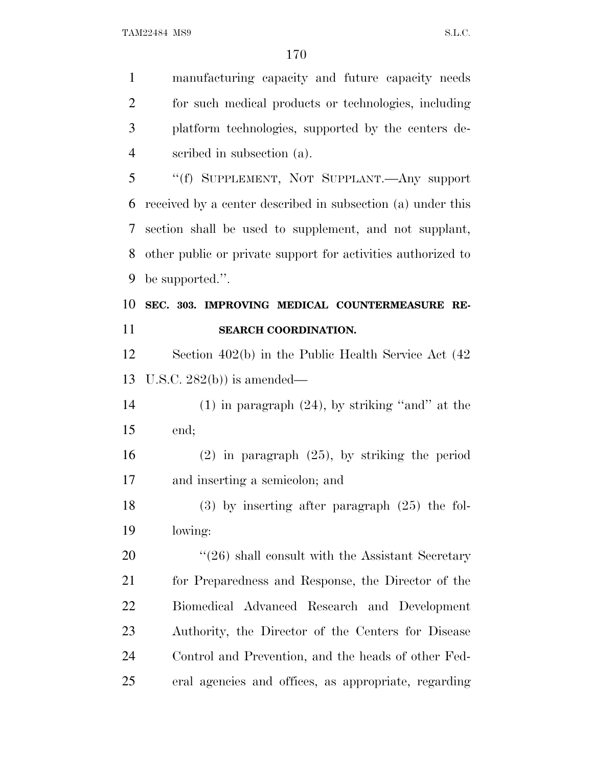manufacturing capacity and future capacity needs for such medical products or technologies, including platform technologies, supported by the centers described in subsection (a).

''(f) SUPPLEMENT, NOT SUPPLANT.—Any support received by a center described in subsection (a) under this section shall be used to supplement, and not supplant, other public or private support for activities authorized to be supported.''.

**SEC. 303. IMPROVING MEDICAL COUNTERMEASURE RESEARCH COORDINATION.**

Section 402(b) in the Public Health Service Act (42 U.S.C. 282(b)) is amended—

(1) in paragraph (24), by striking ''and'' at the end;

(2) in paragraph (25), by striking the period and inserting a semicolon; and

(3) by inserting after paragraph (25) the following:

''(26) shall consult with the Assistant Secretary for Preparedness and Response, the Director of the Biomedical Advanced Research and Development Authority, the Director of the Centers for Disease Control and Prevention, and the heads of other Federal agencies and offices, as appropriate, regarding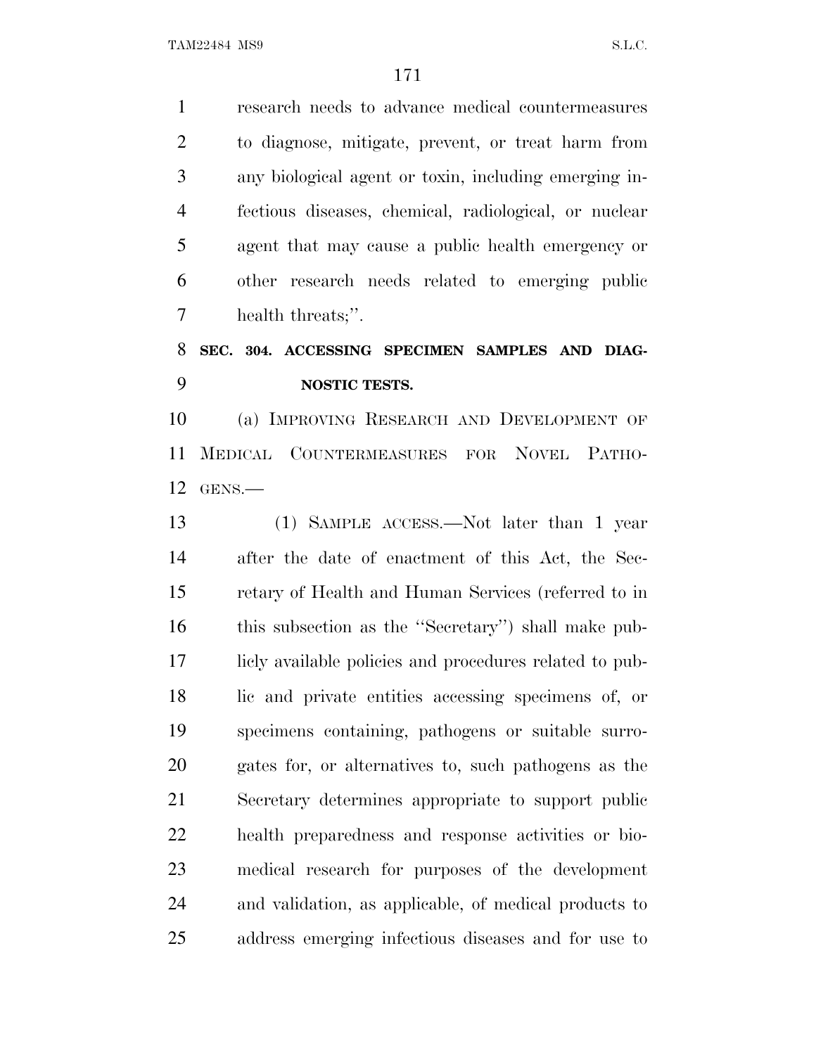research needs to advance medical countermeasures to diagnose, mitigate, prevent, or treat harm from any biological agent or toxin, including emerging infectious diseases, chemical, radiological, or nuclear agent that may cause a public health emergency or other research needs related to emerging public health threats;''.

**SEC. 304. ACCESSING SPECIMEN SAMPLES AND DIAGNOSTIC TESTS.**

(a) IMPROVING RESEARCH AND DEVELOPMENT OF MEDICAL COUNTERMEASURES FOR NOVEL PATHOGENS.—

(1) SAMPLE ACCESS.—Not later than 1 year after the date of enactment of this Act, the Secretary of Health and Human Services (referred to in this subsection as the ''Secretary'') shall make publicly available policies and procedures related to public and private entities accessing specimens of, or specimens containing, pathogens or suitable surrogates for, or alternatives to, such pathogens as the Secretary determines appropriate to support public health preparedness and response activities or biomedical research for purposes of the development and validation, as applicable, of medical products to address emerging infectious diseases and for use to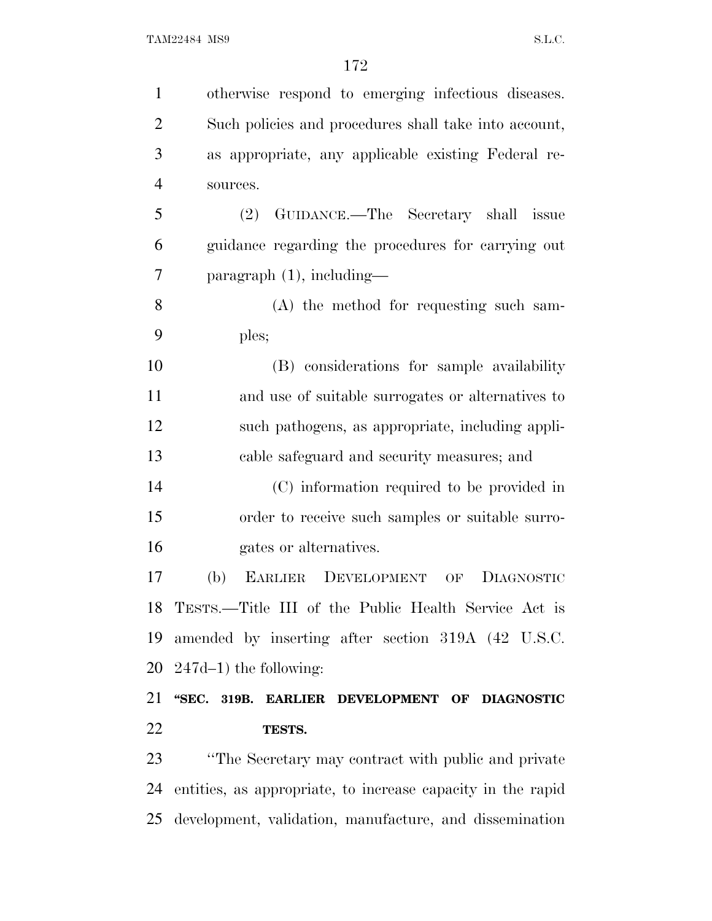otherwise respond to emerging infectious diseases. Such policies and procedures shall take into account, as appropriate, any applicable existing Federal resources.

(2) GUIDANCE.—The Secretary shall issue guidance regarding the procedures for carrying out paragraph (1), including—

(A) the method for requesting such samples;

(B) considerations for sample availability and use of suitable surrogates or alternatives to such pathogens, as appropriate, including applicable safeguard and security measures; and

(C) information required to be provided in order to receive such samples or suitable surrogates or alternatives.

(b) EARLIER DEVELOPMENT OF DIAGNOSTIC TESTS.—Title III of the Public Health Service Act is amended by inserting after section 319A (42 U.S.C. 247d–1) the following:

**"SEC. 319B. EARLIER DEVELOPMENT OF DIAGNOSTIC TESTS.**

"The Secretary may contract with public and private entities, as appropriate, to increase capacity in the rapid development, validation, manufacture, and dissemination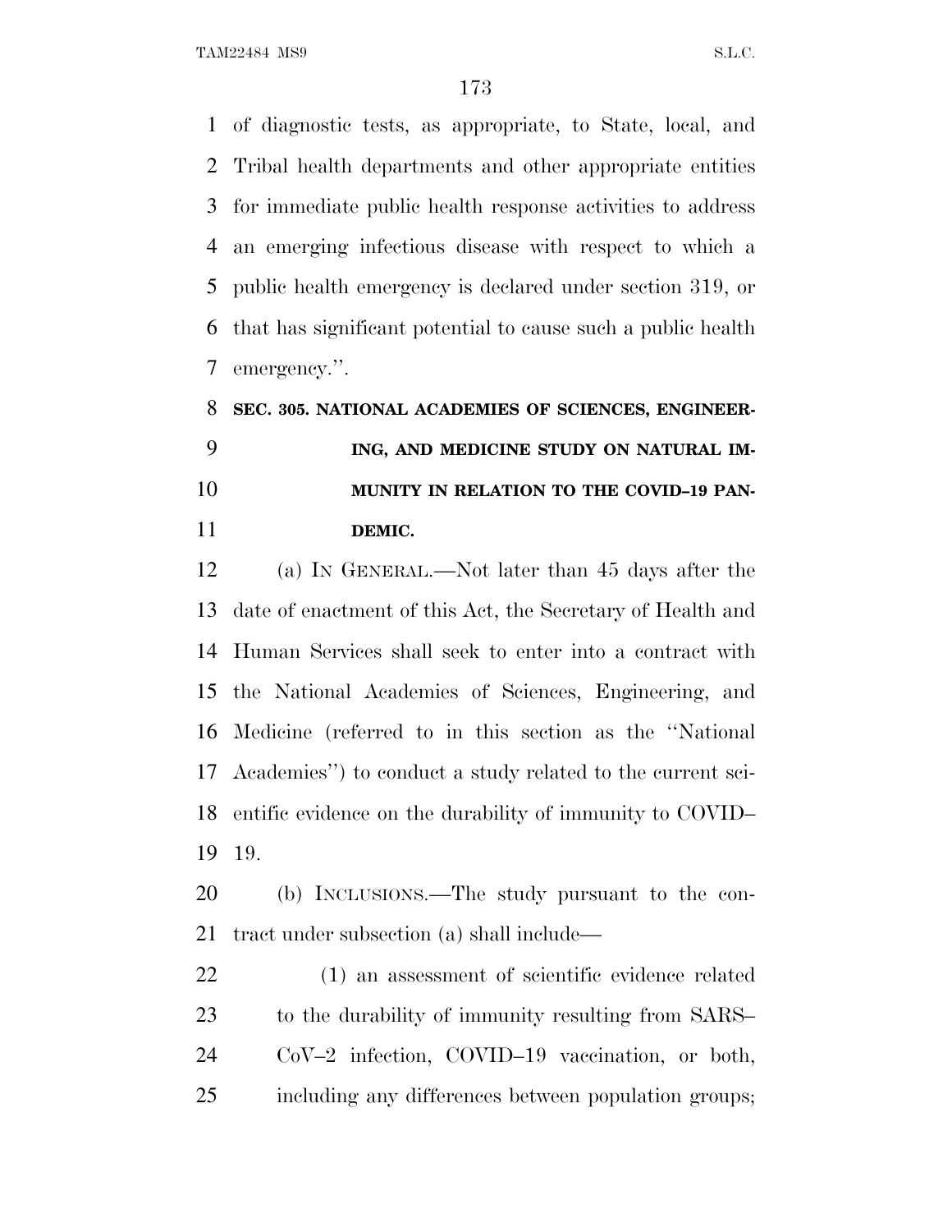of diagnostic tests, as appropriate, to State, local, and Tribal health departments and other appropriate entities for immediate public health response activities to address an emerging infectious disease with respect to which a public health emergency is declared under section 319, or that has significant potential to cause such a public health emergency.''.

**SEC. 305. NATIONAL ACADEMIES OF SCIENCES, ENGINEERING, AND MEDICINE STUDY ON NATURAL IMMUNITY IN RELATION TO THE COVID–19 PANDEMIC.**

(a) IN GENERAL.—Not later than 45 days after the date of enactment of this Act, the Secretary of Health and Human Services shall seek to enter into a contract with the National Academies of Sciences, Engineering, and Medicine (referred to in this section as the ''National Academies'') to conduct a study related to the current scientific evidence on the durability of immunity to COVID–19.

(b) INCLUSIONS.—The study pursuant to the contract under subsection (a) shall include—

(1) an assessment of scientific evidence related to the durability of immunity resulting from SARS–CoV–2 infection, COVID–19 vaccination, or both, including any differences between population groups;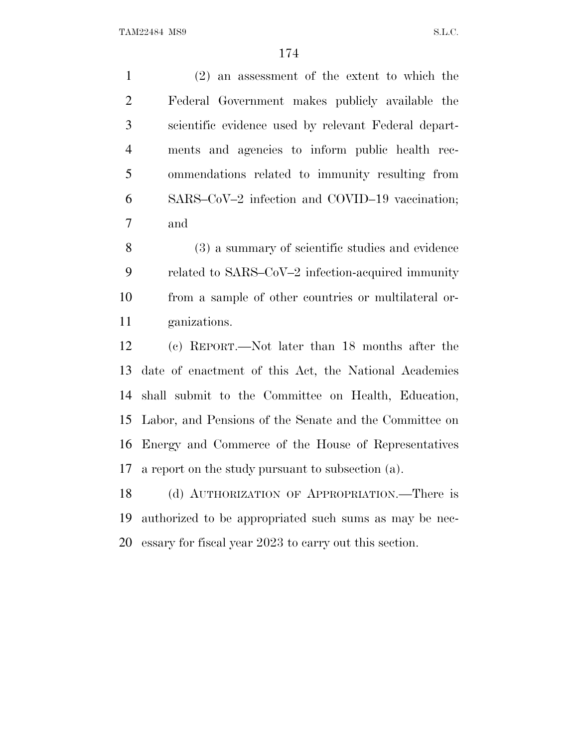(2) an assessment of the extent to which the Federal Government makes publicly available the scientific evidence used by relevant Federal departments and agencies to inform public health recommendations related to immunity resulting from SARS–CoV–2 infection and COVID–19 vaccination; and

(3) a summary of scientific studies and evidence related to SARS–CoV–2 infection-acquired immunity from a sample of other countries or multilateral organizations.

(c) REPORT.—Not later than 18 months after the date of enactment of this Act, the National Academies shall submit to the Committee on Health, Education, Labor, and Pensions of the Senate and the Committee on Energy and Commerce of the House of Representatives a report on the study pursuant to subsection (a).

(d) AUTHORIZATION OF APPROPRIATION.—There is authorized to be appropriated such sums as may be necessary for fiscal year 2023 to carry out this section.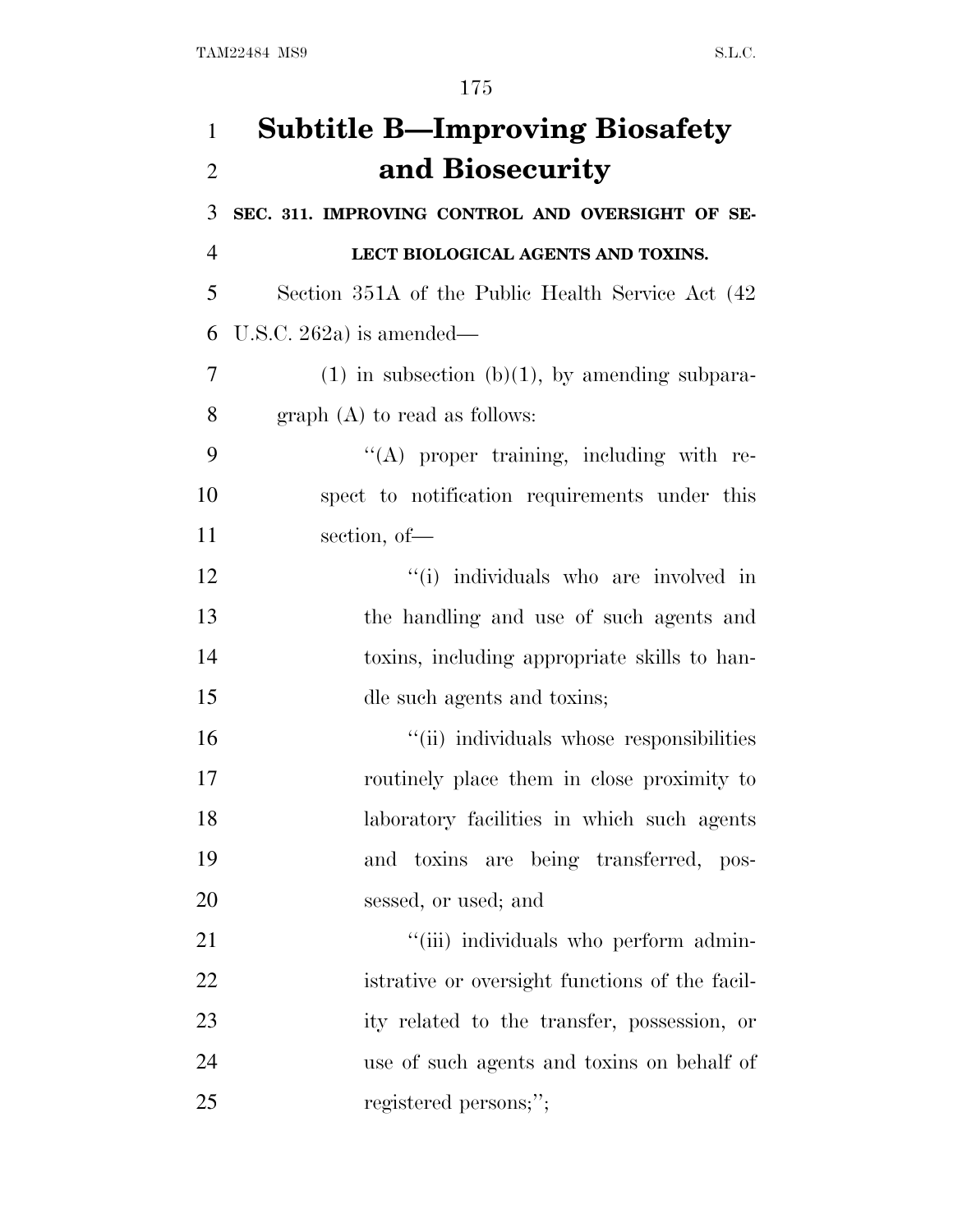# Subtitle B—Improving Biosafety and Biosecurity

**SEC. 311. IMPROVING CONTROL AND OVERSIGHT OF SELECT BIOLOGICAL AGENTS AND TOXINS.**

Section 351A of the Public Health Service Act (42 U.S.C. 262a) is amended—

(1) in subsection (b)(1), by amending subparagraph (A) to read as follows:

"(A) proper training, including with respect to notification requirements under this section, of—

"(i) individuals who are involved in the handling and use of such agents and toxins, including appropriate skills to handle such agents and toxins;

"(ii) individuals whose responsibilities routinely place them in close proximity to laboratory facilities in which such agents and toxins are being transferred, possessed, or used; and

"(iii) individuals who perform administrative or oversight functions of the facility related to the transfer, possession, or use of such agents and toxins on behalf of registered persons;";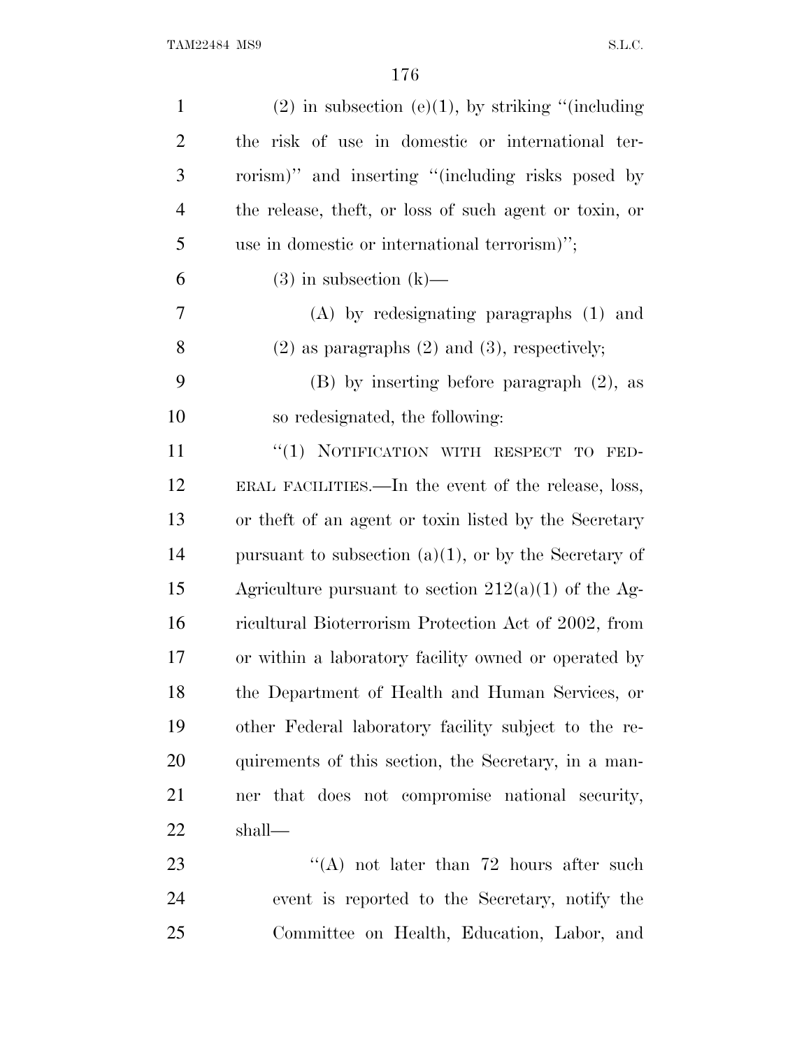(2) in subsection (e)(1), by striking "(including the risk of use in domestic or international terrorism)" and inserting "(including risks posed by the release, theft, or loss of such agent or toxin, or use in domestic or international terrorism)";

(3) in subsection (k)—

(A) by redesignating paragraphs (1) and (2) as paragraphs (2) and (3), respectively;

(B) by inserting before paragraph (2), as so redesignated, the following:

"(1) NOTIFICATION WITH RESPECT TO FEDERAL FACILITIES.—In the event of the release, loss, or theft of an agent or toxin listed by the Secretary pursuant to subsection (a)(1), or by the Secretary of Agriculture pursuant to section 212(a)(1) of the Agricultural Bioterrorism Protection Act of 2002, from or within a laboratory facility owned or operated by the Department of Health and Human Services, or other Federal laboratory facility subject to the requirements of this section, the Secretary, in a manner that does not compromise national security, shall—

"(A) not later than 72 hours after such event is reported to the Secretary, notify the Committee on Health, Education, Labor, and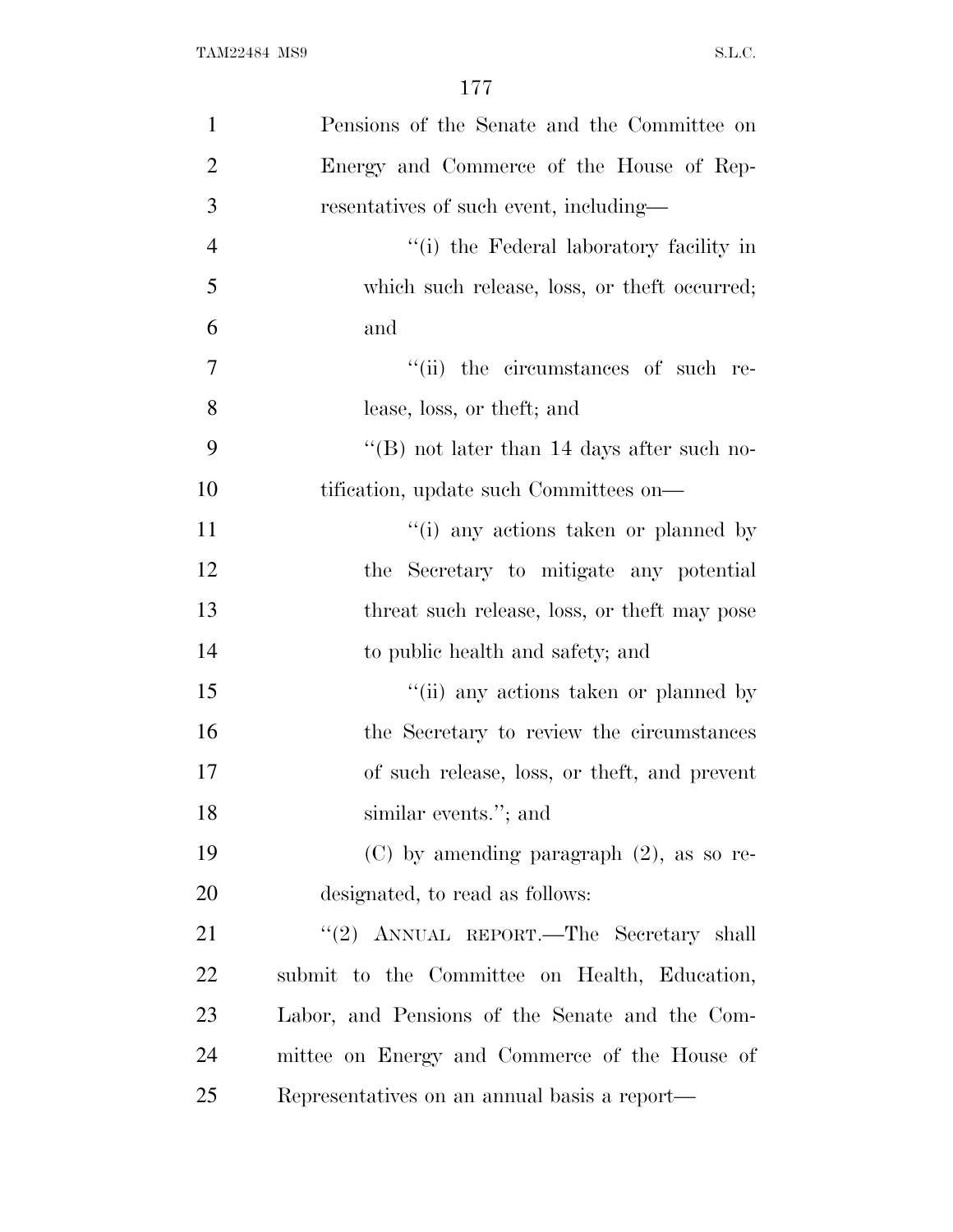Pensions of the Senate and the Committee on Energy and Commerce of the House of Representatives of such event, including—

''(i) the Federal laboratory facility in which such release, loss, or theft occurred; and

''(ii) the circumstances of such release, loss, or theft; and

''(B) not later than 14 days after such notification, update such Committees on—

''(i) any actions taken or planned by the Secretary to mitigate any potential threat such release, loss, or theft may pose to public health and safety; and

''(ii) any actions taken or planned by the Secretary to review the circumstances of such release, loss, or theft, and prevent similar events.''; and

(C) by amending paragraph (2), as so redesignated, to read as follows:

''(2) ANNUAL REPORT.—The Secretary shall submit to the Committee on Health, Education, Labor, and Pensions of the Senate and the Committee on Energy and Commerce of the House of Representatives on an annual basis a report—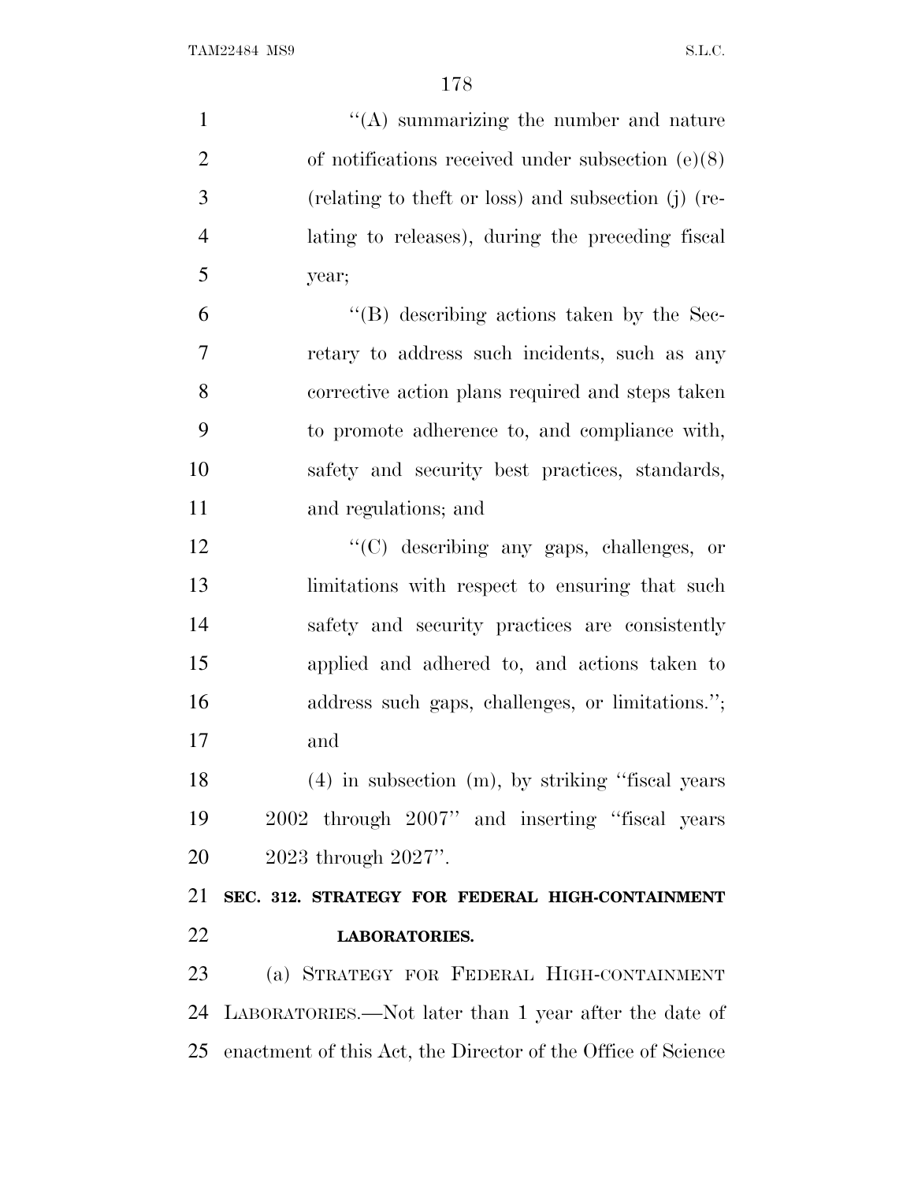"(A) summarizing the number and nature of notifications received under subsection (e)(8) (relating to theft or loss) and subsection (j) (relating to releases), during the preceding fiscal year;

"(B) describing actions taken by the Secretary to address such incidents, such as any corrective action plans required and steps taken to promote adherence to, and compliance with, safety and security best practices, standards, and regulations; and

"(C) describing any gaps, challenges, or limitations with respect to ensuring that such safety and security practices are consistently applied and adhered to, and actions taken to address such gaps, challenges, or limitations."; and

(4) in subsection (m), by striking "fiscal years 2002 through 2007" and inserting "fiscal years 2023 through 2027".

**SEC. 312. STRATEGY FOR FEDERAL HIGH-CONTAINMENT LABORATORIES.**

(a) STRATEGY FOR FEDERAL HIGH-CONTAINMENT LABORATORIES.—Not later than 1 year after the date of enactment of this Act, the Director of the Office of Science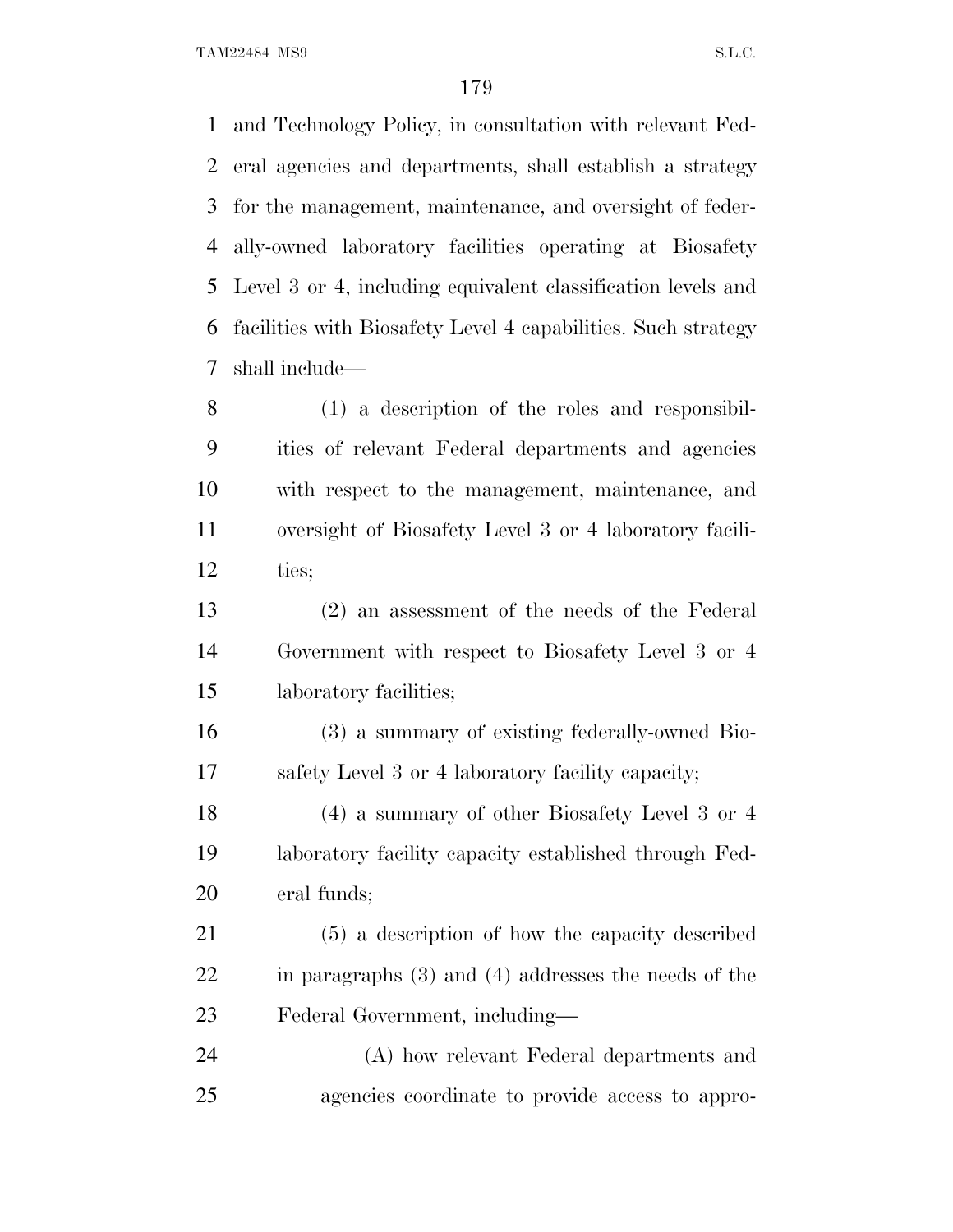and Technology Policy, in consultation with relevant Federal agencies and departments, shall establish a strategy for the management, maintenance, and oversight of federally-owned laboratory facilities operating at Biosafety Level 3 or 4, including equivalent classification levels and facilities with Biosafety Level 4 capabilities. Such strategy shall include—

(1) a description of the roles and responsibilities of relevant Federal departments and agencies with respect to the management, maintenance, and oversight of Biosafety Level 3 or 4 laboratory facilities;

(2) an assessment of the needs of the Federal Government with respect to Biosafety Level 3 or 4 laboratory facilities;

(3) a summary of existing federally-owned Biosafety Level 3 or 4 laboratory facility capacity;

(4) a summary of other Biosafety Level 3 or 4 laboratory facility capacity established through Federal funds;

(5) a description of how the capacity described in paragraphs (3) and (4) addresses the needs of the Federal Government, including—

(A) how relevant Federal departments and agencies coordinate to provide access to appro-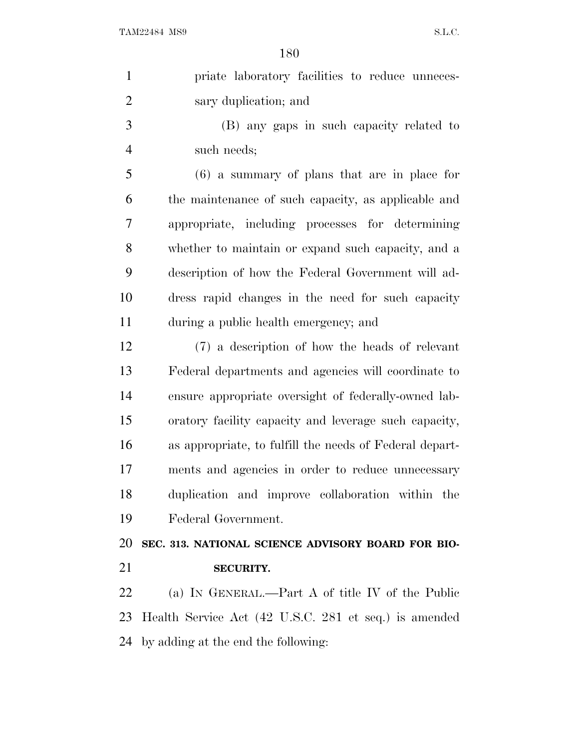priate laboratory facilities to reduce unnecessary duplication; and

(B) any gaps in such capacity related to such needs;

(6) a summary of plans that are in place for the maintenance of such capacity, as applicable and appropriate, including processes for determining whether to maintain or expand such capacity, and a description of how the Federal Government will address rapid changes in the need for such capacity during a public health emergency; and

(7) a description of how the heads of relevant Federal departments and agencies will coordinate to ensure appropriate oversight of federally-owned laboratory facility capacity and leverage such capacity, as appropriate, to fulfill the needs of Federal departments and agencies in order to reduce unnecessary duplication and improve collaboration within the Federal Government.

**SEC. 313. NATIONAL SCIENCE ADVISORY BOARD FOR BIOSECURITY.**

(a) IN GENERAL.—Part A of title IV of the Public Health Service Act (42 U.S.C. 281 et seq.) is amended by adding at the end the following: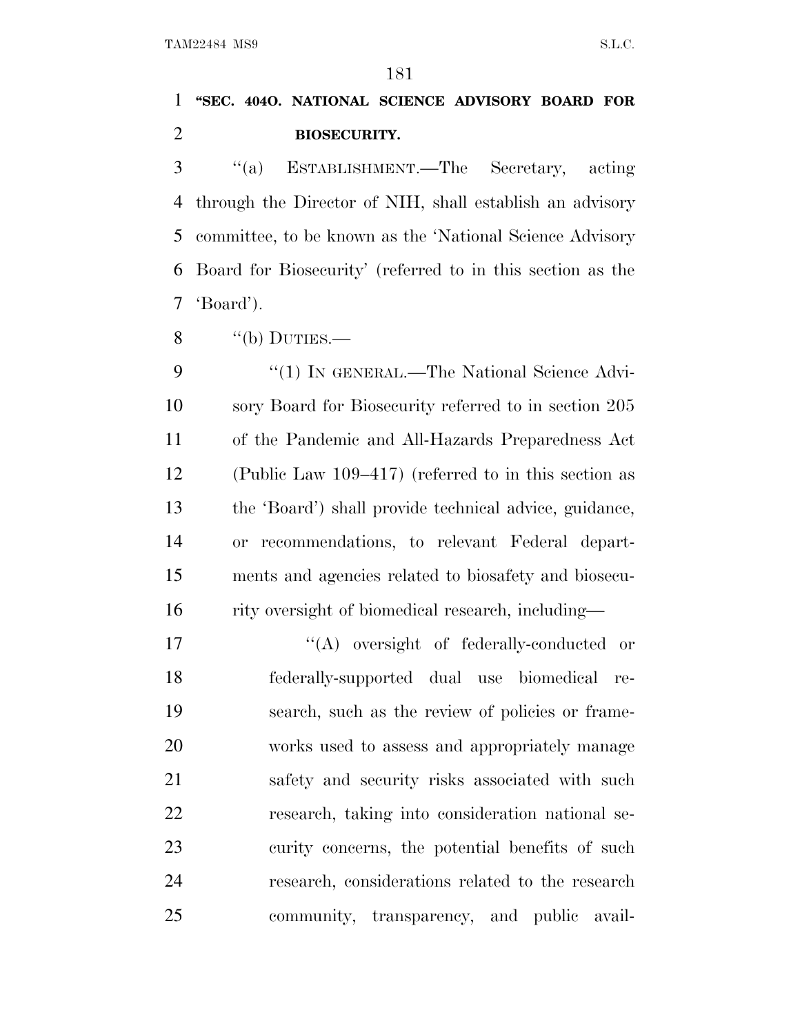**"SEC. 404O. NATIONAL SCIENCE ADVISORY BOARD FOR BIOSECURITY.**

"(a) ESTABLISHMENT.—The Secretary, acting through the Director of NIH, shall establish an advisory committee, to be known as the 'National Science Advisory Board for Biosecurity' (referred to in this section as the 'Board').

"(b) DUTIES.—

"(1) IN GENERAL.—The National Science Advisory Board for Biosecurity referred to in section 205 of the Pandemic and All-Hazards Preparedness Act (Public Law 109–417) (referred to in this section as the 'Board') shall provide technical advice, guidance, or recommendations, to relevant Federal departments and agencies related to biosafety and biosecurity oversight of biomedical research, including—

"(A) oversight of federally-conducted or federally-supported dual use biomedical research, such as the review of policies or frameworks used to assess and appropriately manage safety and security risks associated with such research, taking into consideration national security concerns, the potential benefits of such research, considerations related to the research community, transparency, and public avail-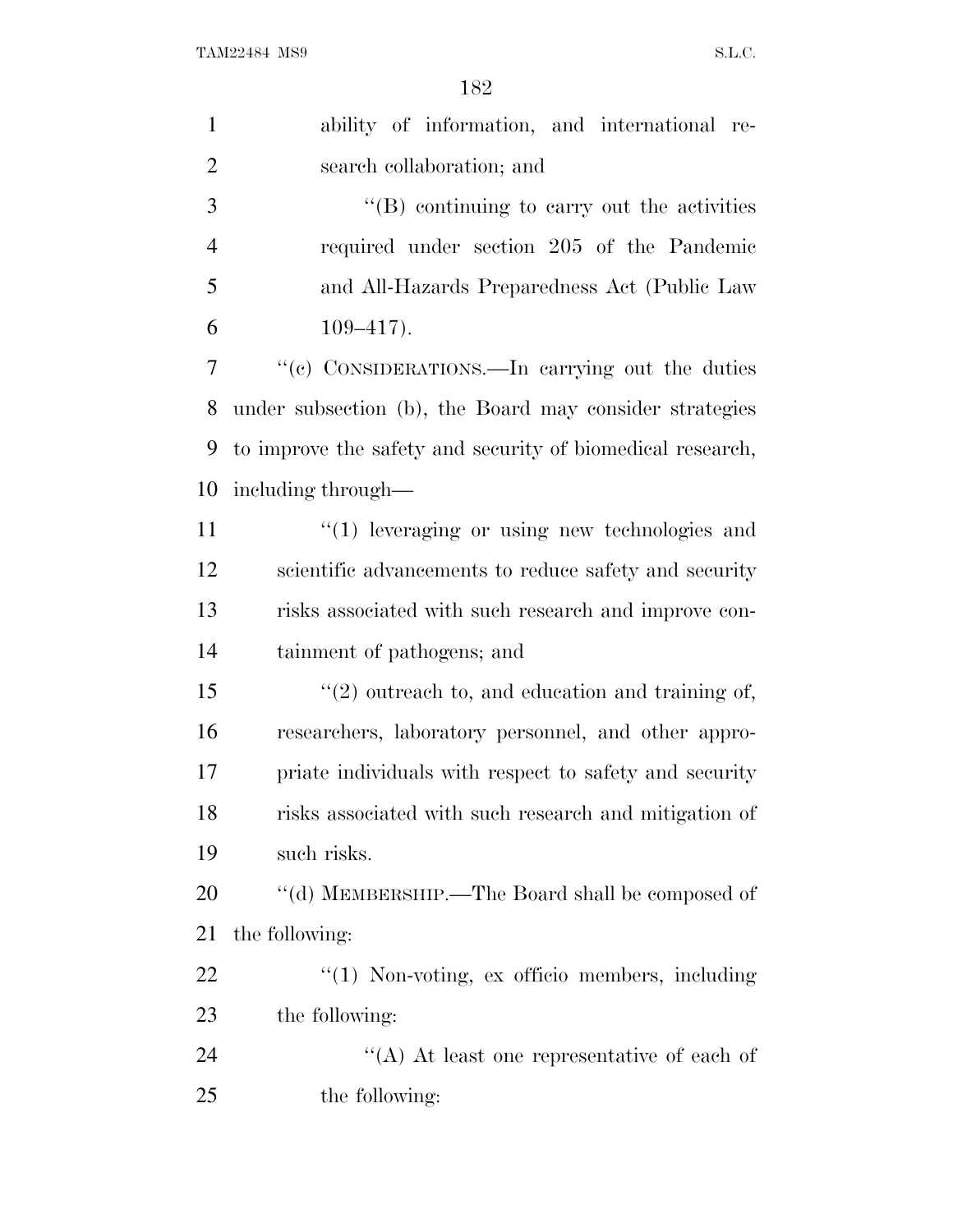ability of information, and international research collaboration; and

"(B) continuing to carry out the activities required under section 205 of the Pandemic and All-Hazards Preparedness Act (Public Law 109–417).

"(c) CONSIDERATIONS.—In carrying out the duties under subsection (b), the Board may consider strategies to improve the safety and security of biomedical research, including through—

"(1) leveraging or using new technologies and scientific advancements to reduce safety and security risks associated with such research and improve containment of pathogens; and

"(2) outreach to, and education and training of, researchers, laboratory personnel, and other appropriate individuals with respect to safety and security risks associated with such research and mitigation of such risks.

"(d) MEMBERSHIP.—The Board shall be composed of the following:

"(1) Non-voting, ex officio members, including the following:

"(A) At least one representative of each of the following: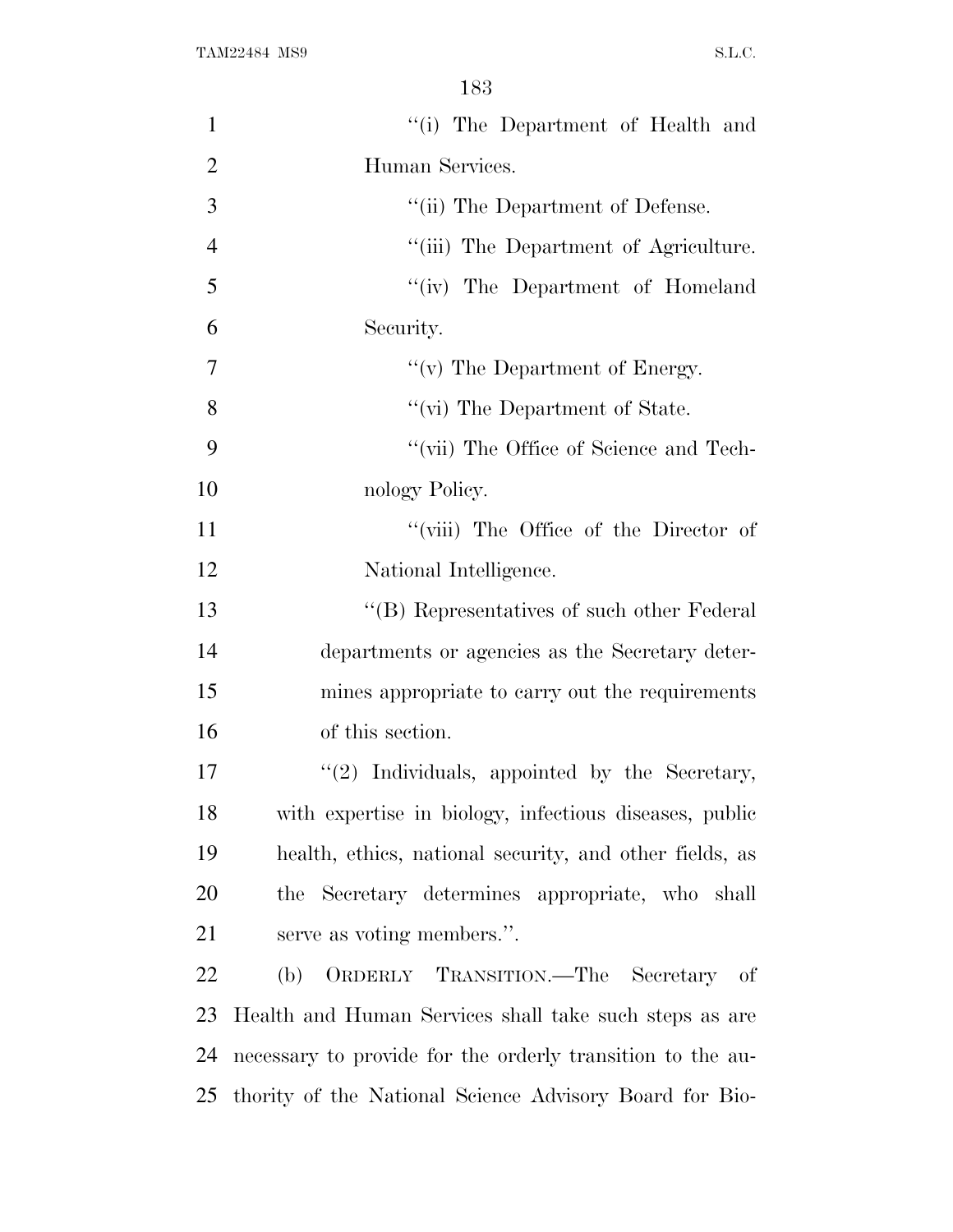''(i) The Department of Health and Human Services.

''(ii) The Department of Defense.

''(iii) The Department of Agriculture.

''(iv) The Department of Homeland Security.

''(v) The Department of Energy.

''(vi) The Department of State.

''(vii) The Office of Science and Technology Policy.

''(viii) The Office of the Director of National Intelligence.

''(B) Representatives of such other Federal departments or agencies as the Secretary determines appropriate to carry out the requirements of this section.

''(2) Individuals, appointed by the Secretary, with expertise in biology, infectious diseases, public health, ethics, national security, and other fields, as the Secretary determines appropriate, who shall serve as voting members.''.

(b) ORDERLY TRANSITION.—The Secretary of Health and Human Services shall take such steps as are necessary to provide for the orderly transition to the authority of the National Science Advisory Board for Bio-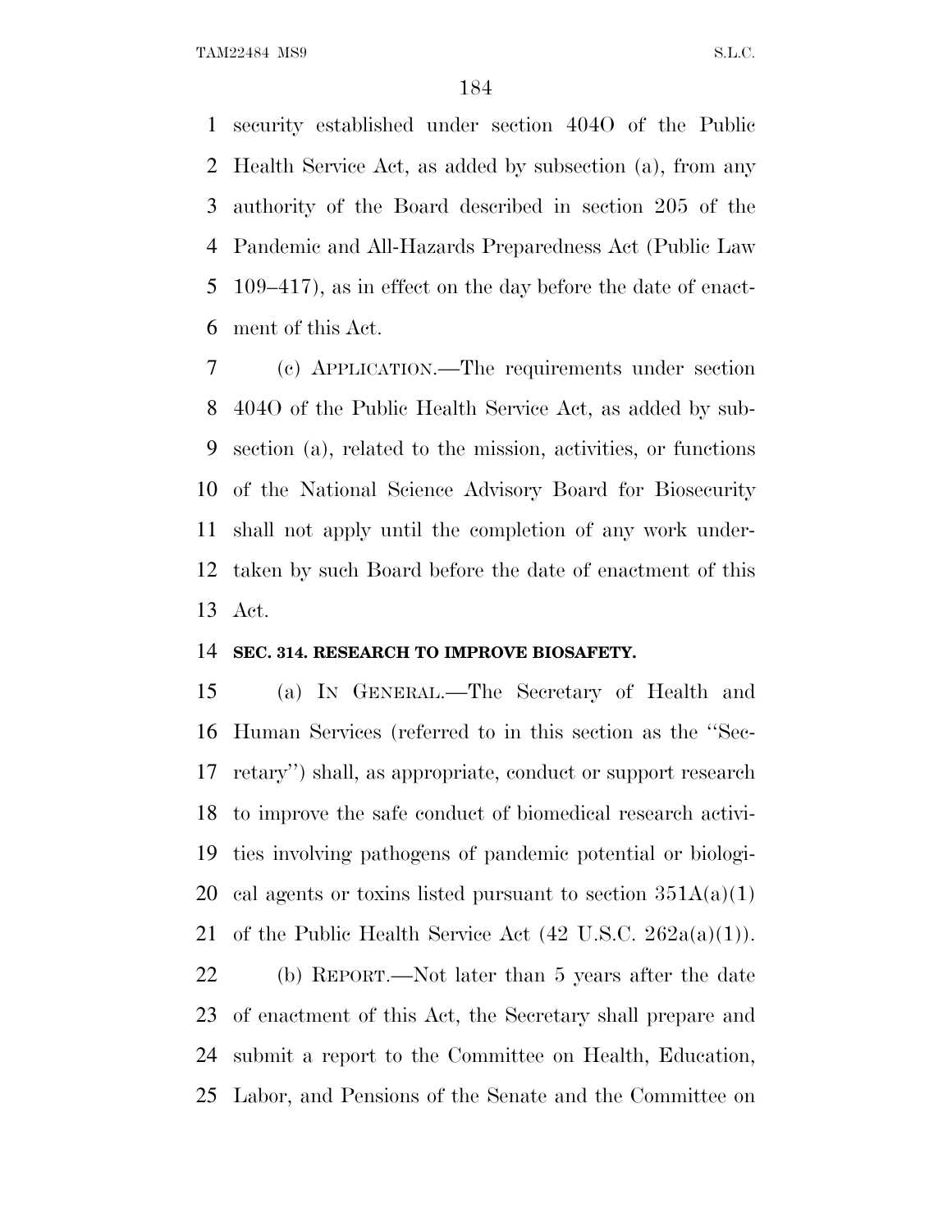security established under section 404O of the Public Health Service Act, as added by subsection (a), from any authority of the Board described in section 205 of the Pandemic and All-Hazards Preparedness Act (Public Law 109–417), as in effect on the day before the date of enactment of this Act.

(c) APPLICATION.—The requirements under section 404O of the Public Health Service Act, as added by subsection (a), related to the mission, activities, or functions of the National Science Advisory Board for Biosecurity shall not apply until the completion of any work undertaken by such Board before the date of enactment of this Act.

**SEC. 314. RESEARCH TO IMPROVE BIOSAFETY.**

(a) IN GENERAL.—The Secretary of Health and Human Services (referred to in this section as the ''Secretary'') shall, as appropriate, conduct or support research to improve the safe conduct of biomedical research activities involving pathogens of pandemic potential or biological agents or toxins listed pursuant to section 351A(a)(1) of the Public Health Service Act (42 U.S.C. 262a(a)(1)).

(b) REPORT.—Not later than 5 years after the date of enactment of this Act, the Secretary shall prepare and submit a report to the Committee on Health, Education, Labor, and Pensions of the Senate and the Committee on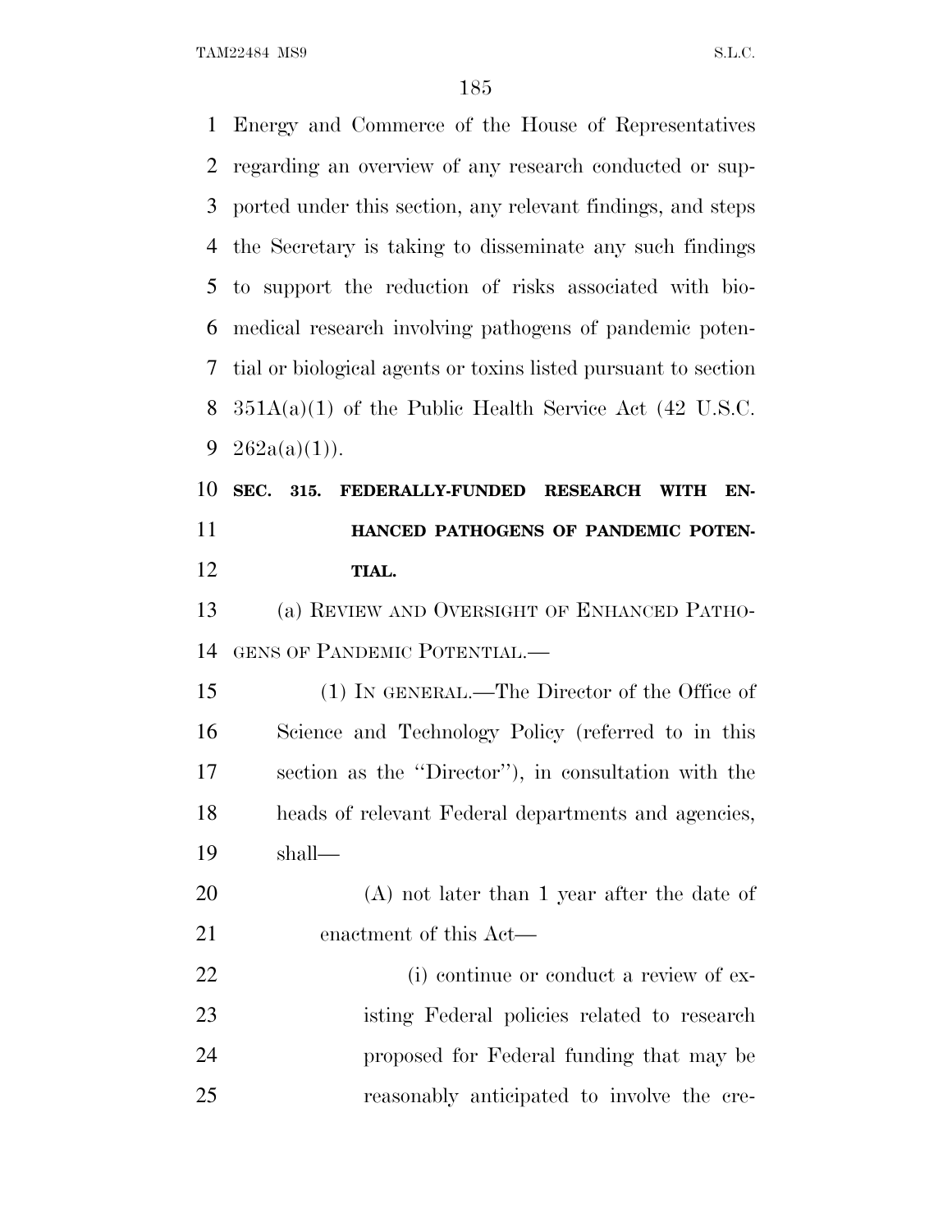Energy and Commerce of the House of Representatives regarding an overview of any research conducted or supported under this section, any relevant findings, and steps the Secretary is taking to disseminate any such findings to support the reduction of risks associated with biomedical research involving pathogens of pandemic potential or biological agents or toxins listed pursuant to section 351A(a)(1) of the Public Health Service Act (42 U.S.C. 262a(a)(1)).

**SEC. 315. FEDERALLY-FUNDED RESEARCH WITH ENHANCED PATHOGENS OF PANDEMIC POTENTIAL.**

(a) REVIEW AND OVERSIGHT OF ENHANCED PATHOGENS OF PANDEMIC POTENTIAL.—

(1) IN GENERAL.—The Director of the Office of Science and Technology Policy (referred to in this section as the ''Director''), in consultation with the heads of relevant Federal departments and agencies, shall—

(A) not later than 1 year after the date of enactment of this Act—

(i) continue or conduct a review of existing Federal policies related to research proposed for Federal funding that may be reasonably anticipated to involve the cre-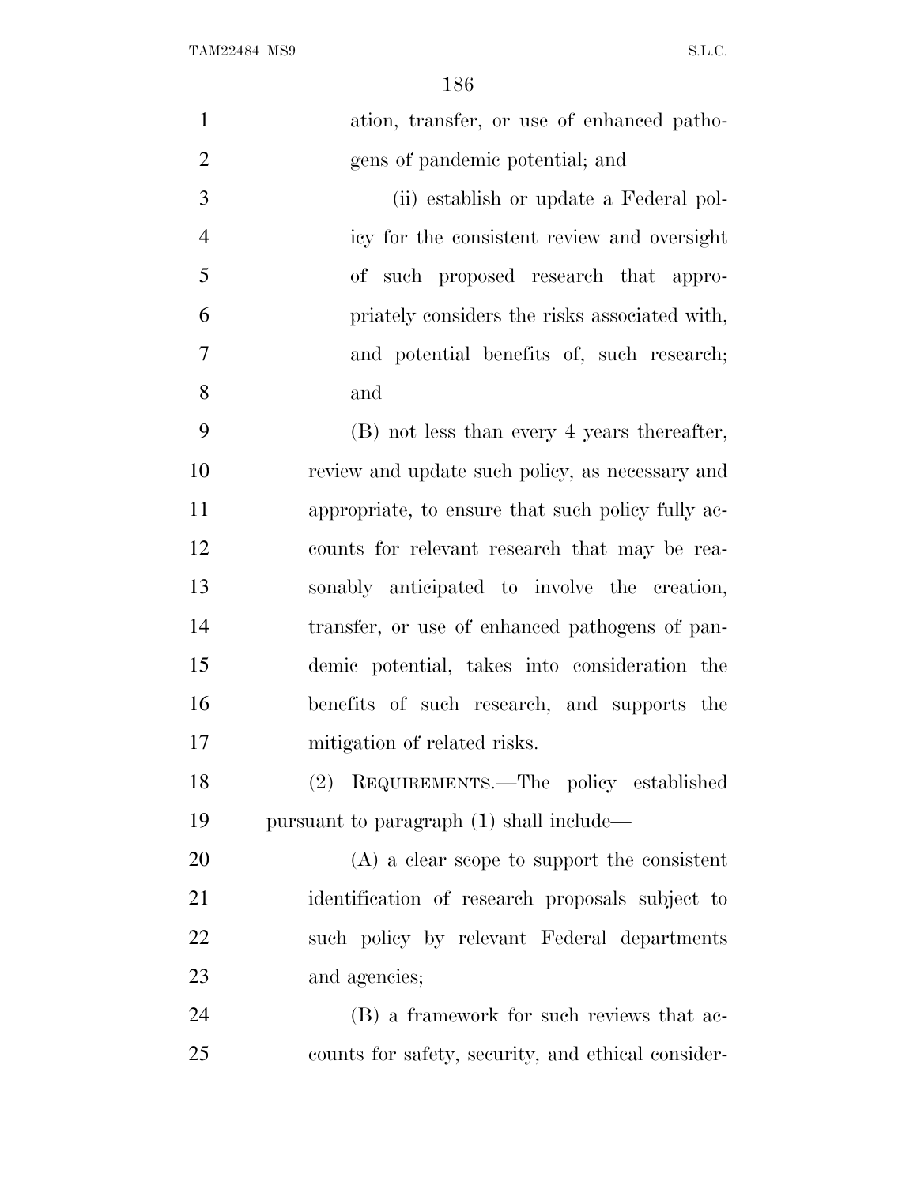ation, transfer, or use of enhanced pathogens of pandemic potential; and

(ii) establish or update a Federal policy for the consistent review and oversight of such proposed research that appropriately considers the risks associated with, and potential benefits of, such research; and

(B) not less than every 4 years thereafter, review and update such policy, as necessary and appropriate, to ensure that such policy fully accounts for relevant research that may be reasonably anticipated to involve the creation, transfer, or use of enhanced pathogens of pandemic potential, takes into consideration the benefits of such research, and supports the mitigation of related risks.

(2) REQUIREMENTS.—The policy established pursuant to paragraph (1) shall include—

(A) a clear scope to support the consistent identification of research proposals subject to such policy by relevant Federal departments and agencies;

(B) a framework for such reviews that accounts for safety, security, and ethical consider-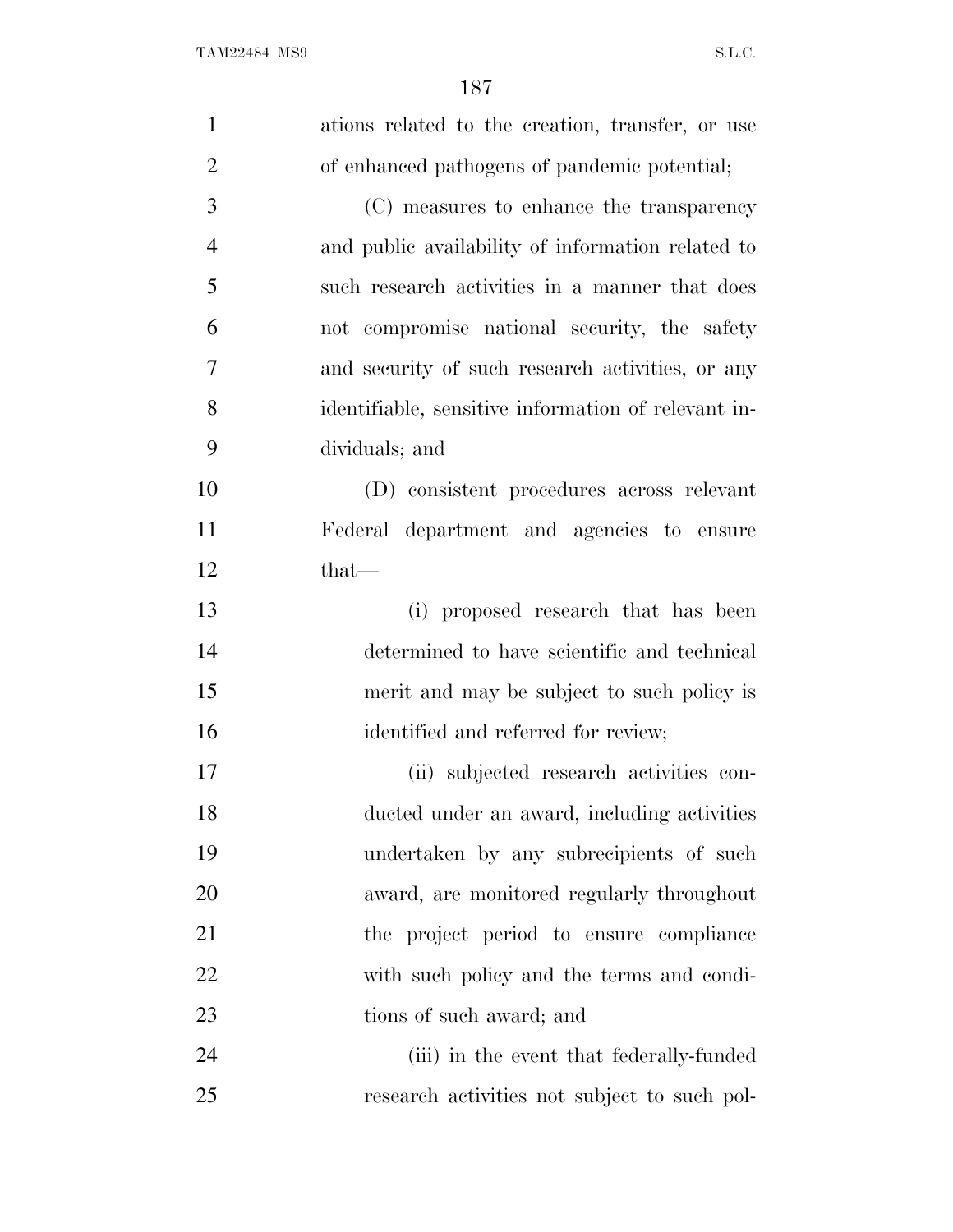ations related to the creation, transfer, or use of enhanced pathogens of pandemic potential;

(C) measures to enhance the transparency and public availability of information related to such research activities in a manner that does not compromise national security, the safety and security of such research activities, or any identifiable, sensitive information of relevant individuals; and

(D) consistent procedures across relevant Federal department and agencies to ensure that—

(i) proposed research that has been determined to have scientific and technical merit and may be subject to such policy is identified and referred for review;

(ii) subjected research activities conducted under an award, including activities undertaken by any subrecipients of such award, are monitored regularly throughout the project period to ensure compliance with such policy and the terms and conditions of such award; and

(iii) in the event that federally-funded research activities not subject to such pol-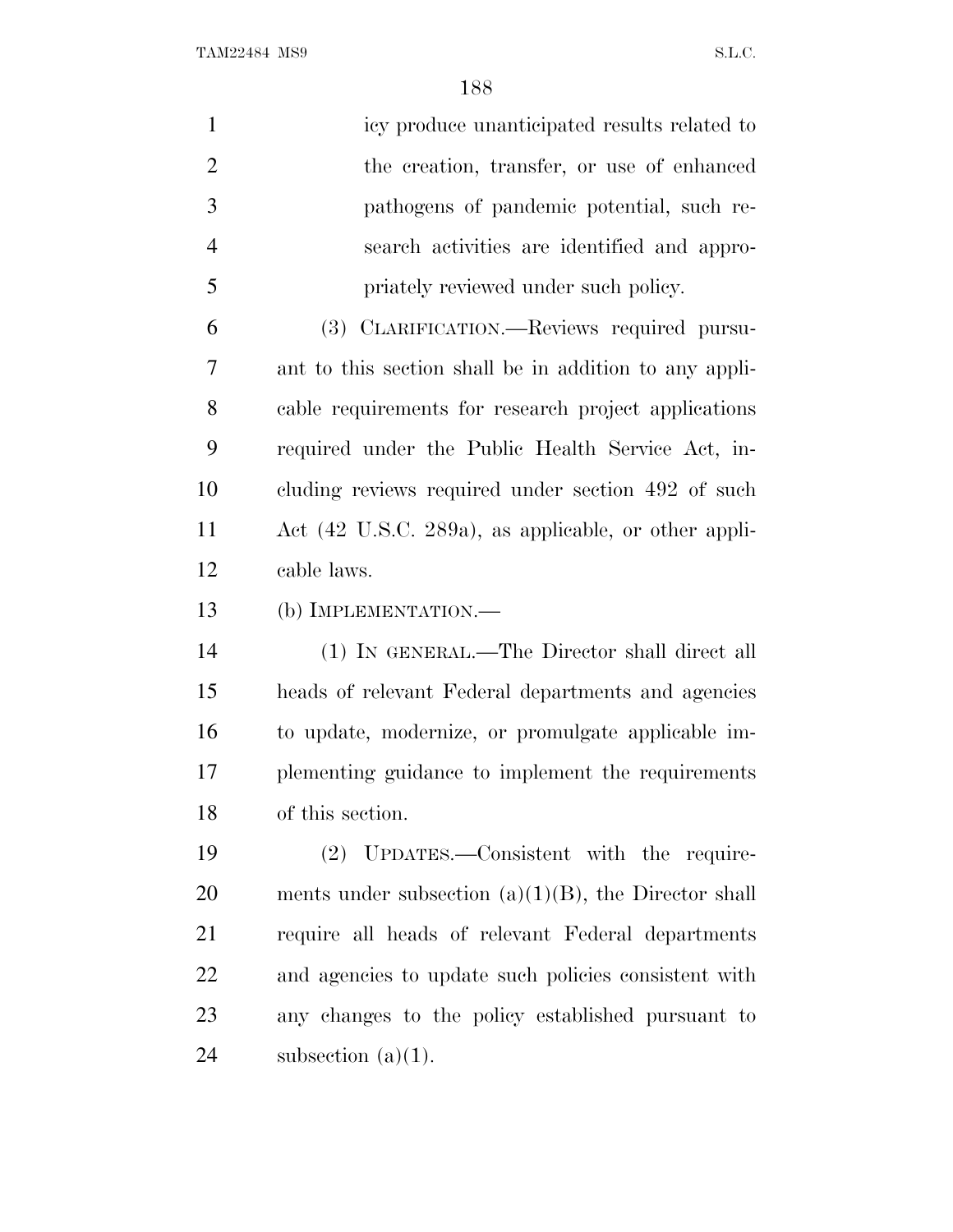icy produce unanticipated results related to the creation, transfer, or use of enhanced pathogens of pandemic potential, such research activities are identified and appropriately reviewed under such policy.

(3) CLARIFICATION.—Reviews required pursuant to this section shall be in addition to any applicable requirements for research project applications required under the Public Health Service Act, including reviews required under section 492 of such Act (42 U.S.C. 289a), as applicable, or other applicable laws.

(b) IMPLEMENTATION.—

(1) IN GENERAL.—The Director shall direct all heads of relevant Federal departments and agencies to update, modernize, or promulgate applicable implementing guidance to implement the requirements of this section.

(2) UPDATES.—Consistent with the requirements under subsection (a)(1)(B), the Director shall require all heads of relevant Federal departments and agencies to update such policies consistent with any changes to the policy established pursuant to subsection (a)(1).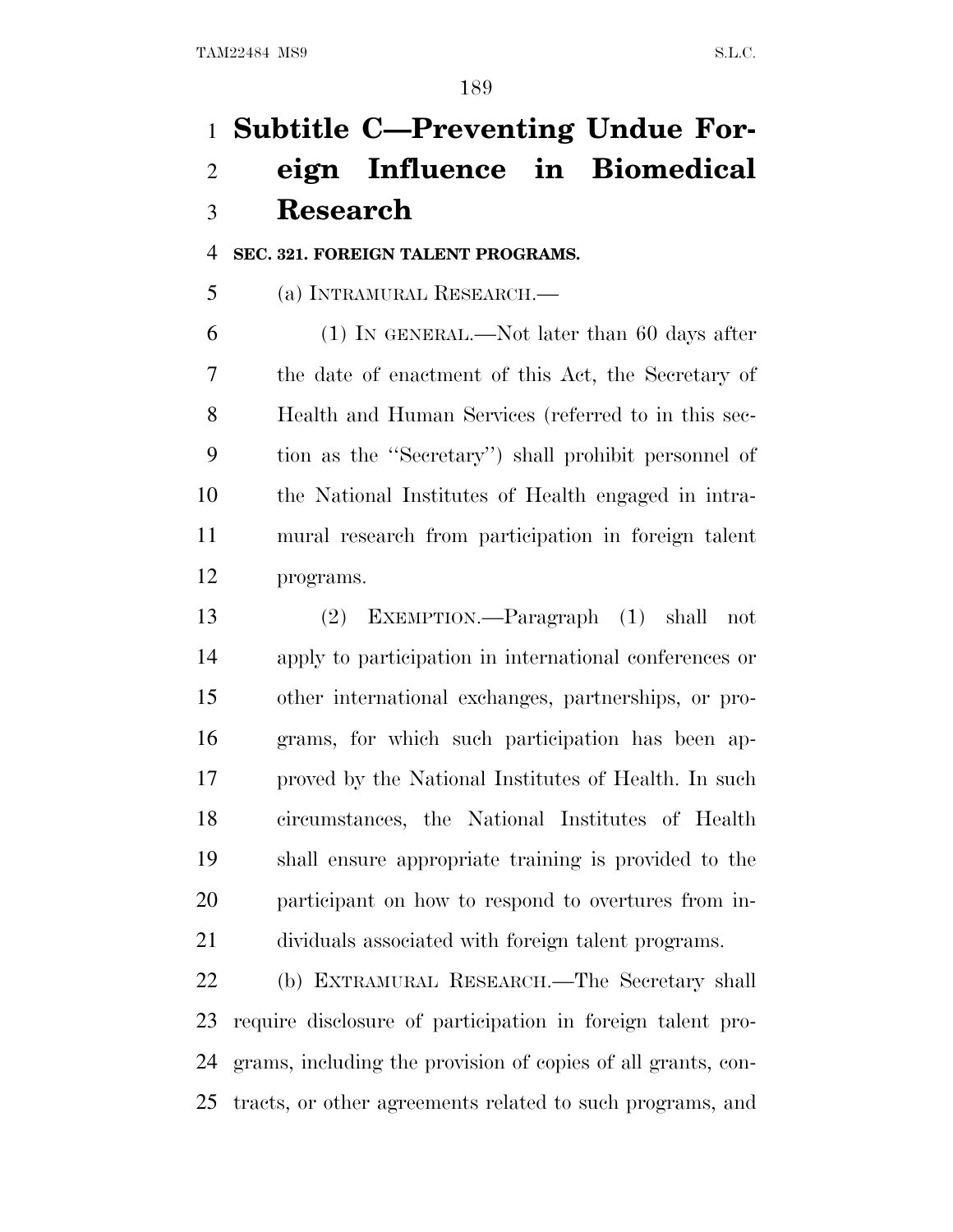# Subtitle C—Preventing Undue Foreign Influence in Biomedical Research

**SEC. 321. FOREIGN TALENT PROGRAMS.**

(a) INTRAMURAL RESEARCH.—

(1) IN GENERAL.—Not later than 60 days after the date of enactment of this Act, the Secretary of Health and Human Services (referred to in this section as the ''Secretary'') shall prohibit personnel of the National Institutes of Health engaged in intramural research from participation in foreign talent programs.

(2) EXEMPTION.—Paragraph (1) shall not apply to participation in international conferences or other international exchanges, partnerships, or programs, for which such participation has been approved by the National Institutes of Health. In such circumstances, the National Institutes of Health shall ensure appropriate training is provided to the participant on how to respond to overtures from individuals associated with foreign talent programs.

(b) EXTRAMURAL RESEARCH.—The Secretary shall require disclosure of participation in foreign talent programs, including the provision of copies of all grants, contracts, or other agreements related to such programs, and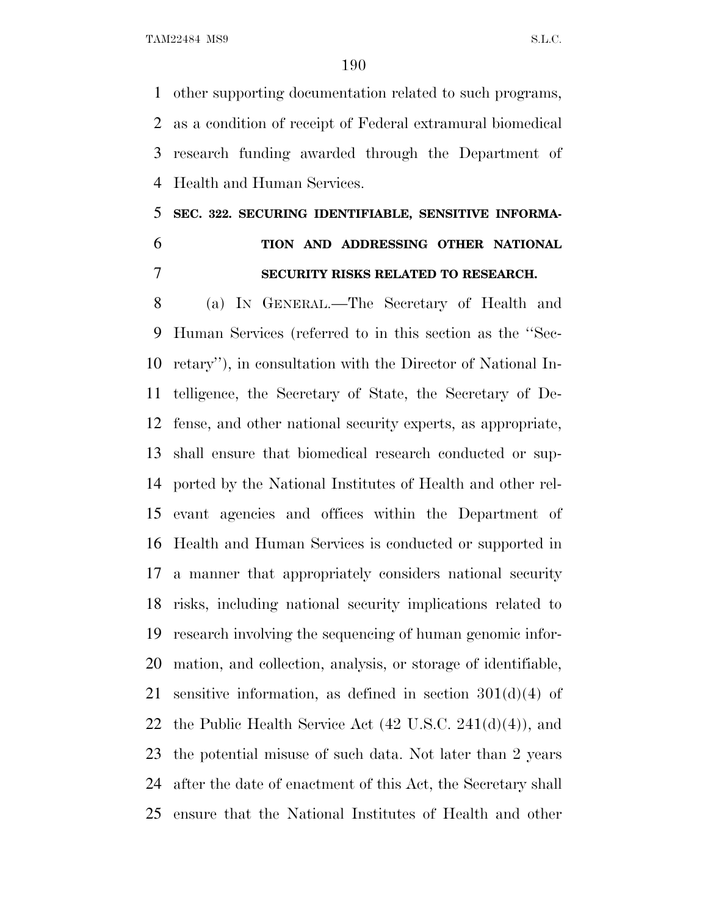other supporting documentation related to such programs, as a condition of receipt of Federal extramural biomedical research funding awarded through the Department of Health and Human Services.

**SEC. 322. SECURING IDENTIFIABLE, SENSITIVE INFORMATION AND ADDRESSING OTHER NATIONAL SECURITY RISKS RELATED TO RESEARCH.**

(a) IN GENERAL.—The Secretary of Health and Human Services (referred to in this section as the ''Secretary''), in consultation with the Director of National Intelligence, the Secretary of State, the Secretary of Defense, and other national security experts, as appropriate, shall ensure that biomedical research conducted or supported by the National Institutes of Health and other relevant agencies and offices within the Department of Health and Human Services is conducted or supported in a manner that appropriately considers national security risks, including national security implications related to research involving the sequencing of human genomic information, and collection, analysis, or storage of identifiable, sensitive information, as defined in section 301(d)(4) of the Public Health Service Act (42 U.S.C. 241(d)(4)), and the potential misuse of such data. Not later than 2 years after the date of enactment of this Act, the Secretary shall ensure that the National Institutes of Health and other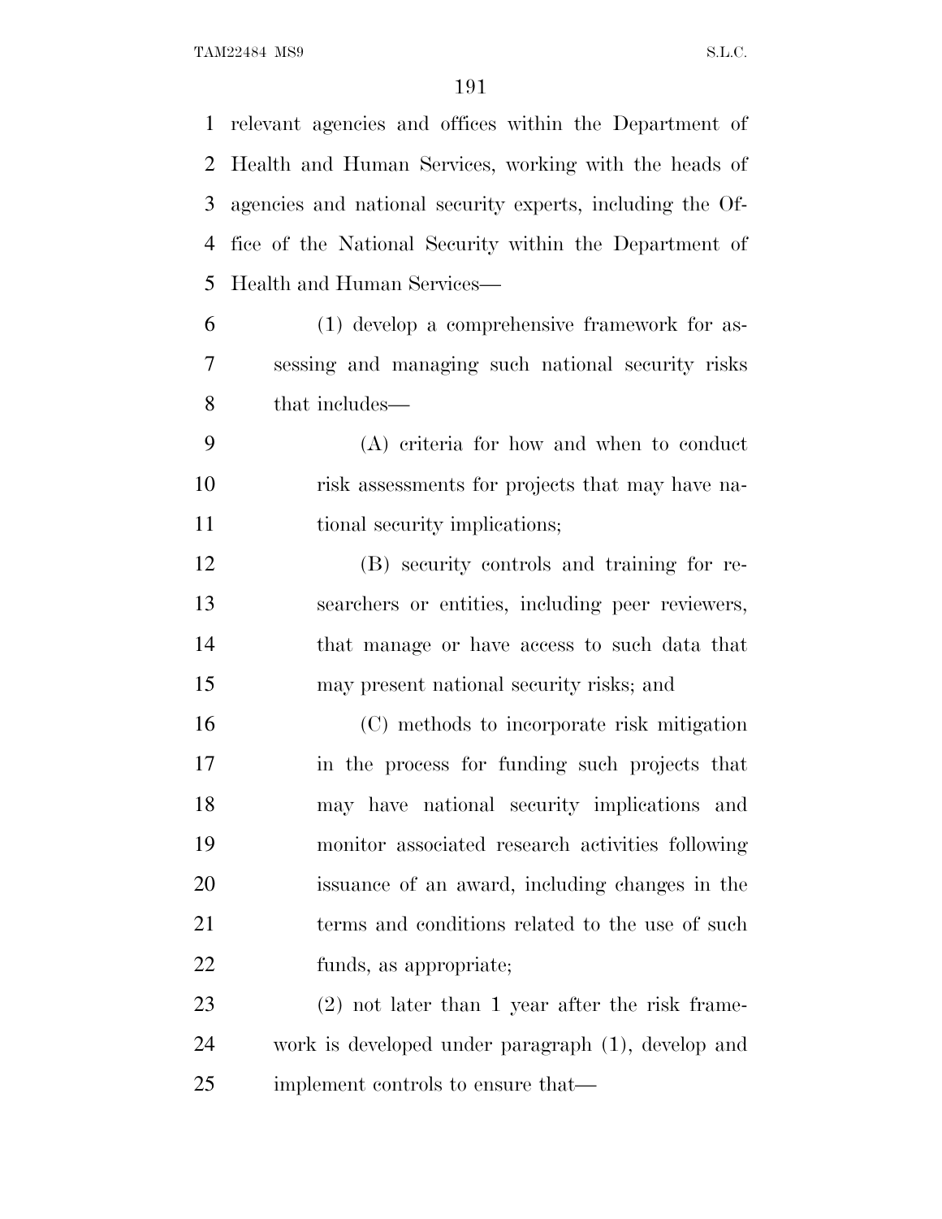relevant agencies and offices within the Department of Health and Human Services, working with the heads of agencies and national security experts, including the Office of the National Security within the Department of Health and Human Services—

(1) develop a comprehensive framework for assessing and managing such national security risks that includes—

(A) criteria for how and when to conduct risk assessments for projects that may have national security implications;

(B) security controls and training for researchers or entities, including peer reviewers, that manage or have access to such data that may present national security risks; and

(C) methods to incorporate risk mitigation in the process for funding such projects that may have national security implications and monitor associated research activities following issuance of an award, including changes in the terms and conditions related to the use of such funds, as appropriate;

(2) not later than 1 year after the risk framework is developed under paragraph (1), develop and implement controls to ensure that—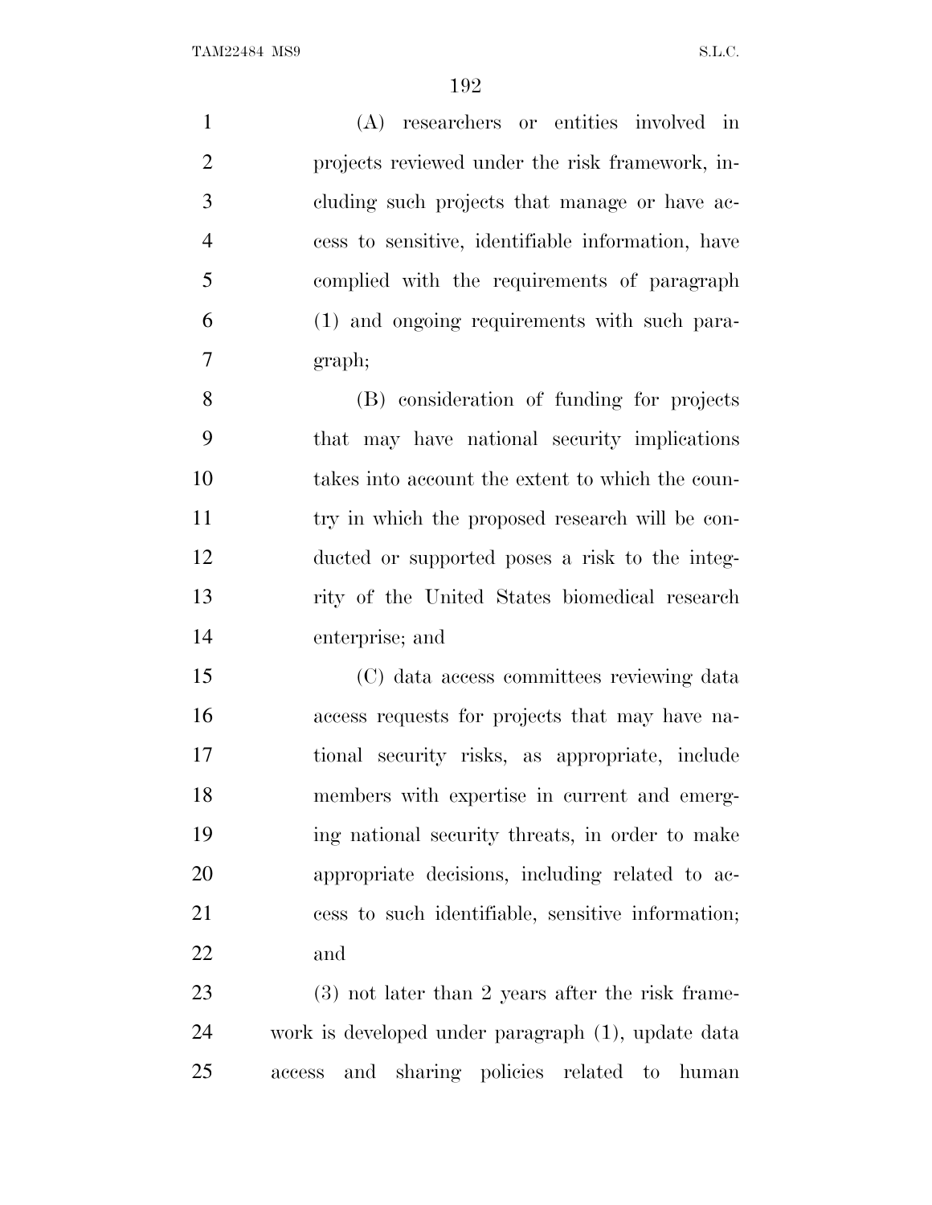(A) researchers or entities involved in projects reviewed under the risk framework, including such projects that manage or have access to sensitive, identifiable information, have complied with the requirements of paragraph (1) and ongoing requirements with such paragraph;

(B) consideration of funding for projects that may have national security implications takes into account the extent to which the country in which the proposed research will be conducted or supported poses a risk to the integrity of the United States biomedical research enterprise; and

(C) data access committees reviewing data access requests for projects that may have national security risks, as appropriate, include members with expertise in current and emerging national security threats, in order to make appropriate decisions, including related to access to such identifiable, sensitive information; and

(3) not later than 2 years after the risk framework is developed under paragraph (1), update data access and sharing policies related to human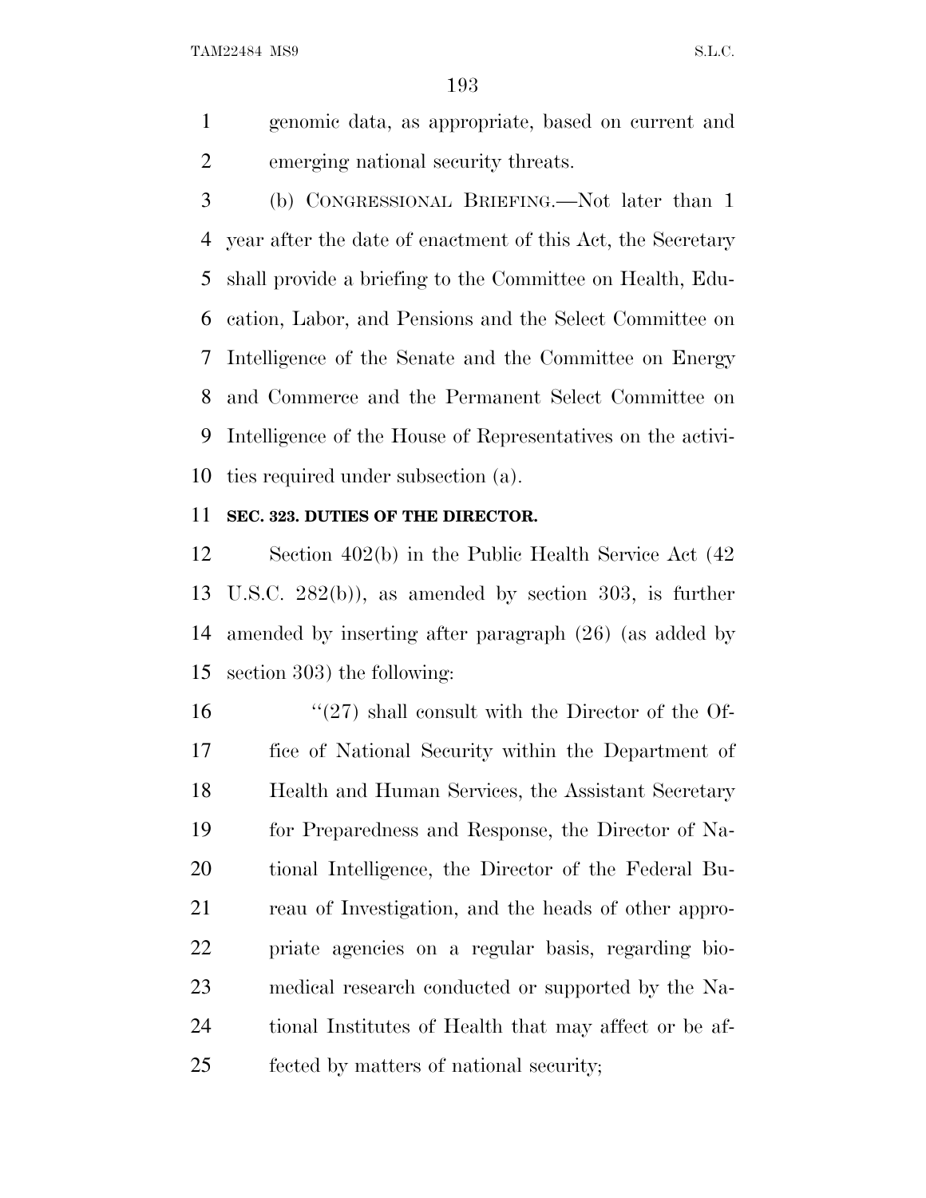genomic data, as appropriate, based on current and emerging national security threats.

(b) CONGRESSIONAL BRIEFING.—Not later than 1 year after the date of enactment of this Act, the Secretary shall provide a briefing to the Committee on Health, Education, Labor, and Pensions and the Select Committee on Intelligence of the Senate and the Committee on Energy and Commerce and the Permanent Select Committee on Intelligence of the House of Representatives on the activities required under subsection (a).

**SEC. 323. DUTIES OF THE DIRECTOR.**

Section 402(b) in the Public Health Service Act (42 U.S.C. 282(b)), as amended by section 303, is further amended by inserting after paragraph (26) (as added by section 303) the following:

"(27) shall consult with the Director of the Office of National Security within the Department of Health and Human Services, the Assistant Secretary for Preparedness and Response, the Director of National Intelligence, the Director of the Federal Bureau of Investigation, and the heads of other appropriate agencies on a regular basis, regarding biomedical research conducted or supported by the National Institutes of Health that may affect or be affected by matters of national security;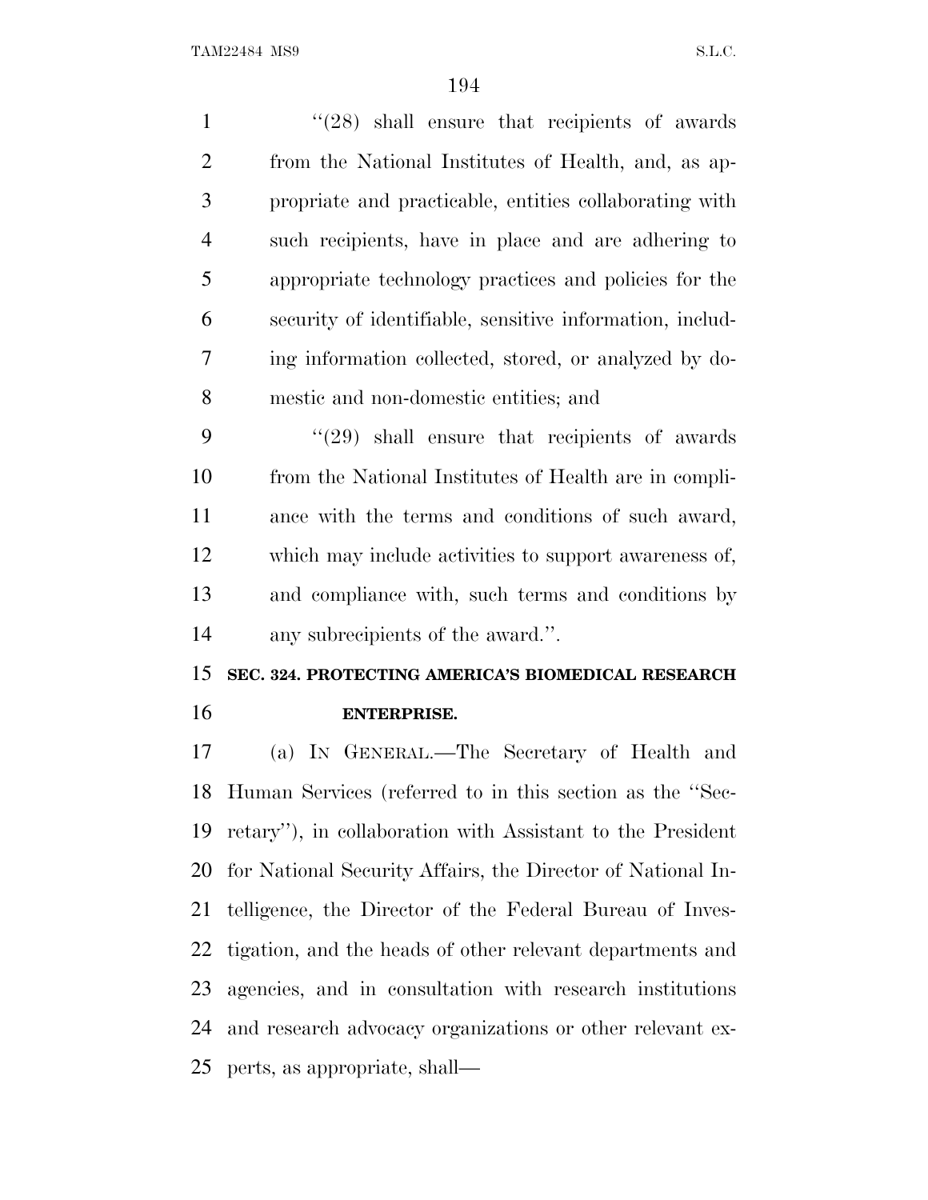''(28) shall ensure that recipients of awards from the National Institutes of Health, and, as appropriate and practicable, entities collaborating with such recipients, have in place and are adhering to appropriate technology practices and policies for the security of identifiable, sensitive information, including information collected, stored, or analyzed by domestic and non-domestic entities; and

''(29) shall ensure that recipients of awards from the National Institutes of Health are in compliance with the terms and conditions of such award, which may include activities to support awareness of, and compliance with, such terms and conditions by any subrecipients of the award.''.

**SEC. 324. PROTECTING AMERICA'S BIOMEDICAL RESEARCH ENTERPRISE.**

(a) IN GENERAL.—The Secretary of Health and Human Services (referred to in this section as the ''Secretary''), in collaboration with Assistant to the President for National Security Affairs, the Director of National Intelligence, the Director of the Federal Bureau of Investigation, and the heads of other relevant departments and agencies, and in consultation with research institutions and research advocacy organizations or other relevant experts, as appropriate, shall—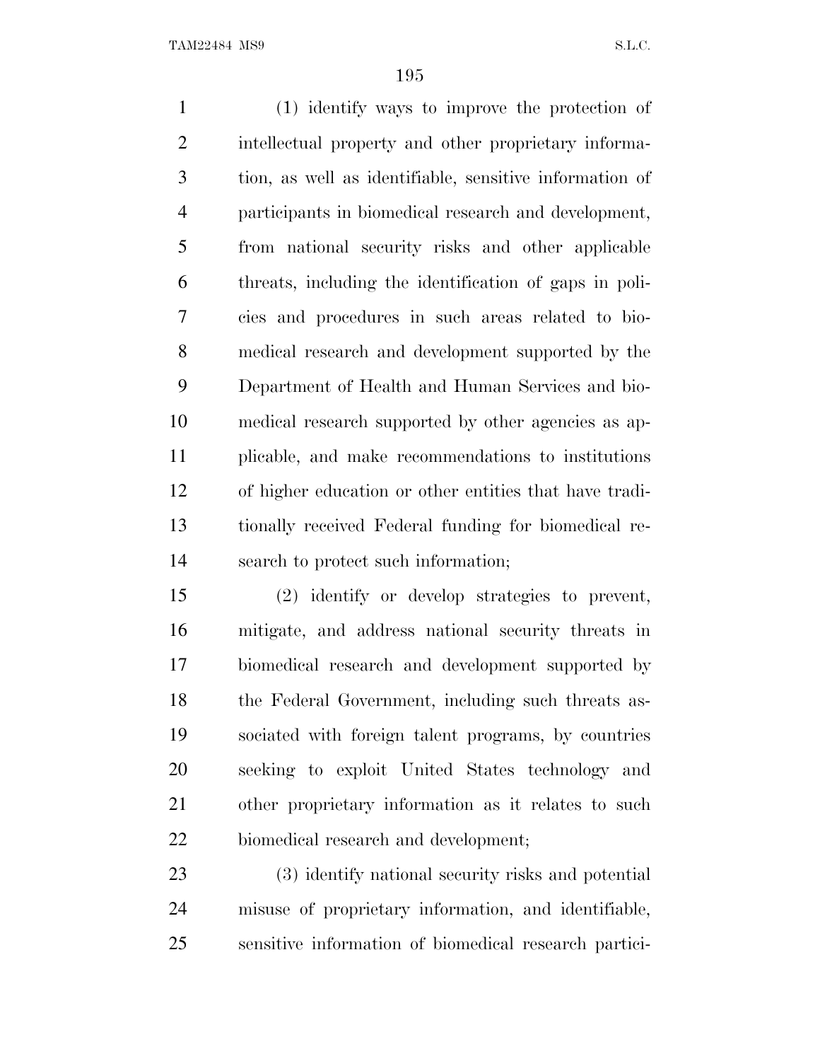(1) identify ways to improve the protection of intellectual property and other proprietary information, as well as identifiable, sensitive information of participants in biomedical research and development, from national security risks and other applicable threats, including the identification of gaps in policies and procedures in such areas related to biomedical research and development supported by the Department of Health and Human Services and biomedical research supported by other agencies as applicable, and make recommendations to institutions of higher education or other entities that have traditionally received Federal funding for biomedical research to protect such information;

(2) identify or develop strategies to prevent, mitigate, and address national security threats in biomedical research and development supported by the Federal Government, including such threats associated with foreign talent programs, by countries seeking to exploit United States technology and other proprietary information as it relates to such biomedical research and development;

(3) identify national security risks and potential misuse of proprietary information, and identifiable, sensitive information of biomedical research partici-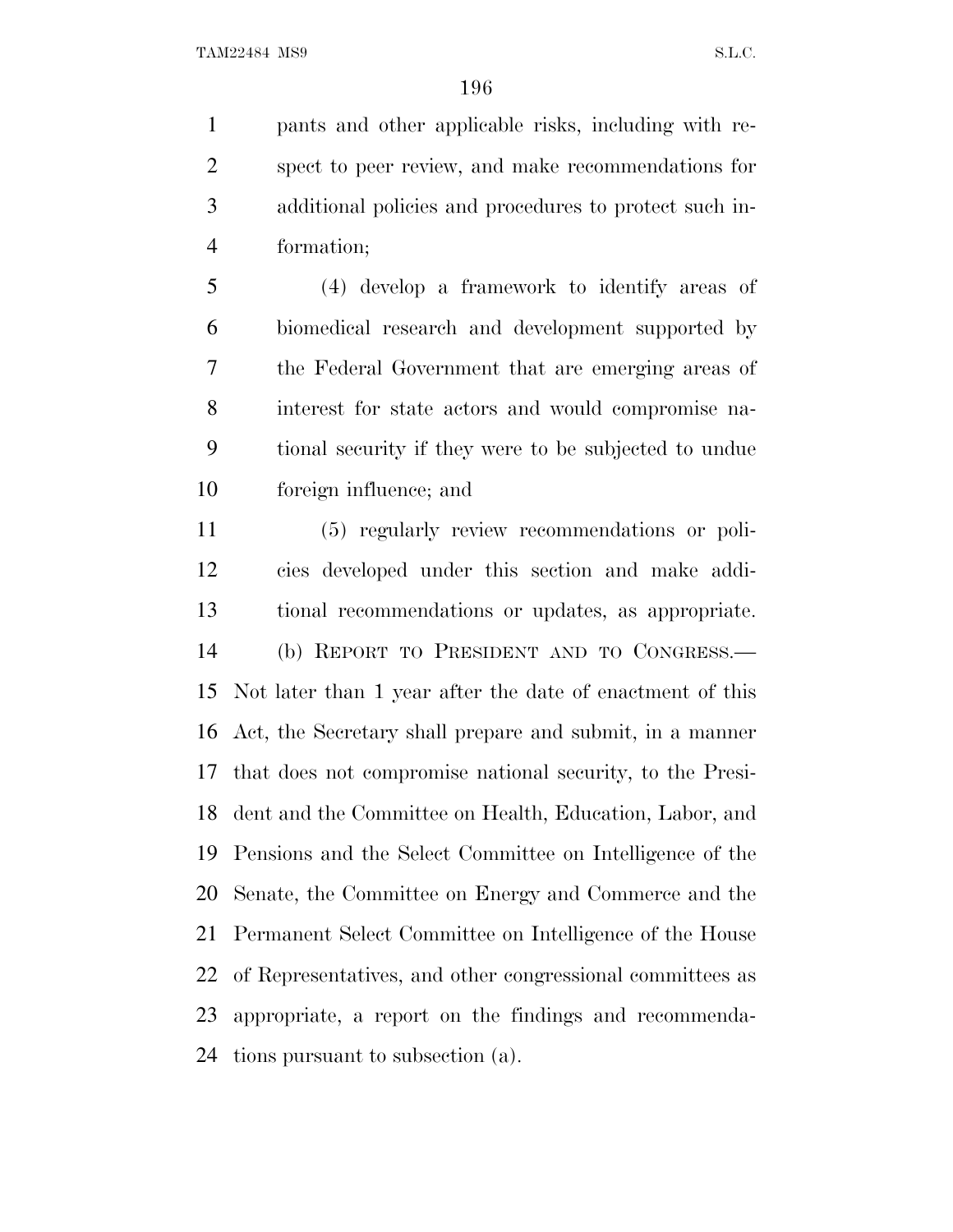pants and other applicable risks, including with respect to peer review, and make recommendations for additional policies and procedures to protect such information;

(4) develop a framework to identify areas of biomedical research and development supported by the Federal Government that are emerging areas of interest for state actors and would compromise national security if they were to be subjected to undue foreign influence; and

(5) regularly review recommendations or policies developed under this section and make additional recommendations or updates, as appropriate.

(b) REPORT TO PRESIDENT AND TO CONGRESS.—Not later than 1 year after the date of enactment of this Act, the Secretary shall prepare and submit, in a manner that does not compromise national security, to the President and the Committee on Health, Education, Labor, and Pensions and the Select Committee on Intelligence of the Senate, the Committee on Energy and Commerce and the Permanent Select Committee on Intelligence of the House of Representatives, and other congressional committees as appropriate, a report on the findings and recommendations pursuant to subsection (a).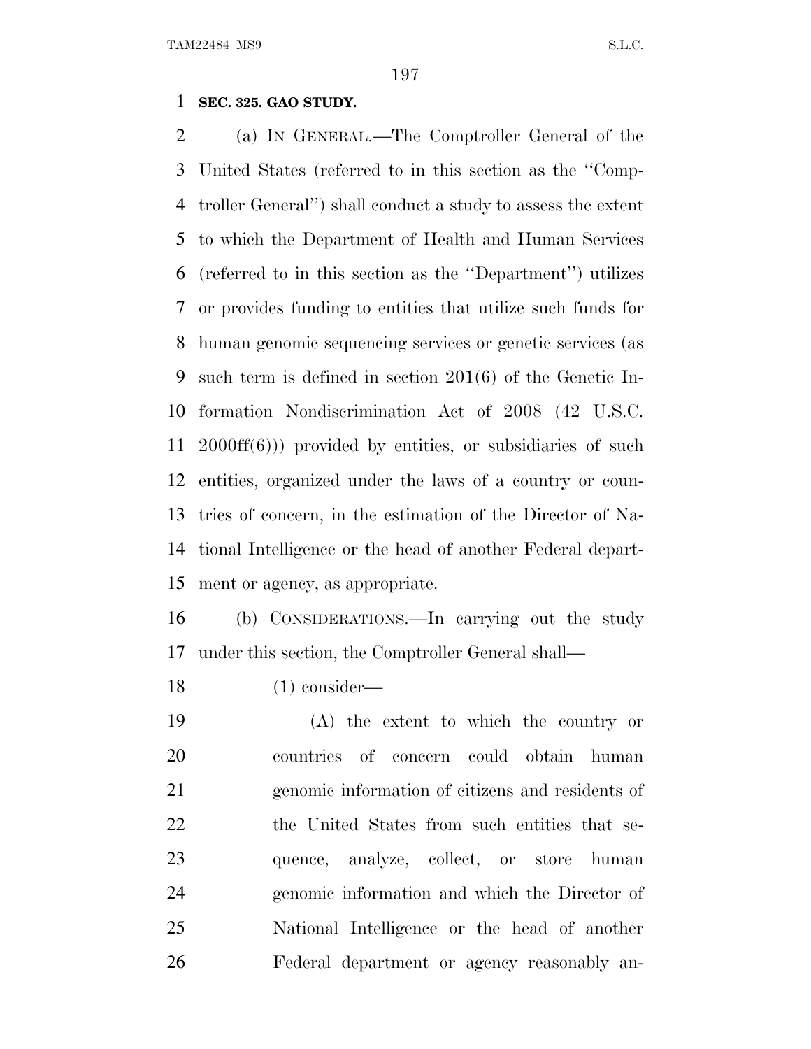**SEC. 325. GAO STUDY.**

(a) IN GENERAL.—The Comptroller General of the United States (referred to in this section as the ''Comptroller General'') shall conduct a study to assess the extent to which the Department of Health and Human Services (referred to in this section as the ''Department'') utilizes or provides funding to entities that utilize such funds for human genomic sequencing services or genetic services (as such term is defined in section 201(6) of the Genetic Information Nondiscrimination Act of 2008 (42 U.S.C. 2000ff(6))) provided by entities, or subsidiaries of such entities, organized under the laws of a country or countries of concern, in the estimation of the Director of National Intelligence or the head of another Federal department or agency, as appropriate.

(b) CONSIDERATIONS.—In carrying out the study under this section, the Comptroller General shall—

(1) consider—

(A) the extent to which the country or countries of concern could obtain human genomic information of citizens and residents of the United States from such entities that sequence, analyze, collect, or store human genomic information and which the Director of National Intelligence or the head of another Federal department or agency reasonably an-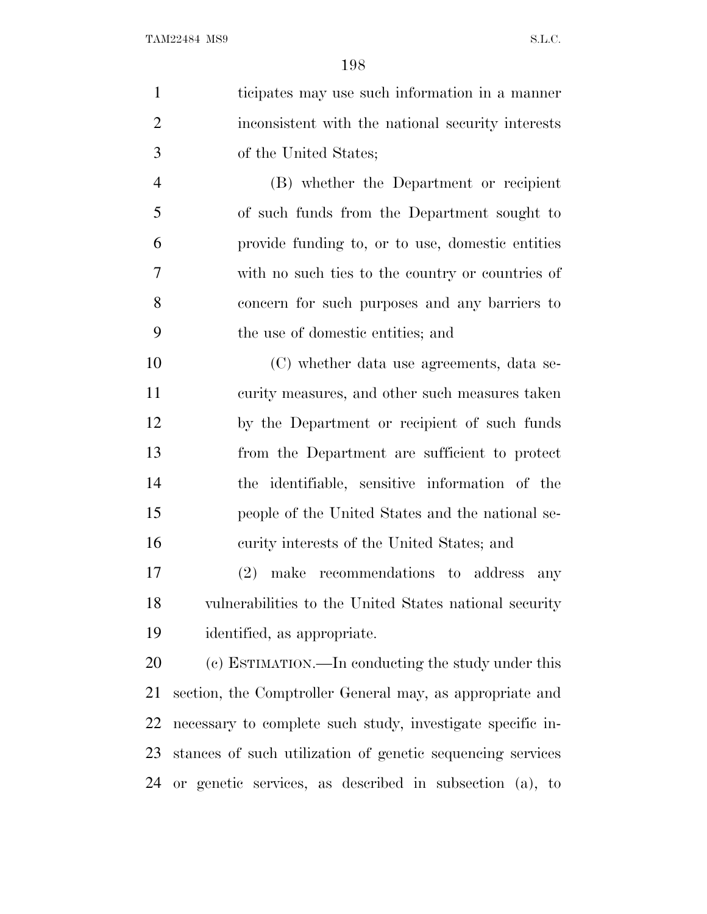ticipates may use such information in a manner inconsistent with the national security interests of the United States;

(B) whether the Department or recipient of such funds from the Department sought to provide funding to, or to use, domestic entities with no such ties to the country or countries of concern for such purposes and any barriers to the use of domestic entities; and

(C) whether data use agreements, data security measures, and other such measures taken by the Department or recipient of such funds from the Department are sufficient to protect the identifiable, sensitive information of the people of the United States and the national security interests of the United States; and

(2) make recommendations to address any vulnerabilities to the United States national security identified, as appropriate.

(c) ESTIMATION.—In conducting the study under this section, the Comptroller General may, as appropriate and necessary to complete such study, investigate specific instances of such utilization of genetic sequencing services or genetic services, as described in subsection (a), to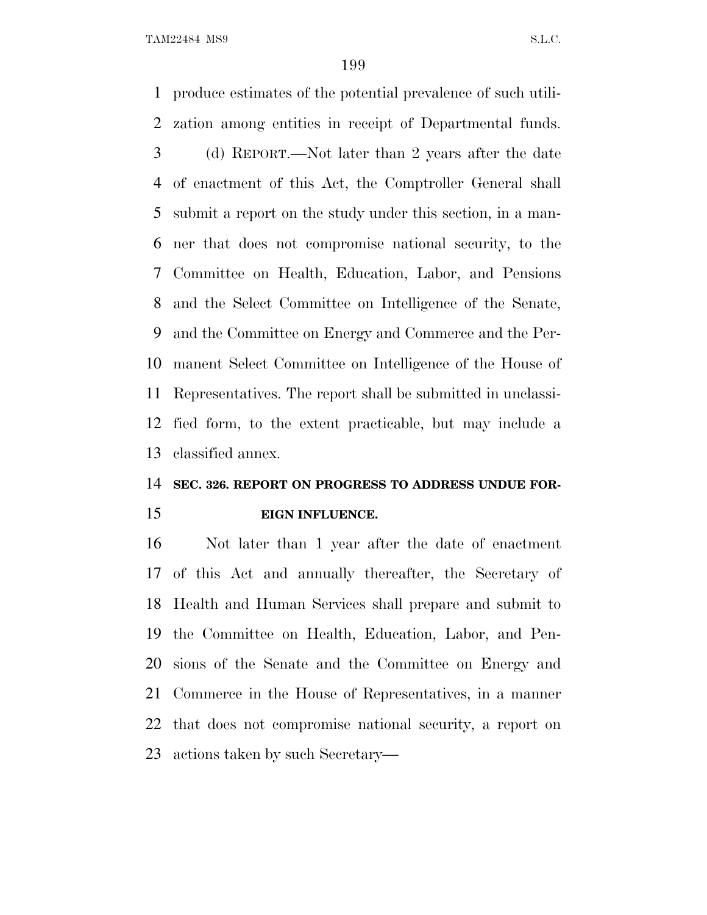produce estimates of the potential prevalence of such utilization among entities in receipt of Departmental funds.

(d) REPORT.—Not later than 2 years after the date of enactment of this Act, the Comptroller General shall submit a report on the study under this section, in a manner that does not compromise national security, to the Committee on Health, Education, Labor, and Pensions and the Select Committee on Intelligence of the Senate, and the Committee on Energy and Commerce and the Permanent Select Committee on Intelligence of the House of Representatives. The report shall be submitted in unclassified form, to the extent practicable, but may include a classified annex.

**SEC. 326. REPORT ON PROGRESS TO ADDRESS UNDUE FOREIGN INFLUENCE.**

Not later than 1 year after the date of enactment of this Act and annually thereafter, the Secretary of Health and Human Services shall prepare and submit to the Committee on Health, Education, Labor, and Pensions of the Senate and the Committee on Energy and Commerce in the House of Representatives, in a manner that does not compromise national security, a report on actions taken by such Secretary—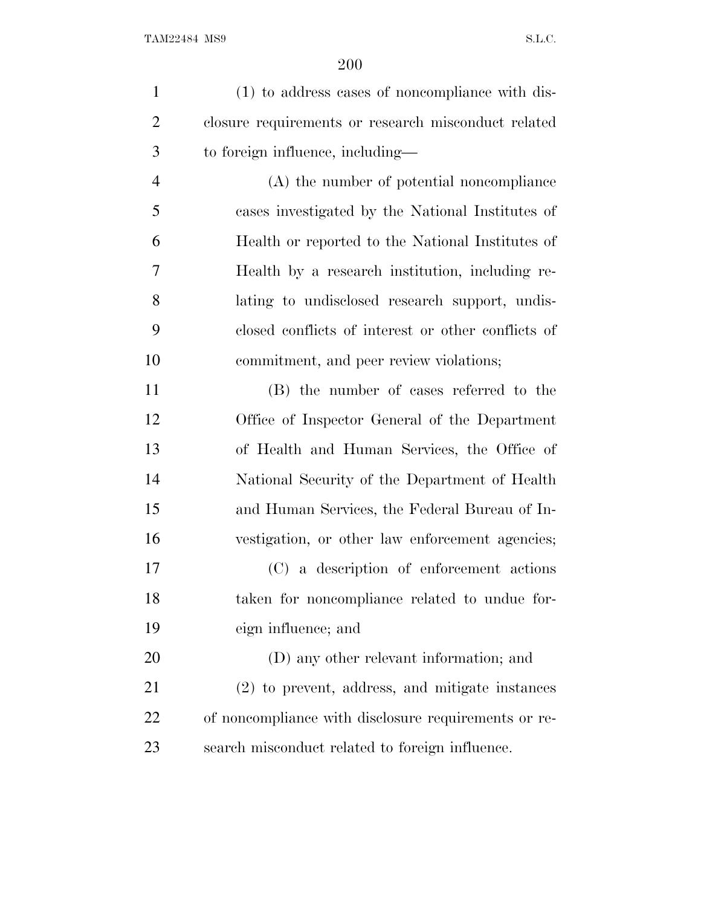(1) to address cases of noncompliance with disclosure requirements or research misconduct related to foreign influence, including—

(A) the number of potential noncompliance cases investigated by the National Institutes of Health or reported to the National Institutes of Health by a research institution, including relating to undisclosed research support, undisclosed conflicts of interest or other conflicts of commitment, and peer review violations;

(B) the number of cases referred to the Office of Inspector General of the Department of Health and Human Services, the Office of National Security of the Department of Health and Human Services, the Federal Bureau of Investigation, or other law enforcement agencies;

(C) a description of enforcement actions taken for noncompliance related to undue foreign influence; and

(D) any other relevant information; and

(2) to prevent, address, and mitigate instances of noncompliance with disclosure requirements or research misconduct related to foreign influence.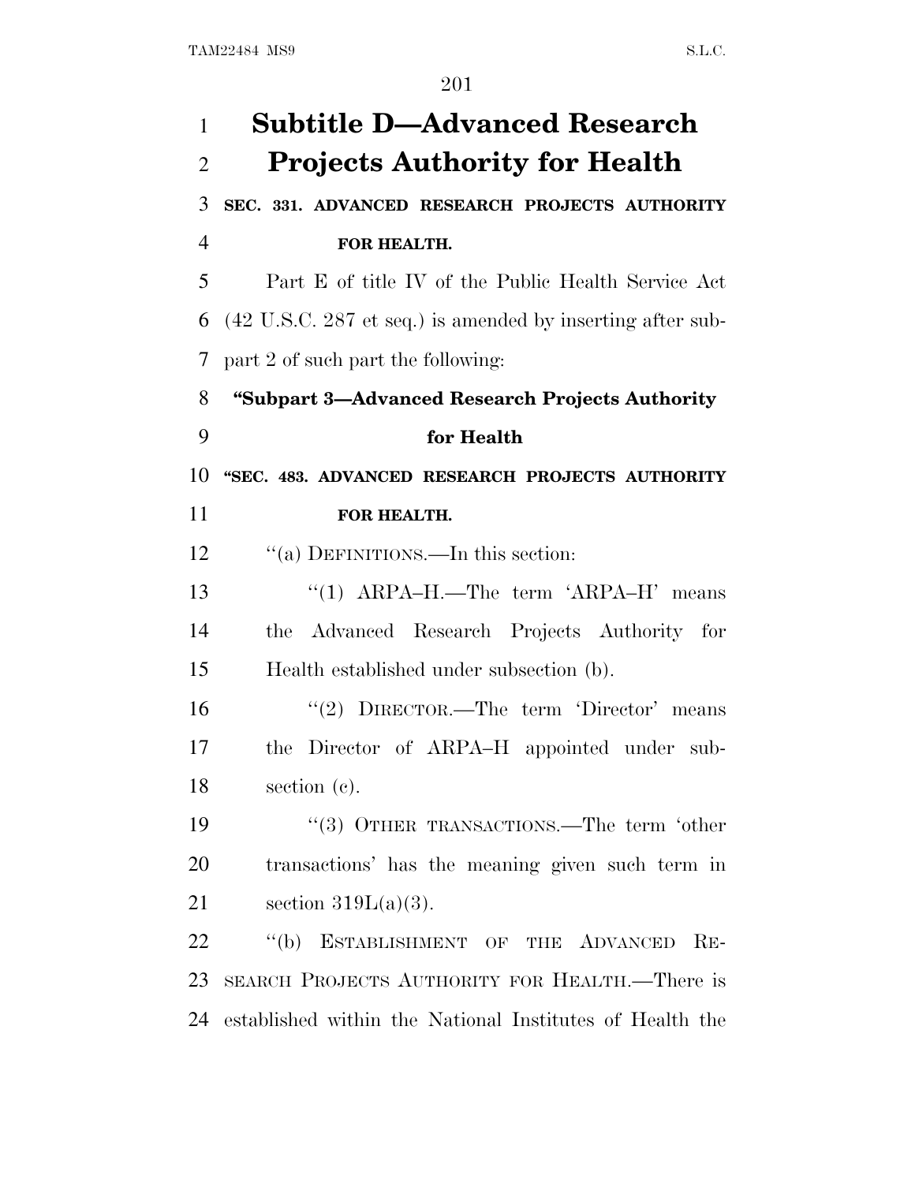# Subtitle D—Advanced Research Projects Authority for Health

**SEC. 331. ADVANCED RESEARCH PROJECTS AUTHORITY FOR HEALTH.**

Part E of title IV of the Public Health Service Act (42 U.S.C. 287 et seq.) is amended by inserting after subpart 2 of such part the following:

**"Subpart 3—Advanced Research Projects Authority for Health**

**"SEC. 483. ADVANCED RESEARCH PROJECTS AUTHORITY FOR HEALTH.**

"(a) DEFINITIONS.—In this section:

"(1) ARPA–H.—The term 'ARPA–H' means the Advanced Research Projects Authority for Health established under subsection (b).

"(2) DIRECTOR.—The term 'Director' means the Director of ARPA–H appointed under subsection (c).

"(3) OTHER TRANSACTIONS.—The term 'other transactions' has the meaning given such term in section 319L(a)(3).

"(b) ESTABLISHMENT OF THE ADVANCED RESEARCH PROJECTS AUTHORITY FOR HEALTH.—There is established within the National Institutes of Health the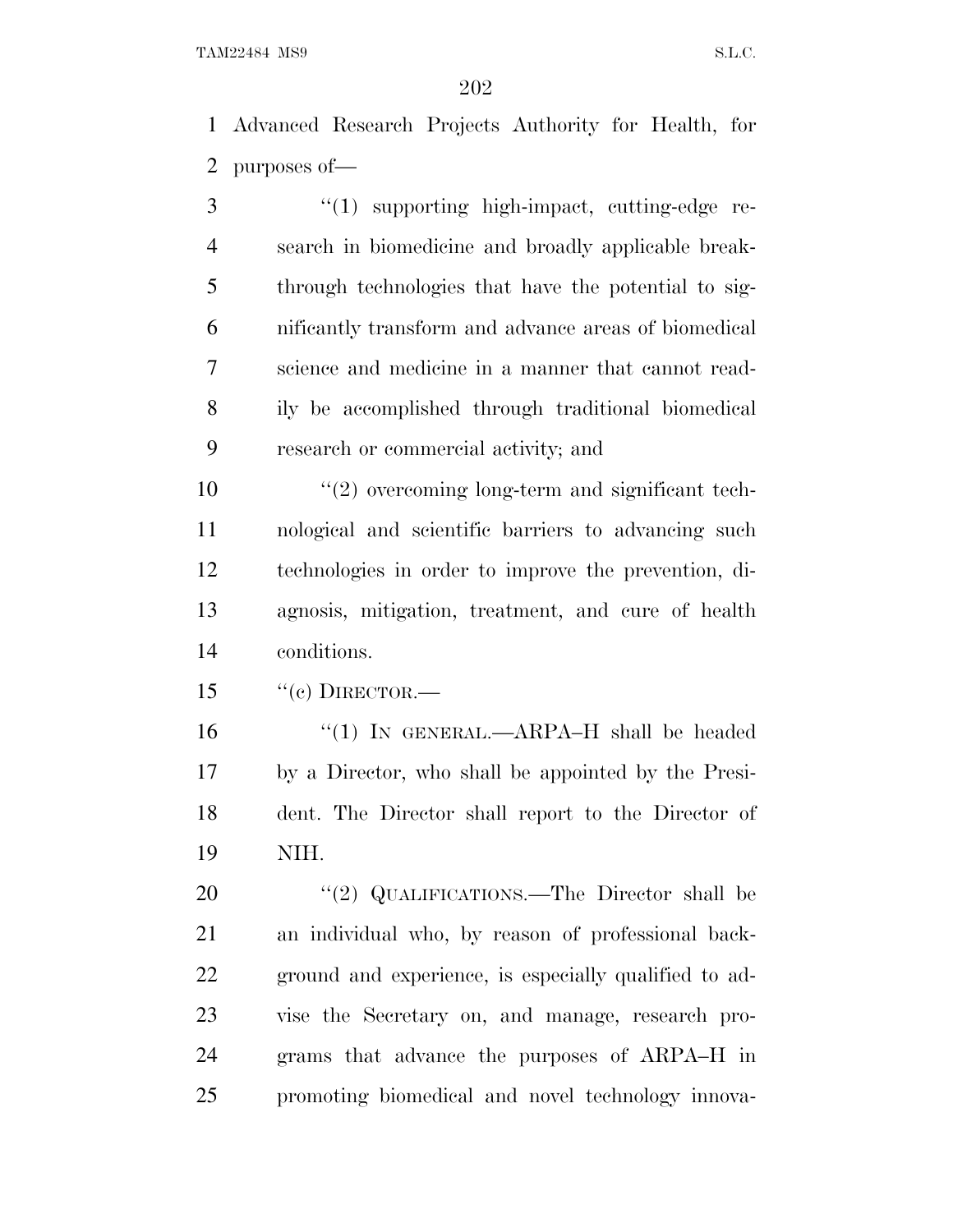Advanced Research Projects Authority for Health, for purposes of—

"(1) supporting high-impact, cutting-edge research in biomedicine and broadly applicable breakthrough technologies that have the potential to significantly transform and advance areas of biomedical science and medicine in a manner that cannot readily be accomplished through traditional biomedical research or commercial activity; and

"(2) overcoming long-term and significant technological and scientific barriers to advancing such technologies in order to improve the prevention, diagnosis, mitigation, treatment, and cure of health conditions.

"(c) DIRECTOR.—

"(1) IN GENERAL.—ARPA–H shall be headed by a Director, who shall be appointed by the President. The Director shall report to the Director of NIH.

"(2) QUALIFICATIONS.—The Director shall be an individual who, by reason of professional background and experience, is especially qualified to advise the Secretary on, and manage, research programs that advance the purposes of ARPA–H in promoting biomedical and novel technology innova-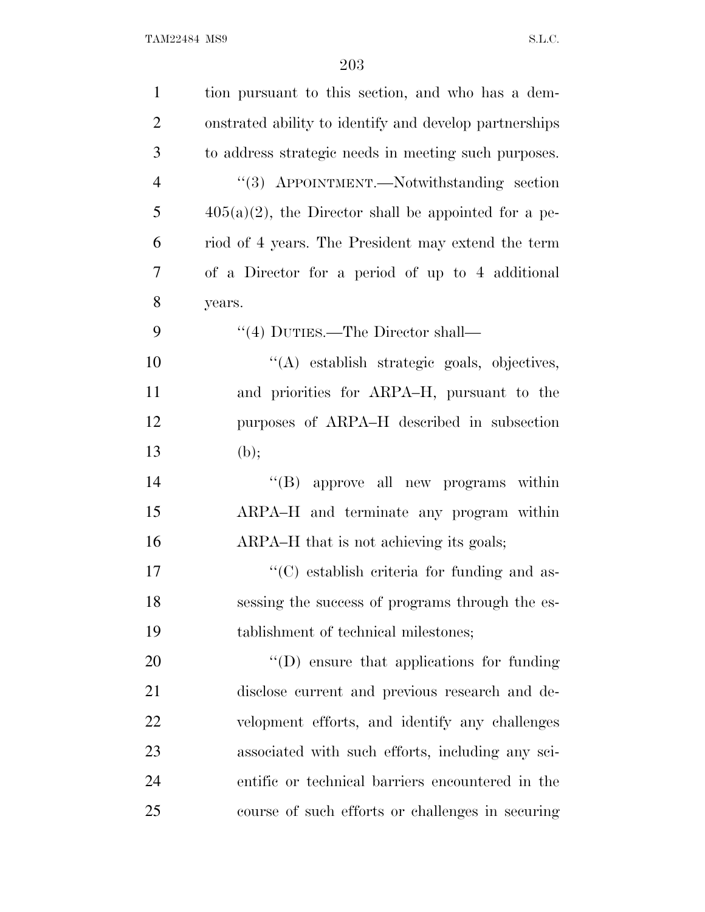tion pursuant to this section, and who has a demonstrated ability to identify and develop partnerships to address strategic needs in meeting such purposes.

"(3) APPOINTMENT.—Notwithstanding section 405(a)(2), the Director shall be appointed for a period of 4 years. The President may extend the term of a Director for a period of up to 4 additional years.

"(4) DUTIES.—The Director shall—

"(A) establish strategic goals, objectives, and priorities for ARPA–H, pursuant to the purposes of ARPA–H described in subsection (b);

"(B) approve all new programs within ARPA–H and terminate any program within ARPA–H that is not achieving its goals;

"(C) establish criteria for funding and assessing the success of programs through the establishment of technical milestones;

"(D) ensure that applications for funding disclose current and previous research and development efforts, and identify any challenges associated with such efforts, including any scientific or technical barriers encountered in the course of such efforts or challenges in securing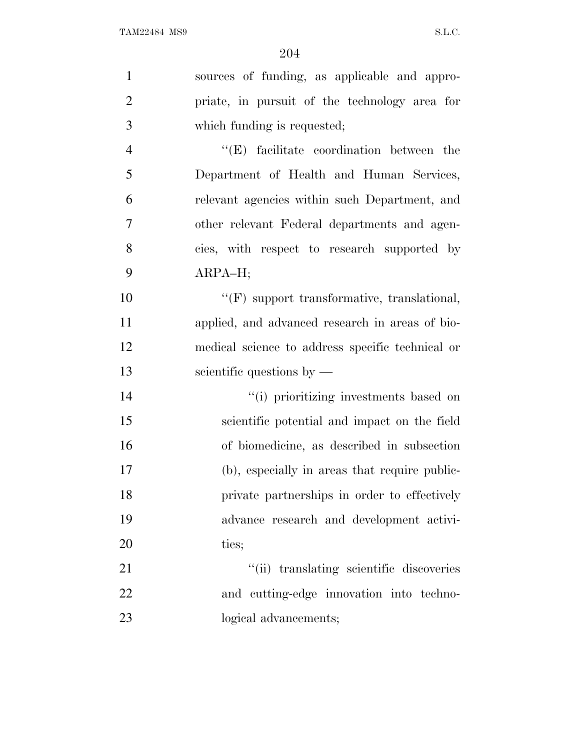sources of funding, as applicable and appropriate, in pursuit of the technology area for which funding is requested;

''(E) facilitate coordination between the Department of Health and Human Services, relevant agencies within such Department, and other relevant Federal departments and agencies, with respect to research supported by ARPA–H;

''(F) support transformative, translational, applied, and advanced research in areas of biomedical science to address specific technical or scientific questions by —

''(i) prioritizing investments based on scientific potential and impact on the field of biomedicine, as described in subsection (b), especially in areas that require public-private partnerships in order to effectively advance research and development activities;

''(ii) translating scientific discoveries and cutting-edge innovation into technological advancements;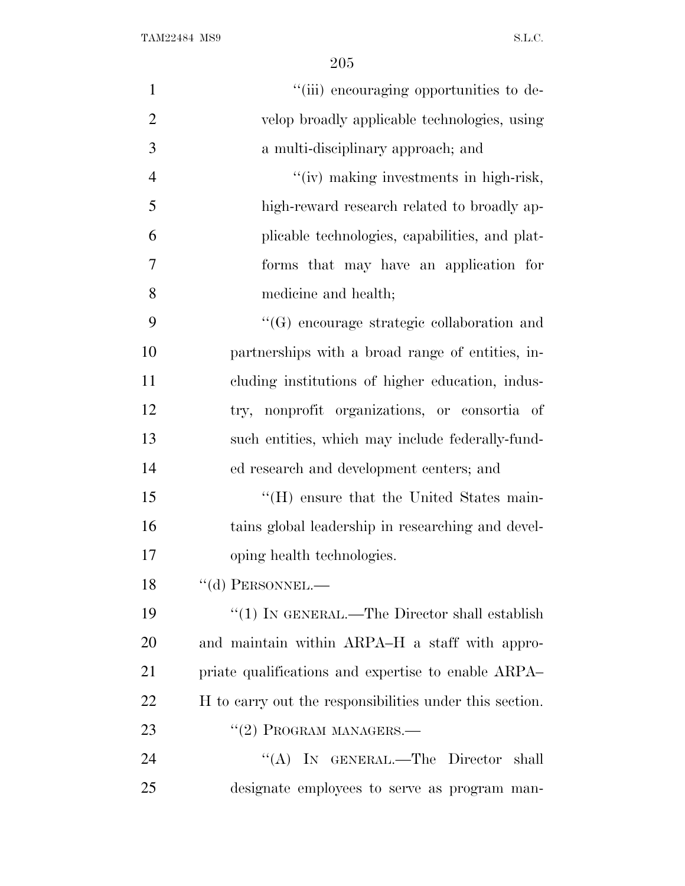"(iii) encouraging opportunities to develop broadly applicable technologies, using a multi-disciplinary approach; and

"(iv) making investments in high-risk, high-reward research related to broadly applicable technologies, capabilities, and platforms that may have an application for medicine and health;

"(G) encourage strategic collaboration and partnerships with a broad range of entities, including institutions of higher education, industry, nonprofit organizations, or consortia of such entities, which may include federally-funded research and development centers; and

"(H) ensure that the United States maintains global leadership in researching and developing health technologies.

"(d) PERSONNEL.—

"(1) IN GENERAL.—The Director shall establish and maintain within ARPA–H a staff with appropriate qualifications and expertise to enable ARPA–H to carry out the responsibilities under this section.

"(2) PROGRAM MANAGERS.—

"(A) IN GENERAL.—The Director shall designate employees to serve as program man-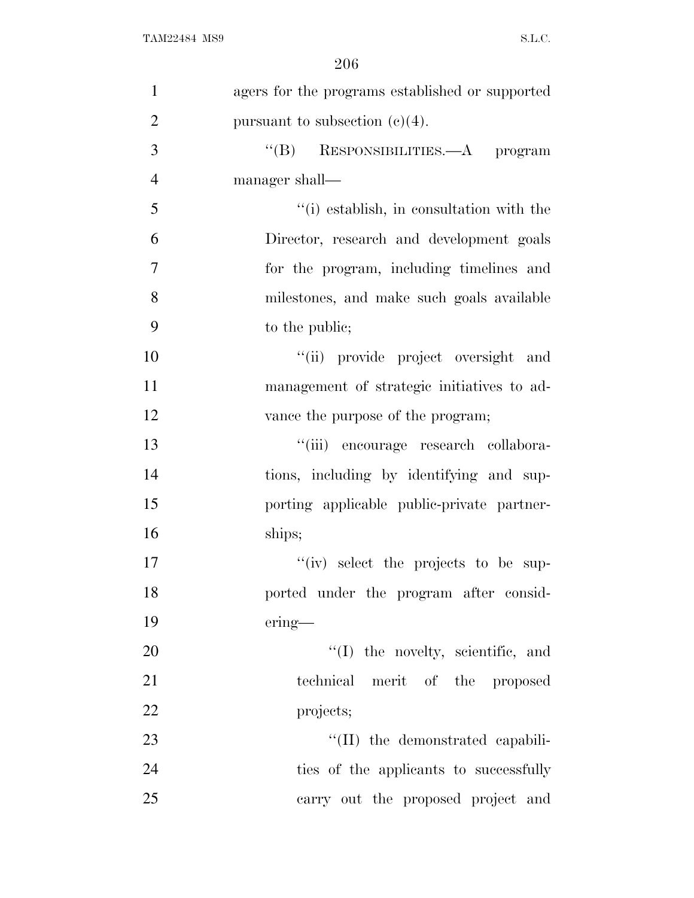agers for the programs established or supported pursuant to subsection (c)(4).

"(B) RESPONSIBILITIES.—A program manager shall—

"(i) establish, in consultation with the Director, research and development goals for the program, including timelines and milestones, and make such goals available to the public;

"(ii) provide project oversight and management of strategic initiatives to advance the purpose of the program;

"(iii) encourage research collaborations, including by identifying and supporting applicable public-private partnerships;

"(iv) select the projects to be supported under the program after considering—

"(I) the novelty, scientific, and technical merit of the proposed projects;

"(II) the demonstrated capabilities of the applicants to successfully carry out the proposed project and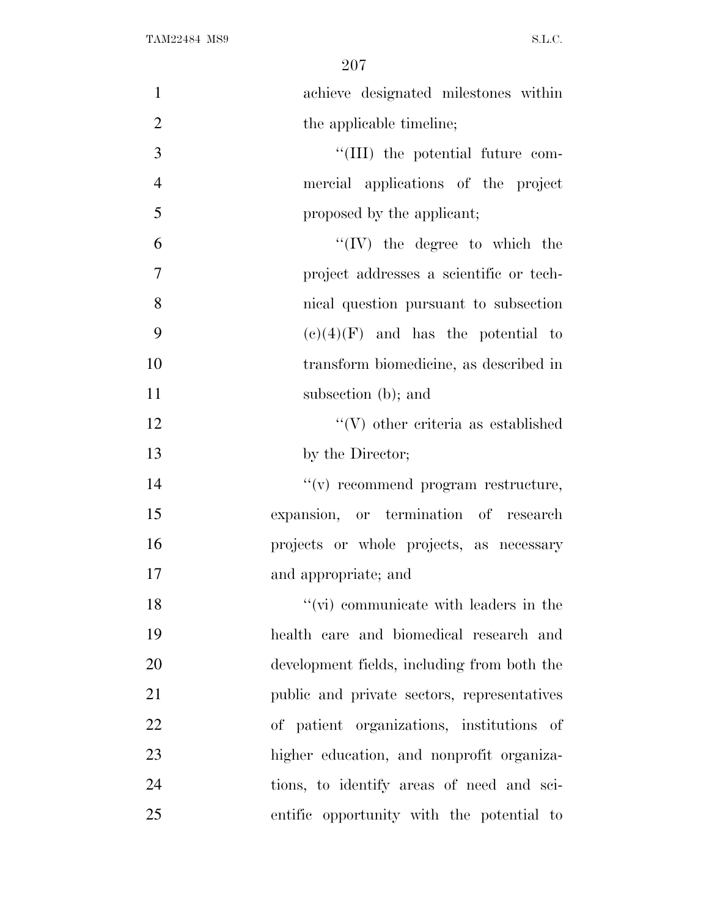achieve designated milestones within the applicable timeline;

''(III) the potential future commercial applications of the project proposed by the applicant;

''(IV) the degree to which the project addresses a scientific or technical question pursuant to subsection (c)(4)(F) and has the potential to transform biomedicine, as described in subsection (b); and

''(V) other criteria as established by the Director;

''(v) recommend program restructure, expansion, or termination of research projects or whole projects, as necessary and appropriate; and

''(vi) communicate with leaders in the health care and biomedical research and development fields, including from both the public and private sectors, representatives of patient organizations, institutions of higher education, and nonprofit organizations, to identify areas of need and scientific opportunity with the potential to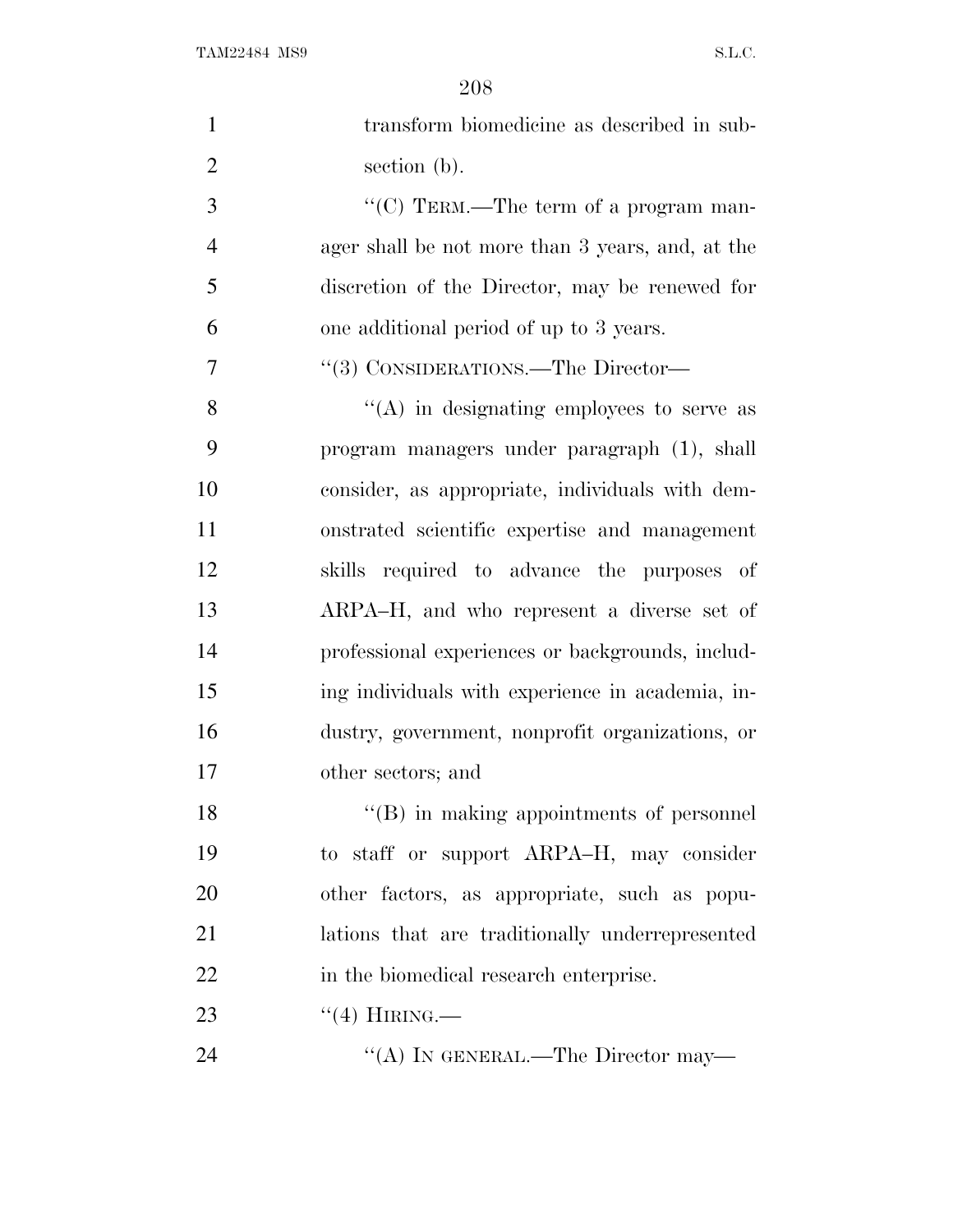transform biomedicine as described in subsection (b).

''(C) TERM.—The term of a program manager shall be not more than 3 years, and, at the discretion of the Director, may be renewed for one additional period of up to 3 years.

''(3) CONSIDERATIONS.—The Director—

''(A) in designating employees to serve as program managers under paragraph (1), shall consider, as appropriate, individuals with demonstrated scientific expertise and management skills required to advance the purposes of ARPA–H, and who represent a diverse set of professional experiences or backgrounds, including individuals with experience in academia, industry, government, nonprofit organizations, or other sectors; and

''(B) in making appointments of personnel to staff or support ARPA–H, may consider other factors, as appropriate, such as populations that are traditionally underrepresented in the biomedical research enterprise.

''(4) HIRING.—

''(A) IN GENERAL.—The Director may—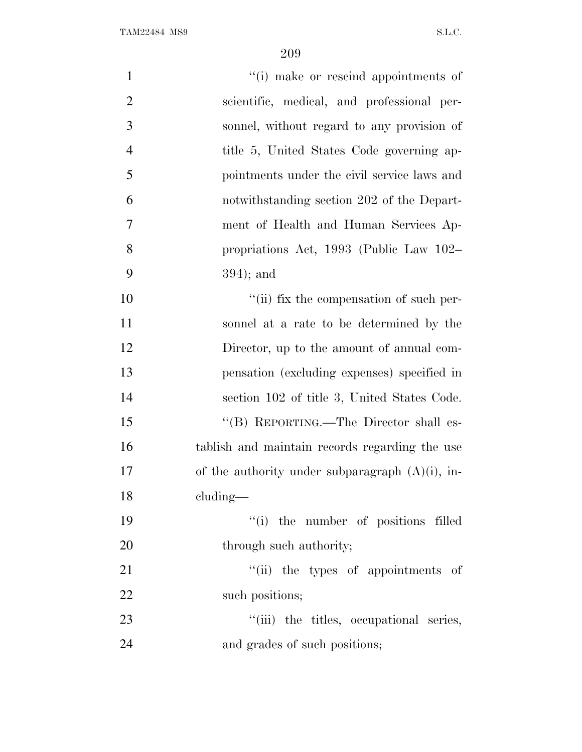"(i) make or rescind appointments of scientific, medical, and professional personnel, without regard to any provision of title 5, United States Code governing appointments under the civil service laws and notwithstanding section 202 of the Department of Health and Human Services Appropriations Act, 1993 (Public Law 102–394); and

"(ii) fix the compensation of such personnel at a rate to be determined by the Director, up to the amount of annual compensation (excluding expenses) specified in section 102 of title 3, United States Code.

"(B) REPORTING.—The Director shall establish and maintain records regarding the use of the authority under subparagraph (A)(i), including—

"(i) the number of positions filled through such authority;

"(ii) the types of appointments of such positions;

"(iii) the titles, occupational series, and grades of such positions;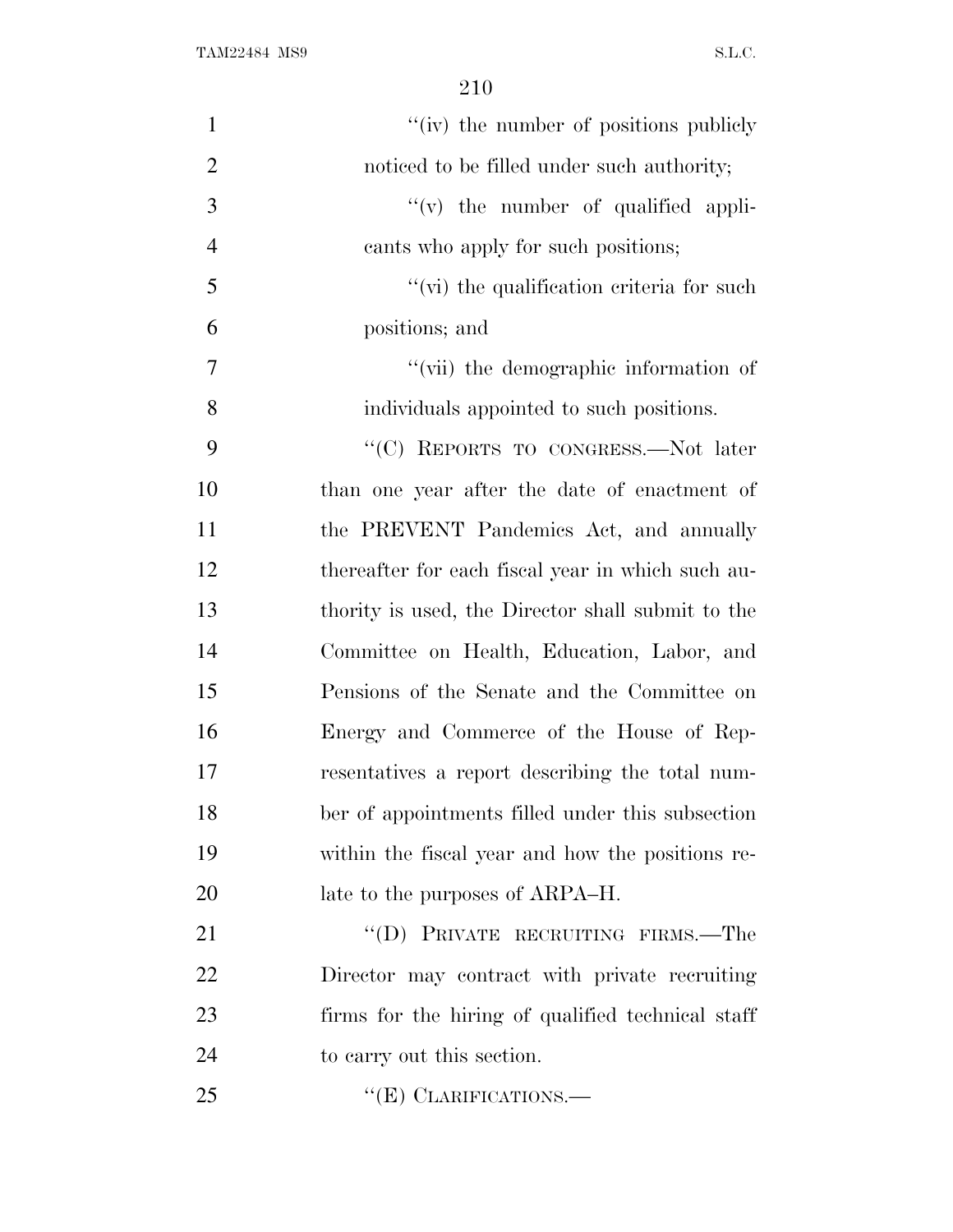"(iv) the number of positions publicly noticed to be filled under such authority;

"(v) the number of qualified applicants who apply for such positions;

"(vi) the qualification criteria for such positions; and

"(vii) the demographic information of individuals appointed to such positions.

"(C) REPORTS TO CONGRESS.—Not later than one year after the date of enactment of the PREVENT Pandemics Act, and annually thereafter for each fiscal year in which such authority is used, the Director shall submit to the Committee on Health, Education, Labor, and Pensions of the Senate and the Committee on Energy and Commerce of the House of Representatives a report describing the total number of appointments filled under this subsection within the fiscal year and how the positions relate to the purposes of ARPA–H.

"(D) PRIVATE RECRUITING FIRMS.—The Director may contract with private recruiting firms for the hiring of qualified technical staff to carry out this section.

"(E) CLARIFICATIONS.—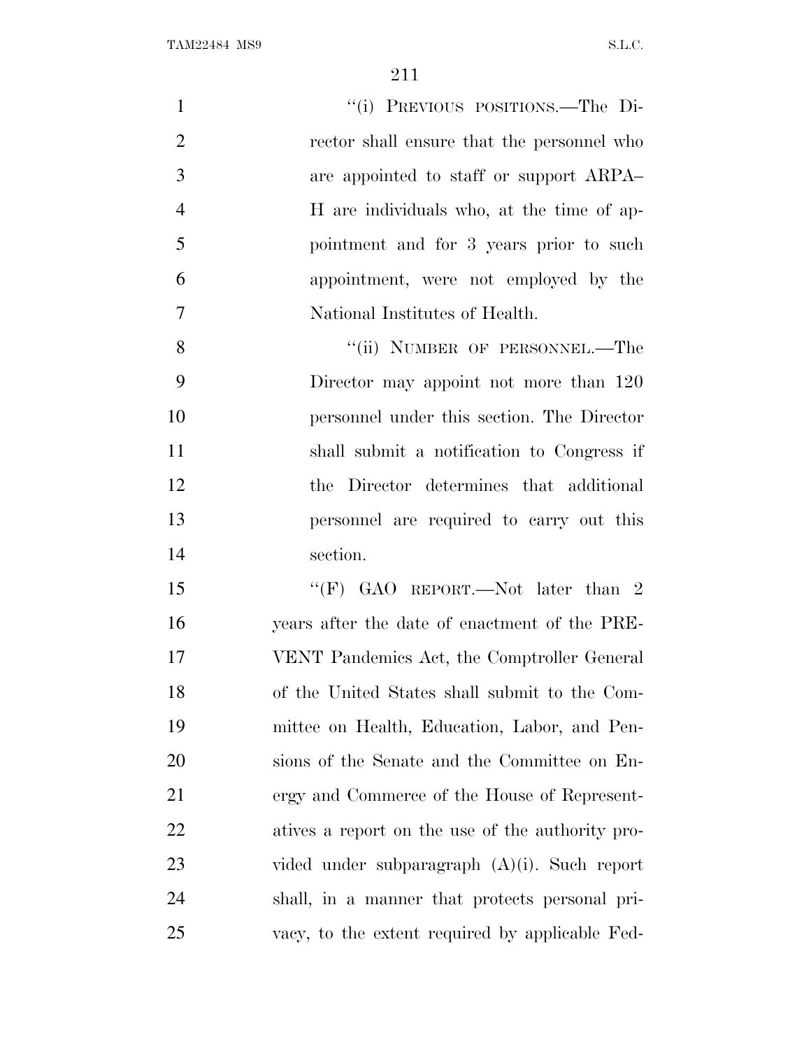"(i) PREVIOUS POSITIONS.—The Director shall ensure that the personnel who are appointed to staff or support ARPA–H are individuals who, at the time of appointment and for 3 years prior to such appointment, were not employed by the National Institutes of Health.

"(ii) NUMBER OF PERSONNEL.—The Director may appoint not more than 120 personnel under this section. The Director shall submit a notification to Congress if the Director determines that additional personnel are required to carry out this section.

"(F) GAO REPORT.—Not later than 2 years after the date of enactment of the PREVENT Pandemics Act, the Comptroller General of the United States shall submit to the Committee on Health, Education, Labor, and Pensions of the Senate and the Committee on Energy and Commerce of the House of Representatives a report on the use of the authority provided under subparagraph (A)(i). Such report shall, in a manner that protects personal privacy, to the extent required by applicable Fed-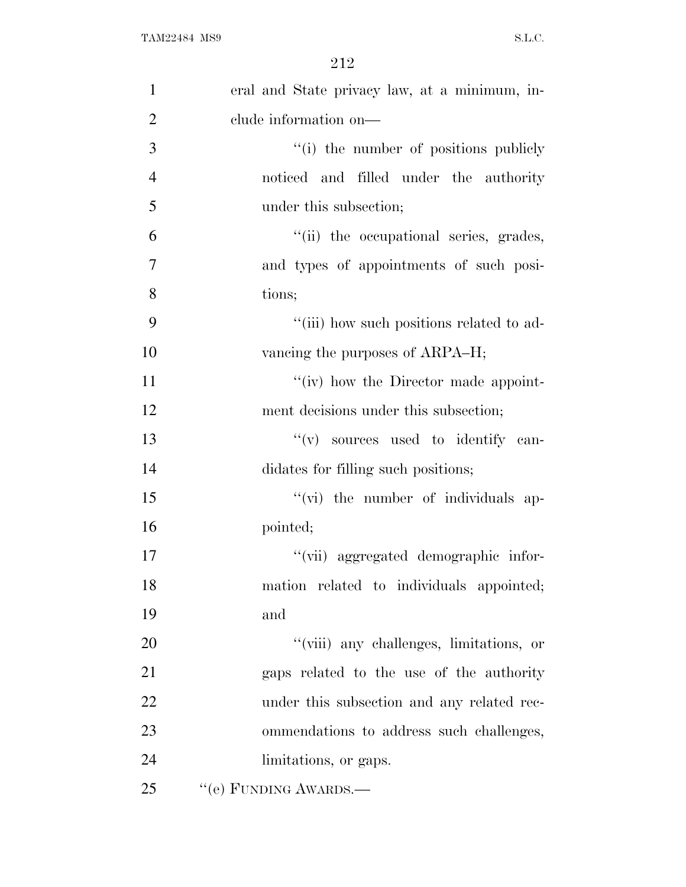eral and State privacy law, at a minimum, include information on—

"(i) the number of positions publicly noticed and filled under the authority under this subsection;

"(ii) the occupational series, grades, and types of appointments of such positions;

"(iii) how such positions related to advancing the purposes of ARPA–H;

"(iv) how the Director made appointment decisions under this subsection;

"(v) sources used to identify candidates for filling such positions;

"(vi) the number of individuals appointed;

"(vii) aggregated demographic information related to individuals appointed; and

"(viii) any challenges, limitations, or gaps related to the use of the authority under this subsection and any related recommendations to address such challenges, limitations, or gaps.

"(e) FUNDING AWARDS.—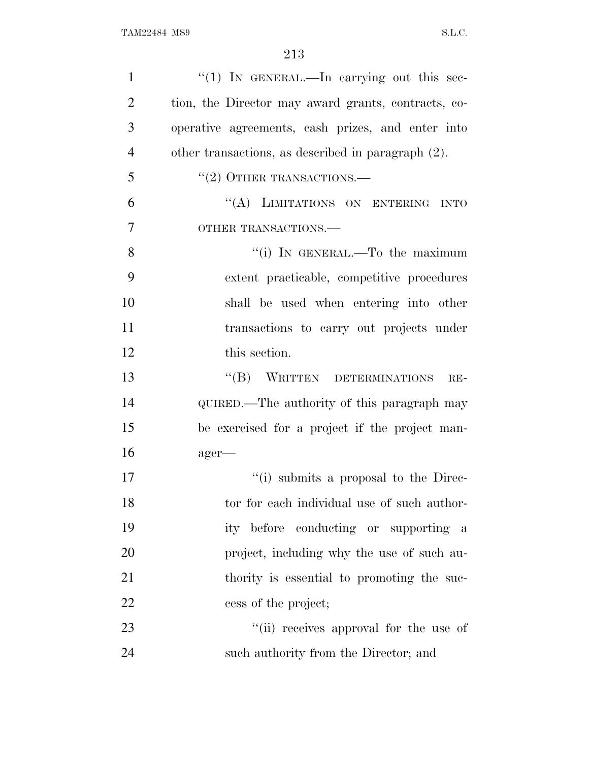"(1) IN GENERAL.—In carrying out this section, the Director may award grants, contracts, cooperative agreements, cash prizes, and enter into other transactions, as described in paragraph (2).

"(2) OTHER TRANSACTIONS.—

"(A) LIMITATIONS ON ENTERING INTO OTHER TRANSACTIONS.—

"(i) IN GENERAL.—To the maximum extent practicable, competitive procedures shall be used when entering into other transactions to carry out projects under this section.

"(B) WRITTEN DETERMINATIONS REQUIRED.—The authority of this paragraph may be exercised for a project if the project manager—

"(i) submits a proposal to the Director for each individual use of such authority before conducting or supporting a project, including why the use of such authority is essential to promoting the success of the project;

"(ii) receives approval for the use of such authority from the Director; and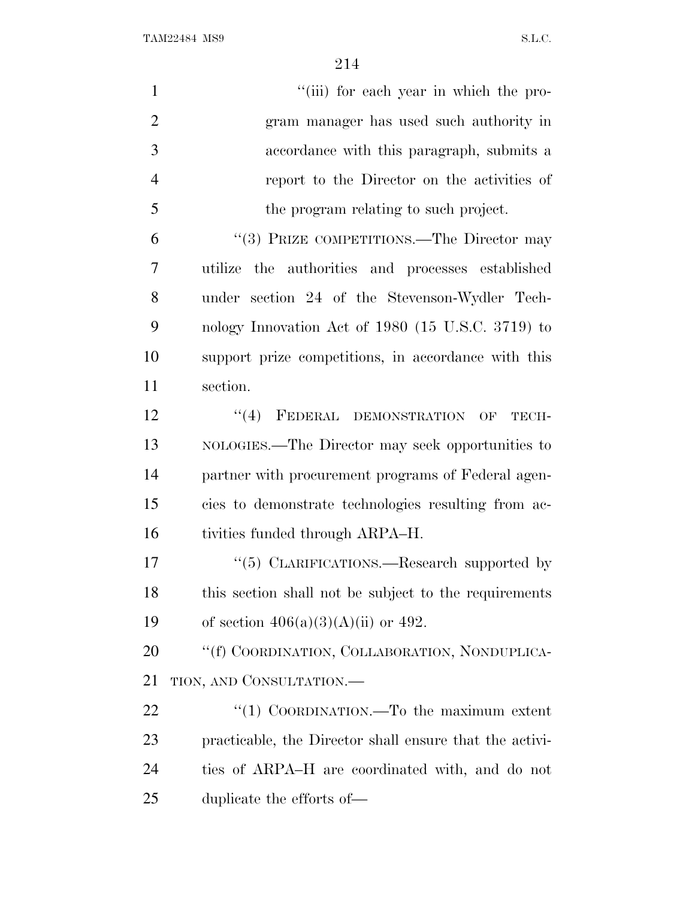"(iii) for each year in which the program manager has used such authority in accordance with this paragraph, submits a report to the Director on the activities of the program relating to such project.

"(3) PRIZE COMPETITIONS.—The Director may utilize the authorities and processes established under section 24 of the Stevenson-Wydler Technology Innovation Act of 1980 (15 U.S.C. 3719) to support prize competitions, in accordance with this section.

"(4) FEDERAL DEMONSTRATION OF TECHNOLOGIES.—The Director may seek opportunities to partner with procurement programs of Federal agencies to demonstrate technologies resulting from activities funded through ARPA–H.

"(5) CLARIFICATIONS.—Research supported by this section shall not be subject to the requirements of section 406(a)(3)(A)(ii) or 492.

"(f) COORDINATION, COLLABORATION, NONDUPLICATION, AND CONSULTATION.—

"(1) COORDINATION.—To the maximum extent practicable, the Director shall ensure that the activities of ARPA–H are coordinated with, and do not duplicate the efforts of—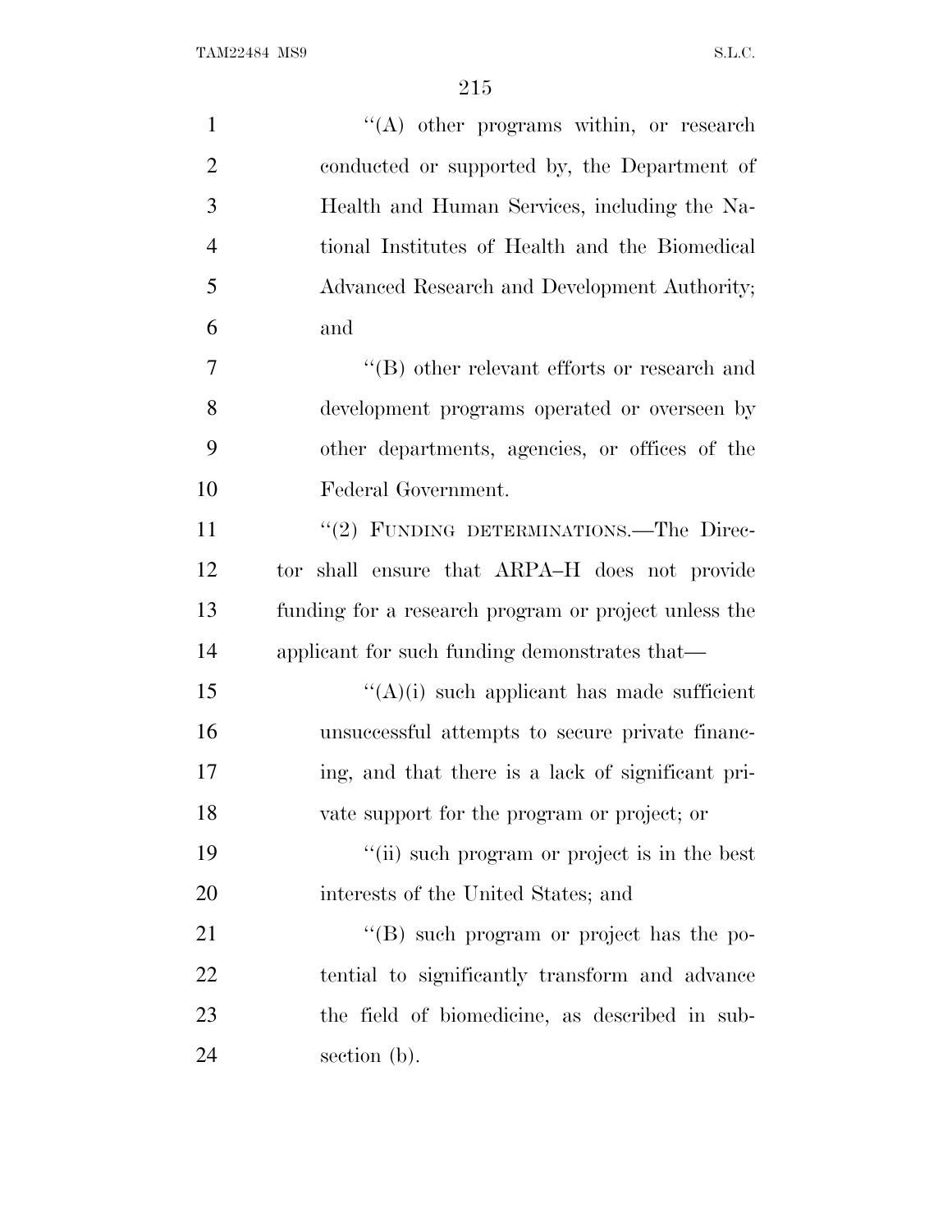''(A) other programs within, or research conducted or supported by, the Department of Health and Human Services, including the National Institutes of Health and the Biomedical Advanced Research and Development Authority; and

''(B) other relevant efforts or research and development programs operated or overseen by other departments, agencies, or offices of the Federal Government.

''(2) FUNDING DETERMINATIONS.—The Director shall ensure that ARPA–H does not provide funding for a research program or project unless the applicant for such funding demonstrates that—

''(A)(i) such applicant has made sufficient unsuccessful attempts to secure private financing, and that there is a lack of significant private support for the program or project; or

''(ii) such program or project is in the best interests of the United States; and

''(B) such program or project has the potential to significantly transform and advance the field of biomedicine, as described in subsection (b).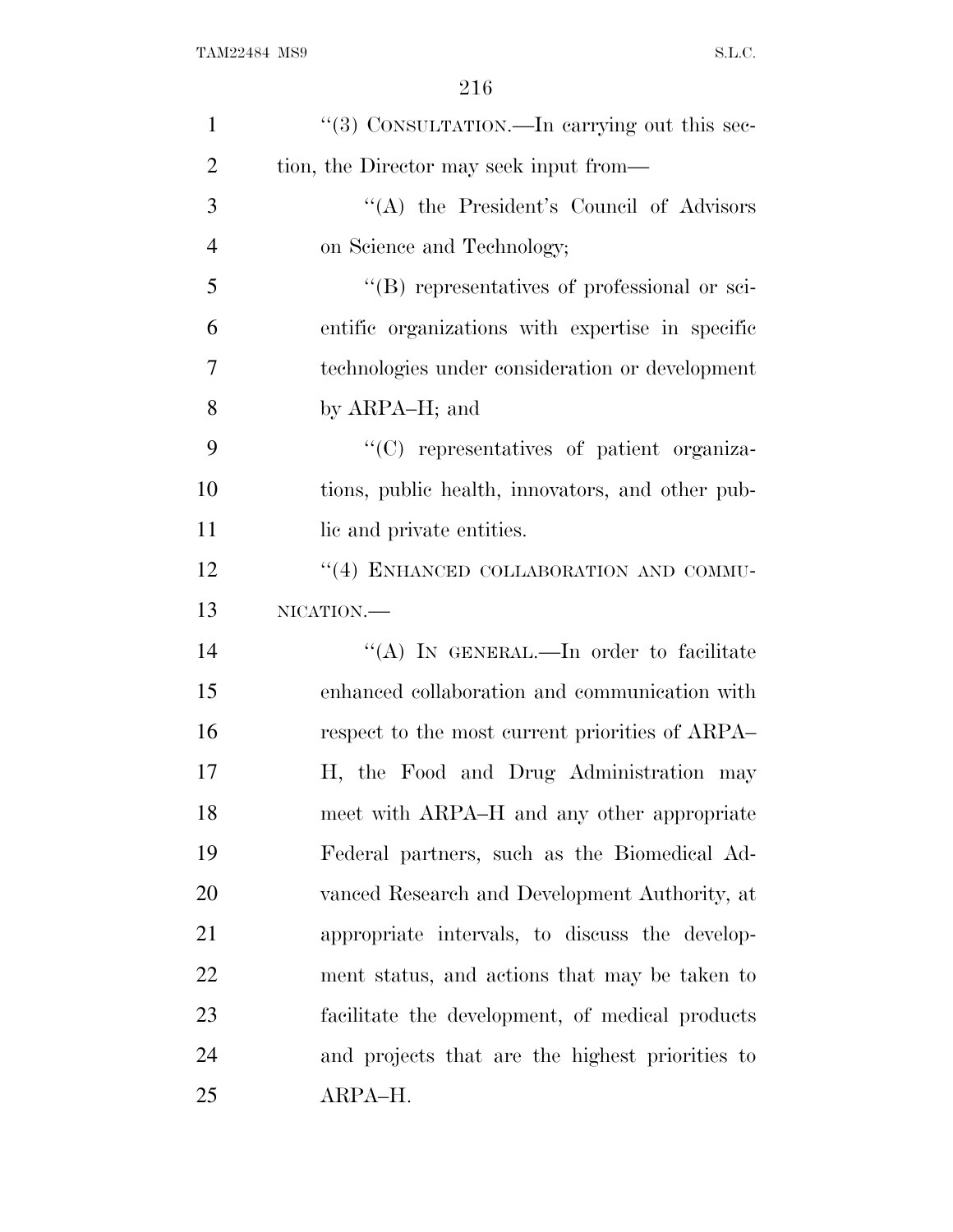''(3) CONSULTATION.—In carrying out this section, the Director may seek input from—

''(A) the President's Council of Advisors on Science and Technology;

''(B) representatives of professional or scientific organizations with expertise in specific technologies under consideration or development by ARPA–H; and

''(C) representatives of patient organizations, public health, innovators, and other public and private entities.

''(4) ENHANCED COLLABORATION AND COMMUNICATION.—

''(A) IN GENERAL.—In order to facilitate enhanced collaboration and communication with respect to the most current priorities of ARPA–H, the Food and Drug Administration may meet with ARPA–H and any other appropriate Federal partners, such as the Biomedical Advanced Research and Development Authority, at appropriate intervals, to discuss the development status, and actions that may be taken to facilitate the development, of medical products and projects that are the highest priorities to ARPA–H.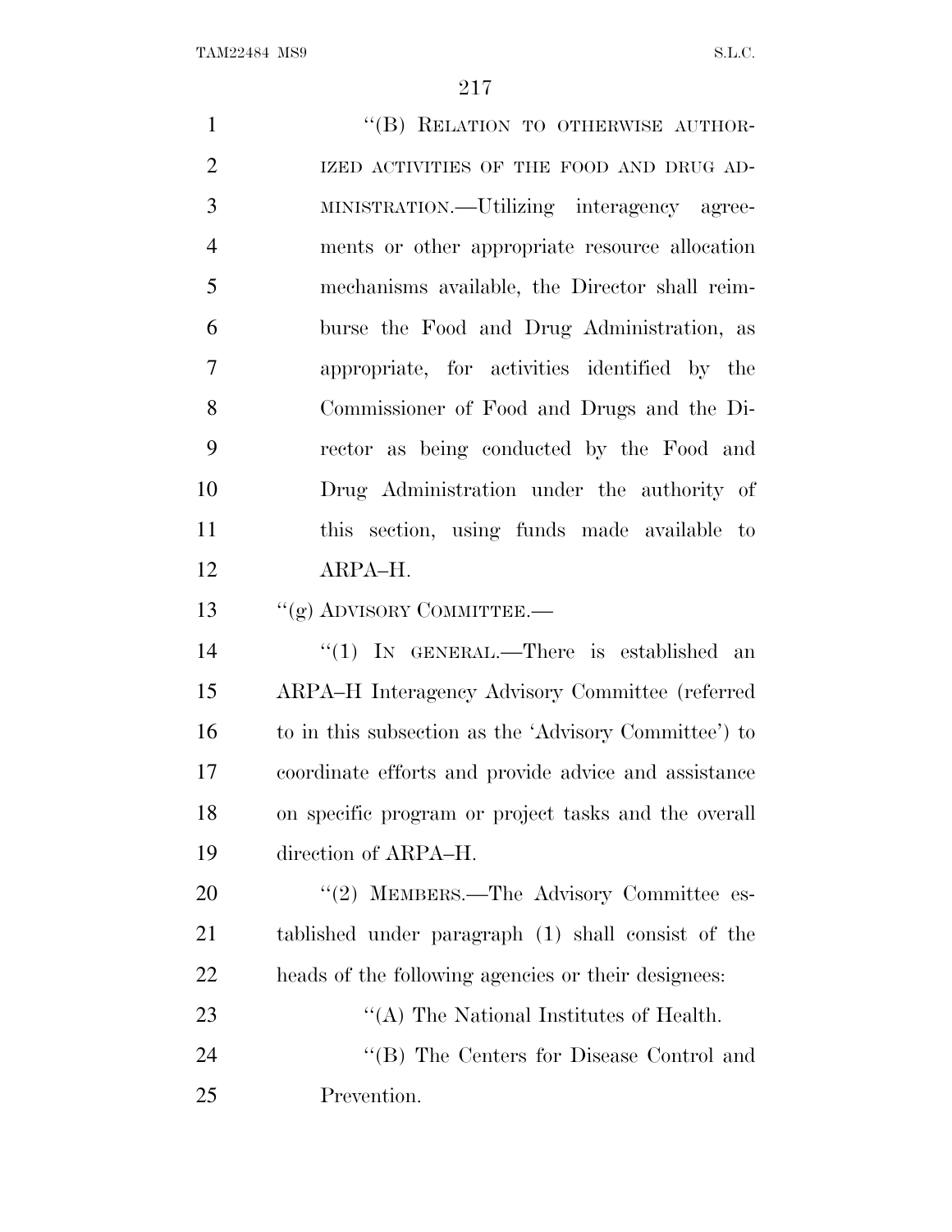"(B) RELATION TO OTHERWISE AUTHORIZED ACTIVITIES OF THE FOOD AND DRUG ADMINISTRATION.—Utilizing interagency agreements or other appropriate resource allocation mechanisms available, the Director shall reimburse the Food and Drug Administration, as appropriate, for activities identified by the Commissioner of Food and Drugs and the Director as being conducted by the Food and Drug Administration under the authority of this section, using funds made available to ARPA–H.

"(g) ADVISORY COMMITTEE.—

"(1) IN GENERAL.—There is established an ARPA–H Interagency Advisory Committee (referred to in this subsection as the 'Advisory Committee') to coordinate efforts and provide advice and assistance on specific program or project tasks and the overall direction of ARPA–H.

"(2) MEMBERS.—The Advisory Committee established under paragraph (1) shall consist of the heads of the following agencies or their designees:

"(A) The National Institutes of Health.

"(B) The Centers for Disease Control and Prevention.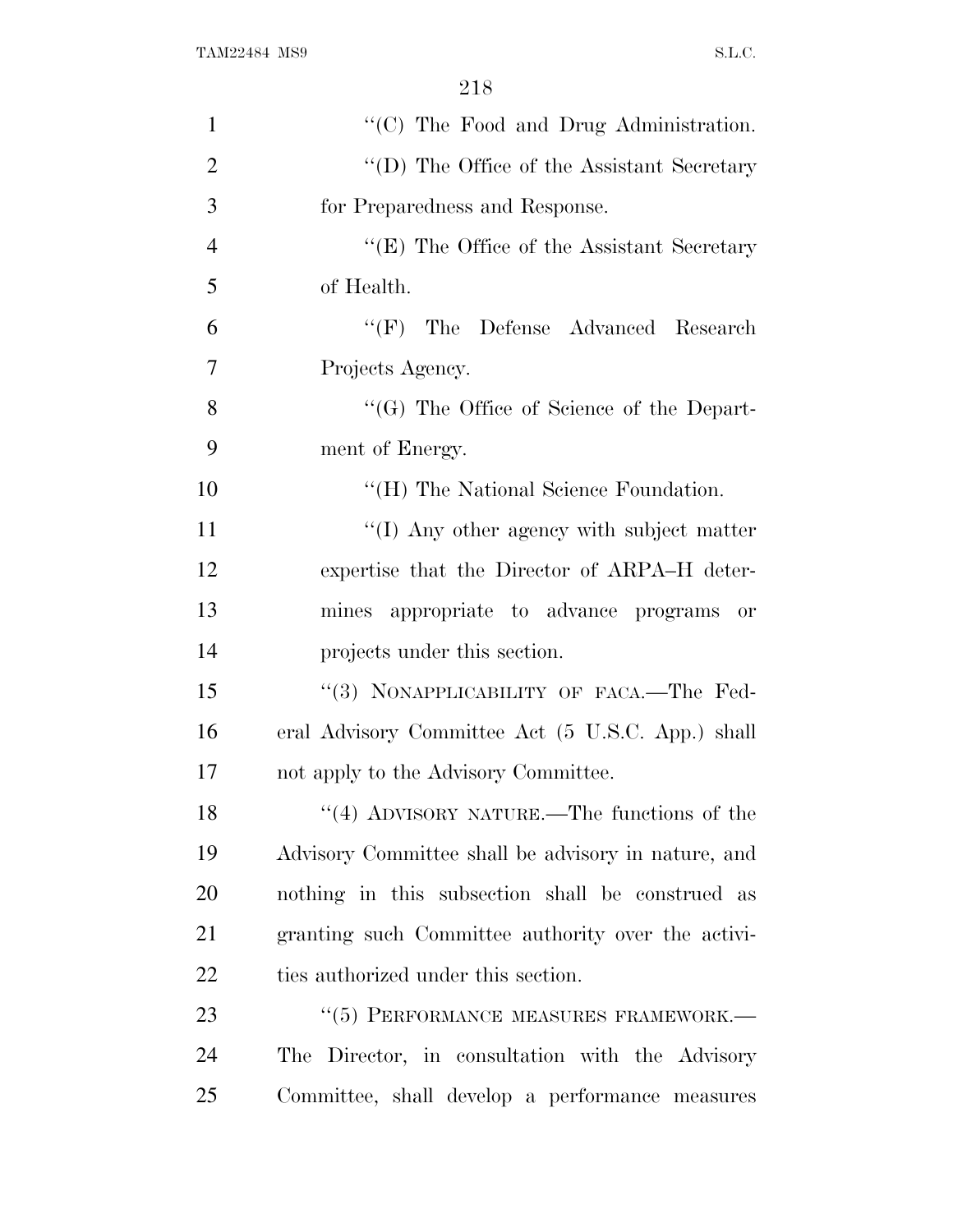''(C) The Food and Drug Administration.

''(D) The Office of the Assistant Secretary for Preparedness and Response.

''(E) The Office of the Assistant Secretary of Health.

''(F) The Defense Advanced Research Projects Agency.

''(G) The Office of Science of the Department of Energy.

''(H) The National Science Foundation.

''(I) Any other agency with subject matter expertise that the Director of ARPA–H determines appropriate to advance programs or projects under this section.

''(3) NONAPPLICABILITY OF FACA.—The Federal Advisory Committee Act (5 U.S.C. App.) shall not apply to the Advisory Committee.

''(4) ADVISORY NATURE.—The functions of the Advisory Committee shall be advisory in nature, and nothing in this subsection shall be construed as granting such Committee authority over the activities authorized under this section.

''(5) PERFORMANCE MEASURES FRAMEWORK.—The Director, in consultation with the Advisory Committee, shall develop a performance measures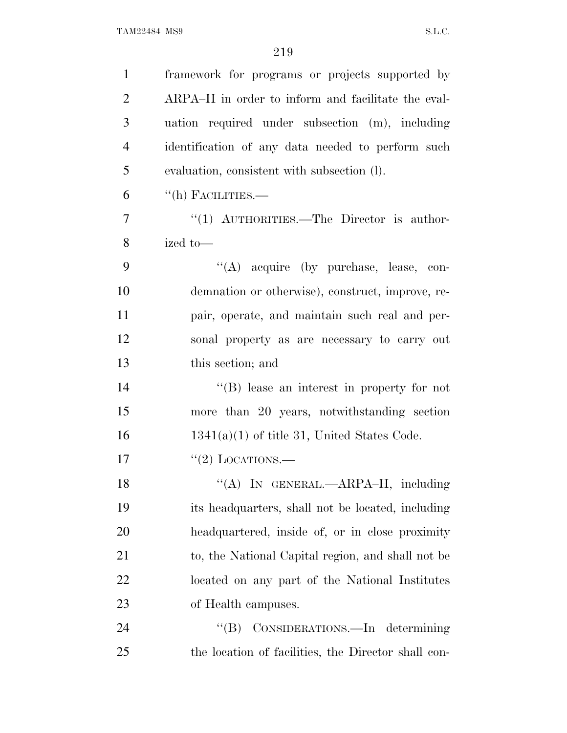framework for programs or projects supported by ARPA–H in order to inform and facilitate the evaluation required under subsection (m), including identification of any data needed to perform such evaluation, consistent with subsection (l).

''(h) FACILITIES.—

''(1) AUTHORITIES.—The Director is authorized to—

''(A) acquire (by purchase, lease, condemnation or otherwise), construct, improve, repair, operate, and maintain such real and personal property as are necessary to carry out this section; and

''(B) lease an interest in property for not more than 20 years, notwithstanding section 1341(a)(1) of title 31, United States Code.

''(2) LOCATIONS.—

''(A) IN GENERAL.—ARPA–H, including its headquarters, shall not be located, including headquartered, inside of, or in close proximity to, the National Capital region, and shall not be located on any part of the National Institutes of Health campuses.

''(B) CONSIDERATIONS.—In determining the location of facilities, the Director shall con-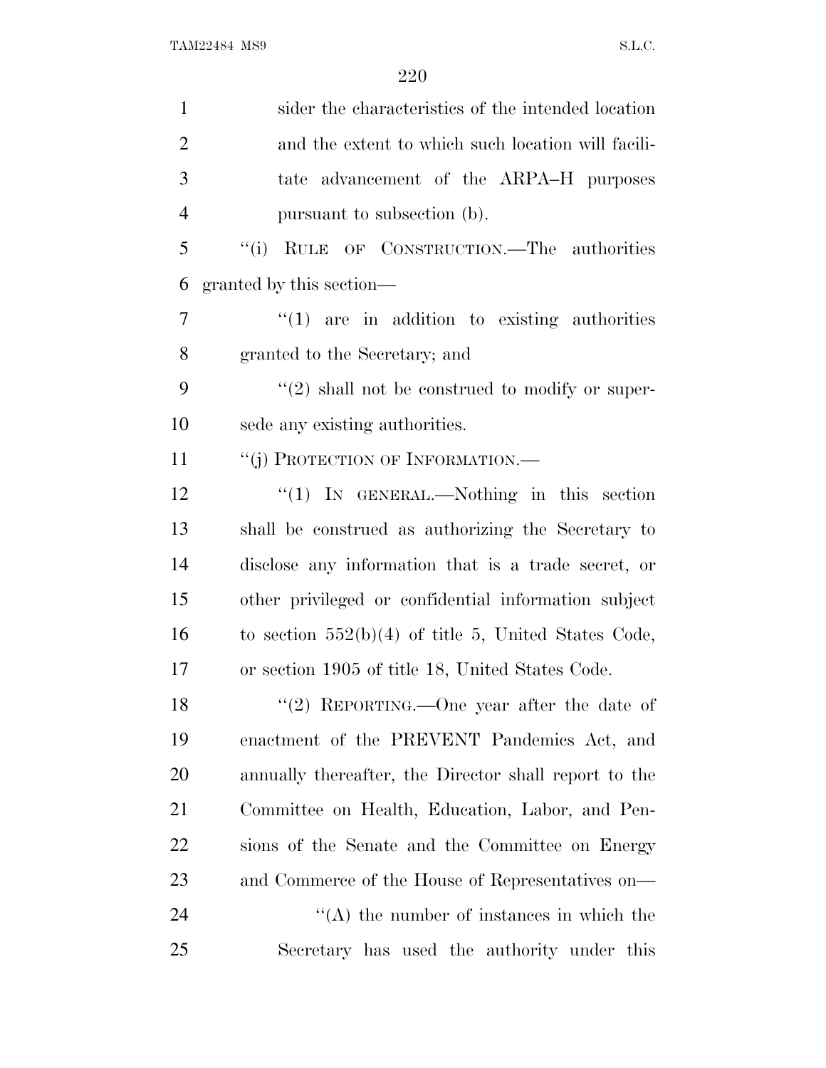sider the characteristics of the intended location and the extent to which such location will facilitate advancement of the ARPA–H purposes pursuant to subsection (b).

''(i) RULE OF CONSTRUCTION.—The authorities granted by this section—

''(1) are in addition to existing authorities granted to the Secretary; and

''(2) shall not be construed to modify or supersede any existing authorities.

''(j) PROTECTION OF INFORMATION.—

''(1) IN GENERAL.—Nothing in this section shall be construed as authorizing the Secretary to disclose any information that is a trade secret, or other privileged or confidential information subject to section 552(b)(4) of title 5, United States Code, or section 1905 of title 18, United States Code.

''(2) REPORTING.—One year after the date of enactment of the PREVENT Pandemics Act, and annually thereafter, the Director shall report to the Committee on Health, Education, Labor, and Pensions of the Senate and the Committee on Energy and Commerce of the House of Representatives on—

''(A) the number of instances in which the Secretary has used the authority under this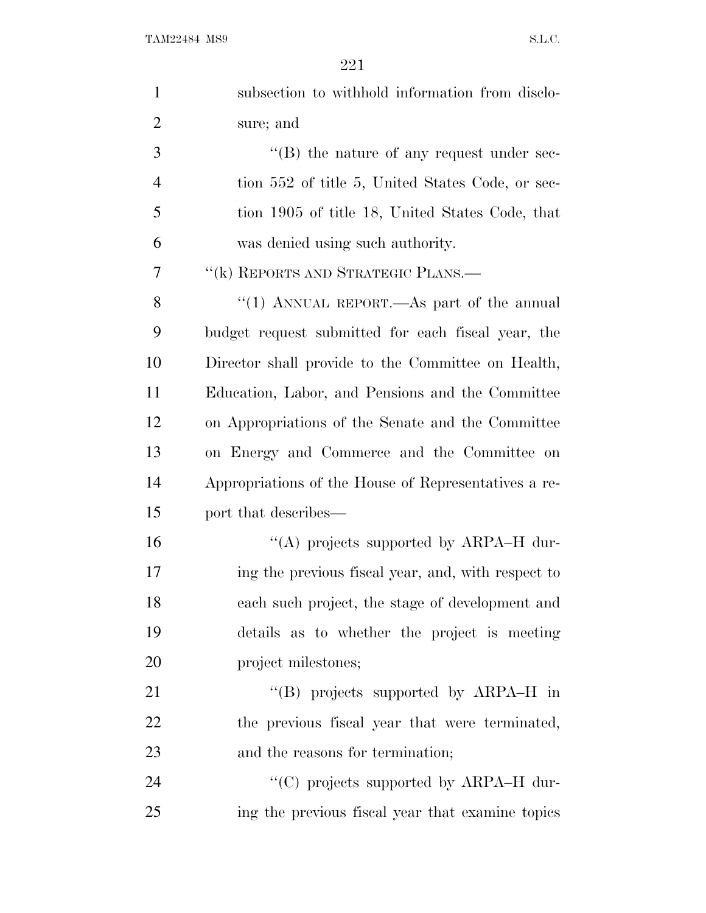subsection to withhold information from disclosure; and

''(B) the nature of any request under section 552 of title 5, United States Code, or section 1905 of title 18, United States Code, that was denied using such authority.

''(k) REPORTS AND STRATEGIC PLANS.—

''(1) ANNUAL REPORT.—As part of the annual budget request submitted for each fiscal year, the Director shall provide to the Committee on Health, Education, Labor, and Pensions and the Committee on Appropriations of the Senate and the Committee on Energy and Commerce and the Committee on Appropriations of the House of Representatives a report that describes—

''(A) projects supported by ARPA–H during the previous fiscal year, and, with respect to each such project, the stage of development and details as to whether the project is meeting project milestones;

''(B) projects supported by ARPA–H in the previous fiscal year that were terminated, and the reasons for termination;

''(C) projects supported by ARPA–H during the previous fiscal year that examine topics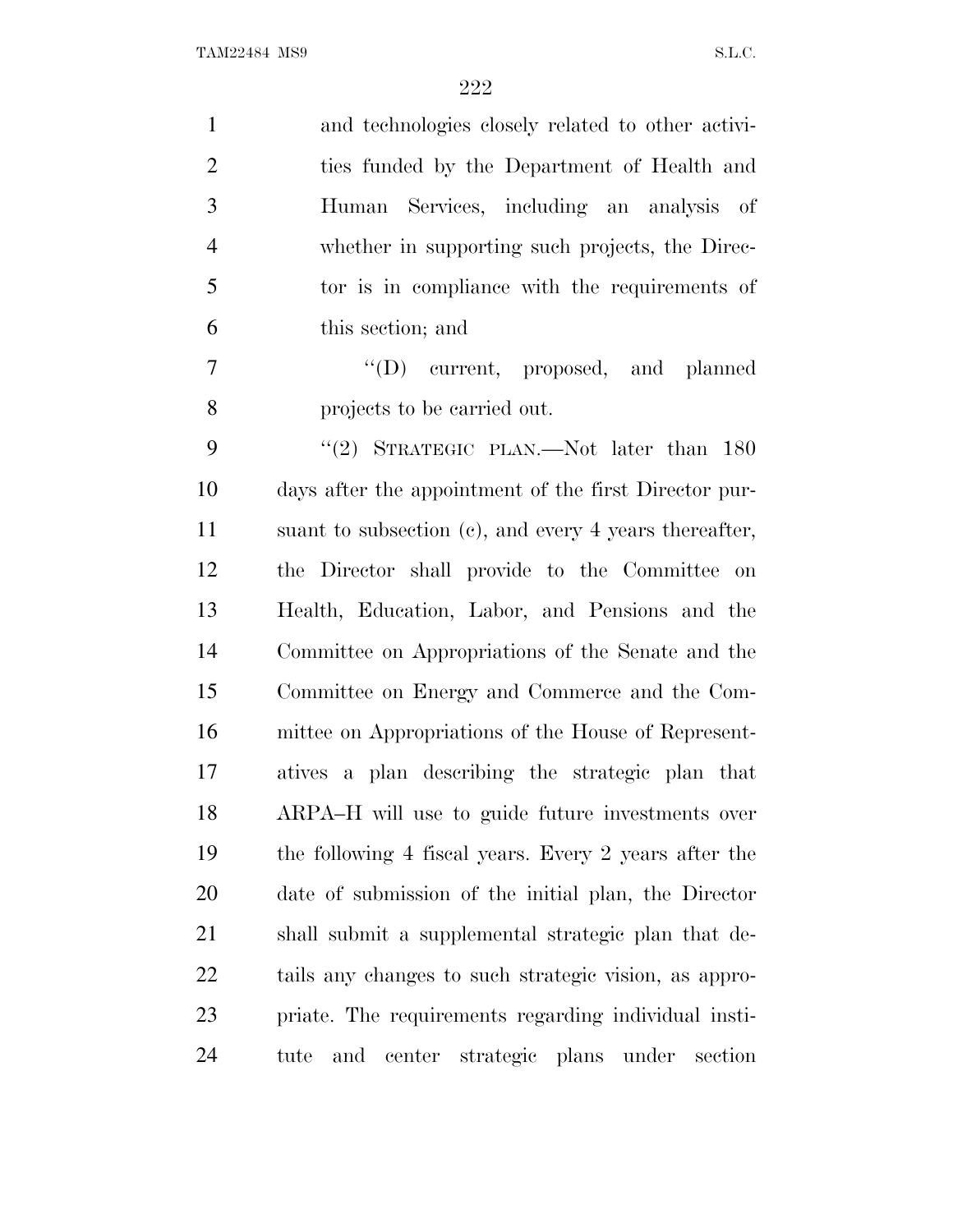and technologies closely related to other activities funded by the Department of Health and Human Services, including an analysis of whether in supporting such projects, the Director is in compliance with the requirements of this section; and

"(D) current, proposed, and planned projects to be carried out.

"(2) STRATEGIC PLAN.—Not later than 180 days after the appointment of the first Director pursuant to subsection (c), and every 4 years thereafter, the Director shall provide to the Committee on Health, Education, Labor, and Pensions and the Committee on Appropriations of the Senate and the Committee on Energy and Commerce and the Committee on Appropriations of the House of Representatives a plan describing the strategic plan that ARPA–H will use to guide future investments over the following 4 fiscal years. Every 2 years after the date of submission of the initial plan, the Director shall submit a supplemental strategic plan that details any changes to such strategic vision, as appropriate. The requirements regarding individual institute and center strategic plans under section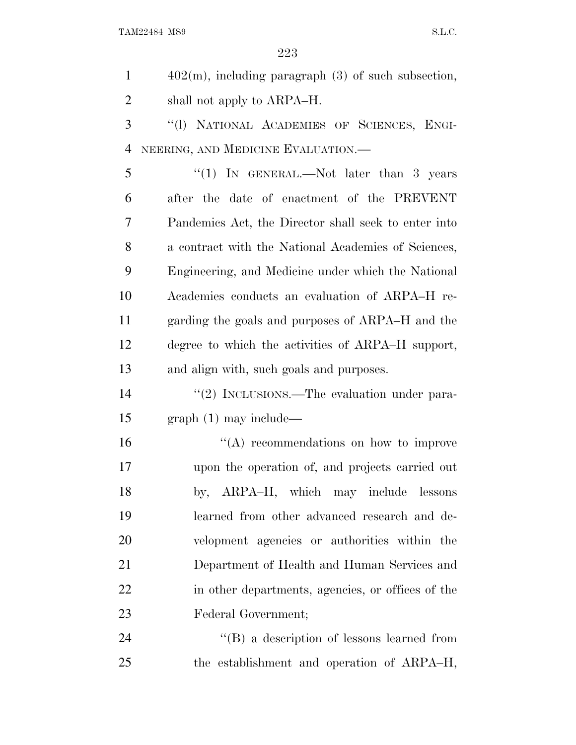402(m), including paragraph (3) of such subsection, shall not apply to ARPA–H.

''(l) NATIONAL ACADEMIES OF SCIENCES, ENGINEERING, AND MEDICINE EVALUATION.—

''(1) IN GENERAL.—Not later than 3 years after the date of enactment of the PREVENT Pandemics Act, the Director shall seek to enter into a contract with the National Academies of Sciences, Engineering, and Medicine under which the National Academies conducts an evaluation of ARPA–H regarding the goals and purposes of ARPA–H and the degree to which the activities of ARPA–H support, and align with, such goals and purposes.

''(2) INCLUSIONS.—The evaluation under paragraph (1) may include—

''(A) recommendations on how to improve upon the operation of, and projects carried out by, ARPA–H, which may include lessons learned from other advanced research and development agencies or authorities within the Department of Health and Human Services and in other departments, agencies, or offices of the Federal Government;

''(B) a description of lessons learned from the establishment and operation of ARPA–H,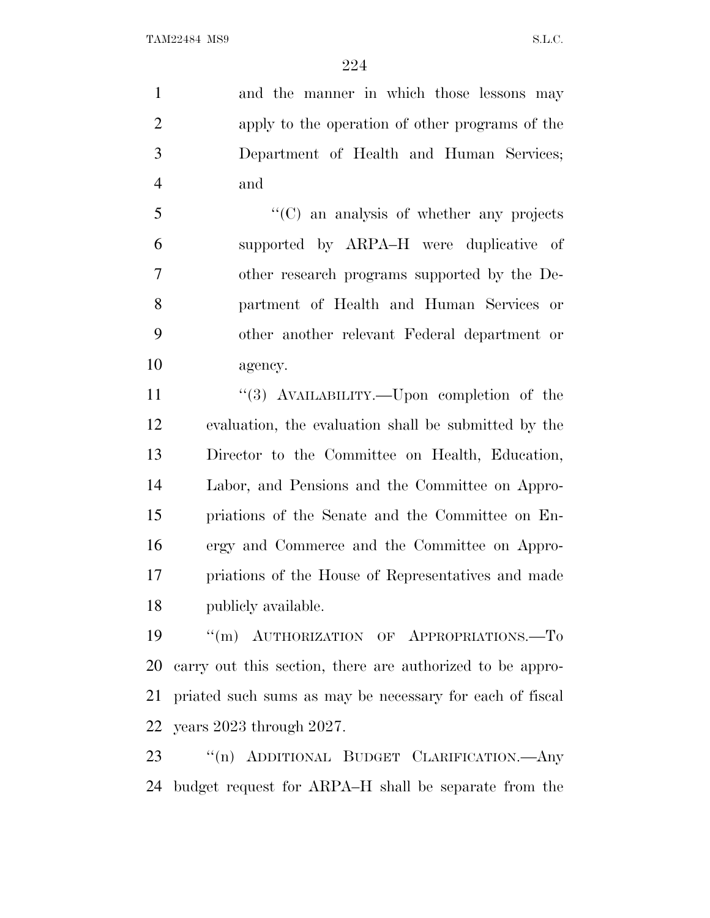and the manner in which those lessons may apply to the operation of other programs of the Department of Health and Human Services; and

"(C) an analysis of whether any projects supported by ARPA–H were duplicative of other research programs supported by the Department of Health and Human Services or other another relevant Federal department or agency.

"(3) AVAILABILITY.—Upon completion of the evaluation, the evaluation shall be submitted by the Director to the Committee on Health, Education, Labor, and Pensions and the Committee on Appropriations of the Senate and the Committee on Energy and Commerce and the Committee on Appropriations of the House of Representatives and made publicly available.

"(m) AUTHORIZATION OF APPROPRIATIONS.—To carry out this section, there are authorized to be appropriated such sums as may be necessary for each of fiscal years 2023 through 2027.

"(n) ADDITIONAL BUDGET CLARIFICATION.—Any budget request for ARPA–H shall be separate from the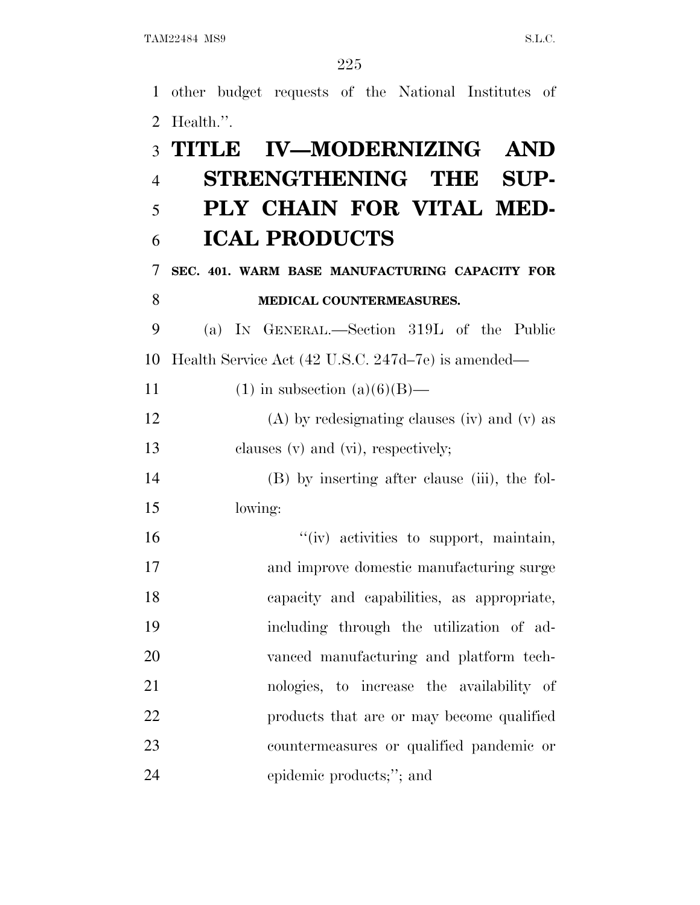other budget requests of the National Institutes of Health.''.

# TITLE IV—MODERNIZING AND STRENGTHENING THE SUPPLY CHAIN FOR VITAL MEDICAL PRODUCTS

### SEC. 401. WARM BASE MANUFACTURING CAPACITY FOR MEDICAL COUNTERMEASURES.

(a) IN GENERAL.—Section 319L of the Public Health Service Act (42 U.S.C. 247d–7e) is amended—

(1) in subsection (a)(6)(B)—

(A) by redesignating clauses (iv) and (v) as clauses (v) and (vi), respectively;

(B) by inserting after clause (iii), the following:

''(iv) activities to support, maintain, and improve domestic manufacturing surge capacity and capabilities, as appropriate, including through the utilization of advanced manufacturing and platform technologies, to increase the availability of products that are or may become qualified countermeasures or qualified pandemic or epidemic products;''; and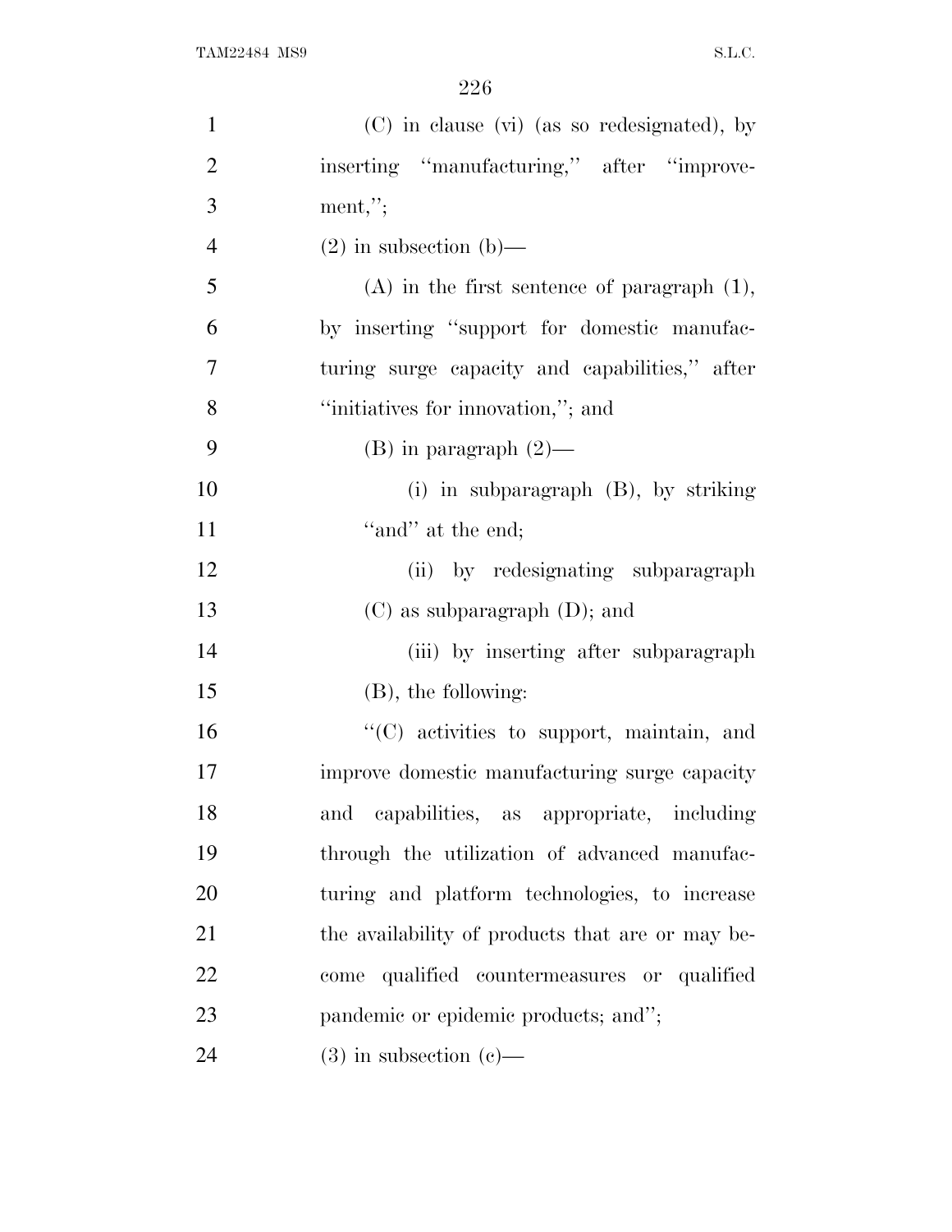(C) in clause (vi) (as so redesignated), by inserting "manufacturing," after "improvement,";

(2) in subsection (b)—

(A) in the first sentence of paragraph (1), by inserting "support for domestic manufacturing surge capacity and capabilities," after "initiatives for innovation,"; and

(B) in paragraph (2)—

(i) in subparagraph (B), by striking "and" at the end;

(ii) by redesignating subparagraph (C) as subparagraph (D); and

(iii) by inserting after subparagraph (B), the following:

"(C) activities to support, maintain, and improve domestic manufacturing surge capacity and capabilities, as appropriate, including through the utilization of advanced manufacturing and platform technologies, to increase the availability of products that are or may become qualified countermeasures or qualified pandemic or epidemic products; and";

(3) in subsection (c)—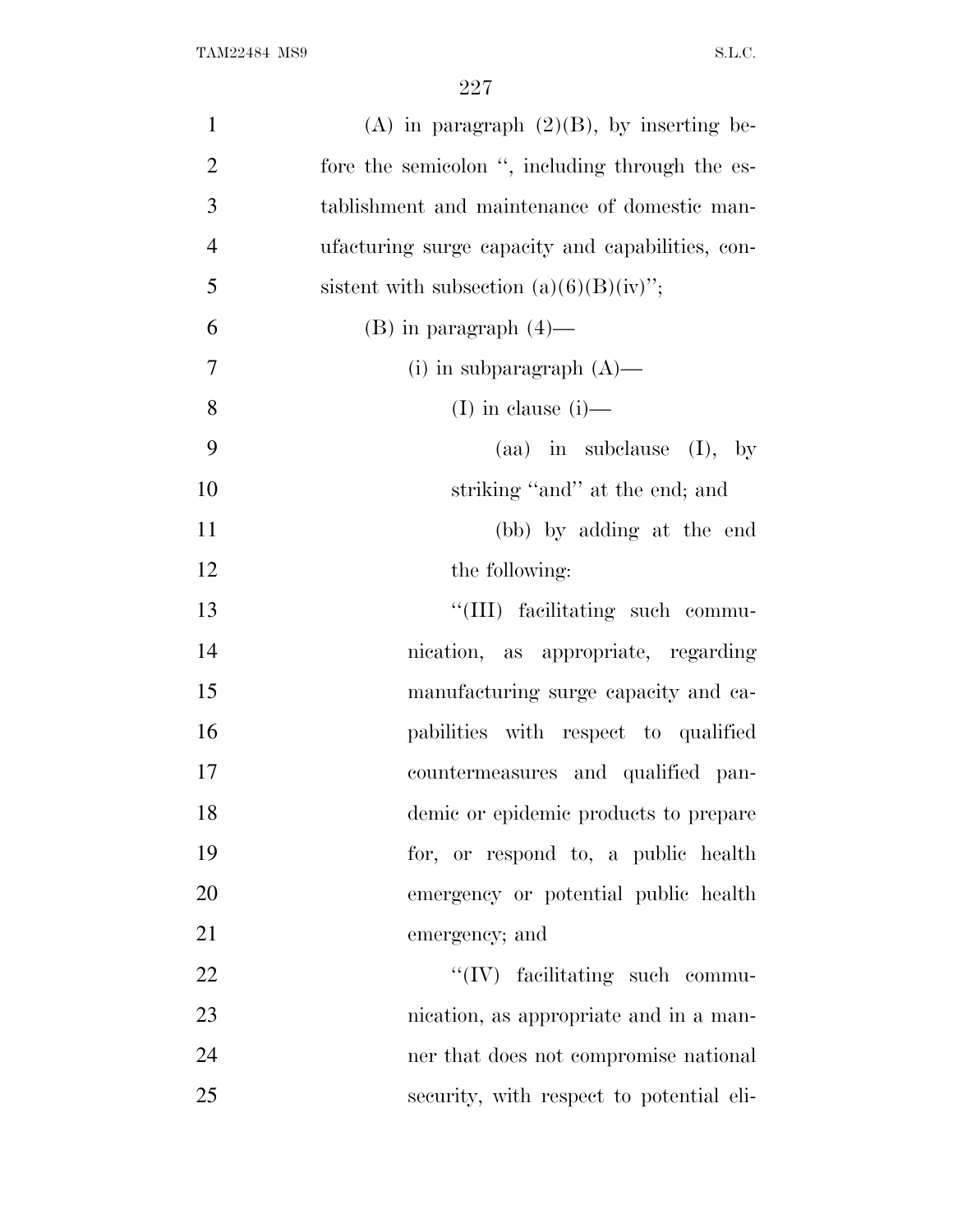(A) in paragraph (2)(B), by inserting before the semicolon ", including through the establishment and maintenance of domestic manufacturing surge capacity and capabilities, consistent with subsection (a)(6)(B)(iv)";

(B) in paragraph (4)—

(i) in subparagraph (A)—

(I) in clause (i)—

(aa) in subclause (I), by striking "and" at the end; and

(bb) by adding at the end the following:

"(III) facilitating such communication, as appropriate, regarding manufacturing surge capacity and capabilities with respect to qualified countermeasures and qualified pandemic or epidemic products to prepare for, or respond to, a public health emergency or potential public health emergency; and

"(IV) facilitating such communication, as appropriate and in a manner that does not compromise national security, with respect to potential eli-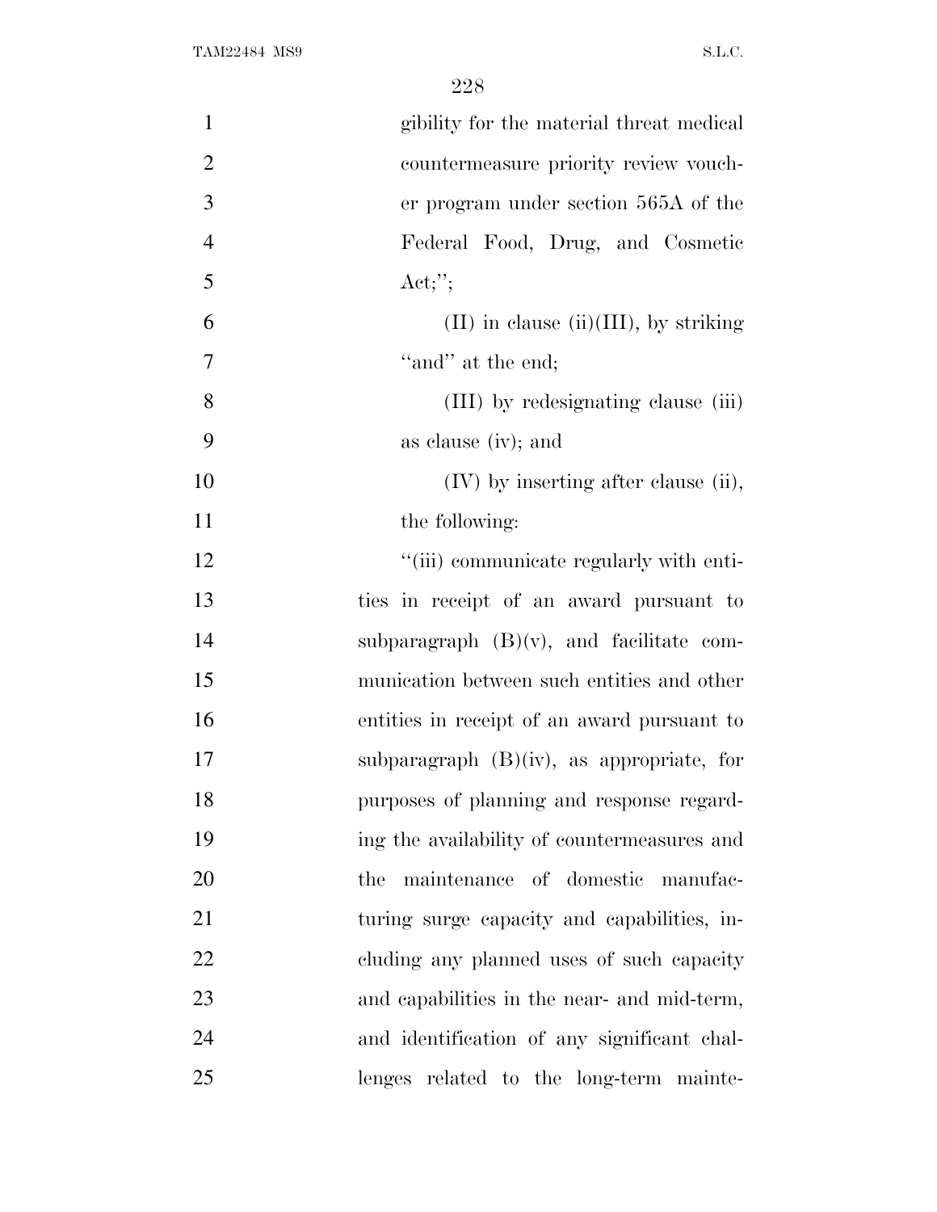gibility for the material threat medical countermeasure priority review voucher program under section 565A of the Federal Food, Drug, and Cosmetic Act;'';

(II) in clause (ii)(III), by striking ''and'' at the end;

(III) by redesignating clause (iii) as clause (iv); and

(IV) by inserting after clause (ii), the following:

''(iii) communicate regularly with entities in receipt of an award pursuant to subparagraph (B)(v), and facilitate communication between such entities and other entities in receipt of an award pursuant to subparagraph (B)(iv), as appropriate, for purposes of planning and response regarding the availability of countermeasures and the maintenance of domestic manufacturing surge capacity and capabilities, including any planned uses of such capacity and capabilities in the near- and mid-term, and identification of any significant challenges related to the long-term mainte-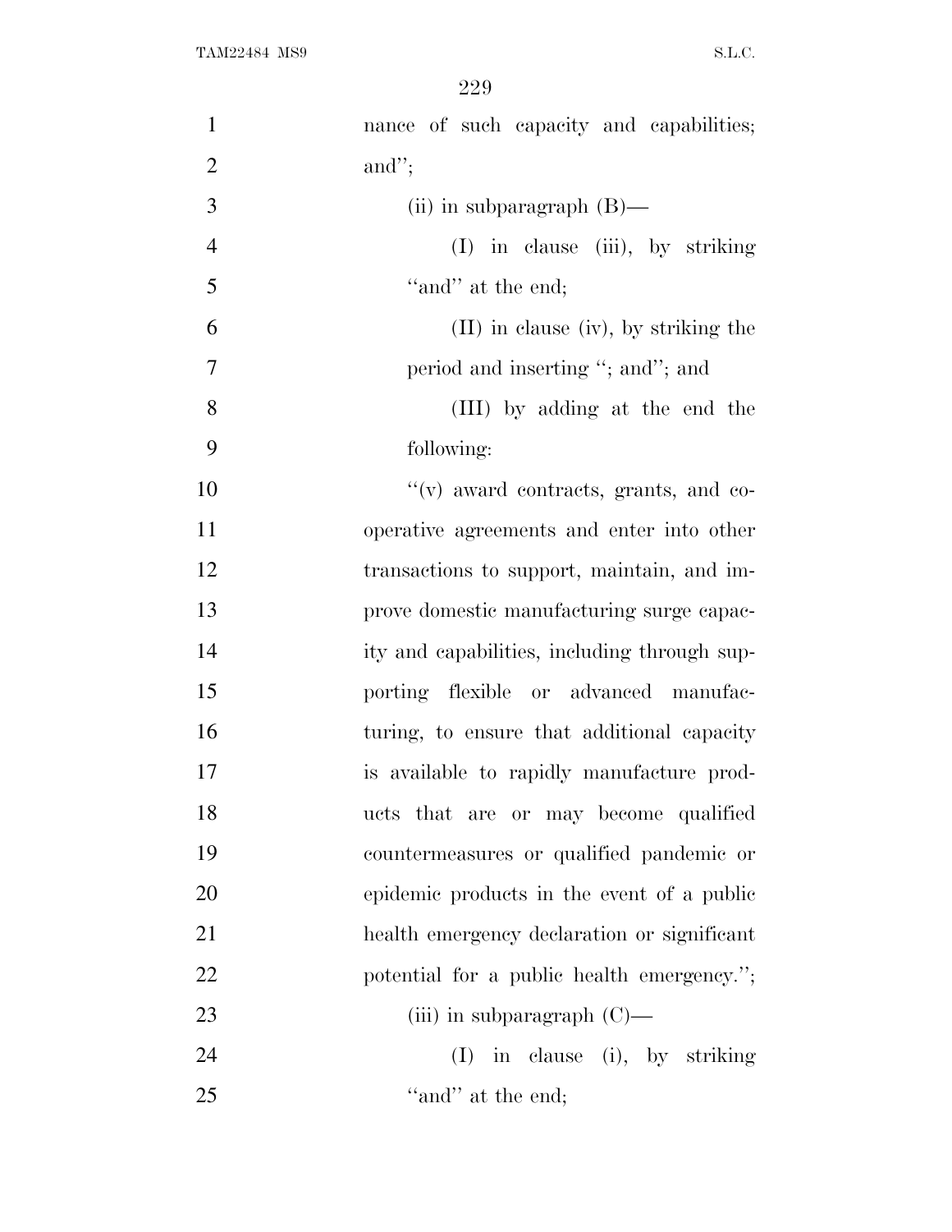nance of such capacity and capabilities; and'';

(ii) in subparagraph (B)—

(I) in clause (iii), by striking ''and'' at the end;

(II) in clause (iv), by striking the period and inserting ''; and''; and

(III) by adding at the end the following:

''(v) award contracts, grants, and cooperative agreements and enter into other transactions to support, maintain, and improve domestic manufacturing surge capacity and capabilities, including through supporting flexible or advanced manufacturing, to ensure that additional capacity is available to rapidly manufacture products that are or may become qualified countermeasures or qualified pandemic or epidemic products in the event of a public health emergency declaration or significant potential for a public health emergency.'';

(iii) in subparagraph (C)—

(I) in clause (i), by striking ''and'' at the end;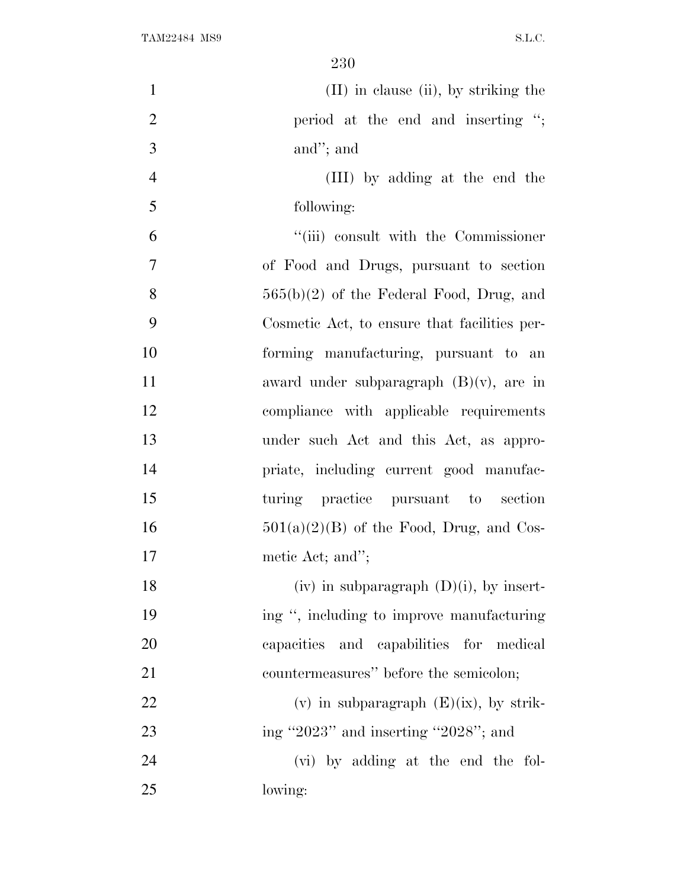(II) in clause (ii), by striking the period at the end and inserting ''; and''; and

(III) by adding at the end the following:

''(iii) consult with the Commissioner of Food and Drugs, pursuant to section 565(b)(2) of the Federal Food, Drug, and Cosmetic Act, to ensure that facilities performing manufacturing, pursuant to an award under subparagraph (B)(v), are in compliance with applicable requirements under such Act and this Act, as appropriate, including current good manufacturing practice pursuant to section 501(a)(2)(B) of the Food, Drug, and Cosmetic Act; and'';

(iv) in subparagraph (D)(i), by inserting '', including to improve manufacturing capacities and capabilities for medical countermeasures'' before the semicolon;

(v) in subparagraph (E)(ix), by striking ''2023'' and inserting ''2028''; and

(vi) by adding at the end the following: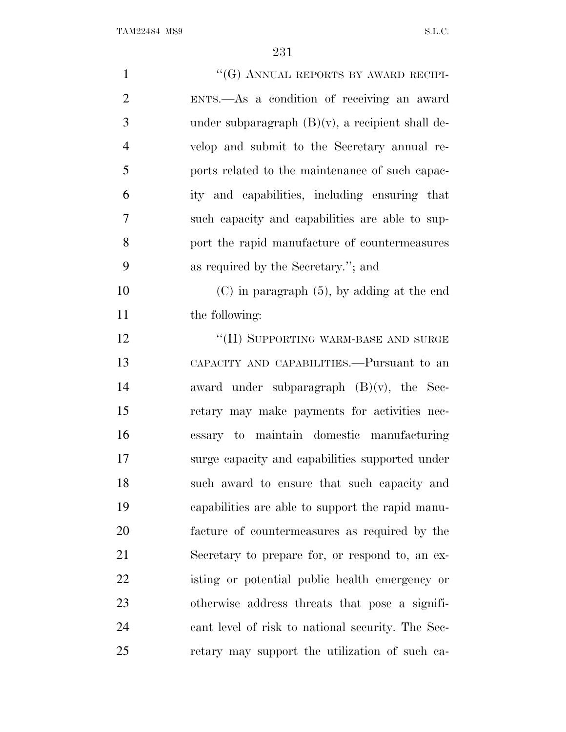"(G) ANNUAL REPORTS BY AWARD RECIPIENTS.—As a condition of receiving an award under subparagraph (B)(v), a recipient shall develop and submit to the Secretary annual reports related to the maintenance of such capacity and capabilities, including ensuring that such capacity and capabilities are able to support the rapid manufacture of countermeasures as required by the Secretary."; and

(C) in paragraph (5), by adding at the end the following:

"(H) SUPPORTING WARM-BASE AND SURGE CAPACITY AND CAPABILITIES.—Pursuant to an award under subparagraph (B)(v), the Secretary may make payments for activities necessary to maintain domestic manufacturing surge capacity and capabilities supported under such award to ensure that such capacity and capabilities are able to support the rapid manufacture of countermeasures as required by the Secretary to prepare for, or respond to, an existing or potential public health emergency or otherwise address threats that pose a significant level of risk to national security. The Secretary may support the utilization of such ca-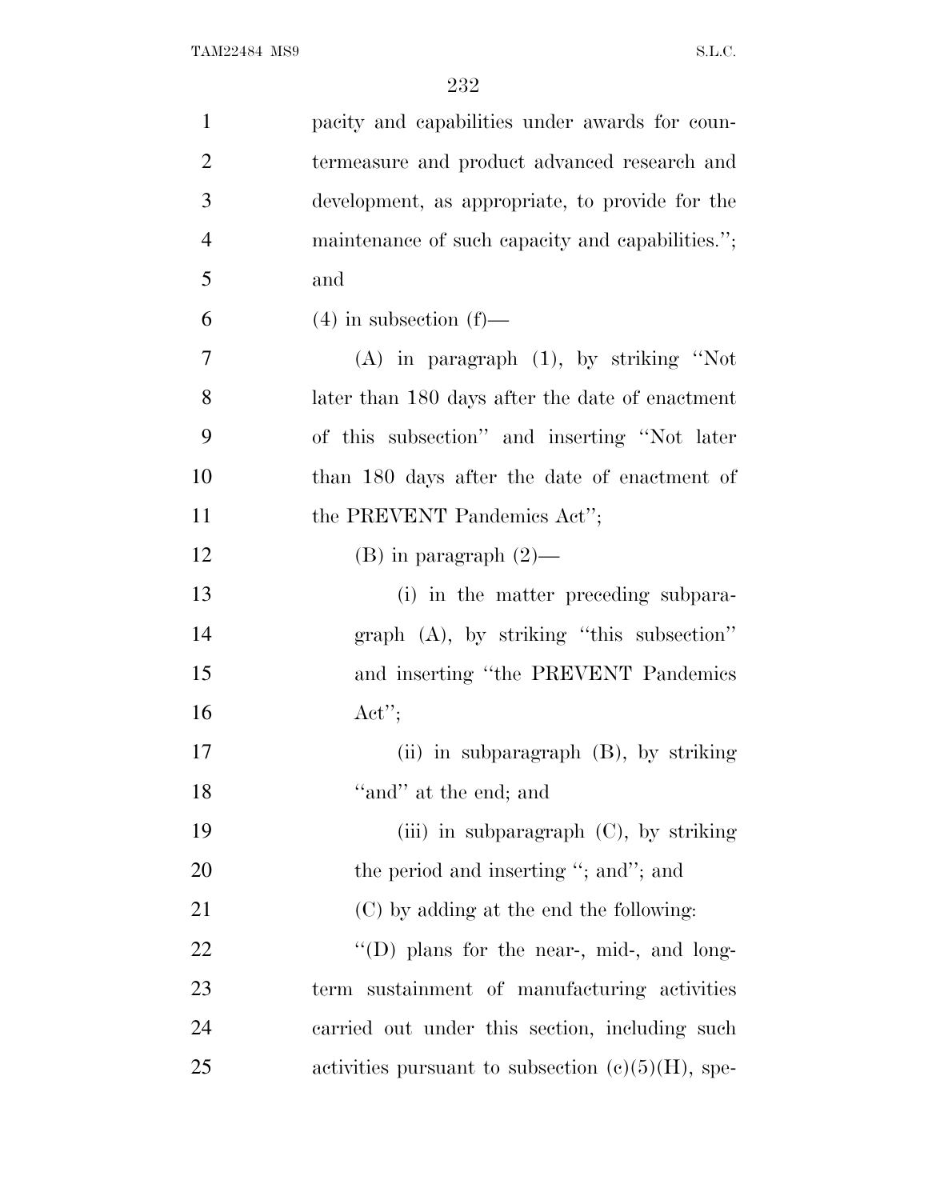pacity and capabilities under awards for countermeasure and product advanced research and development, as appropriate, to provide for the maintenance of such capacity and capabilities.''; and

(4) in subsection (f)—

(A) in paragraph (1), by striking ''Not later than 180 days after the date of enactment of this subsection'' and inserting ''Not later than 180 days after the date of enactment of the PREVENT Pandemics Act'';

(B) in paragraph (2)—

(i) in the matter preceding subparagraph (A), by striking ''this subsection'' and inserting ''the PREVENT Pandemics Act'';

(ii) in subparagraph (B), by striking ''and'' at the end; and

(iii) in subparagraph (C), by striking the period and inserting ''; and''; and

(C) by adding at the end the following:

''(D) plans for the near-, mid-, and long-term sustainment of manufacturing activities carried out under this section, including such activities pursuant to subsection (c)(5)(H), spe-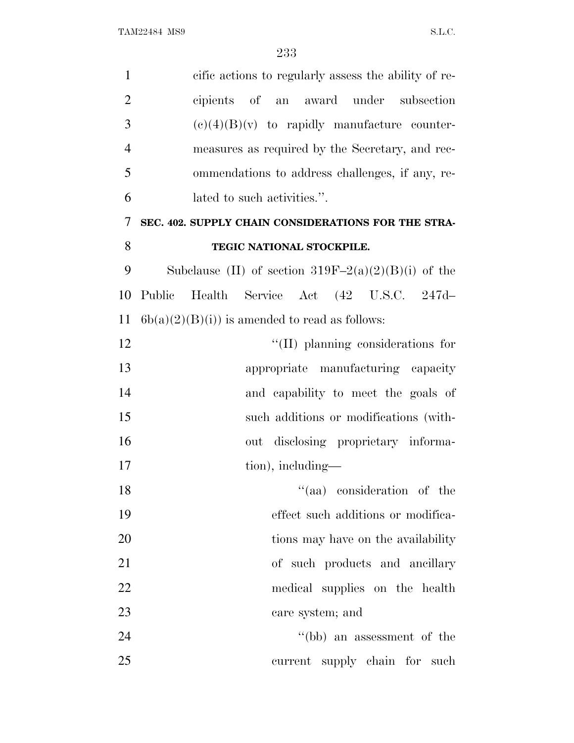cific actions to regularly assess the ability of recipients of an award under subsection (c)(4)(B)(v) to rapidly manufacture countermeasures as required by the Secretary, and recommendations to address challenges, if any, related to such activities.''.

**SEC. 402. SUPPLY CHAIN CONSIDERATIONS FOR THE STRATEGIC NATIONAL STOCKPILE.**

Subclause (II) of section 319F–2(a)(2)(B)(i) of the Public Health Service Act (42 U.S.C. 247d–6b(a)(2)(B)(i)) is amended to read as follows:

> ''(II) planning considerations for appropriate manufacturing capacity and capability to meet the goals of such additions or modifications (without disclosing proprietary information), including—
>
> > ''(aa) consideration of the effect such additions or modifications may have on the availability of such products and ancillary medical supplies on the health care system; and
> >
> > ''(bb) an assessment of the current supply chain for such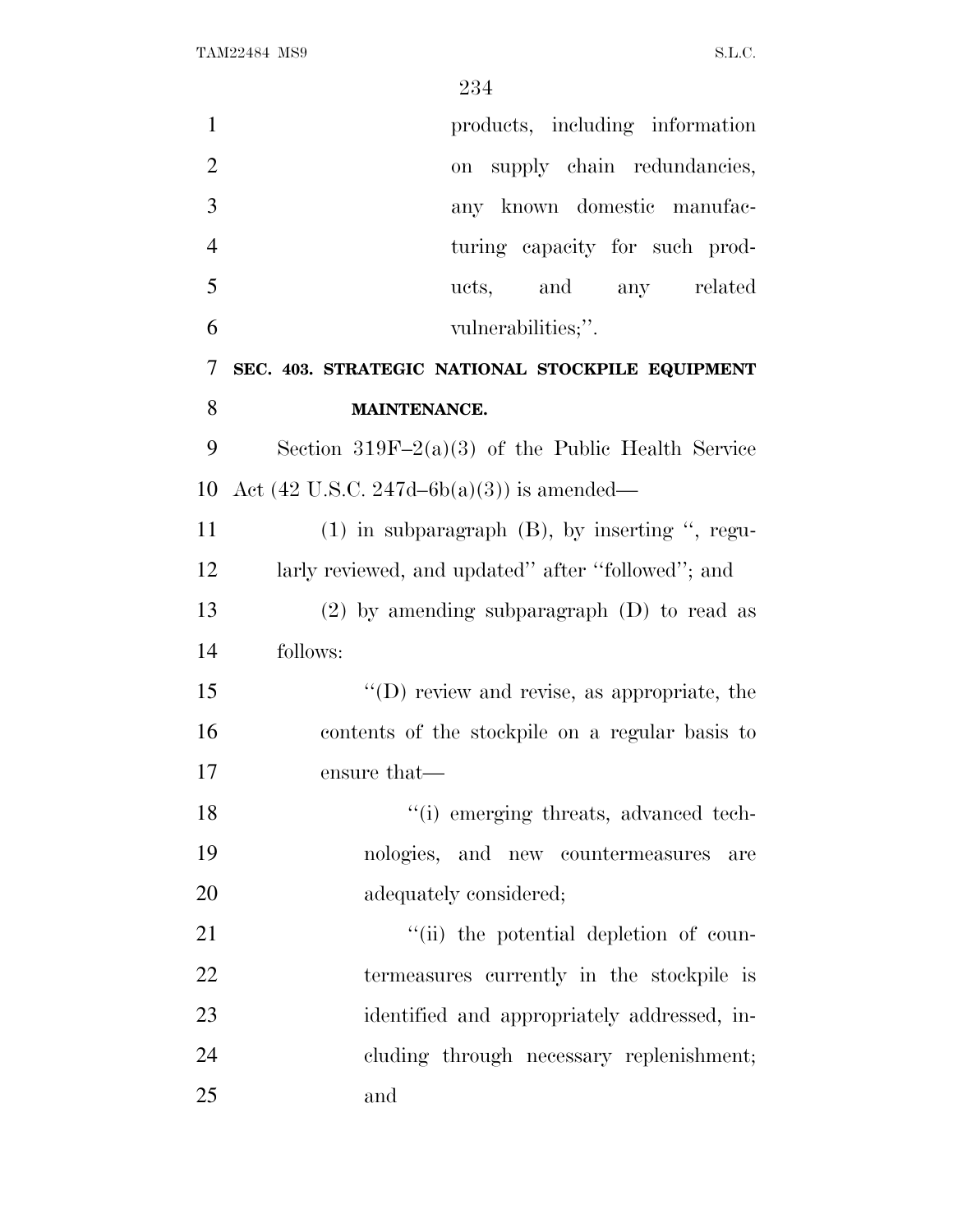products, including information on supply chain redundancies, any known domestic manufacturing capacity for such products, and any related vulnerabilities;''.

**SEC. 403. STRATEGIC NATIONAL STOCKPILE EQUIPMENT MAINTENANCE.**

Section 319F–2(a)(3) of the Public Health Service Act (42 U.S.C. 247d–6b(a)(3)) is amended—

(1) in subparagraph (B), by inserting '', regularly reviewed, and updated'' after ''followed''; and

(2) by amending subparagraph (D) to read as follows:

''(D) review and revise, as appropriate, the contents of the stockpile on a regular basis to ensure that—

''(i) emerging threats, advanced technologies, and new countermeasures are adequately considered;

''(ii) the potential depletion of countermeasures currently in the stockpile is identified and appropriately addressed, including through necessary replenishment; and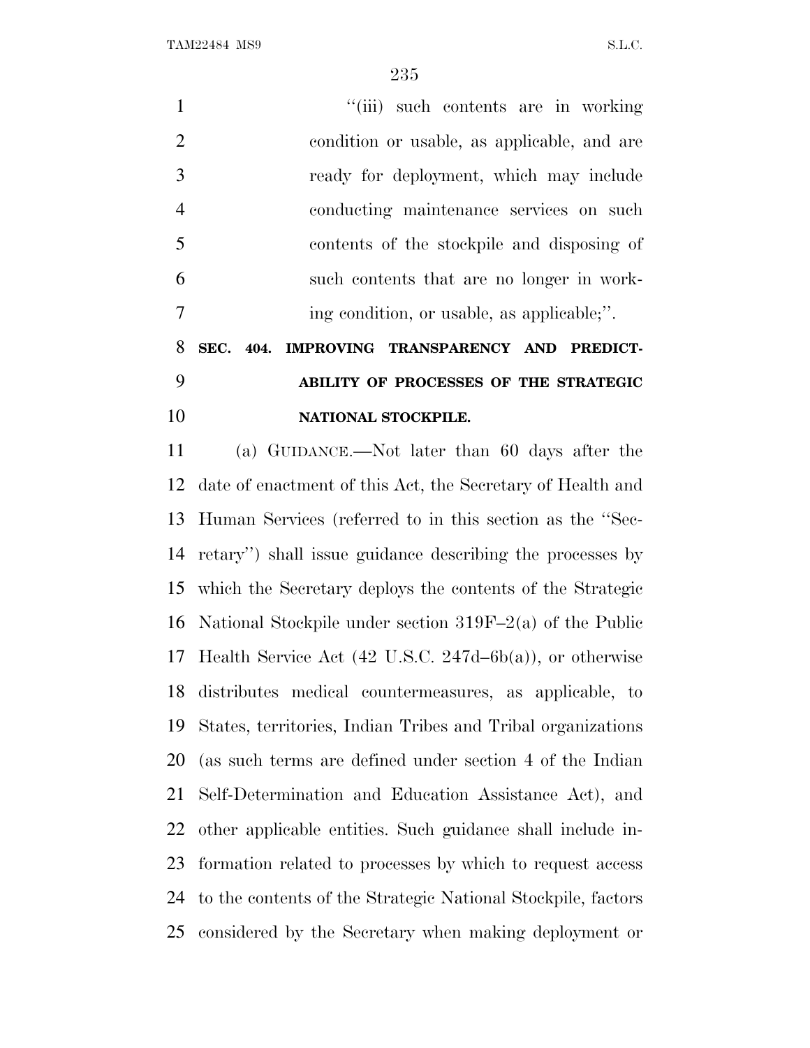"(iii) such contents are in working condition or usable, as applicable, and are ready for deployment, which may include conducting maintenance services on such contents of the stockpile and disposing of such contents that are no longer in working condition, or usable, as applicable;".

**SEC. 404. IMPROVING TRANSPARENCY AND PREDICTABILITY OF PROCESSES OF THE STRATEGIC NATIONAL STOCKPILE.**

(a) GUIDANCE.—Not later than 60 days after the date of enactment of this Act, the Secretary of Health and Human Services (referred to in this section as the "Secretary") shall issue guidance describing the processes by which the Secretary deploys the contents of the Strategic National Stockpile under section 319F–2(a) of the Public Health Service Act (42 U.S.C. 247d–6b(a)), or otherwise distributes medical countermeasures, as applicable, to States, territories, Indian Tribes and Tribal organizations (as such terms are defined under section 4 of the Indian Self-Determination and Education Assistance Act), and other applicable entities. Such guidance shall include information related to processes by which to request access to the contents of the Strategic National Stockpile, factors considered by the Secretary when making deployment or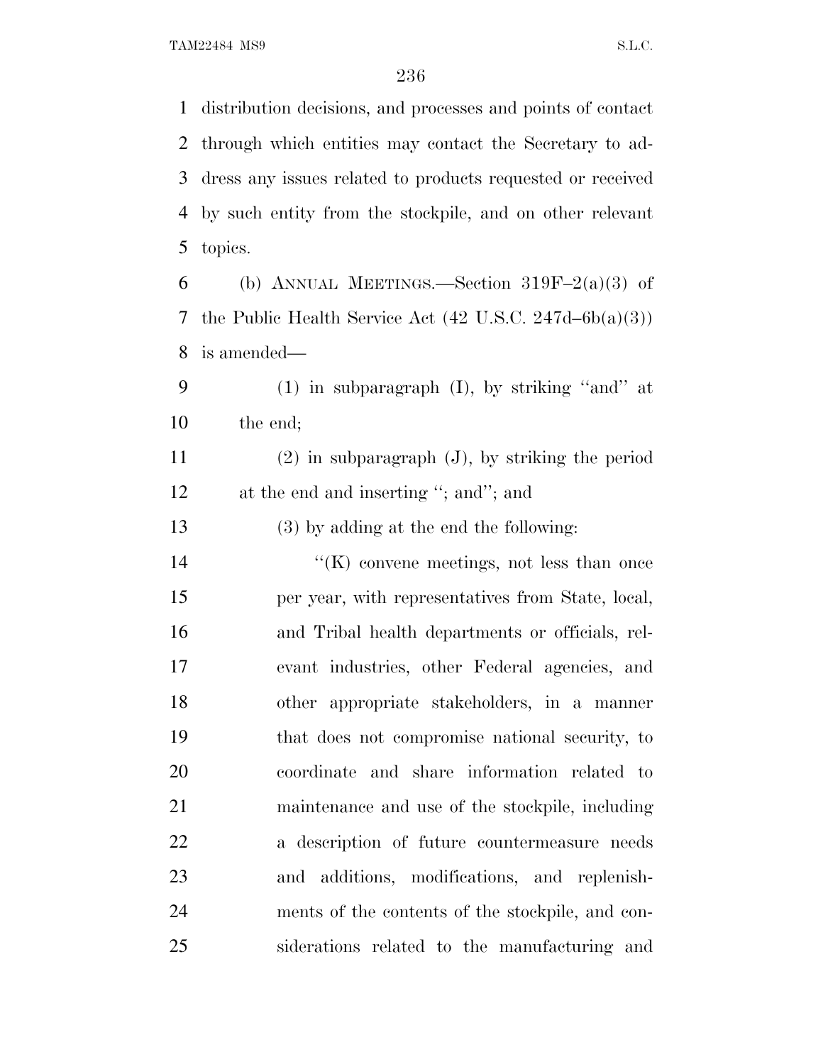distribution decisions, and processes and points of contact through which entities may contact the Secretary to address any issues related to products requested or received by such entity from the stockpile, and on other relevant topics.

(b) ANNUAL MEETINGS.—Section 319F–2(a)(3) of the Public Health Service Act (42 U.S.C. 247d–6b(a)(3)) is amended—

(1) in subparagraph (I), by striking "and" at the end;

(2) in subparagraph (J), by striking the period at the end and inserting "; and"; and

(3) by adding at the end the following:

"(K) convene meetings, not less than once per year, with representatives from State, local, and Tribal health departments or officials, relevant industries, other Federal agencies, and other appropriate stakeholders, in a manner that does not compromise national security, to coordinate and share information related to maintenance and use of the stockpile, including a description of future countermeasure needs and additions, modifications, and replenishments of the contents of the stockpile, and considerations related to the manufacturing and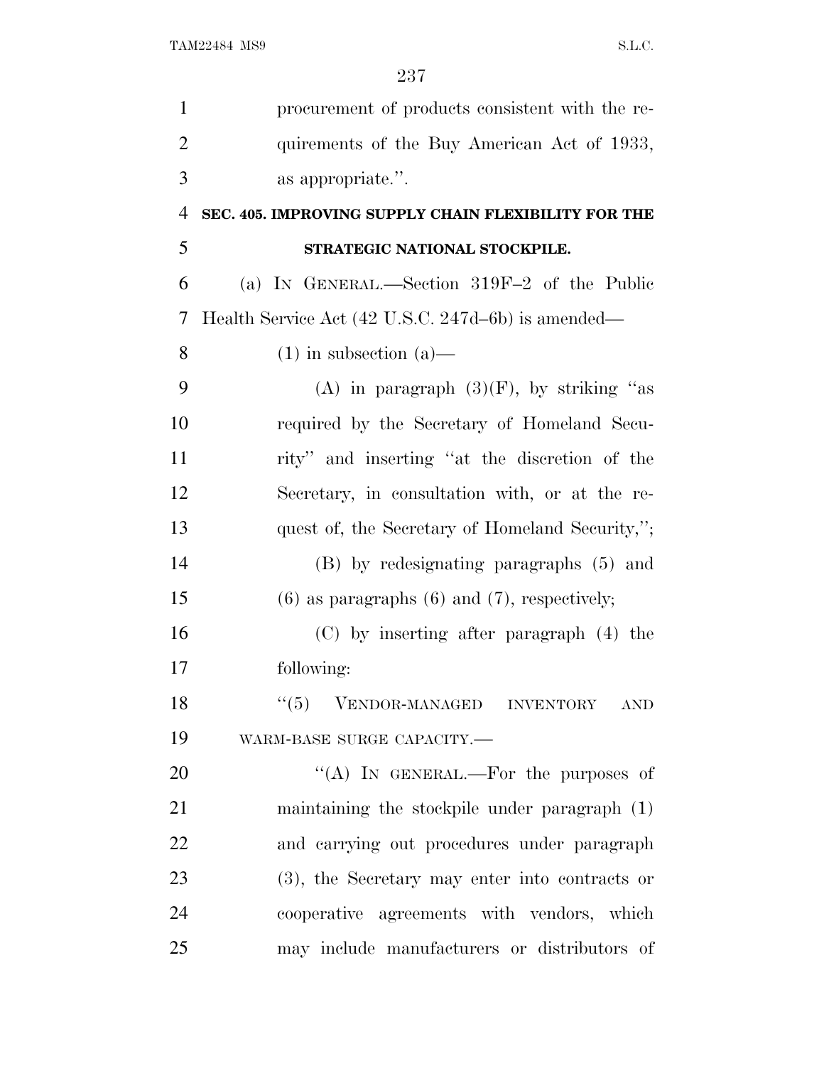procurement of products consistent with the requirements of the Buy American Act of 1933, as appropriate.''.

**SEC. 405. IMPROVING SUPPLY CHAIN FLEXIBILITY FOR THE STRATEGIC NATIONAL STOCKPILE.**

(a) IN GENERAL.—Section 319F–2 of the Public Health Service Act (42 U.S.C. 247d–6b) is amended—

(1) in subsection (a)—

(A) in paragraph (3)(F), by striking ''as required by the Secretary of Homeland Security'' and inserting ''at the discretion of the Secretary, in consultation with, or at the request of, the Secretary of Homeland Security,'';

(B) by redesignating paragraphs (5) and (6) as paragraphs (6) and (7), respectively;

(C) by inserting after paragraph (4) the following:

''(5) VENDOR-MANAGED INVENTORY AND WARM-BASE SURGE CAPACITY.—

''(A) IN GENERAL.—For the purposes of maintaining the stockpile under paragraph (1) and carrying out procedures under paragraph (3), the Secretary may enter into contracts or cooperative agreements with vendors, which may include manufacturers or distributors of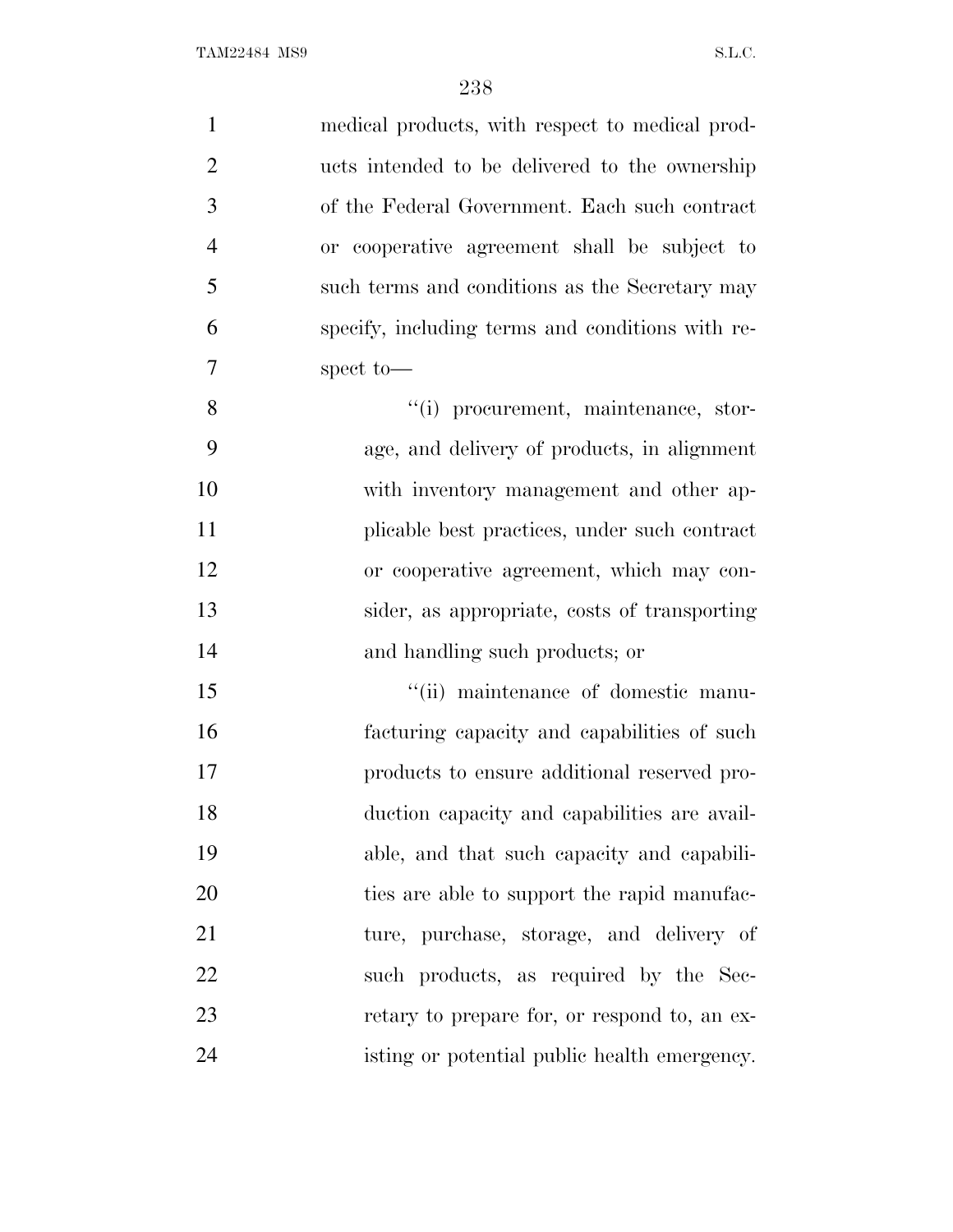medical products, with respect to medical products intended to be delivered to the ownership of the Federal Government. Each such contract or cooperative agreement shall be subject to such terms and conditions as the Secretary may specify, including terms and conditions with respect to—

"(i) procurement, maintenance, storage, and delivery of products, in alignment with inventory management and other applicable best practices, under such contract or cooperative agreement, which may consider, as appropriate, costs of transporting and handling such products; or

"(ii) maintenance of domestic manufacturing capacity and capabilities of such products to ensure additional reserved production capacity and capabilities are available, and that such capacity and capabilities are able to support the rapid manufacture, purchase, storage, and delivery of such products, as required by the Secretary to prepare for, or respond to, an existing or potential public health emergency.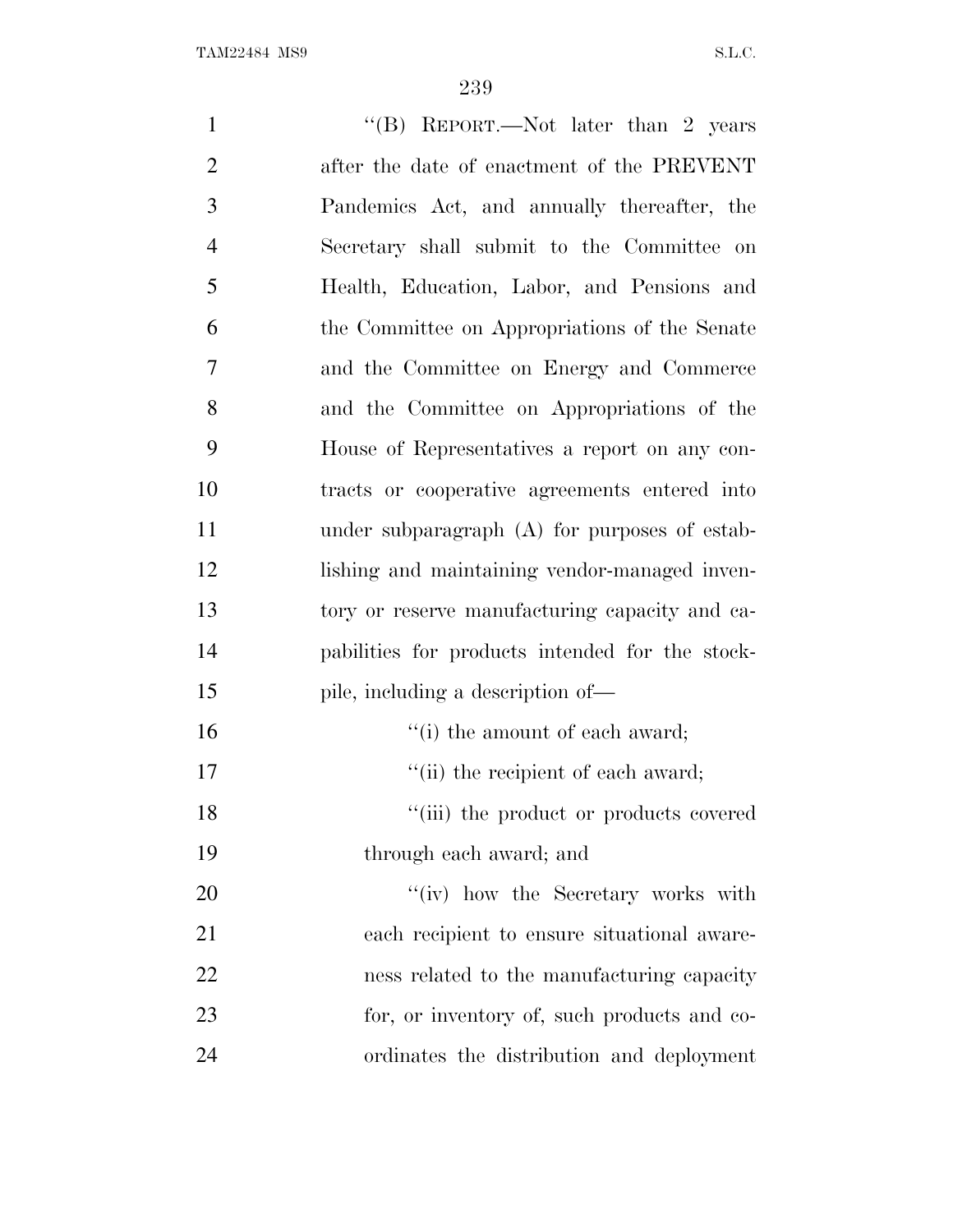"(B) REPORT.—Not later than 2 years after the date of enactment of the PREVENT Pandemics Act, and annually thereafter, the Secretary shall submit to the Committee on Health, Education, Labor, and Pensions and the Committee on Appropriations of the Senate and the Committee on Energy and Commerce and the Committee on Appropriations of the House of Representatives a report on any contracts or cooperative agreements entered into under subparagraph (A) for purposes of establishing and maintaining vendor-managed inventory or reserve manufacturing capacity and capabilities for products intended for the stockpile, including a description of—

"(i) the amount of each award;

"(ii) the recipient of each award;

"(iii) the product or products covered through each award; and

"(iv) how the Secretary works with each recipient to ensure situational awareness related to the manufacturing capacity for, or inventory of, such products and coordinates the distribution and deployment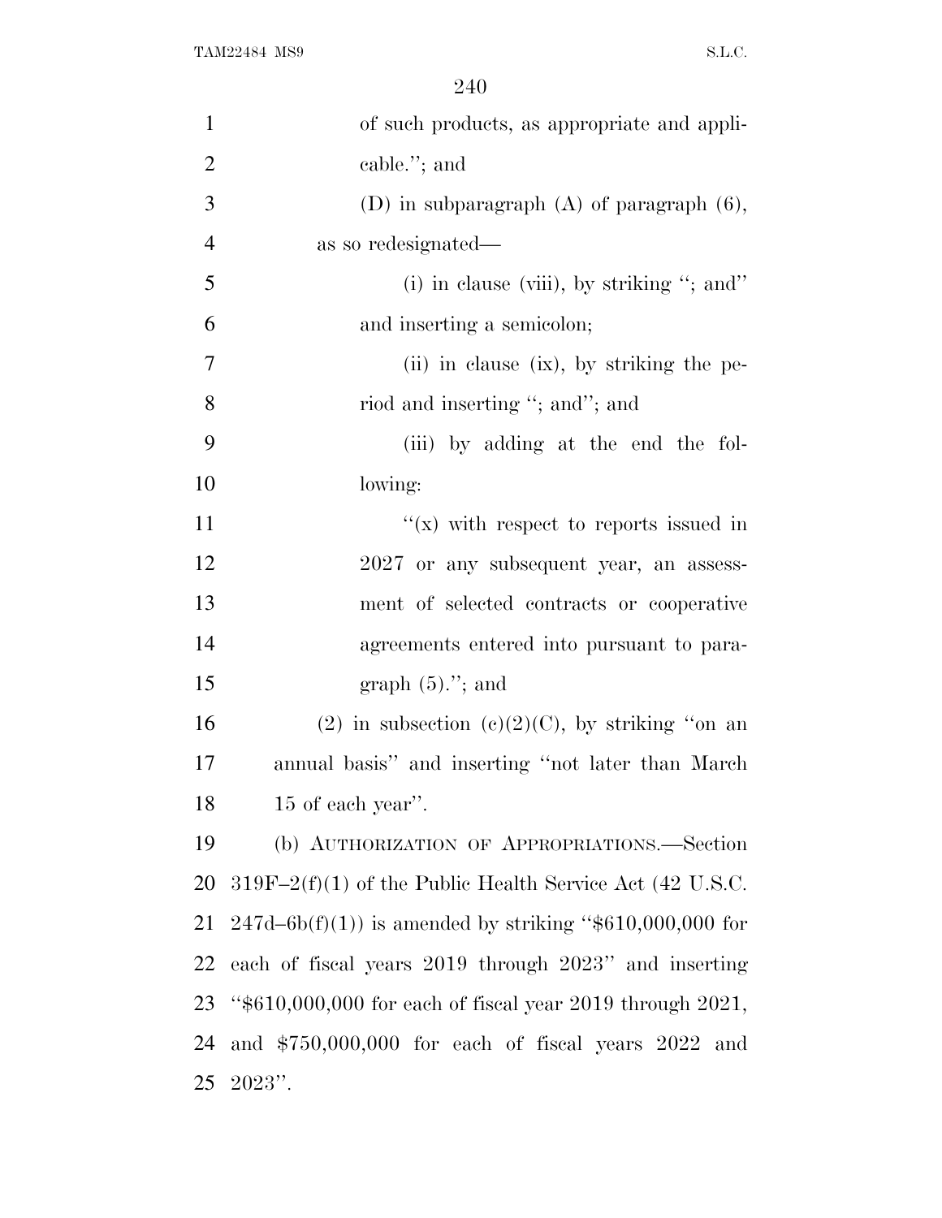of such products, as appropriate and applicable.''; and

(D) in subparagraph (A) of paragraph (6), as so redesignated—

(i) in clause (viii), by striking ''; and'' and inserting a semicolon;

(ii) in clause (ix), by striking the period and inserting ''; and''; and

(iii) by adding at the end the following:

''(x) with respect to reports issued in 2027 or any subsequent year, an assessment of selected contracts or cooperative agreements entered into pursuant to paragraph (5).''; and

(2) in subsection (c)(2)(C), by striking ''on an annual basis'' and inserting ''not later than March 15 of each year''.

(b) AUTHORIZATION OF APPROPRIATIONS.—Section 319F–2(f)(1) of the Public Health Service Act (42 U.S.C. 247d–6b(f)(1)) is amended by striking ''$610,000,000 for each of fiscal years 2019 through 2023'' and inserting ''$610,000,000 for each of fiscal year 2019 through 2021, and $750,000,000 for each of fiscal years 2022 and 2023''.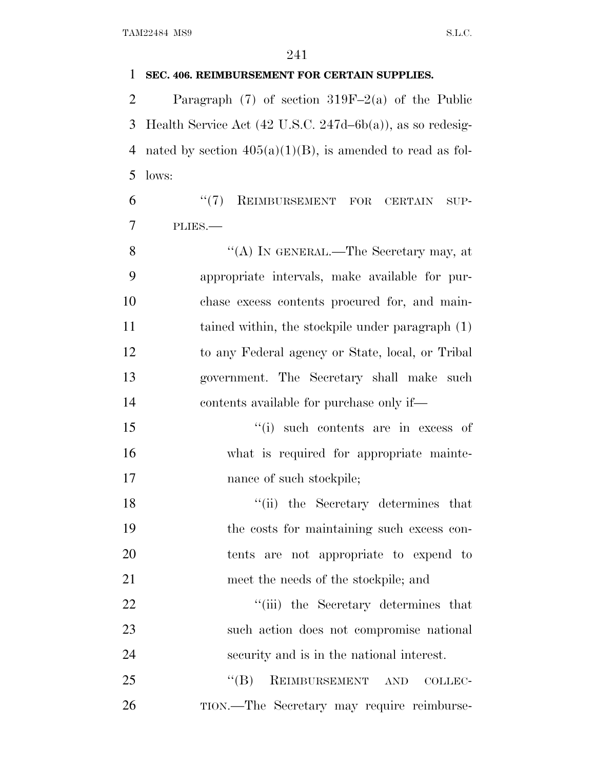**SEC. 406. REIMBURSEMENT FOR CERTAIN SUPPLIES.**

Paragraph (7) of section 319F–2(a) of the Public Health Service Act (42 U.S.C. 247d–6b(a)), as so redesignated by section 405(a)(1)(B), is amended to read as follows:

"(7) REIMBURSEMENT FOR CERTAIN SUPPLIES.—

"(A) IN GENERAL.—The Secretary may, at appropriate intervals, make available for purchase excess contents procured for, and maintained within, the stockpile under paragraph (1) to any Federal agency or State, local, or Tribal government. The Secretary shall make such contents available for purchase only if—

"(i) such contents are in excess of what is required for appropriate maintenance of such stockpile;

"(ii) the Secretary determines that the costs for maintaining such excess contents are not appropriate to expend to meet the needs of the stockpile; and

"(iii) the Secretary determines that such action does not compromise national security and is in the national interest.

"(B) REIMBURSEMENT AND COLLECTION.—The Secretary may require reimburse-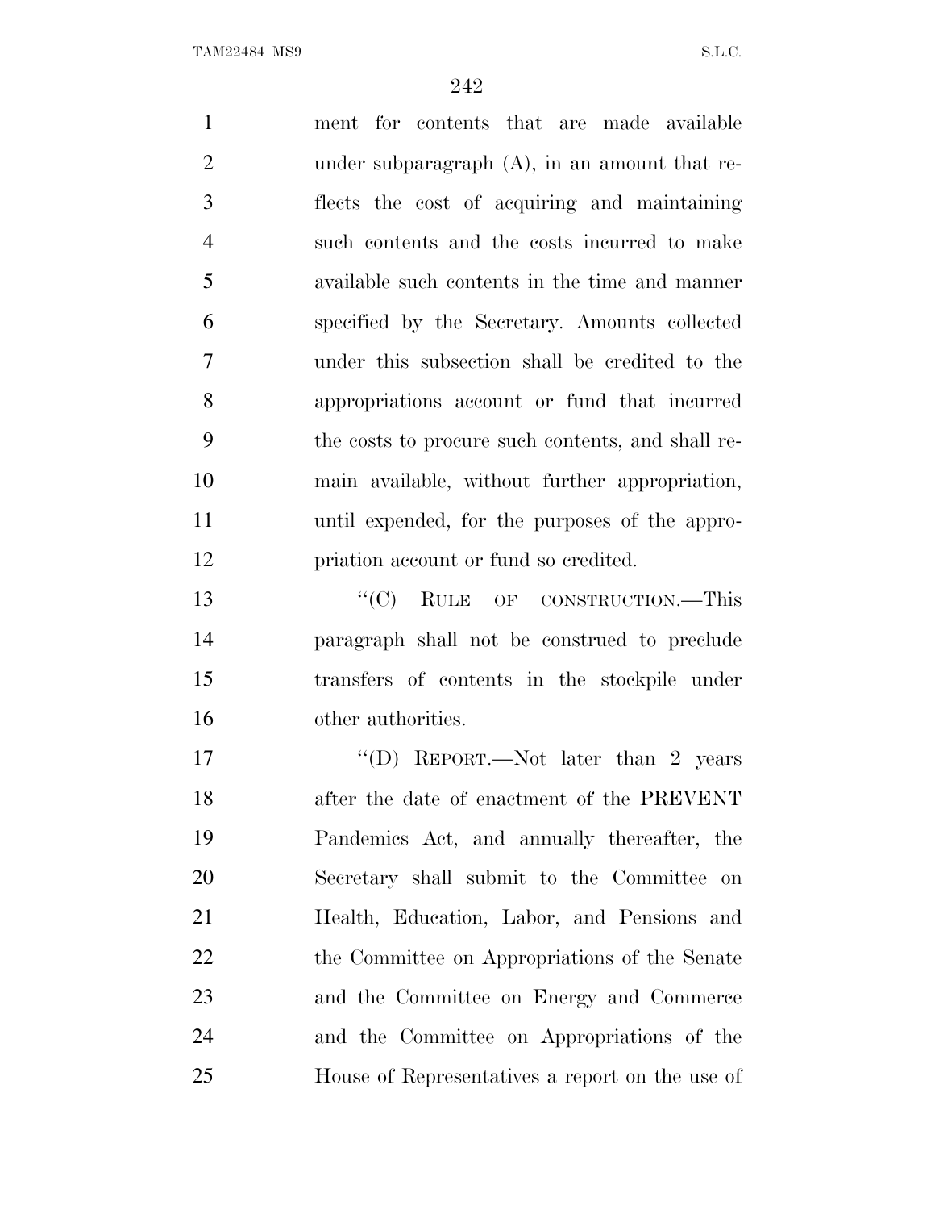ment for contents that are made available under subparagraph (A), in an amount that reflects the cost of acquiring and maintaining such contents and the costs incurred to make available such contents in the time and manner specified by the Secretary. Amounts collected under this subsection shall be credited to the appropriations account or fund that incurred the costs to procure such contents, and shall remain available, without further appropriation, until expended, for the purposes of the appropriation account or fund so credited.

''(C) RULE OF CONSTRUCTION.—This paragraph shall not be construed to preclude transfers of contents in the stockpile under other authorities.

''(D) REPORT.—Not later than 2 years after the date of enactment of the PREVENT Pandemics Act, and annually thereafter, the Secretary shall submit to the Committee on Health, Education, Labor, and Pensions and the Committee on Appropriations of the Senate and the Committee on Energy and Commerce and the Committee on Appropriations of the House of Representatives a report on the use of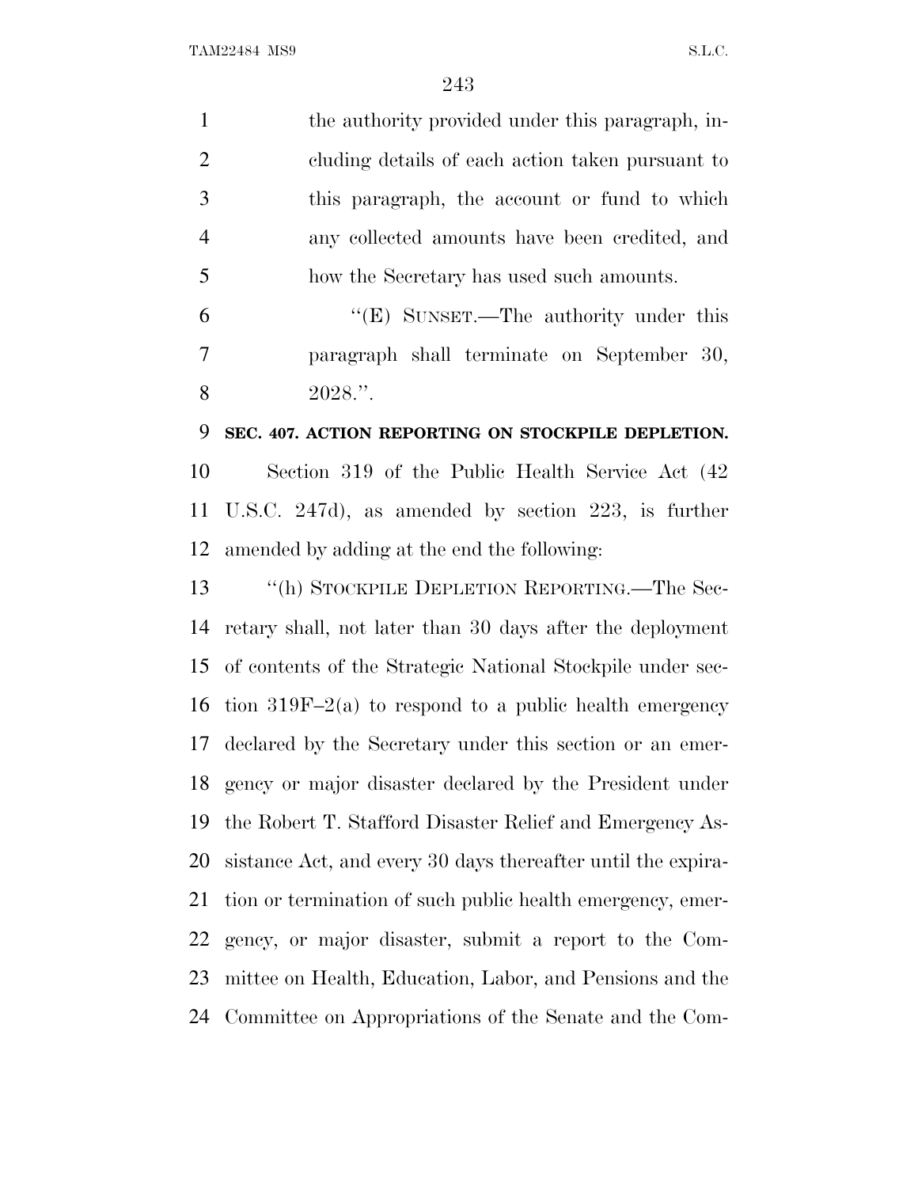the authority provided under this paragraph, including details of each action taken pursuant to this paragraph, the account or fund to which any collected amounts have been credited, and how the Secretary has used such amounts.

"(E) SUNSET.—The authority under this paragraph shall terminate on September 30, 2028.".

**SEC. 407. ACTION REPORTING ON STOCKPILE DEPLETION.**

Section 319 of the Public Health Service Act (42 U.S.C. 247d), as amended by section 223, is further amended by adding at the end the following:

"(h) STOCKPILE DEPLETION REPORTING.—The Secretary shall, not later than 30 days after the deployment of contents of the Strategic National Stockpile under section 319F–2(a) to respond to a public health emergency declared by the Secretary under this section or an emergency or major disaster declared by the President under the Robert T. Stafford Disaster Relief and Emergency Assistance Act, and every 30 days thereafter until the expiration or termination of such public health emergency, emergency, or major disaster, submit a report to the Committee on Health, Education, Labor, and Pensions and the Committee on Appropriations of the Senate and the Com-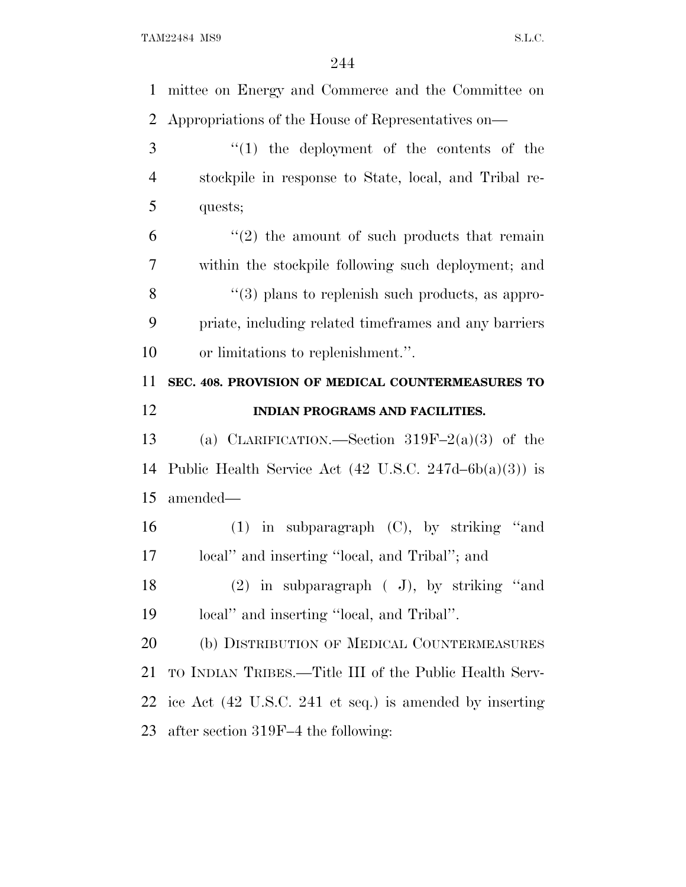mittee on Energy and Commerce and the Committee on Appropriations of the House of Representatives on—

''(1) the deployment of the contents of the stockpile in response to State, local, and Tribal requests;

''(2) the amount of such products that remain within the stockpile following such deployment; and

''(3) plans to replenish such products, as appropriate, including related timeframes and any barriers or limitations to replenishment.''.

**SEC. 408. PROVISION OF MEDICAL COUNTERMEASURES TO INDIAN PROGRAMS AND FACILITIES.**

(a) CLARIFICATION.—Section 319F–2(a)(3) of the Public Health Service Act (42 U.S.C. 247d–6b(a)(3)) is amended—

(1) in subparagraph (C), by striking ''and local'' and inserting ''local, and Tribal''; and

(2) in subparagraph (J), by striking ''and local'' and inserting ''local, and Tribal''.

(b) DISTRIBUTION OF MEDICAL COUNTERMEASURES TO INDIAN TRIBES.—Title III of the Public Health Service Act (42 U.S.C. 241 et seq.) is amended by inserting after section 319F–4 the following: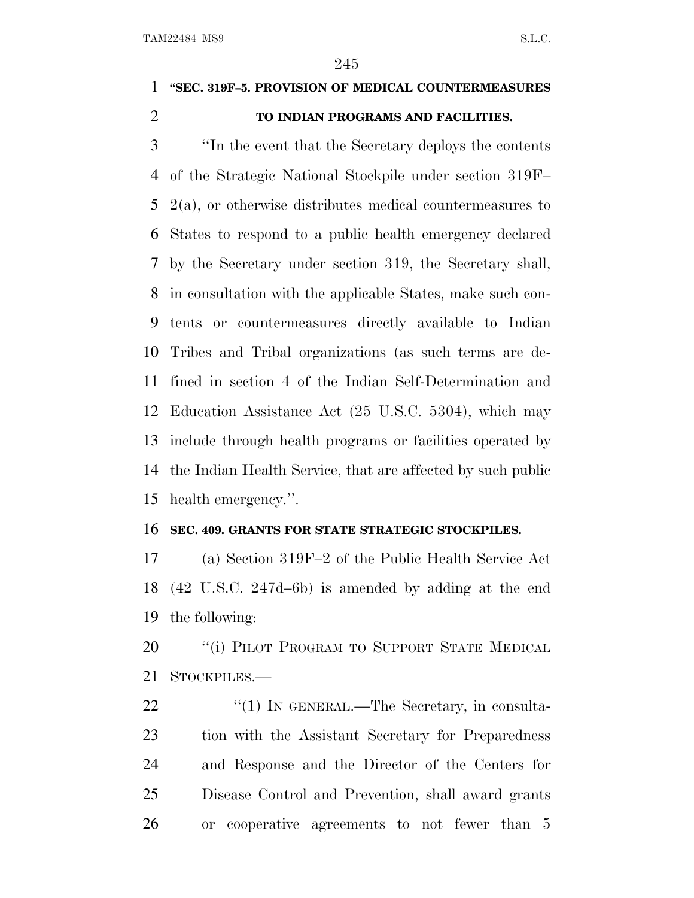**"SEC. 319F–5. PROVISION OF MEDICAL COUNTERMEASURES TO INDIAN PROGRAMS AND FACILITIES.**

"In the event that the Secretary deploys the contents of the Strategic National Stockpile under section 319F–2(a), or otherwise distributes medical countermeasures to States to respond to a public health emergency declared by the Secretary under section 319, the Secretary shall, in consultation with the applicable States, make such contents or countermeasures directly available to Indian Tribes and Tribal organizations (as such terms are defined in section 4 of the Indian Self-Determination and Education Assistance Act (25 U.S.C. 5304), which may include through health programs or facilities operated by the Indian Health Service, that are affected by such public health emergency.".

**SEC. 409. GRANTS FOR STATE STRATEGIC STOCKPILES.**

(a) Section 319F–2 of the Public Health Service Act (42 U.S.C. 247d–6b) is amended by adding at the end the following:

"(i) PILOT PROGRAM TO SUPPORT STATE MEDICAL STOCKPILES.—

"(1) IN GENERAL.—The Secretary, in consultation with the Assistant Secretary for Preparedness and Response and the Director of the Centers for Disease Control and Prevention, shall award grants or cooperative agreements to not fewer than 5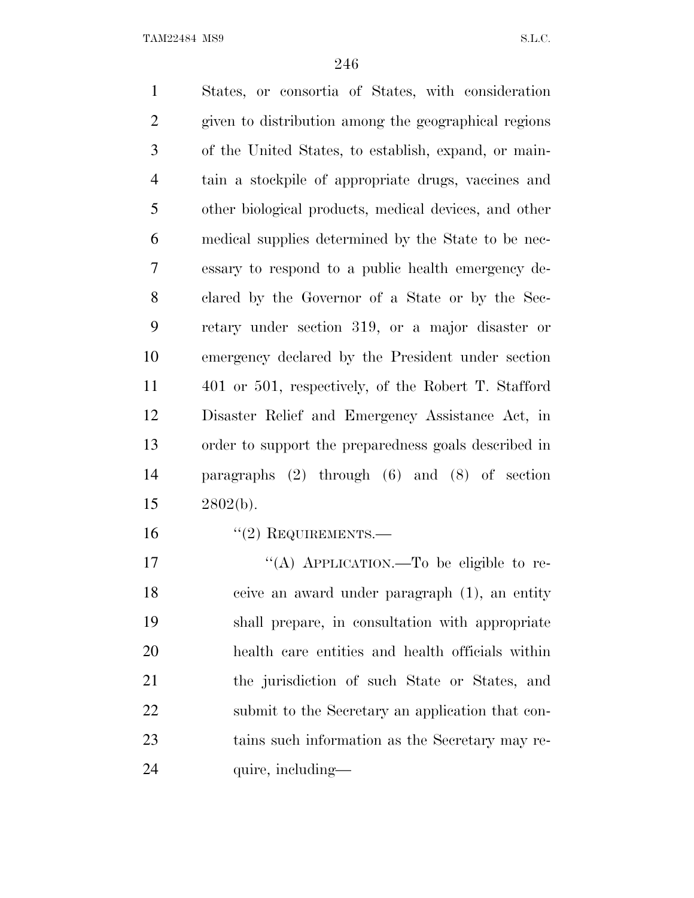States, or consortia of States, with consideration given to distribution among the geographical regions of the United States, to establish, expand, or maintain a stockpile of appropriate drugs, vaccines and other biological products, medical devices, and other medical supplies determined by the State to be necessary to respond to a public health emergency declared by the Governor of a State or by the Secretary under section 319, or a major disaster or emergency declared by the President under section 401 or 501, respectively, of the Robert T. Stafford Disaster Relief and Emergency Assistance Act, in order to support the preparedness goals described in paragraphs (2) through (6) and (8) of section 2802(b).

''(2) REQUIREMENTS.—

''(A) APPLICATION.—To be eligible to receive an award under paragraph (1), an entity shall prepare, in consultation with appropriate health care entities and health officials within the jurisdiction of such State or States, and submit to the Secretary an application that contains such information as the Secretary may require, including—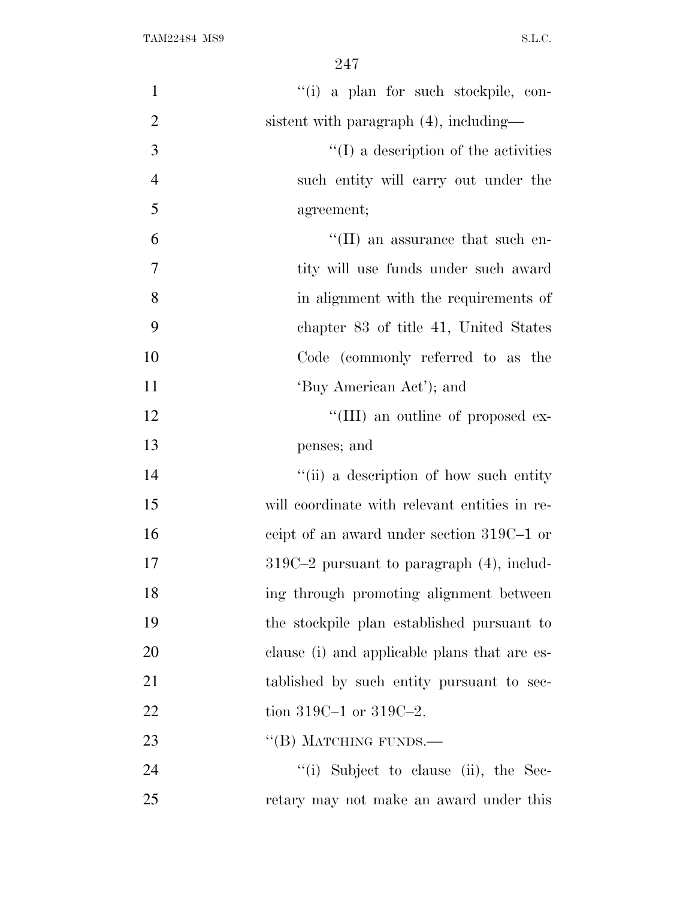''(i) a plan for such stockpile, consistent with paragraph (4), including—

''(I) a description of the activities such entity will carry out under the agreement;

''(II) an assurance that such entity will use funds under such award in alignment with the requirements of chapter 83 of title 41, United States Code (commonly referred to as the 'Buy American Act'); and

''(III) an outline of proposed expenses; and

''(ii) a description of how such entity will coordinate with relevant entities in receipt of an award under section 319C–1 or 319C–2 pursuant to paragraph (4), including through promoting alignment between the stockpile plan established pursuant to clause (i) and applicable plans that are established by such entity pursuant to section 319C–1 or 319C–2.

''(B) MATCHING FUNDS.—

''(i) Subject to clause (ii), the Secretary may not make an award under this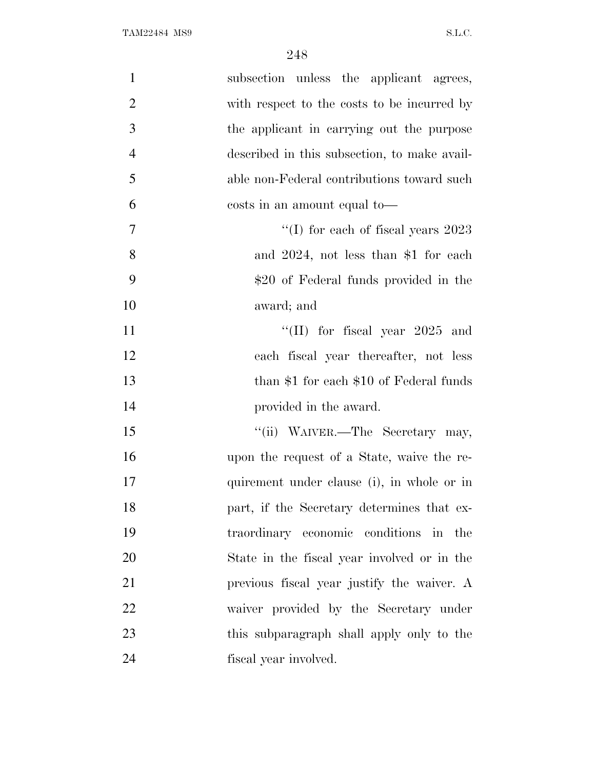subsection unless the applicant agrees, with respect to the costs to be incurred by the applicant in carrying out the purpose described in this subsection, to make available non-Federal contributions toward such costs in an amount equal to—

''(I) for each of fiscal years 2023 and 2024, not less than $1 for each $20 of Federal funds provided in the award; and

''(II) for fiscal year 2025 and each fiscal year thereafter, not less than $1 for each $10 of Federal funds provided in the award.

''(ii) WAIVER.—The Secretary may, upon the request of a State, waive the requirement under clause (i), in whole or in part, if the Secretary determines that extraordinary economic conditions in the State in the fiscal year involved or in the previous fiscal year justify the waiver. A waiver provided by the Secretary under this subparagraph shall apply only to the fiscal year involved.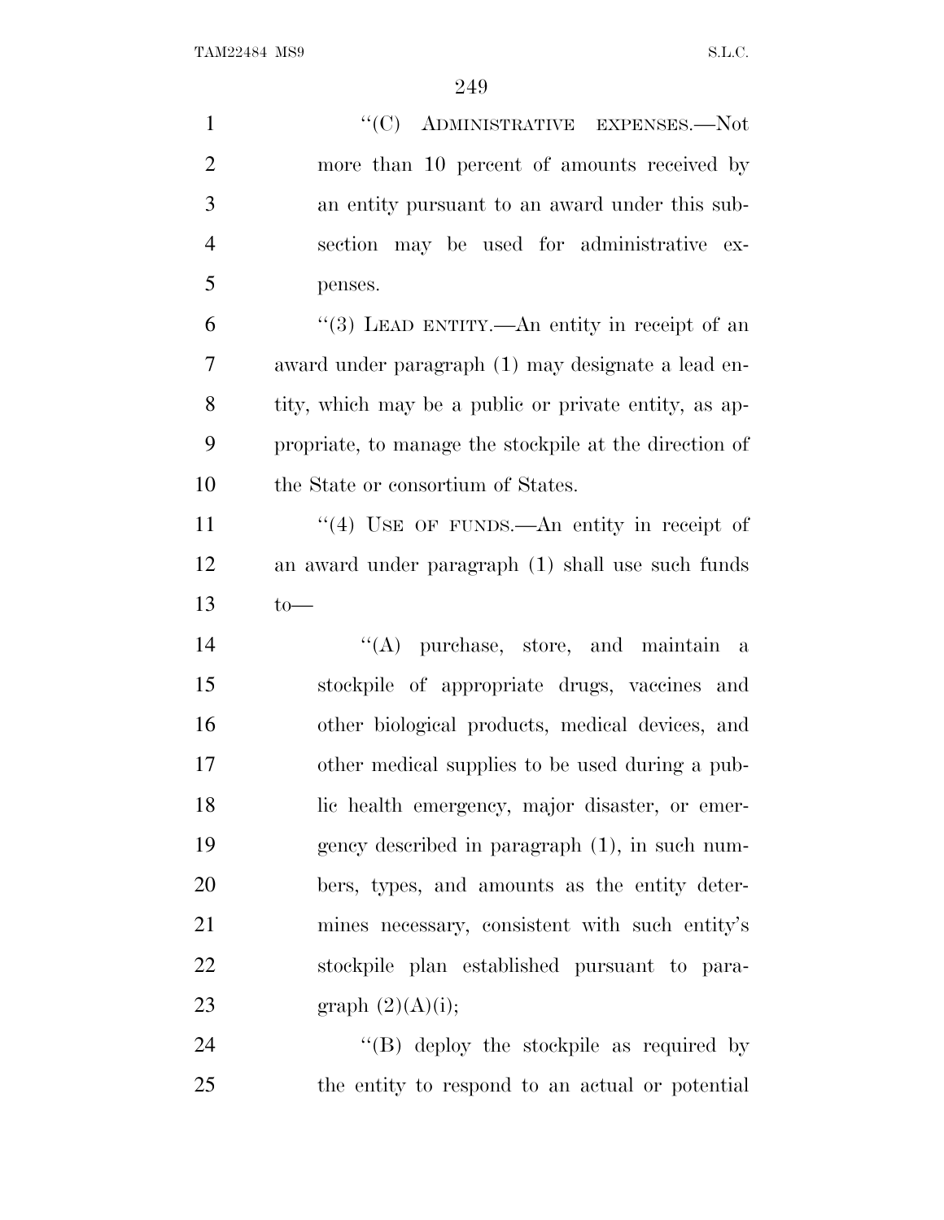"(C) ADMINISTRATIVE EXPENSES.—Not more than 10 percent of amounts received by an entity pursuant to an award under this subsection may be used for administrative expenses.

"(3) LEAD ENTITY.—An entity in receipt of an award under paragraph (1) may designate a lead entity, which may be a public or private entity, as appropriate, to manage the stockpile at the direction of the State or consortium of States.

"(4) USE OF FUNDS.—An entity in receipt of an award under paragraph (1) shall use such funds to—

"(A) purchase, store, and maintain a stockpile of appropriate drugs, vaccines and other biological products, medical devices, and other medical supplies to be used during a public health emergency, major disaster, or emergency described in paragraph (1), in such numbers, types, and amounts as the entity determines necessary, consistent with such entity's stockpile plan established pursuant to paragraph (2)(A)(i);

"(B) deploy the stockpile as required by the entity to respond to an actual or potential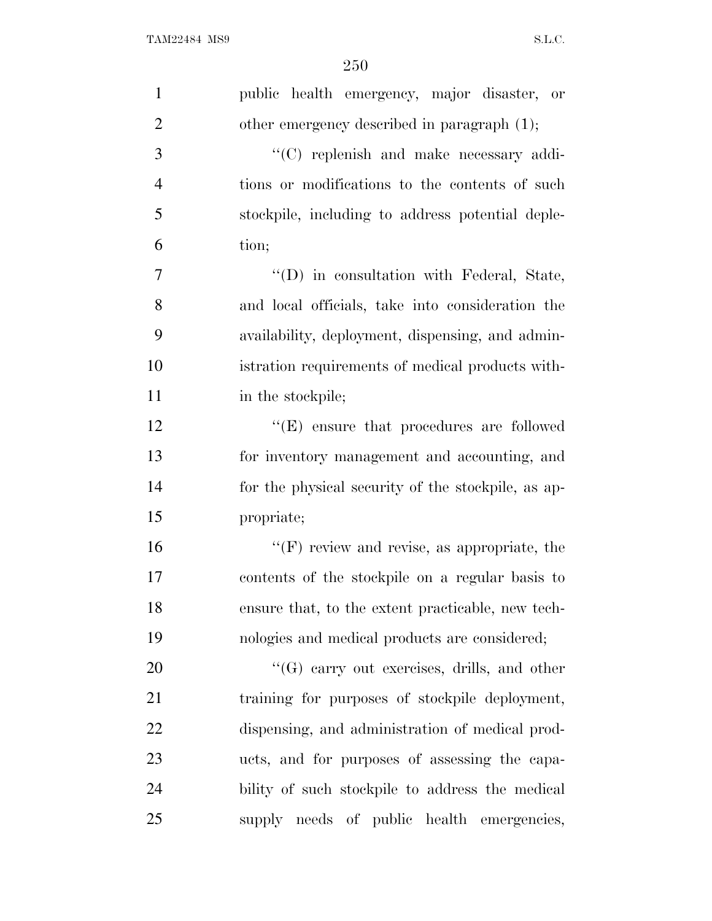public health emergency, major disaster, or other emergency described in paragraph (1);

''(C) replenish and make necessary additions or modifications to the contents of such stockpile, including to address potential depletion;

''(D) in consultation with Federal, State, and local officials, take into consideration the availability, deployment, dispensing, and administration requirements of medical products within the stockpile;

''(E) ensure that procedures are followed for inventory management and accounting, and for the physical security of the stockpile, as appropriate;

''(F) review and revise, as appropriate, the contents of the stockpile on a regular basis to ensure that, to the extent practicable, new technologies and medical products are considered;

''(G) carry out exercises, drills, and other training for purposes of stockpile deployment, dispensing, and administration of medical products, and for purposes of assessing the capability of such stockpile to address the medical supply needs of public health emergencies,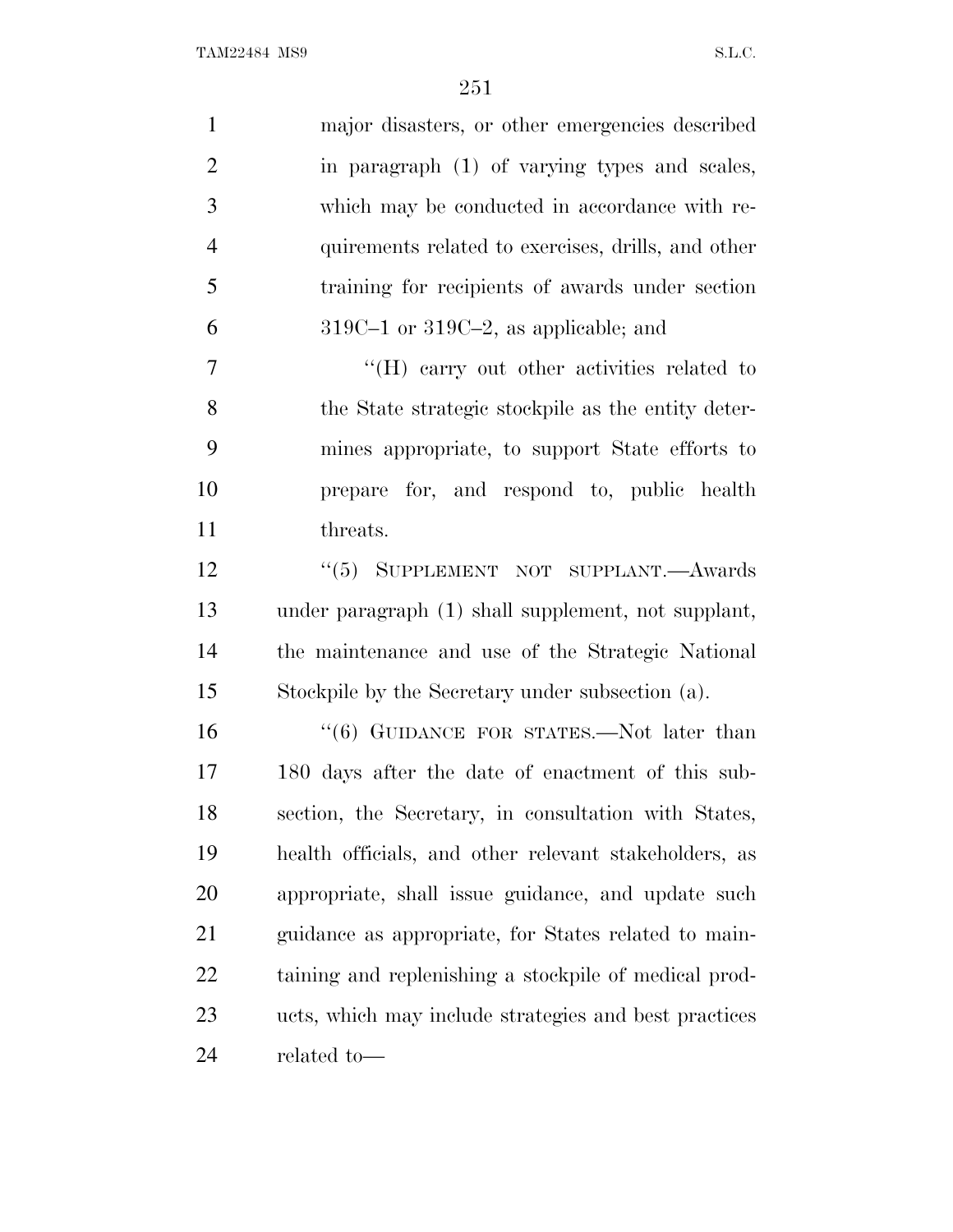major disasters, or other emergencies described in paragraph (1) of varying types and scales, which may be conducted in accordance with requirements related to exercises, drills, and other training for recipients of awards under section 319C–1 or 319C–2, as applicable; and

"(H) carry out other activities related to the State strategic stockpile as the entity determines appropriate, to support State efforts to prepare for, and respond to, public health threats.

"(5) SUPPLEMENT NOT SUPPLANT.—Awards under paragraph (1) shall supplement, not supplant, the maintenance and use of the Strategic National Stockpile by the Secretary under subsection (a).

"(6) GUIDANCE FOR STATES.—Not later than 180 days after the date of enactment of this subsection, the Secretary, in consultation with States, health officials, and other relevant stakeholders, as appropriate, shall issue guidance, and update such guidance as appropriate, for States related to maintaining and replenishing a stockpile of medical products, which may include strategies and best practices related to—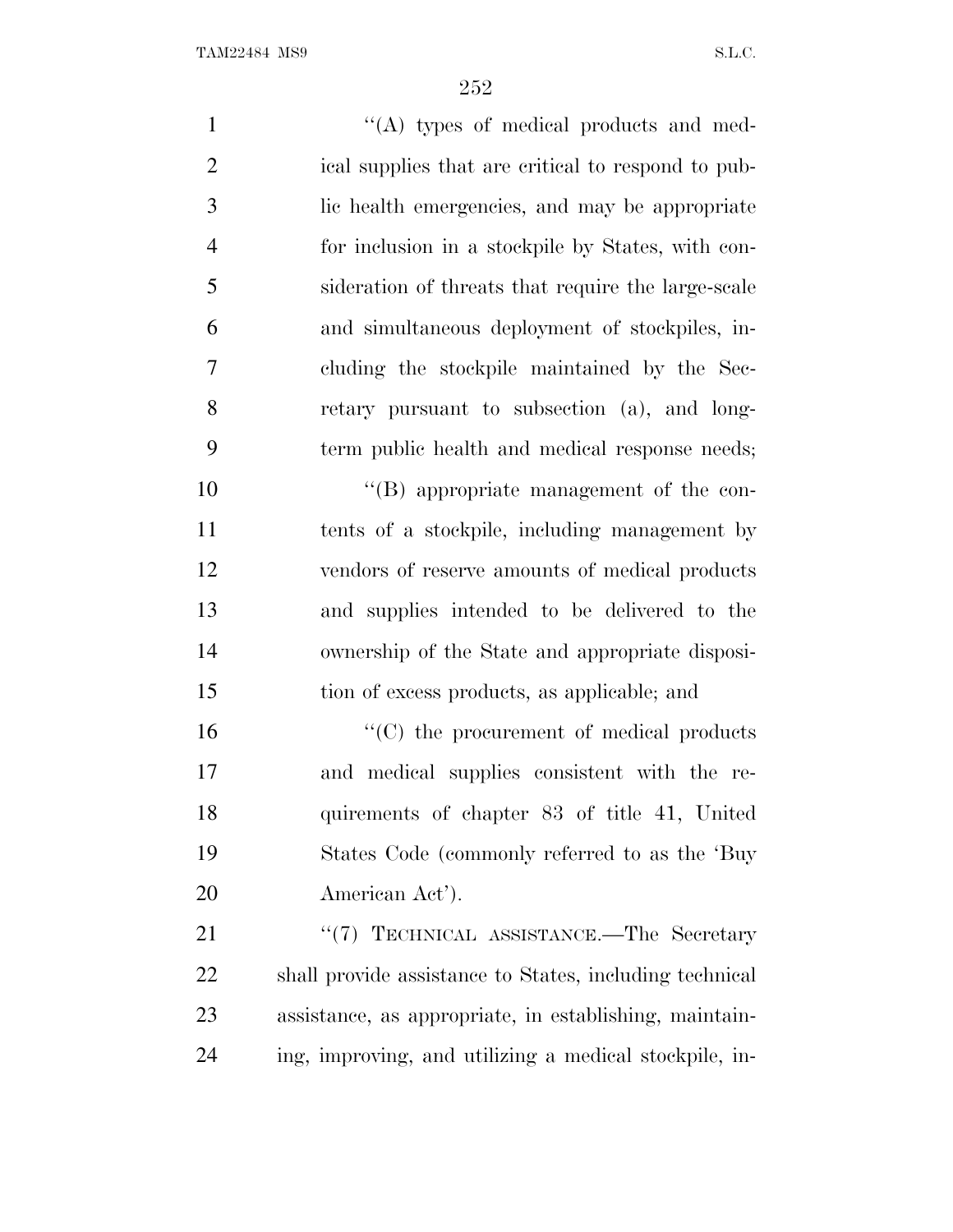''(A) types of medical products and medical supplies that are critical to respond to public health emergencies, and may be appropriate for inclusion in a stockpile by States, with consideration of threats that require the large-scale and simultaneous deployment of stockpiles, including the stockpile maintained by the Secretary pursuant to subsection (a), and long-term public health and medical response needs;

''(B) appropriate management of the contents of a stockpile, including management by vendors of reserve amounts of medical products and supplies intended to be delivered to the ownership of the State and appropriate disposition of excess products, as applicable; and

''(C) the procurement of medical products and medical supplies consistent with the requirements of chapter 83 of title 41, United States Code (commonly referred to as the 'Buy American Act').

''(7) TECHNICAL ASSISTANCE.—The Secretary shall provide assistance to States, including technical assistance, as appropriate, in establishing, maintaining, improving, and utilizing a medical stockpile, in-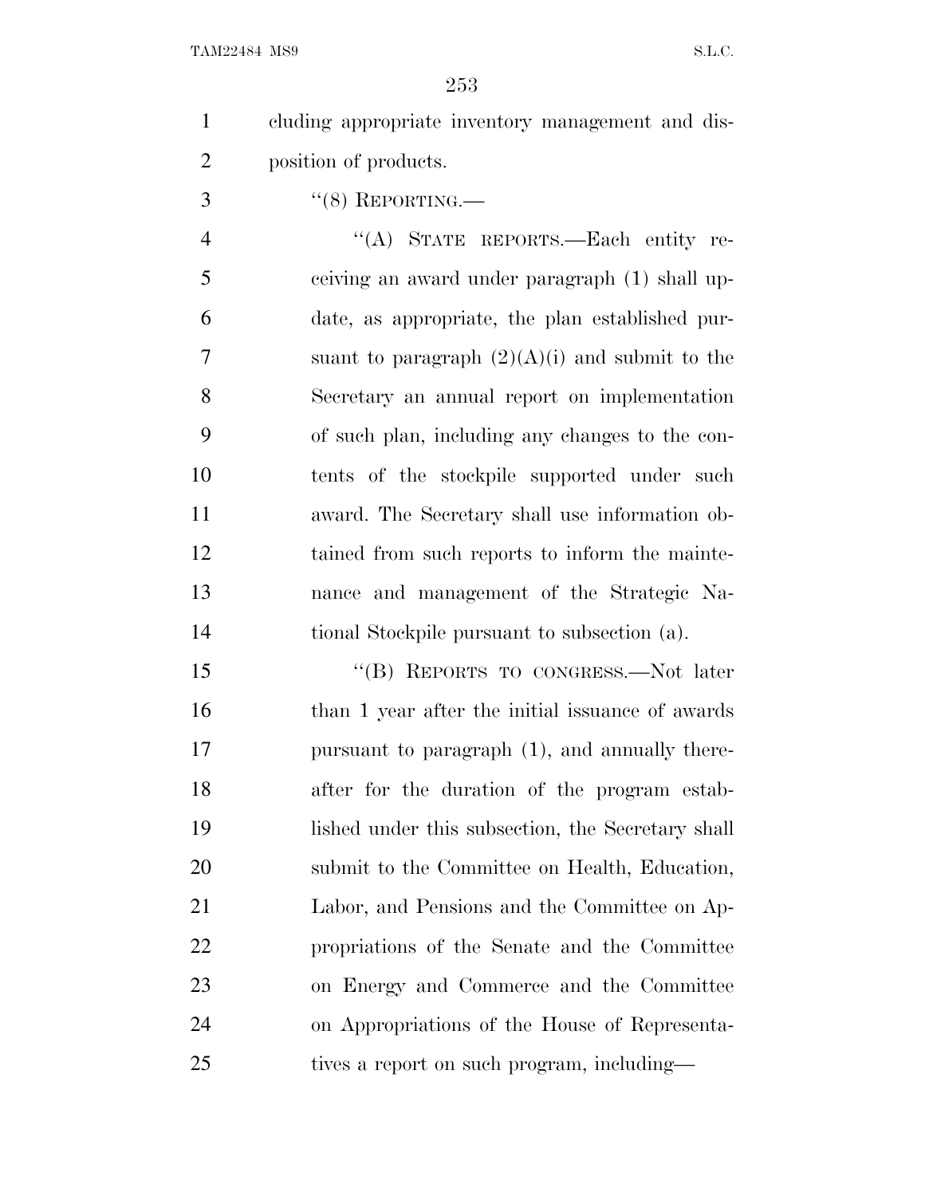cluding appropriate inventory management and disposition of products.

''(8) REPORTING.—

''(A) STATE REPORTS.—Each entity receiving an award under paragraph (1) shall update, as appropriate, the plan established pursuant to paragraph (2)(A)(i) and submit to the Secretary an annual report on implementation of such plan, including any changes to the contents of the stockpile supported under such award. The Secretary shall use information obtained from such reports to inform the maintenance and management of the Strategic National Stockpile pursuant to subsection (a).

''(B) REPORTS TO CONGRESS.—Not later than 1 year after the initial issuance of awards pursuant to paragraph (1), and annually thereafter for the duration of the program established under this subsection, the Secretary shall submit to the Committee on Health, Education, Labor, and Pensions and the Committee on Appropriations of the Senate and the Committee on Energy and Commerce and the Committee on Appropriations of the House of Representatives a report on such program, including—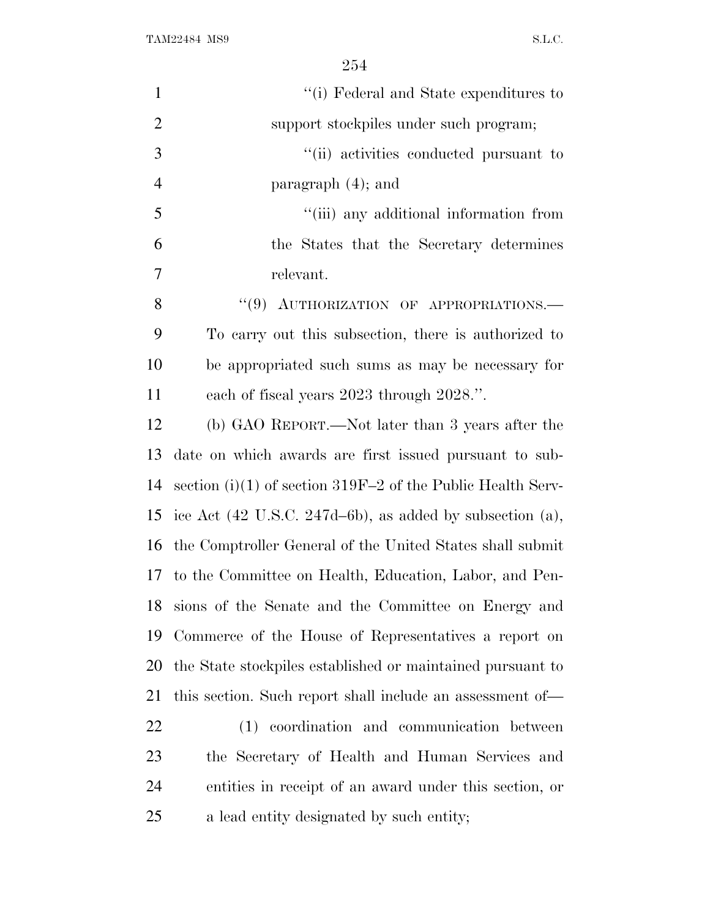"(i) Federal and State expenditures to support stockpiles under such program;

"(ii) activities conducted pursuant to paragraph (4); and

"(iii) any additional information from the States that the Secretary determines relevant.

"(9) AUTHORIZATION OF APPROPRIATIONS.—To carry out this subsection, there is authorized to be appropriated such sums as may be necessary for each of fiscal years 2023 through 2028.".

(b) GAO REPORT.—Not later than 3 years after the date on which awards are first issued pursuant to subsection (i)(1) of section 319F–2 of the Public Health Service Act (42 U.S.C. 247d–6b), as added by subsection (a), the Comptroller General of the United States shall submit to the Committee on Health, Education, Labor, and Pensions of the Senate and the Committee on Energy and Commerce of the House of Representatives a report on the State stockpiles established or maintained pursuant to this section. Such report shall include an assessment of—

(1) coordination and communication between the Secretary of Health and Human Services and entities in receipt of an award under this section, or a lead entity designated by such entity;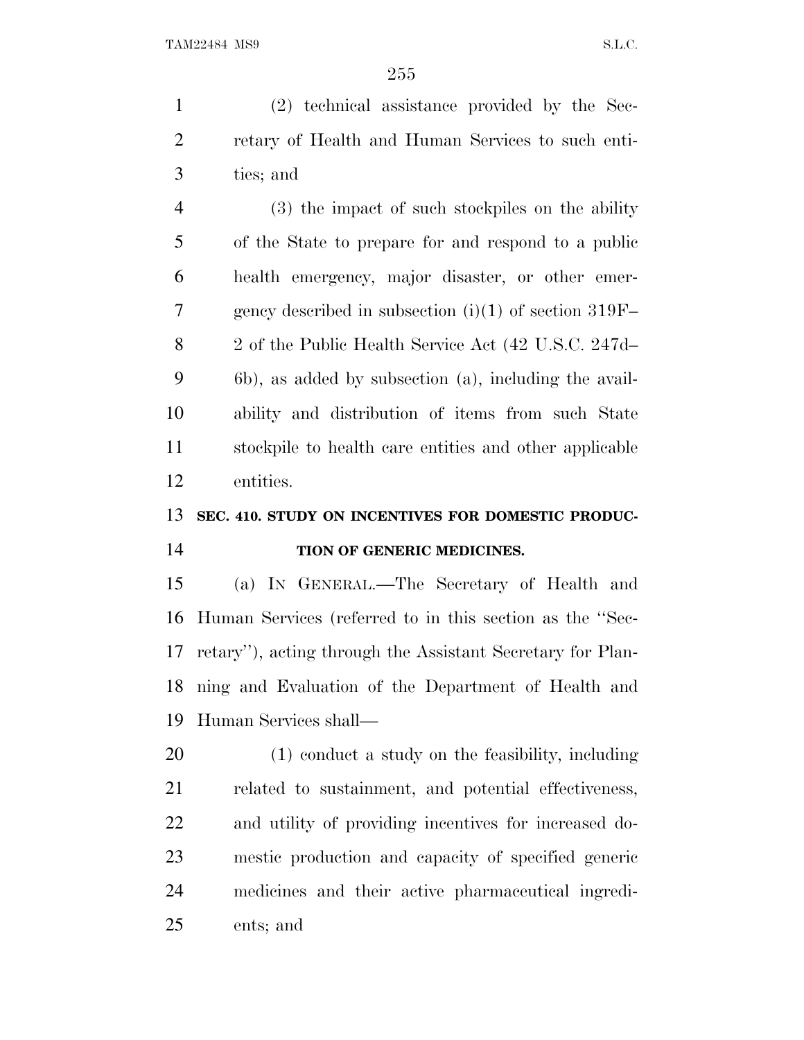(2) technical assistance provided by the Secretary of Health and Human Services to such entities; and

(3) the impact of such stockpiles on the ability of the State to prepare for and respond to a public health emergency, major disaster, or other emergency described in subsection (i)(1) of section 319F–2 of the Public Health Service Act (42 U.S.C. 247d–6b), as added by subsection (a), including the availability and distribution of items from such State stockpile to health care entities and other applicable entities.

## SEC. 410. STUDY ON INCENTIVES FOR DOMESTIC PRODUCTION OF GENERIC MEDICINES.

(a) IN GENERAL.—The Secretary of Health and Human Services (referred to in this section as the ''Secretary''), acting through the Assistant Secretary for Planning and Evaluation of the Department of Health and Human Services shall—

(1) conduct a study on the feasibility, including related to sustainment, and potential effectiveness, and utility of providing incentives for increased domestic production and capacity of specified generic medicines and their active pharmaceutical ingredients; and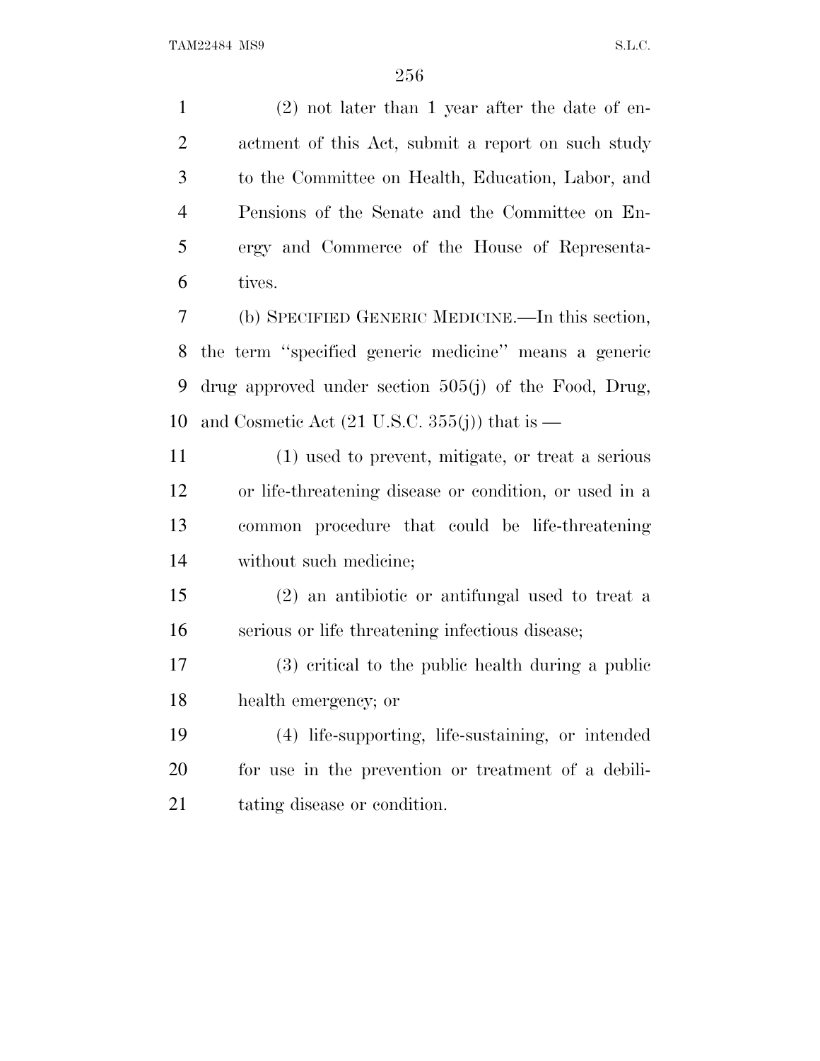(2) not later than 1 year after the date of enactment of this Act, submit a report on such study to the Committee on Health, Education, Labor, and Pensions of the Senate and the Committee on Energy and Commerce of the House of Representatives.

(b) SPECIFIED GENERIC MEDICINE.—In this section, the term "specified generic medicine" means a generic drug approved under section 505(j) of the Food, Drug, and Cosmetic Act (21 U.S.C. 355(j)) that is —

(1) used to prevent, mitigate, or treat a serious or life-threatening disease or condition, or used in a common procedure that could be life-threatening without such medicine;

(2) an antibiotic or antifungal used to treat a serious or life threatening infectious disease;

(3) critical to the public health during a public health emergency; or

(4) life-supporting, life-sustaining, or intended for use in the prevention or treatment of a debilitating disease or condition.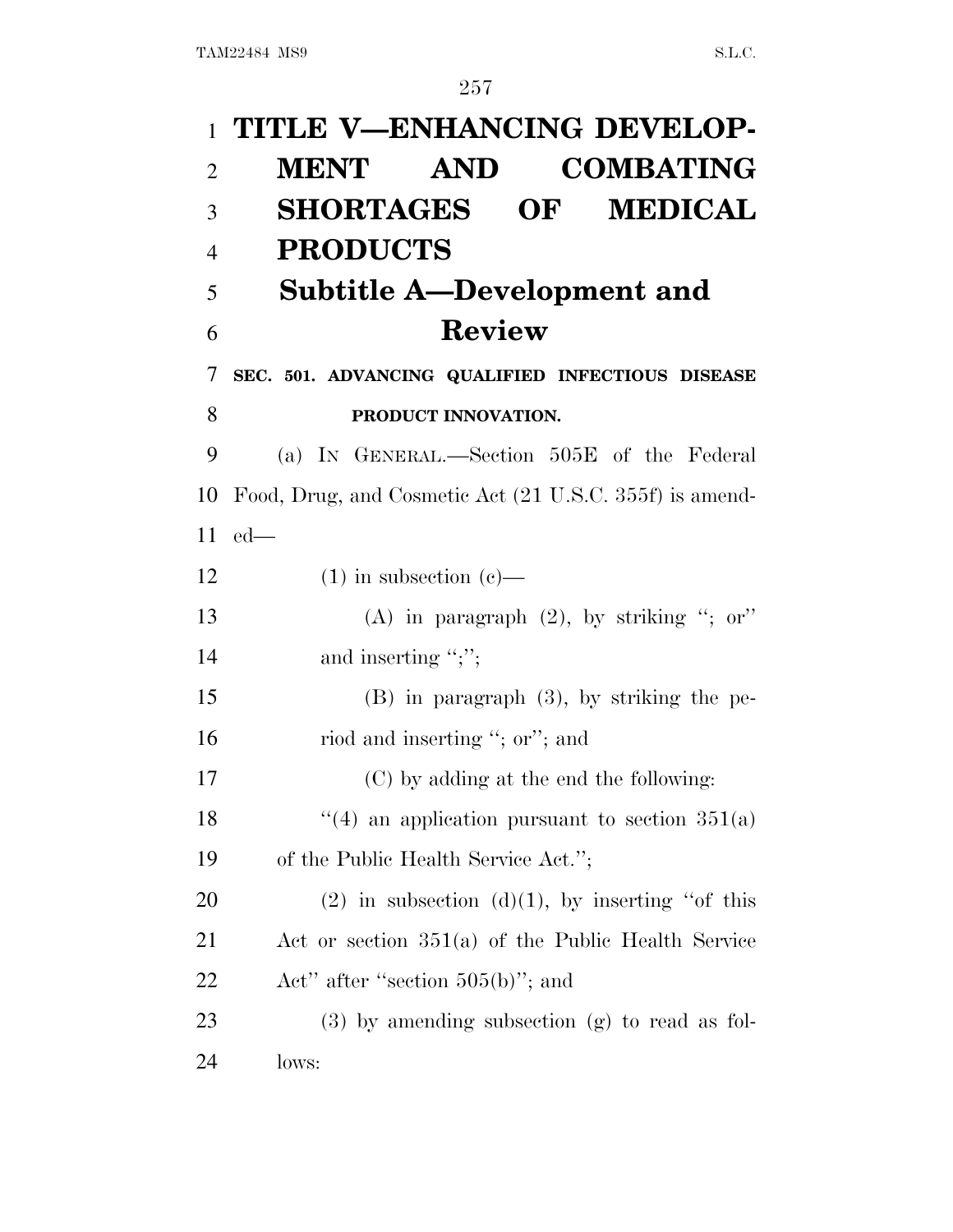# TITLE V—ENHANCING DEVELOPMENT AND COMBATING SHORTAGES OF MEDICAL PRODUCTS

## Subtitle A—Development and Review

### SEC. 501. ADVANCING QUALIFIED INFECTIOUS DISEASE PRODUCT INNOVATION.

(a) IN GENERAL.—Section 505E of the Federal Food, Drug, and Cosmetic Act (21 U.S.C. 355f) is amended—

(1) in subsection (c)—

(A) in paragraph (2), by striking "; or" and inserting ";";

(B) in paragraph (3), by striking the period and inserting "; or"; and

(C) by adding at the end the following:

"(4) an application pursuant to section 351(a) of the Public Health Service Act.";

(2) in subsection (d)(1), by inserting "of this Act or section 351(a) of the Public Health Service Act" after "section 505(b)"; and

(3) by amending subsection (g) to read as follows: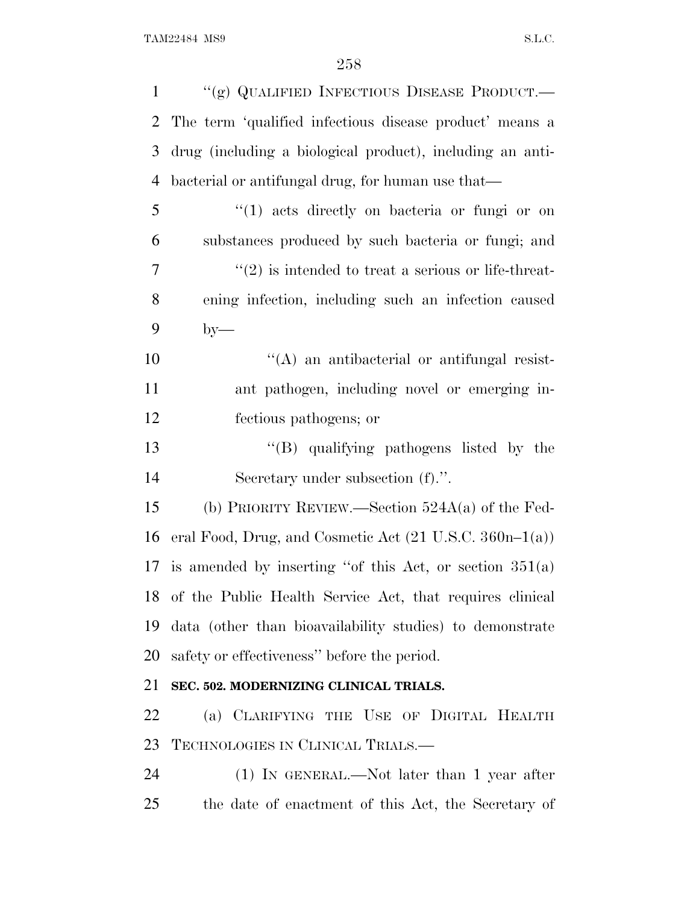''(g) QUALIFIED INFECTIOUS DISEASE PRODUCT.—The term 'qualified infectious disease product' means a drug (including a biological product), including an antibacterial or antifungal drug, for human use that—

''(1) acts directly on bacteria or fungi or on substances produced by such bacteria or fungi; and

''(2) is intended to treat a serious or life-threatening infection, including such an infection caused by—

''(A) an antibacterial or antifungal resistant pathogen, including novel or emerging infectious pathogens; or

''(B) qualifying pathogens listed by the Secretary under subsection (f).''.

(b) PRIORITY REVIEW.—Section 524A(a) of the Federal Food, Drug, and Cosmetic Act (21 U.S.C. 360n–1(a)) is amended by inserting ''of this Act, or section 351(a) of the Public Health Service Act, that requires clinical data (other than bioavailability studies) to demonstrate safety or effectiveness'' before the period.

**SEC. 502. MODERNIZING CLINICAL TRIALS.**

(a) CLARIFYING THE USE OF DIGITAL HEALTH TECHNOLOGIES IN CLINICAL TRIALS.—

(1) IN GENERAL.—Not later than 1 year after the date of enactment of this Act, the Secretary of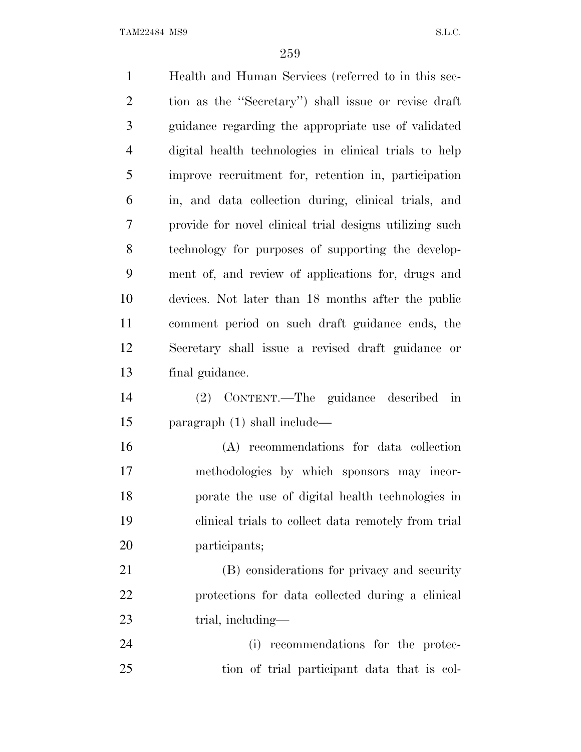Health and Human Services (referred to in this section as the "Secretary") shall issue or revise draft guidance regarding the appropriate use of validated digital health technologies in clinical trials to help improve recruitment for, retention in, participation in, and data collection during, clinical trials, and provide for novel clinical trial designs utilizing such technology for purposes of supporting the development of, and review of applications for, drugs and devices. Not later than 18 months after the public comment period on such draft guidance ends, the Secretary shall issue a revised draft guidance or final guidance.

(2) CONTENT.—The guidance described in paragraph (1) shall include—

(A) recommendations for data collection methodologies by which sponsors may incorporate the use of digital health technologies in clinical trials to collect data remotely from trial participants;

(B) considerations for privacy and security protections for data collected during a clinical trial, including—

(i) recommendations for the protection of trial participant data that is col-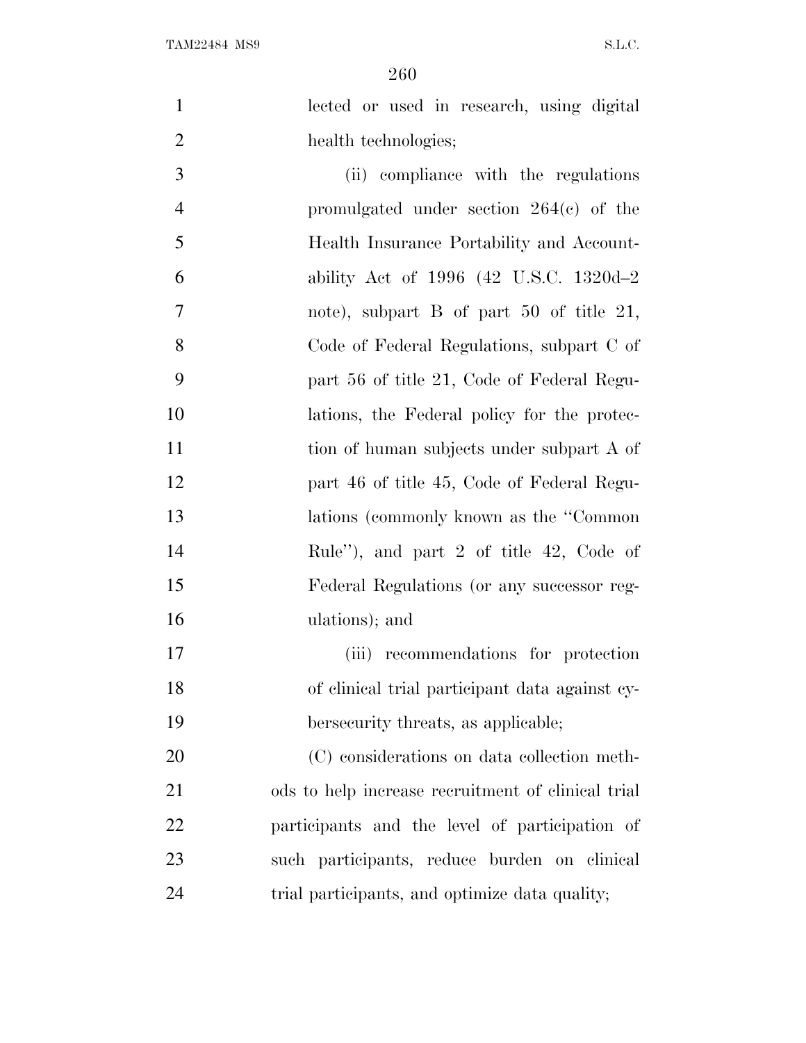lected or used in research, using digital health technologies;

(ii) compliance with the regulations promulgated under section 264(c) of the Health Insurance Portability and Accountability Act of 1996 (42 U.S.C. 1320d–2 note), subpart B of part 50 of title 21, Code of Federal Regulations, subpart C of part 56 of title 21, Code of Federal Regulations, the Federal policy for the protection of human subjects under subpart A of part 46 of title 45, Code of Federal Regulations (commonly known as the "Common Rule"), and part 2 of title 42, Code of Federal Regulations (or any successor regulations); and

(iii) recommendations for protection of clinical trial participant data against cybersecurity threats, as applicable;

(C) considerations on data collection methods to help increase recruitment of clinical trial participants and the level of participation of such participants, reduce burden on clinical trial participants, and optimize data quality;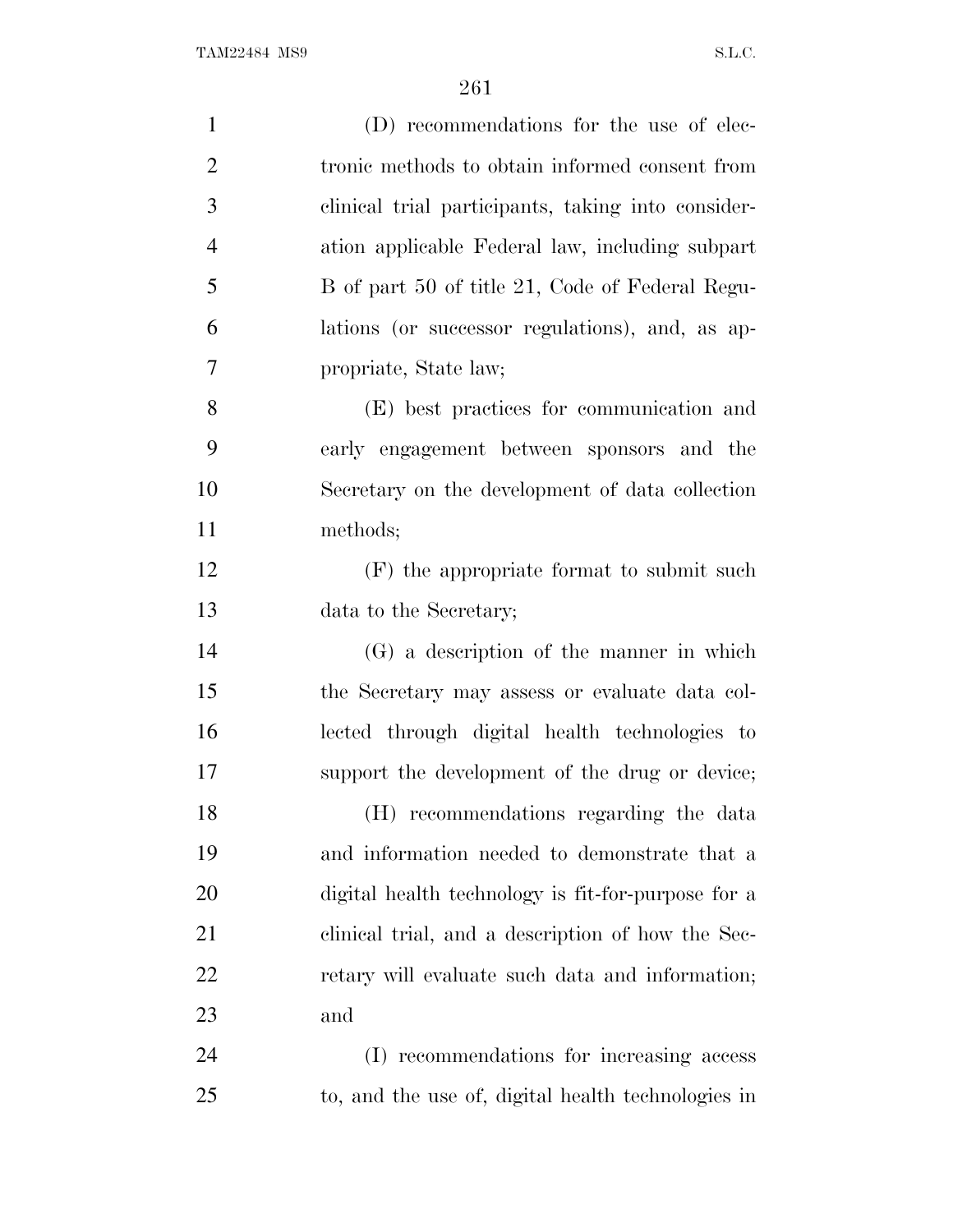(D) recommendations for the use of electronic methods to obtain informed consent from clinical trial participants, taking into consideration applicable Federal law, including subpart B of part 50 of title 21, Code of Federal Regulations (or successor regulations), and, as appropriate, State law;

(E) best practices for communication and early engagement between sponsors and the Secretary on the development of data collection methods;

(F) the appropriate format to submit such data to the Secretary;

(G) a description of the manner in which the Secretary may assess or evaluate data collected through digital health technologies to support the development of the drug or device;

(H) recommendations regarding the data and information needed to demonstrate that a digital health technology is fit-for-purpose for a clinical trial, and a description of how the Secretary will evaluate such data and information; and

(I) recommendations for increasing access to, and the use of, digital health technologies in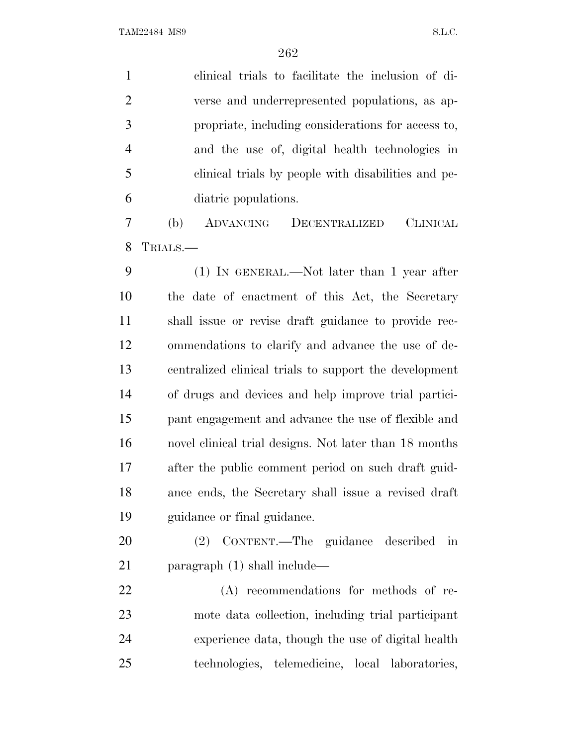clinical trials to facilitate the inclusion of diverse and underrepresented populations, as appropriate, including considerations for access to, and the use of, digital health technologies in clinical trials by people with disabilities and pediatric populations.

(b) ADVANCING DECENTRALIZED CLINICAL TRIALS.—

(1) IN GENERAL.—Not later than 1 year after the date of enactment of this Act, the Secretary shall issue or revise draft guidance to provide recommendations to clarify and advance the use of decentralized clinical trials to support the development of drugs and devices and help improve trial participant engagement and advance the use of flexible and novel clinical trial designs. Not later than 18 months after the public comment period on such draft guidance ends, the Secretary shall issue a revised draft guidance or final guidance.

(2) CONTENT.—The guidance described in paragraph (1) shall include—

(A) recommendations for methods of remote data collection, including trial participant experience data, though the use of digital health technologies, telemedicine, local laboratories,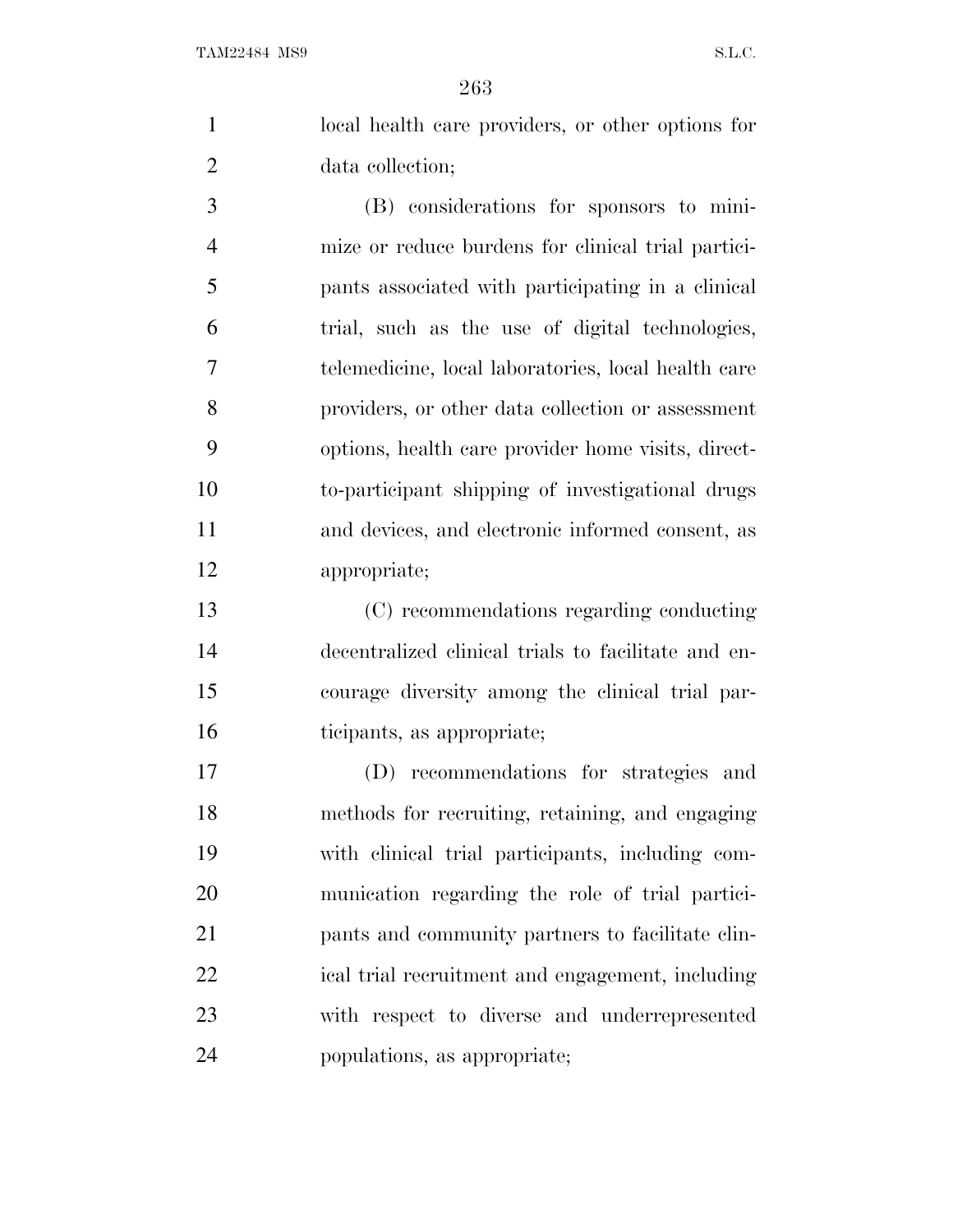local health care providers, or other options for data collection;

(B) considerations for sponsors to minimize or reduce burdens for clinical trial participants associated with participating in a clinical trial, such as the use of digital technologies, telemedicine, local laboratories, local health care providers, or other data collection or assessment options, health care provider home visits, direct-to-participant shipping of investigational drugs and devices, and electronic informed consent, as appropriate;

(C) recommendations regarding conducting decentralized clinical trials to facilitate and encourage diversity among the clinical trial participants, as appropriate;

(D) recommendations for strategies and methods for recruiting, retaining, and engaging with clinical trial participants, including communication regarding the role of trial participants and community partners to facilitate clinical trial recruitment and engagement, including with respect to diverse and underrepresented populations, as appropriate;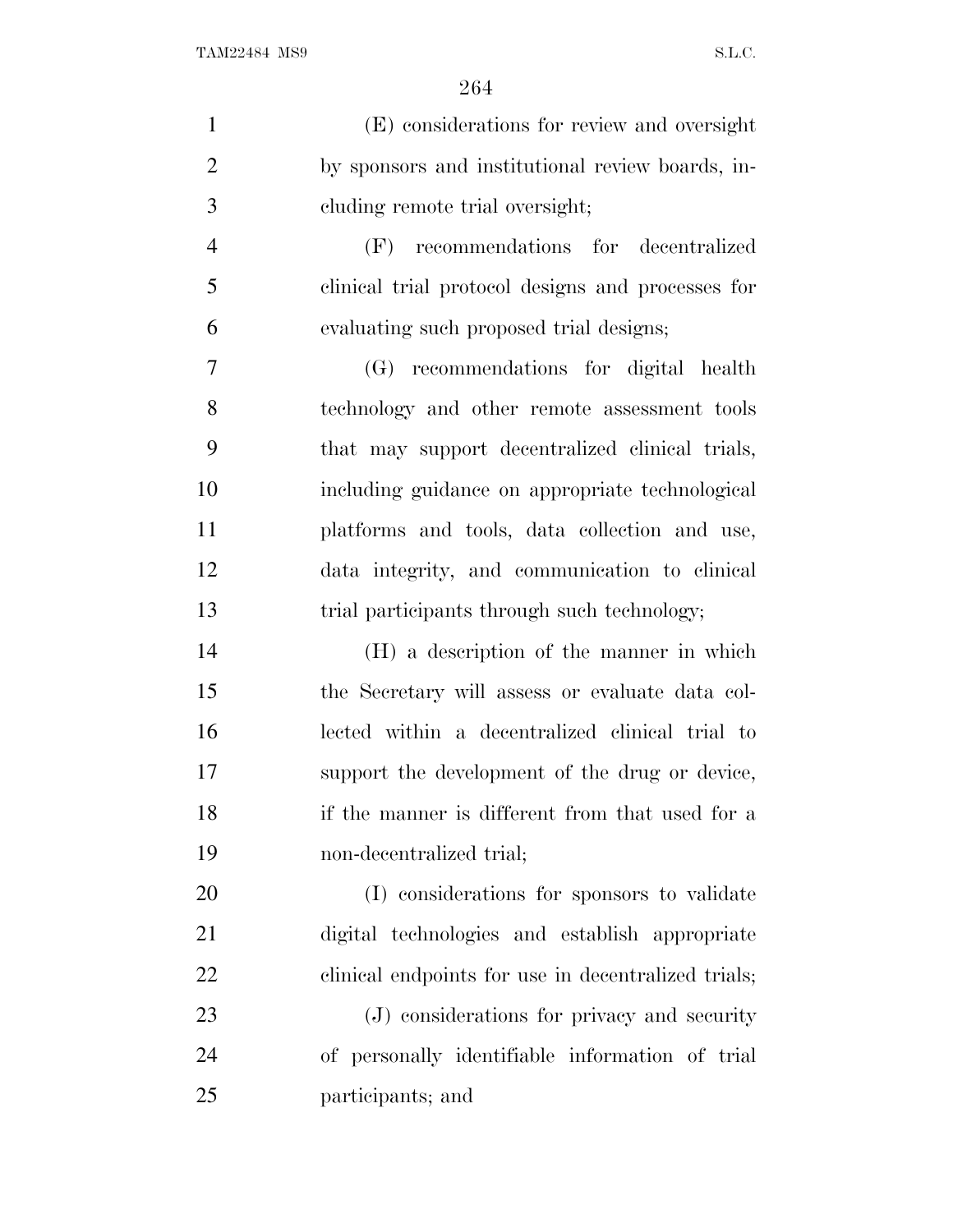(E) considerations for review and oversight by sponsors and institutional review boards, including remote trial oversight;

(F) recommendations for decentralized clinical trial protocol designs and processes for evaluating such proposed trial designs;

(G) recommendations for digital health technology and other remote assessment tools that may support decentralized clinical trials, including guidance on appropriate technological platforms and tools, data collection and use, data integrity, and communication to clinical trial participants through such technology;

(H) a description of the manner in which the Secretary will assess or evaluate data collected within a decentralized clinical trial to support the development of the drug or device, if the manner is different from that used for a non-decentralized trial;

(I) considerations for sponsors to validate digital technologies and establish appropriate clinical endpoints for use in decentralized trials;

(J) considerations for privacy and security of personally identifiable information of trial participants; and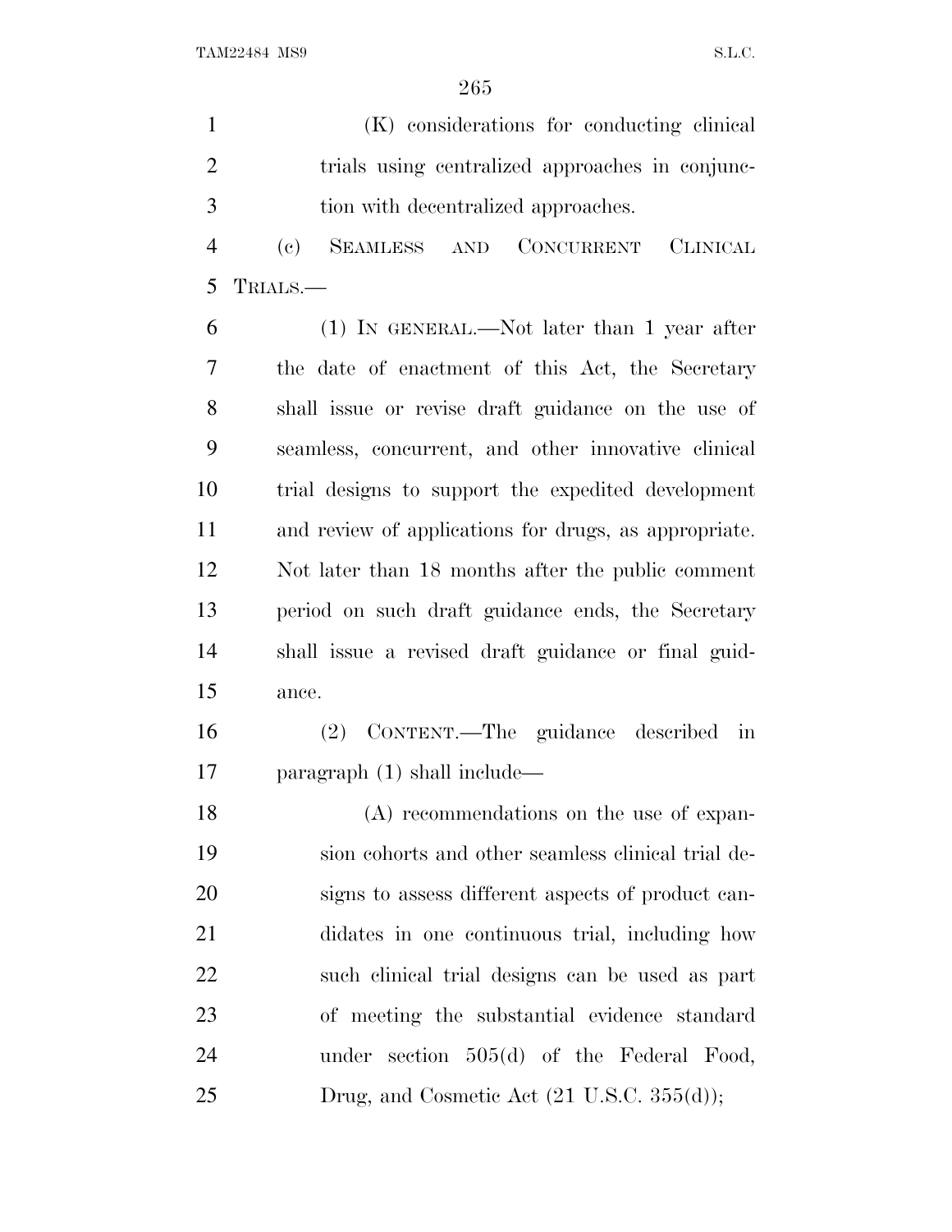(K) considerations for conducting clinical trials using centralized approaches in conjunction with decentralized approaches.

(c) SEAMLESS AND CONCURRENT CLINICAL TRIALS.—

(1) IN GENERAL.—Not later than 1 year after the date of enactment of this Act, the Secretary shall issue or revise draft guidance on the use of seamless, concurrent, and other innovative clinical trial designs to support the expedited development and review of applications for drugs, as appropriate. Not later than 18 months after the public comment period on such draft guidance ends, the Secretary shall issue a revised draft guidance or final guidance.

(2) CONTENT.—The guidance described in paragraph (1) shall include—

(A) recommendations on the use of expansion cohorts and other seamless clinical trial designs to assess different aspects of product candidates in one continuous trial, including how such clinical trial designs can be used as part of meeting the substantial evidence standard under section 505(d) of the Federal Food, Drug, and Cosmetic Act (21 U.S.C. 355(d));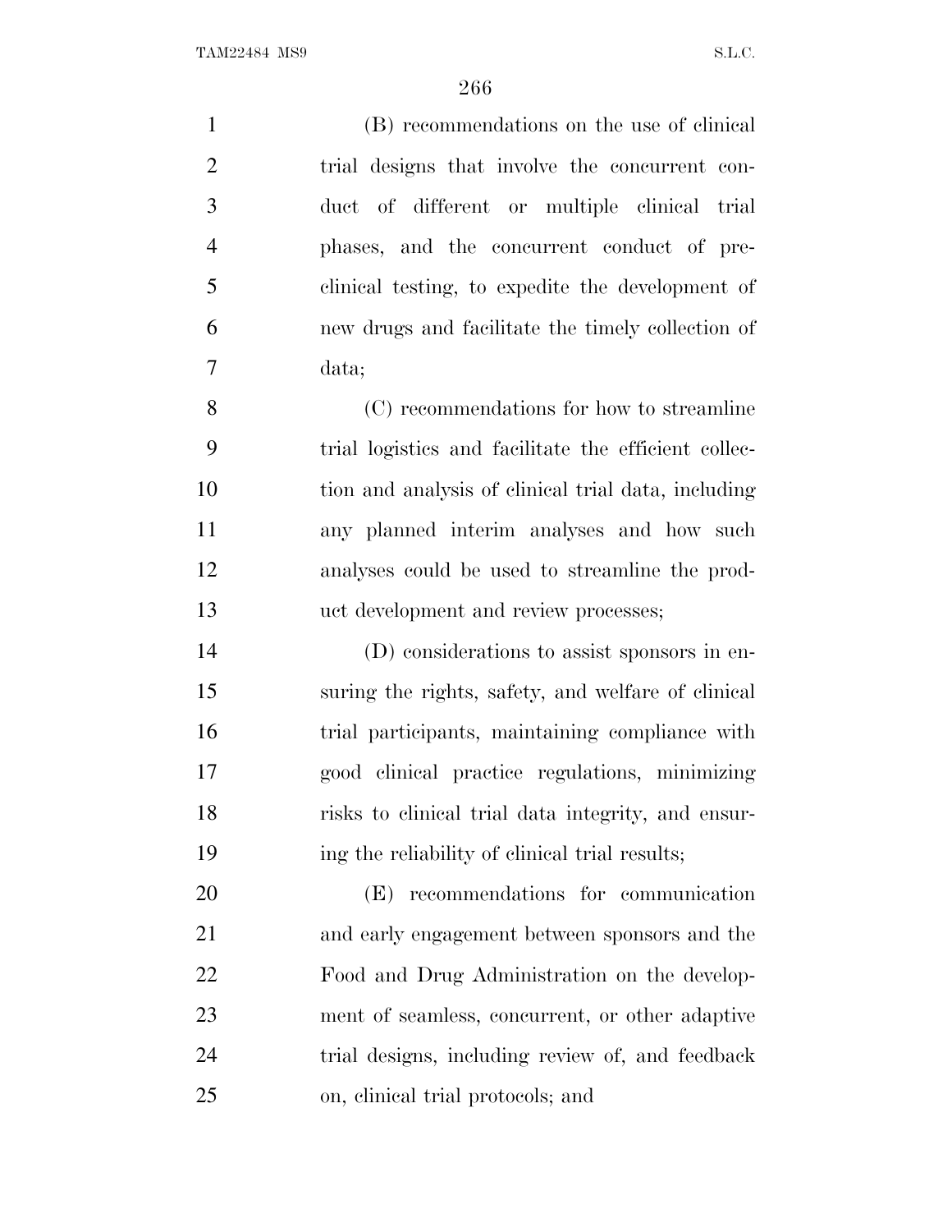(B) recommendations on the use of clinical trial designs that involve the concurrent conduct of different or multiple clinical trial phases, and the concurrent conduct of preclinical testing, to expedite the development of new drugs and facilitate the timely collection of data;

(C) recommendations for how to streamline trial logistics and facilitate the efficient collection and analysis of clinical trial data, including any planned interim analyses and how such analyses could be used to streamline the product development and review processes;

(D) considerations to assist sponsors in ensuring the rights, safety, and welfare of clinical trial participants, maintaining compliance with good clinical practice regulations, minimizing risks to clinical trial data integrity, and ensuring the reliability of clinical trial results;

(E) recommendations for communication and early engagement between sponsors and the Food and Drug Administration on the development of seamless, concurrent, or other adaptive trial designs, including review of, and feedback on, clinical trial protocols; and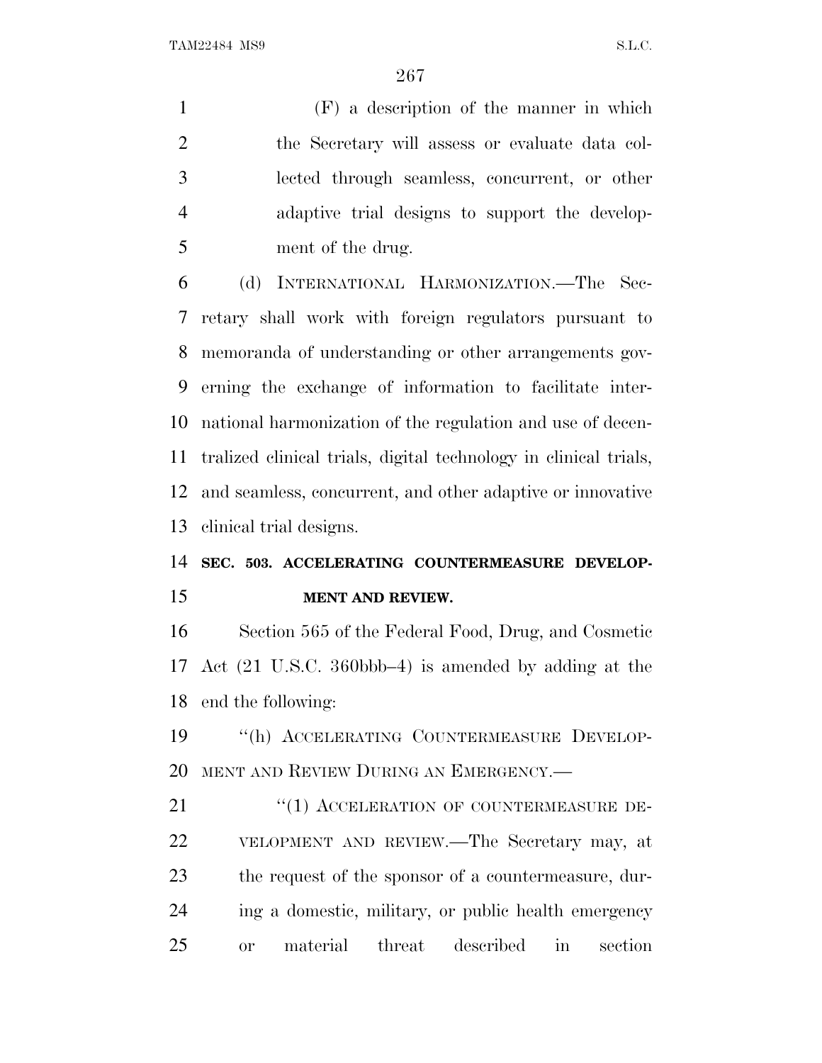(F) a description of the manner in which the Secretary will assess or evaluate data collected through seamless, concurrent, or other adaptive trial designs to support the development of the drug.

(d) INTERNATIONAL HARMONIZATION.—The Secretary shall work with foreign regulators pursuant to memoranda of understanding or other arrangements governing the exchange of information to facilitate international harmonization of the regulation and use of decentralized clinical trials, digital technology in clinical trials, and seamless, concurrent, and other adaptive or innovative clinical trial designs.

**SEC. 503. ACCELERATING COUNTERMEASURE DEVELOPMENT AND REVIEW.**

Section 565 of the Federal Food, Drug, and Cosmetic Act (21 U.S.C. 360bbb–4) is amended by adding at the end the following:

"(h) ACCELERATING COUNTERMEASURE DEVELOPMENT AND REVIEW DURING AN EMERGENCY.—

"(1) ACCELERATION OF COUNTERMEASURE DEVELOPMENT AND REVIEW.—The Secretary may, at the request of the sponsor of a countermeasure, during a domestic, military, or public health emergency or material threat described in section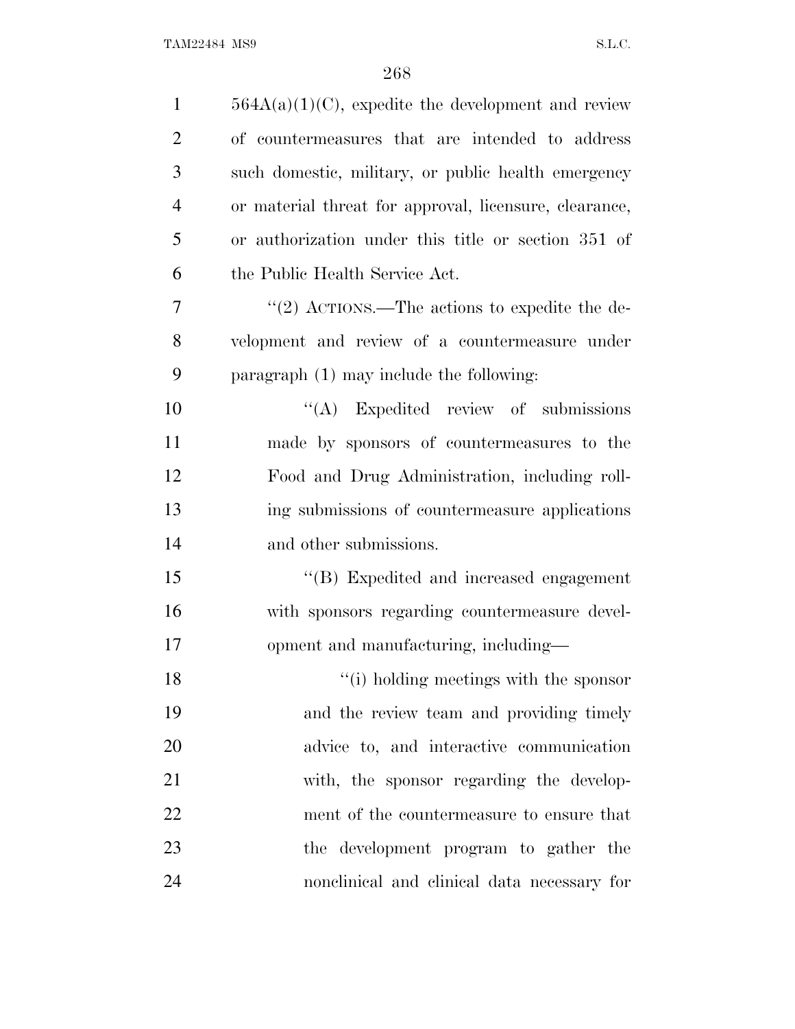564A(a)(1)(C), expedite the development and review of countermeasures that are intended to address such domestic, military, or public health emergency or material threat for approval, licensure, clearance, or authorization under this title or section 351 of the Public Health Service Act.

"(2) ACTIONS.—The actions to expedite the development and review of a countermeasure under paragraph (1) may include the following:

"(A) Expedited review of submissions made by sponsors of countermeasures to the Food and Drug Administration, including rolling submissions of countermeasure applications and other submissions.

"(B) Expedited and increased engagement with sponsors regarding countermeasure development and manufacturing, including—

"(i) holding meetings with the sponsor and the review team and providing timely advice to, and interactive communication with, the sponsor regarding the development of the countermeasure to ensure that the development program to gather the nonclinical and clinical data necessary for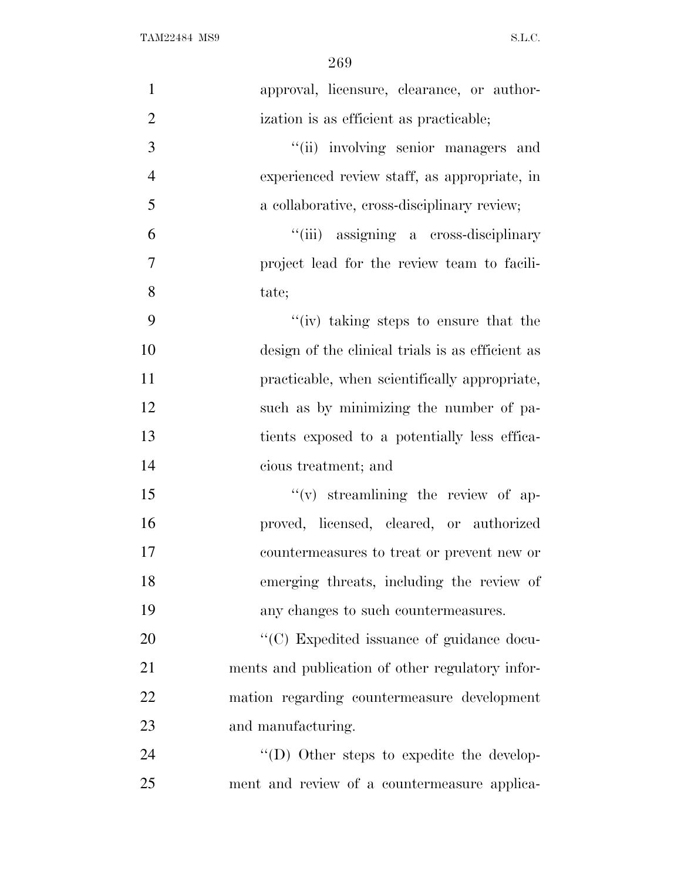approval, licensure, clearance, or authorization is as efficient as practicable;

"(ii) involving senior managers and experienced review staff, as appropriate, in a collaborative, cross-disciplinary review;

"(iii) assigning a cross-disciplinary project lead for the review team to facilitate;

"(iv) taking steps to ensure that the design of the clinical trials is as efficient as practicable, when scientifically appropriate, such as by minimizing the number of patients exposed to a potentially less efficacious treatment; and

"(v) streamlining the review of approved, licensed, cleared, or authorized countermeasures to treat or prevent new or emerging threats, including the review of any changes to such countermeasures.

"(C) Expedited issuance of guidance documents and publication of other regulatory information regarding countermeasure development and manufacturing.

"(D) Other steps to expedite the development and review of a countermeasure applica-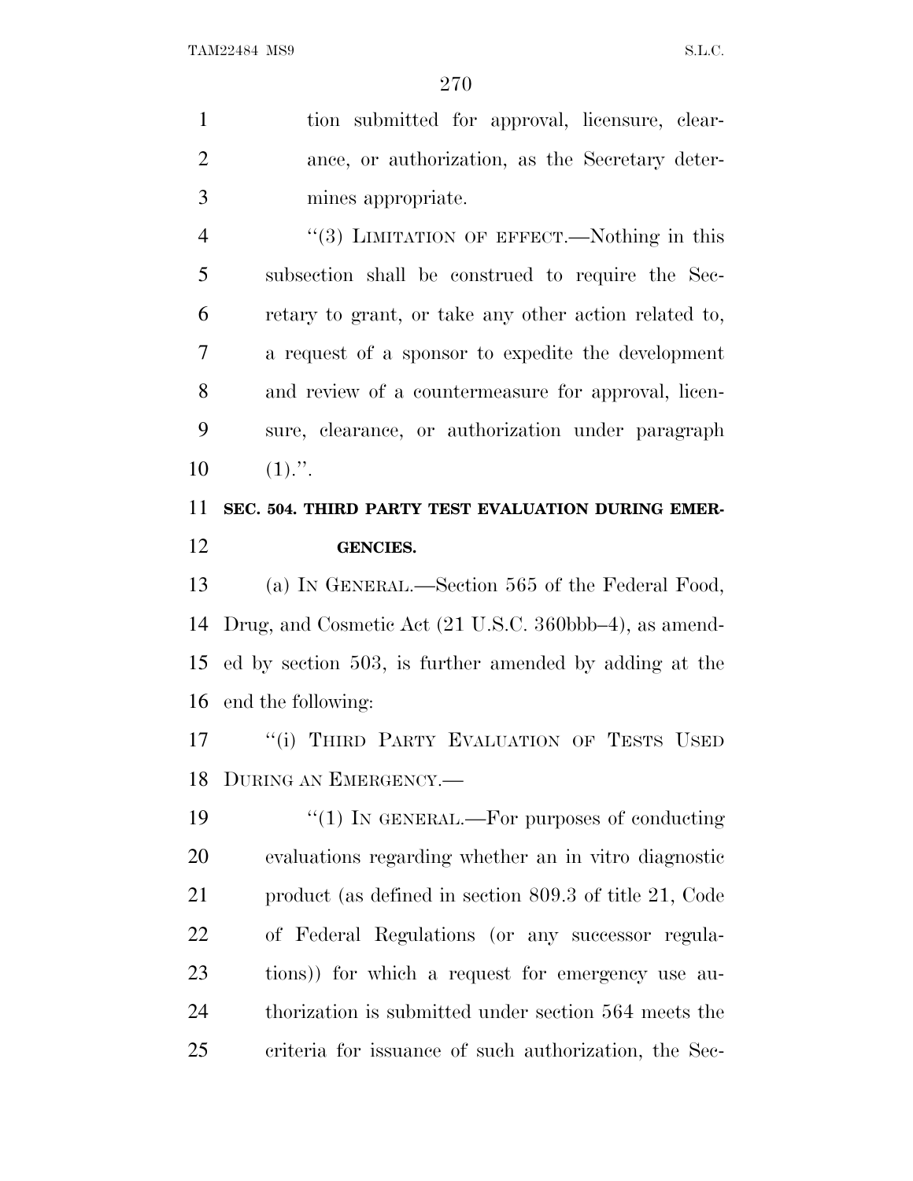tion submitted for approval, licensure, clearance, or authorization, as the Secretary determines appropriate.

"(3) LIMITATION OF EFFECT.—Nothing in this subsection shall be construed to require the Secretary to grant, or take any other action related to, a request of a sponsor to expedite the development and review of a countermeasure for approval, licensure, clearance, or authorization under paragraph (1).".

**SEC. 504. THIRD PARTY TEST EVALUATION DURING EMERGENCIES.**

(a) IN GENERAL.—Section 565 of the Federal Food, Drug, and Cosmetic Act (21 U.S.C. 360bbb–4), as amended by section 503, is further amended by adding at the end the following:

"(i) THIRD PARTY EVALUATION OF TESTS USED DURING AN EMERGENCY.—

"(1) IN GENERAL.—For purposes of conducting evaluations regarding whether an in vitro diagnostic product (as defined in section 809.3 of title 21, Code of Federal Regulations (or any successor regulations)) for which a request for emergency use authorization is submitted under section 564 meets the criteria for issuance of such authorization, the Sec-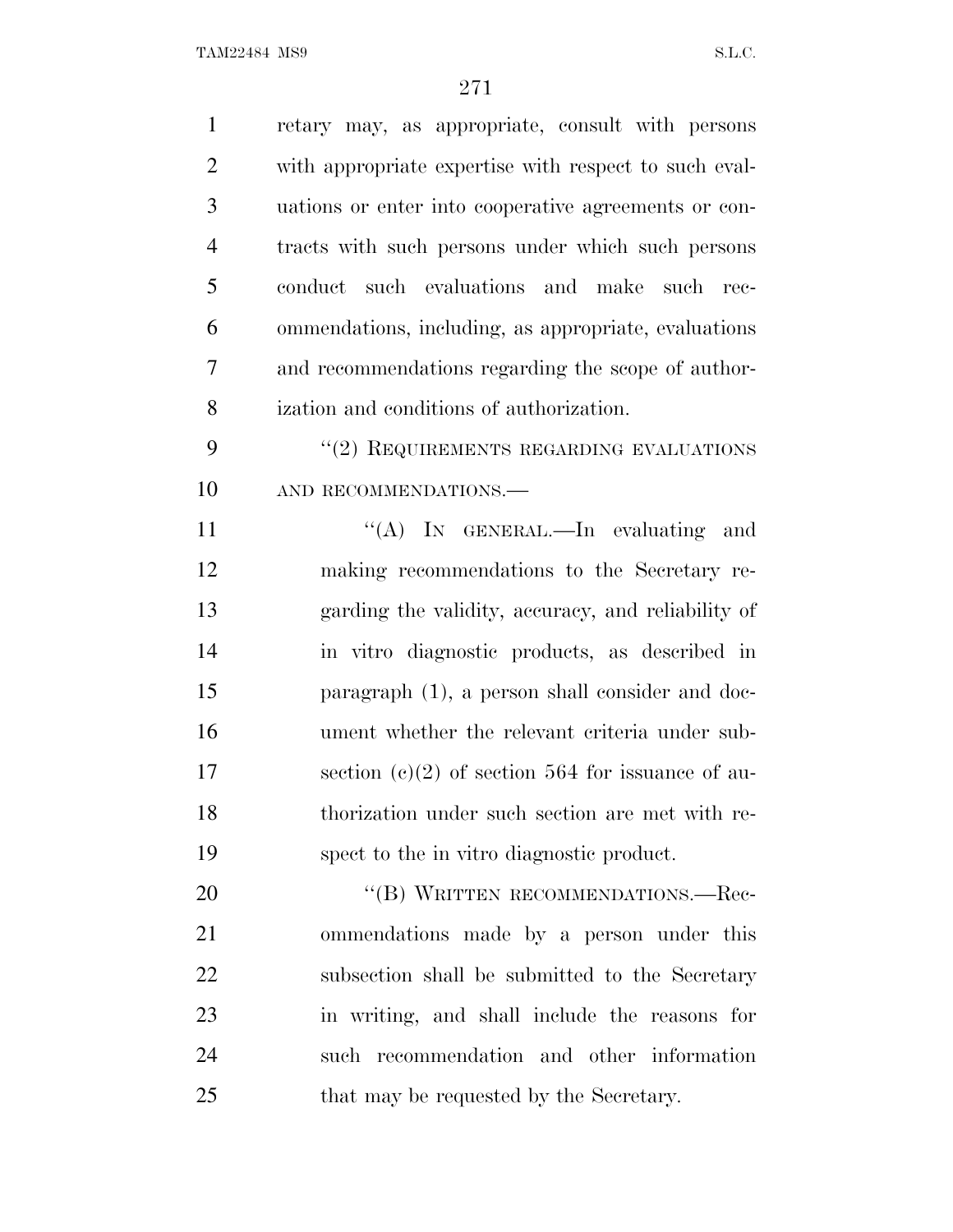retary may, as appropriate, consult with persons with appropriate expertise with respect to such evaluations or enter into cooperative agreements or contracts with such persons under which such persons conduct such evaluations and make such recommendations, including, as appropriate, evaluations and recommendations regarding the scope of authorization and conditions of authorization.

"(2) REQUIREMENTS REGARDING EVALUATIONS AND RECOMMENDATIONS.—

"(A) IN GENERAL.—In evaluating and making recommendations to the Secretary regarding the validity, accuracy, and reliability of in vitro diagnostic products, as described in paragraph (1), a person shall consider and document whether the relevant criteria under subsection (c)(2) of section 564 for issuance of authorization under such section are met with respect to the in vitro diagnostic product.

"(B) WRITTEN RECOMMENDATIONS.—Recommendations made by a person under this subsection shall be submitted to the Secretary in writing, and shall include the reasons for such recommendation and other information that may be requested by the Secretary.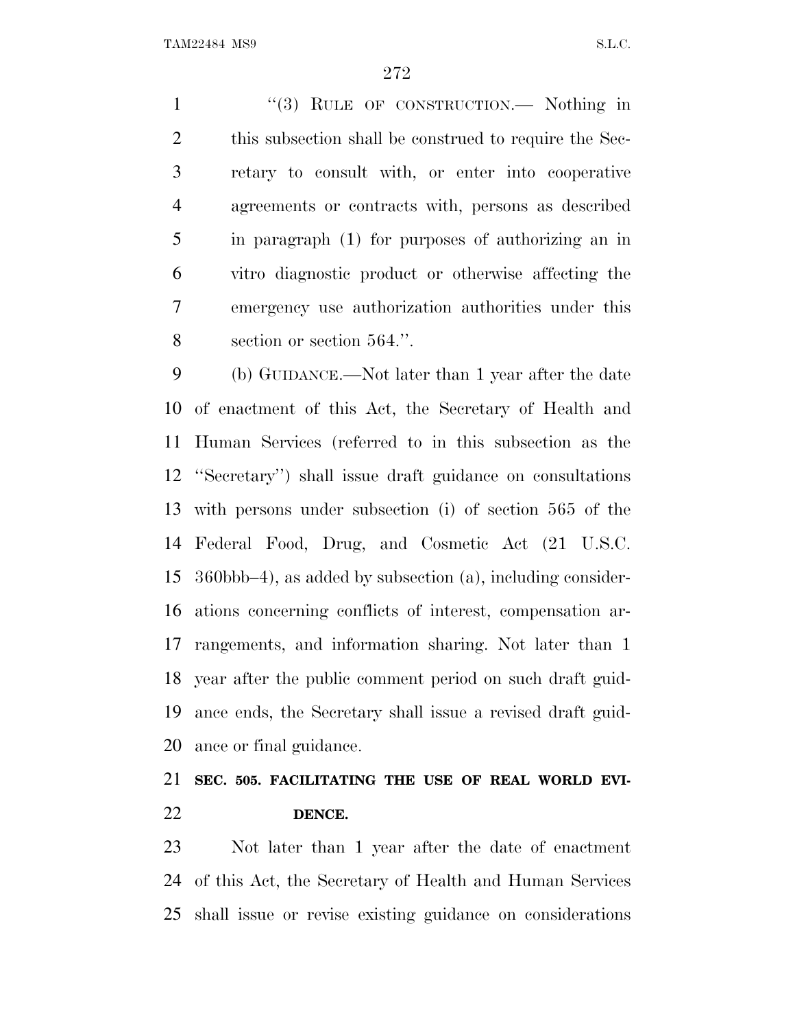"(3) RULE OF CONSTRUCTION.— Nothing in this subsection shall be construed to require the Secretary to consult with, or enter into cooperative agreements or contracts with, persons as described in paragraph (1) for purposes of authorizing an in vitro diagnostic product or otherwise affecting the emergency use authorization authorities under this section or section 564.".

(b) GUIDANCE.—Not later than 1 year after the date of enactment of this Act, the Secretary of Health and Human Services (referred to in this subsection as the "Secretary") shall issue draft guidance on consultations with persons under subsection (i) of section 565 of the Federal Food, Drug, and Cosmetic Act (21 U.S.C. 360bbb–4), as added by subsection (a), including considerations concerning conflicts of interest, compensation arrangements, and information sharing. Not later than 1 year after the public comment period on such draft guidance ends, the Secretary shall issue a revised draft guidance or final guidance.

## SEC. 505. FACILITATING THE USE OF REAL WORLD EVIDENCE.

Not later than 1 year after the date of enactment of this Act, the Secretary of Health and Human Services shall issue or revise existing guidance on considerations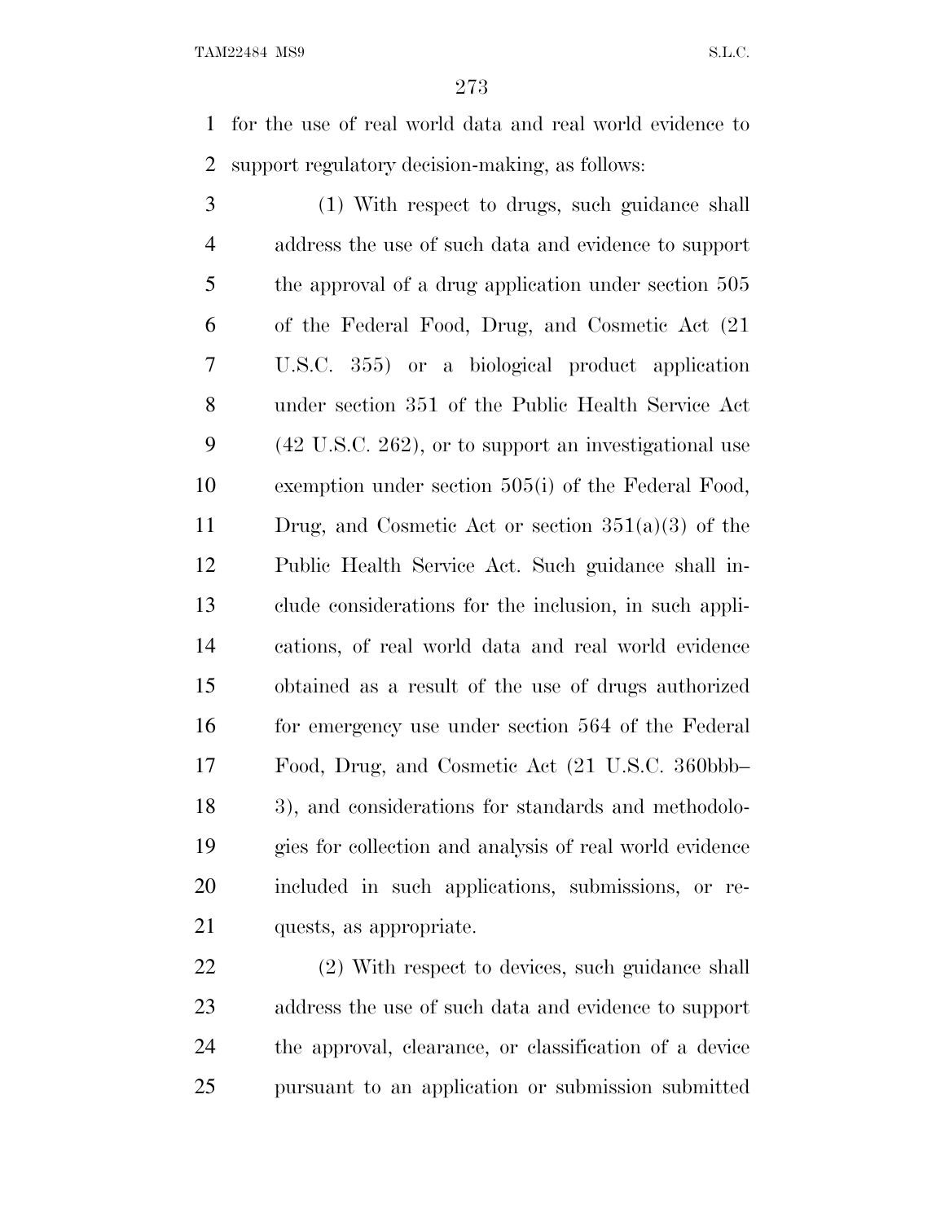for the use of real world data and real world evidence to support regulatory decision-making, as follows:

(1) With respect to drugs, such guidance shall address the use of such data and evidence to support the approval of a drug application under section 505 of the Federal Food, Drug, and Cosmetic Act (21 U.S.C. 355) or a biological product application under section 351 of the Public Health Service Act (42 U.S.C. 262), or to support an investigational use exemption under section 505(i) of the Federal Food, Drug, and Cosmetic Act or section 351(a)(3) of the Public Health Service Act. Such guidance shall include considerations for the inclusion, in such applications, of real world data and real world evidence obtained as a result of the use of drugs authorized for emergency use under section 564 of the Federal Food, Drug, and Cosmetic Act (21 U.S.C. 360bbb–3), and considerations for standards and methodologies for collection and analysis of real world evidence included in such applications, submissions, or requests, as appropriate.

(2) With respect to devices, such guidance shall address the use of such data and evidence to support the approval, clearance, or classification of a device pursuant to an application or submission submitted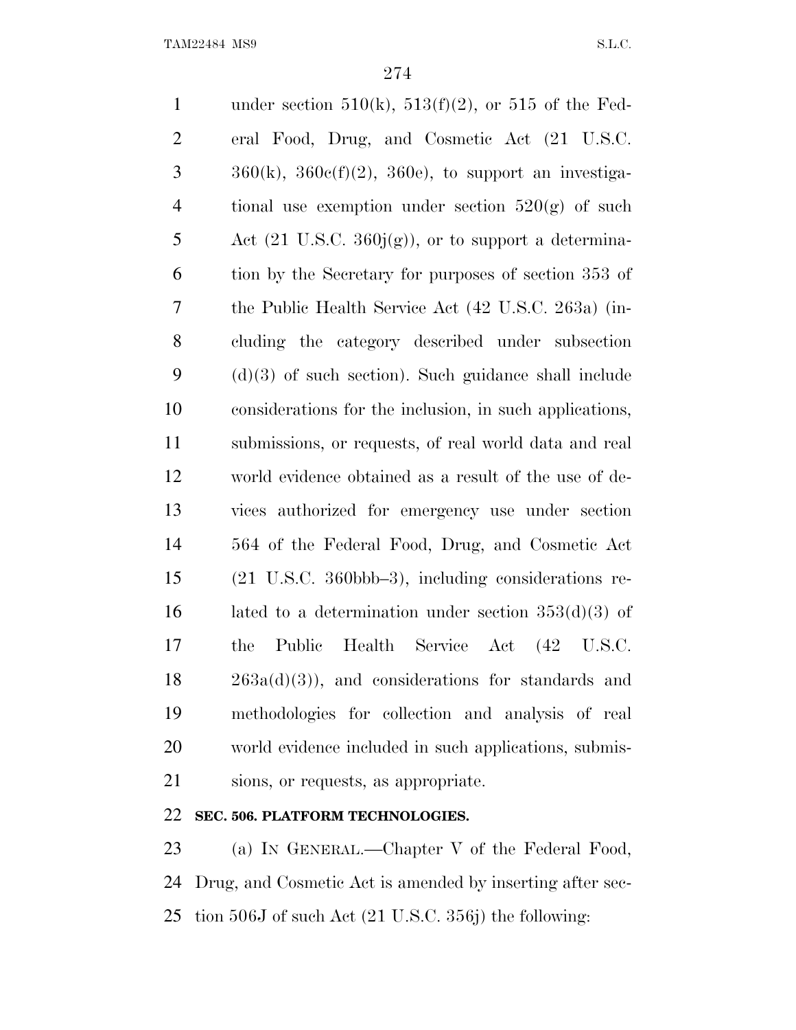under section 510(k), 513(f)(2), or 515 of the Federal Food, Drug, and Cosmetic Act (21 U.S.C. 360(k), 360c(f)(2), 360e), to support an investigational use exemption under section 520(g) of such Act (21 U.S.C. 360j(g)), or to support a determination by the Secretary for purposes of section 353 of the Public Health Service Act (42 U.S.C. 263a) (including the category described under subsection (d)(3) of such section). Such guidance shall include considerations for the inclusion, in such applications, submissions, or requests, of real world data and real world evidence obtained as a result of the use of devices authorized for emergency use under section 564 of the Federal Food, Drug, and Cosmetic Act (21 U.S.C. 360bbb–3), including considerations related to a determination under section 353(d)(3) of the Public Health Service Act (42 U.S.C. 263a(d)(3)), and considerations for standards and methodologies for collection and analysis of real world evidence included in such applications, submissions, or requests, as appropriate.

**SEC. 506. PLATFORM TECHNOLOGIES.**

(a) IN GENERAL.—Chapter V of the Federal Food, Drug, and Cosmetic Act is amended by inserting after section 506J of such Act (21 U.S.C. 356j) the following: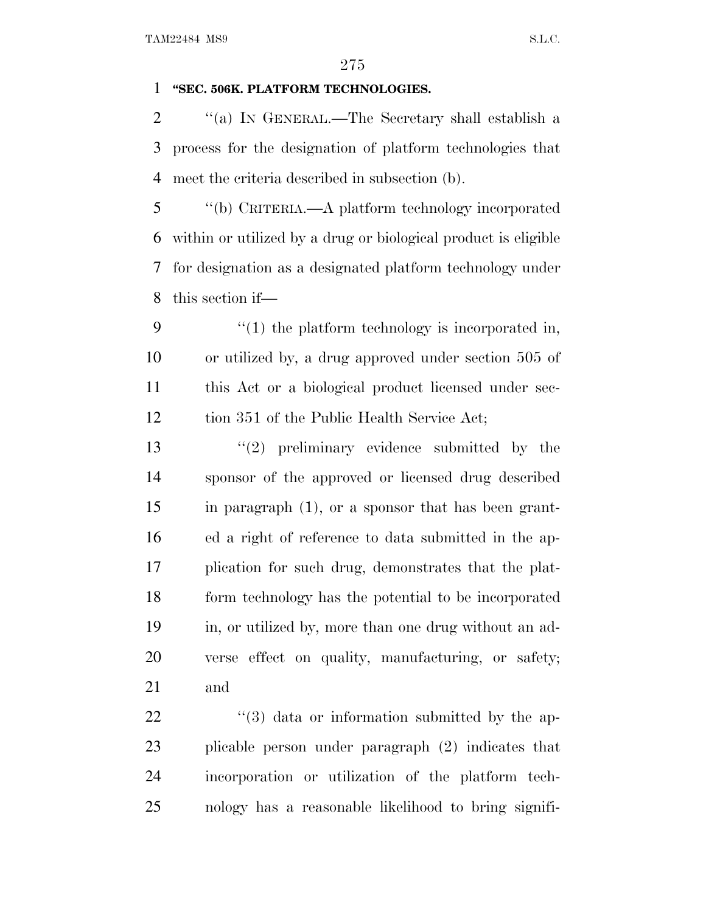**"SEC. 506K. PLATFORM TECHNOLOGIES.**

''(a) IN GENERAL.—The Secretary shall establish a process for the designation of platform technologies that meet the criteria described in subsection (b).

''(b) CRITERIA.—A platform technology incorporated within or utilized by a drug or biological product is eligible for designation as a designated platform technology under this section if—

''(1) the platform technology is incorporated in, or utilized by, a drug approved under section 505 of this Act or a biological product licensed under section 351 of the Public Health Service Act;

''(2) preliminary evidence submitted by the sponsor of the approved or licensed drug described in paragraph (1), or a sponsor that has been granted a right of reference to data submitted in the application for such drug, demonstrates that the platform technology has the potential to be incorporated in, or utilized by, more than one drug without an adverse effect on quality, manufacturing, or safety; and

''(3) data or information submitted by the applicable person under paragraph (2) indicates that incorporation or utilization of the platform technology has a reasonable likelihood to bring signifi-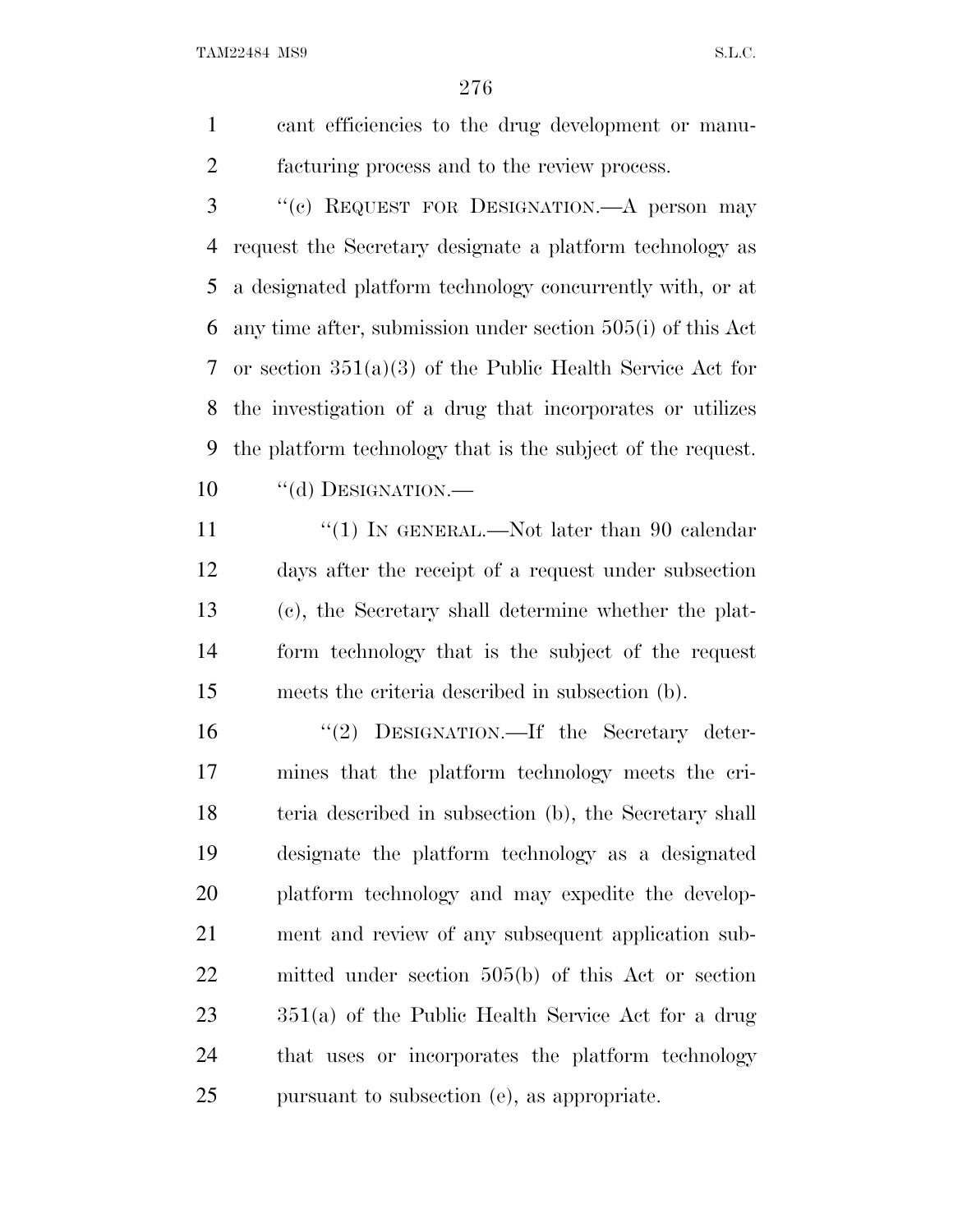cant efficiencies to the drug development or manufacturing process and to the review process.

"(c) REQUEST FOR DESIGNATION.—A person may request the Secretary designate a platform technology as a designated platform technology concurrently with, or at any time after, submission under section 505(i) of this Act or section 351(a)(3) of the Public Health Service Act for the investigation of a drug that incorporates or utilizes the platform technology that is the subject of the request.

"(d) DESIGNATION.—

"(1) IN GENERAL.—Not later than 90 calendar days after the receipt of a request under subsection (c), the Secretary shall determine whether the platform technology that is the subject of the request meets the criteria described in subsection (b).

"(2) DESIGNATION.—If the Secretary determines that the platform technology meets the criteria described in subsection (b), the Secretary shall designate the platform technology as a designated platform technology and may expedite the development and review of any subsequent application submitted under section 505(b) of this Act or section 351(a) of the Public Health Service Act for a drug that uses or incorporates the platform technology pursuant to subsection (e), as appropriate.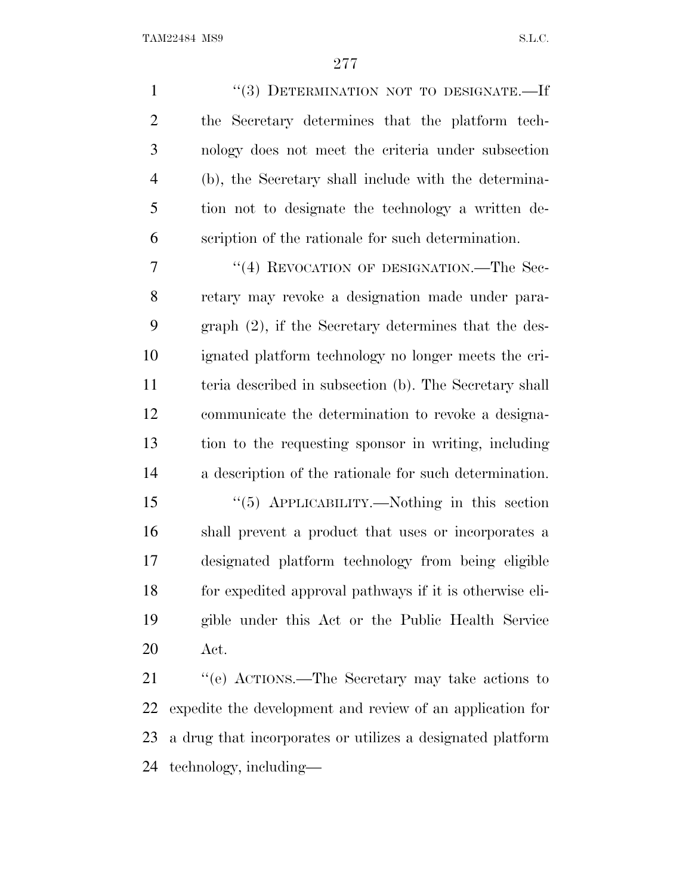"(3) DETERMINATION NOT TO DESIGNATE.—If the Secretary determines that the platform technology does not meet the criteria under subsection (b), the Secretary shall include with the determination not to designate the technology a written description of the rationale for such determination.

"(4) REVOCATION OF DESIGNATION.—The Secretary may revoke a designation made under paragraph (2), if the Secretary determines that the designated platform technology no longer meets the criteria described in subsection (b). The Secretary shall communicate the determination to revoke a designation to the requesting sponsor in writing, including a description of the rationale for such determination.

"(5) APPLICABILITY.—Nothing in this section shall prevent a product that uses or incorporates a designated platform technology from being eligible for expedited approval pathways if it is otherwise eligible under this Act or the Public Health Service Act.

"(e) ACTIONS.—The Secretary may take actions to expedite the development and review of an application for a drug that incorporates or utilizes a designated platform technology, including—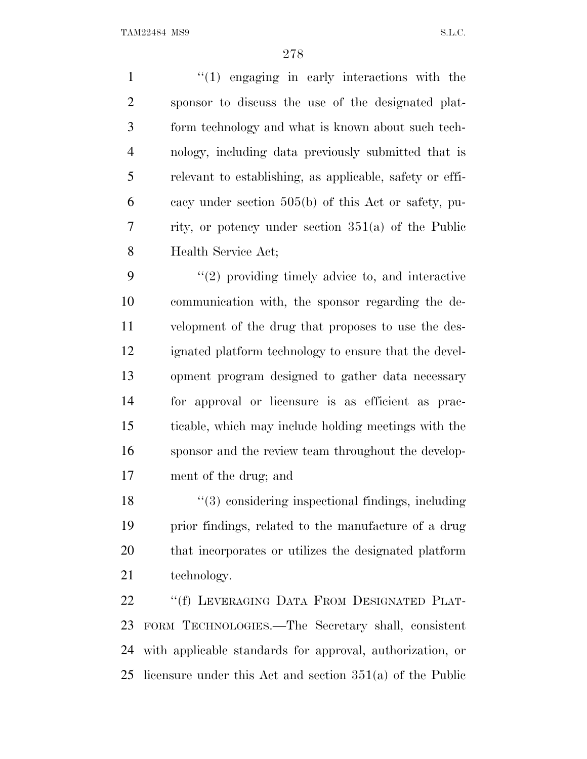“(1) engaging in early interactions with the sponsor to discuss the use of the designated platform technology and what is known about such technology, including data previously submitted that is relevant to establishing, as applicable, safety or efficacy under section 505(b) of this Act or safety, purity, or potency under section 351(a) of the Public Health Service Act;

“(2) providing timely advice to, and interactive communication with, the sponsor regarding the development of the drug that proposes to use the designated platform technology to ensure that the development program designed to gather data necessary for approval or licensure is as efficient as practicable, which may include holding meetings with the sponsor and the review team throughout the development of the drug; and

“(3) considering inspectional findings, including prior findings, related to the manufacture of a drug that incorporates or utilizes the designated platform technology.

“(f) LEVERAGING DATA FROM DESIGNATED PLATFORM TECHNOLOGIES.—The Secretary shall, consistent with applicable standards for approval, authorization, or licensure under this Act and section 351(a) of the Public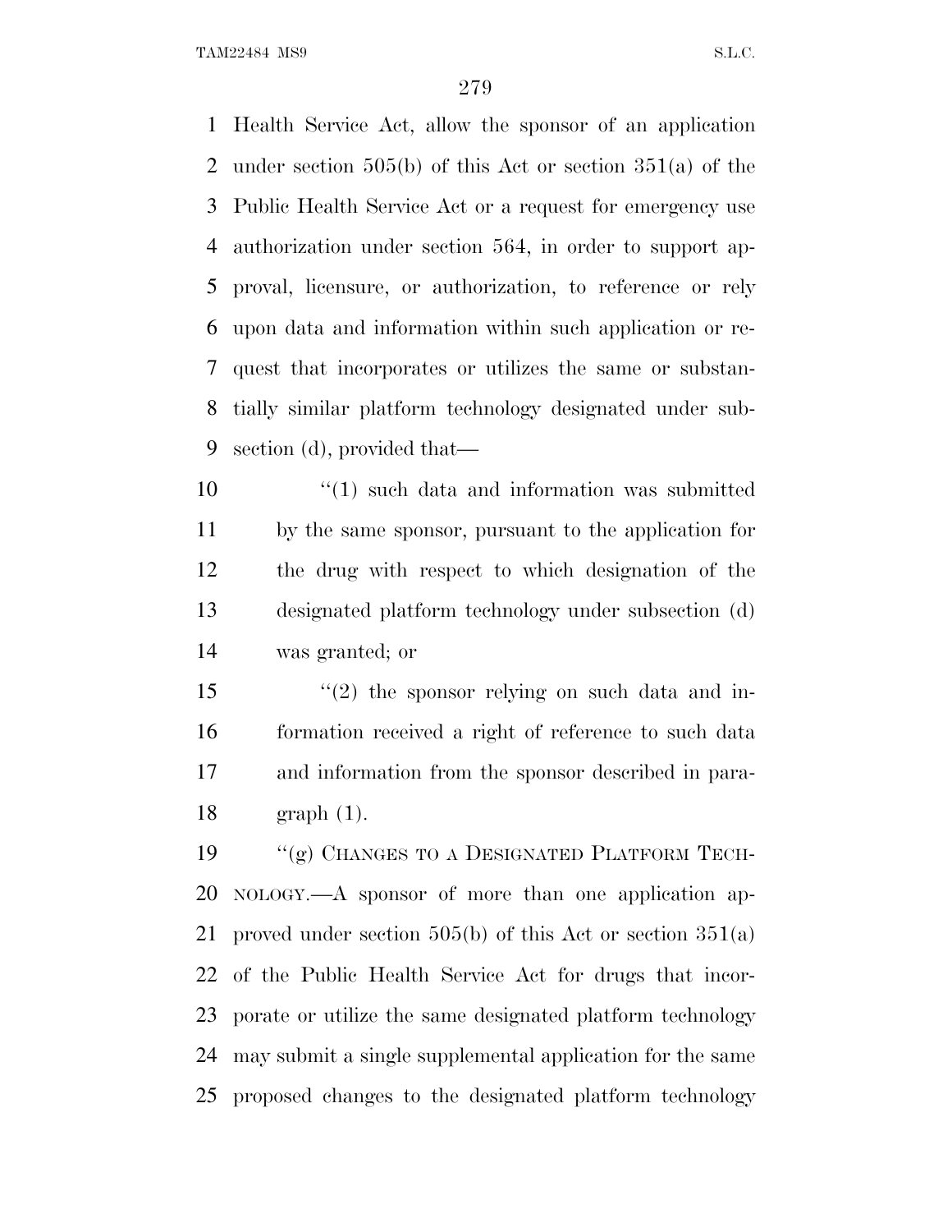Health Service Act, allow the sponsor of an application under section 505(b) of this Act or section 351(a) of the Public Health Service Act or a request for emergency use authorization under section 564, in order to support approval, licensure, or authorization, to reference or rely upon data and information within such application or request that incorporates or utilizes the same or substantially similar platform technology designated under subsection (d), provided that—

"(1) such data and information was submitted by the same sponsor, pursuant to the application for the drug with respect to which designation of the designated platform technology under subsection (d) was granted; or

"(2) the sponsor relying on such data and information received a right of reference to such data and information from the sponsor described in paragraph (1).

"(g) CHANGES TO A DESIGNATED PLATFORM TECHNOLOGY.—A sponsor of more than one application approved under section 505(b) of this Act or section 351(a) of the Public Health Service Act for drugs that incorporate or utilize the same designated platform technology may submit a single supplemental application for the same proposed changes to the designated platform technology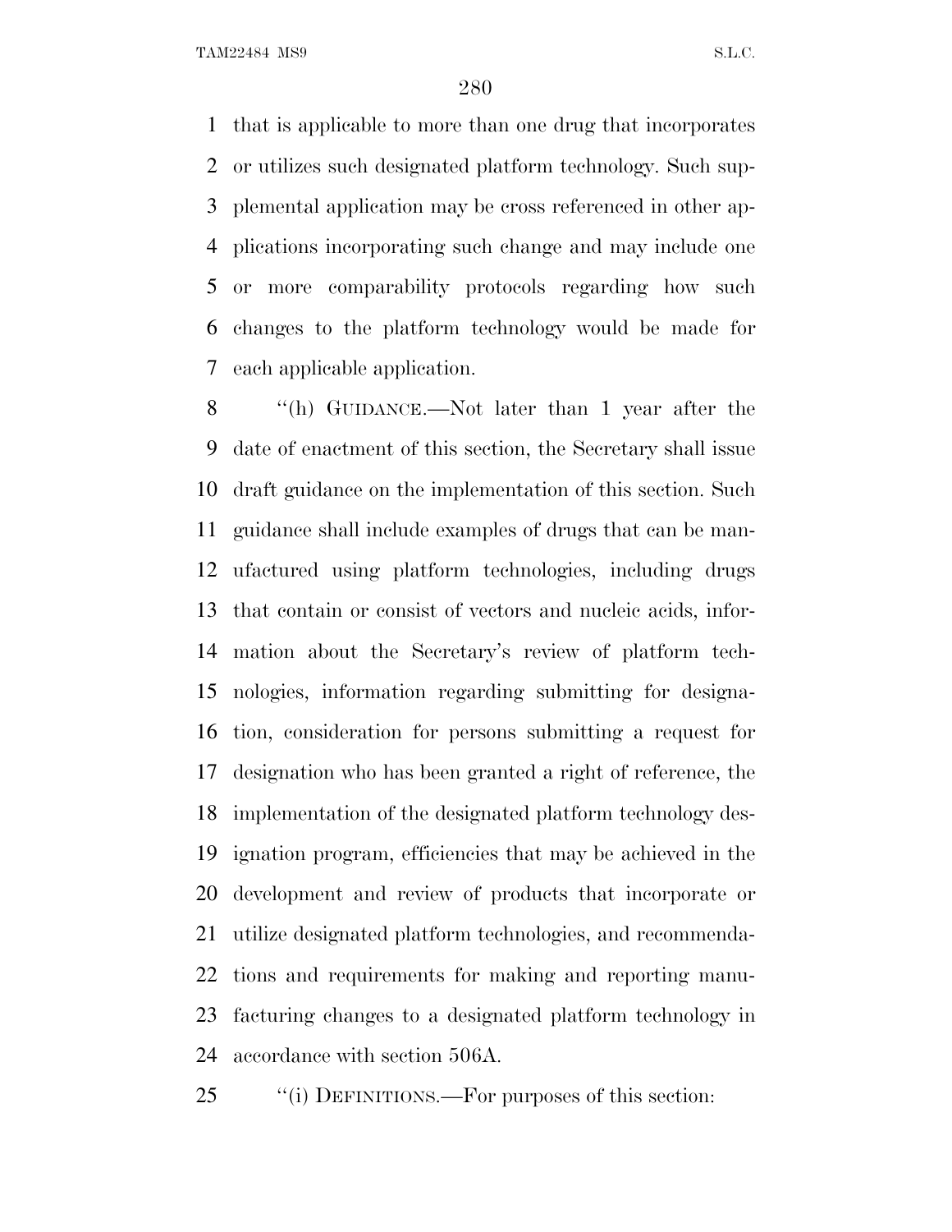that is applicable to more than one drug that incorporates or utilizes such designated platform technology. Such supplemental application may be cross referenced in other applications incorporating such change and may include one or more comparability protocols regarding how such changes to the platform technology would be made for each applicable application.

"(h) GUIDANCE.—Not later than 1 year after the date of enactment of this section, the Secretary shall issue draft guidance on the implementation of this section. Such guidance shall include examples of drugs that can be manufactured using platform technologies, including drugs that contain or consist of vectors and nucleic acids, information about the Secretary's review of platform technologies, information regarding submitting for designation, consideration for persons submitting a request for designation who has been granted a right of reference, the implementation of the designated platform technology designation program, efficiencies that may be achieved in the development and review of products that incorporate or utilize designated platform technologies, and recommendations and requirements for making and reporting manufacturing changes to a designated platform technology in accordance with section 506A.

"(i) DEFINITIONS.—For purposes of this section: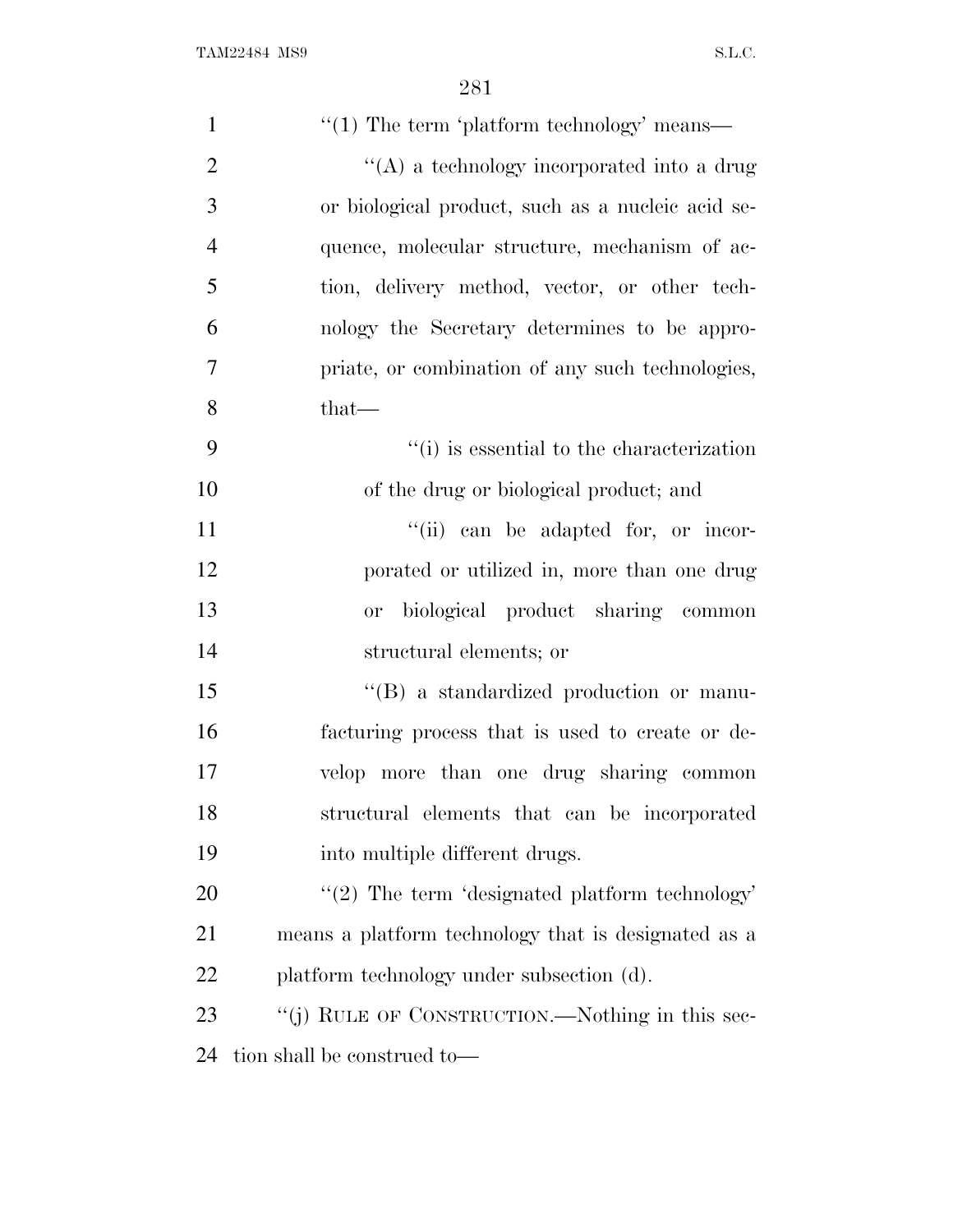"(1) The term 'platform technology' means—

"(A) a technology incorporated into a drug or biological product, such as a nucleic acid sequence, molecular structure, mechanism of action, delivery method, vector, or other technology the Secretary determines to be appropriate, or combination of any such technologies, that—

"(i) is essential to the characterization of the drug or biological product; and

"(ii) can be adapted for, or incorporated or utilized in, more than one drug or biological product sharing common structural elements; or

"(B) a standardized production or manufacturing process that is used to create or develop more than one drug sharing common structural elements that can be incorporated into multiple different drugs.

"(2) The term 'designated platform technology' means a platform technology that is designated as a platform technology under subsection (d).

"(j) RULE OF CONSTRUCTION.—Nothing in this section shall be construed to—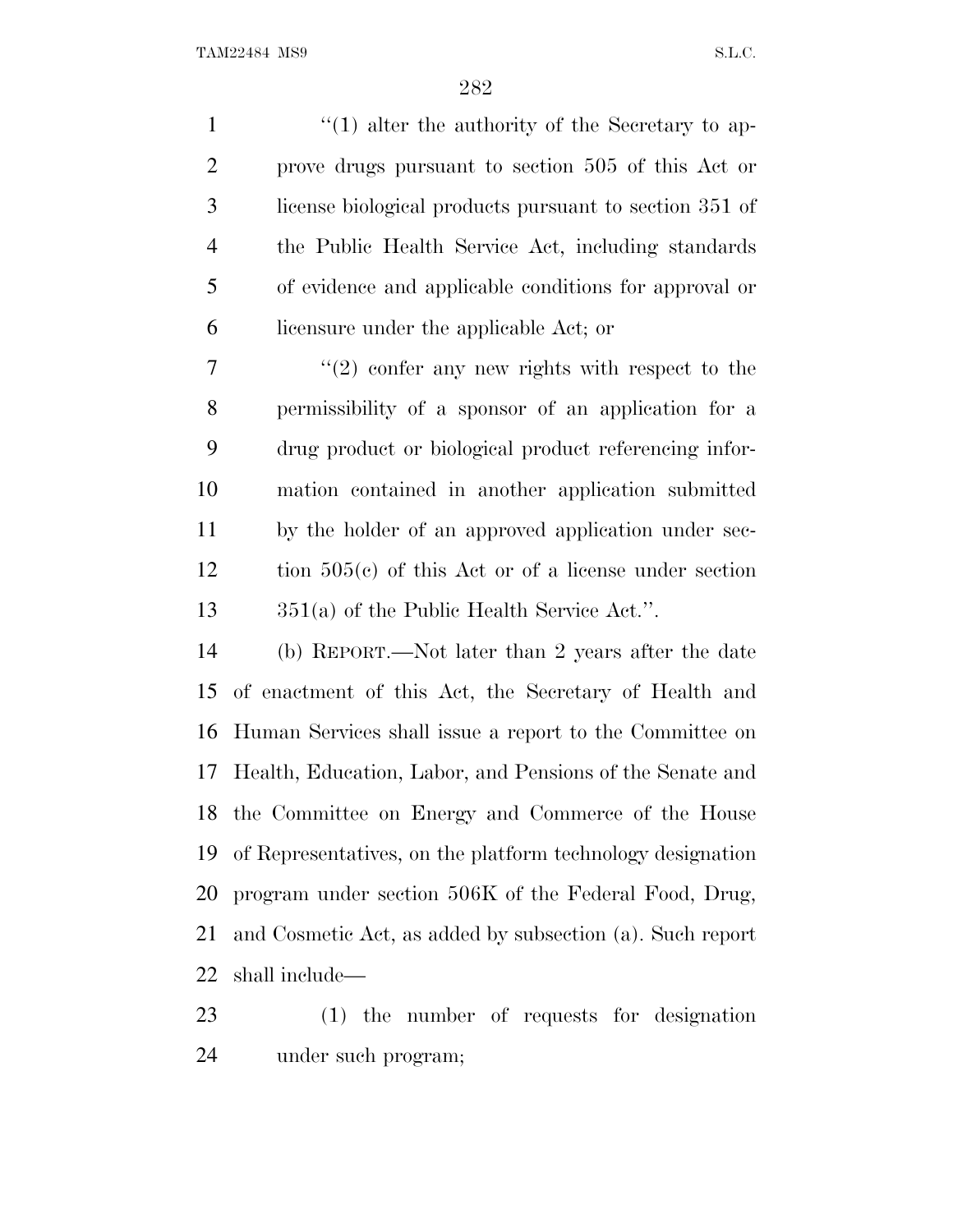"(1) alter the authority of the Secretary to approve drugs pursuant to section 505 of this Act or license biological products pursuant to section 351 of the Public Health Service Act, including standards of evidence and applicable conditions for approval or licensure under the applicable Act; or

"(2) confer any new rights with respect to the permissibility of a sponsor of an application for a drug product or biological product referencing information contained in another application submitted by the holder of an approved application under section 505(c) of this Act or of a license under section 351(a) of the Public Health Service Act.".

(b) REPORT.—Not later than 2 years after the date of enactment of this Act, the Secretary of Health and Human Services shall issue a report to the Committee on Health, Education, Labor, and Pensions of the Senate and the Committee on Energy and Commerce of the House of Representatives, on the platform technology designation program under section 506K of the Federal Food, Drug, and Cosmetic Act, as added by subsection (a). Such report shall include—

(1) the number of requests for designation under such program;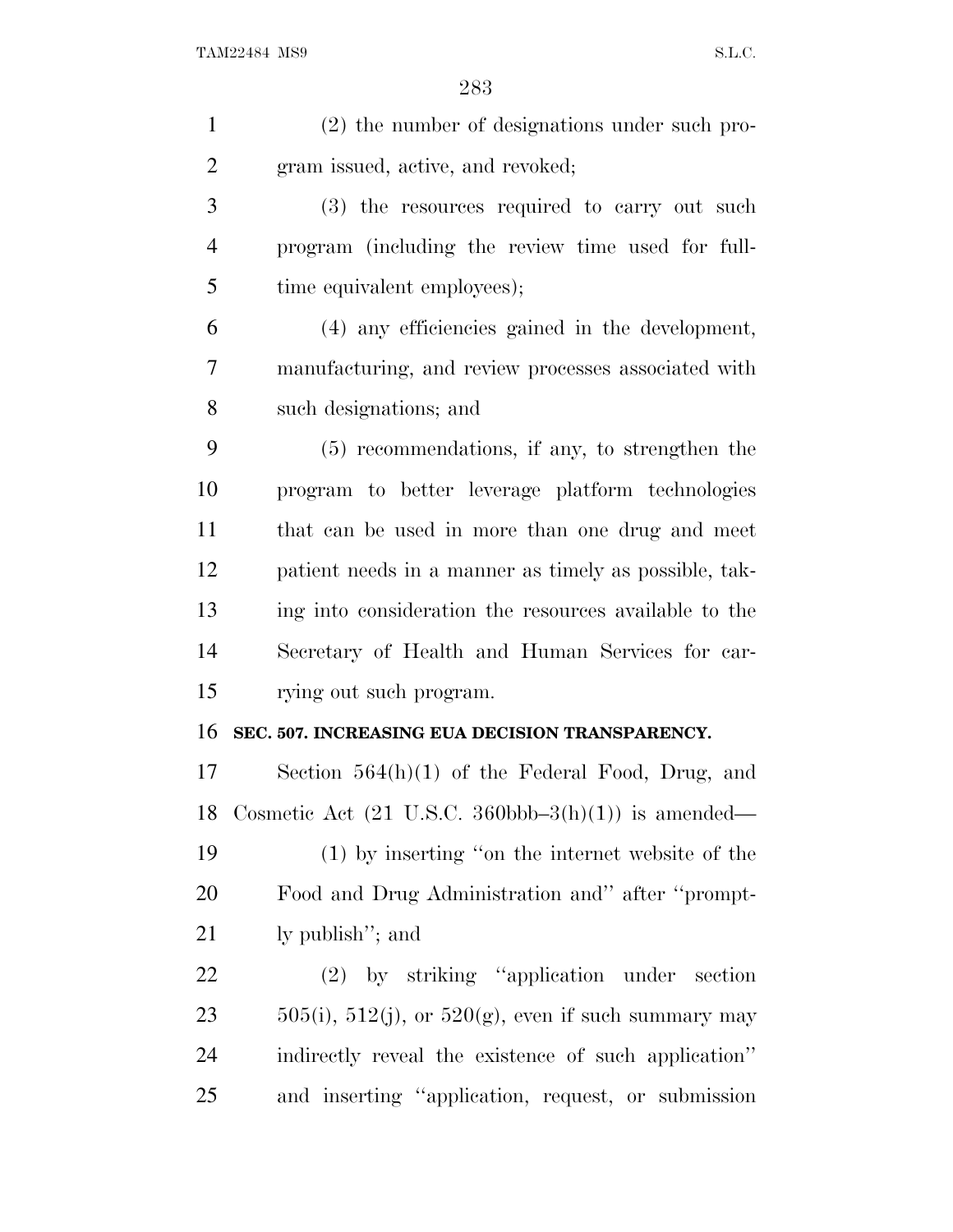(2) the number of designations under such program issued, active, and revoked;

(3) the resources required to carry out such program (including the review time used for full-time equivalent employees);

(4) any efficiencies gained in the development, manufacturing, and review processes associated with such designations; and

(5) recommendations, if any, to strengthen the program to better leverage platform technologies that can be used in more than one drug and meet patient needs in a manner as timely as possible, taking into consideration the resources available to the Secretary of Health and Human Services for carrying out such program.

**SEC. 507. INCREASING EUA DECISION TRANSPARENCY.**

Section 564(h)(1) of the Federal Food, Drug, and Cosmetic Act (21 U.S.C. 360bbb–3(h)(1)) is amended—

(1) by inserting ''on the internet website of the Food and Drug Administration and'' after ''promptly publish''; and

(2) by striking ''application under section 505(i), 512(j), or 520(g), even if such summary may indirectly reveal the existence of such application'' and inserting ''application, request, or submission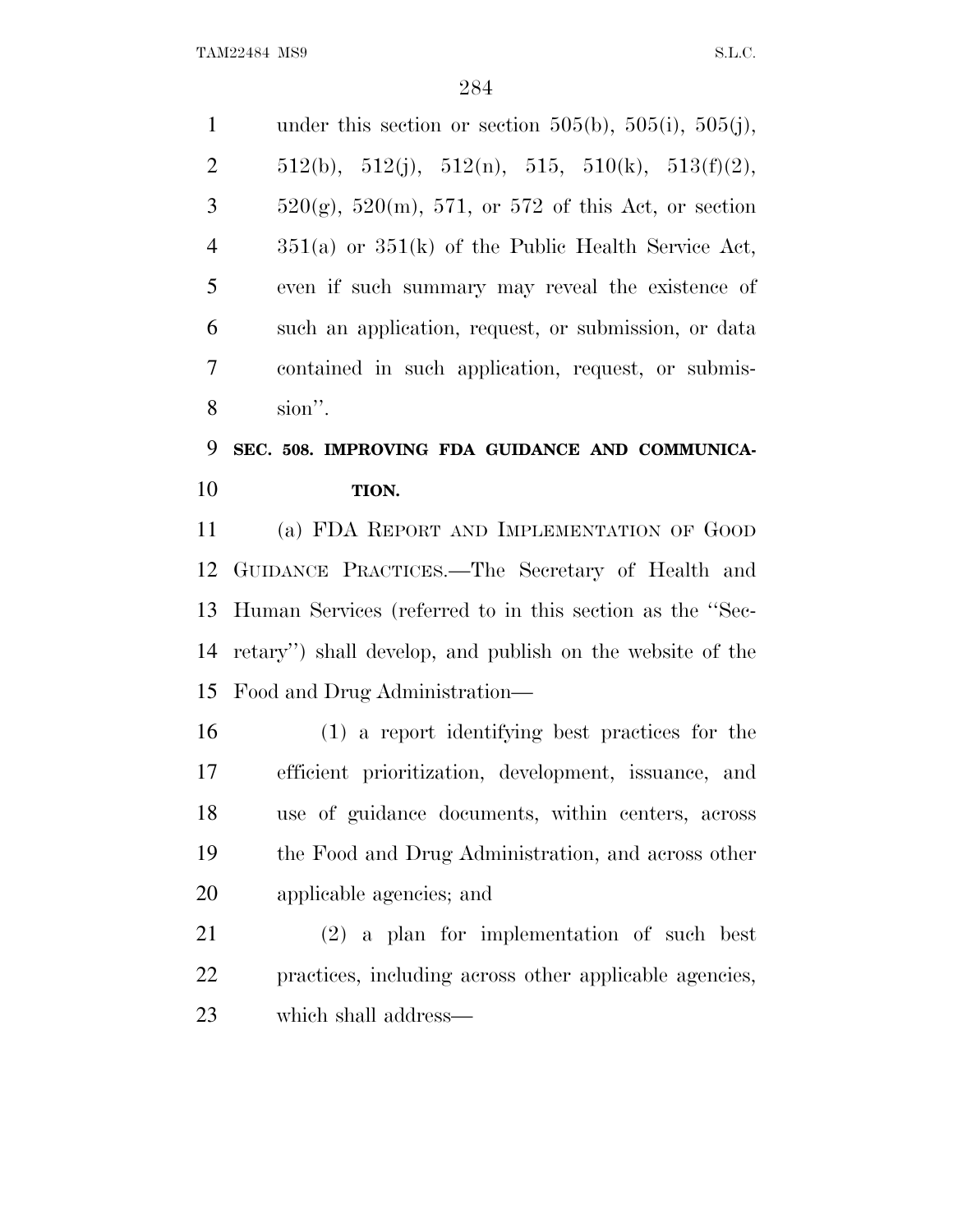under this section or section 505(b), 505(i), 505(j), 512(b), 512(j), 512(n), 515, 510(k), 513(f)(2), 520(g), 520(m), 571, or 572 of this Act, or section 351(a) or 351(k) of the Public Health Service Act, even if such summary may reveal the existence of such an application, request, or submission, or data contained in such application, request, or submission''.

### SEC. 508. IMPROVING FDA GUIDANCE AND COMMUNICATION.

(a) FDA REPORT AND IMPLEMENTATION OF GOOD GUIDANCE PRACTICES.—The Secretary of Health and Human Services (referred to in this section as the ''Secretary'') shall develop, and publish on the website of the Food and Drug Administration—

(1) a report identifying best practices for the efficient prioritization, development, issuance, and use of guidance documents, within centers, across the Food and Drug Administration, and across other applicable agencies; and

(2) a plan for implementation of such best practices, including across other applicable agencies, which shall address—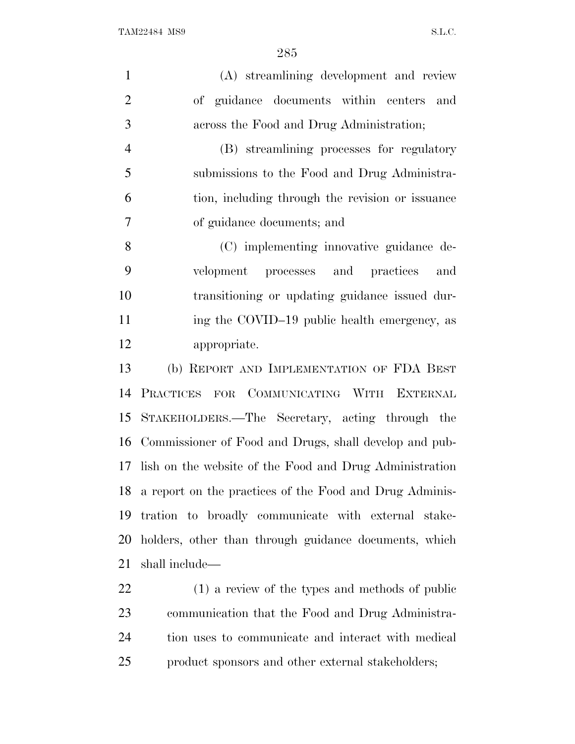(A) streamlining development and review of guidance documents within centers and across the Food and Drug Administration;

(B) streamlining processes for regulatory submissions to the Food and Drug Administration, including through the revision or issuance of guidance documents; and

(C) implementing innovative guidance development processes and practices and transitioning or updating guidance issued during the COVID–19 public health emergency, as appropriate.

(b) REPORT AND IMPLEMENTATION OF FDA BEST PRACTICES FOR COMMUNICATING WITH EXTERNAL STAKEHOLDERS.—The Secretary, acting through the Commissioner of Food and Drugs, shall develop and publish on the website of the Food and Drug Administration a report on the practices of the Food and Drug Administration to broadly communicate with external stakeholders, other than through guidance documents, which shall include—

(1) a review of the types and methods of public communication that the Food and Drug Administration uses to communicate and interact with medical product sponsors and other external stakeholders;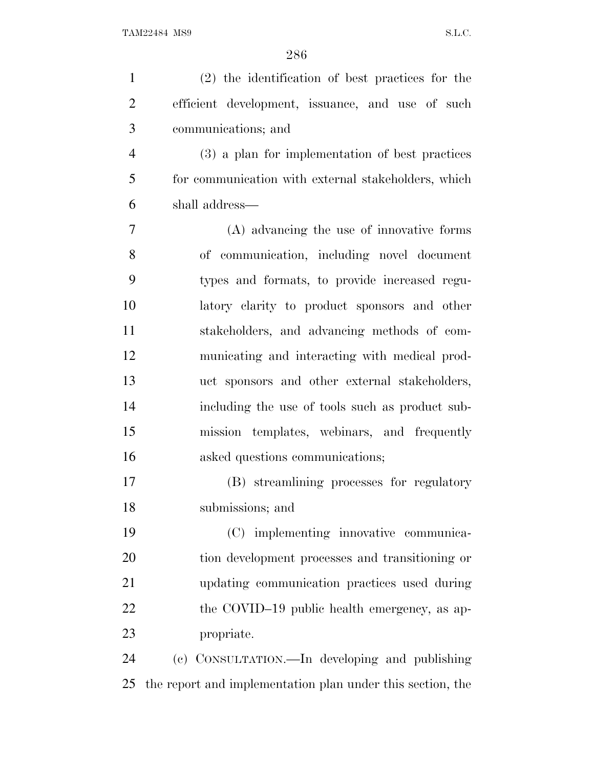(2) the identification of best practices for the efficient development, issuance, and use of such communications; and

(3) a plan for implementation of best practices for communication with external stakeholders, which shall address—

(A) advancing the use of innovative forms of communication, including novel document types and formats, to provide increased regulatory clarity to product sponsors and other stakeholders, and advancing methods of communicating and interacting with medical product sponsors and other external stakeholders, including the use of tools such as product submission templates, webinars, and frequently asked questions communications;

(B) streamlining processes for regulatory submissions; and

(C) implementing innovative communication development processes and transitioning or updating communication practices used during the COVID–19 public health emergency, as appropriate.

(c) CONSULTATION.—In developing and publishing the report and implementation plan under this section, the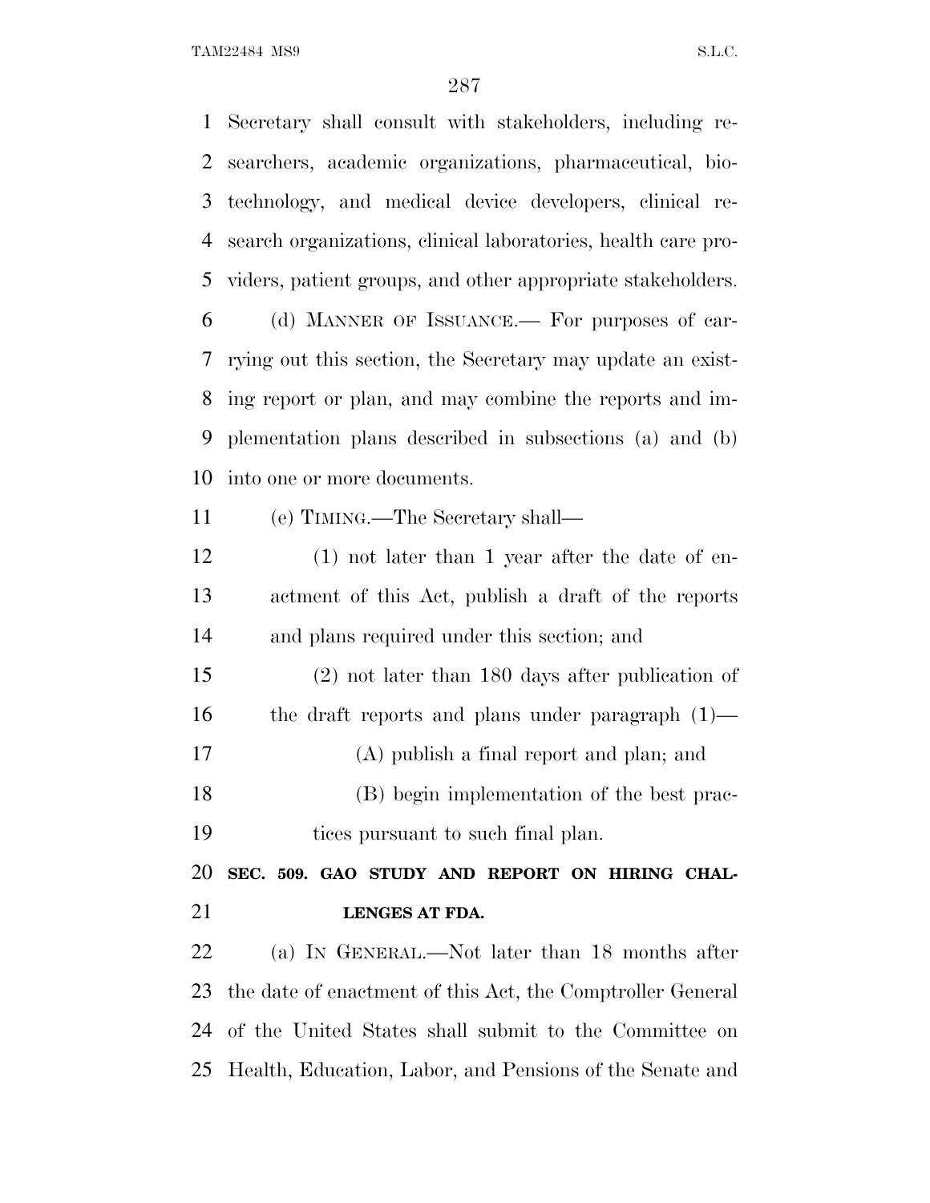Secretary shall consult with stakeholders, including researchers, academic organizations, pharmaceutical, biotechnology, and medical device developers, clinical research organizations, clinical laboratories, health care providers, patient groups, and other appropriate stakeholders.

(d) MANNER OF ISSUANCE.— For purposes of carrying out this section, the Secretary may update an existing report or plan, and may combine the reports and implementation plans described in subsections (a) and (b) into one or more documents.

(e) TIMING.—The Secretary shall—

(1) not later than 1 year after the date of enactment of this Act, publish a draft of the reports and plans required under this section; and

(2) not later than 180 days after publication of the draft reports and plans under paragraph (1)—

(A) publish a final report and plan; and

(B) begin implementation of the best practices pursuant to such final plan.

**SEC. 509. GAO STUDY AND REPORT ON HIRING CHALLENGES AT FDA.**

(a) IN GENERAL.—Not later than 18 months after the date of enactment of this Act, the Comptroller General of the United States shall submit to the Committee on Health, Education, Labor, and Pensions of the Senate and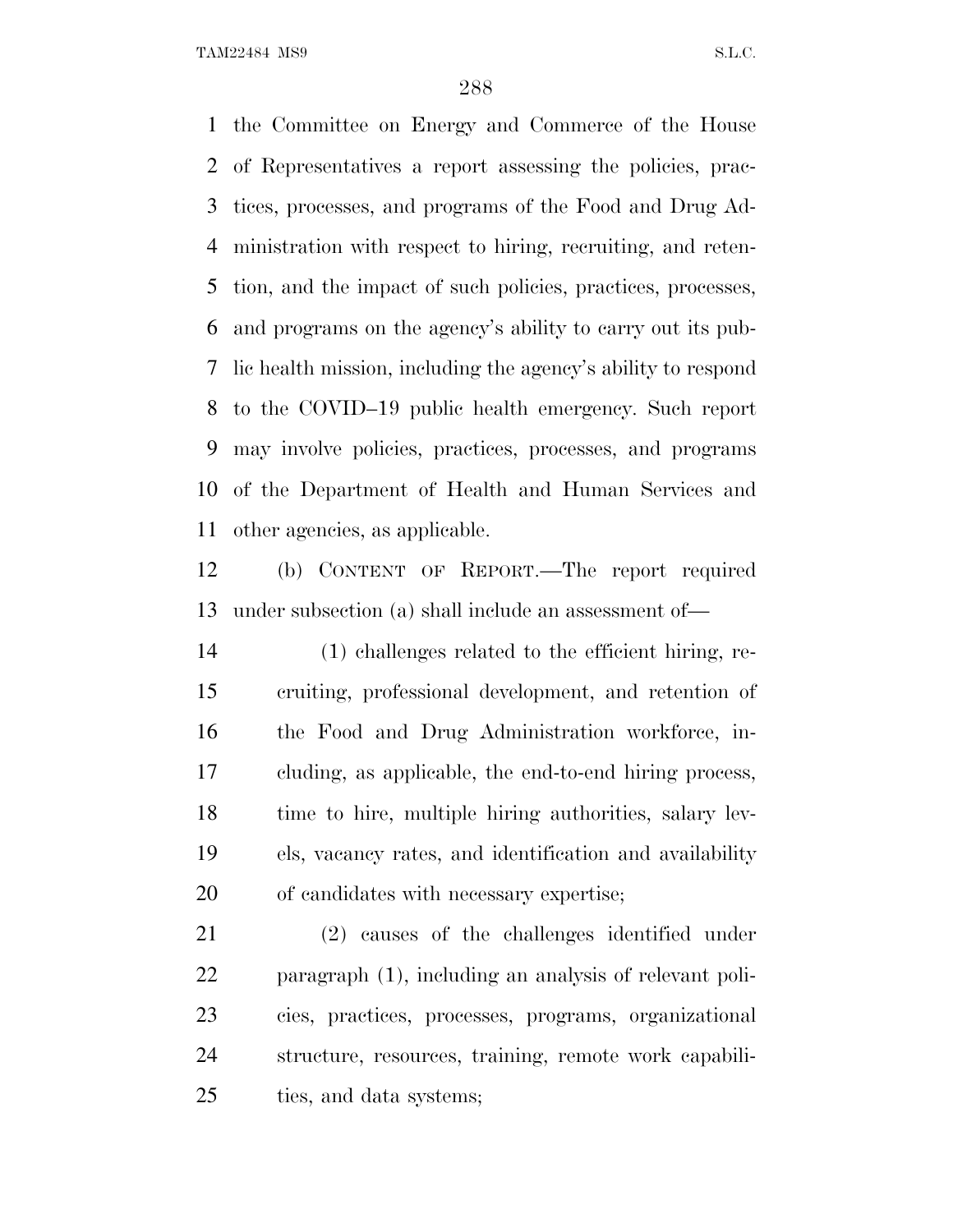the Committee on Energy and Commerce of the House of Representatives a report assessing the policies, practices, processes, and programs of the Food and Drug Administration with respect to hiring, recruiting, and retention, and the impact of such policies, practices, processes, and programs on the agency's ability to carry out its public health mission, including the agency's ability to respond to the COVID–19 public health emergency. Such report may involve policies, practices, processes, and programs of the Department of Health and Human Services and other agencies, as applicable.

(b) CONTENT OF REPORT.—The report required under subsection (a) shall include an assessment of—

(1) challenges related to the efficient hiring, recruiting, professional development, and retention of the Food and Drug Administration workforce, including, as applicable, the end-to-end hiring process, time to hire, multiple hiring authorities, salary levels, vacancy rates, and identification and availability of candidates with necessary expertise;

(2) causes of the challenges identified under paragraph (1), including an analysis of relevant policies, practices, processes, programs, organizational structure, resources, training, remote work capabilities, and data systems;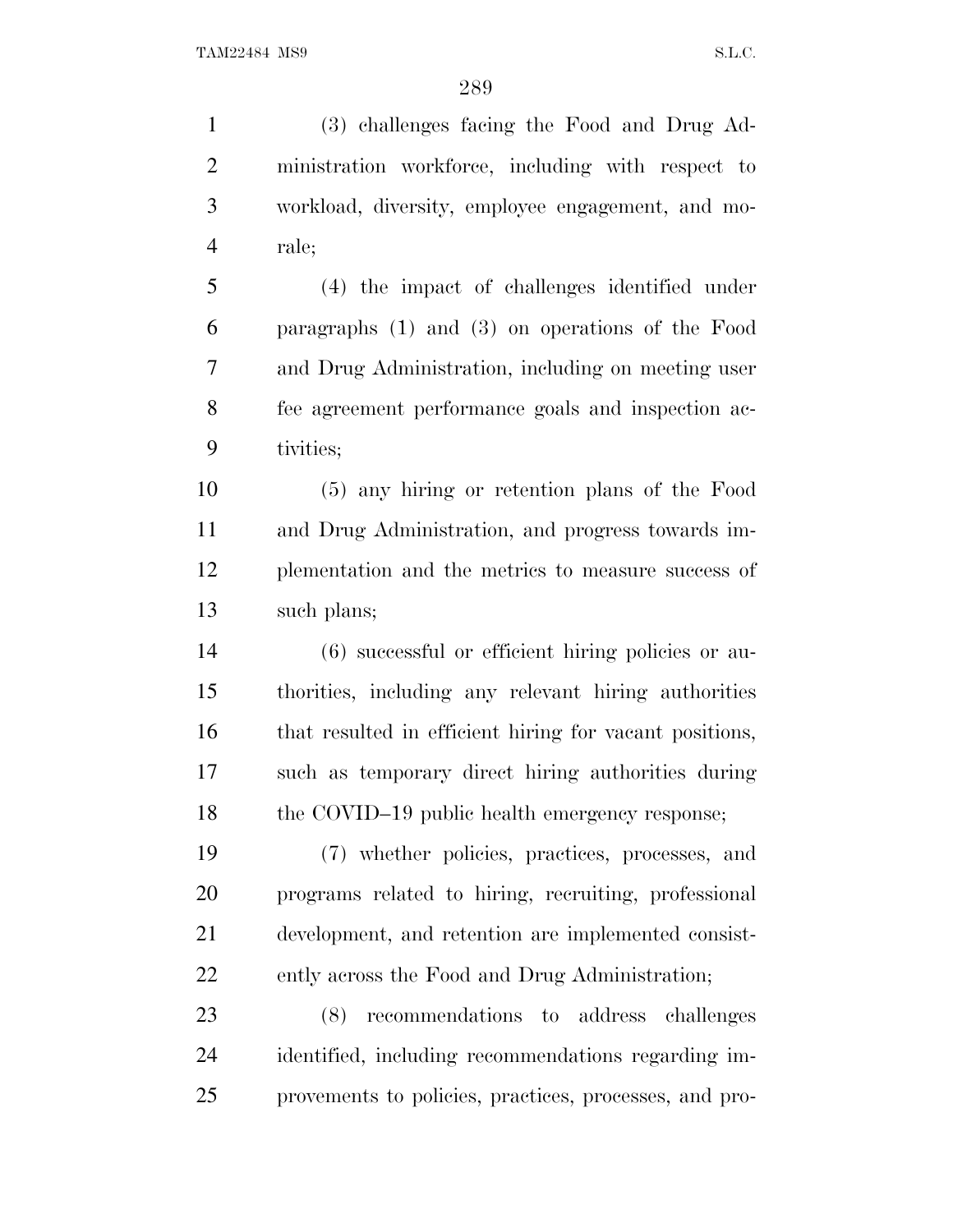(3) challenges facing the Food and Drug Administration workforce, including with respect to workload, diversity, employee engagement, and morale;

(4) the impact of challenges identified under paragraphs (1) and (3) on operations of the Food and Drug Administration, including on meeting user fee agreement performance goals and inspection activities;

(5) any hiring or retention plans of the Food and Drug Administration, and progress towards implementation and the metrics to measure success of such plans;

(6) successful or efficient hiring policies or authorities, including any relevant hiring authorities that resulted in efficient hiring for vacant positions, such as temporary direct hiring authorities during the COVID–19 public health emergency response;

(7) whether policies, practices, processes, and programs related to hiring, recruiting, professional development, and retention are implemented consistently across the Food and Drug Administration;

(8) recommendations to address challenges identified, including recommendations regarding improvements to policies, practices, processes, and pro-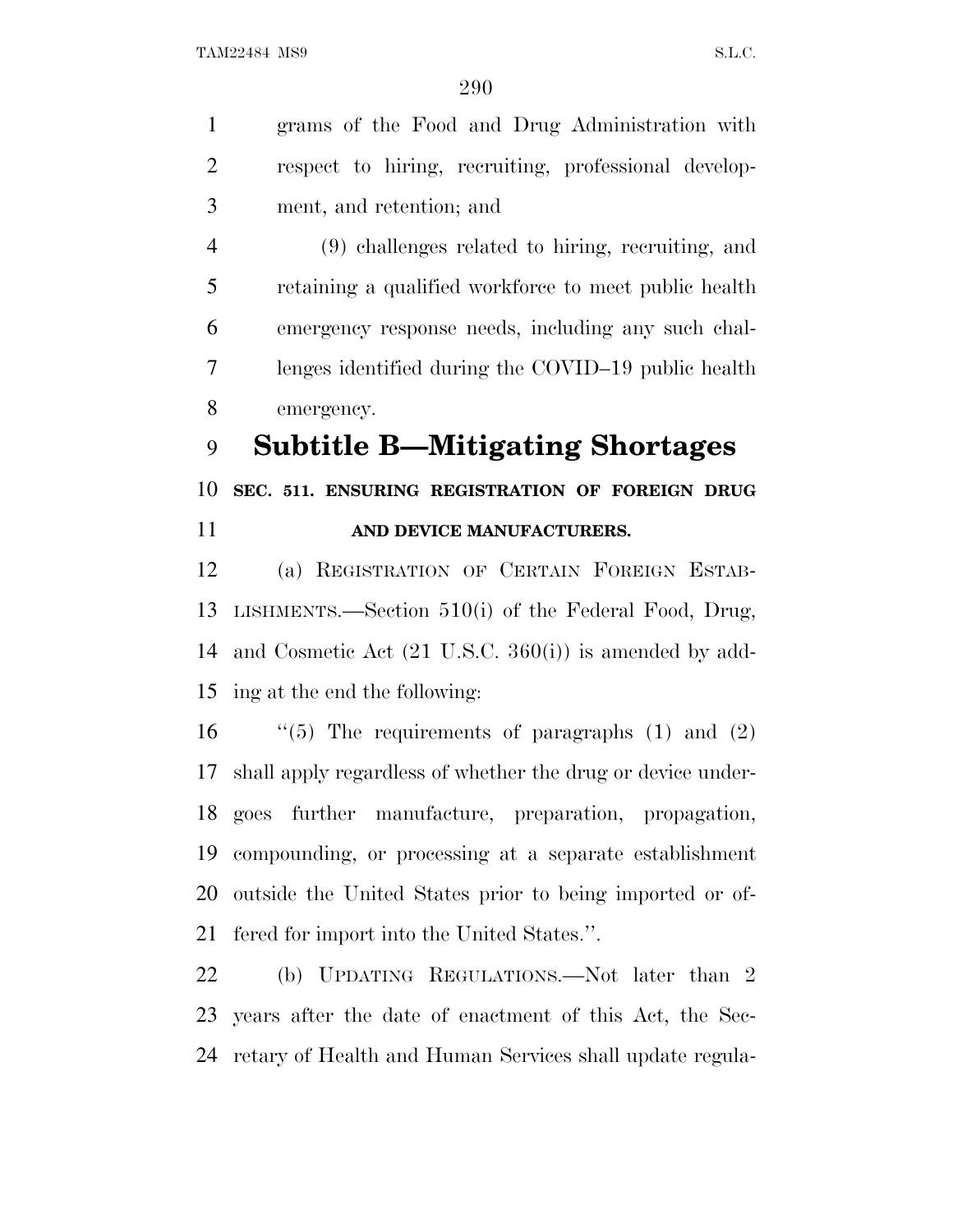grams of the Food and Drug Administration with respect to hiring, recruiting, professional development, and retention; and

(9) challenges related to hiring, recruiting, and retaining a qualified workforce to meet public health emergency response needs, including any such challenges identified during the COVID–19 public health emergency.

## Subtitle B—Mitigating Shortages

### SEC. 511. ENSURING REGISTRATION OF FOREIGN DRUG AND DEVICE MANUFACTURERS.

(a) REGISTRATION OF CERTAIN FOREIGN ESTABLISHMENTS.—Section 510(i) of the Federal Food, Drug, and Cosmetic Act (21 U.S.C. 360(i)) is amended by adding at the end the following:

''(5) The requirements of paragraphs (1) and (2) shall apply regardless of whether the drug or device undergoes further manufacture, preparation, propagation, compounding, or processing at a separate establishment outside the United States prior to being imported or offered for import into the United States.''.

(b) UPDATING REGULATIONS.—Not later than 2 years after the date of enactment of this Act, the Secretary of Health and Human Services shall update regula-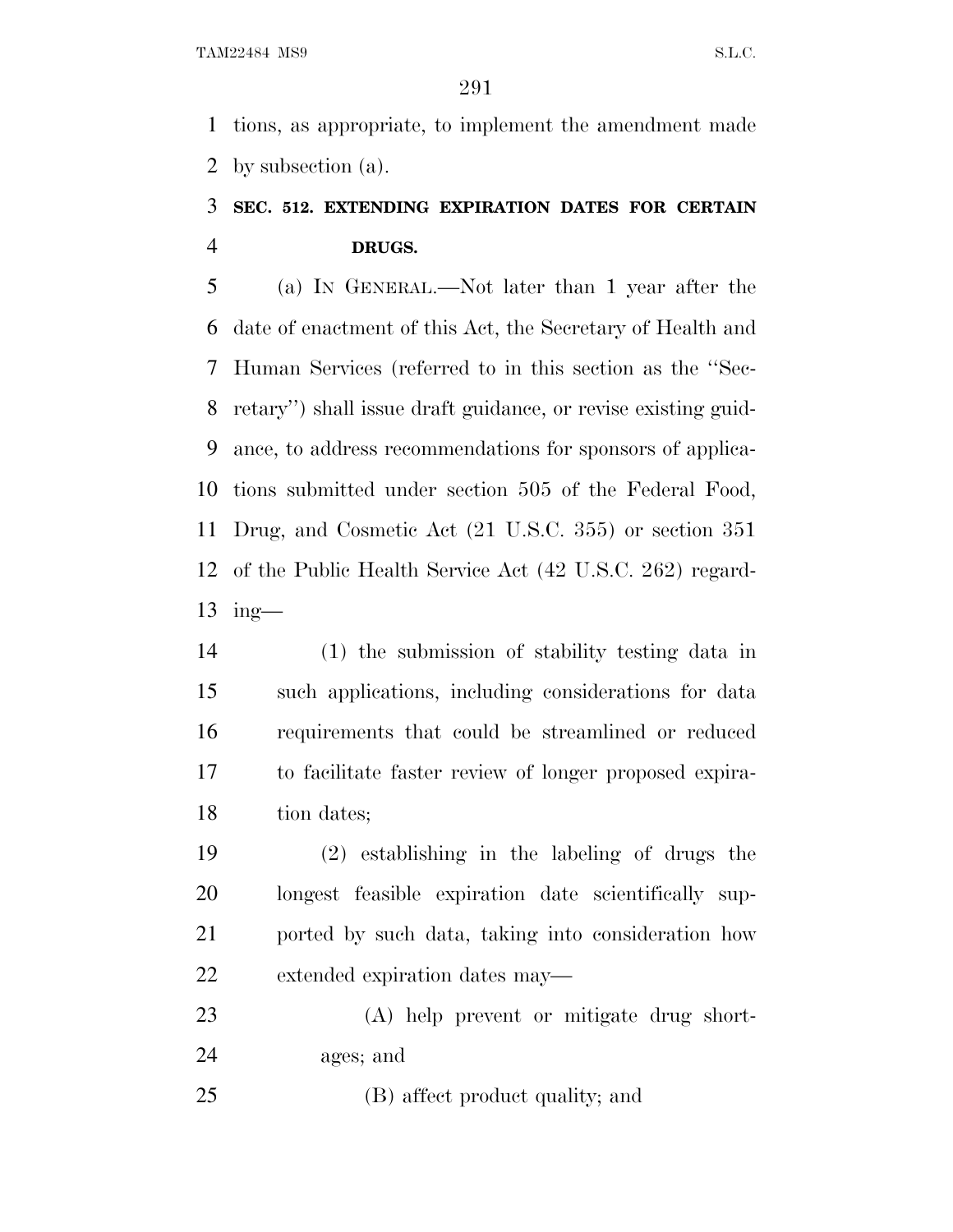tions, as appropriate, to implement the amendment made by subsection (a).

### SEC. 512. EXTENDING EXPIRATION DATES FOR CERTAIN DRUGS.

(a) IN GENERAL.—Not later than 1 year after the date of enactment of this Act, the Secretary of Health and Human Services (referred to in this section as the ''Secretary'') shall issue draft guidance, or revise existing guidance, to address recommendations for sponsors of applications submitted under section 505 of the Federal Food, Drug, and Cosmetic Act (21 U.S.C. 355) or section 351 of the Public Health Service Act (42 U.S.C. 262) regarding—

(1) the submission of stability testing data in such applications, including considerations for data requirements that could be streamlined or reduced to facilitate faster review of longer proposed expiration dates;

(2) establishing in the labeling of drugs the longest feasible expiration date scientifically supported by such data, taking into consideration how extended expiration dates may—

(A) help prevent or mitigate drug shortages; and

(B) affect product quality; and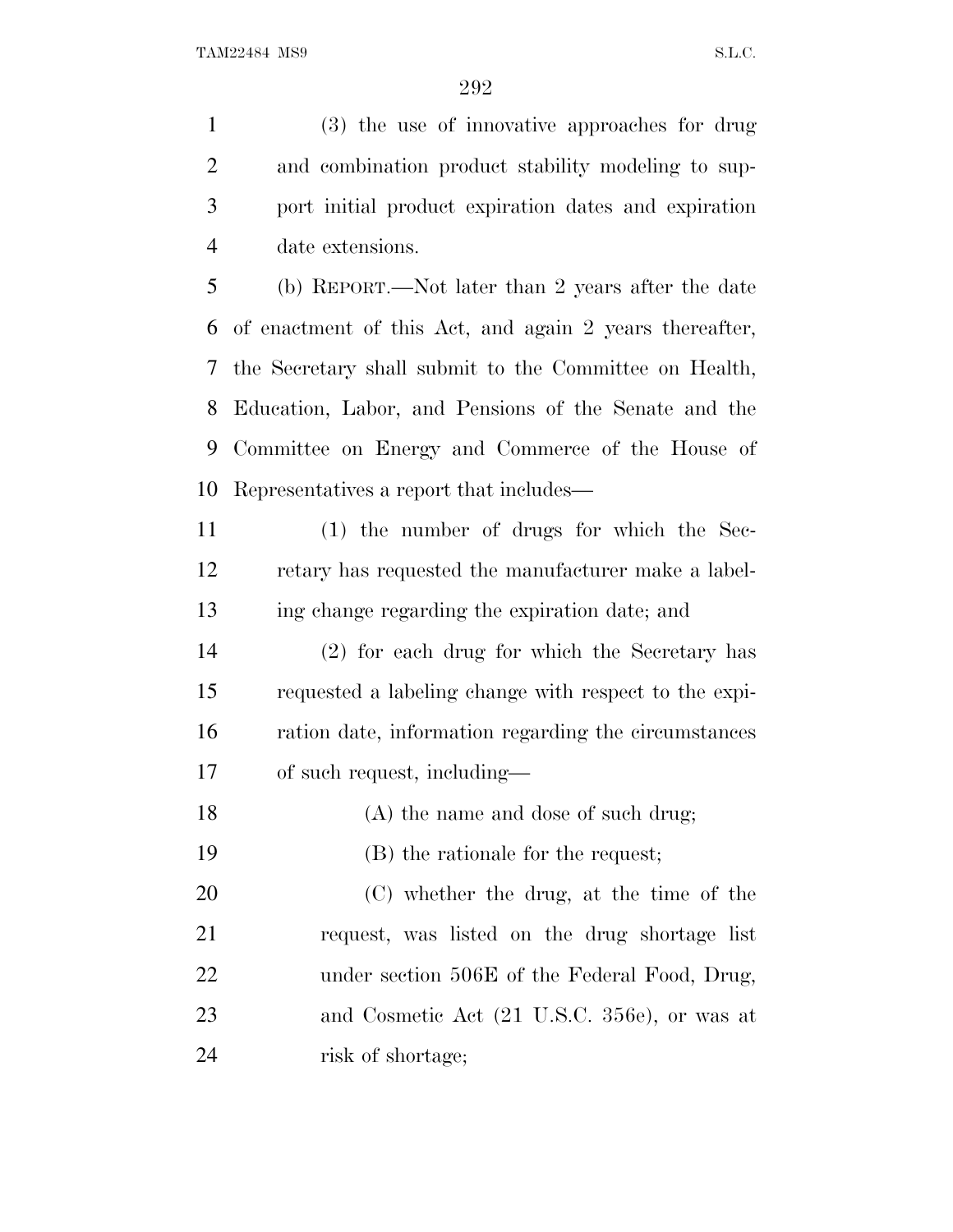(3) the use of innovative approaches for drug and combination product stability modeling to support initial product expiration dates and expiration date extensions.

(b) REPORT.—Not later than 2 years after the date of enactment of this Act, and again 2 years thereafter, the Secretary shall submit to the Committee on Health, Education, Labor, and Pensions of the Senate and the Committee on Energy and Commerce of the House of Representatives a report that includes—

(1) the number of drugs for which the Secretary has requested the manufacturer make a labeling change regarding the expiration date; and

(2) for each drug for which the Secretary has requested a labeling change with respect to the expiration date, information regarding the circumstances of such request, including—

(A) the name and dose of such drug;

(B) the rationale for the request;

(C) whether the drug, at the time of the request, was listed on the drug shortage list under section 506E of the Federal Food, Drug, and Cosmetic Act (21 U.S.C. 356e), or was at risk of shortage;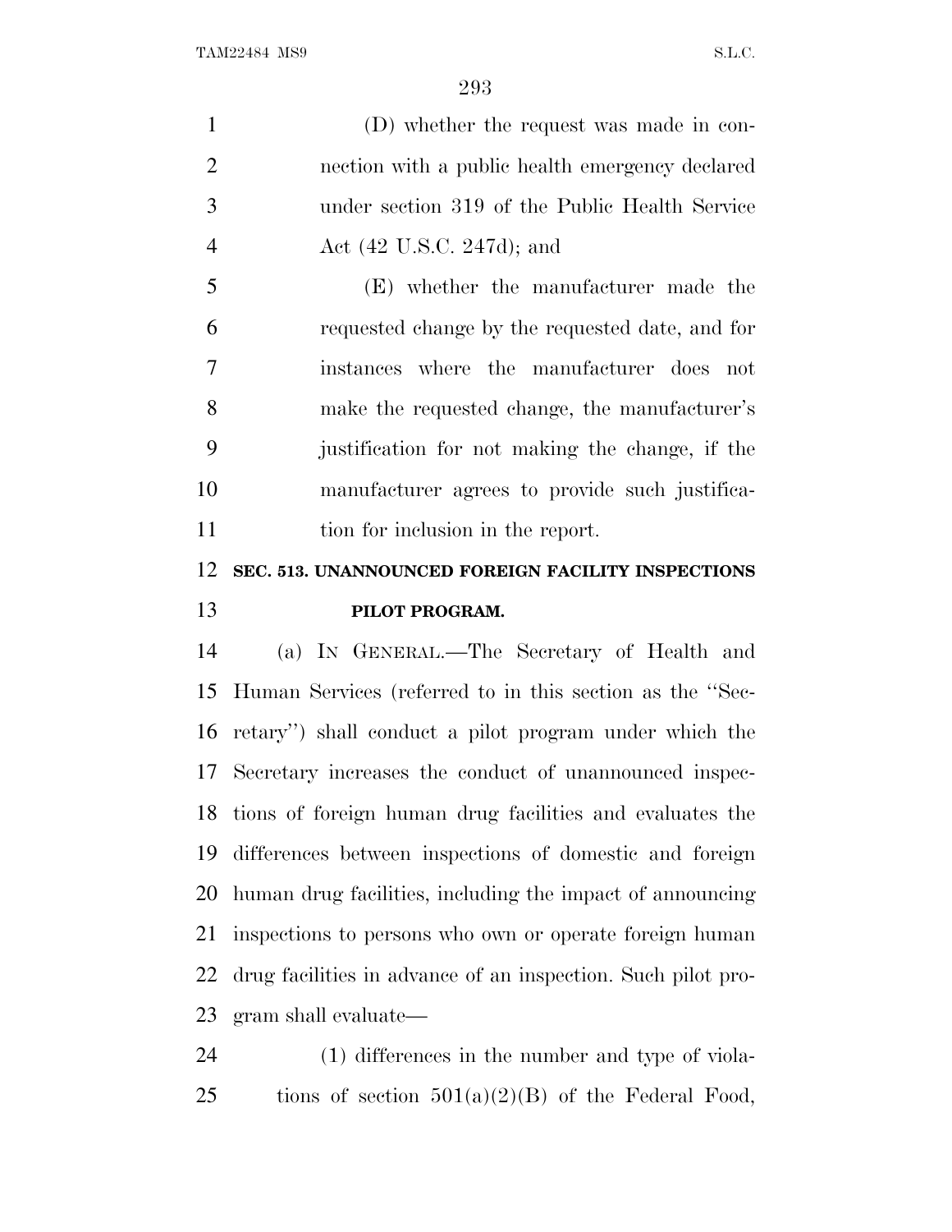(D) whether the request was made in connection with a public health emergency declared under section 319 of the Public Health Service Act (42 U.S.C. 247d); and

(E) whether the manufacturer made the requested change by the requested date, and for instances where the manufacturer does not make the requested change, the manufacturer's justification for not making the change, if the manufacturer agrees to provide such justification for inclusion in the report.

### SEC. 513. UNANNOUNCED FOREIGN FACILITY INSPECTIONS PILOT PROGRAM.

(a) IN GENERAL.—The Secretary of Health and Human Services (referred to in this section as the ''Secretary'') shall conduct a pilot program under which the Secretary increases the conduct of unannounced inspections of foreign human drug facilities and evaluates the differences between inspections of domestic and foreign human drug facilities, including the impact of announcing inspections to persons who own or operate foreign human drug facilities in advance of an inspection. Such pilot program shall evaluate—

(1) differences in the number and type of violations of section 501(a)(2)(B) of the Federal Food,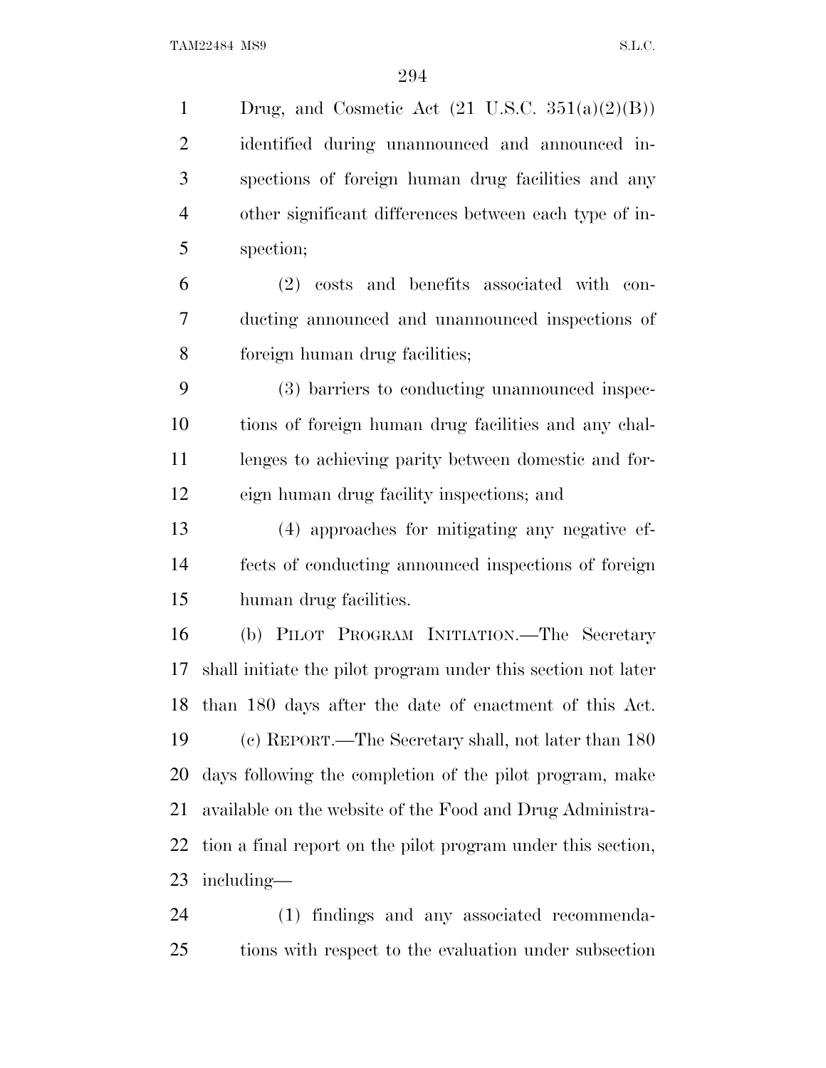Drug, and Cosmetic Act (21 U.S.C. 351(a)(2)(B)) identified during unannounced and announced inspections of foreign human drug facilities and any other significant differences between each type of inspection;

(2) costs and benefits associated with conducting announced and unannounced inspections of foreign human drug facilities;

(3) barriers to conducting unannounced inspections of foreign human drug facilities and any challenges to achieving parity between domestic and foreign human drug facility inspections; and

(4) approaches for mitigating any negative effects of conducting announced inspections of foreign human drug facilities.

(b) PILOT PROGRAM INITIATION.—The Secretary shall initiate the pilot program under this section not later than 180 days after the date of enactment of this Act.

(c) REPORT.—The Secretary shall, not later than 180 days following the completion of the pilot program, make available on the website of the Food and Drug Administration a final report on the pilot program under this section, including—

(1) findings and any associated recommendations with respect to the evaluation under subsection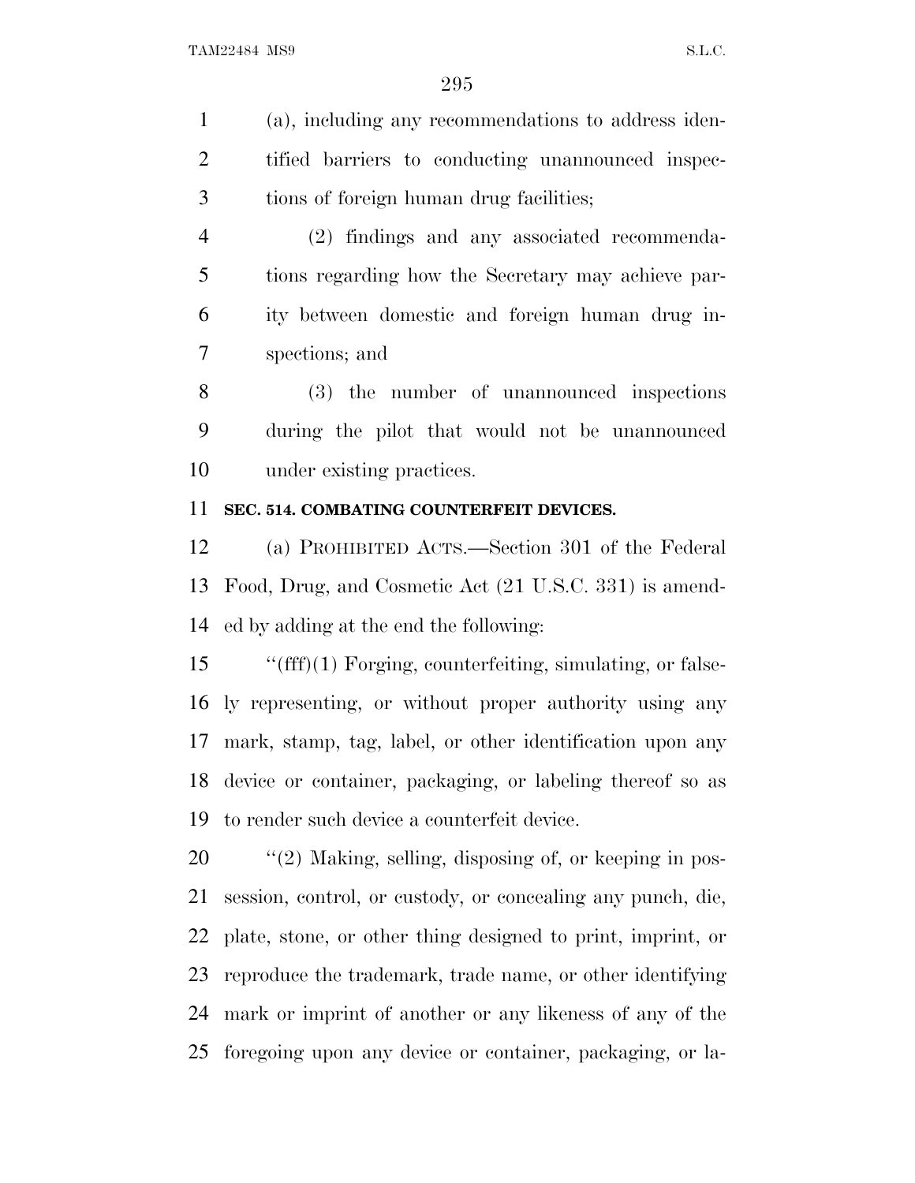(a), including any recommendations to address identified barriers to conducting unannounced inspections of foreign human drug facilities;

(2) findings and any associated recommendations regarding how the Secretary may achieve parity between domestic and foreign human drug inspections; and

(3) the number of unannounced inspections during the pilot that would not be unannounced under existing practices.

**SEC. 514. COMBATING COUNTERFEIT DEVICES.**

(a) PROHIBITED ACTS.—Section 301 of the Federal Food, Drug, and Cosmetic Act (21 U.S.C. 331) is amended by adding at the end the following:

''(fff)(1) Forging, counterfeiting, simulating, or falsely representing, or without proper authority using any mark, stamp, tag, label, or other identification upon any device or container, packaging, or labeling thereof so as to render such device a counterfeit device.

''(2) Making, selling, disposing of, or keeping in possession, control, or custody, or concealing any punch, die, plate, stone, or other thing designed to print, imprint, or reproduce the trademark, trade name, or other identifying mark or imprint of another or any likeness of any of the foregoing upon any device or container, packaging, or la-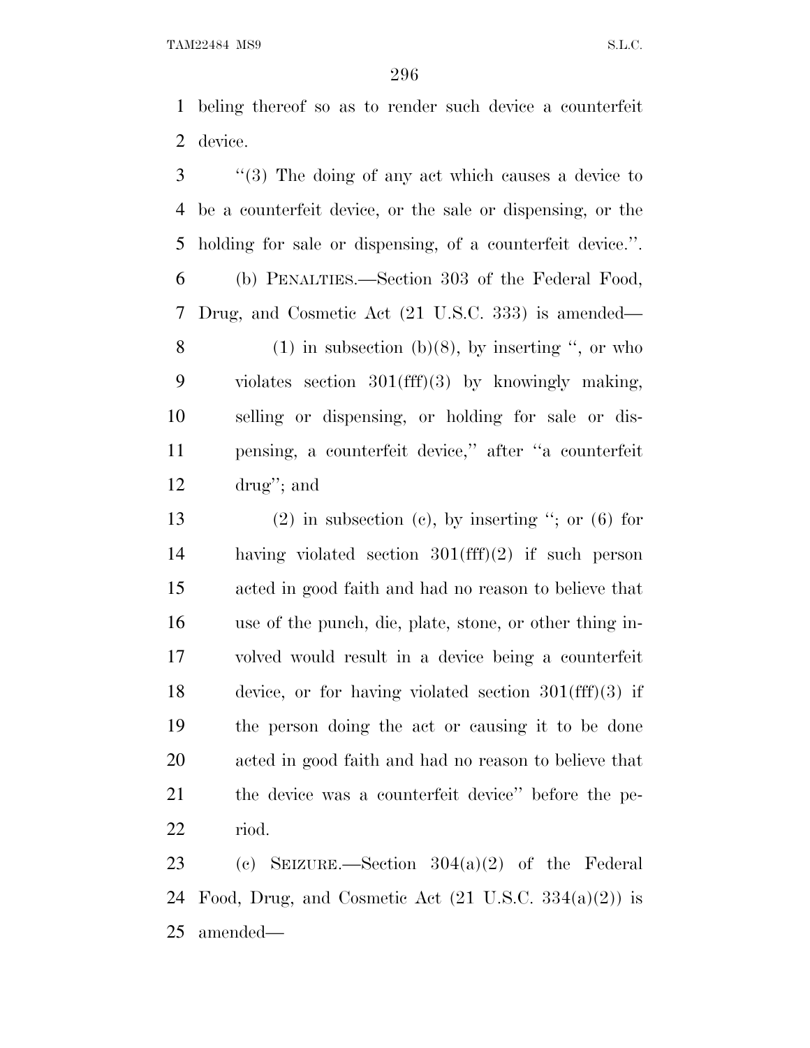beling thereof so as to render such device a counterfeit device.

''(3) The doing of any act which causes a device to be a counterfeit device, or the sale or dispensing, or the holding for sale or dispensing, of a counterfeit device.''.

(b) PENALTIES.—Section 303 of the Federal Food, Drug, and Cosmetic Act (21 U.S.C. 333) is amended—

(1) in subsection (b)(8), by inserting '', or who violates section 301(fff)(3) by knowingly making, selling or dispensing, or holding for sale or dispensing, a counterfeit device,'' after ''a counterfeit drug''; and

(2) in subsection (c), by inserting ''; or (6) for having violated section 301(fff)(2) if such person acted in good faith and had no reason to believe that use of the punch, die, plate, stone, or other thing involved would result in a device being a counterfeit device, or for having violated section 301(fff)(3) if the person doing the act or causing it to be done acted in good faith and had no reason to believe that the device was a counterfeit device'' before the period.

(c) SEIZURE.—Section 304(a)(2) of the Federal Food, Drug, and Cosmetic Act (21 U.S.C. 334(a)(2)) is amended—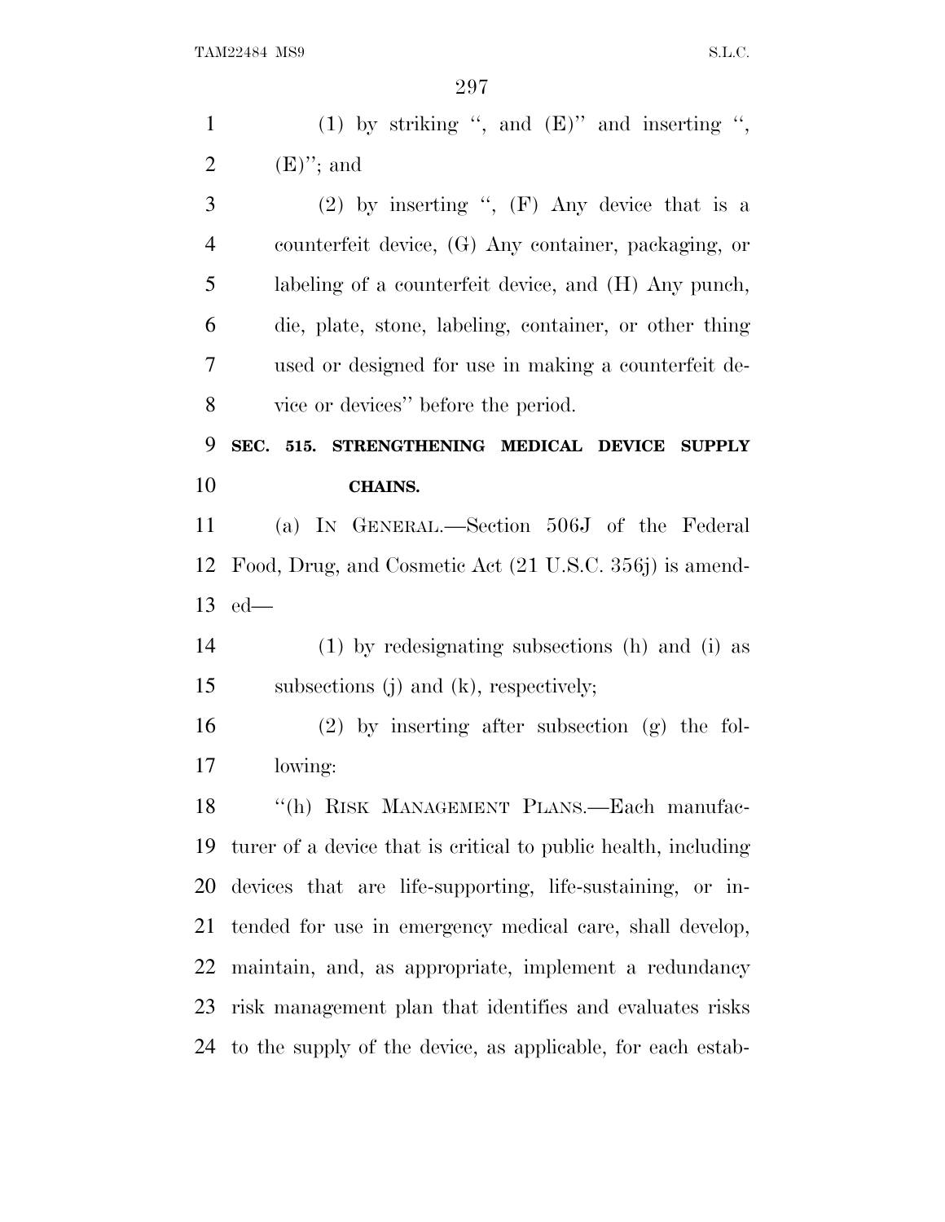(1) by striking ", and (E)" and inserting ", (E)"; and

(2) by inserting ", (F) Any device that is a counterfeit device, (G) Any container, packaging, or labeling of a counterfeit device, and (H) Any punch, die, plate, stone, labeling, container, or other thing used or designed for use in making a counterfeit device or devices" before the period.

**SEC. 515. STRENGTHENING MEDICAL DEVICE SUPPLY CHAINS.**

(a) IN GENERAL.—Section 506J of the Federal Food, Drug, and Cosmetic Act (21 U.S.C. 356j) is amended—

(1) by redesignating subsections (h) and (i) as subsections (j) and (k), respectively;

(2) by inserting after subsection (g) the following:

"(h) RISK MANAGEMENT PLANS.—Each manufacturer of a device that is critical to public health, including devices that are life-supporting, life-sustaining, or intended for use in emergency medical care, shall develop, maintain, and, as appropriate, implement a redundancy risk management plan that identifies and evaluates risks to the supply of the device, as applicable, for each estab-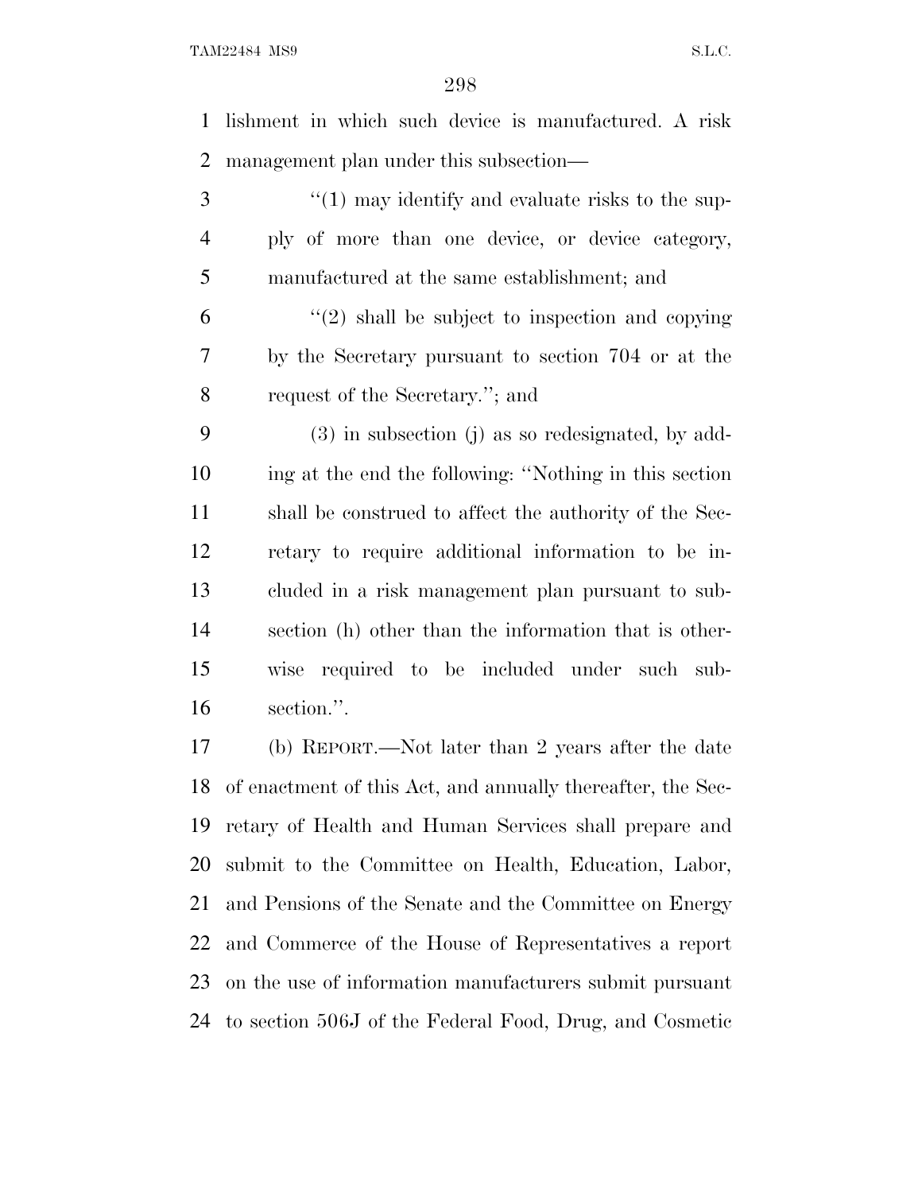lishment in which such device is manufactured. A risk management plan under this subsection—

> ''(1) may identify and evaluate risks to the supply of more than one device, or device category, manufactured at the same establishment; and
>
> ''(2) shall be subject to inspection and copying by the Secretary pursuant to section 704 or at the request of the Secretary.''; and

(3) in subsection (j) as so redesignated, by adding at the end the following: ''Nothing in this section shall be construed to affect the authority of the Secretary to require additional information to be included in a risk management plan pursuant to subsection (h) other than the information that is otherwise required to be included under such subsection.''.

(b) REPORT.—Not later than 2 years after the date of enactment of this Act, and annually thereafter, the Secretary of Health and Human Services shall prepare and submit to the Committee on Health, Education, Labor, and Pensions of the Senate and the Committee on Energy and Commerce of the House of Representatives a report on the use of information manufacturers submit pursuant to section 506J of the Federal Food, Drug, and Cosmetic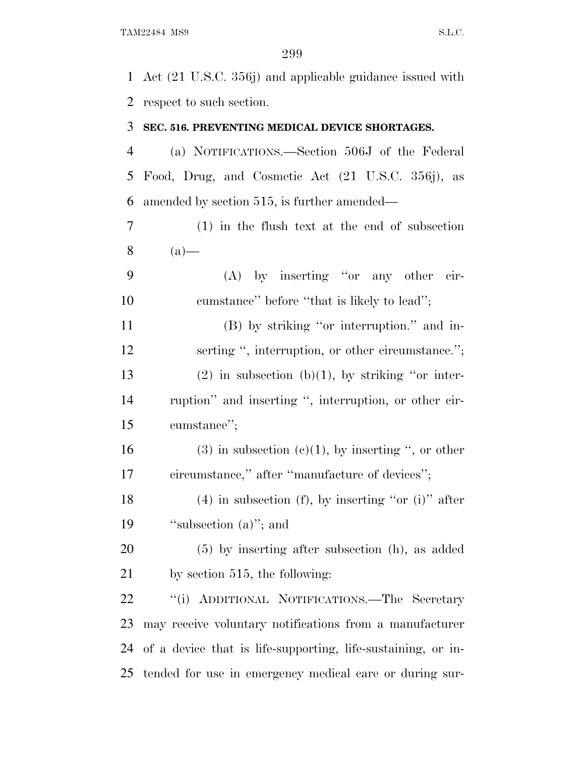Act (21 U.S.C. 356j) and applicable guidance issued with respect to such section.

**SEC. 516. PREVENTING MEDICAL DEVICE SHORTAGES.**

(a) NOTIFICATIONS.—Section 506J of the Federal Food, Drug, and Cosmetic Act (21 U.S.C. 356j), as amended by section 515, is further amended—

(1) in the flush text at the end of subsection (a)—

(A) by inserting ''or any other circumstance'' before ''that is likely to lead'';

(B) by striking ''or interruption.'' and inserting '', interruption, or other circumstance.'';

(2) in subsection (b)(1), by striking ''or interruption'' and inserting '', interruption, or other circumstance'';

(3) in subsection (c)(1), by inserting '', or other circumstance,'' after ''manufacture of devices'';

(4) in subsection (f), by inserting ''or (i)'' after ''subsection (a)''; and

(5) by inserting after subsection (h), as added by section 515, the following:

''(i) ADDITIONAL NOTIFICATIONS.—The Secretary may receive voluntary notifications from a manufacturer of a device that is life-supporting, life-sustaining, or intended for use in emergency medical care or during sur-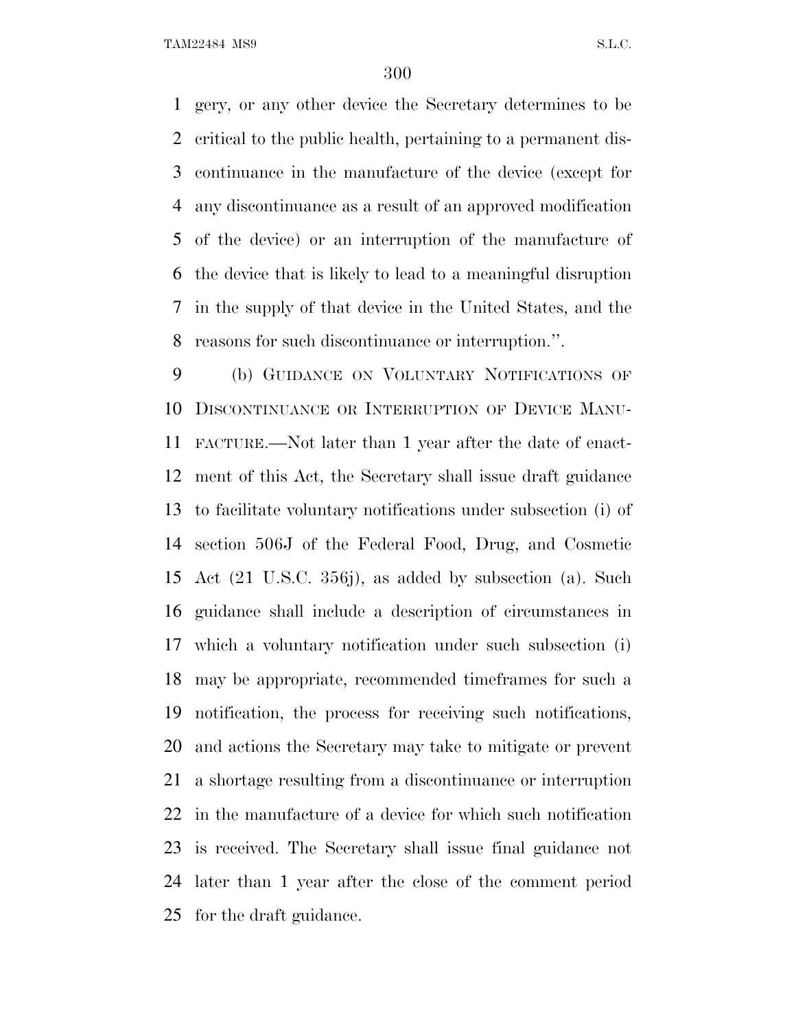gery, or any other device the Secretary determines to be critical to the public health, pertaining to a permanent discontinuance in the manufacture of the device (except for any discontinuance as a result of an approved modification of the device) or an interruption of the manufacture of the device that is likely to lead to a meaningful disruption in the supply of that device in the United States, and the reasons for such discontinuance or interruption.''.

(b) GUIDANCE ON VOLUNTARY NOTIFICATIONS OF DISCONTINUANCE OR INTERRUPTION OF DEVICE MANUFACTURE.—Not later than 1 year after the date of enactment of this Act, the Secretary shall issue draft guidance to facilitate voluntary notifications under subsection (i) of section 506J of the Federal Food, Drug, and Cosmetic Act (21 U.S.C. 356j), as added by subsection (a). Such guidance shall include a description of circumstances in which a voluntary notification under such subsection (i) may be appropriate, recommended timeframes for such a notification, the process for receiving such notifications, and actions the Secretary may take to mitigate or prevent a shortage resulting from a discontinuance or interruption in the manufacture of a device for which such notification is received. The Secretary shall issue final guidance not later than 1 year after the close of the comment period for the draft guidance.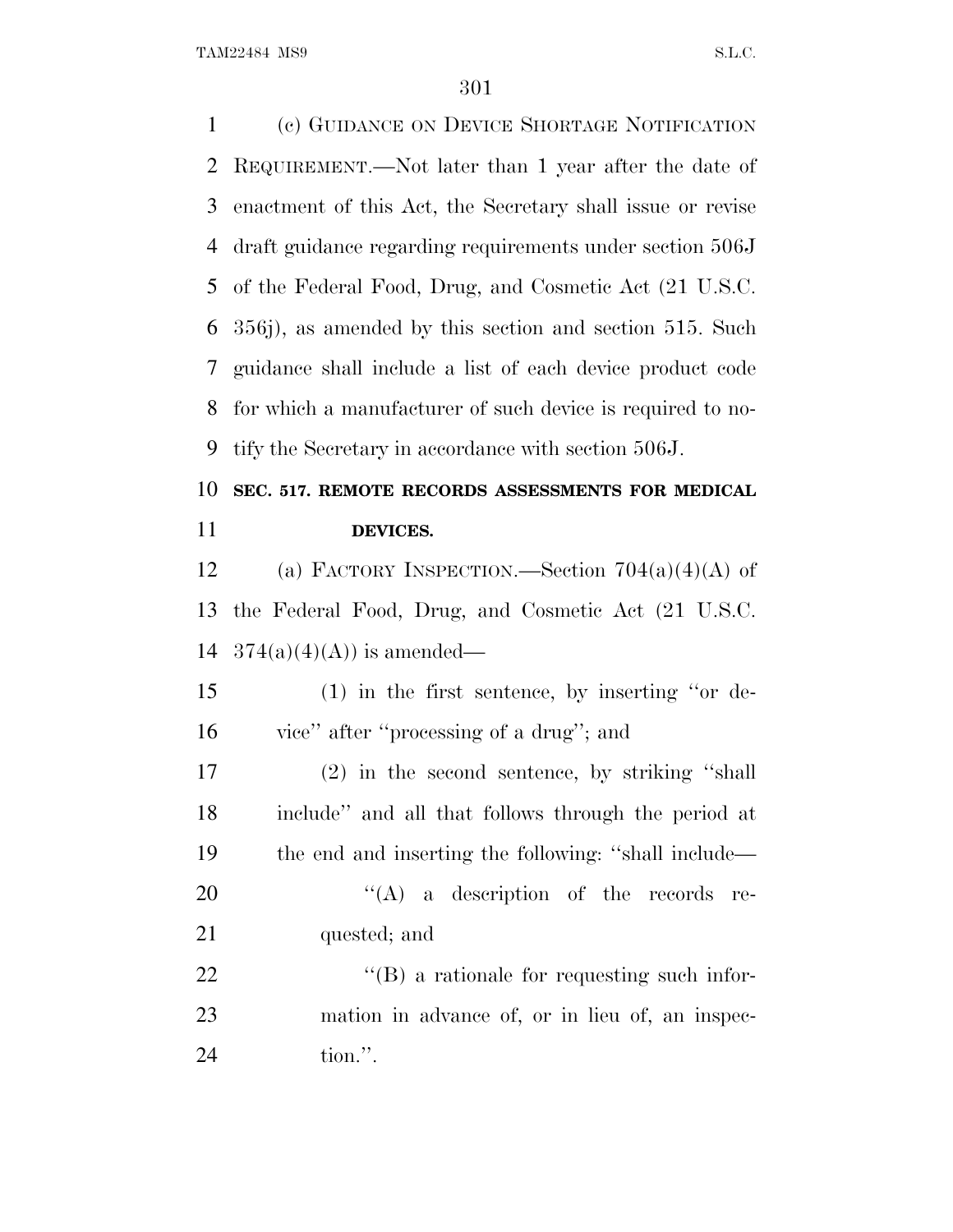(c) GUIDANCE ON DEVICE SHORTAGE NOTIFICATION REQUIREMENT.—Not later than 1 year after the date of enactment of this Act, the Secretary shall issue or revise draft guidance regarding requirements under section 506J of the Federal Food, Drug, and Cosmetic Act (21 U.S.C. 356j), as amended by this section and section 515. Such guidance shall include a list of each device product code for which a manufacturer of such device is required to notify the Secretary in accordance with section 506J.

**SEC. 517. REMOTE RECORDS ASSESSMENTS FOR MEDICAL DEVICES.**

(a) FACTORY INSPECTION.—Section 704(a)(4)(A) of the Federal Food, Drug, and Cosmetic Act (21 U.S.C. 374(a)(4)(A)) is amended—

(1) in the first sentence, by inserting ''or device'' after ''processing of a drug''; and

(2) in the second sentence, by striking ''shall include'' and all that follows through the period at the end and inserting the following: ''shall include—

''(A) a description of the records requested; and

''(B) a rationale for requesting such information in advance of, or in lieu of, an inspection.''.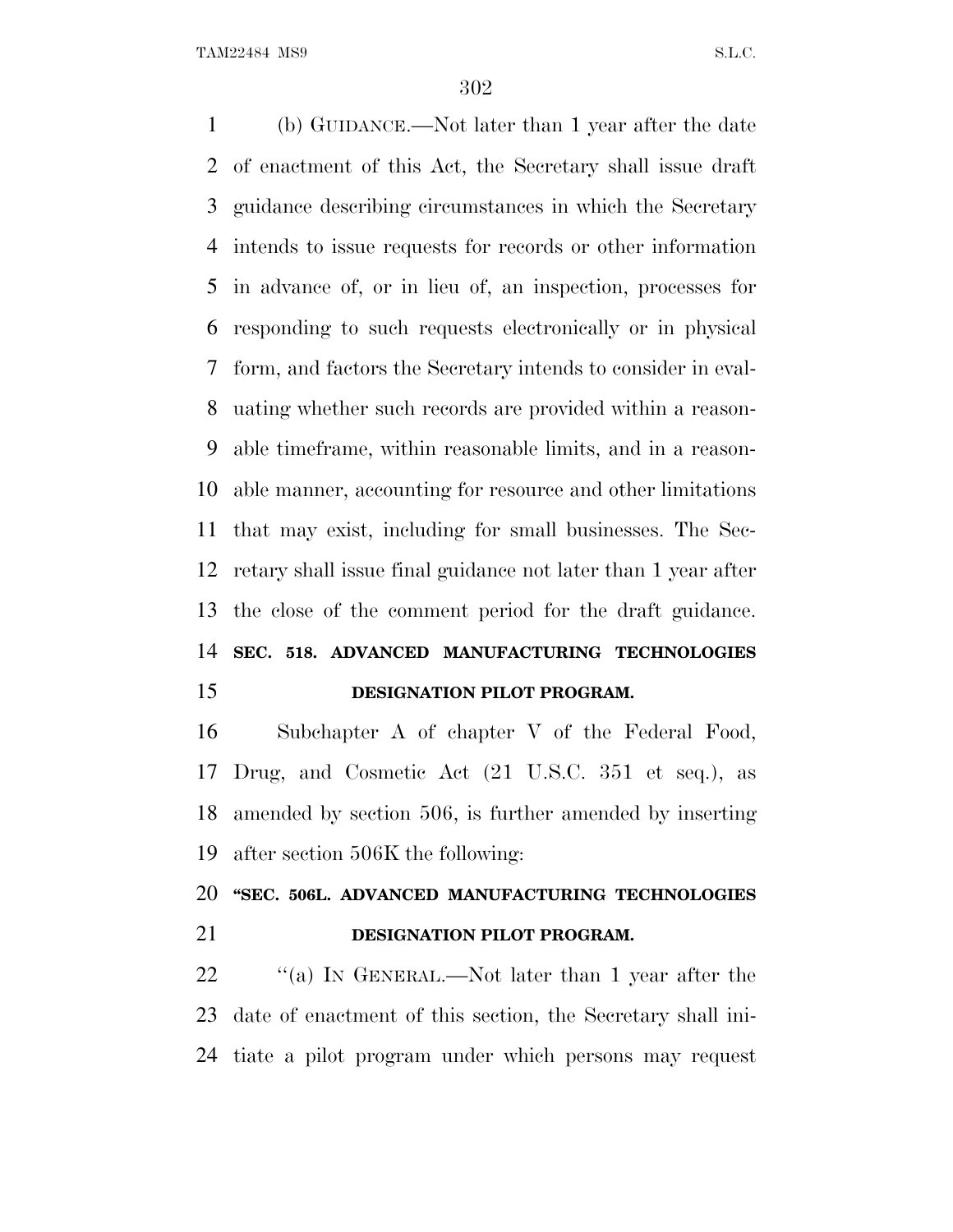(b) GUIDANCE.—Not later than 1 year after the date of enactment of this Act, the Secretary shall issue draft guidance describing circumstances in which the Secretary intends to issue requests for records or other information in advance of, or in lieu of, an inspection, processes for responding to such requests electronically or in physical form, and factors the Secretary intends to consider in evaluating whether such records are provided within a reasonable timeframe, within reasonable limits, and in a reasonable manner, accounting for resource and other limitations that may exist, including for small businesses. The Secretary shall issue final guidance not later than 1 year after the close of the comment period for the draft guidance.

**SEC. 518. ADVANCED MANUFACTURING TECHNOLOGIES DESIGNATION PILOT PROGRAM.**

Subchapter A of chapter V of the Federal Food, Drug, and Cosmetic Act (21 U.S.C. 351 et seq.), as amended by section 506, is further amended by inserting after section 506K the following:

**"SEC. 506L. ADVANCED MANUFACTURING TECHNOLOGIES DESIGNATION PILOT PROGRAM.**

"(a) IN GENERAL.—Not later than 1 year after the date of enactment of this section, the Secretary shall initiate a pilot program under which persons may request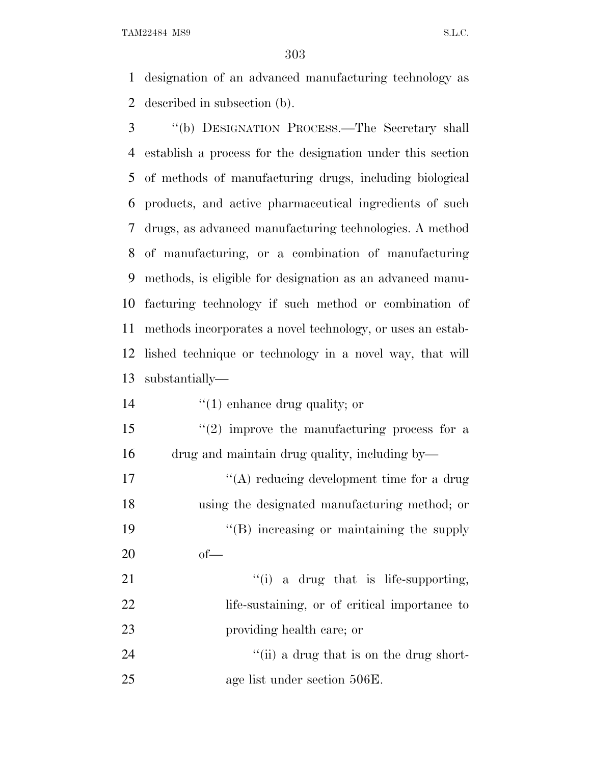designation of an advanced manufacturing technology as described in subsection (b).

"(b) DESIGNATION PROCESS.—The Secretary shall establish a process for the designation under this section of methods of manufacturing drugs, including biological products, and active pharmaceutical ingredients of such drugs, as advanced manufacturing technologies. A method of manufacturing, or a combination of manufacturing methods, is eligible for designation as an advanced manufacturing technology if such method or combination of methods incorporates a novel technology, or uses an established technique or technology in a novel way, that will substantially—

"(1) enhance drug quality; or

"(2) improve the manufacturing process for a drug and maintain drug quality, including by—

"(A) reducing development time for a drug using the designated manufacturing method; or

"(B) increasing or maintaining the supply of—

"(i) a drug that is life-supporting, life-sustaining, or of critical importance to providing health care; or

"(ii) a drug that is on the drug shortage list under section 506E.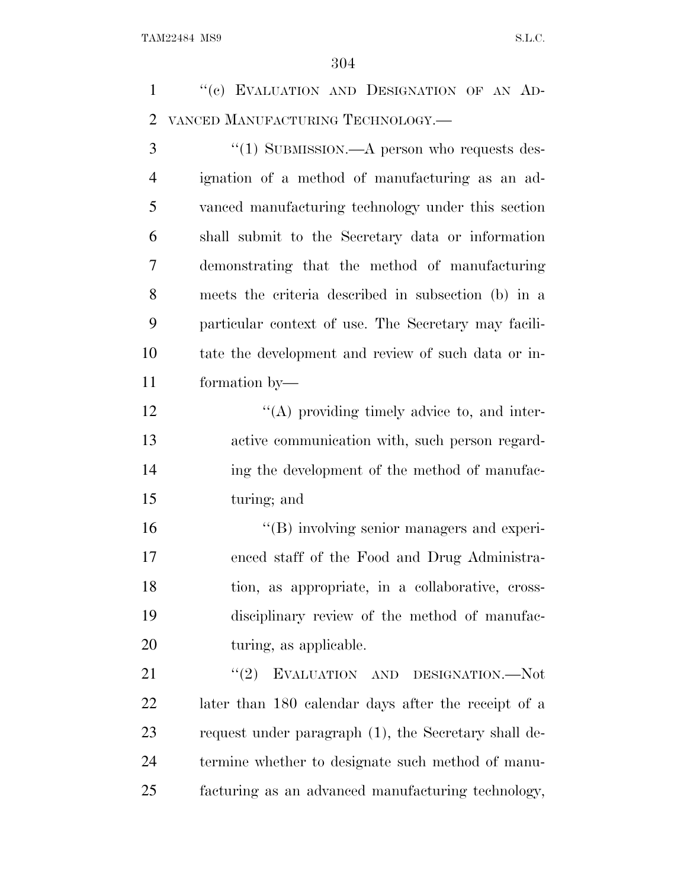"(c) EVALUATION AND DESIGNATION OF AN ADVANCED MANUFACTURING TECHNOLOGY.—

"(1) SUBMISSION.—A person who requests designation of a method of manufacturing as an advanced manufacturing technology under this section shall submit to the Secretary data or information demonstrating that the method of manufacturing meets the criteria described in subsection (b) in a particular context of use. The Secretary may facilitate the development and review of such data or information by—

"(A) providing timely advice to, and interactive communication with, such person regarding the development of the method of manufacturing; and

"(B) involving senior managers and experienced staff of the Food and Drug Administration, as appropriate, in a collaborative, cross-disciplinary review of the method of manufacturing, as applicable.

"(2) EVALUATION AND DESIGNATION.—Not later than 180 calendar days after the receipt of a request under paragraph (1), the Secretary shall determine whether to designate such method of manufacturing as an advanced manufacturing technology,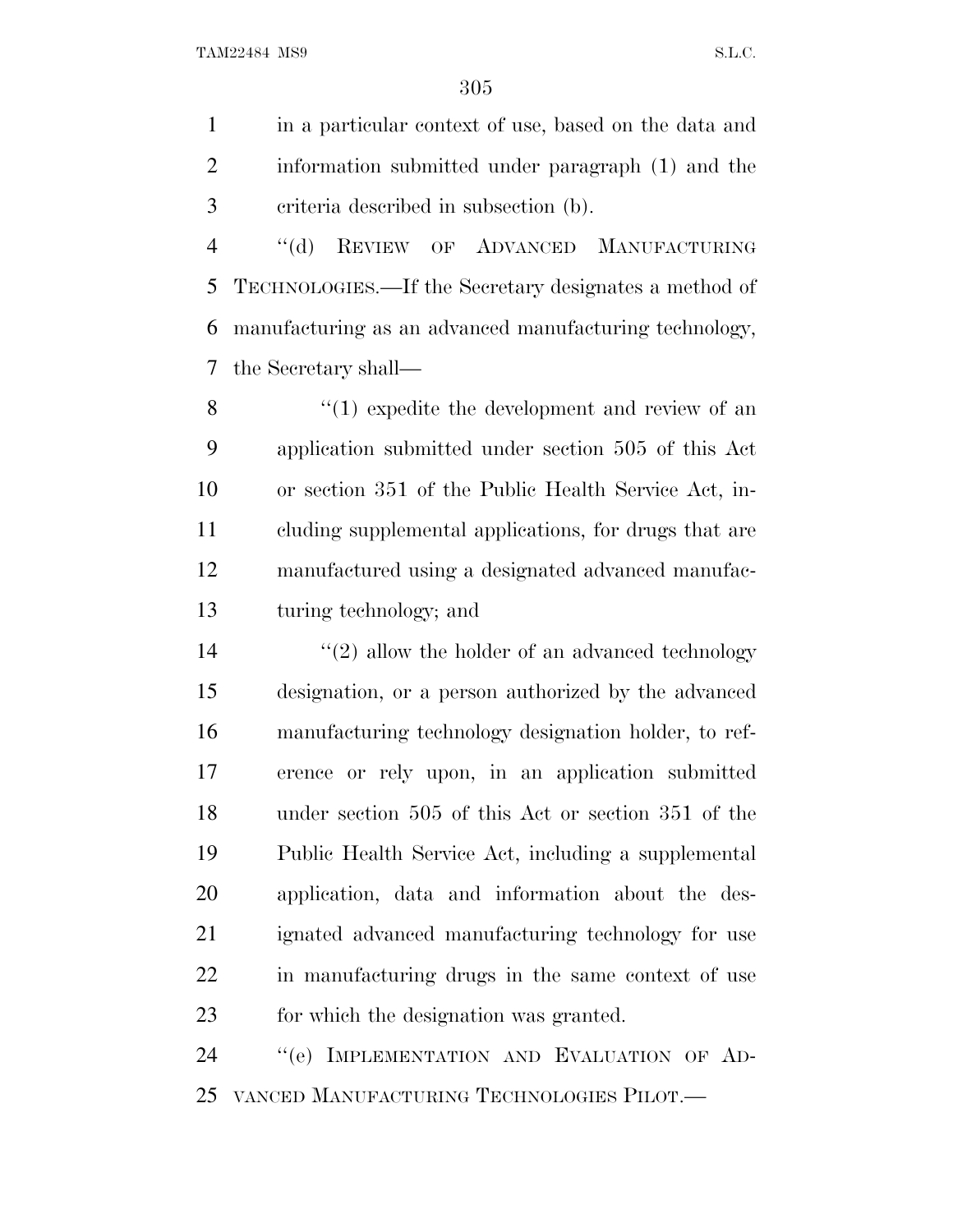in a particular context of use, based on the data and information submitted under paragraph (1) and the criteria described in subsection (b).

"(d) REVIEW OF ADVANCED MANUFACTURING TECHNOLOGIES.—If the Secretary designates a method of manufacturing as an advanced manufacturing technology, the Secretary shall—

"(1) expedite the development and review of an application submitted under section 505 of this Act or section 351 of the Public Health Service Act, including supplemental applications, for drugs that are manufactured using a designated advanced manufacturing technology; and

"(2) allow the holder of an advanced technology designation, or a person authorized by the advanced manufacturing technology designation holder, to reference or rely upon, in an application submitted under section 505 of this Act or section 351 of the Public Health Service Act, including a supplemental application, data and information about the designated advanced manufacturing technology for use in manufacturing drugs in the same context of use for which the designation was granted.

"(e) IMPLEMENTATION AND EVALUATION OF ADVANCED MANUFACTURING TECHNOLOGIES PILOT.—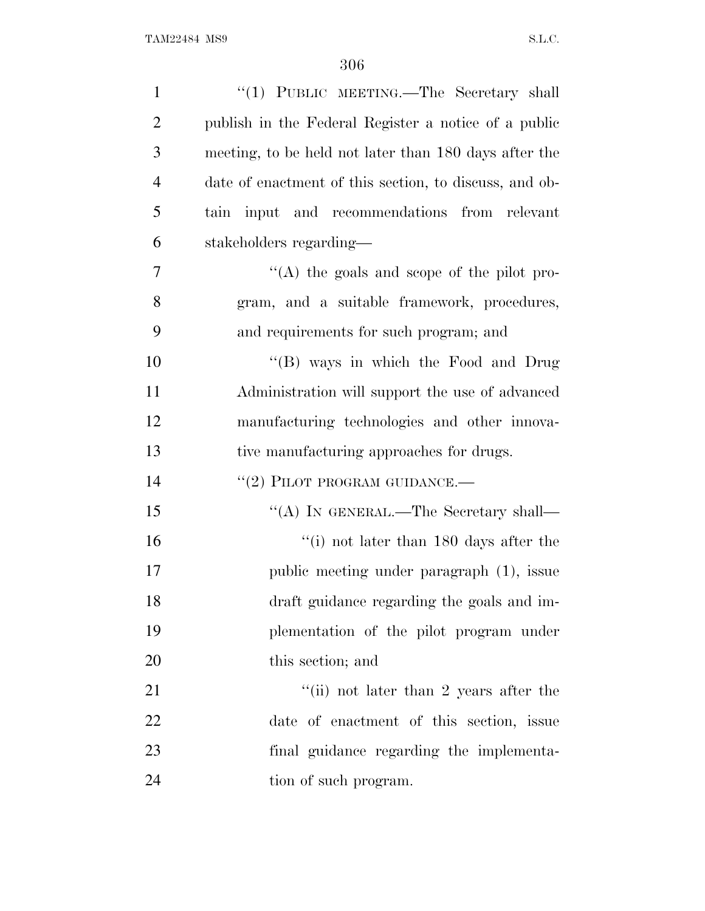"(1) PUBLIC MEETING.—The Secretary shall publish in the Federal Register a notice of a public meeting, to be held not later than 180 days after the date of enactment of this section, to discuss, and obtain input and recommendations from relevant stakeholders regarding—

"(A) the goals and scope of the pilot program, and a suitable framework, procedures, and requirements for such program; and

"(B) ways in which the Food and Drug Administration will support the use of advanced manufacturing technologies and other innovative manufacturing approaches for drugs.

"(2) PILOT PROGRAM GUIDANCE.—

"(A) IN GENERAL.—The Secretary shall—

"(i) not later than 180 days after the public meeting under paragraph (1), issue draft guidance regarding the goals and implementation of the pilot program under this section; and

"(ii) not later than 2 years after the date of enactment of this section, issue final guidance regarding the implementation of such program.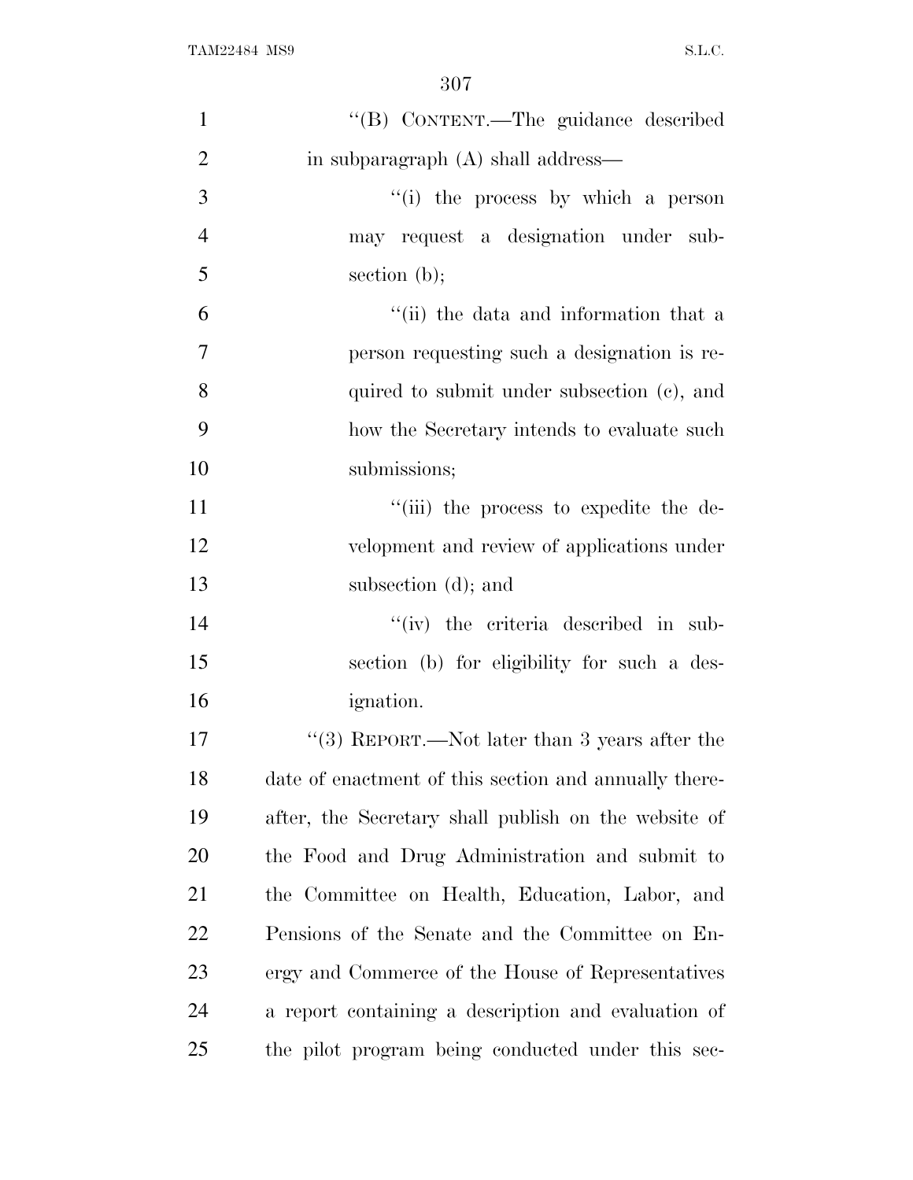''(B) CONTENT.—The guidance described in subparagraph (A) shall address—

''(i) the process by which a person may request a designation under subsection (b);

''(ii) the data and information that a person requesting such a designation is required to submit under subsection (c), and how the Secretary intends to evaluate such submissions;

''(iii) the process to expedite the development and review of applications under subsection (d); and

''(iv) the criteria described in subsection (b) for eligibility for such a designation.

''(3) REPORT.—Not later than 3 years after the date of enactment of this section and annually thereafter, the Secretary shall publish on the website of the Food and Drug Administration and submit to the Committee on Health, Education, Labor, and Pensions of the Senate and the Committee on Energy and Commerce of the House of Representatives a report containing a description and evaluation of the pilot program being conducted under this sec-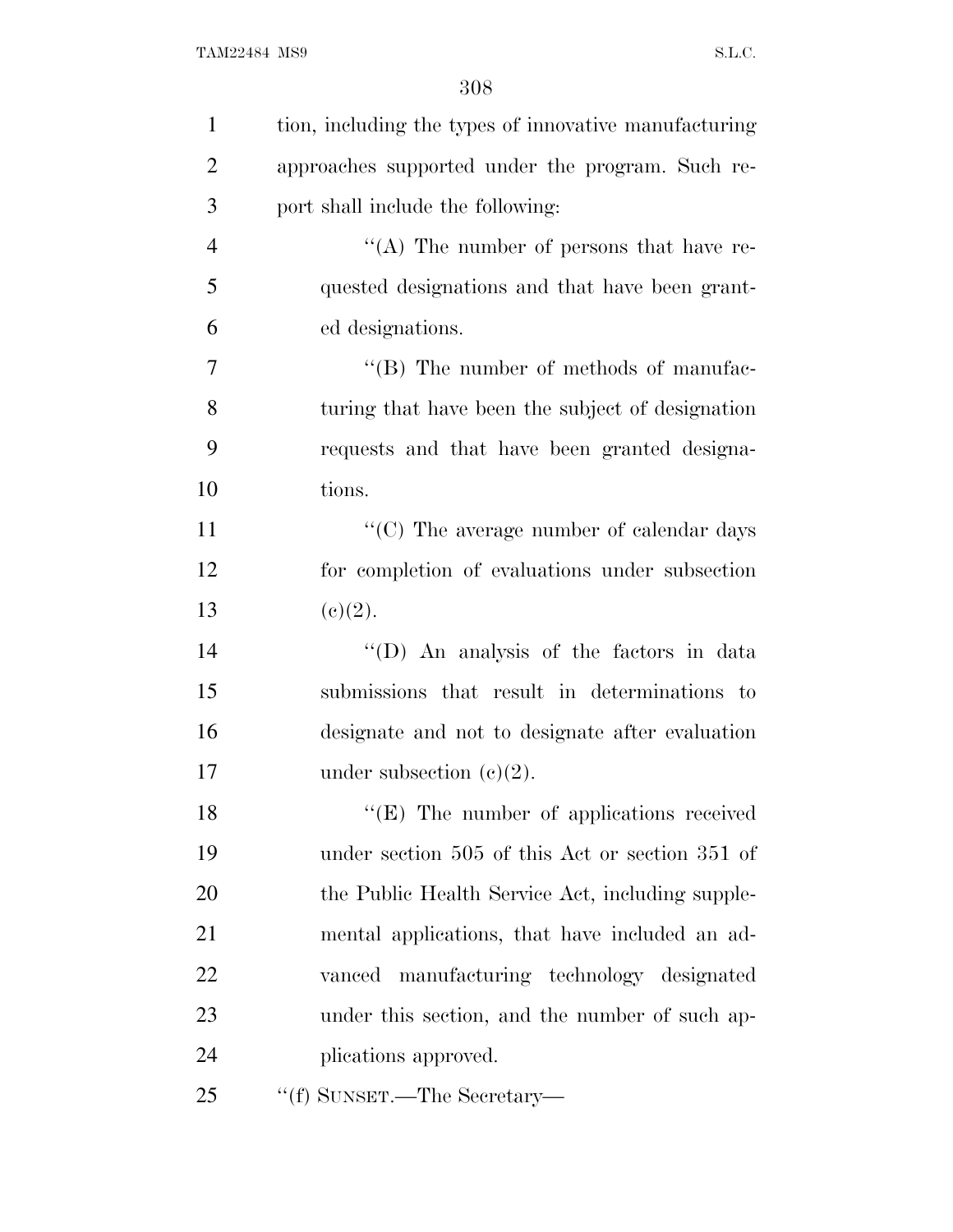tion, including the types of innovative manufacturing approaches supported under the program. Such report shall include the following:

"(A) The number of persons that have requested designations and that have been granted designations.

"(B) The number of methods of manufacturing that have been the subject of designation requests and that have been granted designations.

"(C) The average number of calendar days for completion of evaluations under subsection (c)(2).

"(D) An analysis of the factors in data submissions that result in determinations to designate and not to designate after evaluation under subsection (c)(2).

"(E) The number of applications received under section 505 of this Act or section 351 of the Public Health Service Act, including supplemental applications, that have included an advanced manufacturing technology designated under this section, and the number of such applications approved.

"(f) SUNSET.—The Secretary—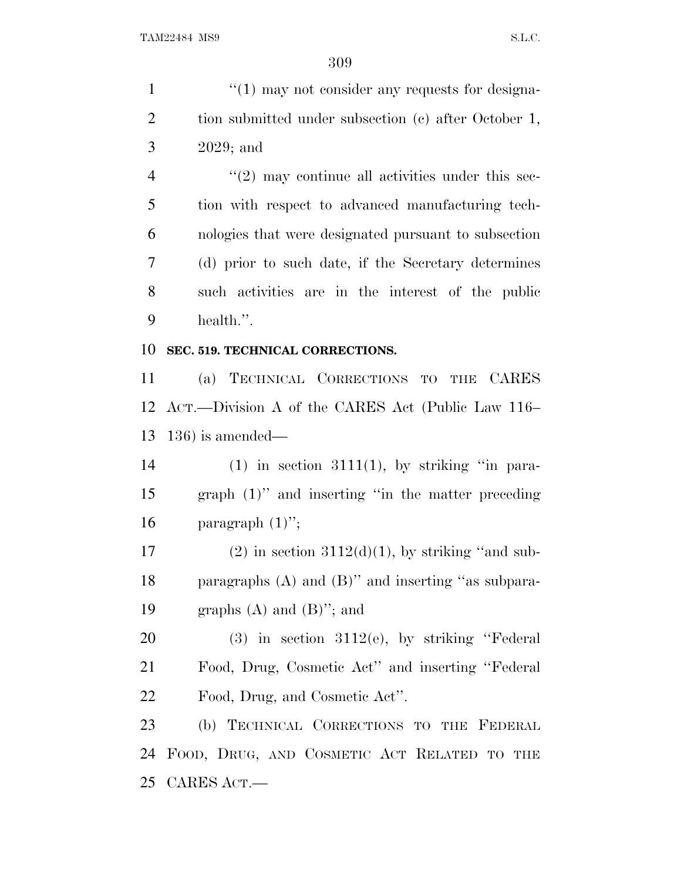"(1) may not consider any requests for designation submitted under subsection (c) after October 1, 2029; and

"(2) may continue all activities under this section with respect to advanced manufacturing technologies that were designated pursuant to subsection (d) prior to such date, if the Secretary determines such activities are in the interest of the public health.".

**SEC. 519. TECHNICAL CORRECTIONS.**

(a) TECHNICAL CORRECTIONS TO THE CARES ACT.—Division A of the CARES Act (Public Law 116–136) is amended—

(1) in section 3111(1), by striking "in paragraph (1)" and inserting "in the matter preceding paragraph (1)";

(2) in section 3112(d)(1), by striking "and subparagraphs (A) and (B)" and inserting "as subparagraphs (A) and (B)"; and

(3) in section 3112(e), by striking "Federal Food, Drug, Cosmetic Act" and inserting "Federal Food, Drug, and Cosmetic Act".

(b) TECHNICAL CORRECTIONS TO THE FEDERAL FOOD, DRUG, AND COSMETIC ACT RELATED TO THE CARES ACT.—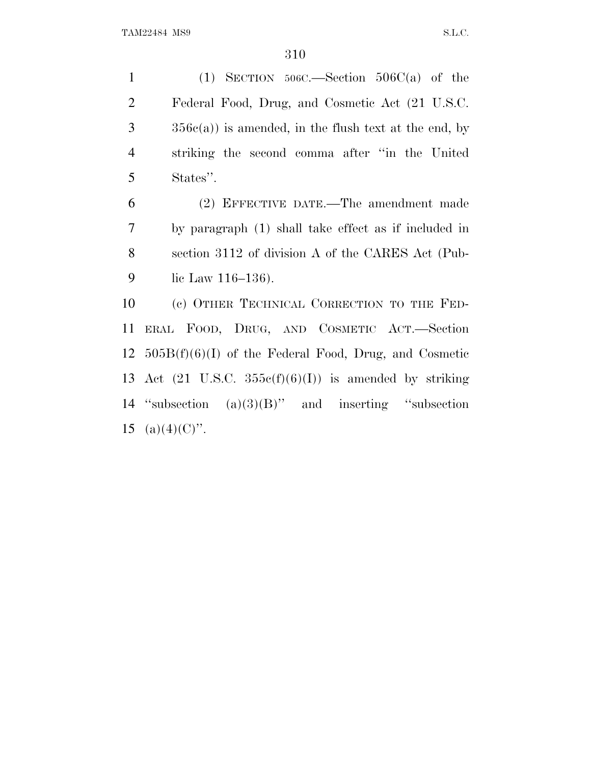(1) SECTION 506C.—Section 506C(a) of the Federal Food, Drug, and Cosmetic Act (21 U.S.C. 356c(a)) is amended, in the flush text at the end, by striking the second comma after "in the United States".

(2) EFFECTIVE DATE.—The amendment made by paragraph (1) shall take effect as if included in section 3112 of division A of the CARES Act (Public Law 116–136).

(c) OTHER TECHNICAL CORRECTION TO THE FEDERAL FOOD, DRUG, AND COSMETIC ACT.—Section 505B(f)(6)(I) of the Federal Food, Drug, and Cosmetic Act (21 U.S.C. 355c(f)(6)(I)) is amended by striking "subsection (a)(3)(B)" and inserting "subsection (a)(4)(C)".